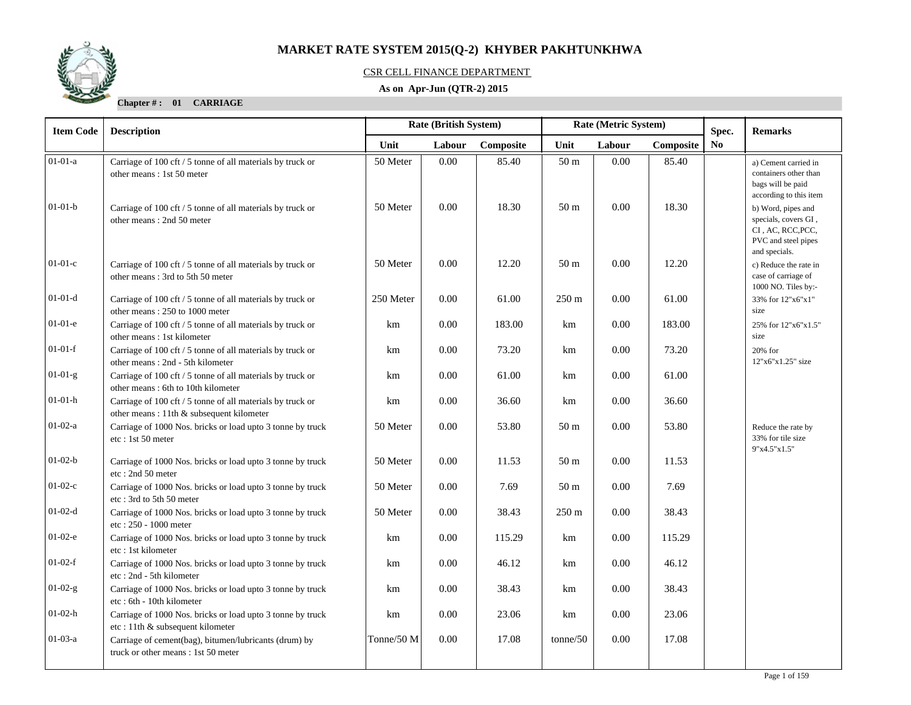# MARKET RATE SYSTEM 2015(Q-2) KHYBER PAKHTUNKHWA

CSR CELL FINANCE DEPARTMENT

**As on Apr-Jun (QTR-2) 2015**

**Chapter # : 01 CARRIAGE**

| Item Code | Description | Rate (British System) | | | Rate (Metric System) | | | Spec. No | Remarks |
|---|---|---|---|---|---|---|---|---|---|
| | | Unit | Labour | Composite | Unit | Labour | Composite | | |
| 01-01-a | Carriage of 100 cft / 5 tonne of all materials by truck or other means : 1st 50 meter | 50 Meter | 0.00 | 85.40 | 50 m | 0.00 | 85.40 | | a) Cement carried in containers other than bags will be paid according to this item |
| 01-01-b | Carriage of 100 cft / 5 tonne of all materials by truck or other means : 2nd 50 meter | 50 Meter | 0.00 | 18.30 | 50 m | 0.00 | 18.30 | | b) Word, pipes and specials, covers GI , CI , AC, RCC,PCC, PVC and steel pipes and specials. |
| 01-01-c | Carriage of 100 cft / 5 tonne of all materials by truck or other means : 3rd to 5th 50 meter | 50 Meter | 0.00 | 12.20 | 50 m | 0.00 | 12.20 | | c) Reduce the rate in case of carriage of 1000 NO. Tiles by:- |
| 01-01-d | Carriage of 100 cft / 5 tonne of all materials by truck or other means : 250 to 1000 meter | 250 Meter | 0.00 | 61.00 | 250 m | 0.00 | 61.00 | | 33% for 12"x6"x1" size |
| 01-01-e | Carriage of 100 cft / 5 tonne of all materials by truck or other means : 1st kilometer | km | 0.00 | 183.00 | km | 0.00 | 183.00 | | 25% for 12"x6"x1.5" size |
| 01-01-f | Carriage of 100 cft / 5 tonne of all materials by truck or other means : 2nd - 5th kilometer | km | 0.00 | 73.20 | km | 0.00 | 73.20 | | 20% for 12"x6"x1.25" size |
| 01-01-g | Carriage of 100 cft / 5 tonne of all materials by truck or other means : 6th to 10th kilometer | km | 0.00 | 61.00 | km | 0.00 | 61.00 | | |
| 01-01-h | Carriage of 100 cft / 5 tonne of all materials by truck or other means : 11th & subsequent kilometer | km | 0.00 | 36.60 | km | 0.00 | 36.60 | | |
| 01-02-a | Carriage of 1000 Nos. bricks or load upto 3 tonne by truck etc : 1st 50 meter | 50 Meter | 0.00 | 53.80 | 50 m | 0.00 | 53.80 | | Reduce the rate by 33% for tile size 9"x4.5"x1.5" |
| 01-02-b | Carriage of 1000 Nos. bricks or load upto 3 tonne by truck etc : 2nd 50 meter | 50 Meter | 0.00 | 11.53 | 50 m | 0.00 | 11.53 | | |
| 01-02-c | Carriage of 1000 Nos. bricks or load upto 3 tonne by truck etc : 3rd to 5th 50 meter | 50 Meter | 0.00 | 7.69 | 50 m | 0.00 | 7.69 | | |
| 01-02-d | Carriage of 1000 Nos. bricks or load upto 3 tonne by truck etc : 250 - 1000 meter | 50 Meter | 0.00 | 38.43 | 250 m | 0.00 | 38.43 | | |
| 01-02-e | Carriage of 1000 Nos. bricks or load upto 3 tonne by truck etc : 1st kilometer | km | 0.00 | 115.29 | km | 0.00 | 115.29 | | |
| 01-02-f | Carriage of 1000 Nos. bricks or load upto 3 tonne by truck etc : 2nd - 5th kilometer | km | 0.00 | 46.12 | km | 0.00 | 46.12 | | |
| 01-02-g | Carriage of 1000 Nos. bricks or load upto 3 tonne by truck etc : 6th - 10th kilometer | km | 0.00 | 38.43 | km | 0.00 | 38.43 | | |
| 01-02-h | Carriage of 1000 Nos. bricks or load upto 3 tonne by truck etc : 11th & subsequent kilometer | km | 0.00 | 23.06 | km | 0.00 | 23.06 | | |
| 01-03-a | Carriage of cement(bag), bitumen/lubricants (drum) by truck or other means : 1st 50 meter | Tonne/50 M | 0.00 | 17.08 | tonne/50 | 0.00 | 17.08 | | |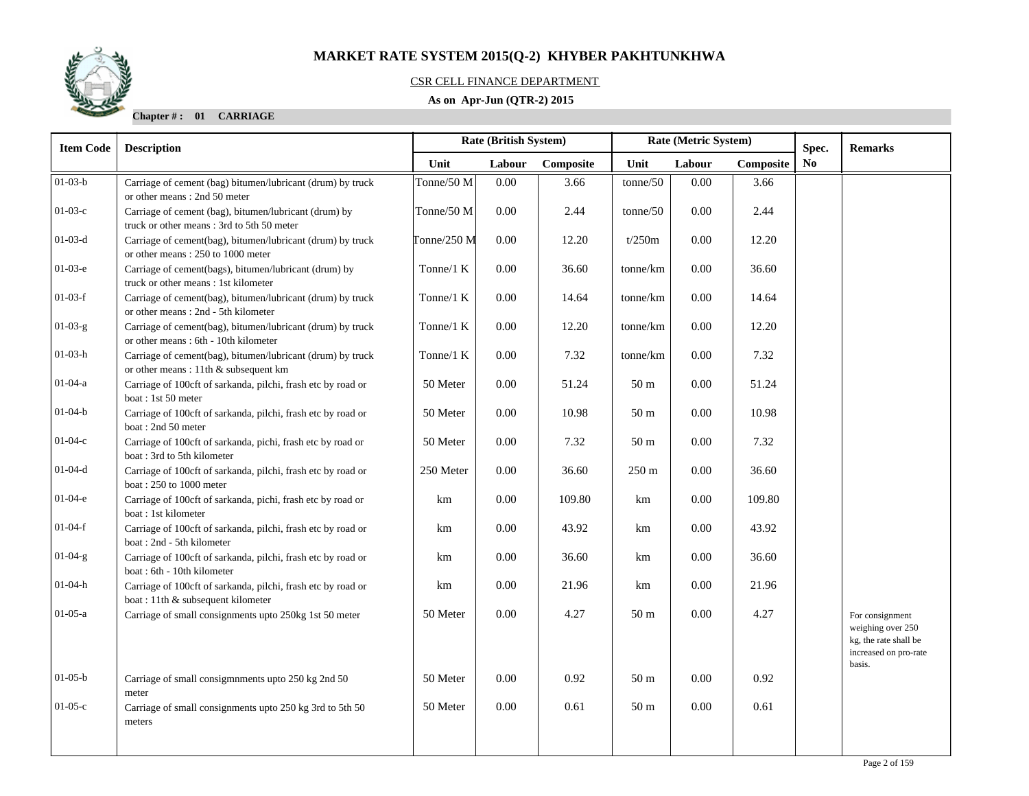# MARKET RATE SYSTEM 2015(Q-2) KHYBER PAKHTUNKHWA

CSR CELL FINANCE DEPARTMENT

**As on Apr-Jun (QTR-2) 2015**

**Chapter # : 01 CARRIAGE**

| Item Code | Description | Rate (British System) | | | Rate (Metric System) | | | Spec. No | Remarks |
|---|---|---|---|---|---|---|---|---|---|
| | | Unit | Labour | Composite | Unit | Labour | Composite | | |
| 01-03-b | Carriage of cement (bag) bitumen/lubricant (drum) by truck or other means : 2nd 50 meter | Tonne/50 M | 0.00 | 3.66 | tonne/50 | 0.00 | 3.66 | | |
| 01-03-c | Carriage of cement (bag), bitumen/lubricant (drum) by truck or other means : 3rd to 5th 50 meter | Tonne/50 M | 0.00 | 2.44 | tonne/50 | 0.00 | 2.44 | | |
| 01-03-d | Carriage of cement(bag), bitumen/lubricant (drum) by truck or other means : 250 to 1000 meter | Tonne/250 M | 0.00 | 12.20 | t/250m | 0.00 | 12.20 | | |
| 01-03-e | Carriage of cement(bags), bitumen/lubricant (drum) by truck or other means : 1st kilometer | Tonne/1 K | 0.00 | 36.60 | tonne/km | 0.00 | 36.60 | | |
| 01-03-f | Carriage of cement(bag), bitumen/lubricant (drum) by truck or other means : 2nd - 5th kilometer | Tonne/1 K | 0.00 | 14.64 | tonne/km | 0.00 | 14.64 | | |
| 01-03-g | Carriage of cement(bag), bitumen/lubricant (drum) by truck or other means : 6th - 10th kilometer | Tonne/1 K | 0.00 | 12.20 | tonne/km | 0.00 | 12.20 | | |
| 01-03-h | Carriage of cement(bag), bitumen/lubricant (drum) by truck or other means : 11th & subsequent km | Tonne/1 K | 0.00 | 7.32 | tonne/km | 0.00 | 7.32 | | |
| 01-04-a | Carriage of 100cft of sarkanda, pilchi, frash etc by road or boat : 1st 50 meter | 50 Meter | 0.00 | 51.24 | 50 m | 0.00 | 51.24 | | |
| 01-04-b | Carriage of 100cft of sarkanda, pilchi, frash etc by road or boat : 2nd 50 meter | 50 Meter | 0.00 | 10.98 | 50 m | 0.00 | 10.98 | | |
| 01-04-c | Carriage of 100cft of sarkanda, pichi, frash etc by road or boat : 3rd to 5th kilometer | 50 Meter | 0.00 | 7.32 | 50 m | 0.00 | 7.32 | | |
| 01-04-d | Carriage of 100cft of sarkanda, pilchi, frash etc by road or boat : 250 to 1000 meter | 250 Meter | 0.00 | 36.60 | 250 m | 0.00 | 36.60 | | |
| 01-04-e | Carriage of 100cft of sarkanda, pichi, frash etc by road or boat : 1st kilometer | km | 0.00 | 109.80 | km | 0.00 | 109.80 | | |
| 01-04-f | Carriage of 100cft of sarkanda, pilchi, frash etc by road or boat : 2nd - 5th kilometer | km | 0.00 | 43.92 | km | 0.00 | 43.92 | | |
| 01-04-g | Carriage of 100cft of sarkanda, pilchi, frash etc by road or boat : 6th - 10th kilometer | km | 0.00 | 36.60 | km | 0.00 | 36.60 | | |
| 01-04-h | Carriage of 100cft of sarkanda, pilchi, frash etc by road or boat : 11th & subsequent kilometer | km | 0.00 | 21.96 | km | 0.00 | 21.96 | | |
| 01-05-a | Carriage of small consignments upto 250kg 1st 50 meter | 50 Meter | 0.00 | 4.27 | 50 m | 0.00 | 4.27 | | For consignment weighing over 250 kg, the rate shall be increased on pro-rate basis. |
| 01-05-b | Carriage of small consigmnments upto 250 kg 2nd 50 meter | 50 Meter | 0.00 | 0.92 | 50 m | 0.00 | 0.92 | | |
| 01-05-c | Carriage of small consignments upto 250 kg 3rd to 5th 50 meters | 50 Meter | 0.00 | 0.61 | 50 m | 0.00 | 0.61 | | |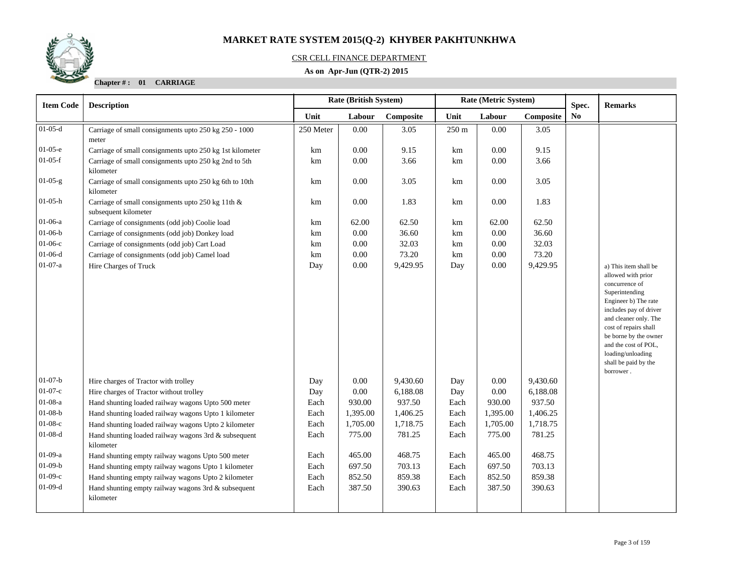# MARKET RATE SYSTEM 2015(Q-2) KHYBER PAKHTUNKHWA

CSR CELL FINANCE DEPARTMENT

**As on Apr-Jun (QTR-2) 2015**

**Chapter # : 01 CARRIAGE**

| Item Code | Description | Rate (British System) | | | Rate (Metric System) | | | Spec. No | Remarks |
|---|---|---|---|---|---|---|---|---|---|
| | | Unit | Labour | Composite | Unit | Labour | Composite | | |
| 01-05-d | Carriage of small consignments upto 250 kg 250 - 1000 meter | 250 Meter | 0.00 | 3.05 | 250 m | 0.00 | 3.05 | | |
| 01-05-e | Carriage of small consignments upto 250 kg 1st kilometer | km | 0.00 | 9.15 | km | 0.00 | 9.15 | | |
| 01-05-f | Carriage of small consignments upto 250 kg 2nd to 5th kilometer | km | 0.00 | 3.66 | km | 0.00 | 3.66 | | |
| 01-05-g | Carriage of small consignments upto 250 kg 6th to 10th kilometer | km | 0.00 | 3.05 | km | 0.00 | 3.05 | | |
| 01-05-h | Carriage of small consignments upto 250 kg 11th & subsequent kilometer | km | 0.00 | 1.83 | km | 0.00 | 1.83 | | |
| 01-06-a | Carriage of consignments (odd job) Coolie load | km | 62.00 | 62.50 | km | 62.00 | 62.50 | | |
| 01-06-b | Carriage of consignments (odd job) Donkey load | km | 0.00 | 36.60 | km | 0.00 | 36.60 | | |
| 01-06-c | Carriage of consignments (odd job) Cart Load | km | 0.00 | 32.03 | km | 0.00 | 32.03 | | |
| 01-06-d | Carriage of consignments (odd job) Camel load | km | 0.00 | 73.20 | km | 0.00 | 73.20 | | |
| 01-07-a | Hire Charges of Truck | Day | 0.00 | 9,429.95 | Day | 0.00 | 9,429.95 | | a) This item shall be allowed with prior concurrence of Superintending Engineer b) The rate includes pay of driver and cleaner only. The cost of repairs shall be borne by the owner and the cost of POL, loading/unloading shall be paid by the borrower . |
| 01-07-b | Hire charges of Tractor with trolley | Day | 0.00 | 9,430.60 | Day | 0.00 | 9,430.60 | | |
| 01-07-c | Hire charges of Tractor without trolley | Day | 0.00 | 6,188.08 | Day | 0.00 | 6,188.08 | | |
| 01-08-a | Hand shunting loaded railway wagons Upto 500 meter | Each | 930.00 | 937.50 | Each | 930.00 | 937.50 | | |
| 01-08-b | Hand shunting loaded railway wagons Upto 1 kilometer | Each | 1,395.00 | 1,406.25 | Each | 1,395.00 | 1,406.25 | | |
| 01-08-c | Hand shunting loaded railway wagons Upto 2 kilometer | Each | 1,705.00 | 1,718.75 | Each | 1,705.00 | 1,718.75 | | |
| 01-08-d | Hand shunting loaded railway wagons 3rd & subsequent kilometer | Each | 775.00 | 781.25 | Each | 775.00 | 781.25 | | |
| 01-09-a | Hand shunting empty railway wagons Upto 500 meter | Each | 465.00 | 468.75 | Each | 465.00 | 468.75 | | |
| 01-09-b | Hand shunting empty railway wagons Upto 1 kilometer | Each | 697.50 | 703.13 | Each | 697.50 | 703.13 | | |
| 01-09-c | Hand shunting empty railway wagons Upto 2 kilometer | Each | 852.50 | 859.38 | Each | 852.50 | 859.38 | | |
| 01-09-d | Hand shunting empty railway wagons 3rd & subsequent kilometer | Each | 387.50 | 390.63 | Each | 387.50 | 390.63 | | |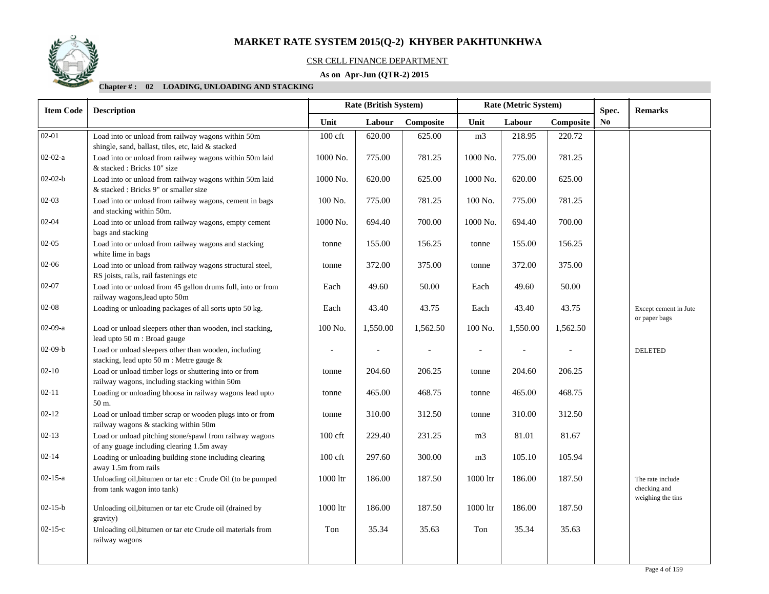# MARKET RATE SYSTEM 2015(Q-2) KHYBER PAKHTUNKHWA

CSR CELL FINANCE DEPARTMENT

**As on Apr-Jun (QTR-2) 2015**

**Chapter # : 02 LOADING, UNLOADING AND STACKING**

| Item Code | Description | Rate (British System) | | | Rate (Metric System) | | | Spec. No | Remarks |
|---|---|---|---|---|---|---|---|---|---|
| | | Unit | Labour | Composite | Unit | Labour | Composite | | |
| 02-01 | Load into or unload from railway wagons within 50m shingle, sand, ballast, tiles, etc, laid & stacked | 100 cft | 620.00 | 625.00 | m3 | 218.95 | 220.72 | | |
| 02-02-a | Load into or unload from railway wagons within 50m laid & stacked : Bricks 10" size | 1000 No. | 775.00 | 781.25 | 1000 No. | 775.00 | 781.25 | | |
| 02-02-b | Load into or unload from railway wagons within 50m laid & stacked : Bricks 9" or smaller size | 1000 No. | 620.00 | 625.00 | 1000 No. | 620.00 | 625.00 | | |
| 02-03 | Load into or unload from railway wagons, cement in bags and stacking within 50m. | 100 No. | 775.00 | 781.25 | 100 No. | 775.00 | 781.25 | | |
| 02-04 | Load into or unload from railway wagons, empty cement bags and stacking | 1000 No. | 694.40 | 700.00 | 1000 No. | 694.40 | 700.00 | | |
| 02-05 | Load into or unload from railway wagons and stacking white lime in bags | tonne | 155.00 | 156.25 | tonne | 155.00 | 156.25 | | |
| 02-06 | Load into or unload from railway wagons structural steel, RS joists, rails, rail fastenings etc | tonne | 372.00 | 375.00 | tonne | 372.00 | 375.00 | | |
| 02-07 | Load into or unload from 45 gallon drums full, into or from railway wagons,lead upto 50m | Each | 49.60 | 50.00 | Each | 49.60 | 50.00 | | |
| 02-08 | Loading or unloading packages of all sorts upto 50 kg. | Each | 43.40 | 43.75 | Each | 43.40 | 43.75 | | Except cement in Jute or paper bags |
| 02-09-a | Load or unload sleepers other than wooden, incl stacking, lead upto 50 m : Broad gauge | 100 No. | 1,550.00 | 1,562.50 | 100 No. | 1,550.00 | 1,562.50 | | |
| 02-09-b | Load or unload sleepers other than wooden, including stacking, lead upto 50 m : Metre gauge & | - | - | - | - | - | - | | DELETED |
| 02-10 | Load or unload timber logs or shuttering into or from railway wagons, including stacking within 50m | tonne | 204.60 | 206.25 | tonne | 204.60 | 206.25 | | |
| 02-11 | Loading or unloading bhoosa in railway wagons lead upto 50 m. | tonne | 465.00 | 468.75 | tonne | 465.00 | 468.75 | | |
| 02-12 | Load or unload timber scrap or wooden plugs into or from railway wagons & stacking within 50m | tonne | 310.00 | 312.50 | tonne | 310.00 | 312.50 | | |
| 02-13 | Load or unload pitching stone/spawl from railway wagons of any guage including clearing 1.5m away | 100 cft | 229.40 | 231.25 | m3 | 81.01 | 81.67 | | |
| 02-14 | Loading or unloading building stone including clearing away 1.5m from rails | 100 cft | 297.60 | 300.00 | m3 | 105.10 | 105.94 | | |
| 02-15-a | Unloading oil,bitumen or tar etc : Crude Oil (to be pumped from tank wagon into tank) | 1000 ltr | 186.00 | 187.50 | 1000 ltr | 186.00 | 187.50 | | The rate include checking and weighing the tins |
| 02-15-b | Unloading oil,bitumen or tar etc Crude oil (drained by gravity) | 1000 ltr | 186.00 | 187.50 | 1000 ltr | 186.00 | 187.50 | | |
| 02-15-c | Unloading oil,bitumen or tar etc Crude oil materials from railway wagons | Ton | 35.34 | 35.63 | Ton | 35.34 | 35.63 | | |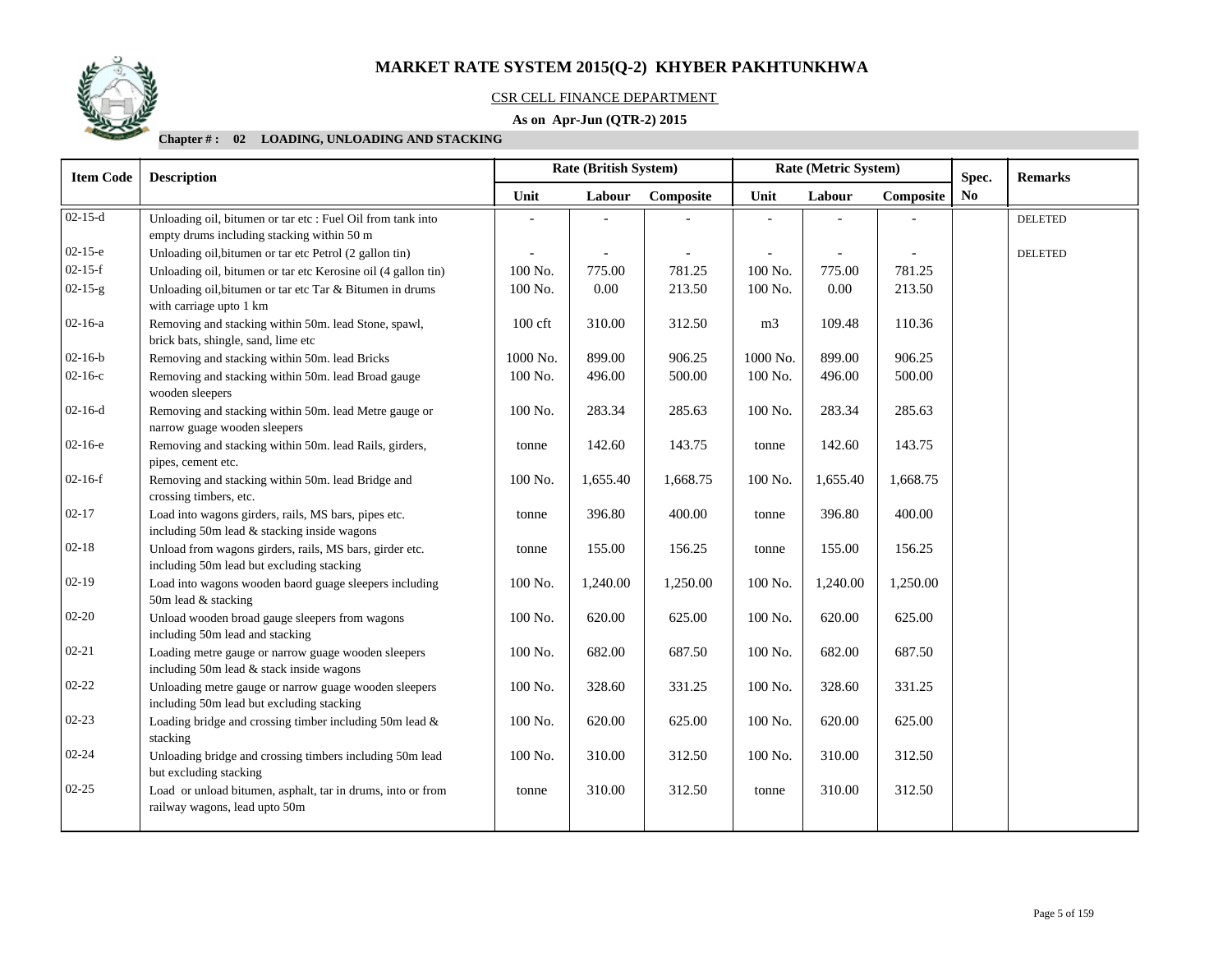# MARKET RATE SYSTEM 2015(Q-2) KHYBER PAKHTUNKHWA

CSR CELL FINANCE DEPARTMENT

**As on Apr-Jun (QTR-2) 2015**

**Chapter # : 02 LOADING, UNLOADING AND STACKING**

| Item Code | Description | Rate (British System) | | | Rate (Metric System) | | | Spec. No | Remarks |
|---|---|---|---|---|---|---|---|---|---|
| | | Unit | Labour | Composite | Unit | Labour | Composite | | |
| 02-15-d | Unloading oil, bitumen or tar etc : Fuel Oil from tank into empty drums including stacking within 50 m | - | - | - | - | - | - | | DELETED |
| 02-15-e | Unloading oil,bitumen or tar etc Petrol (2 gallon tin) | - | - | - | - | - | - | | DELETED |
| 02-15-f | Unloading oil, bitumen or tar etc Kerosine oil (4 gallon tin) | 100 No. | 775.00 | 781.25 | 100 No. | 775.00 | 781.25 | | |
| 02-15-g | Unloading oil,bitumen or tar etc Tar & Bitumen in drums with carriage upto 1 km | 100 No. | 0.00 | 213.50 | 100 No. | 0.00 | 213.50 | | |
| 02-16-a | Removing and stacking within 50m. lead Stone, spawl, brick bats, shingle, sand, lime etc | 100 cft | 310.00 | 312.50 | m3 | 109.48 | 110.36 | | |
| 02-16-b | Removing and stacking within 50m. lead Bricks | 1000 No. | 899.00 | 906.25 | 1000 No. | 899.00 | 906.25 | | |
| 02-16-c | Removing and stacking within 50m. lead Broad gauge wooden sleepers | 100 No. | 496.00 | 500.00 | 100 No. | 496.00 | 500.00 | | |
| 02-16-d | Removing and stacking within 50m. lead Metre gauge or narrow guage wooden sleepers | 100 No. | 283.34 | 285.63 | 100 No. | 283.34 | 285.63 | | |
| 02-16-e | Removing and stacking within 50m. lead Rails, girders, pipes, cement etc. | tonne | 142.60 | 143.75 | tonne | 142.60 | 143.75 | | |
| 02-16-f | Removing and stacking within 50m. lead Bridge and crossing timbers, etc. | 100 No. | 1,655.40 | 1,668.75 | 100 No. | 1,655.40 | 1,668.75 | | |
| 02-17 | Load into wagons girders, rails, MS bars, pipes etc. including 50m lead & stacking inside wagons | tonne | 396.80 | 400.00 | tonne | 396.80 | 400.00 | | |
| 02-18 | Unload from wagons girders, rails, MS bars, girder etc. including 50m lead but excluding stacking | tonne | 155.00 | 156.25 | tonne | 155.00 | 156.25 | | |
| 02-19 | Load into wagons wooden baord guage sleepers including 50m lead & stacking | 100 No. | 1,240.00 | 1,250.00 | 100 No. | 1,240.00 | 1,250.00 | | |
| 02-20 | Unload wooden broad gauge sleepers from wagons including 50m lead and stacking | 100 No. | 620.00 | 625.00 | 100 No. | 620.00 | 625.00 | | |
| 02-21 | Loading metre gauge or narrow guage wooden sleepers including 50m lead & stack inside wagons | 100 No. | 682.00 | 687.50 | 100 No. | 682.00 | 687.50 | | |
| 02-22 | Unloading metre gauge or narrow guage wooden sleepers including 50m lead but excluding stacking | 100 No. | 328.60 | 331.25 | 100 No. | 328.60 | 331.25 | | |
| 02-23 | Loading bridge and crossing timber including 50m lead & stacking | 100 No. | 620.00 | 625.00 | 100 No. | 620.00 | 625.00 | | |
| 02-24 | Unloading bridge and crossing timbers including 50m lead but excluding stacking | 100 No. | 310.00 | 312.50 | 100 No. | 310.00 | 312.50 | | |
| 02-25 | Load or unload bitumen, asphalt, tar in drums, into or from railway wagons, lead upto 50m | tonne | 310.00 | 312.50 | tonne | 310.00 | 312.50 | | |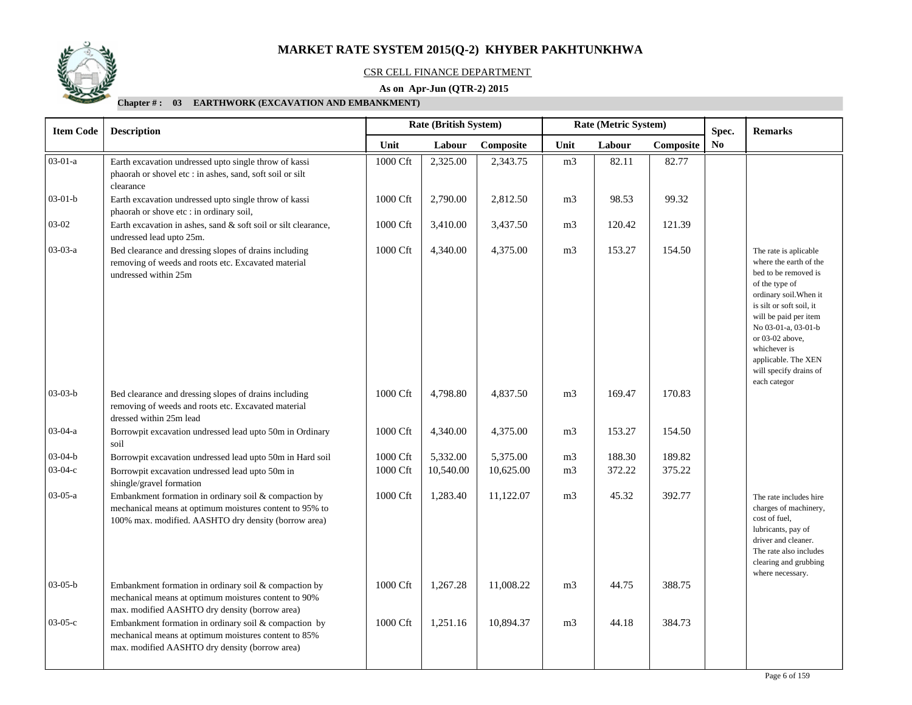# MARKET RATE SYSTEM 2015(Q-2) KHYBER PAKHTUNKHWA

CSR CELL FINANCE DEPARTMENT

**As on Apr-Jun (QTR-2) 2015**

**Chapter # : 03 EARTHWORK (EXCAVATION AND EMBANKMENT)**

| Item Code | Description | Rate (British System) | | | Rate (Metric System) | | | Spec. No | Remarks |
|---|---|---|---|---|---|---|---|---|---|
| | | Unit | Labour | Composite | Unit | Labour | Composite | | |
| 03-01-a | Earth excavation undressed upto single throw of kassi phaorah or shovel etc : in ashes, sand, soft soil or silt clearance | 1000 Cft | 2,325.00 | 2,343.75 | m3 | 82.11 | 82.77 | | |
| 03-01-b | Earth excavation undressed upto single throw of kassi phaorah or shove etc : in ordinary soil, | 1000 Cft | 2,790.00 | 2,812.50 | m3 | 98.53 | 99.32 | | |
| 03-02 | Earth excavation in ashes, sand & soft soil or silt clearance, undressed lead upto 25m. | 1000 Cft | 3,410.00 | 3,437.50 | m3 | 120.42 | 121.39 | | |
| 03-03-a | Bed clearance and dressing slopes of drains including removing of weeds and roots etc. Excavated material undressed within 25m | 1000 Cft | 4,340.00 | 4,375.00 | m3 | 153.27 | 154.50 | | The rate is aplicable where the earth of the bed to be removed is of the type of ordinary soil.When it is silt or soft soil, it will be paid per item No 03-01-a, 03-01-b or 03-02 above, whichever is applicable. The XEN will specify drains of each categor |
| 03-03-b | Bed clearance and dressing slopes of drains including removing of weeds and roots etc. Excavated material dressed within 25m lead | 1000 Cft | 4,798.80 | 4,837.50 | m3 | 169.47 | 170.83 | | |
| 03-04-a | Borrowpit excavation undressed lead upto 50m in Ordinary soil | 1000 Cft | 4,340.00 | 4,375.00 | m3 | 153.27 | 154.50 | | |
| 03-04-b | Borrowpit excavation undressed lead upto 50m in Hard soil | 1000 Cft | 5,332.00 | 5,375.00 | m3 | 188.30 | 189.82 | | |
| 03-04-c | Borrowpit excavation undressed lead upto 50m in shingle/gravel formation | 1000 Cft | 10,540.00 | 10,625.00 | m3 | 372.22 | 375.22 | | |
| 03-05-a | Embankment formation in ordinary soil & compaction by mechanical means at optimum moistures content to 95% to 100% max. modified. AASHTO dry density (borrow area) | 1000 Cft | 1,283.40 | 11,122.07 | m3 | 45.32 | 392.77 | | The rate includes hire charges of machinery, cost of fuel, lubricants, pay of driver and cleaner. The rate also includes clearing and grubbing where necessary. |
| 03-05-b | Embankment formation in ordinary soil & compaction by mechanical means at optimum moistures content to 90% max. modified AASHTO dry density (borrow area) | 1000 Cft | 1,267.28 | 11,008.22 | m3 | 44.75 | 388.75 | | |
| 03-05-c | Embankment formation in ordinary soil & compaction by mechanical means at optimum moistures content to 85% max. modified AASHTO dry density (borrow area) | 1000 Cft | 1,251.16 | 10,894.37 | m3 | 44.18 | 384.73 | | |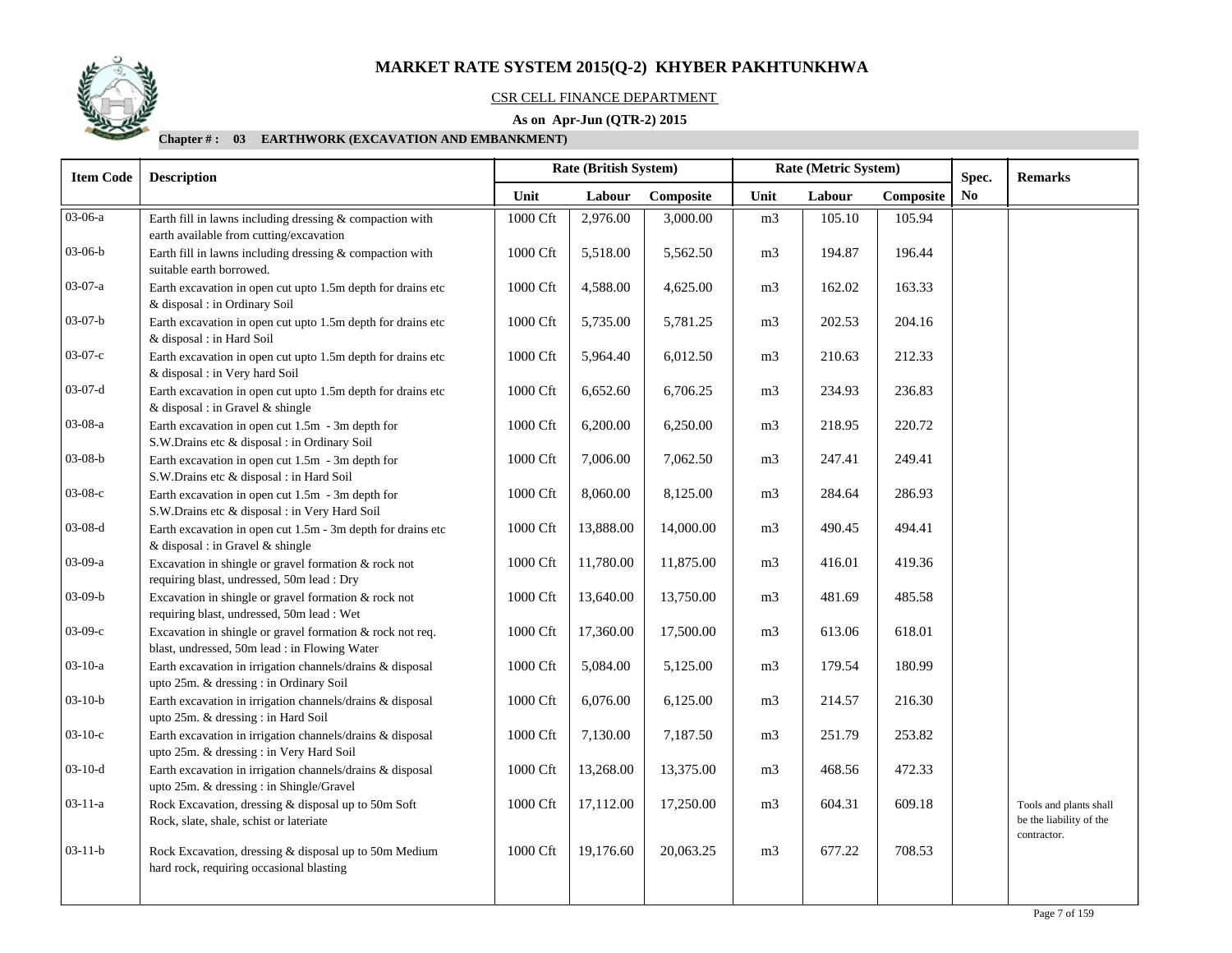# MARKET RATE SYSTEM 2015(Q-2) KHYBER PAKHTUNKHWA

CSR CELL FINANCE DEPARTMENT

**As on Apr-Jun (QTR-2) 2015**

**Chapter # : 03 EARTHWORK (EXCAVATION AND EMBANKMENT)**

| Item Code | Description | Rate (British System) | | | Rate (Metric System) | | | Spec. No | Remarks |
|---|---|---|---|---|---|---|---|---|---|
| | | Unit | Labour | Composite | Unit | Labour | Composite | | |
| 03-06-a | Earth fill in lawns including dressing & compaction with earth available from cutting/excavation | 1000 Cft | 2,976.00 | 3,000.00 | m3 | 105.10 | 105.94 | | |
| 03-06-b | Earth fill in lawns including dressing & compaction with suitable earth borrowed. | 1000 Cft | 5,518.00 | 5,562.50 | m3 | 194.87 | 196.44 | | |
| 03-07-a | Earth excavation in open cut upto 1.5m depth for drains etc & disposal : in Ordinary Soil | 1000 Cft | 4,588.00 | 4,625.00 | m3 | 162.02 | 163.33 | | |
| 03-07-b | Earth excavation in open cut upto 1.5m depth for drains etc & disposal : in Hard Soil | 1000 Cft | 5,735.00 | 5,781.25 | m3 | 202.53 | 204.16 | | |
| 03-07-c | Earth excavation in open cut upto 1.5m depth for drains etc & disposal : in Very hard Soil | 1000 Cft | 5,964.40 | 6,012.50 | m3 | 210.63 | 212.33 | | |
| 03-07-d | Earth excavation in open cut upto 1.5m depth for drains etc & disposal : in Gravel & shingle | 1000 Cft | 6,652.60 | 6,706.25 | m3 | 234.93 | 236.83 | | |
| 03-08-a | Earth excavation in open cut 1.5m - 3m depth for S.W.Drains etc & disposal : in Ordinary Soil | 1000 Cft | 6,200.00 | 6,250.00 | m3 | 218.95 | 220.72 | | |
| 03-08-b | Earth excavation in open cut 1.5m - 3m depth for S.W.Drains etc & disposal : in Hard Soil | 1000 Cft | 7,006.00 | 7,062.50 | m3 | 247.41 | 249.41 | | |
| 03-08-c | Earth excavation in open cut 1.5m - 3m depth for S.W.Drains etc & disposal : in Very Hard Soil | 1000 Cft | 8,060.00 | 8,125.00 | m3 | 284.64 | 286.93 | | |
| 03-08-d | Earth excavation in open cut 1.5m - 3m depth for drains etc & disposal : in Gravel & shingle | 1000 Cft | 13,888.00 | 14,000.00 | m3 | 490.45 | 494.41 | | |
| 03-09-a | Excavation in shingle or gravel formation & rock not requiring blast, undressed, 50m lead : Dry | 1000 Cft | 11,780.00 | 11,875.00 | m3 | 416.01 | 419.36 | | |
| 03-09-b | Excavation in shingle or gravel formation & rock not requiring blast, undressed, 50m lead : Wet | 1000 Cft | 13,640.00 | 13,750.00 | m3 | 481.69 | 485.58 | | |
| 03-09-c | Excavation in shingle or gravel formation & rock not req. blast, undressed, 50m lead : in Flowing Water | 1000 Cft | 17,360.00 | 17,500.00 | m3 | 613.06 | 618.01 | | |
| 03-10-a | Earth excavation in irrigation channels/drains & disposal upto 25m. & dressing : in Ordinary Soil | 1000 Cft | 5,084.00 | 5,125.00 | m3 | 179.54 | 180.99 | | |
| 03-10-b | Earth excavation in irrigation channels/drains & disposal upto 25m. & dressing : in Hard Soil | 1000 Cft | 6,076.00 | 6,125.00 | m3 | 214.57 | 216.30 | | |
| 03-10-c | Earth excavation in irrigation channels/drains & disposal upto 25m. & dressing : in Very Hard Soil | 1000 Cft | 7,130.00 | 7,187.50 | m3 | 251.79 | 253.82 | | |
| 03-10-d | Earth excavation in irrigation channels/drains & disposal upto 25m. & dressing : in Shingle/Gravel | 1000 Cft | 13,268.00 | 13,375.00 | m3 | 468.56 | 472.33 | | |
| 03-11-a | Rock Excavation, dressing & disposal up to 50m Soft Rock, slate, shale, schist or lateriate | 1000 Cft | 17,112.00 | 17,250.00 | m3 | 604.31 | 609.18 | | Tools and plants shall be the liability of the contractor. |
| 03-11-b | Rock Excavation, dressing & disposal up to 50m Medium hard rock, requiring occasional blasting | 1000 Cft | 19,176.60 | 20,063.25 | m3 | 677.22 | 708.53 | | |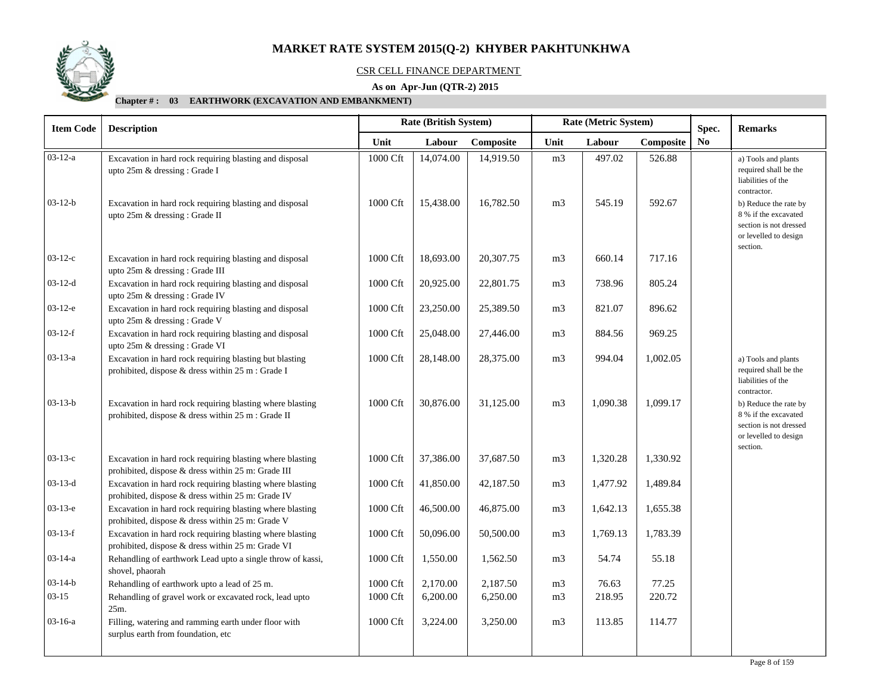# MARKET RATE SYSTEM 2015(Q-2) KHYBER PAKHTUNKHWA

CSR CELL FINANCE DEPARTMENT

**As on Apr-Jun (QTR-2) 2015**

**Chapter # : 03 EARTHWORK (EXCAVATION AND EMBANKMENT)**

| Item Code | Description | Rate (British System) | | | Rate (Metric System) | | | Spec. No | Remarks |
|---|---|---|---|---|---|---|---|---|---|
| | | Unit | Labour | Composite | Unit | Labour | Composite | | |
| 03-12-a | Excavation in hard rock requiring blasting and disposal upto 25m & dressing : Grade I | 1000 Cft | 14,074.00 | 14,919.50 | m3 | 497.02 | 526.88 | | a) Tools and plants required shall be the liabilities of the contractor. |
| 03-12-b | Excavation in hard rock requiring blasting and disposal upto 25m & dressing : Grade II | 1000 Cft | 15,438.00 | 16,782.50 | m3 | 545.19 | 592.67 | | b) Reduce the rate by 8 % if the excavated section is not dressed or levelled to design section. |
| 03-12-c | Excavation in hard rock requiring blasting and disposal upto 25m & dressing : Grade III | 1000 Cft | 18,693.00 | 20,307.75 | m3 | 660.14 | 717.16 | | |
| 03-12-d | Excavation in hard rock requiring blasting and disposal upto 25m & dressing : Grade IV | 1000 Cft | 20,925.00 | 22,801.75 | m3 | 738.96 | 805.24 | | |
| 03-12-e | Excavation in hard rock requiring blasting and disposal upto 25m & dressing : Grade V | 1000 Cft | 23,250.00 | 25,389.50 | m3 | 821.07 | 896.62 | | |
| 03-12-f | Excavation in hard rock requiring blasting and disposal upto 25m & dressing : Grade VI | 1000 Cft | 25,048.00 | 27,446.00 | m3 | 884.56 | 969.25 | | |
| 03-13-a | Excavation in hard rock requiring blasting but blasting prohibited, dispose & dress within 25 m : Grade I | 1000 Cft | 28,148.00 | 28,375.00 | m3 | 994.04 | 1,002.05 | | a) Tools and plants required shall be the liabilities of the contractor. |
| 03-13-b | Excavation in hard rock requiring blasting where blasting prohibited, dispose & dress within 25 m : Grade II | 1000 Cft | 30,876.00 | 31,125.00 | m3 | 1,090.38 | 1,099.17 | | b) Reduce the rate by 8 % if the excavated section is not dressed or levelled to design section. |
| 03-13-c | Excavation in hard rock requiring blasting where blasting prohibited, dispose & dress within 25 m: Grade III | 1000 Cft | 37,386.00 | 37,687.50 | m3 | 1,320.28 | 1,330.92 | | |
| 03-13-d | Excavation in hard rock requiring blasting where blasting prohibited, dispose & dress within 25 m: Grade IV | 1000 Cft | 41,850.00 | 42,187.50 | m3 | 1,477.92 | 1,489.84 | | |
| 03-13-e | Excavation in hard rock requiring blasting where blasting prohibited, dispose & dress within 25 m: Grade V | 1000 Cft | 46,500.00 | 46,875.00 | m3 | 1,642.13 | 1,655.38 | | |
| 03-13-f | Excavation in hard rock requiring blasting where blasting prohibited, dispose & dress within 25 m: Grade VI | 1000 Cft | 50,096.00 | 50,500.00 | m3 | 1,769.13 | 1,783.39 | | |
| 03-14-a | Rehandling of earthwork Lead upto a single throw of kassi, shovel, phaorah | 1000 Cft | 1,550.00 | 1,562.50 | m3 | 54.74 | 55.18 | | |
| 03-14-b | Rehandling of earthwork upto a lead of 25 m. | 1000 Cft | 2,170.00 | 2,187.50 | m3 | 76.63 | 77.25 | | |
| 03-15 | Rehandling of gravel work or excavated rock, lead upto 25m. | 1000 Cft | 6,200.00 | 6,250.00 | m3 | 218.95 | 220.72 | | |
| 03-16-a | Filling, watering and ramming earth under floor with surplus earth from foundation, etc | 1000 Cft | 3,224.00 | 3,250.00 | m3 | 113.85 | 114.77 | | |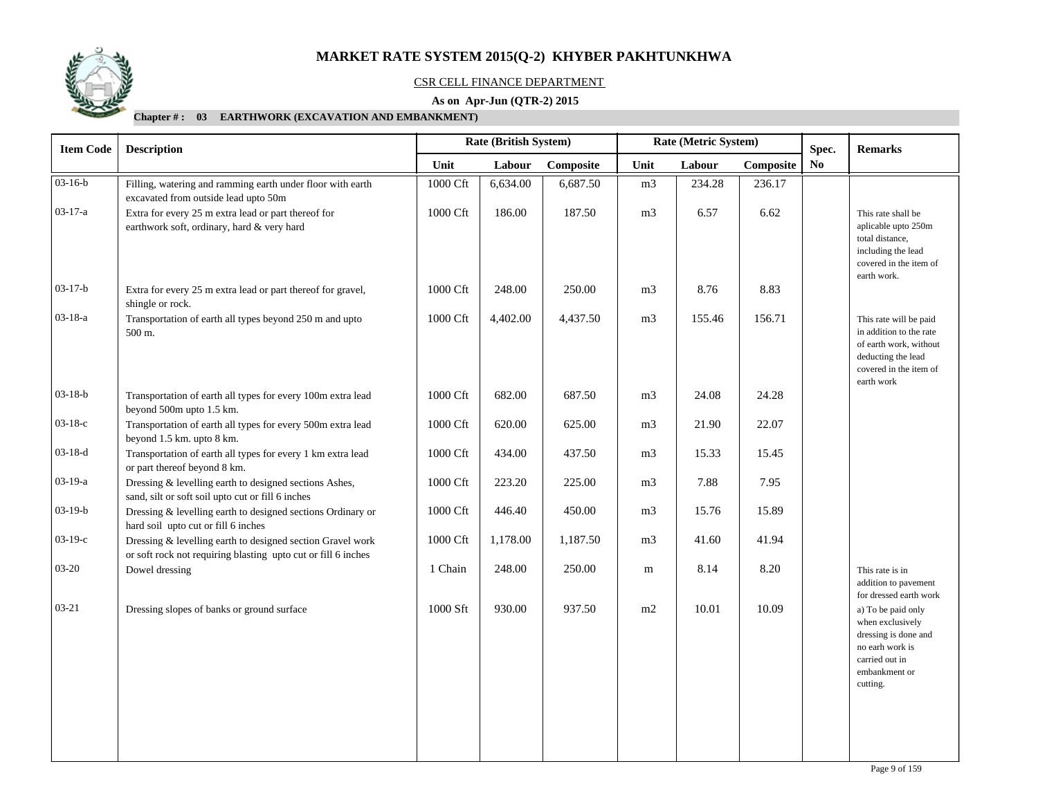# MARKET RATE SYSTEM 2015(Q-2) KHYBER PAKHTUNKHWA

CSR CELL FINANCE DEPARTMENT

**As on Apr-Jun (QTR-2) 2015**

**Chapter # : 03 EARTHWORK (EXCAVATION AND EMBANKMENT)**

| Item Code | Description | Rate (British System) | | | Rate (Metric System) | | | Spec. | Remarks |
|---|---|---|---|---|---|---|---|---|---|
| | | Unit | Labour | Composite | Unit | Labour | Composite | No | |
| 03-16-b | Filling, watering and ramming earth under floor with earth excavated from outside lead upto 50m | 1000 Cft | 6,634.00 | 6,687.50 | m3 | 234.28 | 236.17 | | |
| 03-17-a | Extra for every 25 m extra lead or part thereof for earthwork soft, ordinary, hard & very hard | 1000 Cft | 186.00 | 187.50 | m3 | 6.57 | 6.62 | | This rate shall be aplicable upto 250m total distance, including the lead covered in the item of earth work. |
| 03-17-b | Extra for every 25 m extra lead or part thereof for gravel, shingle or rock. | 1000 Cft | 248.00 | 250.00 | m3 | 8.76 | 8.83 | | |
| 03-18-a | Transportation of earth all types beyond 250 m and upto 500 m. | 1000 Cft | 4,402.00 | 4,437.50 | m3 | 155.46 | 156.71 | | This rate will be paid in addition to the rate of earth work, without deducting the lead covered in the item of earth work |
| 03-18-b | Transportation of earth all types for every 100m extra lead beyond 500m upto 1.5 km. | 1000 Cft | 682.00 | 687.50 | m3 | 24.08 | 24.28 | | |
| 03-18-c | Transportation of earth all types for every 500m extra lead beyond 1.5 km. upto 8 km. | 1000 Cft | 620.00 | 625.00 | m3 | 21.90 | 22.07 | | |
| 03-18-d | Transportation of earth all types for every 1 km extra lead or part thereof beyond 8 km. | 1000 Cft | 434.00 | 437.50 | m3 | 15.33 | 15.45 | | |
| 03-19-a | Dressing & levelling earth to designed sections Ashes, sand, silt or soft soil upto cut or fill 6 inches | 1000 Cft | 223.20 | 225.00 | m3 | 7.88 | 7.95 | | |
| 03-19-b | Dressing & levelling earth to designed sections Ordinary or hard soil upto cut or fill 6 inches | 1000 Cft | 446.40 | 450.00 | m3 | 15.76 | 15.89 | | |
| 03-19-c | Dressing & levelling earth to designed section Gravel work or soft rock not requiring blasting upto cut or fill 6 inches | 1000 Cft | 1,178.00 | 1,187.50 | m3 | 41.60 | 41.94 | | |
| 03-20 | Dowel dressing | 1 Chain | 248.00 | 250.00 | m | 8.14 | 8.20 | | This rate is in addition to pavement for dressed earth work |
| 03-21 | Dressing slopes of banks or ground surface | 1000 Sft | 930.00 | 937.50 | m2 | 10.01 | 10.09 | | a) To be paid only when exclusively dressing is done and no earh work is carried out in embankment or cutting. |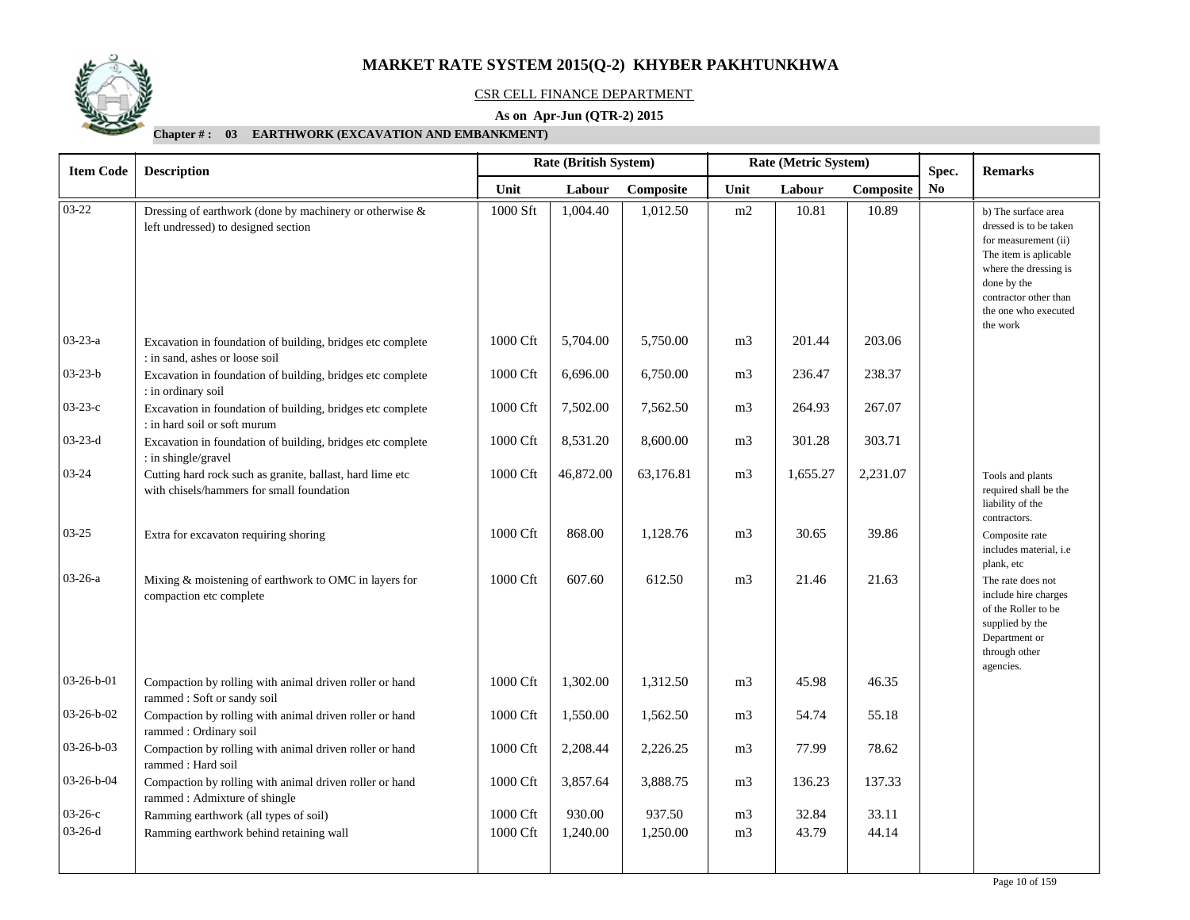# MARKET RATE SYSTEM 2015(Q-2) KHYBER PAKHTUNKHWA

CSR CELL FINANCE DEPARTMENT

**As on Apr-Jun (QTR-2) 2015**

**Chapter # : 03 EARTHWORK (EXCAVATION AND EMBANKMENT)**

| Item Code | Description | Rate (British System) | | | Rate (Metric System) | | | Spec. No | Remarks |
|---|---|---|---|---|---|---|---|---|---|
| | | Unit | Labour | Composite | Unit | Labour | Composite | | |
| 03-22 | Dressing of earthwork (done by machinery or otherwise & left undressed) to designed section | 1000 Sft | 1,004.40 | 1,012.50 | m2 | 10.81 | 10.89 | | b) The surface area dressed is to be taken for measurement (ii) The item is aplicable where the dressing is done by the contractor other than the one who executed the work |
| 03-23-a | Excavation in foundation of building, bridges etc complete : in sand, ashes or loose soil | 1000 Cft | 5,704.00 | 5,750.00 | m3 | 201.44 | 203.06 | | |
| 03-23-b | Excavation in foundation of building, bridges etc complete : in ordinary soil | 1000 Cft | 6,696.00 | 6,750.00 | m3 | 236.47 | 238.37 | | |
| 03-23-c | Excavation in foundation of building, bridges etc complete : in hard soil or soft murum | 1000 Cft | 7,502.00 | 7,562.50 | m3 | 264.93 | 267.07 | | |
| 03-23-d | Excavation in foundation of building, bridges etc complete : in shingle/gravel | 1000 Cft | 8,531.20 | 8,600.00 | m3 | 301.28 | 303.71 | | |
| 03-24 | Cutting hard rock such as granite, ballast, hard lime etc with chisels/hammers for small foundation | 1000 Cft | 46,872.00 | 63,176.81 | m3 | 1,655.27 | 2,231.07 | | Tools and plants required shall be the liability of the contractors. |
| 03-25 | Extra for excavaton requiring shoring | 1000 Cft | 868.00 | 1,128.76 | m3 | 30.65 | 39.86 | | Composite rate includes material, i.e plank, etc |
| 03-26-a | Mixing & moistening of earthwork to OMC in layers for compaction etc complete | 1000 Cft | 607.60 | 612.50 | m3 | 21.46 | 21.63 | | The rate does not include hire charges of the Roller to be supplied by the Department or through other agencies. |
| 03-26-b-01 | Compaction by rolling with animal driven roller or hand rammed : Soft or sandy soil | 1000 Cft | 1,302.00 | 1,312.50 | m3 | 45.98 | 46.35 | | |
| 03-26-b-02 | Compaction by rolling with animal driven roller or hand rammed : Ordinary soil | 1000 Cft | 1,550.00 | 1,562.50 | m3 | 54.74 | 55.18 | | |
| 03-26-b-03 | Compaction by rolling with animal driven roller or hand rammed : Hard soil | 1000 Cft | 2,208.44 | 2,226.25 | m3 | 77.99 | 78.62 | | |
| 03-26-b-04 | Compaction by rolling with animal driven roller or hand rammed : Admixture of shingle | 1000 Cft | 3,857.64 | 3,888.75 | m3 | 136.23 | 137.33 | | |
| 03-26-c | Ramming earthwork (all types of soil) | 1000 Cft | 930.00 | 937.50 | m3 | 32.84 | 33.11 | | |
| 03-26-d | Ramming earthwork behind retaining wall | 1000 Cft | 1,240.00 | 1,250.00 | m3 | 43.79 | 44.14 | | |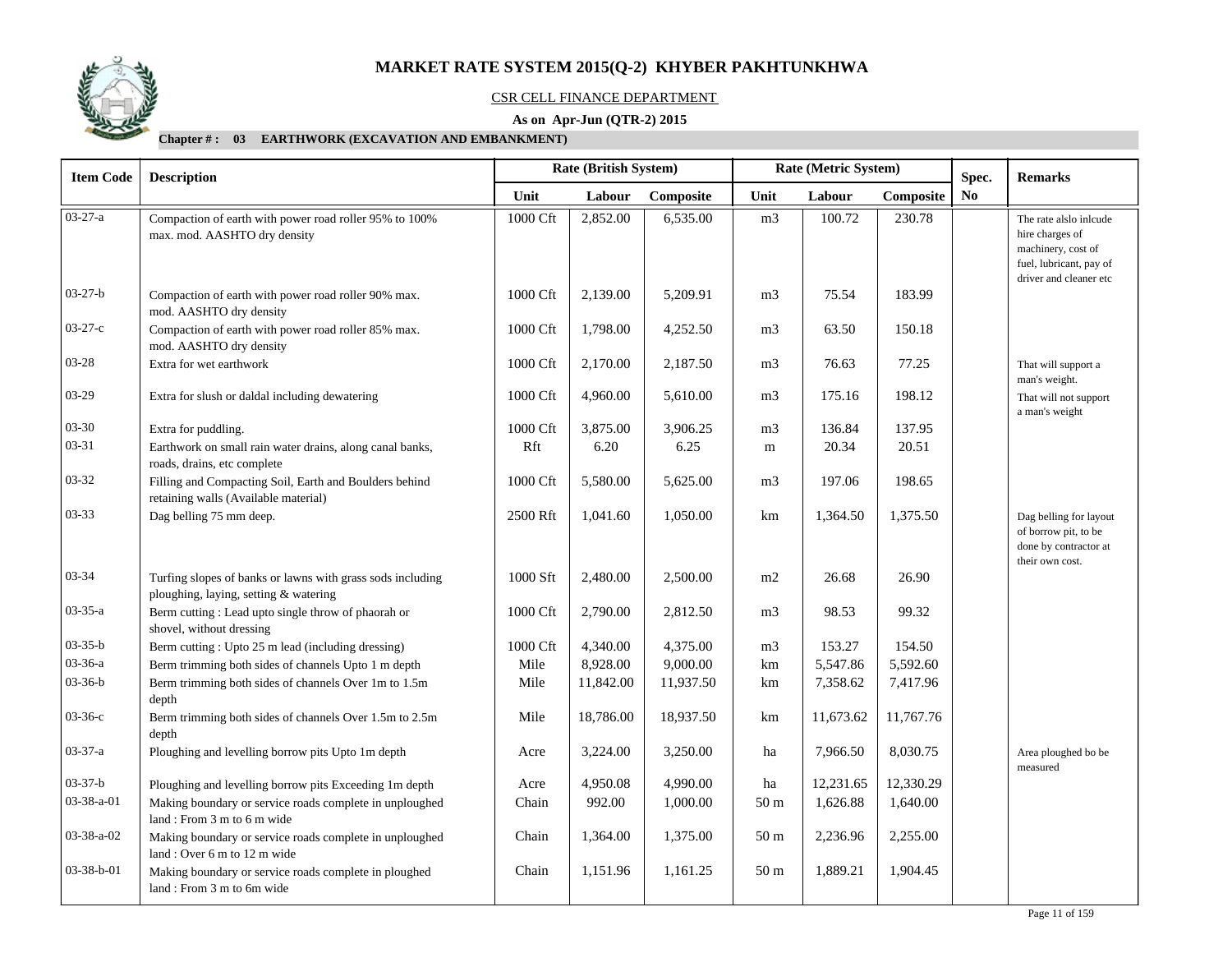# MARKET RATE SYSTEM 2015(Q-2) KHYBER PAKHTUNKHWA

CSR CELL FINANCE DEPARTMENT

**As on Apr-Jun (QTR-2) 2015**

**Chapter # : 03 EARTHWORK (EXCAVATION AND EMBANKMENT)**

| Item Code | Description | Rate (British System) | | | Rate (Metric System) | | | Spec. No | Remarks |
|---|---|---|---|---|---|---|---|---|---|
| | | Unit | Labour | Composite | Unit | Labour | Composite | | |
| 03-27-a | Compaction of earth with power road roller 95% to 100% max. mod. AASHTO dry density | 1000 Cft | 2,852.00 | 6,535.00 | m3 | 100.72 | 230.78 | | The rate alslo inlcude hire charges of machinery, cost of fuel, lubricant, pay of driver and cleaner etc |
| 03-27-b | Compaction of earth with power road roller 90% max. mod. AASHTO dry density | 1000 Cft | 2,139.00 | 5,209.91 | m3 | 75.54 | 183.99 | | |
| 03-27-c | Compaction of earth with power road roller 85% max. mod. AASHTO dry density | 1000 Cft | 1,798.00 | 4,252.50 | m3 | 63.50 | 150.18 | | |
| 03-28 | Extra for wet earthwork | 1000 Cft | 2,170.00 | 2,187.50 | m3 | 76.63 | 77.25 | | That will support a man's weight. |
| 03-29 | Extra for slush or daldal including dewatering | 1000 Cft | 4,960.00 | 5,610.00 | m3 | 175.16 | 198.12 | | That will not support a man's weight |
| 03-30 | Extra for puddling. | 1000 Cft | 3,875.00 | 3,906.25 | m3 | 136.84 | 137.95 | | |
| 03-31 | Earthwork on small rain water drains, along canal banks, roads, drains, etc complete | Rft | 6.20 | 6.25 | m | 20.34 | 20.51 | | |
| 03-32 | Filling and Compacting Soil, Earth and Boulders behind retaining walls (Available material) | 1000 Cft | 5,580.00 | 5,625.00 | m3 | 197.06 | 198.65 | | |
| 03-33 | Dag belling 75 mm deep. | 2500 Rft | 1,041.60 | 1,050.00 | km | 1,364.50 | 1,375.50 | | Dag belling for layout of borrow pit, to be done by contractor at their own cost. |
| 03-34 | Turfing slopes of banks or lawns with grass sods including ploughing, laying, setting & watering | 1000 Sft | 2,480.00 | 2,500.00 | m2 | 26.68 | 26.90 | | |
| 03-35-a | Berm cutting : Lead upto single throw of phaorah or shovel, without dressing | 1000 Cft | 2,790.00 | 2,812.50 | m3 | 98.53 | 99.32 | | |
| 03-35-b | Berm cutting : Upto 25 m lead (including dressing) | 1000 Cft | 4,340.00 | 4,375.00 | m3 | 153.27 | 154.50 | | |
| 03-36-a | Berm trimming both sides of channels Upto 1 m depth | Mile | 8,928.00 | 9,000.00 | km | 5,547.86 | 5,592.60 | | |
| 03-36-b | Berm trimming both sides of channels Over 1m to 1.5m depth | Mile | 11,842.00 | 11,937.50 | km | 7,358.62 | 7,417.96 | | |
| 03-36-c | Berm trimming both sides of channels Over 1.5m to 2.5m depth | Mile | 18,786.00 | 18,937.50 | km | 11,673.62 | 11,767.76 | | |
| 03-37-a | Ploughing and levelling borrow pits Upto 1m depth | Acre | 3,224.00 | 3,250.00 | ha | 7,966.50 | 8,030.75 | | Area ploughed bo be measured |
| 03-37-b | Ploughing and levelling borrow pits Exceeding 1m depth | Acre | 4,950.08 | 4,990.00 | ha | 12,231.65 | 12,330.29 | | |
| 03-38-a-01 | Making boundary or service roads complete in unploughed land : From 3 m to 6 m wide | Chain | 992.00 | 1,000.00 | 50 m | 1,626.88 | 1,640.00 | | |
| 03-38-a-02 | Making boundary or service roads complete in unploughed land : Over 6 m to 12 m wide | Chain | 1,364.00 | 1,375.00 | 50 m | 2,236.96 | 2,255.00 | | |
| 03-38-b-01 | Making boundary or service roads complete in ploughed land : From 3 m to 6m wide | Chain | 1,151.96 | 1,161.25 | 50 m | 1,889.21 | 1,904.45 | | |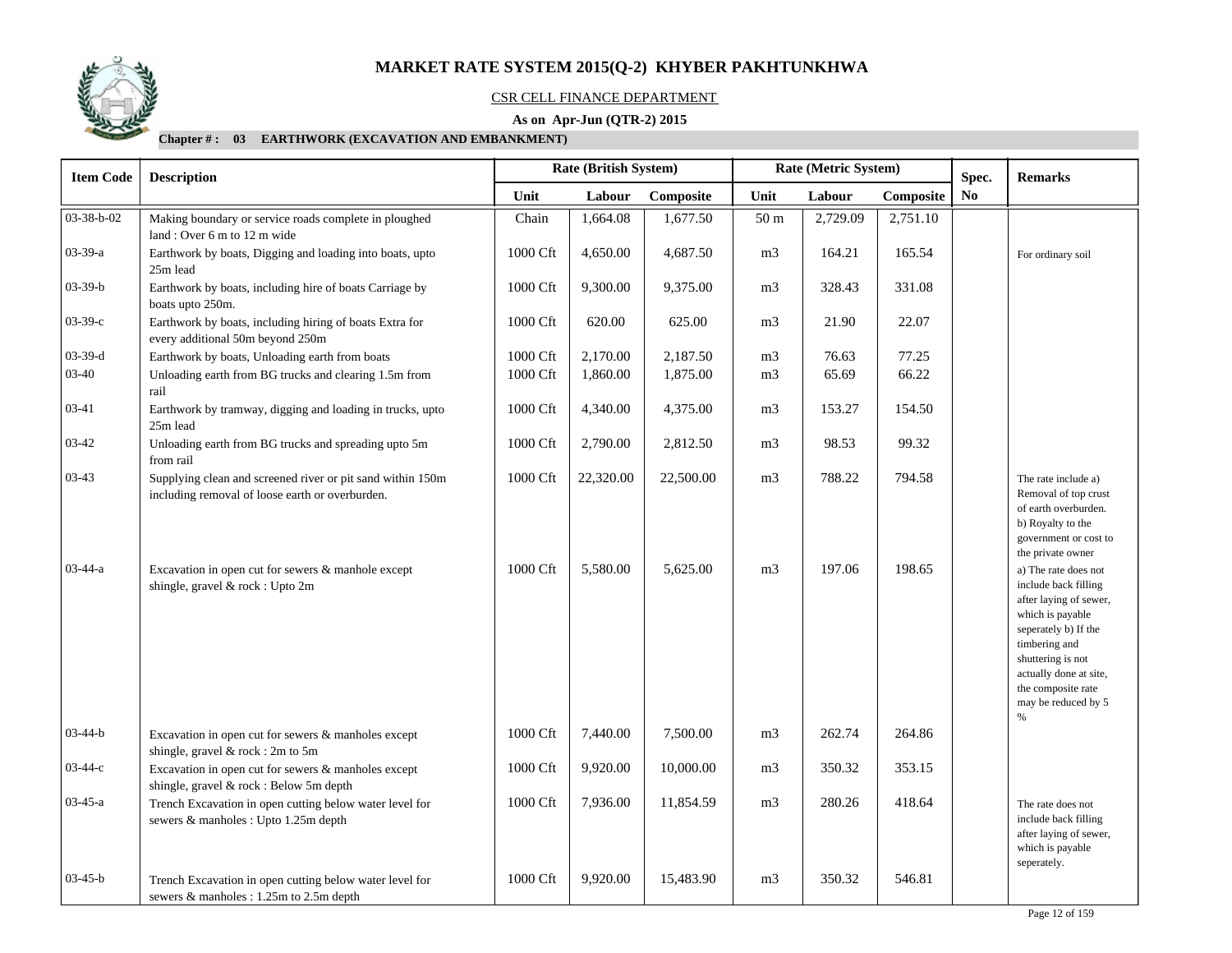# MARKET RATE SYSTEM 2015(Q-2) KHYBER PAKHTUNKHWA

CSR CELL FINANCE DEPARTMENT

**As on Apr-Jun (QTR-2) 2015**

**Chapter # : 03 EARTHWORK (EXCAVATION AND EMBANKMENT)**

| Item Code | Description | Rate (British System) | | | Rate (Metric System) | | | Spec. No | Remarks |
|---|---|---|---|---|---|---|---|---|---|
| | | Unit | Labour | Composite | Unit | Labour | Composite | | |
| 03-38-b-02 | Making boundary or service roads complete in ploughed land : Over 6 m to 12 m wide | Chain | 1,664.08 | 1,677.50 | 50 m | 2,729.09 | 2,751.10 | | |
| 03-39-a | Earthwork by boats, Digging and loading into boats, upto 25m lead | 1000 Cft | 4,650.00 | 4,687.50 | m3 | 164.21 | 165.54 | | For ordinary soil |
| 03-39-b | Earthwork by boats, including hire of boats Carriage by boats upto 250m. | 1000 Cft | 9,300.00 | 9,375.00 | m3 | 328.43 | 331.08 | | |
| 03-39-c | Earthwork by boats, including hiring of boats Extra for every additional 50m beyond 250m | 1000 Cft | 620.00 | 625.00 | m3 | 21.90 | 22.07 | | |
| 03-39-d | Earthwork by boats, Unloading earth from boats | 1000 Cft | 2,170.00 | 2,187.50 | m3 | 76.63 | 77.25 | | |
| 03-40 | Unloading earth from BG trucks and clearing 1.5m from rail | 1000 Cft | 1,860.00 | 1,875.00 | m3 | 65.69 | 66.22 | | |
| 03-41 | Earthwork by tramway, digging and loading in trucks, upto 25m lead | 1000 Cft | 4,340.00 | 4,375.00 | m3 | 153.27 | 154.50 | | |
| 03-42 | Unloading earth from BG trucks and spreading upto 5m from rail | 1000 Cft | 2,790.00 | 2,812.50 | m3 | 98.53 | 99.32 | | |
| 03-43 | Supplying clean and screened river or pit sand within 150m including removal of loose earth or overburden. | 1000 Cft | 22,320.00 | 22,500.00 | m3 | 788.22 | 794.58 | | The rate include a) Removal of top crust of earth overburden. b) Royalty to the government or cost to the private owner |
| 03-44-a | Excavation in open cut for sewers & manhole except shingle, gravel & rock : Upto 2m | 1000 Cft | 5,580.00 | 5,625.00 | m3 | 197.06 | 198.65 | | a) The rate does not include back filling after laying of sewer, which is payable seperately b) If the timbering and shuttering is not actually done at site, the composite rate may be reduced by 5 % |
| 03-44-b | Excavation in open cut for sewers & manholes except shingle, gravel & rock : 2m to 5m | 1000 Cft | 7,440.00 | 7,500.00 | m3 | 262.74 | 264.86 | | |
| 03-44-c | Excavation in open cut for sewers & manholes except shingle, gravel & rock : Below 5m depth | 1000 Cft | 9,920.00 | 10,000.00 | m3 | 350.32 | 353.15 | | |
| 03-45-a | Trench Excavation in open cutting below water level for sewers & manholes : Upto 1.25m depth | 1000 Cft | 7,936.00 | 11,854.59 | m3 | 280.26 | 418.64 | | The rate does not include back filling after laying of sewer, which is payable seperately. |
| 03-45-b | Trench Excavation in open cutting below water level for sewers & manholes : 1.25m to 2.5m depth | 1000 Cft | 9,920.00 | 15,483.90 | m3 | 350.32 | 546.81 | | |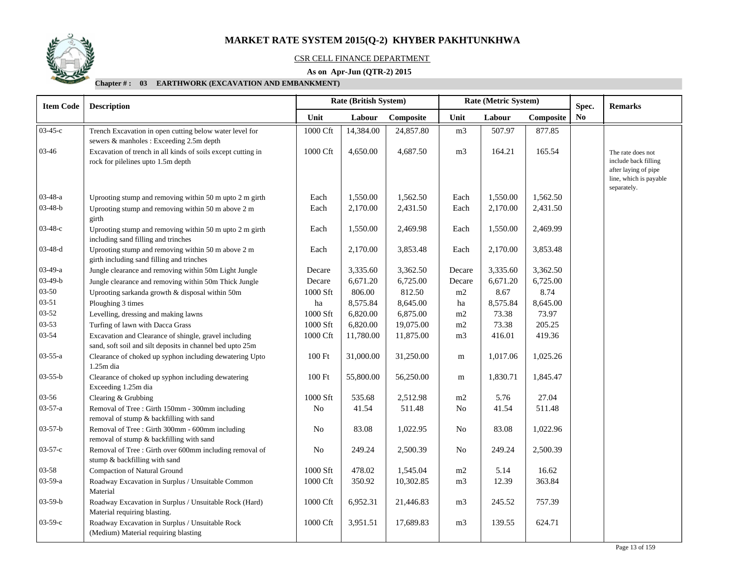# MARKET RATE SYSTEM 2015(Q-2) KHYBER PAKHTUNKHWA

CSR CELL FINANCE DEPARTMENT

**As on Apr-Jun (QTR-2) 2015**

**Chapter # : 03 EARTHWORK (EXCAVATION AND EMBANKMENT)**

| Item Code | Description | Rate (British System) | | | Rate (Metric System) | | | Spec. No | Remarks |
|---|---|---|---|---|---|---|---|---|---|
| | | Unit | Labour | Composite | Unit | Labour | Composite | | |
| 03-45-c | Trench Excavation in open cutting below water level for sewers & manholes : Exceeding 2.5m depth | 1000 Cft | 14,384.00 | 24,857.80 | m3 | 507.97 | 877.85 | | |
| 03-46 | Excavation of trench in all kinds of soils except cutting in rock for pilelines upto 1.5m depth | 1000 Cft | 4,650.00 | 4,687.50 | m3 | 164.21 | 165.54 | | The rate does not include back filling after laying of pipe line, which is payable separately. |
| 03-48-a | Uprooting stump and removing within 50 m upto 2 m girth | Each | 1,550.00 | 1,562.50 | Each | 1,550.00 | 1,562.50 | | |
| 03-48-b | Uprooting stump and removing within 50 m above 2 m girth | Each | 2,170.00 | 2,431.50 | Each | 2,170.00 | 2,431.50 | | |
| 03-48-c | Uprooting stump and removing within 50 m upto 2 m girth including sand filling and trinches | Each | 1,550.00 | 2,469.98 | Each | 1,550.00 | 2,469.99 | | |
| 03-48-d | Uprooting stump and removing within 50 m above 2 m girth including sand filling and trinches | Each | 2,170.00 | 3,853.48 | Each | 2,170.00 | 3,853.48 | | |
| 03-49-a | Jungle clearance and removing within 50m Light Jungle | Decare | 3,335.60 | 3,362.50 | Decare | 3,335.60 | 3,362.50 | | |
| 03-49-b | Jungle clearance and removing within 50m Thick Jungle | Decare | 6,671.20 | 6,725.00 | Decare | 6,671.20 | 6,725.00 | | |
| 03-50 | Uprooting sarkanda growth & disposal within 50m | 1000 Sft | 806.00 | 812.50 | m2 | 8.67 | 8.74 | | |
| 03-51 | Ploughing 3 times | ha | 8,575.84 | 8,645.00 | ha | 8,575.84 | 8,645.00 | | |
| 03-52 | Levelling, dressing and making lawns | 1000 Sft | 6,820.00 | 6,875.00 | m2 | 73.38 | 73.97 | | |
| 03-53 | Turfing of lawn with Dacca Grass | 1000 Sft | 6,820.00 | 19,075.00 | m2 | 73.38 | 205.25 | | |
| 03-54 | Excavation and Clearance of shingle, gravel including sand, soft soil and silt deposits in channel bed upto 25m | 1000 Cft | 11,780.00 | 11,875.00 | m3 | 416.01 | 419.36 | | |
| 03-55-a | Clearance of choked up syphon including dewatering Upto 1.25m dia | 100 Ft | 31,000.00 | 31,250.00 | m | 1,017.06 | 1,025.26 | | |
| 03-55-b | Clearance of choked up syphon including dewatering Exceeding 1.25m dia | 100 Ft | 55,800.00 | 56,250.00 | m | 1,830.71 | 1,845.47 | | |
| 03-56 | Clearing & Grubbing | 1000 Sft | 535.68 | 2,512.98 | m2 | 5.76 | 27.04 | | |
| 03-57-a | Removal of Tree : Girth 150mm - 300mm including removal of stump & backfilling with sand | No | 41.54 | 511.48 | No | 41.54 | 511.48 | | |
| 03-57-b | Removal of Tree : Girth 300mm - 600mm including removal of stump & backfilling with sand | No | 83.08 | 1,022.95 | No | 83.08 | 1,022.96 | | |
| 03-57-c | Removal of Tree : Girth over 600mm including removal of stump & backfilling with sand | No | 249.24 | 2,500.39 | No | 249.24 | 2,500.39 | | |
| 03-58 | Compaction of Natural Ground | 1000 Sft | 478.02 | 1,545.04 | m2 | 5.14 | 16.62 | | |
| 03-59-a | Roadway Excavation in Surplus / Unsuitable Common Material | 1000 Cft | 350.92 | 10,302.85 | m3 | 12.39 | 363.84 | | |
| 03-59-b | Roadway Excavation in Surplus / Unsuitable Rock (Hard) Material requiring blasting. | 1000 Cft | 6,952.31 | 21,446.83 | m3 | 245.52 | 757.39 | | |
| 03-59-c | Roadway Excavation in Surplus / Unsuitable Rock (Medium) Material requiring blasting | 1000 Cft | 3,951.51 | 17,689.83 | m3 | 139.55 | 624.71 | | |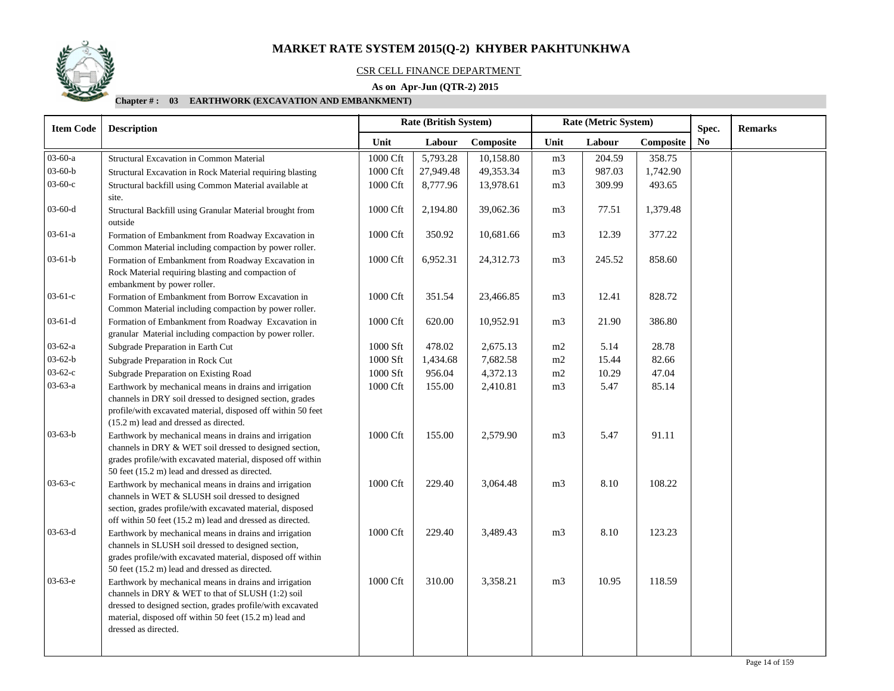# MARKET RATE SYSTEM 2015(Q-2) KHYBER PAKHTUNKHWA

CSR CELL FINANCE DEPARTMENT

**As on Apr-Jun (QTR-2) 2015**

**Chapter # : 03 EARTHWORK (EXCAVATION AND EMBANKMENT)**

| Item Code | Description | Rate (British System) | | | Rate (Metric System) | | | Spec. No | Remarks |
|---|---|---|---|---|---|---|---|---|---|
| | | Unit | Labour | Composite | Unit | Labour | Composite | | |
| 03-60-a | Structural Excavation in Common Material | 1000 Cft | 5,793.28 | 10,158.80 | m3 | 204.59 | 358.75 | | |
| 03-60-b | Structural Excavation in Rock Material requiring blasting | 1000 Cft | 27,949.48 | 49,353.34 | m3 | 987.03 | 1,742.90 | | |
| 03-60-c | Structural backfill using Common Material available at site. | 1000 Cft | 8,777.96 | 13,978.61 | m3 | 309.99 | 493.65 | | |
| 03-60-d | Structural Backfill using Granular Material brought from outside | 1000 Cft | 2,194.80 | 39,062.36 | m3 | 77.51 | 1,379.48 | | |
| 03-61-a | Formation of Embankment from Roadway Excavation in Common Material including compaction by power roller. | 1000 Cft | 350.92 | 10,681.66 | m3 | 12.39 | 377.22 | | |
| 03-61-b | Formation of Embankment from Roadway Excavation in Rock Material requiring blasting and compaction of embankment by power roller. | 1000 Cft | 6,952.31 | 24,312.73 | m3 | 245.52 | 858.60 | | |
| 03-61-c | Formation of Embankment from Borrow Excavation in Common Material including compaction by power roller. | 1000 Cft | 351.54 | 23,466.85 | m3 | 12.41 | 828.72 | | |
| 03-61-d | Formation of Embankment from Roadway Excavation in granular Material including compaction by power roller. | 1000 Cft | 620.00 | 10,952.91 | m3 | 21.90 | 386.80 | | |
| 03-62-a | Subgrade Preparation in Earth Cut | 1000 Sft | 478.02 | 2,675.13 | m2 | 5.14 | 28.78 | | |
| 03-62-b | Subgrade Preparation in Rock Cut | 1000 Sft | 1,434.68 | 7,682.58 | m2 | 15.44 | 82.66 | | |
| 03-62-c | Subgrade Preparation on Existing Road | 1000 Sft | 956.04 | 4,372.13 | m2 | 10.29 | 47.04 | | |
| 03-63-a | Earthwork by mechanical means in drains and irrigation channels in DRY soil dressed to designed section, grades profile/with excavated material, disposed off within 50 feet (15.2 m) lead and dressed as directed. | 1000 Cft | 155.00 | 2,410.81 | m3 | 5.47 | 85.14 | | |
| 03-63-b | Earthwork by mechanical means in drains and irrigation channels in DRY & WET soil dressed to designed section, grades profile/with excavated material, disposed off within 50 feet (15.2 m) lead and dressed as directed. | 1000 Cft | 155.00 | 2,579.90 | m3 | 5.47 | 91.11 | | |
| 03-63-c | Earthwork by mechanical means in drains and irrigation channels in WET & SLUSH soil dressed to designed section, grades profile/with excavated material, disposed off within 50 feet (15.2 m) lead and dressed as directed. | 1000 Cft | 229.40 | 3,064.48 | m3 | 8.10 | 108.22 | | |
| 03-63-d | Earthwork by mechanical means in drains and irrigation channels in SLUSH soil dressed to designed section, grades profile/with excavated material, disposed off within 50 feet (15.2 m) lead and dressed as directed. | 1000 Cft | 229.40 | 3,489.43 | m3 | 8.10 | 123.23 | | |
| 03-63-e | Earthwork by mechanical means in drains and irrigation channels in DRY & WET to that of SLUSH (1:2) soil dressed to designed section, grades profile/with excavated material, disposed off within 50 feet (15.2 m) lead and dressed as directed. | 1000 Cft | 310.00 | 3,358.21 | m3 | 10.95 | 118.59 | | |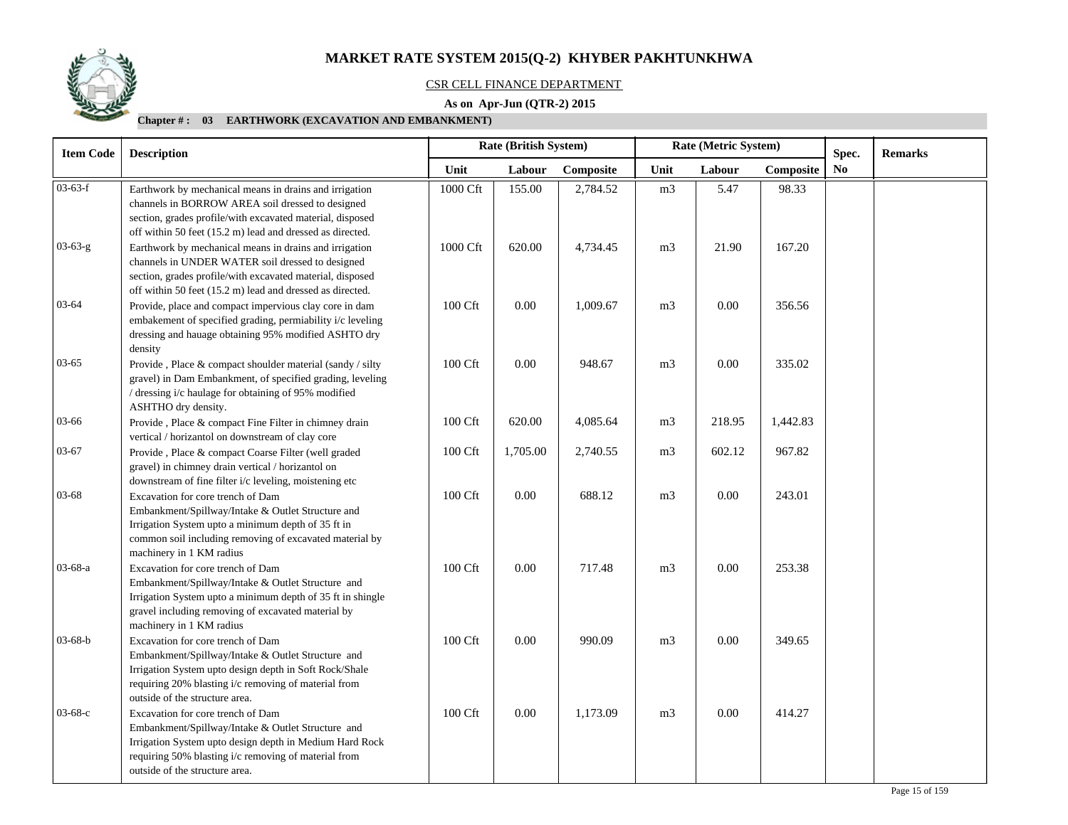# MARKET RATE SYSTEM 2015(Q-2) KHYBER PAKHTUNKHWA

CSR CELL FINANCE DEPARTMENT

**As on Apr-Jun (QTR-2) 2015**

**Chapter # : 03 EARTHWORK (EXCAVATION AND EMBANKMENT)**

| Item Code | Description | Rate (British System) | | | Rate (Metric System) | | | Spec. No | Remarks |
|---|---|---|---|---|---|---|---|---|---|
| | | Unit | Labour | Composite | Unit | Labour | Composite | | |
| 03-63-f | Earthwork by mechanical means in drains and irrigation channels in BORROW AREA soil dressed to designed section, grades profile/with excavated material, disposed off within 50 feet (15.2 m) lead and dressed as directed. | 1000 Cft | 155.00 | 2,784.52 | m3 | 5.47 | 98.33 | | |
| 03-63-g | Earthwork by mechanical means in drains and irrigation channels in UNDER WATER soil dressed to designed section, grades profile/with excavated material, disposed off within 50 feet (15.2 m) lead and dressed as directed. | 1000 Cft | 620.00 | 4,734.45 | m3 | 21.90 | 167.20 | | |
| 03-64 | Provide, place and compact impervious clay core in dam embakement of specified grading, permiability i/c leveling dressing and hauage obtaining 95% modified ASHTO dry density | 100 Cft | 0.00 | 1,009.67 | m3 | 0.00 | 356.56 | | |
| 03-65 | Provide , Place & compact shoulder material (sandy / silty gravel) in Dam Embankment, of specified grading, leveling / dressing i/c haulage for obtaining of 95% modified ASHTHO dry density. | 100 Cft | 0.00 | 948.67 | m3 | 0.00 | 335.02 | | |
| 03-66 | Provide , Place & compact Fine Filter in chimney drain vertical / horizantol on downstream of clay core | 100 Cft | 620.00 | 4,085.64 | m3 | 218.95 | 1,442.83 | | |
| 03-67 | Provide , Place & compact Coarse Filter (well graded gravel) in chimney drain vertical / horizantol on downstream of fine filter i/c leveling, moistening etc | 100 Cft | 1,705.00 | 2,740.55 | m3 | 602.12 | 967.82 | | |
| 03-68 | Excavation for core trench of Dam Embankment/Spillway/Intake & Outlet Structure and Irrigation System upto a minimum depth of 35 ft in common soil including removing of excavated material by machinery in 1 KM radius | 100 Cft | 0.00 | 688.12 | m3 | 0.00 | 243.01 | | |
| 03-68-a | Excavation for core trench of Dam Embankment/Spillway/Intake & Outlet Structure and Irrigation System upto a minimum depth of 35 ft in shingle gravel including removing of excavated material by machinery in 1 KM radius | 100 Cft | 0.00 | 717.48 | m3 | 0.00 | 253.38 | | |
| 03-68-b | Excavation for core trench of Dam Embankment/Spillway/Intake & Outlet Structure and Irrigation System upto design depth in Soft Rock/Shale requiring 20% blasting i/c removing of material from outside of the structure area. | 100 Cft | 0.00 | 990.09 | m3 | 0.00 | 349.65 | | |
| 03-68-c | Excavation for core trench of Dam Embankment/Spillway/Intake & Outlet Structure and Irrigation System upto design depth in Medium Hard Rock requiring 50% blasting i/c removing of material from outside of the structure area. | 100 Cft | 0.00 | 1,173.09 | m3 | 0.00 | 414.27 | | |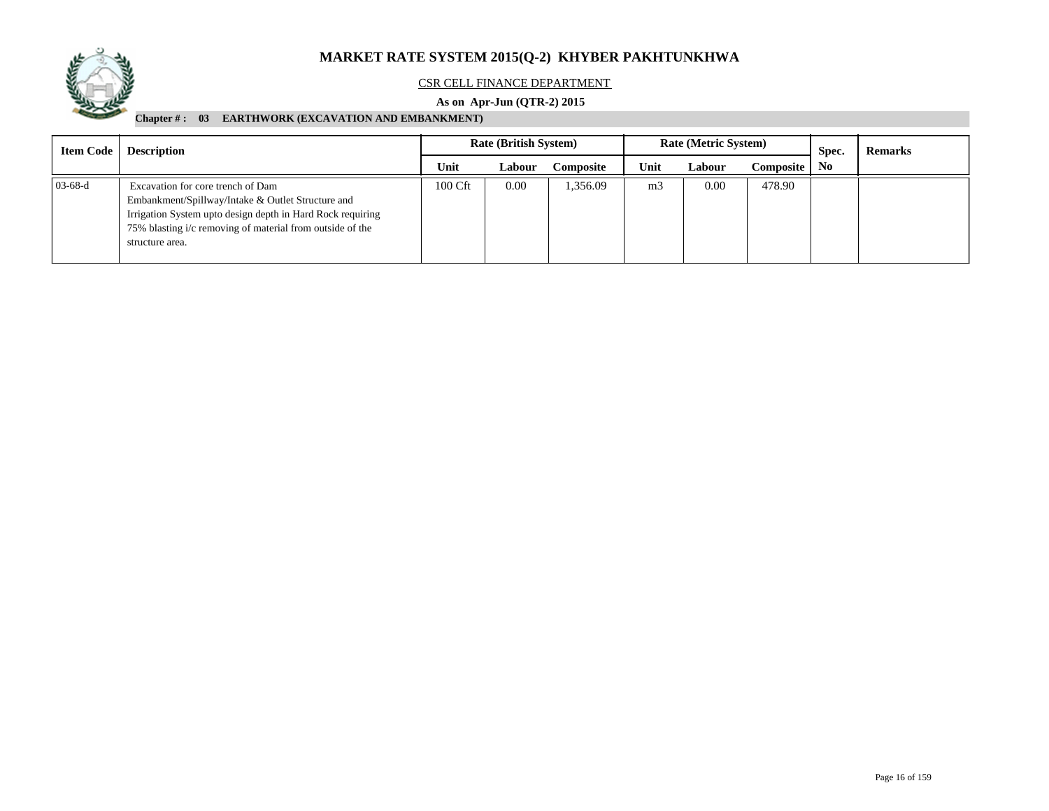# MARKET RATE SYSTEM 2015(Q-2) KHYBER PAKHTUNKHWA

CSR CELL FINANCE DEPARTMENT

**As on Apr-Jun (QTR-2) 2015**

**Chapter # : 03 EARTHWORK (EXCAVATION AND EMBANKMENT)**

| Item Code | Description | Rate (British System) | | | Rate (Metric System) | | | Spec. No | Remarks |
|---|---|---|---|---|---|---|---|---|---|
| | | Unit | Labour | Composite | Unit | Labour | Composite | | |
| 03-68-d | Excavation for core trench of Dam Embankment/Spillway/Intake & Outlet Structure and Irrigation System upto design depth in Hard Rock requiring 75% blasting i/c removing of material from outside of the structure area. | 100 Cft | 0.00 | 1,356.09 | m3 | 0.00 | 478.90 | | |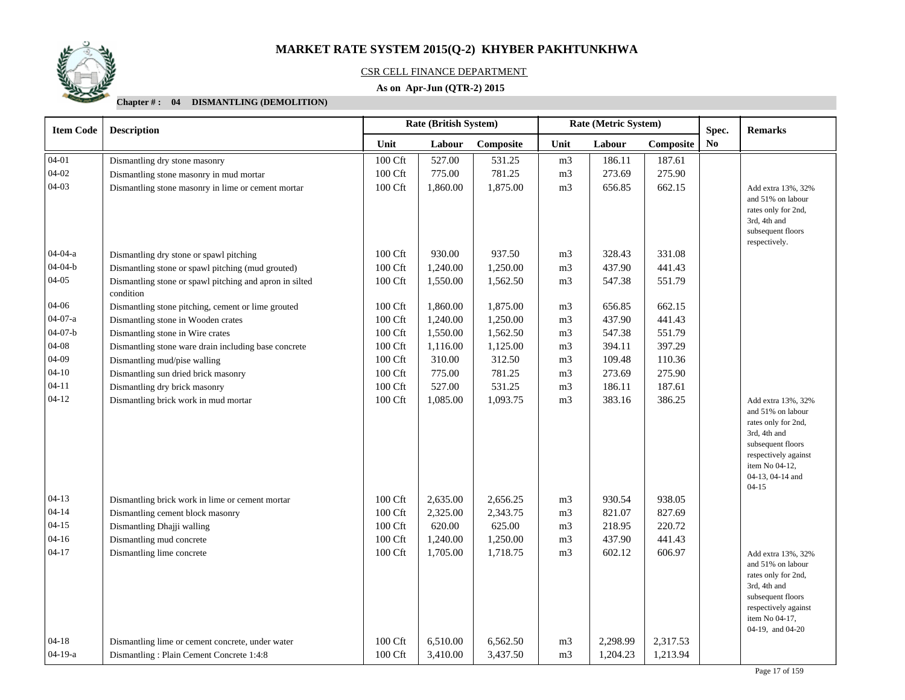# MARKET RATE SYSTEM 2015(Q-2) KHYBER PAKHTUNKHWA

CSR CELL FINANCE DEPARTMENT

**As on Apr-Jun (QTR-2) 2015**

**Chapter # : 04 DISMANTLING (DEMOLITION)**

| Item Code | Description | Rate (British System) | | | Rate (Metric System) | | | Spec. No | Remarks |
|---|---|---|---|---|---|---|---|---|---|
| | | Unit | Labour | Composite | Unit | Labour | Composite | | |
| 04-01 | Dismantling dry stone masonry | 100 Cft | 527.00 | 531.25 | m3 | 186.11 | 187.61 | | |
| 04-02 | Dismantling stone masonry in mud mortar | 100 Cft | 775.00 | 781.25 | m3 | 273.69 | 275.90 | | |
| 04-03 | Dismantling stone masonry in lime or cement mortar | 100 Cft | 1,860.00 | 1,875.00 | m3 | 656.85 | 662.15 | | Add extra 13%, 32% and 51% on labour rates only for 2nd, 3rd, 4th and subsequent floors respectively. |
| 04-04-a | Dismantling dry stone or spawl pitching | 100 Cft | 930.00 | 937.50 | m3 | 328.43 | 331.08 | | |
| 04-04-b | Dismantling stone or spawl pitching (mud grouted) | 100 Cft | 1,240.00 | 1,250.00 | m3 | 437.90 | 441.43 | | |
| 04-05 | Dismantling stone or spawl pitching and apron in silted condition | 100 Cft | 1,550.00 | 1,562.50 | m3 | 547.38 | 551.79 | | |
| 04-06 | Dismantling stone pitching, cement or lime grouted | 100 Cft | 1,860.00 | 1,875.00 | m3 | 656.85 | 662.15 | | |
| 04-07-a | Dismantling stone in Wooden crates | 100 Cft | 1,240.00 | 1,250.00 | m3 | 437.90 | 441.43 | | |
| 04-07-b | Dismantling stone in Wire crates | 100 Cft | 1,550.00 | 1,562.50 | m3 | 547.38 | 551.79 | | |
| 04-08 | Dismantling stone ware drain including base concrete | 100 Cft | 1,116.00 | 1,125.00 | m3 | 394.11 | 397.29 | | |
| 04-09 | Dismantling mud/pise walling | 100 Cft | 310.00 | 312.50 | m3 | 109.48 | 110.36 | | |
| 04-10 | Dismantling sun dried brick masonry | 100 Cft | 775.00 | 781.25 | m3 | 273.69 | 275.90 | | |
| 04-11 | Dismantling dry brick masonry | 100 Cft | 527.00 | 531.25 | m3 | 186.11 | 187.61 | | |
| 04-12 | Dismantling brick work in mud mortar | 100 Cft | 1,085.00 | 1,093.75 | m3 | 383.16 | 386.25 | | Add extra 13%, 32% and 51% on labour rates only for 2nd, 3rd, 4th and subsequent floors respectively against item No 04-12, 04-13, 04-14 and 04-15 |
| 04-13 | Dismantling brick work in lime or cement mortar | 100 Cft | 2,635.00 | 2,656.25 | m3 | 930.54 | 938.05 | | |
| 04-14 | Dismantling cement block masonry | 100 Cft | 2,325.00 | 2,343.75 | m3 | 821.07 | 827.69 | | |
| 04-15 | Dismantling Dhajji walling | 100 Cft | 620.00 | 625.00 | m3 | 218.95 | 220.72 | | |
| 04-16 | Dismantling mud concrete | 100 Cft | 1,240.00 | 1,250.00 | m3 | 437.90 | 441.43 | | |
| 04-17 | Dismantling lime concrete | 100 Cft | 1,705.00 | 1,718.75 | m3 | 602.12 | 606.97 | | Add extra 13%, 32% and 51% on labour rates only for 2nd, 3rd, 4th and subsequent floors respectively against item No 04-17, 04-19, and 04-20 |
| 04-18 | Dismantling lime or cement concrete, under water | 100 Cft | 6,510.00 | 6,562.50 | m3 | 2,298.99 | 2,317.53 | | |
| 04-19-a | Dismantling : Plain Cement Concrete 1:4:8 | 100 Cft | 3,410.00 | 3,437.50 | m3 | 1,204.23 | 1,213.94 | | |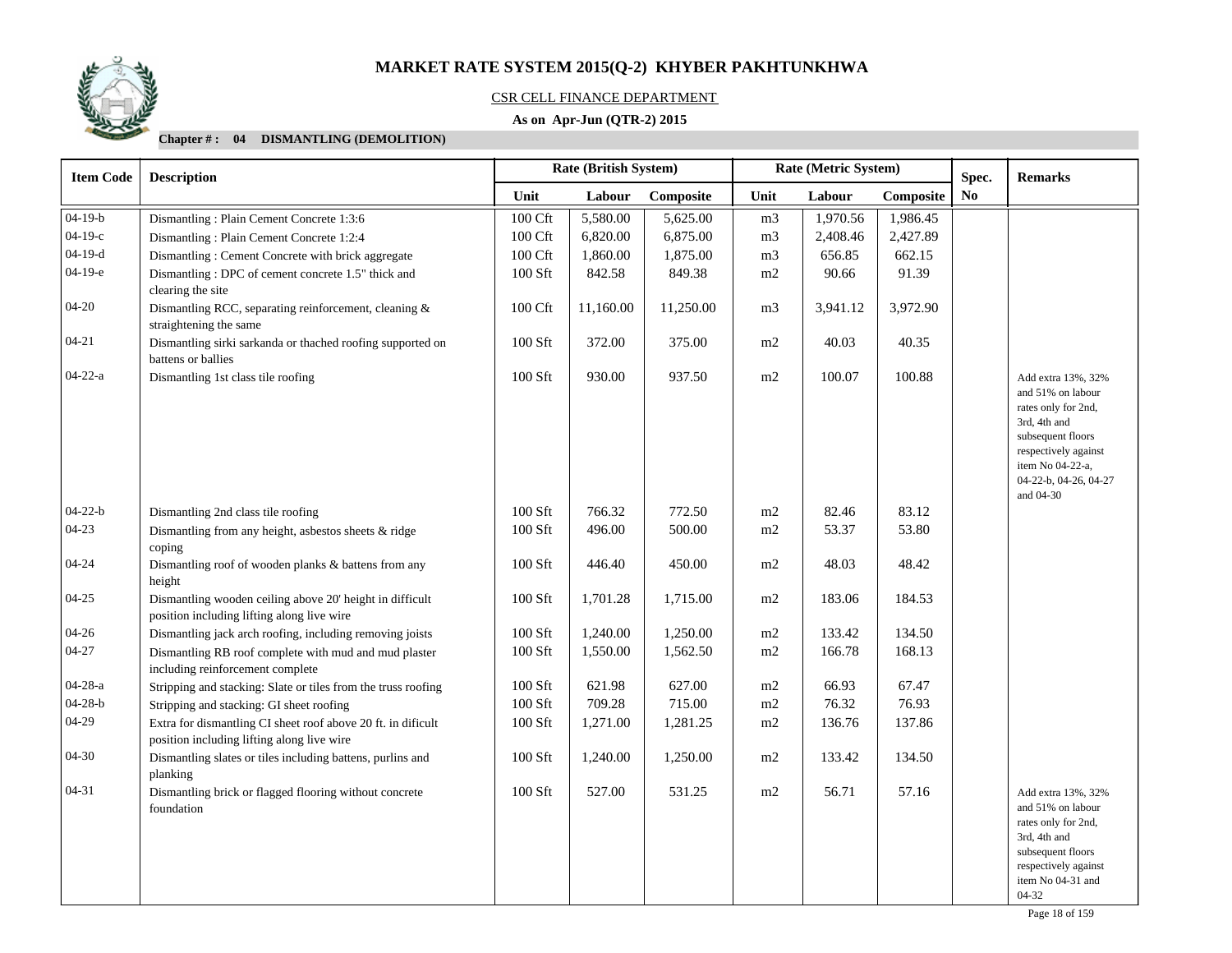# MARKET RATE SYSTEM 2015(Q-2) KHYBER PAKHTUNKHWA

CSR CELL FINANCE DEPARTMENT

**As on Apr-Jun (QTR-2) 2015**

**Chapter # : 04 DISMANTLING (DEMOLITION)**

| Item Code | Description | Rate (British System) | | | Rate (Metric System) | | | Spec. No | Remarks |
|---|---|---|---|---|---|---|---|---|---|
| | | Unit | Labour | Composite | Unit | Labour | Composite | | |
| 04-19-b | Dismantling : Plain Cement Concrete 1:3:6 | 100 Cft | 5,580.00 | 5,625.00 | m3 | 1,970.56 | 1,986.45 | | |
| 04-19-c | Dismantling : Plain Cement Concrete 1:2:4 | 100 Cft | 6,820.00 | 6,875.00 | m3 | 2,408.46 | 2,427.89 | | |
| 04-19-d | Dismantling : Cement Concrete with brick aggregate | 100 Cft | 1,860.00 | 1,875.00 | m3 | 656.85 | 662.15 | | |
| 04-19-e | Dismantling : DPC of cement concrete 1.5" thick and clearing the site | 100 Sft | 842.58 | 849.38 | m2 | 90.66 | 91.39 | | |
| 04-20 | Dismantling RCC, separating reinforcement, cleaning & straightening the same | 100 Cft | 11,160.00 | 11,250.00 | m3 | 3,941.12 | 3,972.90 | | |
| 04-21 | Dismantling sirki sarkanda or thached roofing supported on battens or ballies | 100 Sft | 372.00 | 375.00 | m2 | 40.03 | 40.35 | | |
| 04-22-a | Dismantling 1st class tile roofing | 100 Sft | 930.00 | 937.50 | m2 | 100.07 | 100.88 | | Add extra 13%, 32% and 51% on labour rates only for 2nd, 3rd, 4th and subsequent floors respectively against item No 04-22-a, 04-22-b, 04-26, 04-27 and 04-30 |
| 04-22-b | Dismantling 2nd class tile roofing | 100 Sft | 766.32 | 772.50 | m2 | 82.46 | 83.12 | | |
| 04-23 | Dismantling from any height, asbestos sheets & ridge coping | 100 Sft | 496.00 | 500.00 | m2 | 53.37 | 53.80 | | |
| 04-24 | Dismantling roof of wooden planks & battens from any height | 100 Sft | 446.40 | 450.00 | m2 | 48.03 | 48.42 | | |
| 04-25 | Dismantling wooden ceiling above 20' height in difficult position including lifting along live wire | 100 Sft | 1,701.28 | 1,715.00 | m2 | 183.06 | 184.53 | | |
| 04-26 | Dismantling jack arch roofing, including removing joists | 100 Sft | 1,240.00 | 1,250.00 | m2 | 133.42 | 134.50 | | |
| 04-27 | Dismantling RB roof complete with mud and mud plaster including reinforcement complete | 100 Sft | 1,550.00 | 1,562.50 | m2 | 166.78 | 168.13 | | |
| 04-28-a | Stripping and stacking: Slate or tiles from the truss roofing | 100 Sft | 621.98 | 627.00 | m2 | 66.93 | 67.47 | | |
| 04-28-b | Stripping and stacking: GI sheet roofing | 100 Sft | 709.28 | 715.00 | m2 | 76.32 | 76.93 | | |
| 04-29 | Extra for dismantling CI sheet roof above 20 ft. in dificult position including lifting along live wire | 100 Sft | 1,271.00 | 1,281.25 | m2 | 136.76 | 137.86 | | |
| 04-30 | Dismantling slates or tiles including battens, purlins and planking | 100 Sft | 1,240.00 | 1,250.00 | m2 | 133.42 | 134.50 | | |
| 04-31 | Dismantling brick or flagged flooring without concrete foundation | 100 Sft | 527.00 | 531.25 | m2 | 56.71 | 57.16 | | Add extra 13%, 32% and 51% on labour rates only for 2nd, 3rd, 4th and subsequent floors respectively against item No 04-31 and 04-32 |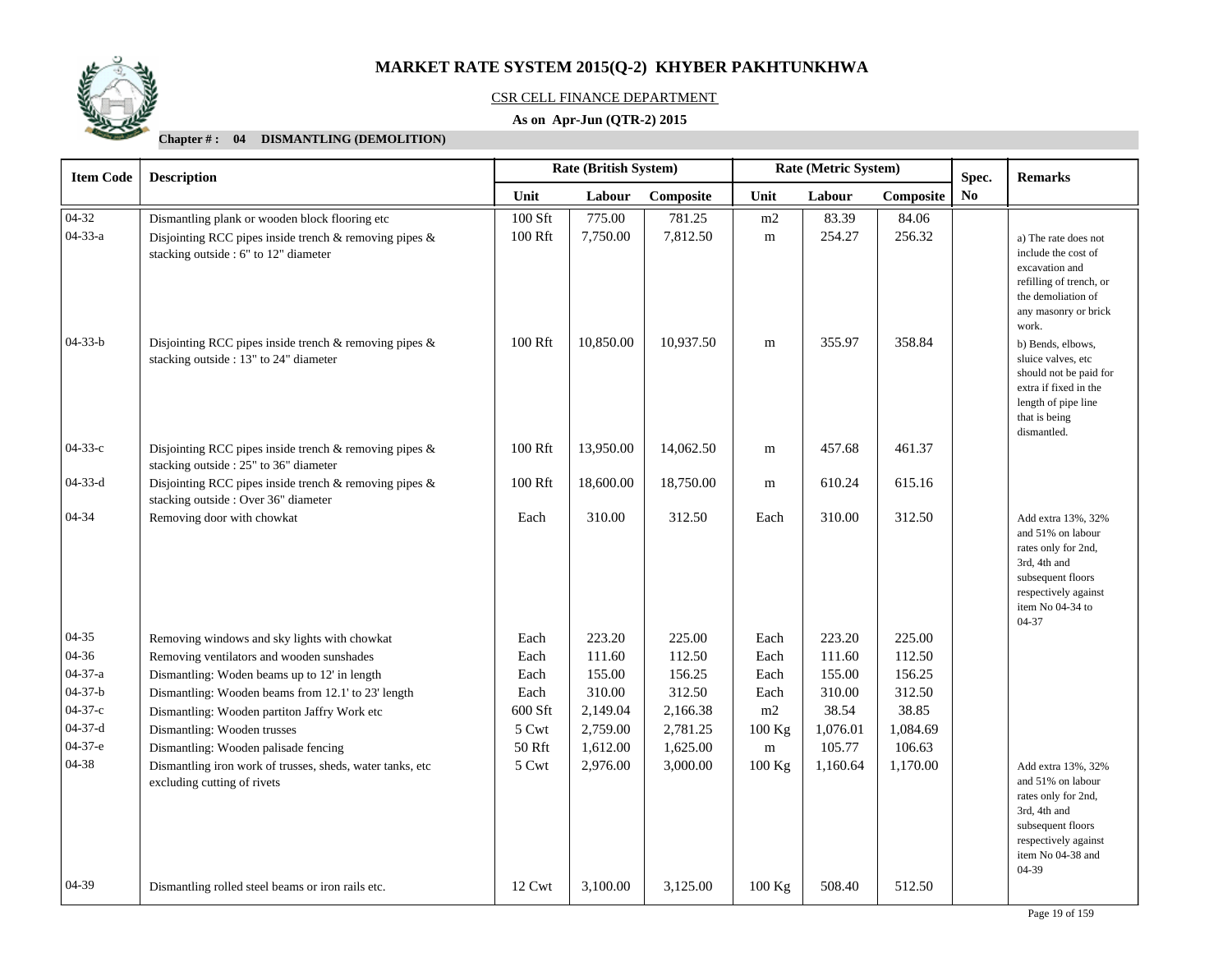# MARKET RATE SYSTEM 2015(Q-2) KHYBER PAKHTUNKHWA

CSR CELL FINANCE DEPARTMENT

**As on Apr-Jun (QTR-2) 2015**

**Chapter # : 04 DISMANTLING (DEMOLITION)**

| Item Code | Description | Rate (British System) | | | Rate (Metric System) | | | Spec. No | Remarks |
|---|---|---|---|---|---|---|---|---|---|
| | | Unit | Labour | Composite | Unit | Labour | Composite | | |
| 04-32 | Dismantling plank or wooden block flooring etc | 100 Sft | 775.00 | 781.25 | m2 | 83.39 | 84.06 | | |
| 04-33-a | Disjointing RCC pipes inside trench & removing pipes & stacking outside : 6" to 12" diameter | 100 Rft | 7,750.00 | 7,812.50 | m | 254.27 | 256.32 | | a) The rate does not include the cost of excavation and refilling of trench, or the demoliation of any masonry or brick work. |
| 04-33-b | Disjointing RCC pipes inside trench & removing pipes & stacking outside : 13" to 24" diameter | 100 Rft | 10,850.00 | 10,937.50 | m | 355.97 | 358.84 | | b) Bends, elbows, sluice valves, etc should not be paid for extra if fixed in the length of pipe line that is being dismantled. |
| 04-33-c | Disjointing RCC pipes inside trench & removing pipes & stacking outside : 25" to 36" diameter | 100 Rft | 13,950.00 | 14,062.50 | m | 457.68 | 461.37 | | |
| 04-33-d | Disjointing RCC pipes inside trench & removing pipes & stacking outside : Over 36" diameter | 100 Rft | 18,600.00 | 18,750.00 | m | 610.24 | 615.16 | | |
| 04-34 | Removing door with chowkat | Each | 310.00 | 312.50 | Each | 310.00 | 312.50 | | Add extra 13%, 32% and 51% on labour rates only for 2nd, 3rd, 4th and subsequent floors respectively against item No 04-34 to 04-37 |
| 04-35 | Removing windows and sky lights with chowkat | Each | 223.20 | 225.00 | Each | 223.20 | 225.00 | | |
| 04-36 | Removing ventilators and wooden sunshades | Each | 111.60 | 112.50 | Each | 111.60 | 112.50 | | |
| 04-37-a | Dismantling: Woden beams up to 12' in length | Each | 155.00 | 156.25 | Each | 155.00 | 156.25 | | |
| 04-37-b | Dismantling: Wooden beams from 12.1' to 23' length | Each | 310.00 | 312.50 | Each | 310.00 | 312.50 | | |
| 04-37-c | Dismantling: Wooden partiton Jaffry Work etc | 600 Sft | 2,149.04 | 2,166.38 | m2 | 38.54 | 38.85 | | |
| 04-37-d | Dismantling: Wooden trusses | 5 Cwt | 2,759.00 | 2,781.25 | 100 Kg | 1,076.01 | 1,084.69 | | |
| 04-37-e | Dismantling: Wooden palisade fencing | 50 Rft | 1,612.00 | 1,625.00 | m | 105.77 | 106.63 | | |
| 04-38 | Dismantling iron work of trusses, sheds, water tanks, etc excluding cutting of rivets | 5 Cwt | 2,976.00 | 3,000.00 | 100 Kg | 1,160.64 | 1,170.00 | | Add extra 13%, 32% and 51% on labour rates only for 2nd, 3rd, 4th and subsequent floors respectively against item No 04-38 and 04-39 |
| 04-39 | Dismantling rolled steel beams or iron rails etc. | 12 Cwt | 3,100.00 | 3,125.00 | 100 Kg | 508.40 | 512.50 | | |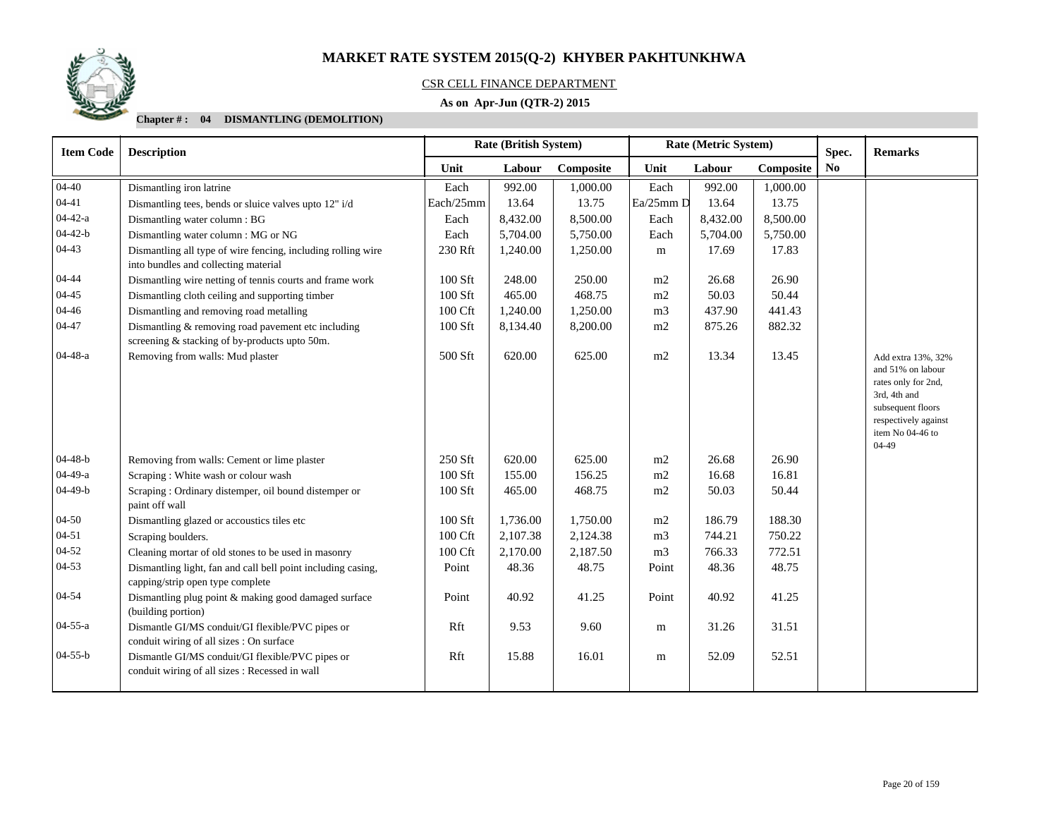# MARKET RATE SYSTEM 2015(Q-2) KHYBER PAKHTUNKHWA

CSR CELL FINANCE DEPARTMENT

**As on Apr-Jun (QTR-2) 2015**

**Chapter # : 04 DISMANTLING (DEMOLITION)**

| Item Code | Description | Rate (British System) | | | Rate (Metric System) | | | Spec. No | Remarks |
|---|---|---|---|---|---|---|---|---|---|
| | | Unit | Labour | Composite | Unit | Labour | Composite | | |
| 04-40 | Dismantling iron latrine | Each | 992.00 | 1,000.00 | Each | 992.00 | 1,000.00 | | |
| 04-41 | Dismantling tees, bends or sluice valves upto 12" i/d | Each/25mm | 13.64 | 13.75 | Ea/25mm D | 13.64 | 13.75 | | |
| 04-42-a | Dismantling water column : BG | Each | 8,432.00 | 8,500.00 | Each | 8,432.00 | 8,500.00 | | |
| 04-42-b | Dismantling water column : MG or NG | Each | 5,704.00 | 5,750.00 | Each | 5,704.00 | 5,750.00 | | |
| 04-43 | Dismantling all type of wire fencing, including rolling wire into bundles and collecting material | 230 Rft | 1,240.00 | 1,250.00 | m | 17.69 | 17.83 | | |
| 04-44 | Dismantling wire netting of tennis courts and frame work | 100 Sft | 248.00 | 250.00 | m2 | 26.68 | 26.90 | | |
| 04-45 | Dismantling cloth ceiling and supporting timber | 100 Sft | 465.00 | 468.75 | m2 | 50.03 | 50.44 | | |
| 04-46 | Dismantling and removing road metalling | 100 Cft | 1,240.00 | 1,250.00 | m3 | 437.90 | 441.43 | | |
| 04-47 | Dismantling & removing road pavement etc including screening & stacking of by-products upto 50m. | 100 Sft | 8,134.40 | 8,200.00 | m2 | 875.26 | 882.32 | | |
| 04-48-a | Removing from walls: Mud plaster | 500 Sft | 620.00 | 625.00 | m2 | 13.34 | 13.45 | | Add extra 13%, 32% and 51% on labour rates only for 2nd, 3rd, 4th and subsequent floors respectively against item No 04-46 to 04-49 |
| 04-48-b | Removing from walls: Cement or lime plaster | 250 Sft | 620.00 | 625.00 | m2 | 26.68 | 26.90 | | |
| 04-49-a | Scraping : White wash or colour wash | 100 Sft | 155.00 | 156.25 | m2 | 16.68 | 16.81 | | |
| 04-49-b | Scraping : Ordinary distemper, oil bound distemper or paint off wall | 100 Sft | 465.00 | 468.75 | m2 | 50.03 | 50.44 | | |
| 04-50 | Dismantling glazed or accoustics tiles etc | 100 Sft | 1,736.00 | 1,750.00 | m2 | 186.79 | 188.30 | | |
| 04-51 | Scraping boulders. | 100 Cft | 2,107.38 | 2,124.38 | m3 | 744.21 | 750.22 | | |
| 04-52 | Cleaning mortar of old stones to be used in masonry | 100 Cft | 2,170.00 | 2,187.50 | m3 | 766.33 | 772.51 | | |
| 04-53 | Dismantling light, fan and call bell point including casing, capping/strip open type complete | Point | 48.36 | 48.75 | Point | 48.36 | 48.75 | | |
| 04-54 | Dismantling plug point & making good damaged surface (building portion) | Point | 40.92 | 41.25 | Point | 40.92 | 41.25 | | |
| 04-55-a | Dismantle GI/MS conduit/GI flexible/PVC pipes or conduit wiring of all sizes : On surface | Rft | 9.53 | 9.60 | m | 31.26 | 31.51 | | |
| 04-55-b | Dismantle GI/MS conduit/GI flexible/PVC pipes or conduit wiring of all sizes : Recessed in wall | Rft | 15.88 | 16.01 | m | 52.09 | 52.51 | | |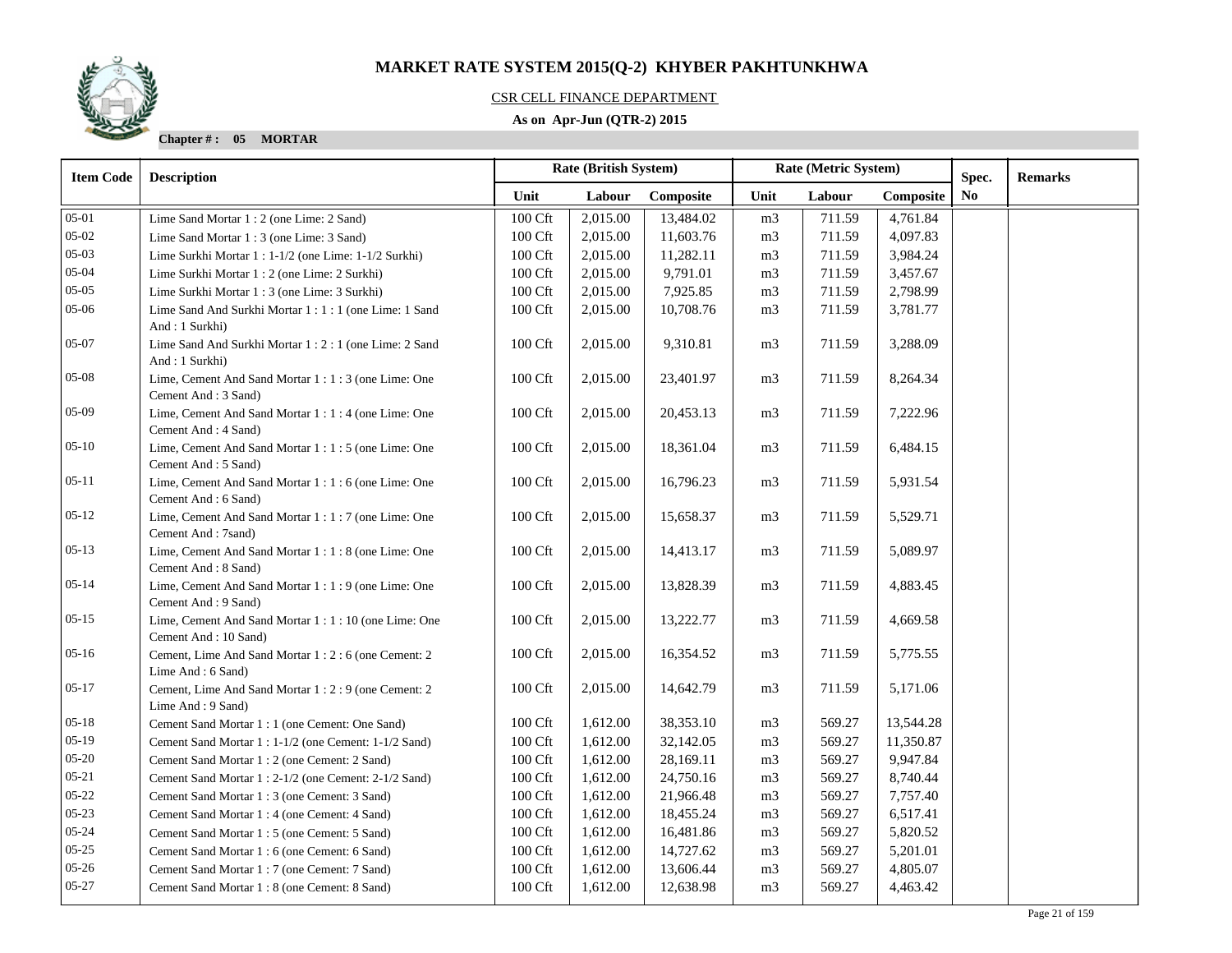# MARKET RATE SYSTEM 2015(Q-2) KHYBER PAKHTUNKHWA

CSR CELL FINANCE DEPARTMENT

**As on Apr-Jun (QTR-2) 2015**

**Chapter # : 05 MORTAR**

| Item Code | Description | Rate (British System) | | | Rate (Metric System) | | | Spec. No | Remarks |
|---|---|---|---|---|---|---|---|---|---|
| | | Unit | Labour | Composite | Unit | Labour | Composite | | |
| 05-01 | Lime Sand Mortar 1 : 2 (one Lime: 2 Sand) | 100 Cft | 2,015.00 | 13,484.02 | m3 | 711.59 | 4,761.84 | | |
| 05-02 | Lime Sand Mortar 1 : 3 (one Lime: 3 Sand) | 100 Cft | 2,015.00 | 11,603.76 | m3 | 711.59 | 4,097.83 | | |
| 05-03 | Lime Surkhi Mortar 1 : 1-1/2 (one Lime: 1-1/2 Surkhi) | 100 Cft | 2,015.00 | 11,282.11 | m3 | 711.59 | 3,984.24 | | |
| 05-04 | Lime Surkhi Mortar 1 : 2 (one Lime: 2 Surkhi) | 100 Cft | 2,015.00 | 9,791.01 | m3 | 711.59 | 3,457.67 | | |
| 05-05 | Lime Surkhi Mortar 1 : 3 (one Lime: 3 Surkhi) | 100 Cft | 2,015.00 | 7,925.85 | m3 | 711.59 | 2,798.99 | | |
| 05-06 | Lime Sand And Surkhi Mortar 1 : 1 : 1 (one Lime: 1 Sand And : 1 Surkhi) | 100 Cft | 2,015.00 | 10,708.76 | m3 | 711.59 | 3,781.77 | | |
| 05-07 | Lime Sand And Surkhi Mortar 1 : 2 : 1 (one Lime: 2 Sand And : 1 Surkhi) | 100 Cft | 2,015.00 | 9,310.81 | m3 | 711.59 | 3,288.09 | | |
| 05-08 | Lime, Cement And Sand Mortar 1 : 1 : 3 (one Lime: One Cement And : 3 Sand) | 100 Cft | 2,015.00 | 23,401.97 | m3 | 711.59 | 8,264.34 | | |
| 05-09 | Lime, Cement And Sand Mortar 1 : 1 : 4 (one Lime: One Cement And : 4 Sand) | 100 Cft | 2,015.00 | 20,453.13 | m3 | 711.59 | 7,222.96 | | |
| 05-10 | Lime, Cement And Sand Mortar 1 : 1 : 5 (one Lime: One Cement And : 5 Sand) | 100 Cft | 2,015.00 | 18,361.04 | m3 | 711.59 | 6,484.15 | | |
| 05-11 | Lime, Cement And Sand Mortar 1 : 1 : 6 (one Lime: One Cement And : 6 Sand) | 100 Cft | 2,015.00 | 16,796.23 | m3 | 711.59 | 5,931.54 | | |
| 05-12 | Lime, Cement And Sand Mortar 1 : 1 : 7 (one Lime: One Cement And : 7sand) | 100 Cft | 2,015.00 | 15,658.37 | m3 | 711.59 | 5,529.71 | | |
| 05-13 | Lime, Cement And Sand Mortar 1 : 1 : 8 (one Lime: One Cement And : 8 Sand) | 100 Cft | 2,015.00 | 14,413.17 | m3 | 711.59 | 5,089.97 | | |
| 05-14 | Lime, Cement And Sand Mortar 1 : 1 : 9 (one Lime: One Cement And : 9 Sand) | 100 Cft | 2,015.00 | 13,828.39 | m3 | 711.59 | 4,883.45 | | |
| 05-15 | Lime, Cement And Sand Mortar 1 : 1 : 10 (one Lime: One Cement And : 10 Sand) | 100 Cft | 2,015.00 | 13,222.77 | m3 | 711.59 | 4,669.58 | | |
| 05-16 | Cement, Lime And Sand Mortar 1 : 2 : 6 (one Cement: 2 Lime And : 6 Sand) | 100 Cft | 2,015.00 | 16,354.52 | m3 | 711.59 | 5,775.55 | | |
| 05-17 | Cement, Lime And Sand Mortar 1 : 2 : 9 (one Cement: 2 Lime And : 9 Sand) | 100 Cft | 2,015.00 | 14,642.79 | m3 | 711.59 | 5,171.06 | | |
| 05-18 | Cement Sand Mortar 1 : 1 (one Cement: One Sand) | 100 Cft | 1,612.00 | 38,353.10 | m3 | 569.27 | 13,544.28 | | |
| 05-19 | Cement Sand Mortar 1 : 1-1/2 (one Cement: 1-1/2 Sand) | 100 Cft | 1,612.00 | 32,142.05 | m3 | 569.27 | 11,350.87 | | |
| 05-20 | Cement Sand Mortar 1 : 2 (one Cement: 2 Sand) | 100 Cft | 1,612.00 | 28,169.11 | m3 | 569.27 | 9,947.84 | | |
| 05-21 | Cement Sand Mortar 1 : 2-1/2 (one Cement: 2-1/2 Sand) | 100 Cft | 1,612.00 | 24,750.16 | m3 | 569.27 | 8,740.44 | | |
| 05-22 | Cement Sand Mortar 1 : 3 (one Cement: 3 Sand) | 100 Cft | 1,612.00 | 21,966.48 | m3 | 569.27 | 7,757.40 | | |
| 05-23 | Cement Sand Mortar 1 : 4 (one Cement: 4 Sand) | 100 Cft | 1,612.00 | 18,455.24 | m3 | 569.27 | 6,517.41 | | |
| 05-24 | Cement Sand Mortar 1 : 5 (one Cement: 5 Sand) | 100 Cft | 1,612.00 | 16,481.86 | m3 | 569.27 | 5,820.52 | | |
| 05-25 | Cement Sand Mortar 1 : 6 (one Cement: 6 Sand) | 100 Cft | 1,612.00 | 14,727.62 | m3 | 569.27 | 5,201.01 | | |
| 05-26 | Cement Sand Mortar 1 : 7 (one Cement: 7 Sand) | 100 Cft | 1,612.00 | 13,606.44 | m3 | 569.27 | 4,805.07 | | |
| 05-27 | Cement Sand Mortar 1 : 8 (one Cement: 8 Sand) | 100 Cft | 1,612.00 | 12,638.98 | m3 | 569.27 | 4,463.42 | | |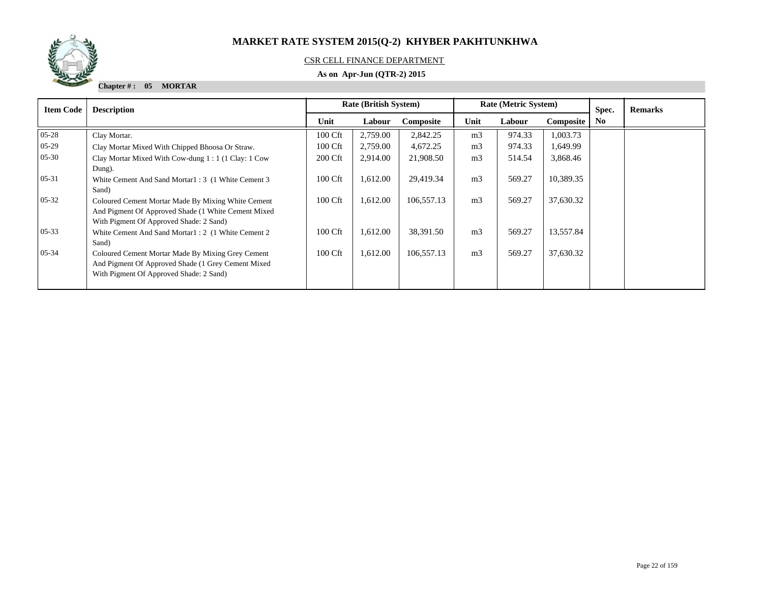# MARKET RATE SYSTEM 2015(Q-2) KHYBER PAKHTUNKHWA

CSR CELL FINANCE DEPARTMENT

**As on Apr-Jun (QTR-2) 2015**

**Chapter # : 05 MORTAR**

| Item Code | Description | Rate (British System) | | | Rate (Metric System) | | | Spec. No | Remarks |
|---|---|---|---|---|---|---|---|---|---|
| | | Unit | Labour | Composite | Unit | Labour | Composite | | |
| 05-28 | Clay Mortar. | 100 Cft | 2,759.00 | 2,842.25 | m3 | 974.33 | 1,003.73 | | |
| 05-29 | Clay Mortar Mixed With Chipped Bhoosa Or Straw. | 100 Cft | 2,759.00 | 4,672.25 | m3 | 974.33 | 1,649.99 | | |
| 05-30 | Clay Mortar Mixed With Cow-dung 1 : 1 (1 Clay: 1 Cow Dung). | 200 Cft | 2,914.00 | 21,908.50 | m3 | 514.54 | 3,868.46 | | |
| 05-31 | White Cement And Sand Mortar1 : 3 (1 White Cement 3 Sand) | 100 Cft | 1,612.00 | 29,419.34 | m3 | 569.27 | 10,389.35 | | |
| 05-32 | Coloured Cement Mortar Made By Mixing White Cement And Pigment Of Approved Shade (1 White Cement Mixed With Pigment Of Approved Shade: 2 Sand) | 100 Cft | 1,612.00 | 106,557.13 | m3 | 569.27 | 37,630.32 | | |
| 05-33 | White Cement And Sand Mortar1 : 2 (1 White Cement 2 Sand) | 100 Cft | 1,612.00 | 38,391.50 | m3 | 569.27 | 13,557.84 | | |
| 05-34 | Coloured Cement Mortar Made By Mixing Grey Cement And Pigment Of Approved Shade (1 Grey Cement Mixed With Pigment Of Approved Shade: 2 Sand) | 100 Cft | 1,612.00 | 106,557.13 | m3 | 569.27 | 37,630.32 | | |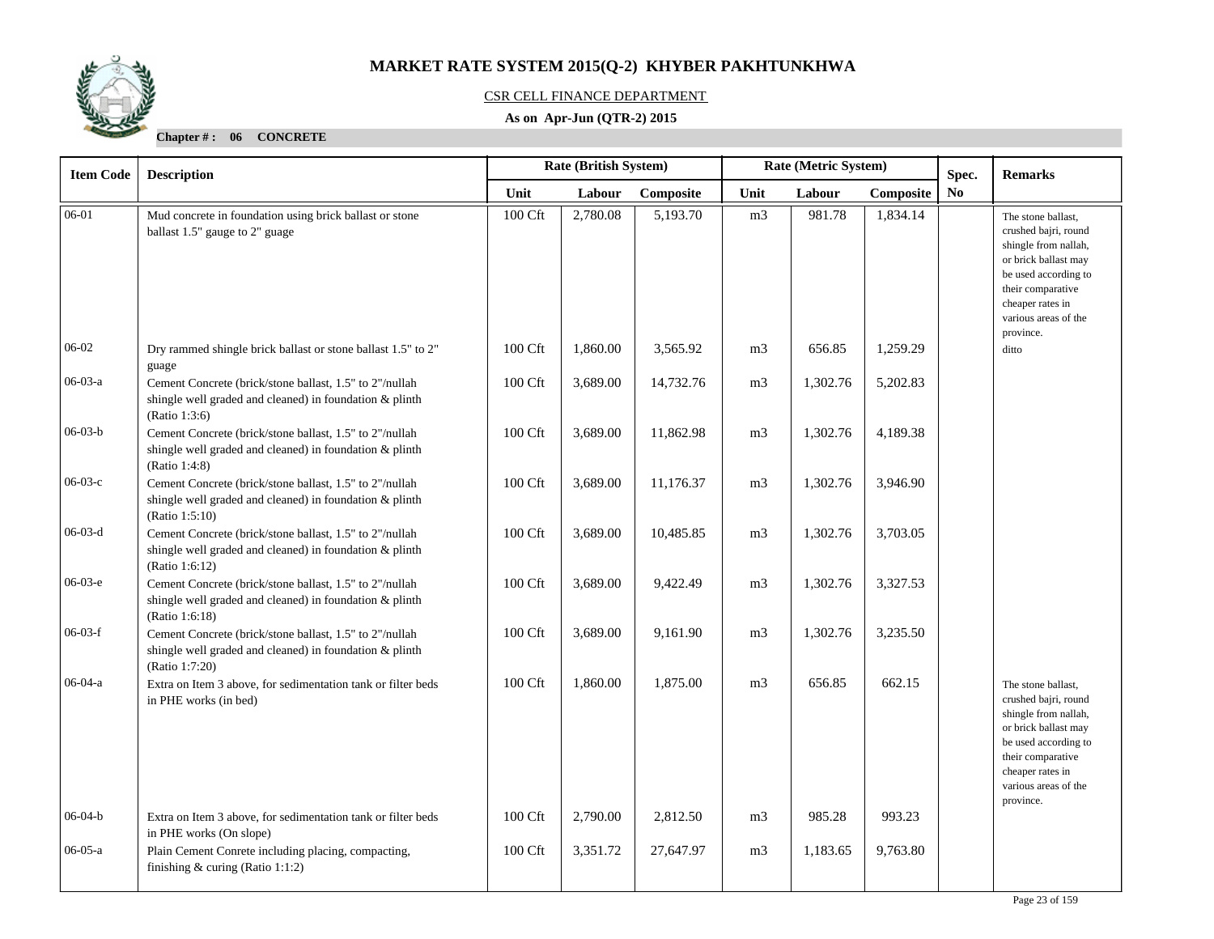# MARKET RATE SYSTEM 2015(Q-2) KHYBER PAKHTUNKHWA

CSR CELL FINANCE DEPARTMENT

**As on Apr-Jun (QTR-2) 2015**

**Chapter # : 06 CONCRETE**

| Item Code | Description | Rate (British System) | | | Rate (Metric System) | | | Spec. No | Remarks |
|---|---|---|---|---|---|---|---|---|---|
| | | Unit | Labour | Composite | Unit | Labour | Composite | | |
| 06-01 | Mud concrete in foundation using brick ballast or stone ballast 1.5" gauge to 2" guage | 100 Cft | 2,780.08 | 5,193.70 | m3 | 981.78 | 1,834.14 | | The stone ballast, crushed bajri, round shingle from nallah, or brick ballast may be used according to their comparative cheaper rates in various areas of the province. |
| 06-02 | Dry rammed shingle brick ballast or stone ballast 1.5" to 2" guage | 100 Cft | 1,860.00 | 3,565.92 | m3 | 656.85 | 1,259.29 | | ditto |
| 06-03-a | Cement Concrete (brick/stone ballast, 1.5" to 2"/nullah shingle well graded and cleaned) in foundation & plinth (Ratio 1:3:6) | 100 Cft | 3,689.00 | 14,732.76 | m3 | 1,302.76 | 5,202.83 | | |
| 06-03-b | Cement Concrete (brick/stone ballast, 1.5" to 2"/nullah shingle well graded and cleaned) in foundation & plinth (Ratio 1:4:8) | 100 Cft | 3,689.00 | 11,862.98 | m3 | 1,302.76 | 4,189.38 | | |
| 06-03-c | Cement Concrete (brick/stone ballast, 1.5" to 2"/nullah shingle well graded and cleaned) in foundation & plinth (Ratio 1:5:10) | 100 Cft | 3,689.00 | 11,176.37 | m3 | 1,302.76 | 3,946.90 | | |
| 06-03-d | Cement Concrete (brick/stone ballast, 1.5" to 2"/nullah shingle well graded and cleaned) in foundation & plinth (Ratio 1:6:12) | 100 Cft | 3,689.00 | 10,485.85 | m3 | 1,302.76 | 3,703.05 | | |
| 06-03-e | Cement Concrete (brick/stone ballast, 1.5" to 2"/nullah shingle well graded and cleaned) in foundation & plinth (Ratio 1:6:18) | 100 Cft | 3,689.00 | 9,422.49 | m3 | 1,302.76 | 3,327.53 | | |
| 06-03-f | Cement Concrete (brick/stone ballast, 1.5" to 2"/nullah shingle well graded and cleaned) in foundation & plinth (Ratio 1:7:20) | 100 Cft | 3,689.00 | 9,161.90 | m3 | 1,302.76 | 3,235.50 | | |
| 06-04-a | Extra on Item 3 above, for sedimentation tank or filter beds in PHE works (in bed) | 100 Cft | 1,860.00 | 1,875.00 | m3 | 656.85 | 662.15 | | The stone ballast, crushed bajri, round shingle from nallah, or brick ballast may be used according to their comparative cheaper rates in various areas of the province. |
| 06-04-b | Extra on Item 3 above, for sedimentation tank or filter beds in PHE works (On slope) | 100 Cft | 2,790.00 | 2,812.50 | m3 | 985.28 | 993.23 | | |
| 06-05-a | Plain Cement Conrete including placing, compacting, finishing & curing (Ratio 1:1:2) | 100 Cft | 3,351.72 | 27,647.97 | m3 | 1,183.65 | 9,763.80 | | |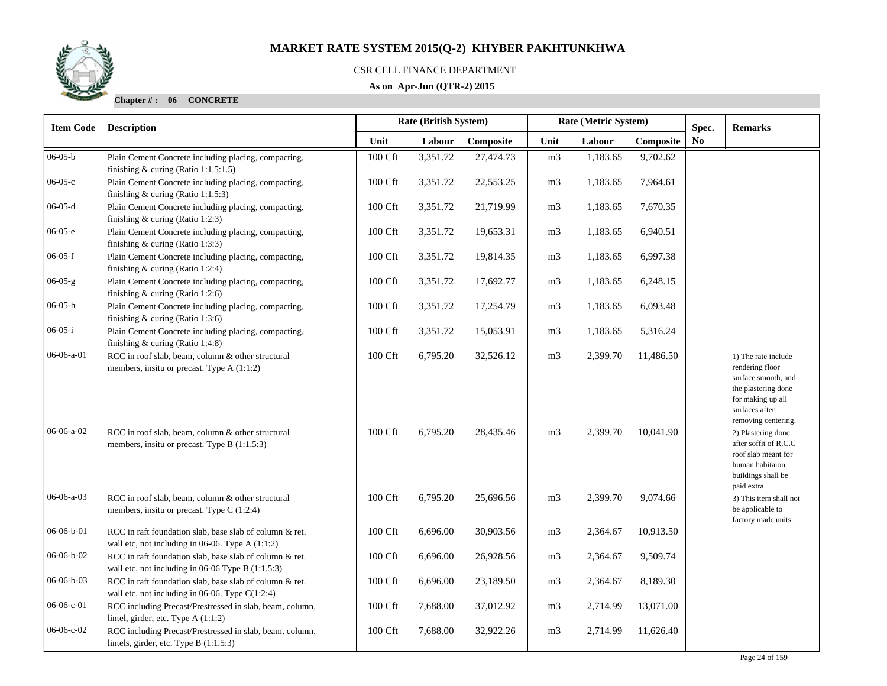# MARKET RATE SYSTEM 2015(Q-2) KHYBER PAKHTUNKHWA

CSR CELL FINANCE DEPARTMENT

**As on Apr-Jun (QTR-2) 2015**

**Chapter # : 06 CONCRETE**

| Item Code | Description | Rate (British System) | | | Rate (Metric System) | | | Spec. No | Remarks |
|---|---|---|---|---|---|---|---|---|---|
| | | Unit | Labour | Composite | Unit | Labour | Composite | | |
| 06-05-b | Plain Cement Concrete including placing, compacting, finishing & curing (Ratio 1:1.5:1.5) | 100 Cft | 3,351.72 | 27,474.73 | m3 | 1,183.65 | 9,702.62 | | |
| 06-05-c | Plain Cement Concrete including placing, compacting, finishing & curing (Ratio 1:1.5:3) | 100 Cft | 3,351.72 | 22,553.25 | m3 | 1,183.65 | 7,964.61 | | |
| 06-05-d | Plain Cement Concrete including placing, compacting, finishing & curing (Ratio 1:2:3) | 100 Cft | 3,351.72 | 21,719.99 | m3 | 1,183.65 | 7,670.35 | | |
| 06-05-e | Plain Cement Concrete including placing, compacting, finishing & curing (Ratio 1:3:3) | 100 Cft | 3,351.72 | 19,653.31 | m3 | 1,183.65 | 6,940.51 | | |
| 06-05-f | Plain Cement Concrete including placing, compacting, finishing & curing (Ratio 1:2:4) | 100 Cft | 3,351.72 | 19,814.35 | m3 | 1,183.65 | 6,997.38 | | |
| 06-05-g | Plain Cement Concrete including placing, compacting, finishing & curing (Ratio 1:2:6) | 100 Cft | 3,351.72 | 17,692.77 | m3 | 1,183.65 | 6,248.15 | | |
| 06-05-h | Plain Cement Concrete including placing, compacting, finishing & curing (Ratio 1:3:6) | 100 Cft | 3,351.72 | 17,254.79 | m3 | 1,183.65 | 6,093.48 | | |
| 06-05-i | Plain Cement Concrete including placing, compacting, finishing & curing (Ratio 1:4:8) | 100 Cft | 3,351.72 | 15,053.91 | m3 | 1,183.65 | 5,316.24 | | |
| 06-06-a-01 | RCC in roof slab, beam, column & other structural members, insitu or precast. Type A (1:1:2) | 100 Cft | 6,795.20 | 32,526.12 | m3 | 2,399.70 | 11,486.50 | | 1) The rate include rendering floor surface smooth, and the plastering done for making up all surfaces after removing centering. |
| 06-06-a-02 | RCC in roof slab, beam, column & other structural members, insitu or precast. Type B (1:1.5:3) | 100 Cft | 6,795.20 | 28,435.46 | m3 | 2,399.70 | 10,041.90 | | 2) Plastering done after soffit of R.C.C roof slab meant for human habitaion buildings shall be paid extra |
| 06-06-a-03 | RCC in roof slab, beam, column & other structural members, insitu or precast. Type C (1:2:4) | 100 Cft | 6,795.20 | 25,696.56 | m3 | 2,399.70 | 9,074.66 | | 3) This item shall not be applicable to factory made units. |
| 06-06-b-01 | RCC in raft foundation slab, base slab of column & ret. wall etc, not including in 06-06. Type A (1:1:2) | 100 Cft | 6,696.00 | 30,903.56 | m3 | 2,364.67 | 10,913.50 | | |
| 06-06-b-02 | RCC in raft foundation slab, base slab of column & ret. wall etc, not including in 06-06 Type B (1:1.5:3) | 100 Cft | 6,696.00 | 26,928.56 | m3 | 2,364.67 | 9,509.74 | | |
| 06-06-b-03 | RCC in raft foundation slab, base slab of column & ret. wall etc, not including in 06-06. Type C(1:2:4) | 100 Cft | 6,696.00 | 23,189.50 | m3 | 2,364.67 | 8,189.30 | | |
| 06-06-c-01 | RCC including Precast/Prestressed in slab, beam, column, lintel, girder, etc. Type A (1:1:2) | 100 Cft | 7,688.00 | 37,012.92 | m3 | 2,714.99 | 13,071.00 | | |
| 06-06-c-02 | RCC including Precast/Prestressed in slab, beam. column, lintels, girder, etc. Type B (1:1.5:3) | 100 Cft | 7,688.00 | 32,922.26 | m3 | 2,714.99 | 11,626.40 | | |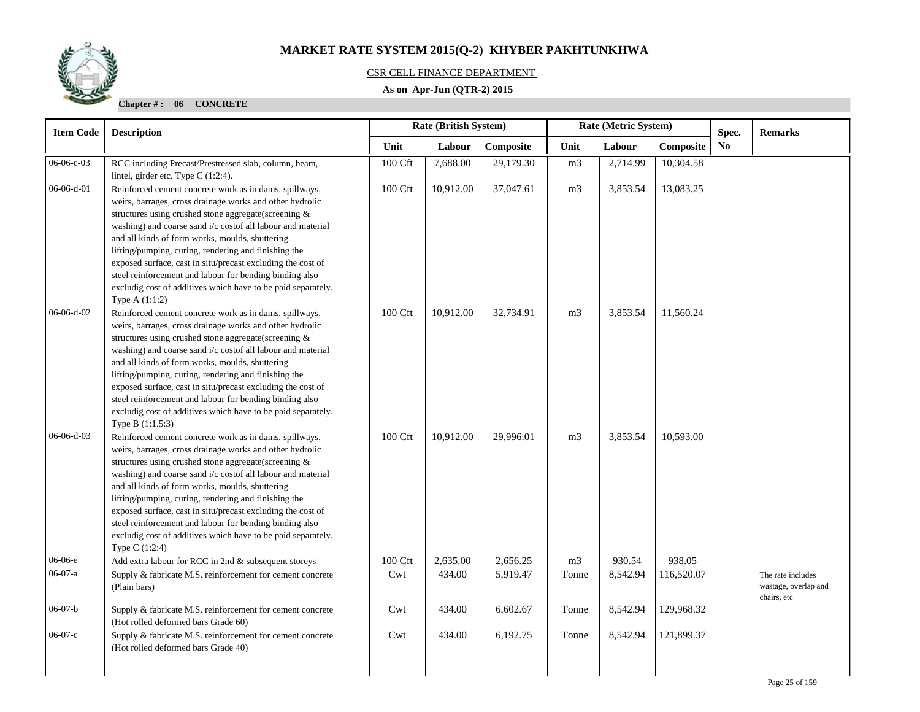# MARKET RATE SYSTEM 2015(Q-2) KHYBER PAKHTUNKHWA

CSR CELL FINANCE DEPARTMENT

**As on Apr-Jun (QTR-2) 2015**

**Chapter # : 06 CONCRETE**

| Item Code | Description | Rate (British System) | | | Rate (Metric System) | | | Spec. No | Remarks |
|---|---|---|---|---|---|---|---|---|---|
| | | Unit | Labour | Composite | Unit | Labour | Composite | | |
| 06-06-c-03 | RCC including Precast/Prestressed slab, column, beam, lintel, girder etc. Type C (1:2:4). | 100 Cft | 7,688.00 | 29,179.30 | m3 | 2,714.99 | 10,304.58 | | |
| 06-06-d-01 | Reinforced cement concrete work as in dams, spillways, weirs, barrages, cross drainage works and other hydrolic structures using crushed stone aggregate(screening & washing) and coarse sand i/c costof all labour and material and all kinds of form works, moulds, shuttering lifting/pumping, curing, rendering and finishing the exposed surface, cast in situ/precast excluding the cost of steel reinforcement and labour for bending binding also excludig cost of additives which have to be paid separately. Type A (1:1:2) | 100 Cft | 10,912.00 | 37,047.61 | m3 | 3,853.54 | 13,083.25 | | |
| 06-06-d-02 | Reinforced cement concrete work as in dams, spillways, weirs, barrages, cross drainage works and other hydrolic structures using crushed stone aggregate(screening & washing) and coarse sand i/c costof all labour and material and all kinds of form works, moulds, shuttering lifting/pumping, curing, rendering and finishing the exposed surface, cast in situ/precast excluding the cost of steel reinforcement and labour for bending binding also excludig cost of additives which have to be paid separately. Type B (1:1.5:3) | 100 Cft | 10,912.00 | 32,734.91 | m3 | 3,853.54 | 11,560.24 | | |
| 06-06-d-03 | Reinforced cement concrete work as in dams, spillways, weirs, barrages, cross drainage works and other hydrolic structures using crushed stone aggregate(screening & washing) and coarse sand i/c costof all labour and material and all kinds of form works, moulds, shuttering lifting/pumping, curing, rendering and finishing the exposed surface, cast in situ/precast excluding the cost of steel reinforcement and labour for bending binding also excludig cost of additives which have to be paid separately. Type C (1:2:4) | 100 Cft | 10,912.00 | 29,996.01 | m3 | 3,853.54 | 10,593.00 | | |
| 06-06-e | Add extra labour for RCC in 2nd & subsequent storeys | 100 Cft | 2,635.00 | 2,656.25 | m3 | 930.54 | 938.05 | | |
| 06-07-a | Supply & fabricate M.S. reinforcement for cement concrete (Plain bars) | Cwt | 434.00 | 5,919.47 | Tonne | 8,542.94 | 116,520.07 | | The rate includes wastage, overlap and chairs, etc |
| 06-07-b | Supply & fabricate M.S. reinforcement for cement concrete (Hot rolled deformed bars Grade 60) | Cwt | 434.00 | 6,602.67 | Tonne | 8,542.94 | 129,968.32 | | |
| 06-07-c | Supply & fabricate M.S. reinforcement for cement concrete (Hot rolled deformed bars Grade 40) | Cwt | 434.00 | 6,192.75 | Tonne | 8,542.94 | 121,899.37 | | |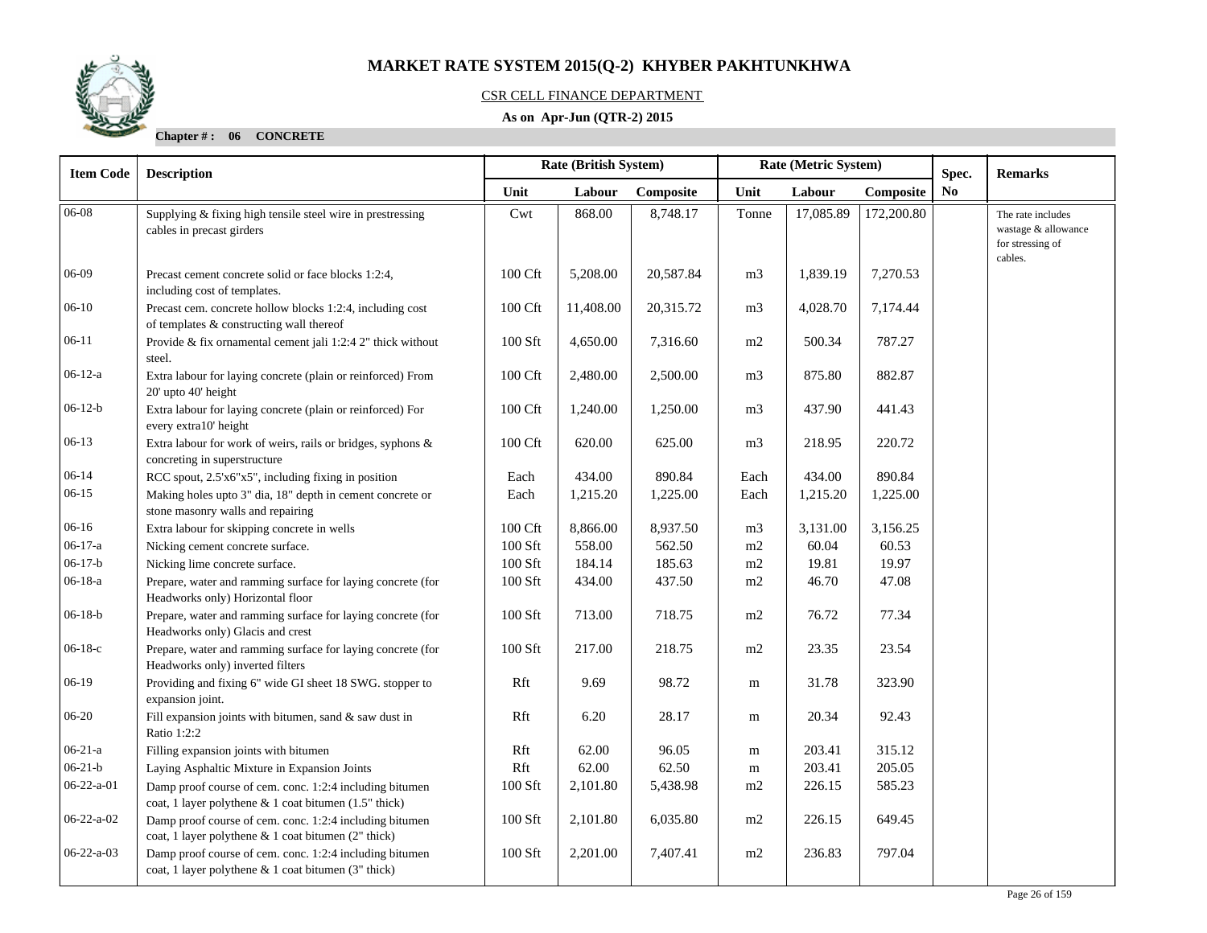# MARKET RATE SYSTEM 2015(Q-2) KHYBER PAKHTUNKHWA

CSR CELL FINANCE DEPARTMENT

**As on Apr-Jun (QTR-2) 2015**

**Chapter # : 06 CONCRETE**

| Item Code | Description | Rate (British System) | | | Rate (Metric System) | | | Spec. No | Remarks |
|---|---|---|---|---|---|---|---|---|---|
| | | Unit | Labour | Composite | Unit | Labour | Composite | | |
| 06-08 | Supplying & fixing high tensile steel wire in prestressing cables in precast girders | Cwt | 868.00 | 8,748.17 | Tonne | 17,085.89 | 172,200.80 | | The rate includes wastage & allowance for stressing of cables. |
| 06-09 | Precast cement concrete solid or face blocks 1:2:4, including cost of templates. | 100 Cft | 5,208.00 | 20,587.84 | m3 | 1,839.19 | 7,270.53 | | |
| 06-10 | Precast cem. concrete hollow blocks 1:2:4, including cost of templates & constructing wall thereof | 100 Cft | 11,408.00 | 20,315.72 | m3 | 4,028.70 | 7,174.44 | | |
| 06-11 | Provide & fix ornamental cement jali 1:2:4 2" thick without steel. | 100 Sft | 4,650.00 | 7,316.60 | m2 | 500.34 | 787.27 | | |
| 06-12-a | Extra labour for laying concrete (plain or reinforced) From 20' upto 40' height | 100 Cft | 2,480.00 | 2,500.00 | m3 | 875.80 | 882.87 | | |
| 06-12-b | Extra labour for laying concrete (plain or reinforced) For every extra10' height | 100 Cft | 1,240.00 | 1,250.00 | m3 | 437.90 | 441.43 | | |
| 06-13 | Extra labour for work of weirs, rails or bridges, syphons & concreting in superstructure | 100 Cft | 620.00 | 625.00 | m3 | 218.95 | 220.72 | | |
| 06-14 | RCC spout, 2.5'x6"x5", including fixing in position | Each | 434.00 | 890.84 | Each | 434.00 | 890.84 | | |
| 06-15 | Making holes upto 3" dia, 18" depth in cement concrete or stone masonry walls and repairing | Each | 1,215.20 | 1,225.00 | Each | 1,215.20 | 1,225.00 | | |
| 06-16 | Extra labour for skipping concrete in wells | 100 Cft | 8,866.00 | 8,937.50 | m3 | 3,131.00 | 3,156.25 | | |
| 06-17-a | Nicking cement concrete surface. | 100 Sft | 558.00 | 562.50 | m2 | 60.04 | 60.53 | | |
| 06-17-b | Nicking lime concrete surface. | 100 Sft | 184.14 | 185.63 | m2 | 19.81 | 19.97 | | |
| 06-18-a | Prepare, water and ramming surface for laying concrete (for Headworks only) Horizontal floor | 100 Sft | 434.00 | 437.50 | m2 | 46.70 | 47.08 | | |
| 06-18-b | Prepare, water and ramming surface for laying concrete (for Headworks only) Glacis and crest | 100 Sft | 713.00 | 718.75 | m2 | 76.72 | 77.34 | | |
| 06-18-c | Prepare, water and ramming surface for laying concrete (for Headworks only) inverted filters | 100 Sft | 217.00 | 218.75 | m2 | 23.35 | 23.54 | | |
| 06-19 | Providing and fixing 6" wide GI sheet 18 SWG. stopper to expansion joint. | Rft | 9.69 | 98.72 | m | 31.78 | 323.90 | | |
| 06-20 | Fill expansion joints with bitumen, sand & saw dust in Ratio 1:2:2 | Rft | 6.20 | 28.17 | m | 20.34 | 92.43 | | |
| 06-21-a | Filling expansion joints with bitumen | Rft | 62.00 | 96.05 | m | 203.41 | 315.12 | | |
| 06-21-b | Laying Asphaltic Mixture in Expansion Joints | Rft | 62.00 | 62.50 | m | 203.41 | 205.05 | | |
| 06-22-a-01 | Damp proof course of cem. conc. 1:2:4 including bitumen coat, 1 layer polythene & 1 coat bitumen (1.5" thick) | 100 Sft | 2,101.80 | 5,438.98 | m2 | 226.15 | 585.23 | | |
| 06-22-a-02 | Damp proof course of cem. conc. 1:2:4 including bitumen coat, 1 layer polythene & 1 coat bitumen (2" thick) | 100 Sft | 2,101.80 | 6,035.80 | m2 | 226.15 | 649.45 | | |
| 06-22-a-03 | Damp proof course of cem. conc. 1:2:4 including bitumen coat, 1 layer polythene & 1 coat bitumen (3" thick) | 100 Sft | 2,201.00 | 7,407.41 | m2 | 236.83 | 797.04 | | |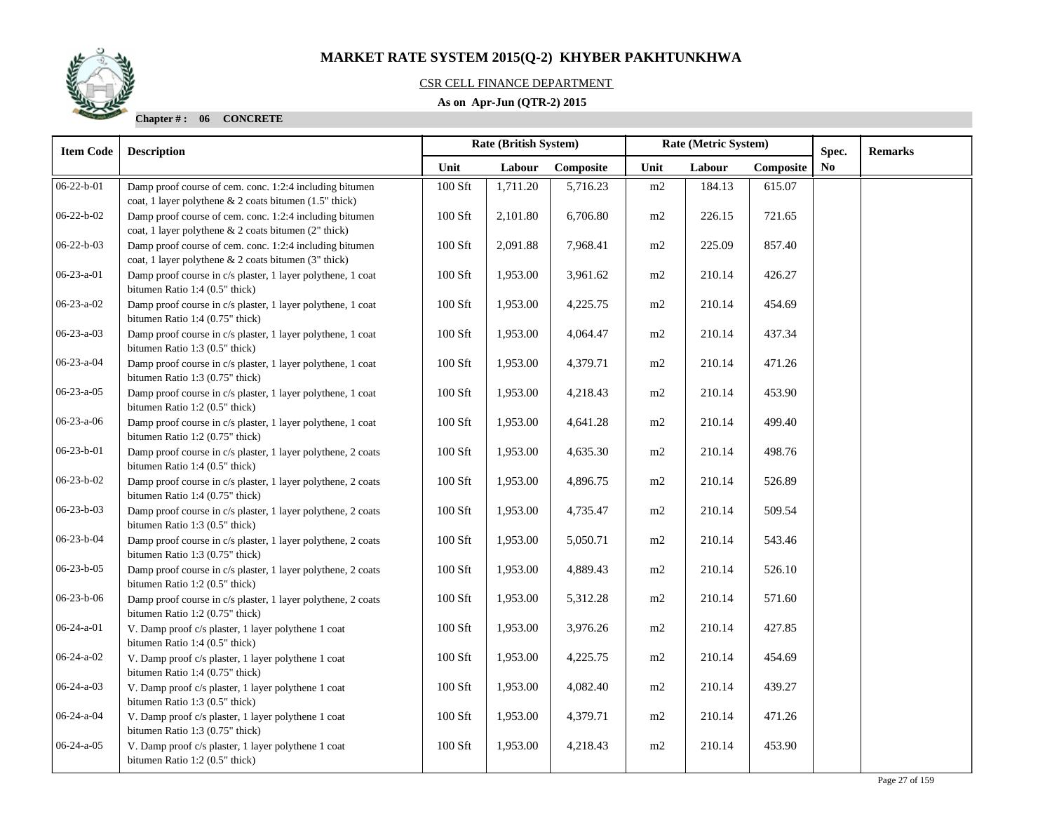# MARKET RATE SYSTEM 2015(Q-2) KHYBER PAKHTUNKHWA

CSR CELL FINANCE DEPARTMENT

**As on Apr-Jun (QTR-2) 2015**

**Chapter # : 06 CONCRETE**

| Item Code | Description | Rate (British System) | | | Rate (Metric System) | | | Spec. No | Remarks |
|---|---|---|---|---|---|---|---|---|---|
| | | Unit | Labour | Composite | Unit | Labour | Composite | | |
| 06-22-b-01 | Damp proof course of cem. conc. 1:2:4 including bitumen coat, 1 layer polythene & 2 coats bitumen (1.5" thick) | 100 Sft | 1,711.20 | 5,716.23 | m2 | 184.13 | 615.07 | | |
| 06-22-b-02 | Damp proof course of cem. conc. 1:2:4 including bitumen coat, 1 layer polythene & 2 coats bitumen (2" thick) | 100 Sft | 2,101.80 | 6,706.80 | m2 | 226.15 | 721.65 | | |
| 06-22-b-03 | Damp proof course of cem. conc. 1:2:4 including bitumen coat, 1 layer polythene & 2 coats bitumen (3" thick) | 100 Sft | 2,091.88 | 7,968.41 | m2 | 225.09 | 857.40 | | |
| 06-23-a-01 | Damp proof course in c/s plaster, 1 layer polythene, 1 coat bitumen Ratio 1:4 (0.5" thick) | 100 Sft | 1,953.00 | 3,961.62 | m2 | 210.14 | 426.27 | | |
| 06-23-a-02 | Damp proof course in c/s plaster, 1 layer polythene, 1 coat bitumen Ratio 1:4 (0.75" thick) | 100 Sft | 1,953.00 | 4,225.75 | m2 | 210.14 | 454.69 | | |
| 06-23-a-03 | Damp proof course in c/s plaster, 1 layer polythene, 1 coat bitumen Ratio 1:3 (0.5" thick) | 100 Sft | 1,953.00 | 4,064.47 | m2 | 210.14 | 437.34 | | |
| 06-23-a-04 | Damp proof course in c/s plaster, 1 layer polythene, 1 coat bitumen Ratio 1:3 (0.75" thick) | 100 Sft | 1,953.00 | 4,379.71 | m2 | 210.14 | 471.26 | | |
| 06-23-a-05 | Damp proof course in c/s plaster, 1 layer polythene, 1 coat bitumen Ratio 1:2 (0.5" thick) | 100 Sft | 1,953.00 | 4,218.43 | m2 | 210.14 | 453.90 | | |
| 06-23-a-06 | Damp proof course in c/s plaster, 1 layer polythene, 1 coat bitumen Ratio 1:2 (0.75" thick) | 100 Sft | 1,953.00 | 4,641.28 | m2 | 210.14 | 499.40 | | |
| 06-23-b-01 | Damp proof course in c/s plaster, 1 layer polythene, 2 coats bitumen Ratio 1:4 (0.5" thick) | 100 Sft | 1,953.00 | 4,635.30 | m2 | 210.14 | 498.76 | | |
| 06-23-b-02 | Damp proof course in c/s plaster, 1 layer polythene, 2 coats bitumen Ratio 1:4 (0.75" thick) | 100 Sft | 1,953.00 | 4,896.75 | m2 | 210.14 | 526.89 | | |
| 06-23-b-03 | Damp proof course in c/s plaster, 1 layer polythene, 2 coats bitumen Ratio 1:3 (0.5" thick) | 100 Sft | 1,953.00 | 4,735.47 | m2 | 210.14 | 509.54 | | |
| 06-23-b-04 | Damp proof course in c/s plaster, 1 layer polythene, 2 coats bitumen Ratio 1:3 (0.75" thick) | 100 Sft | 1,953.00 | 5,050.71 | m2 | 210.14 | 543.46 | | |
| 06-23-b-05 | Damp proof course in c/s plaster, 1 layer polythene, 2 coats bitumen Ratio 1:2 (0.5" thick) | 100 Sft | 1,953.00 | 4,889.43 | m2 | 210.14 | 526.10 | | |
| 06-23-b-06 | Damp proof course in c/s plaster, 1 layer polythene, 2 coats bitumen Ratio 1:2 (0.75" thick) | 100 Sft | 1,953.00 | 5,312.28 | m2 | 210.14 | 571.60 | | |
| 06-24-a-01 | V. Damp proof c/s plaster, 1 layer polythene 1 coat bitumen Ratio 1:4 (0.5" thick) | 100 Sft | 1,953.00 | 3,976.26 | m2 | 210.14 | 427.85 | | |
| 06-24-a-02 | V. Damp proof c/s plaster, 1 layer polythene 1 coat bitumen Ratio 1:4 (0.75" thick) | 100 Sft | 1,953.00 | 4,225.75 | m2 | 210.14 | 454.69 | | |
| 06-24-a-03 | V. Damp proof c/s plaster, 1 layer polythene 1 coat bitumen Ratio 1:3 (0.5" thick) | 100 Sft | 1,953.00 | 4,082.40 | m2 | 210.14 | 439.27 | | |
| 06-24-a-04 | V. Damp proof c/s plaster, 1 layer polythene 1 coat bitumen Ratio 1:3 (0.75" thick) | 100 Sft | 1,953.00 | 4,379.71 | m2 | 210.14 | 471.26 | | |
| 06-24-a-05 | V. Damp proof c/s plaster, 1 layer polythene 1 coat bitumen Ratio 1:2 (0.5" thick) | 100 Sft | 1,953.00 | 4,218.43 | m2 | 210.14 | 453.90 | | |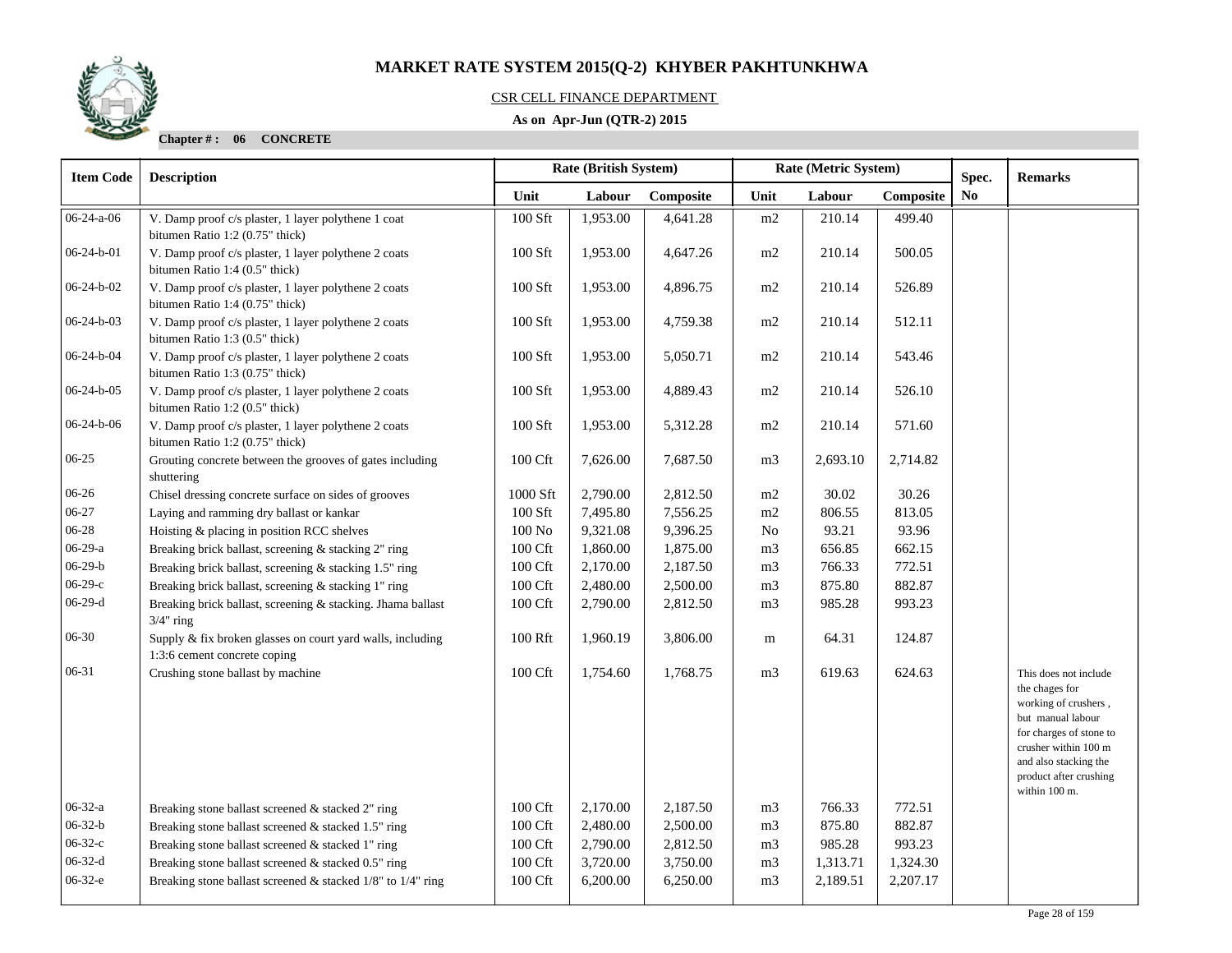# MARKET RATE SYSTEM 2015(Q-2) KHYBER PAKHTUNKHWA

CSR CELL FINANCE DEPARTMENT

**As on Apr-Jun (QTR-2) 2015**

**Chapter # : 06 CONCRETE**

| Item Code | Description | Rate (British System) | | | Rate (Metric System) | | | Spec. No | Remarks |
|---|---|---|---|---|---|---|---|---|---|
| | | Unit | Labour | Composite | Unit | Labour | Composite | | |
| 06-24-a-06 | V. Damp proof c/s plaster, 1 layer polythene 1 coat bitumen Ratio 1:2 (0.75" thick) | 100 Sft | 1,953.00 | 4,641.28 | m2 | 210.14 | 499.40 | | |
| 06-24-b-01 | V. Damp proof c/s plaster, 1 layer polythene 2 coats bitumen Ratio 1:4 (0.5" thick) | 100 Sft | 1,953.00 | 4,647.26 | m2 | 210.14 | 500.05 | | |
| 06-24-b-02 | V. Damp proof c/s plaster, 1 layer polythene 2 coats bitumen Ratio 1:4 (0.75" thick) | 100 Sft | 1,953.00 | 4,896.75 | m2 | 210.14 | 526.89 | | |
| 06-24-b-03 | V. Damp proof c/s plaster, 1 layer polythene 2 coats bitumen Ratio 1:3 (0.5" thick) | 100 Sft | 1,953.00 | 4,759.38 | m2 | 210.14 | 512.11 | | |
| 06-24-b-04 | V. Damp proof c/s plaster, 1 layer polythene 2 coats bitumen Ratio 1:3 (0.75" thick) | 100 Sft | 1,953.00 | 5,050.71 | m2 | 210.14 | 543.46 | | |
| 06-24-b-05 | V. Damp proof c/s plaster, 1 layer polythene 2 coats bitumen Ratio 1:2 (0.5" thick) | 100 Sft | 1,953.00 | 4,889.43 | m2 | 210.14 | 526.10 | | |
| 06-24-b-06 | V. Damp proof c/s plaster, 1 layer polythene 2 coats bitumen Ratio 1:2 (0.75" thick) | 100 Sft | 1,953.00 | 5,312.28 | m2 | 210.14 | 571.60 | | |
| 06-25 | Grouting concrete between the grooves of gates including shuttering | 100 Cft | 7,626.00 | 7,687.50 | m3 | 2,693.10 | 2,714.82 | | |
| 06-26 | Chisel dressing concrete surface on sides of grooves | 1000 Sft | 2,790.00 | 2,812.50 | m2 | 30.02 | 30.26 | | |
| 06-27 | Laying and ramming dry ballast or kankar | 100 Sft | 7,495.80 | 7,556.25 | m2 | 806.55 | 813.05 | | |
| 06-28 | Hoisting & placing in position RCC shelves | 100 No | 9,321.08 | 9,396.25 | No | 93.21 | 93.96 | | |
| 06-29-a | Breaking brick ballast, screening & stacking 2" ring | 100 Cft | 1,860.00 | 1,875.00 | m3 | 656.85 | 662.15 | | |
| 06-29-b | Breaking brick ballast, screening & stacking 1.5" ring | 100 Cft | 2,170.00 | 2,187.50 | m3 | 766.33 | 772.51 | | |
| 06-29-c | Breaking brick ballast, screening & stacking 1" ring | 100 Cft | 2,480.00 | 2,500.00 | m3 | 875.80 | 882.87 | | |
| 06-29-d | Breaking brick ballast, screening & stacking. Jhama ballast 3/4" ring | 100 Cft | 2,790.00 | 2,812.50 | m3 | 985.28 | 993.23 | | |
| 06-30 | Supply & fix broken glasses on court yard walls, including 1:3:6 cement concrete coping | 100 Rft | 1,960.19 | 3,806.00 | m | 64.31 | 124.87 | | |
| 06-31 | Crushing stone ballast by machine | 100 Cft | 1,754.60 | 1,768.75 | m3 | 619.63 | 624.63 | | This does not include the chages for working of crushers , but manual labour for charges of stone to crusher within 100 m and also stacking the product after crushing within 100 m. |
| 06-32-a | Breaking stone ballast screened & stacked 2" ring | 100 Cft | 2,170.00 | 2,187.50 | m3 | 766.33 | 772.51 | | |
| 06-32-b | Breaking stone ballast screened & stacked 1.5" ring | 100 Cft | 2,480.00 | 2,500.00 | m3 | 875.80 | 882.87 | | |
| 06-32-c | Breaking stone ballast screened & stacked 1" ring | 100 Cft | 2,790.00 | 2,812.50 | m3 | 985.28 | 993.23 | | |
| 06-32-d | Breaking stone ballast screened & stacked 0.5" ring | 100 Cft | 3,720.00 | 3,750.00 | m3 | 1,313.71 | 1,324.30 | | |
| 06-32-e | Breaking stone ballast screened & stacked 1/8" to 1/4" ring | 100 Cft | 6,200.00 | 6,250.00 | m3 | 2,189.51 | 2,207.17 | | |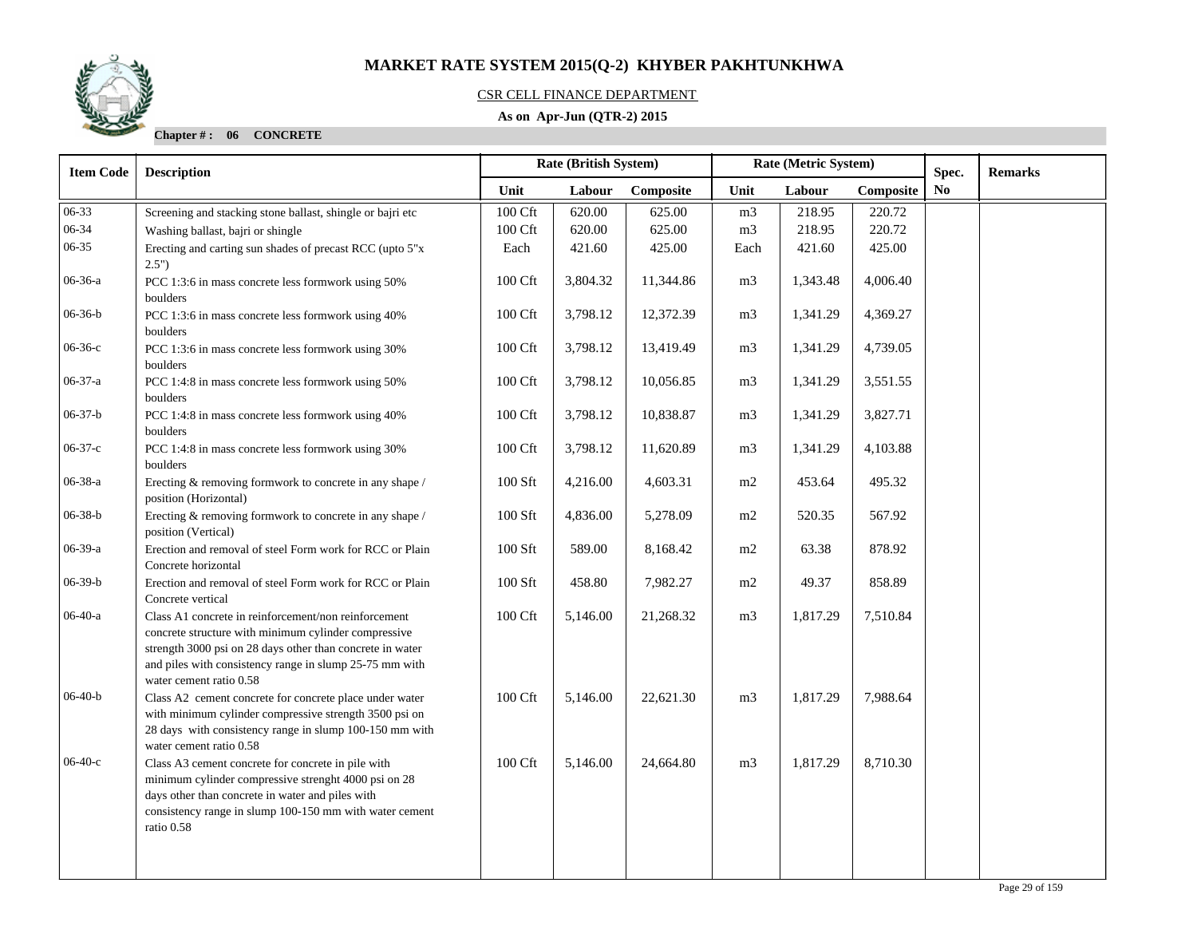# MARKET RATE SYSTEM 2015(Q-2) KHYBER PAKHTUNKHWA

CSR CELL FINANCE DEPARTMENT

**As on Apr-Jun (QTR-2) 2015**

**Chapter # : 06 CONCRETE**

| Item Code | Description | Rate (British System) | | | Rate (Metric System) | | | Spec. No | Remarks |
|---|---|---|---|---|---|---|---|---|---|
| | | Unit | Labour | Composite | Unit | Labour | Composite | | |
| 06-33 | Screening and stacking stone ballast, shingle or bajri etc | 100 Cft | 620.00 | 625.00 | m3 | 218.95 | 220.72 | | |
| 06-34 | Washing ballast, bajri or shingle | 100 Cft | 620.00 | 625.00 | m3 | 218.95 | 220.72 | | |
| 06-35 | Erecting and carting sun shades of precast RCC (upto 5"x 2.5") | Each | 421.60 | 425.00 | Each | 421.60 | 425.00 | | |
| 06-36-a | PCC 1:3:6 in mass concrete less formwork using 50% boulders | 100 Cft | 3,804.32 | 11,344.86 | m3 | 1,343.48 | 4,006.40 | | |
| 06-36-b | PCC 1:3:6 in mass concrete less formwork using 40% boulders | 100 Cft | 3,798.12 | 12,372.39 | m3 | 1,341.29 | 4,369.27 | | |
| 06-36-c | PCC 1:3:6 in mass concrete less formwork using 30% boulders | 100 Cft | 3,798.12 | 13,419.49 | m3 | 1,341.29 | 4,739.05 | | |
| 06-37-a | PCC 1:4:8 in mass concrete less formwork using 50% boulders | 100 Cft | 3,798.12 | 10,056.85 | m3 | 1,341.29 | 3,551.55 | | |
| 06-37-b | PCC 1:4:8 in mass concrete less formwork using 40% boulders | 100 Cft | 3,798.12 | 10,838.87 | m3 | 1,341.29 | 3,827.71 | | |
| 06-37-c | PCC 1:4:8 in mass concrete less formwork using 30% boulders | 100 Cft | 3,798.12 | 11,620.89 | m3 | 1,341.29 | 4,103.88 | | |
| 06-38-a | Erecting & removing formwork to concrete in any shape / position (Horizontal) | 100 Sft | 4,216.00 | 4,603.31 | m2 | 453.64 | 495.32 | | |
| 06-38-b | Erecting & removing formwork to concrete in any shape / position (Vertical) | 100 Sft | 4,836.00 | 5,278.09 | m2 | 520.35 | 567.92 | | |
| 06-39-a | Erection and removal of steel Form work for RCC or Plain Concrete horizontal | 100 Sft | 589.00 | 8,168.42 | m2 | 63.38 | 878.92 | | |
| 06-39-b | Erection and removal of steel Form work for RCC or Plain Concrete vertical | 100 Sft | 458.80 | 7,982.27 | m2 | 49.37 | 858.89 | | |
| 06-40-a | Class A1 concrete in reinforcement/non reinforcement concrete structure with minimum cylinder compressive strength 3000 psi on 28 days other than concrete in water and piles with consistency range in slump 25-75 mm with water cement ratio 0.58 | 100 Cft | 5,146.00 | 21,268.32 | m3 | 1,817.29 | 7,510.84 | | |
| 06-40-b | Class A2 cement concrete for concrete place under water with minimum cylinder compressive strength 3500 psi on 28 days with consistency range in slump 100-150 mm with water cement ratio 0.58 | 100 Cft | 5,146.00 | 22,621.30 | m3 | 1,817.29 | 7,988.64 | | |
| 06-40-c | Class A3 cement concrete for concrete in pile with minimum cylinder compressive strenght 4000 psi on 28 days other than concrete in water and piles with consistency range in slump 100-150 mm with water cement ratio 0.58 | 100 Cft | 5,146.00 | 24,664.80 | m3 | 1,817.29 | 8,710.30 | | |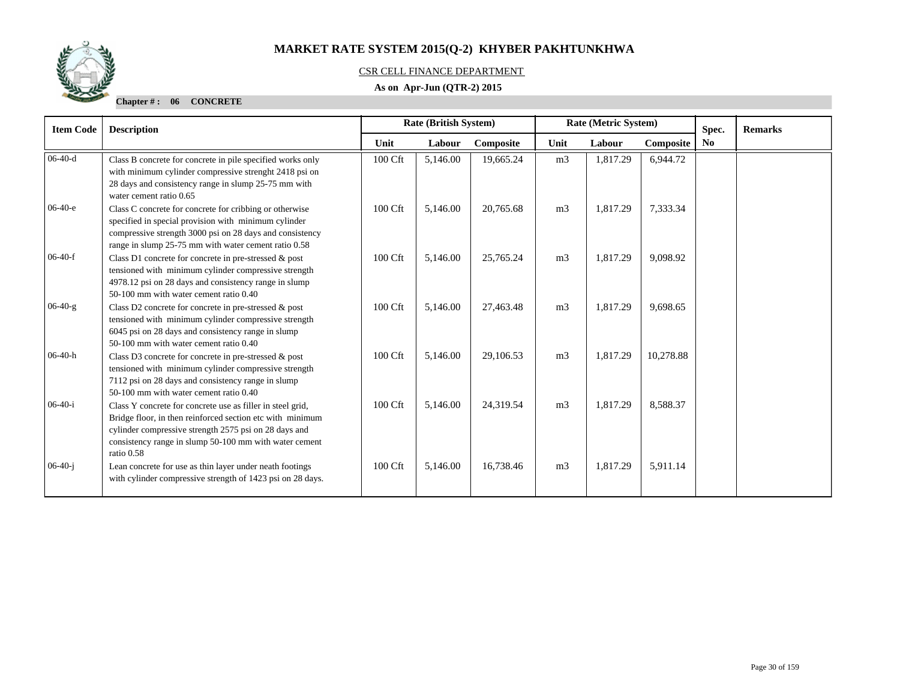# MARKET RATE SYSTEM 2015(Q-2) KHYBER PAKHTUNKHWA

CSR CELL FINANCE DEPARTMENT

**As on Apr-Jun (QTR-2) 2015**

**Chapter # : 06 CONCRETE**

| Item Code | Description | Rate (British System) | | | Rate (Metric System) | | | Spec. No | Remarks |
|---|---|---|---|---|---|---|---|---|---|
| | | Unit | Labour | Composite | Unit | Labour | Composite | | |
| 06-40-d | Class B concrete for concrete in pile specified works only with minimum cylinder compressive strenght 2418 psi on 28 days and consistency range in slump 25-75 mm with water cement ratio 0.65 | 100 Cft | 5,146.00 | 19,665.24 | m3 | 1,817.29 | 6,944.72 | | |
| 06-40-e | Class C concrete for concrete for cribbing or otherwise specified in special provision with minimum cylinder compressive strength 3000 psi on 28 days and consistency range in slump 25-75 mm with water cement ratio 0.58 | 100 Cft | 5,146.00 | 20,765.68 | m3 | 1,817.29 | 7,333.34 | | |
| 06-40-f | Class D1 concrete for concrete in pre-stressed & post tensioned with minimum cylinder compressive strength 4978.12 psi on 28 days and consistency range in slump 50-100 mm with water cement ratio 0.40 | 100 Cft | 5,146.00 | 25,765.24 | m3 | 1,817.29 | 9,098.92 | | |
| 06-40-g | Class D2 concrete for concrete in pre-stressed & post tensioned with minimum cylinder compressive strength 6045 psi on 28 days and consistency range in slump 50-100 mm with water cement ratio 0.40 | 100 Cft | 5,146.00 | 27,463.48 | m3 | 1,817.29 | 9,698.65 | | |
| 06-40-h | Class D3 concrete for concrete in pre-stressed & post tensioned with minimum cylinder compressive strength 7112 psi on 28 days and consistency range in slump 50-100 mm with water cement ratio 0.40 | 100 Cft | 5,146.00 | 29,106.53 | m3 | 1,817.29 | 10,278.88 | | |
| 06-40-i | Class Y concrete for concrete use as filler in steel grid, Bridge floor, in then reinforced section etc with minimum cylinder compressive strength 2575 psi on 28 days and consistency range in slump 50-100 mm with water cement ratio 0.58 | 100 Cft | 5,146.00 | 24,319.54 | m3 | 1,817.29 | 8,588.37 | | |
| 06-40-j | Lean concrete for use as thin layer under neath footings with cylinder compressive strength of 1423 psi on 28 days. | 100 Cft | 5,146.00 | 16,738.46 | m3 | 1,817.29 | 5,911.14 | | |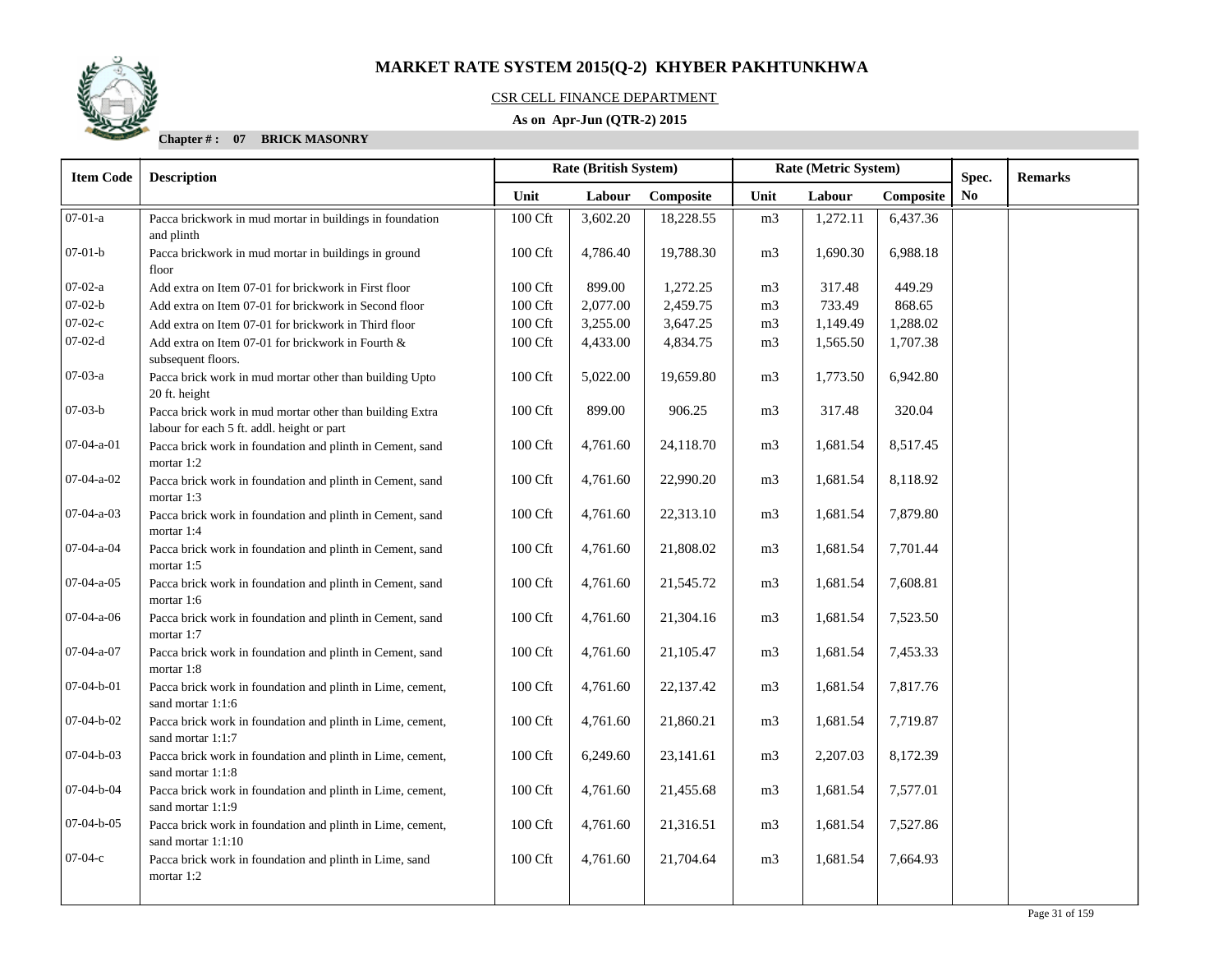# MARKET RATE SYSTEM 2015(Q-2) KHYBER PAKHTUNKHWA

CSR CELL FINANCE DEPARTMENT

**As on Apr-Jun (QTR-2) 2015**

**Chapter # : 07 BRICK MASONRY**

| Item Code | Description | Rate (British System) | | | Rate (Metric System) | | | Spec. No | Remarks |
|---|---|---|---|---|---|---|---|---|---|
| | | Unit | Labour | Composite | Unit | Labour | Composite | | |
| 07-01-a | Pacca brickwork in mud mortar in buildings in foundation and plinth | 100 Cft | 3,602.20 | 18,228.55 | m3 | 1,272.11 | 6,437.36 | | |
| 07-01-b | Pacca brickwork in mud mortar in buildings in ground floor | 100 Cft | 4,786.40 | 19,788.30 | m3 | 1,690.30 | 6,988.18 | | |
| 07-02-a | Add extra on Item 07-01 for brickwork in First floor | 100 Cft | 899.00 | 1,272.25 | m3 | 317.48 | 449.29 | | |
| 07-02-b | Add extra on Item 07-01 for brickwork in Second floor | 100 Cft | 2,077.00 | 2,459.75 | m3 | 733.49 | 868.65 | | |
| 07-02-c | Add extra on Item 07-01 for brickwork in Third floor | 100 Cft | 3,255.00 | 3,647.25 | m3 | 1,149.49 | 1,288.02 | | |
| 07-02-d | Add extra on Item 07-01 for brickwork in Fourth & subsequent floors. | 100 Cft | 4,433.00 | 4,834.75 | m3 | 1,565.50 | 1,707.38 | | |
| 07-03-a | Pacca brick work in mud mortar other than building Upto 20 ft. height | 100 Cft | 5,022.00 | 19,659.80 | m3 | 1,773.50 | 6,942.80 | | |
| 07-03-b | Pacca brick work in mud mortar other than building Extra labour for each 5 ft. addl. height or part | 100 Cft | 899.00 | 906.25 | m3 | 317.48 | 320.04 | | |
| 07-04-a-01 | Pacca brick work in foundation and plinth in Cement, sand mortar 1:2 | 100 Cft | 4,761.60 | 24,118.70 | m3 | 1,681.54 | 8,517.45 | | |
| 07-04-a-02 | Pacca brick work in foundation and plinth in Cement, sand mortar 1:3 | 100 Cft | 4,761.60 | 22,990.20 | m3 | 1,681.54 | 8,118.92 | | |
| 07-04-a-03 | Pacca brick work in foundation and plinth in Cement, sand mortar 1:4 | 100 Cft | 4,761.60 | 22,313.10 | m3 | 1,681.54 | 7,879.80 | | |
| 07-04-a-04 | Pacca brick work in foundation and plinth in Cement, sand mortar 1:5 | 100 Cft | 4,761.60 | 21,808.02 | m3 | 1,681.54 | 7,701.44 | | |
| 07-04-a-05 | Pacca brick work in foundation and plinth in Cement, sand mortar 1:6 | 100 Cft | 4,761.60 | 21,545.72 | m3 | 1,681.54 | 7,608.81 | | |
| 07-04-a-06 | Pacca brick work in foundation and plinth in Cement, sand mortar 1:7 | 100 Cft | 4,761.60 | 21,304.16 | m3 | 1,681.54 | 7,523.50 | | |
| 07-04-a-07 | Pacca brick work in foundation and plinth in Cement, sand mortar 1:8 | 100 Cft | 4,761.60 | 21,105.47 | m3 | 1,681.54 | 7,453.33 | | |
| 07-04-b-01 | Pacca brick work in foundation and plinth in Lime, cement, sand mortar 1:1:6 | 100 Cft | 4,761.60 | 22,137.42 | m3 | 1,681.54 | 7,817.76 | | |
| 07-04-b-02 | Pacca brick work in foundation and plinth in Lime, cement, sand mortar 1:1:7 | 100 Cft | 4,761.60 | 21,860.21 | m3 | 1,681.54 | 7,719.87 | | |
| 07-04-b-03 | Pacca brick work in foundation and plinth in Lime, cement, sand mortar 1:1:8 | 100 Cft | 6,249.60 | 23,141.61 | m3 | 2,207.03 | 8,172.39 | | |
| 07-04-b-04 | Pacca brick work in foundation and plinth in Lime, cement, sand mortar 1:1:9 | 100 Cft | 4,761.60 | 21,455.68 | m3 | 1,681.54 | 7,577.01 | | |
| 07-04-b-05 | Pacca brick work in foundation and plinth in Lime, cement, sand mortar 1:1:10 | 100 Cft | 4,761.60 | 21,316.51 | m3 | 1,681.54 | 7,527.86 | | |
| 07-04-c | Pacca brick work in foundation and plinth in Lime, sand mortar 1:2 | 100 Cft | 4,761.60 | 21,704.64 | m3 | 1,681.54 | 7,664.93 | | |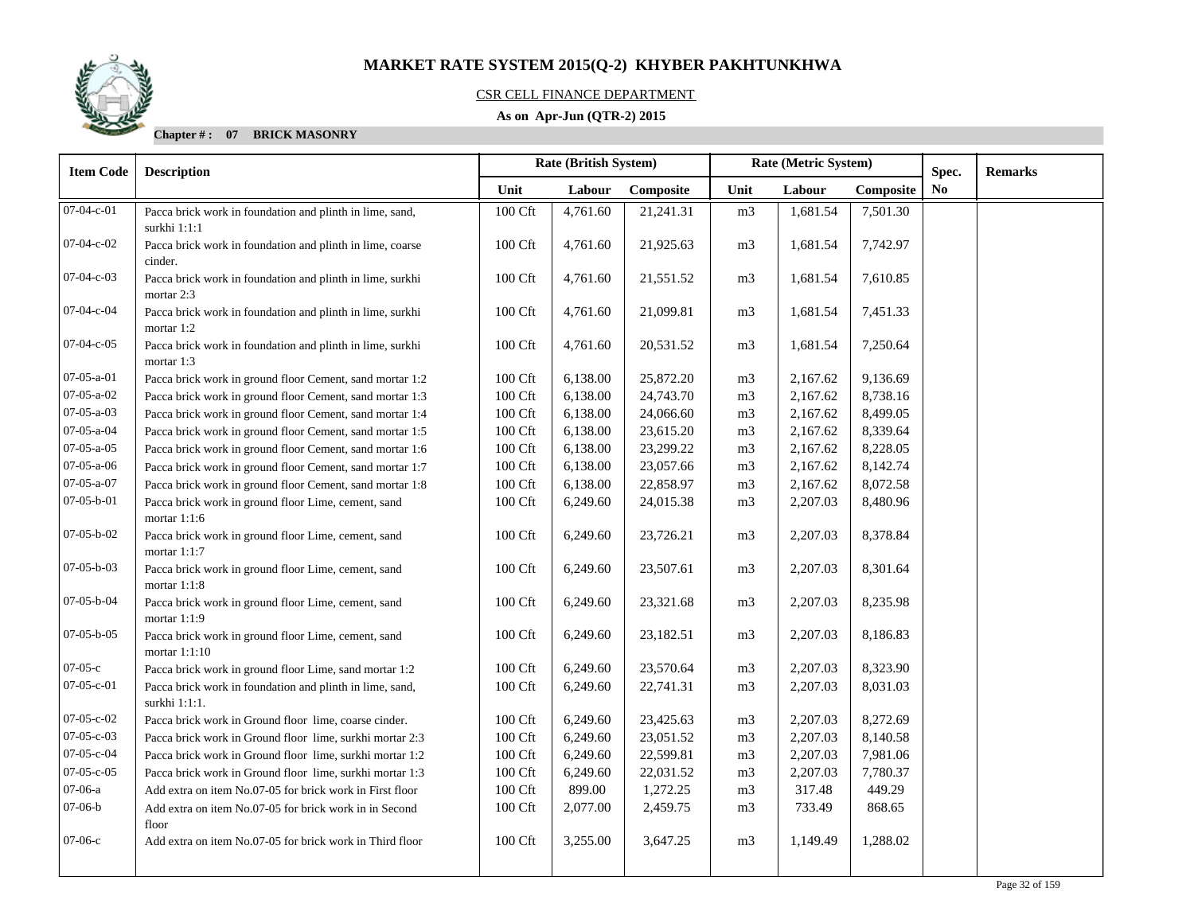# MARKET RATE SYSTEM 2015(Q-2) KHYBER PAKHTUNKHWA

CSR CELL FINANCE DEPARTMENT

**As on Apr-Jun (QTR-2) 2015**

**Chapter # : 07 BRICK MASONRY**

| Item Code | Description | Rate (British System) | | | Rate (Metric System) | | | Spec. | Remarks |
|---|---|---|---|---|---|---|---|---|---|
| | | Unit | Labour | Composite | Unit | Labour | Composite | No | |
| 07-04-c-01 | Pacca brick work in foundation and plinth in lime, sand, surkhi 1:1:1 | 100 Cft | 4,761.60 | 21,241.31 | m3 | 1,681.54 | 7,501.30 | | |
| 07-04-c-02 | Pacca brick work in foundation and plinth in lime, coarse cinder. | 100 Cft | 4,761.60 | 21,925.63 | m3 | 1,681.54 | 7,742.97 | | |
| 07-04-c-03 | Pacca brick work in foundation and plinth in lime, surkhi mortar 2:3 | 100 Cft | 4,761.60 | 21,551.52 | m3 | 1,681.54 | 7,610.85 | | |
| 07-04-c-04 | Pacca brick work in foundation and plinth in lime, surkhi mortar 1:2 | 100 Cft | 4,761.60 | 21,099.81 | m3 | 1,681.54 | 7,451.33 | | |
| 07-04-c-05 | Pacca brick work in foundation and plinth in lime, surkhi mortar 1:3 | 100 Cft | 4,761.60 | 20,531.52 | m3 | 1,681.54 | 7,250.64 | | |
| 07-05-a-01 | Pacca brick work in ground floor Cement, sand mortar 1:2 | 100 Cft | 6,138.00 | 25,872.20 | m3 | 2,167.62 | 9,136.69 | | |
| 07-05-a-02 | Pacca brick work in ground floor Cement, sand mortar 1:3 | 100 Cft | 6,138.00 | 24,743.70 | m3 | 2,167.62 | 8,738.16 | | |
| 07-05-a-03 | Pacca brick work in ground floor Cement, sand mortar 1:4 | 100 Cft | 6,138.00 | 24,066.60 | m3 | 2,167.62 | 8,499.05 | | |
| 07-05-a-04 | Pacca brick work in ground floor Cement, sand mortar 1:5 | 100 Cft | 6,138.00 | 23,615.20 | m3 | 2,167.62 | 8,339.64 | | |
| 07-05-a-05 | Pacca brick work in ground floor Cement, sand mortar 1:6 | 100 Cft | 6,138.00 | 23,299.22 | m3 | 2,167.62 | 8,228.05 | | |
| 07-05-a-06 | Pacca brick work in ground floor Cement, sand mortar 1:7 | 100 Cft | 6,138.00 | 23,057.66 | m3 | 2,167.62 | 8,142.74 | | |
| 07-05-a-07 | Pacca brick work in ground floor Cement, sand mortar 1:8 | 100 Cft | 6,138.00 | 22,858.97 | m3 | 2,167.62 | 8,072.58 | | |
| 07-05-b-01 | Pacca brick work in ground floor Lime, cement, sand mortar 1:1:6 | 100 Cft | 6,249.60 | 24,015.38 | m3 | 2,207.03 | 8,480.96 | | |
| 07-05-b-02 | Pacca brick work in ground floor Lime, cement, sand mortar 1:1:7 | 100 Cft | 6,249.60 | 23,726.21 | m3 | 2,207.03 | 8,378.84 | | |
| 07-05-b-03 | Pacca brick work in ground floor Lime, cement, sand mortar 1:1:8 | 100 Cft | 6,249.60 | 23,507.61 | m3 | 2,207.03 | 8,301.64 | | |
| 07-05-b-04 | Pacca brick work in ground floor Lime, cement, sand mortar 1:1:9 | 100 Cft | 6,249.60 | 23,321.68 | m3 | 2,207.03 | 8,235.98 | | |
| 07-05-b-05 | Pacca brick work in ground floor Lime, cement, sand mortar 1:1:10 | 100 Cft | 6,249.60 | 23,182.51 | m3 | 2,207.03 | 8,186.83 | | |
| 07-05-c | Pacca brick work in ground floor Lime, sand mortar 1:2 | 100 Cft | 6,249.60 | 23,570.64 | m3 | 2,207.03 | 8,323.90 | | |
| 07-05-c-01 | Pacca brick work in foundation and plinth in lime, sand, surkhi 1:1:1. | 100 Cft | 6,249.60 | 22,741.31 | m3 | 2,207.03 | 8,031.03 | | |
| 07-05-c-02 | Pacca brick work in Ground floor lime, coarse cinder. | 100 Cft | 6,249.60 | 23,425.63 | m3 | 2,207.03 | 8,272.69 | | |
| 07-05-c-03 | Pacca brick work in Ground floor lime, surkhi mortar 2:3 | 100 Cft | 6,249.60 | 23,051.52 | m3 | 2,207.03 | 8,140.58 | | |
| 07-05-c-04 | Pacca brick work in Ground floor lime, surkhi mortar 1:2 | 100 Cft | 6,249.60 | 22,599.81 | m3 | 2,207.03 | 7,981.06 | | |
| 07-05-c-05 | Pacca brick work in Ground floor lime, surkhi mortar 1:3 | 100 Cft | 6,249.60 | 22,031.52 | m3 | 2,207.03 | 7,780.37 | | |
| 07-06-a | Add extra on item No.07-05 for brick work in First floor | 100 Cft | 899.00 | 1,272.25 | m3 | 317.48 | 449.29 | | |
| 07-06-b | Add extra on item No.07-05 for brick work in in Second floor | 100 Cft | 2,077.00 | 2,459.75 | m3 | 733.49 | 868.65 | | |
| 07-06-c | Add extra on item No.07-05 for brick work in Third floor | 100 Cft | 3,255.00 | 3,647.25 | m3 | 1,149.49 | 1,288.02 | | |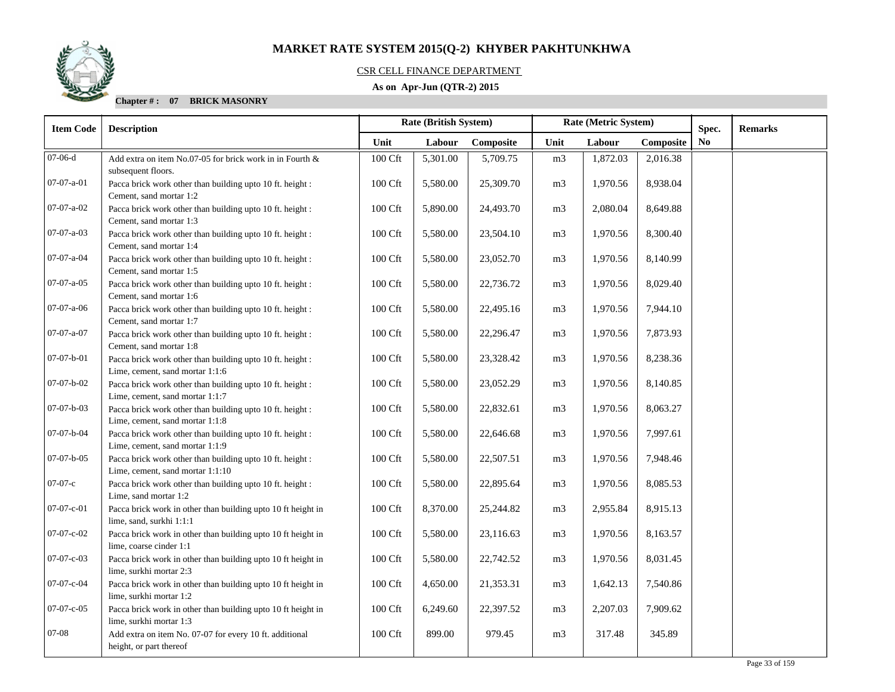# MARKET RATE SYSTEM 2015(Q-2) KHYBER PAKHTUNKHWA

CSR CELL FINANCE DEPARTMENT

**As on Apr-Jun (QTR-2) 2015**

**Chapter # : 07 BRICK MASONRY**

| Item Code | Description | Rate (British System) | | | Rate (Metric System) | | | Spec. | Remarks |
|---|---|---|---|---|---|---|---|---|---|
| | | Unit | Labour | Composite | Unit | Labour | Composite | No | |
| 07-06-d | Add extra on item No.07-05 for brick work in in Fourth & subsequent floors. | 100 Cft | 5,301.00 | 5,709.75 | m3 | 1,872.03 | 2,016.38 | | |
| 07-07-a-01 | Pacca brick work other than building upto 10 ft. height : Cement, sand mortar 1:2 | 100 Cft | 5,580.00 | 25,309.70 | m3 | 1,970.56 | 8,938.04 | | |
| 07-07-a-02 | Pacca brick work other than building upto 10 ft. height : Cement, sand mortar 1:3 | 100 Cft | 5,890.00 | 24,493.70 | m3 | 2,080.04 | 8,649.88 | | |
| 07-07-a-03 | Pacca brick work other than building upto 10 ft. height : Cement, sand mortar 1:4 | 100 Cft | 5,580.00 | 23,504.10 | m3 | 1,970.56 | 8,300.40 | | |
| 07-07-a-04 | Pacca brick work other than building upto 10 ft. height : Cement, sand mortar 1:5 | 100 Cft | 5,580.00 | 23,052.70 | m3 | 1,970.56 | 8,140.99 | | |
| 07-07-a-05 | Pacca brick work other than building upto 10 ft. height : Cement, sand mortar 1:6 | 100 Cft | 5,580.00 | 22,736.72 | m3 | 1,970.56 | 8,029.40 | | |
| 07-07-a-06 | Pacca brick work other than building upto 10 ft. height : Cement, sand mortar 1:7 | 100 Cft | 5,580.00 | 22,495.16 | m3 | 1,970.56 | 7,944.10 | | |
| 07-07-a-07 | Pacca brick work other than building upto 10 ft. height : Cement, sand mortar 1:8 | 100 Cft | 5,580.00 | 22,296.47 | m3 | 1,970.56 | 7,873.93 | | |
| 07-07-b-01 | Pacca brick work other than building upto 10 ft. height : Lime, cement, sand mortar 1:1:6 | 100 Cft | 5,580.00 | 23,328.42 | m3 | 1,970.56 | 8,238.36 | | |
| 07-07-b-02 | Pacca brick work other than building upto 10 ft. height : Lime, cement, sand mortar 1:1:7 | 100 Cft | 5,580.00 | 23,052.29 | m3 | 1,970.56 | 8,140.85 | | |
| 07-07-b-03 | Pacca brick work other than building upto 10 ft. height : Lime, cement, sand mortar 1:1:8 | 100 Cft | 5,580.00 | 22,832.61 | m3 | 1,970.56 | 8,063.27 | | |
| 07-07-b-04 | Pacca brick work other than building upto 10 ft. height : Lime, cement, sand mortar 1:1:9 | 100 Cft | 5,580.00 | 22,646.68 | m3 | 1,970.56 | 7,997.61 | | |
| 07-07-b-05 | Pacca brick work other than building upto 10 ft. height : Lime, cement, sand mortar 1:1:10 | 100 Cft | 5,580.00 | 22,507.51 | m3 | 1,970.56 | 7,948.46 | | |
| 07-07-c | Pacca brick work other than building upto 10 ft. height : Lime, sand mortar 1:2 | 100 Cft | 5,580.00 | 22,895.64 | m3 | 1,970.56 | 8,085.53 | | |
| 07-07-c-01 | Pacca brick work in other than building upto 10 ft height in lime, sand, surkhi 1:1:1 | 100 Cft | 8,370.00 | 25,244.82 | m3 | 2,955.84 | 8,915.13 | | |
| 07-07-c-02 | Pacca brick work in other than building upto 10 ft height in lime, coarse cinder 1:1 | 100 Cft | 5,580.00 | 23,116.63 | m3 | 1,970.56 | 8,163.57 | | |
| 07-07-c-03 | Pacca brick work in other than building upto 10 ft height in lime, surkhi mortar 2:3 | 100 Cft | 5,580.00 | 22,742.52 | m3 | 1,970.56 | 8,031.45 | | |
| 07-07-c-04 | Pacca brick work in other than building upto 10 ft height in lime, surkhi mortar 1:2 | 100 Cft | 4,650.00 | 21,353.31 | m3 | 1,642.13 | 7,540.86 | | |
| 07-07-c-05 | Pacca brick work in other than building upto 10 ft height in lime, surkhi mortar 1:3 | 100 Cft | 6,249.60 | 22,397.52 | m3 | 2,207.03 | 7,909.62 | | |
| 07-08 | Add extra on item No. 07-07 for every 10 ft. additional height, or part thereof | 100 Cft | 899.00 | 979.45 | m3 | 317.48 | 345.89 | | |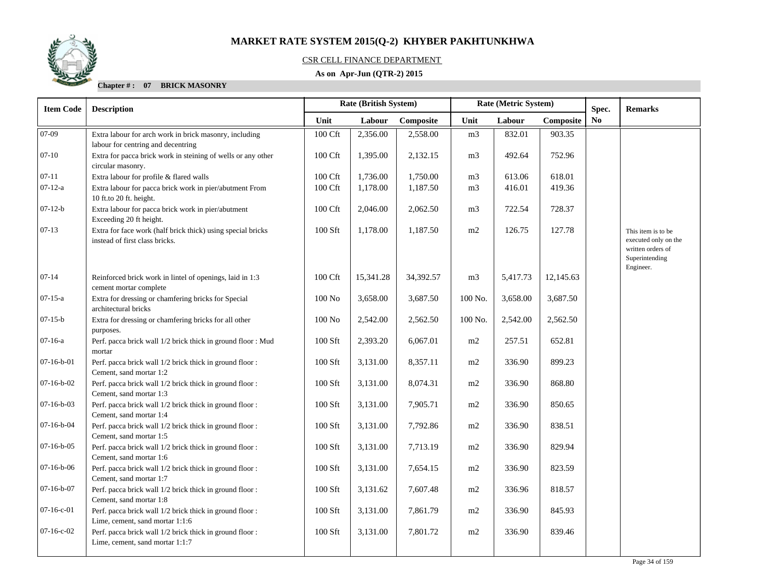# MARKET RATE SYSTEM 2015(Q-2) KHYBER PAKHTUNKHWA

CSR CELL FINANCE DEPARTMENT

**As on Apr-Jun (QTR-2) 2015**

**Chapter # : 07 BRICK MASONRY**

| Item Code | Description | Rate (British System) | | | Rate (Metric System) | | | Spec. No | Remarks |
|---|---|---|---|---|---|---|---|---|---|
| | | Unit | Labour | Composite | Unit | Labour | Composite | | |
| 07-09 | Extra labour for arch work in brick masonry, including labour for centring and decentring | 100 Cft | 2,356.00 | 2,558.00 | m3 | 832.01 | 903.35 | | |
| 07-10 | Extra for pacca brick work in steining of wells or any other circular masonry. | 100 Cft | 1,395.00 | 2,132.15 | m3 | 492.64 | 752.96 | | |
| 07-11 | Extra labour for profile & flared walls | 100 Cft | 1,736.00 | 1,750.00 | m3 | 613.06 | 618.01 | | |
| 07-12-a | Extra labour for pacca brick work in pier/abutment From 10 ft.to 20 ft. height. | 100 Cft | 1,178.00 | 1,187.50 | m3 | 416.01 | 419.36 | | |
| 07-12-b | Extra labour for pacca brick work in pier/abutment Exceeding 20 ft height. | 100 Cft | 2,046.00 | 2,062.50 | m3 | 722.54 | 728.37 | | |
| 07-13 | Extra for face work (half brick thick) using special bricks instead of first class bricks. | 100 Sft | 1,178.00 | 1,187.50 | m2 | 126.75 | 127.78 | | This item is to be executed only on the written orders of Superintending Engineer. |
| 07-14 | Reinforced brick work in lintel of openings, laid in 1:3 cement mortar complete | 100 Cft | 15,341.28 | 34,392.57 | m3 | 5,417.73 | 12,145.63 | | |
| 07-15-a | Extra for dressing or chamfering bricks for Special architectural bricks | 100 No | 3,658.00 | 3,687.50 | 100 No. | 3,658.00 | 3,687.50 | | |
| 07-15-b | Extra for dressing or chamfering bricks for all other purposes. | 100 No | 2,542.00 | 2,562.50 | 100 No. | 2,542.00 | 2,562.50 | | |
| 07-16-a | Perf. pacca brick wall 1/2 brick thick in ground floor : Mud mortar | 100 Sft | 2,393.20 | 6,067.01 | m2 | 257.51 | 652.81 | | |
| 07-16-b-01 | Perf. pacca brick wall 1/2 brick thick in ground floor : Cement, sand mortar 1:2 | 100 Sft | 3,131.00 | 8,357.11 | m2 | 336.90 | 899.23 | | |
| 07-16-b-02 | Perf. pacca brick wall 1/2 brick thick in ground floor : Cement, sand mortar 1:3 | 100 Sft | 3,131.00 | 8,074.31 | m2 | 336.90 | 868.80 | | |
| 07-16-b-03 | Perf. pacca brick wall 1/2 brick thick in ground floor : Cement, sand mortar 1:4 | 100 Sft | 3,131.00 | 7,905.71 | m2 | 336.90 | 850.65 | | |
| 07-16-b-04 | Perf. pacca brick wall 1/2 brick thick in ground floor : Cement, sand mortar 1:5 | 100 Sft | 3,131.00 | 7,792.86 | m2 | 336.90 | 838.51 | | |
| 07-16-b-05 | Perf. pacca brick wall 1/2 brick thick in ground floor : Cement, sand mortar 1:6 | 100 Sft | 3,131.00 | 7,713.19 | m2 | 336.90 | 829.94 | | |
| 07-16-b-06 | Perf. pacca brick wall 1/2 brick thick in ground floor : Cement, sand mortar 1:7 | 100 Sft | 3,131.00 | 7,654.15 | m2 | 336.90 | 823.59 | | |
| 07-16-b-07 | Perf. pacca brick wall 1/2 brick thick in ground floor : Cement, sand mortar 1:8 | 100 Sft | 3,131.62 | 7,607.48 | m2 | 336.96 | 818.57 | | |
| 07-16-c-01 | Perf. pacca brick wall 1/2 brick thick in ground floor : Lime, cement, sand mortar 1:1:6 | 100 Sft | 3,131.00 | 7,861.79 | m2 | 336.90 | 845.93 | | |
| 07-16-c-02 | Perf. pacca brick wall 1/2 brick thick in ground floor : Lime, cement, sand mortar 1:1:7 | 100 Sft | 3,131.00 | 7,801.72 | m2 | 336.90 | 839.46 | | |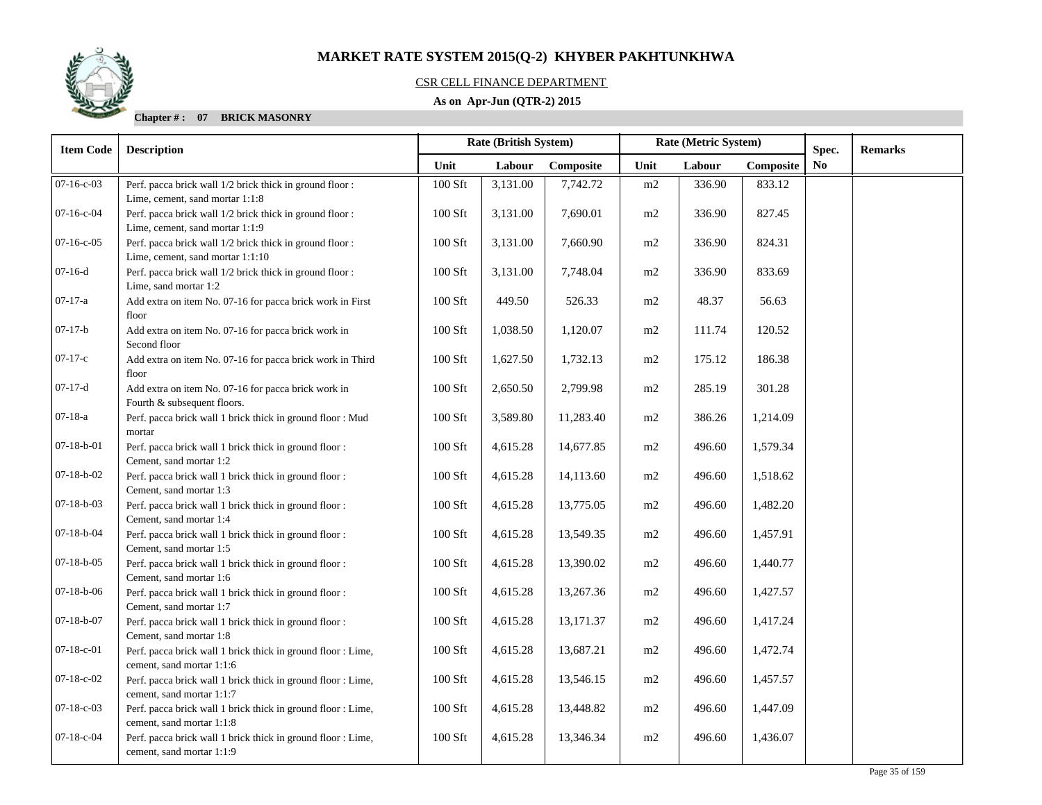# MARKET RATE SYSTEM 2015(Q-2) KHYBER PAKHTUNKHWA

CSR CELL FINANCE DEPARTMENT

**As on Apr-Jun (QTR-2) 2015**

**Chapter # : 07 BRICK MASONRY**

| Item Code | Description | Rate (British System) | | | Rate (Metric System) | | | Spec. | Remarks |
|---|---|---|---|---|---|---|---|---|---|
| | | Unit | Labour | Composite | Unit | Labour | Composite | No | |
| 07-16-c-03 | Perf. pacca brick wall 1/2 brick thick in ground floor : Lime, cement, sand mortar 1:1:8 | 100 Sft | 3,131.00 | 7,742.72 | m2 | 336.90 | 833.12 | | |
| 07-16-c-04 | Perf. pacca brick wall 1/2 brick thick in ground floor : Lime, cement, sand mortar 1:1:9 | 100 Sft | 3,131.00 | 7,690.01 | m2 | 336.90 | 827.45 | | |
| 07-16-c-05 | Perf. pacca brick wall 1/2 brick thick in ground floor : Lime, cement, sand mortar 1:1:10 | 100 Sft | 3,131.00 | 7,660.90 | m2 | 336.90 | 824.31 | | |
| 07-16-d | Perf. pacca brick wall 1/2 brick thick in ground floor : Lime, sand mortar 1:2 | 100 Sft | 3,131.00 | 7,748.04 | m2 | 336.90 | 833.69 | | |
| 07-17-a | Add extra on item No. 07-16 for pacca brick work in First floor | 100 Sft | 449.50 | 526.33 | m2 | 48.37 | 56.63 | | |
| 07-17-b | Add extra on item No. 07-16 for pacca brick work in Second floor | 100 Sft | 1,038.50 | 1,120.07 | m2 | 111.74 | 120.52 | | |
| 07-17-c | Add extra on item No. 07-16 for pacca brick work in Third floor | 100 Sft | 1,627.50 | 1,732.13 | m2 | 175.12 | 186.38 | | |
| 07-17-d | Add extra on item No. 07-16 for pacca brick work in Fourth & subsequent floors. | 100 Sft | 2,650.50 | 2,799.98 | m2 | 285.19 | 301.28 | | |
| 07-18-a | Perf. pacca brick wall 1 brick thick in ground floor : Mud mortar | 100 Sft | 3,589.80 | 11,283.40 | m2 | 386.26 | 1,214.09 | | |
| 07-18-b-01 | Perf. pacca brick wall 1 brick thick in ground floor : Cement, sand mortar 1:2 | 100 Sft | 4,615.28 | 14,677.85 | m2 | 496.60 | 1,579.34 | | |
| 07-18-b-02 | Perf. pacca brick wall 1 brick thick in ground floor : Cement, sand mortar 1:3 | 100 Sft | 4,615.28 | 14,113.60 | m2 | 496.60 | 1,518.62 | | |
| 07-18-b-03 | Perf. pacca brick wall 1 brick thick in ground floor : Cement, sand mortar 1:4 | 100 Sft | 4,615.28 | 13,775.05 | m2 | 496.60 | 1,482.20 | | |
| 07-18-b-04 | Perf. pacca brick wall 1 brick thick in ground floor : Cement, sand mortar 1:5 | 100 Sft | 4,615.28 | 13,549.35 | m2 | 496.60 | 1,457.91 | | |
| 07-18-b-05 | Perf. pacca brick wall 1 brick thick in ground floor : Cement, sand mortar 1:6 | 100 Sft | 4,615.28 | 13,390.02 | m2 | 496.60 | 1,440.77 | | |
| 07-18-b-06 | Perf. pacca brick wall 1 brick thick in ground floor : Cement, sand mortar 1:7 | 100 Sft | 4,615.28 | 13,267.36 | m2 | 496.60 | 1,427.57 | | |
| 07-18-b-07 | Perf. pacca brick wall 1 brick thick in ground floor : Cement, sand mortar 1:8 | 100 Sft | 4,615.28 | 13,171.37 | m2 | 496.60 | 1,417.24 | | |
| 07-18-c-01 | Perf. pacca brick wall 1 brick thick in ground floor : Lime, cement, sand mortar 1:1:6 | 100 Sft | 4,615.28 | 13,687.21 | m2 | 496.60 | 1,472.74 | | |
| 07-18-c-02 | Perf. pacca brick wall 1 brick thick in ground floor : Lime, cement, sand mortar 1:1:7 | 100 Sft | 4,615.28 | 13,546.15 | m2 | 496.60 | 1,457.57 | | |
| 07-18-c-03 | Perf. pacca brick wall 1 brick thick in ground floor : Lime, cement, sand mortar 1:1:8 | 100 Sft | 4,615.28 | 13,448.82 | m2 | 496.60 | 1,447.09 | | |
| 07-18-c-04 | Perf. pacca brick wall 1 brick thick in ground floor : Lime, cement, sand mortar 1:1:9 | 100 Sft | 4,615.28 | 13,346.34 | m2 | 496.60 | 1,436.07 | | |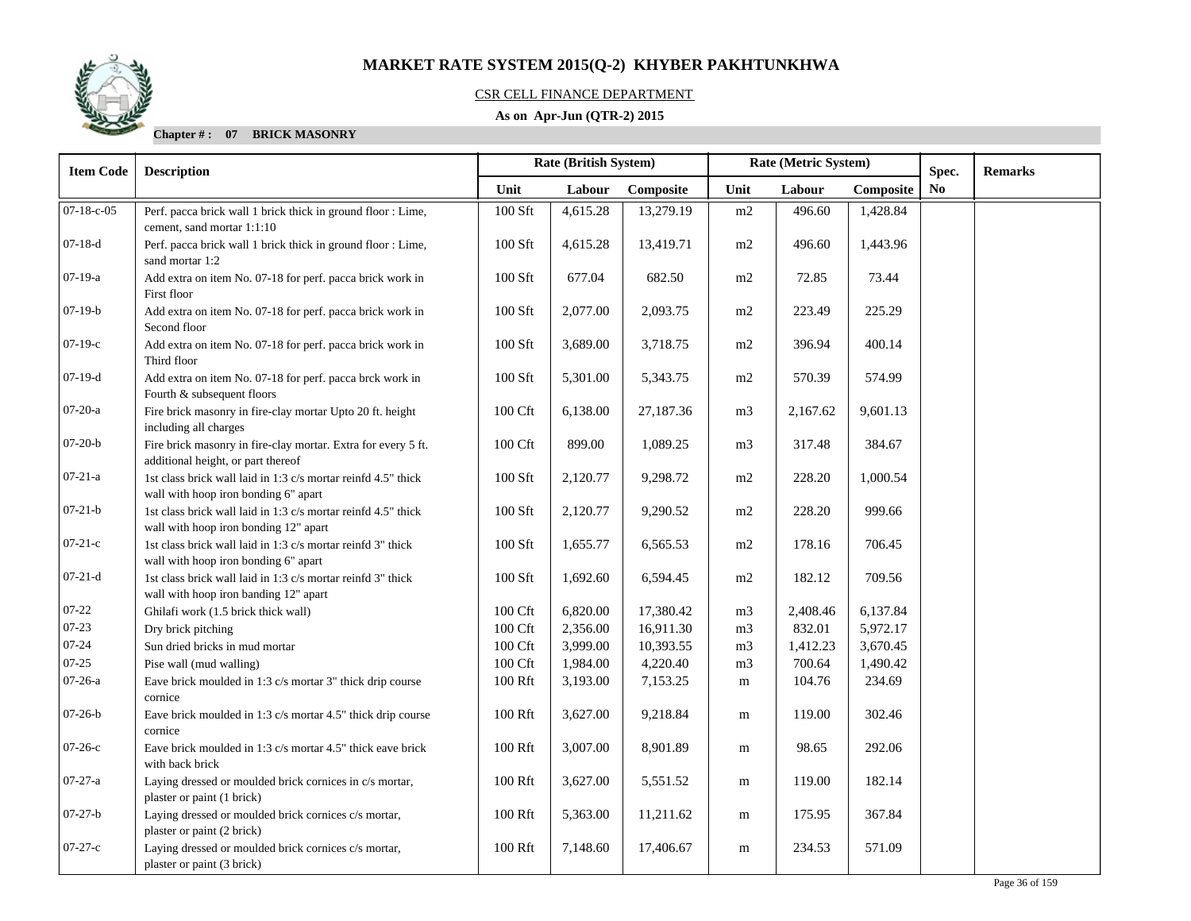# MARKET RATE SYSTEM 2015(Q-2) KHYBER PAKHTUNKHWA

CSR CELL FINANCE DEPARTMENT

**As on Apr-Jun (QTR-2) 2015**

**Chapter # : 07 BRICK MASONRY**

| Item Code | Description | Rate (British System) | | | Rate (Metric System) | | | Spec. No | Remarks |
|---|---|---|---|---|---|---|---|---|---|
| | | Unit | Labour | Composite | Unit | Labour | Composite | | |
| 07-18-c-05 | Perf. pacca brick wall 1 brick thick in ground floor : Lime, cement, sand mortar 1:1:10 | 100 Sft | 4,615.28 | 13,279.19 | m2 | 496.60 | 1,428.84 | | |
| 07-18-d | Perf. pacca brick wall 1 brick thick in ground floor : Lime, sand mortar 1:2 | 100 Sft | 4,615.28 | 13,419.71 | m2 | 496.60 | 1,443.96 | | |
| 07-19-a | Add extra on item No. 07-18 for perf. pacca brick work in First floor | 100 Sft | 677.04 | 682.50 | m2 | 72.85 | 73.44 | | |
| 07-19-b | Add extra on item No. 07-18 for perf. pacca brick work in Second floor | 100 Sft | 2,077.00 | 2,093.75 | m2 | 223.49 | 225.29 | | |
| 07-19-c | Add extra on item No. 07-18 for perf. pacca brick work in Third floor | 100 Sft | 3,689.00 | 3,718.75 | m2 | 396.94 | 400.14 | | |
| 07-19-d | Add extra on item No. 07-18 for perf. pacca brck work in Fourth & subsequent floors | 100 Sft | 5,301.00 | 5,343.75 | m2 | 570.39 | 574.99 | | |
| 07-20-a | Fire brick masonry in fire-clay mortar Upto 20 ft. height including all charges | 100 Cft | 6,138.00 | 27,187.36 | m3 | 2,167.62 | 9,601.13 | | |
| 07-20-b | Fire brick masonry in fire-clay mortar. Extra for every 5 ft. additional height, or part thereof | 100 Cft | 899.00 | 1,089.25 | m3 | 317.48 | 384.67 | | |
| 07-21-a | 1st class brick wall laid in 1:3 c/s mortar reinfd 4.5" thick wall with hoop iron bonding 6" apart | 100 Sft | 2,120.77 | 9,298.72 | m2 | 228.20 | 1,000.54 | | |
| 07-21-b | 1st class brick wall laid in 1:3 c/s mortar reinfd 4.5" thick wall with hoop iron bonding 12" apart | 100 Sft | 2,120.77 | 9,290.52 | m2 | 228.20 | 999.66 | | |
| 07-21-c | 1st class brick wall laid in 1:3 c/s mortar reinfd 3" thick wall with hoop iron bonding 6" apart | 100 Sft | 1,655.77 | 6,565.53 | m2 | 178.16 | 706.45 | | |
| 07-21-d | 1st class brick wall laid in 1:3 c/s mortar reinfd 3" thick wall with hoop iron banding 12" apart | 100 Sft | 1,692.60 | 6,594.45 | m2 | 182.12 | 709.56 | | |
| 07-22 | Ghilafi work (1.5 brick thick wall) | 100 Cft | 6,820.00 | 17,380.42 | m3 | 2,408.46 | 6,137.84 | | |
| 07-23 | Dry brick pitching | 100 Cft | 2,356.00 | 16,911.30 | m3 | 832.01 | 5,972.17 | | |
| 07-24 | Sun dried bricks in mud mortar | 100 Cft | 3,999.00 | 10,393.55 | m3 | 1,412.23 | 3,670.45 | | |
| 07-25 | Pise wall (mud walling) | 100 Cft | 1,984.00 | 4,220.40 | m3 | 700.64 | 1,490.42 | | |
| 07-26-a | Eave brick moulded in 1:3 c/s mortar 3" thick drip course cornice | 100 Rft | 3,193.00 | 7,153.25 | m | 104.76 | 234.69 | | |
| 07-26-b | Eave brick moulded in 1:3 c/s mortar 4.5" thick drip course cornice | 100 Rft | 3,627.00 | 9,218.84 | m | 119.00 | 302.46 | | |
| 07-26-c | Eave brick moulded in 1:3 c/s mortar 4.5" thick eave brick with back brick | 100 Rft | 3,007.00 | 8,901.89 | m | 98.65 | 292.06 | | |
| 07-27-a | Laying dressed or moulded brick cornices in c/s mortar, plaster or paint (1 brick) | 100 Rft | 3,627.00 | 5,551.52 | m | 119.00 | 182.14 | | |
| 07-27-b | Laying dressed or moulded brick cornices c/s mortar, plaster or paint (2 brick) | 100 Rft | 5,363.00 | 11,211.62 | m | 175.95 | 367.84 | | |
| 07-27-c | Laying dressed or moulded brick cornices c/s mortar, plaster or paint (3 brick) | 100 Rft | 7,148.60 | 17,406.67 | m | 234.53 | 571.09 | | |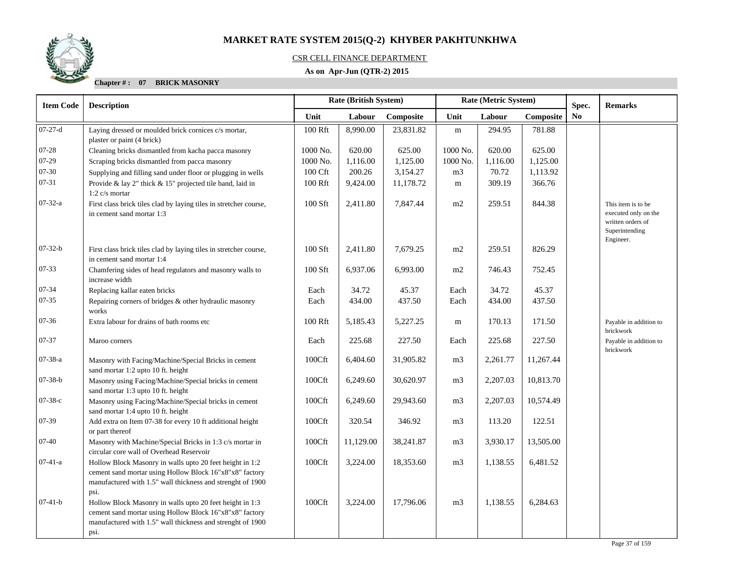# MARKET RATE SYSTEM 2015(Q-2) KHYBER PAKHTUNKHWA

CSR CELL FINANCE DEPARTMENT

**As on Apr-Jun (QTR-2) 2015**

**Chapter # : 07 BRICK MASONRY**

| Item Code | Description | Rate (British System) | | | Rate (Metric System) | | | Spec. | Remarks |
|---|---|---|---|---|---|---|---|---|---|
| | | Unit | Labour | Composite | Unit | Labour | Composite | No | |
| 07-27-d | Laying dressed or moulded brick cornices c/s mortar, plaster or paint (4 brick) | 100 Rft | 8,990.00 | 23,831.82 | m | 294.95 | 781.88 | | |
| 07-28 | Cleaning bricks dismantled from kacha pacca masonry | 1000 No. | 620.00 | 625.00 | 1000 No. | 620.00 | 625.00 | | |
| 07-29 | Scraping bricks dismantled from pacca masonry | 1000 No. | 1,116.00 | 1,125.00 | 1000 No. | 1,116.00 | 1,125.00 | | |
| 07-30 | Supplying and filling sand under floor or plugging in wells | 100 Cft | 200.26 | 3,154.27 | m3 | 70.72 | 1,113.92 | | |
| 07-31 | Provide & lay 2" thick & 15" projected tile band, laid in 1:2 c/s mortar | 100 Rft | 9,424.00 | 11,178.72 | m | 309.19 | 366.76 | | |
| 07-32-a | First class brick tiles clad by laying tiles in stretcher course, in cement sand mortar 1:3 | 100 Sft | 2,411.80 | 7,847.44 | m2 | 259.51 | 844.38 | | This item is to be executed only on the written orders of Superintending Engineer. |
| 07-32-b | First class brick tiles clad by laying tiles in stretcher course, in cement sand mortar 1:4 | 100 Sft | 2,411.80 | 7,679.25 | m2 | 259.51 | 826.29 | | |
| 07-33 | Chamfering sides of head regulators and masonry walls to increase width | 100 Sft | 6,937.06 | 6,993.00 | m2 | 746.43 | 752.45 | | |
| 07-34 | Replacing kallar eaten bricks | Each | 34.72 | 45.37 | Each | 34.72 | 45.37 | | |
| 07-35 | Repairing corners of bridges & other hydraulic masonry works | Each | 434.00 | 437.50 | Each | 434.00 | 437.50 | | |
| 07-36 | Extra labour for drains of bath rooms etc | 100 Rft | 5,185.43 | 5,227.25 | m | 170.13 | 171.50 | | Payable in addition to brickwork |
| 07-37 | Maroo corners | Each | 225.68 | 227.50 | Each | 225.68 | 227.50 | | Payable in addition to brickwork |
| 07-38-a | Masonry with Facing/Machine/Special Bricks in cement sand mortar 1:2 upto 10 ft. height | 100Cft | 6,404.60 | 31,905.82 | m3 | 2,261.77 | 11,267.44 | | |
| 07-38-b | Masonry using Facing/Machine/Special bricks in cement sand mortar 1:3 upto 10 ft. height | 100Cft | 6,249.60 | 30,620.97 | m3 | 2,207.03 | 10,813.70 | | |
| 07-38-c | Masonry using Facing/Machine/Special bricks in cement sand mortar 1:4 upto 10 ft. height | 100Cft | 6,249.60 | 29,943.60 | m3 | 2,207.03 | 10,574.49 | | |
| 07-39 | Add extra on Item 07-38 for every 10 ft additional height or part thereof | 100Cft | 320.54 | 346.92 | m3 | 113.20 | 122.51 | | |
| 07-40 | Masonry with Machine/Special Bricks in 1:3 c/s mortar in circular core wall of Overhead Reservoir | 100Cft | 11,129.00 | 38,241.87 | m3 | 3,930.17 | 13,505.00 | | |
| 07-41-a | Hollow Block Masonry in walls upto 20 feet height in 1:2 cement sand mortar using Hollow Block 16"x8"x8" factory manufactured with 1.5" wall thickness and strenght of 1900 psi. | 100Cft | 3,224.00 | 18,353.60 | m3 | 1,138.55 | 6,481.52 | | |
| 07-41-b | Hollow Block Masonry in walls upto 20 feet height in 1:3 cement sand mortar using Hollow Block 16"x8"x8" factory manufactured with 1.5" wall thickness and strenght of 1900 psi. | 100Cft | 3,224.00 | 17,796.06 | m3 | 1,138.55 | 6,284.63 | | |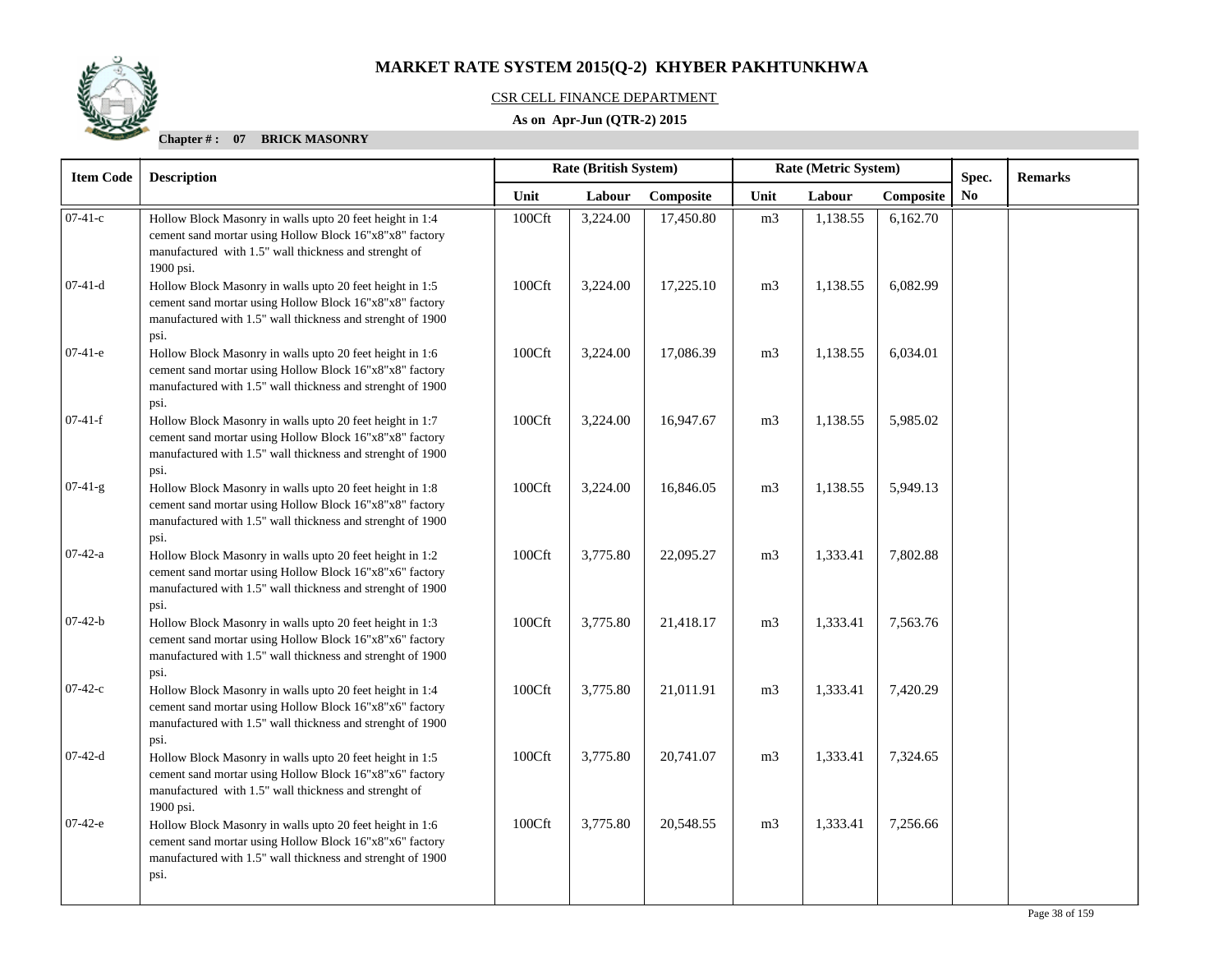# MARKET RATE SYSTEM 2015(Q-2) KHYBER PAKHTUNKHWA

CSR CELL FINANCE DEPARTMENT

**As on Apr-Jun (QTR-2) 2015**

**Chapter # : 07 BRICK MASONRY**

| Item Code | Description | Rate (British System) | | | Rate (Metric System) | | | Spec. | Remarks |
|---|---|---|---|---|---|---|---|---|---|
| | | Unit | Labour | Composite | Unit | Labour | Composite | No | |
| 07-41-c | Hollow Block Masonry in walls upto 20 feet height in 1:4 cement sand mortar using Hollow Block 16"x8"x8" factory manufactured with 1.5" wall thickness and strenght of 1900 psi. | 100Cft | 3,224.00 | 17,450.80 | m3 | 1,138.55 | 6,162.70 | | |
| 07-41-d | Hollow Block Masonry in walls upto 20 feet height in 1:5 cement sand mortar using Hollow Block 16"x8"x8" factory manufactured with 1.5" wall thickness and strenght of 1900 psi. | 100Cft | 3,224.00 | 17,225.10 | m3 | 1,138.55 | 6,082.99 | | |
| 07-41-e | Hollow Block Masonry in walls upto 20 feet height in 1:6 cement sand mortar using Hollow Block 16"x8"x8" factory manufactured with 1.5" wall thickness and strenght of 1900 psi. | 100Cft | 3,224.00 | 17,086.39 | m3 | 1,138.55 | 6,034.01 | | |
| 07-41-f | Hollow Block Masonry in walls upto 20 feet height in 1:7 cement sand mortar using Hollow Block 16"x8"x8" factory manufactured with 1.5" wall thickness and strenght of 1900 psi. | 100Cft | 3,224.00 | 16,947.67 | m3 | 1,138.55 | 5,985.02 | | |
| 07-41-g | Hollow Block Masonry in walls upto 20 feet height in 1:8 cement sand mortar using Hollow Block 16"x8"x8" factory manufactured with 1.5" wall thickness and strenght of 1900 psi. | 100Cft | 3,224.00 | 16,846.05 | m3 | 1,138.55 | 5,949.13 | | |
| 07-42-a | Hollow Block Masonry in walls upto 20 feet height in 1:2 cement sand mortar using Hollow Block 16"x8"x6" factory manufactured with 1.5" wall thickness and strenght of 1900 psi. | 100Cft | 3,775.80 | 22,095.27 | m3 | 1,333.41 | 7,802.88 | | |
| 07-42-b | Hollow Block Masonry in walls upto 20 feet height in 1:3 cement sand mortar using Hollow Block 16"x8"x6" factory manufactured with 1.5" wall thickness and strenght of 1900 psi. | 100Cft | 3,775.80 | 21,418.17 | m3 | 1,333.41 | 7,563.76 | | |
| 07-42-c | Hollow Block Masonry in walls upto 20 feet height in 1:4 cement sand mortar using Hollow Block 16"x8"x6" factory manufactured with 1.5" wall thickness and strenght of 1900 psi. | 100Cft | 3,775.80 | 21,011.91 | m3 | 1,333.41 | 7,420.29 | | |
| 07-42-d | Hollow Block Masonry in walls upto 20 feet height in 1:5 cement sand mortar using Hollow Block 16"x8"x6" factory manufactured with 1.5" wall thickness and strenght of 1900 psi. | 100Cft | 3,775.80 | 20,741.07 | m3 | 1,333.41 | 7,324.65 | | |
| 07-42-e | Hollow Block Masonry in walls upto 20 feet height in 1:6 cement sand mortar using Hollow Block 16"x8"x6" factory manufactured with 1.5" wall thickness and strenght of 1900 psi. | 100Cft | 3,775.80 | 20,548.55 | m3 | 1,333.41 | 7,256.66 | | |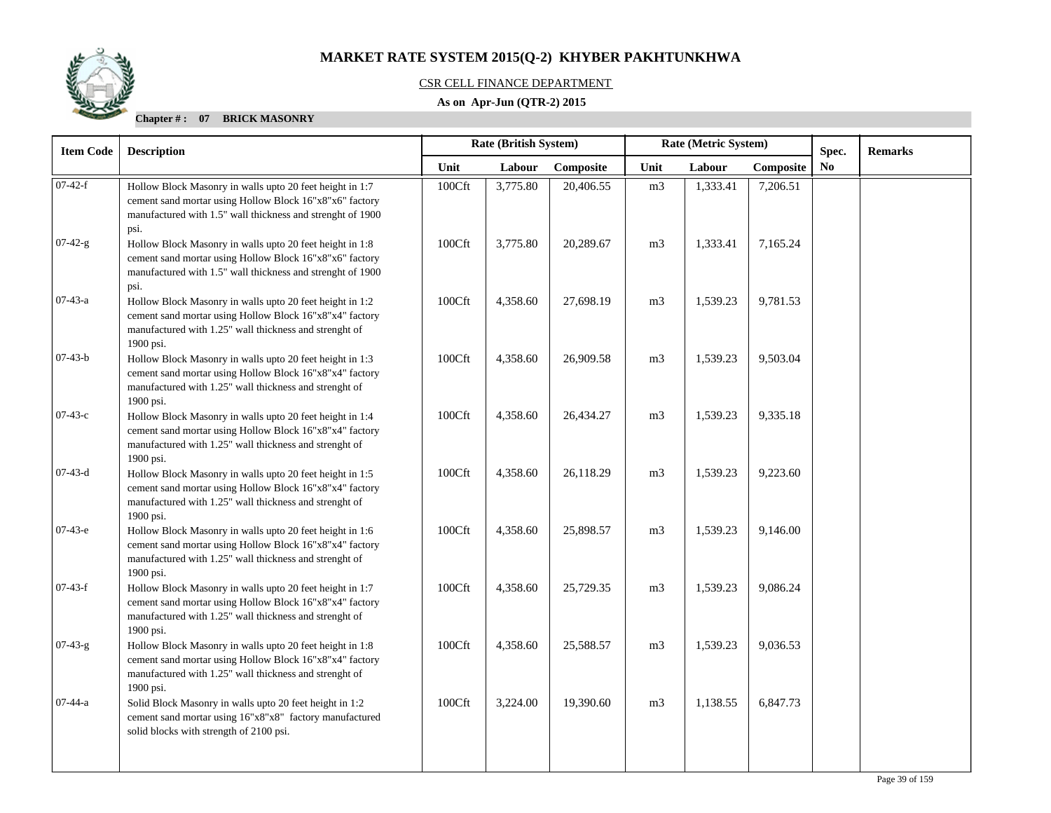# MARKET RATE SYSTEM 2015(Q-2) KHYBER PAKHTUNKHWA

CSR CELL FINANCE DEPARTMENT

**As on Apr-Jun (QTR-2) 2015**

**Chapter # : 07 BRICK MASONRY**

| Item Code | Description | Rate (British System) | | | Rate (Metric System) | | | Spec. No | Remarks |
|---|---|---|---|---|---|---|---|---|---|
| | | Unit | Labour | Composite | Unit | Labour | Composite | | |
| 07-42-f | Hollow Block Masonry in walls upto 20 feet height in 1:7 cement sand mortar using Hollow Block 16"x8"x6" factory manufactured with 1.5" wall thickness and strenght of 1900 psi. | 100Cft | 3,775.80 | 20,406.55 | m3 | 1,333.41 | 7,206.51 | | |
| 07-42-g | Hollow Block Masonry in walls upto 20 feet height in 1:8 cement sand mortar using Hollow Block 16"x8"x6" factory manufactured with 1.5" wall thickness and strenght of 1900 psi. | 100Cft | 3,775.80 | 20,289.67 | m3 | 1,333.41 | 7,165.24 | | |
| 07-43-a | Hollow Block Masonry in walls upto 20 feet height in 1:2 cement sand mortar using Hollow Block 16"x8"x4" factory manufactured with 1.25" wall thickness and strenght of 1900 psi. | 100Cft | 4,358.60 | 27,698.19 | m3 | 1,539.23 | 9,781.53 | | |
| 07-43-b | Hollow Block Masonry in walls upto 20 feet height in 1:3 cement sand mortar using Hollow Block 16"x8"x4" factory manufactured with 1.25" wall thickness and strenght of 1900 psi. | 100Cft | 4,358.60 | 26,909.58 | m3 | 1,539.23 | 9,503.04 | | |
| 07-43-c | Hollow Block Masonry in walls upto 20 feet height in 1:4 cement sand mortar using Hollow Block 16"x8"x4" factory manufactured with 1.25" wall thickness and strenght of 1900 psi. | 100Cft | 4,358.60 | 26,434.27 | m3 | 1,539.23 | 9,335.18 | | |
| 07-43-d | Hollow Block Masonry in walls upto 20 feet height in 1:5 cement sand mortar using Hollow Block 16"x8"x4" factory manufactured with 1.25" wall thickness and strenght of 1900 psi. | 100Cft | 4,358.60 | 26,118.29 | m3 | 1,539.23 | 9,223.60 | | |
| 07-43-e | Hollow Block Masonry in walls upto 20 feet height in 1:6 cement sand mortar using Hollow Block 16"x8"x4" factory manufactured with 1.25" wall thickness and strenght of 1900 psi. | 100Cft | 4,358.60 | 25,898.57 | m3 | 1,539.23 | 9,146.00 | | |
| 07-43-f | Hollow Block Masonry in walls upto 20 feet height in 1:7 cement sand mortar using Hollow Block 16"x8"x4" factory manufactured with 1.25" wall thickness and strenght of 1900 psi. | 100Cft | 4,358.60 | 25,729.35 | m3 | 1,539.23 | 9,086.24 | | |
| 07-43-g | Hollow Block Masonry in walls upto 20 feet height in 1:8 cement sand mortar using Hollow Block 16"x8"x4" factory manufactured with 1.25" wall thickness and strenght of 1900 psi. | 100Cft | 4,358.60 | 25,588.57 | m3 | 1,539.23 | 9,036.53 | | |
| 07-44-a | Solid Block Masonry in walls upto 20 feet height in 1:2 cement sand mortar using 16"x8"x8" factory manufactured solid blocks with strength of 2100 psi. | 100Cft | 3,224.00 | 19,390.60 | m3 | 1,138.55 | 6,847.73 | | |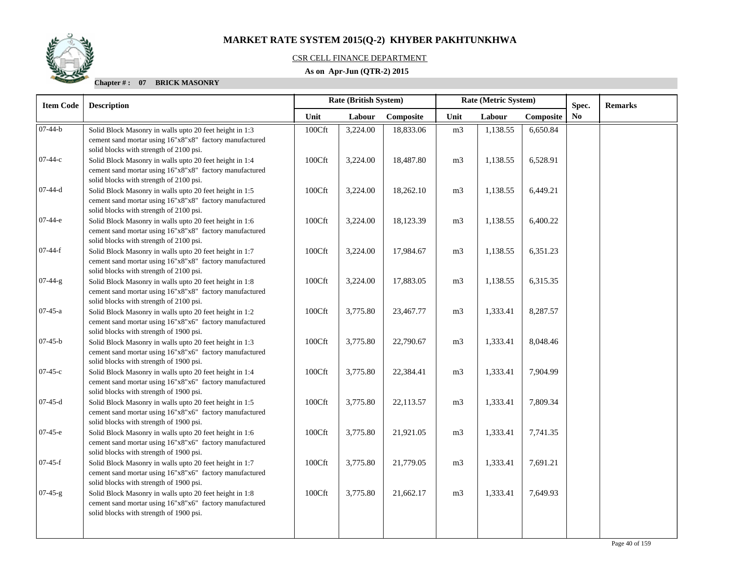# MARKET RATE SYSTEM 2015(Q-2) KHYBER PAKHTUNKHWA

CSR CELL FINANCE DEPARTMENT

**As on Apr-Jun (QTR-2) 2015**

**Chapter # : 07 BRICK MASONRY**

| Item Code | Description | Rate (British System) | | | Rate (Metric System) | | | Spec. No | Remarks |
|---|---|---|---|---|---|---|---|---|---|
| | | Unit | Labour | Composite | Unit | Labour | Composite | | |
| 07-44-b | Solid Block Masonry in walls upto 20 feet height in 1:3 cement sand mortar using 16"x8"x8" factory manufactured solid blocks with strength of 2100 psi. | 100Cft | 3,224.00 | 18,833.06 | m3 | 1,138.55 | 6,650.84 | | |
| 07-44-c | Solid Block Masonry in walls upto 20 feet height in 1:4 cement sand mortar using 16"x8"x8" factory manufactured solid blocks with strength of 2100 psi. | 100Cft | 3,224.00 | 18,487.80 | m3 | 1,138.55 | 6,528.91 | | |
| 07-44-d | Solid Block Masonry in walls upto 20 feet height in 1:5 cement sand mortar using 16"x8"x8" factory manufactured solid blocks with strength of 2100 psi. | 100Cft | 3,224.00 | 18,262.10 | m3 | 1,138.55 | 6,449.21 | | |
| 07-44-e | Solid Block Masonry in walls upto 20 feet height in 1:6 cement sand mortar using 16"x8"x8" factory manufactured solid blocks with strength of 2100 psi. | 100Cft | 3,224.00 | 18,123.39 | m3 | 1,138.55 | 6,400.22 | | |
| 07-44-f | Solid Block Masonry in walls upto 20 feet height in 1:7 cement sand mortar using 16"x8"x8" factory manufactured solid blocks with strength of 2100 psi. | 100Cft | 3,224.00 | 17,984.67 | m3 | 1,138.55 | 6,351.23 | | |
| 07-44-g | Solid Block Masonry in walls upto 20 feet height in 1:8 cement sand mortar using 16"x8"x8" factory manufactured solid blocks with strength of 2100 psi. | 100Cft | 3,224.00 | 17,883.05 | m3 | 1,138.55 | 6,315.35 | | |
| 07-45-a | Solid Block Masonry in walls upto 20 feet height in 1:2 cement sand mortar using 16"x8"x6" factory manufactured solid blocks with strength of 1900 psi. | 100Cft | 3,775.80 | 23,467.77 | m3 | 1,333.41 | 8,287.57 | | |
| 07-45-b | Solid Block Masonry in walls upto 20 feet height in 1:3 cement sand mortar using 16"x8"x6" factory manufactured solid blocks with strength of 1900 psi. | 100Cft | 3,775.80 | 22,790.67 | m3 | 1,333.41 | 8,048.46 | | |
| 07-45-c | Solid Block Masonry in walls upto 20 feet height in 1:4 cement sand mortar using 16"x8"x6" factory manufactured solid blocks with strength of 1900 psi. | 100Cft | 3,775.80 | 22,384.41 | m3 | 1,333.41 | 7,904.99 | | |
| 07-45-d | Solid Block Masonry in walls upto 20 feet height in 1:5 cement sand mortar using 16"x8"x6" factory manufactured solid blocks with strength of 1900 psi. | 100Cft | 3,775.80 | 22,113.57 | m3 | 1,333.41 | 7,809.34 | | |
| 07-45-e | Solid Block Masonry in walls upto 20 feet height in 1:6 cement sand mortar using 16"x8"x6" factory manufactured solid blocks with strength of 1900 psi. | 100Cft | 3,775.80 | 21,921.05 | m3 | 1,333.41 | 7,741.35 | | |
| 07-45-f | Solid Block Masonry in walls upto 20 feet height in 1:7 cement sand mortar using 16"x8"x6" factory manufactured solid blocks with strength of 1900 psi. | 100Cft | 3,775.80 | 21,779.05 | m3 | 1,333.41 | 7,691.21 | | |
| 07-45-g | Solid Block Masonry in walls upto 20 feet height in 1:8 cement sand mortar using 16"x8"x6" factory manufactured solid blocks with strength of 1900 psi. | 100Cft | 3,775.80 | 21,662.17 | m3 | 1,333.41 | 7,649.93 | | |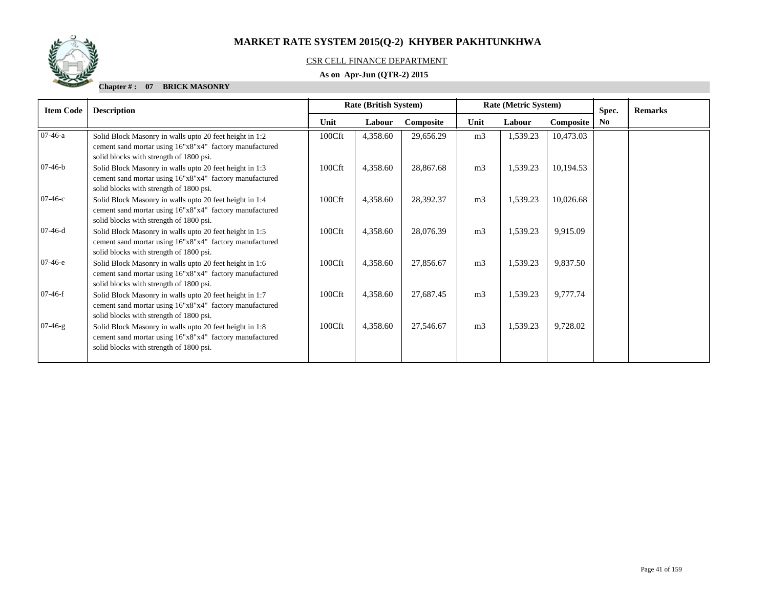# MARKET RATE SYSTEM 2015(Q-2) KHYBER PAKHTUNKHWA

CSR CELL FINANCE DEPARTMENT

**As on Apr-Jun (QTR-2) 2015**

**Chapter # : 07 BRICK MASONRY**

| Item Code | Description | Rate (British System) | | | Rate (Metric System) | | | Spec. No | Remarks |
|---|---|---|---|---|---|---|---|---|---|
| | | Unit | Labour | Composite | Unit | Labour | Composite | | |
| 07-46-a | Solid Block Masonry in walls upto 20 feet height in 1:2 cement sand mortar using 16"x8"x4" factory manufactured solid blocks with strength of 1800 psi. | 100Cft | 4,358.60 | 29,656.29 | m3 | 1,539.23 | 10,473.03 | | |
| 07-46-b | Solid Block Masonry in walls upto 20 feet height in 1:3 cement sand mortar using 16"x8"x4" factory manufactured solid blocks with strength of 1800 psi. | 100Cft | 4,358.60 | 28,867.68 | m3 | 1,539.23 | 10,194.53 | | |
| 07-46-c | Solid Block Masonry in walls upto 20 feet height in 1:4 cement sand mortar using 16"x8"x4" factory manufactured solid blocks with strength of 1800 psi. | 100Cft | 4,358.60 | 28,392.37 | m3 | 1,539.23 | 10,026.68 | | |
| 07-46-d | Solid Block Masonry in walls upto 20 feet height in 1:5 cement sand mortar using 16"x8"x4" factory manufactured solid blocks with strength of 1800 psi. | 100Cft | 4,358.60 | 28,076.39 | m3 | 1,539.23 | 9,915.09 | | |
| 07-46-e | Solid Block Masonry in walls upto 20 feet height in 1:6 cement sand mortar using 16"x8"x4" factory manufactured solid blocks with strength of 1800 psi. | 100Cft | 4,358.60 | 27,856.67 | m3 | 1,539.23 | 9,837.50 | | |
| 07-46-f | Solid Block Masonry in walls upto 20 feet height in 1:7 cement sand mortar using 16"x8"x4" factory manufactured solid blocks with strength of 1800 psi. | 100Cft | 4,358.60 | 27,687.45 | m3 | 1,539.23 | 9,777.74 | | |
| 07-46-g | Solid Block Masonry in walls upto 20 feet height in 1:8 cement sand mortar using 16"x8"x4" factory manufactured solid blocks with strength of 1800 psi. | 100Cft | 4,358.60 | 27,546.67 | m3 | 1,539.23 | 9,728.02 | | |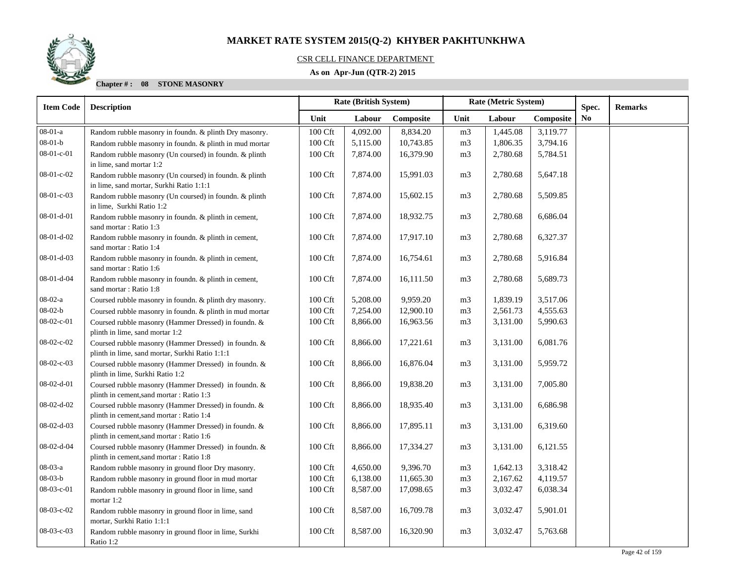# MARKET RATE SYSTEM 2015(Q-2) KHYBER PAKHTUNKHWA

CSR CELL FINANCE DEPARTMENT

**As on Apr-Jun (QTR-2) 2015**

**Chapter # : 08 STONE MASONRY**

| Item Code | Description | Rate (British System) | | | Rate (Metric System) | | | Spec. No | Remarks |
|---|---|---|---|---|---|---|---|---|---|
| | | Unit | Labour | Composite | Unit | Labour | Composite | | |
| 08-01-a | Random rubble masonry in foundn. & plinth Dry masonry. | 100 Cft | 4,092.00 | 8,834.20 | m3 | 1,445.08 | 3,119.77 | | |
| 08-01-b | Random rubble masonry in foundn. & plinth in mud mortar | 100 Cft | 5,115.00 | 10,743.85 | m3 | 1,806.35 | 3,794.16 | | |
| 08-01-c-01 | Random rubble masonry (Un coursed) in foundn. & plinth in lime, sand mortar 1:2 | 100 Cft | 7,874.00 | 16,379.90 | m3 | 2,780.68 | 5,784.51 | | |
| 08-01-c-02 | Random rubble masonry (Un coursed) in foundn. & plinth in lime, sand mortar, Surkhi Ratio 1:1:1 | 100 Cft | 7,874.00 | 15,991.03 | m3 | 2,780.68 | 5,647.18 | | |
| 08-01-c-03 | Random rubble masonry (Un coursed) in foundn. & plinth in lime, Surkhi Ratio 1:2 | 100 Cft | 7,874.00 | 15,602.15 | m3 | 2,780.68 | 5,509.85 | | |
| 08-01-d-01 | Random rubble masonry in foundn. & plinth in cement, sand mortar : Ratio 1:3 | 100 Cft | 7,874.00 | 18,932.75 | m3 | 2,780.68 | 6,686.04 | | |
| 08-01-d-02 | Random rubble masonry in foundn. & plinth in cement, sand mortar : Ratio 1:4 | 100 Cft | 7,874.00 | 17,917.10 | m3 | 2,780.68 | 6,327.37 | | |
| 08-01-d-03 | Random rubble masonry in foundn. & plinth in cement, sand mortar : Ratio 1:6 | 100 Cft | 7,874.00 | 16,754.61 | m3 | 2,780.68 | 5,916.84 | | |
| 08-01-d-04 | Random rubble masonry in foundn. & plinth in cement, sand mortar : Ratio 1:8 | 100 Cft | 7,874.00 | 16,111.50 | m3 | 2,780.68 | 5,689.73 | | |
| 08-02-a | Coursed rubble masonry in foundn. & plinth dry masonry. | 100 Cft | 5,208.00 | 9,959.20 | m3 | 1,839.19 | 3,517.06 | | |
| 08-02-b | Coursed rubble masonry in foundn. & plinth in mud mortar | 100 Cft | 7,254.00 | 12,900.10 | m3 | 2,561.73 | 4,555.63 | | |
| 08-02-c-01 | Coursed rubble masonry (Hammer Dressed) in foundn. & plinth in lime, sand mortar 1:2 | 100 Cft | 8,866.00 | 16,963.56 | m3 | 3,131.00 | 5,990.63 | | |
| 08-02-c-02 | Coursed rubble masonry (Hammer Dressed) in foundn. & plinth in lime, sand mortar, Surkhi Ratio 1:1:1 | 100 Cft | 8,866.00 | 17,221.61 | m3 | 3,131.00 | 6,081.76 | | |
| 08-02-c-03 | Coursed rubble masonry (Hammer Dressed) in foundn. & plinth in lime, Surkhi Ratio 1:2 | 100 Cft | 8,866.00 | 16,876.04 | m3 | 3,131.00 | 5,959.72 | | |
| 08-02-d-01 | Coursed rubble masonry (Hammer Dressed) in foundn. & plinth in cement,sand mortar : Ratio 1:3 | 100 Cft | 8,866.00 | 19,838.20 | m3 | 3,131.00 | 7,005.80 | | |
| 08-02-d-02 | Coursed rubble masonry (Hammer Dressed) in foundn. & plinth in cement,sand mortar : Ratio 1:4 | 100 Cft | 8,866.00 | 18,935.40 | m3 | 3,131.00 | 6,686.98 | | |
| 08-02-d-03 | Coursed rubble masonry (Hammer Dressed) in foundn. & plinth in cement,sand mortar : Ratio 1:6 | 100 Cft | 8,866.00 | 17,895.11 | m3 | 3,131.00 | 6,319.60 | | |
| 08-02-d-04 | Coursed rubble masonry (Hammer Dressed) in foundn. & plinth in cement,sand mortar : Ratio 1:8 | 100 Cft | 8,866.00 | 17,334.27 | m3 | 3,131.00 | 6,121.55 | | |
| 08-03-a | Random rubble masonry in ground floor Dry masonry. | 100 Cft | 4,650.00 | 9,396.70 | m3 | 1,642.13 | 3,318.42 | | |
| 08-03-b | Random rubble masonry in ground floor in mud mortar | 100 Cft | 6,138.00 | 11,665.30 | m3 | 2,167.62 | 4,119.57 | | |
| 08-03-c-01 | Random rubble masonry in ground floor in lime, sand mortar 1:2 | 100 Cft | 8,587.00 | 17,098.65 | m3 | 3,032.47 | 6,038.34 | | |
| 08-03-c-02 | Random rubble masonry in ground floor in lime, sand mortar, Surkhi Ratio 1:1:1 | 100 Cft | 8,587.00 | 16,709.78 | m3 | 3,032.47 | 5,901.01 | | |
| 08-03-c-03 | Random rubble masonry in ground floor in lime, Surkhi Ratio 1:2 | 100 Cft | 8,587.00 | 16,320.90 | m3 | 3,032.47 | 5,763.68 | | |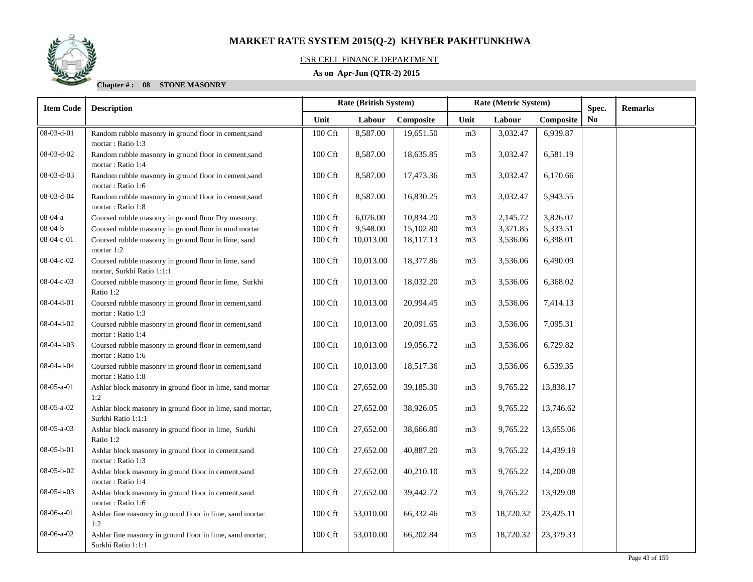# MARKET RATE SYSTEM 2015(Q-2) KHYBER PAKHTUNKHWA

CSR CELL FINANCE DEPARTMENT

**As on Apr-Jun (QTR-2) 2015**

**Chapter # : 08 STONE MASONRY**

| Item Code | Description | Rate (British System) | | | Rate (Metric System) | | | Spec. No | Remarks |
|---|---|---|---|---|---|---|---|---|---|
| | | Unit | Labour | Composite | Unit | Labour | Composite | | |
| 08-03-d-01 | Random rubble masonry in ground floor in cement,sand mortar : Ratio 1:3 | 100 Cft | 8,587.00 | 19,651.50 | m3 | 3,032.47 | 6,939.87 | | |
| 08-03-d-02 | Random rubble masonry in ground floor in cement,sand mortar : Ratio 1:4 | 100 Cft | 8,587.00 | 18,635.85 | m3 | 3,032.47 | 6,581.19 | | |
| 08-03-d-03 | Random rubble masonry in ground floor in cement,sand mortar : Ratio 1:6 | 100 Cft | 8,587.00 | 17,473.36 | m3 | 3,032.47 | 6,170.66 | | |
| 08-03-d-04 | Random rubble masonry in ground floor in cement,sand mortar : Ratio 1:8 | 100 Cft | 8,587.00 | 16,830.25 | m3 | 3,032.47 | 5,943.55 | | |
| 08-04-a | Coursed rubble masonry in ground floor Dry masonry. | 100 Cft | 6,076.00 | 10,834.20 | m3 | 2,145.72 | 3,826.07 | | |
| 08-04-b | Coursed rubble masonry in ground floor in mud mortar | 100 Cft | 9,548.00 | 15,102.80 | m3 | 3,371.85 | 5,333.51 | | |
| 08-04-c-01 | Coursed rubble masonry in ground floor in lime, sand mortar 1:2 | 100 Cft | 10,013.00 | 18,117.13 | m3 | 3,536.06 | 6,398.01 | | |
| 08-04-c-02 | Coursed rubble masonry in ground floor in lime, sand mortar, Surkhi Ratio 1:1:1 | 100 Cft | 10,013.00 | 18,377.86 | m3 | 3,536.06 | 6,490.09 | | |
| 08-04-c-03 | Coursed rubble masonry in ground floor in lime, Surkhi Ratio 1:2 | 100 Cft | 10,013.00 | 18,032.20 | m3 | 3,536.06 | 6,368.02 | | |
| 08-04-d-01 | Coursed rubble masonry in ground floor in cement,sand mortar : Ratio 1:3 | 100 Cft | 10,013.00 | 20,994.45 | m3 | 3,536.06 | 7,414.13 | | |
| 08-04-d-02 | Coursed rubble masonry in ground floor in cement,sand mortar : Ratio 1:4 | 100 Cft | 10,013.00 | 20,091.65 | m3 | 3,536.06 | 7,095.31 | | |
| 08-04-d-03 | Coursed rubble masonry in ground floor in cement,sand mortar : Ratio 1:6 | 100 Cft | 10,013.00 | 19,056.72 | m3 | 3,536.06 | 6,729.82 | | |
| 08-04-d-04 | Coursed rubble masonry in ground floor in cement,sand mortar : Ratio 1:8 | 100 Cft | 10,013.00 | 18,517.36 | m3 | 3,536.06 | 6,539.35 | | |
| 08-05-a-01 | Ashlar block masonry in ground floor in lime, sand mortar 1:2 | 100 Cft | 27,652.00 | 39,185.30 | m3 | 9,765.22 | 13,838.17 | | |
| 08-05-a-02 | Ashlar block masonry in ground floor in lime, sand mortar, Surkhi Ratio 1:1:1 | 100 Cft | 27,652.00 | 38,926.05 | m3 | 9,765.22 | 13,746.62 | | |
| 08-05-a-03 | Ashlar block masonry in ground floor in lime, Surkhi Ratio 1:2 | 100 Cft | 27,652.00 | 38,666.80 | m3 | 9,765.22 | 13,655.06 | | |
| 08-05-b-01 | Ashlar block masonry in ground floor in cement,sand mortar : Ratio 1:3 | 100 Cft | 27,652.00 | 40,887.20 | m3 | 9,765.22 | 14,439.19 | | |
| 08-05-b-02 | Ashlar block masonry in ground floor in cement,sand mortar : Ratio 1:4 | 100 Cft | 27,652.00 | 40,210.10 | m3 | 9,765.22 | 14,200.08 | | |
| 08-05-b-03 | Ashlar block masonry in ground floor in cement,sand mortar : Ratio 1:6 | 100 Cft | 27,652.00 | 39,442.72 | m3 | 9,765.22 | 13,929.08 | | |
| 08-06-a-01 | Ashlar fine masonry in ground floor in lime, sand mortar 1:2 | 100 Cft | 53,010.00 | 66,332.46 | m3 | 18,720.32 | 23,425.11 | | |
| 08-06-a-02 | Ashlar fine masonry in ground floor in lime, sand mortar, Surkhi Ratio 1:1:1 | 100 Cft | 53,010.00 | 66,202.84 | m3 | 18,720.32 | 23,379.33 | | |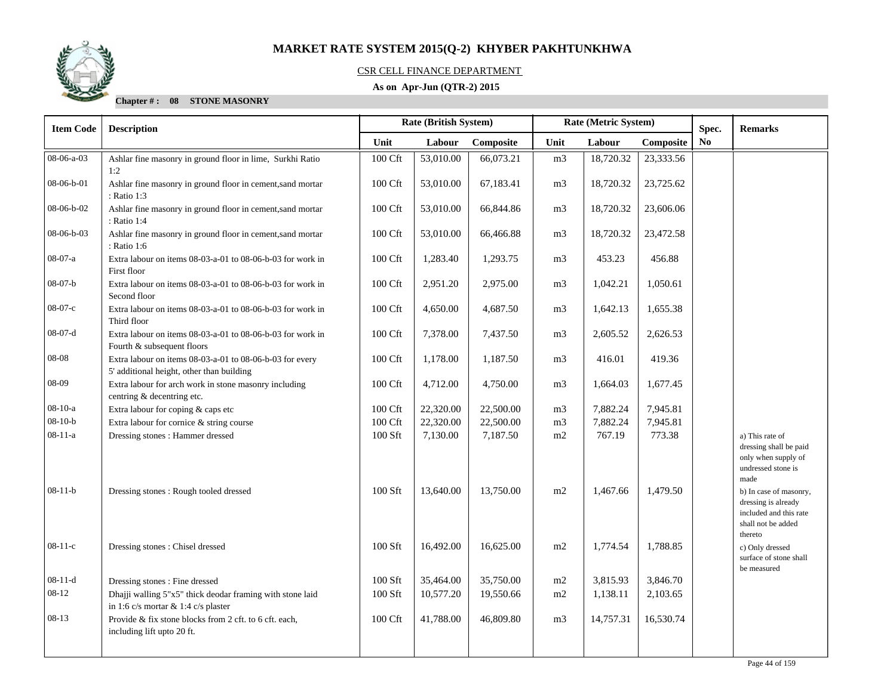# MARKET RATE SYSTEM 2015(Q-2) KHYBER PAKHTUNKHWA

CSR CELL FINANCE DEPARTMENT

**As on Apr-Jun (QTR-2) 2015**

**Chapter # : 08 STONE MASONRY**

| Item Code | Description | Rate (British System) | | | Rate (Metric System) | | | Spec. No | Remarks |
|---|---|---|---|---|---|---|---|---|---|
| | | Unit | Labour | Composite | Unit | Labour | Composite | | |
| 08-06-a-03 | Ashlar fine masonry in ground floor in lime, Surkhi Ratio 1:2 | 100 Cft | 53,010.00 | 66,073.21 | m3 | 18,720.32 | 23,333.56 | | |
| 08-06-b-01 | Ashlar fine masonry in ground floor in cement,sand mortar : Ratio 1:3 | 100 Cft | 53,010.00 | 67,183.41 | m3 | 18,720.32 | 23,725.62 | | |
| 08-06-b-02 | Ashlar fine masonry in ground floor in cement,sand mortar : Ratio 1:4 | 100 Cft | 53,010.00 | 66,844.86 | m3 | 18,720.32 | 23,606.06 | | |
| 08-06-b-03 | Ashlar fine masonry in ground floor in cement,sand mortar : Ratio 1:6 | 100 Cft | 53,010.00 | 66,466.88 | m3 | 18,720.32 | 23,472.58 | | |
| 08-07-a | Extra labour on items 08-03-a-01 to 08-06-b-03 for work in First floor | 100 Cft | 1,283.40 | 1,293.75 | m3 | 453.23 | 456.88 | | |
| 08-07-b | Extra labour on items 08-03-a-01 to 08-06-b-03 for work in Second floor | 100 Cft | 2,951.20 | 2,975.00 | m3 | 1,042.21 | 1,050.61 | | |
| 08-07-c | Extra labour on items 08-03-a-01 to 08-06-b-03 for work in Third floor | 100 Cft | 4,650.00 | 4,687.50 | m3 | 1,642.13 | 1,655.38 | | |
| 08-07-d | Extra labour on items 08-03-a-01 to 08-06-b-03 for work in Fourth & subsequent floors | 100 Cft | 7,378.00 | 7,437.50 | m3 | 2,605.52 | 2,626.53 | | |
| 08-08 | Extra labour on items 08-03-a-01 to 08-06-b-03 for every 5' additional height, other than building | 100 Cft | 1,178.00 | 1,187.50 | m3 | 416.01 | 419.36 | | |
| 08-09 | Extra labour for arch work in stone masonry including centring & decentring etc. | 100 Cft | 4,712.00 | 4,750.00 | m3 | 1,664.03 | 1,677.45 | | |
| 08-10-a | Extra labour for coping & caps etc | 100 Cft | 22,320.00 | 22,500.00 | m3 | 7,882.24 | 7,945.81 | | |
| 08-10-b | Extra labour for cornice & string course | 100 Cft | 22,320.00 | 22,500.00 | m3 | 7,882.24 | 7,945.81 | | |
| 08-11-a | Dressing stones : Hammer dressed | 100 Sft | 7,130.00 | 7,187.50 | m2 | 767.19 | 773.38 | | a) This rate of dressing shall be paid only when supply of undressed stone is made |
| 08-11-b | Dressing stones : Rough tooled dressed | 100 Sft | 13,640.00 | 13,750.00 | m2 | 1,467.66 | 1,479.50 | | b) In case of masonry, dressing is already included and this rate shall not be added thereto |
| 08-11-c | Dressing stones : Chisel dressed | 100 Sft | 16,492.00 | 16,625.00 | m2 | 1,774.54 | 1,788.85 | | c) Only dressed surface of stone shall be measured |
| 08-11-d | Dressing stones : Fine dressed | 100 Sft | 35,464.00 | 35,750.00 | m2 | 3,815.93 | 3,846.70 | | |
| 08-12 | Dhajji walling 5"x5" thick deodar framing with stone laid in 1:6 c/s mortar & 1:4 c/s plaster | 100 Sft | 10,577.20 | 19,550.66 | m2 | 1,138.11 | 2,103.65 | | |
| 08-13 | Provide & fix stone blocks from 2 cft. to 6 cft. each, including lift upto 20 ft. | 100 Cft | 41,788.00 | 46,809.80 | m3 | 14,757.31 | 16,530.74 | | |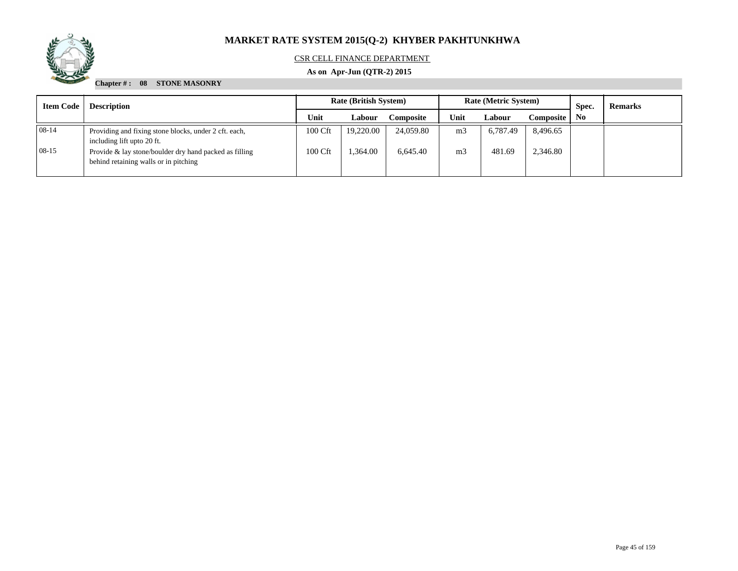# MARKET RATE SYSTEM 2015(Q-2) KHYBER PAKHTUNKHWA

CSR CELL FINANCE DEPARTMENT

**As on Apr-Jun (QTR-2) 2015**

**Chapter # : 08 STONE MASONRY**

| Item Code | Description | Rate (British System) | | | Rate (Metric System) | | | Spec. No | Remarks |
|---|---|---|---|---|---|---|---|---|---|
| | | Unit | Labour | Composite | Unit | Labour | Composite | | |
| 08-14 | Providing and fixing stone blocks, under 2 cft. each, including lift upto 20 ft. | 100 Cft | 19,220.00 | 24,059.80 | m3 | 6,787.49 | 8,496.65 | | |
| 08-15 | Provide & lay stone/boulder dry hand packed as filling behind retaining walls or in pitching | 100 Cft | 1,364.00 | 6,645.40 | m3 | 481.69 | 2,346.80 | | |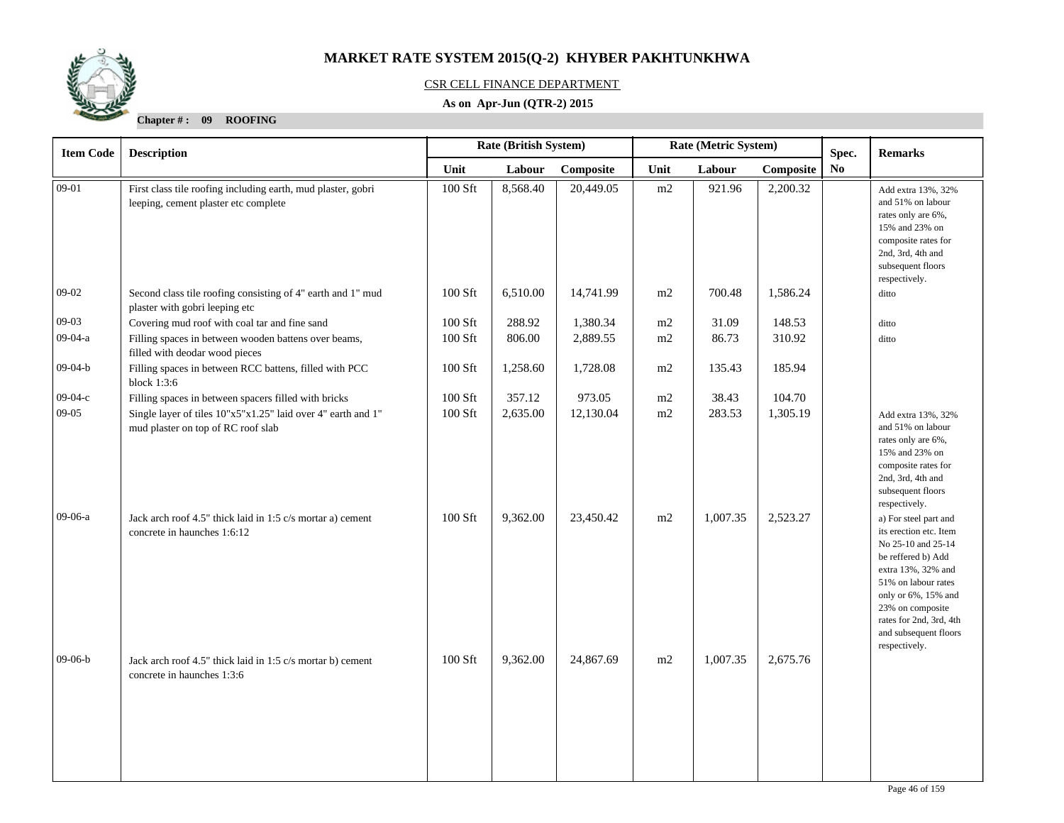# MARKET RATE SYSTEM 2015(Q-2) KHYBER PAKHTUNKHWA

CSR CELL FINANCE DEPARTMENT

**As on Apr-Jun (QTR-2) 2015**

**Chapter # : 09 ROOFING**

| Item Code | Description | Rate (British System) | | | Rate (Metric System) | | | Spec. No | Remarks |
|---|---|---|---|---|---|---|---|---|---|
| | | Unit | Labour | Composite | Unit | Labour | Composite | | |
| 09-01 | First class tile roofing including earth, mud plaster, gobri leeping, cement plaster etc complete | 100 Sft | 8,568.40 | 20,449.05 | m2 | 921.96 | 2,200.32 | | Add extra 13%, 32% and 51% on labour rates only are 6%, 15% and 23% on composite rates for 2nd, 3rd, 4th and subsequent floors respectively. |
| 09-02 | Second class tile roofing consisting of 4" earth and 1" mud plaster with gobri leeping etc | 100 Sft | 6,510.00 | 14,741.99 | m2 | 700.48 | 1,586.24 | | ditto |
| 09-03 | Covering mud roof with coal tar and fine sand | 100 Sft | 288.92 | 1,380.34 | m2 | 31.09 | 148.53 | | ditto |
| 09-04-a | Filling spaces in between wooden battens over beams, filled with deodar wood pieces | 100 Sft | 806.00 | 2,889.55 | m2 | 86.73 | 310.92 | | ditto |
| 09-04-b | Filling spaces in between RCC battens, filled with PCC block 1:3:6 | 100 Sft | 1,258.60 | 1,728.08 | m2 | 135.43 | 185.94 | | |
| 09-04-c | Filling spaces in between spacers filled with bricks | 100 Sft | 357.12 | 973.05 | m2 | 38.43 | 104.70 | | |
| 09-05 | Single layer of tiles 10"x5"x1.25" laid over 4" earth and 1" mud plaster on top of RC roof slab | 100 Sft | 2,635.00 | 12,130.04 | m2 | 283.53 | 1,305.19 | | Add extra 13%, 32% and 51% on labour rates only are 6%, 15% and 23% on composite rates for 2nd, 3rd, 4th and subsequent floors respectively. |
| 09-06-a | Jack arch roof 4.5" thick laid in 1:5 c/s mortar a) cement concrete in haunches 1:6:12 | 100 Sft | 9,362.00 | 23,450.42 | m2 | 1,007.35 | 2,523.27 | | a) For steel part and its erection etc. Item No 25-10 and 25-14 be reffered b) Add extra 13%, 32% and 51% on labour rates only or 6%, 15% and 23% on composite rates for 2nd, 3rd, 4th and subsequent floors respectively. |
| 09-06-b | Jack arch roof 4.5" thick laid in 1:5 c/s mortar b) cement concrete in haunches 1:3:6 | 100 Sft | 9,362.00 | 24,867.69 | m2 | 1,007.35 | 2,675.76 | | |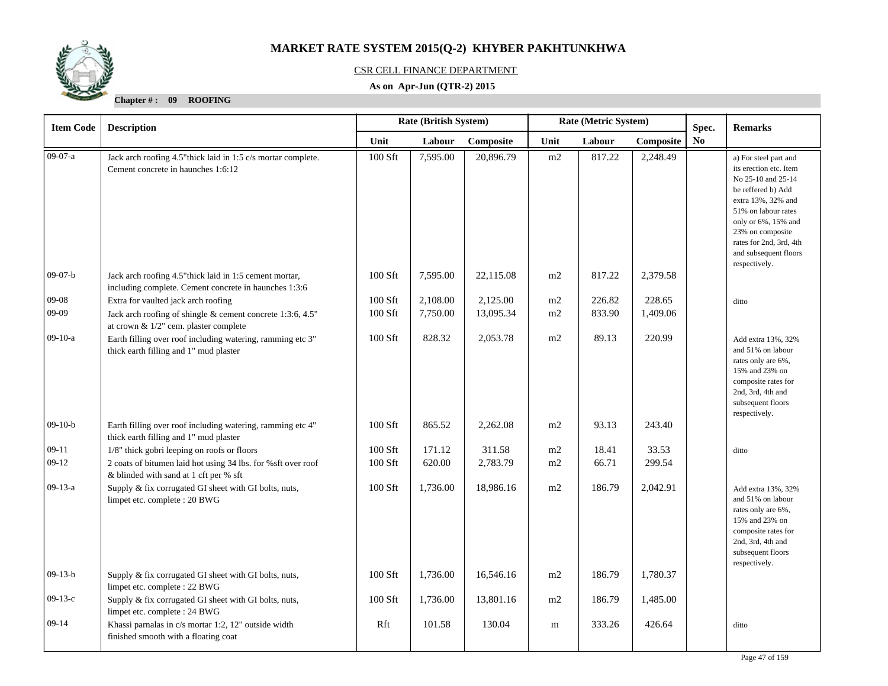# MARKET RATE SYSTEM 2015(Q-2) KHYBER PAKHTUNKHWA

CSR CELL FINANCE DEPARTMENT

**As on Apr-Jun (QTR-2) 2015**

**Chapter # : 09 ROOFING**

| Item Code | Description | Rate (British System) | | | Rate (Metric System) | | | Spec. No | Remarks |
|---|---|---|---|---|---|---|---|---|---|
| | | Unit | Labour | Composite | Unit | Labour | Composite | | |
| 09-07-a | Jack arch roofing 4.5"thick laid in 1:5 c/s mortar complete. Cement concrete in haunches 1:6:12 | 100 Sft | 7,595.00 | 20,896.79 | m2 | 817.22 | 2,248.49 | | a) For steel part and its erection etc. Item No 25-10 and 25-14 be reffered b) Add extra 13%, 32% and 51% on labour rates only or 6%, 15% and 23% on composite rates for 2nd, 3rd, 4th and subsequent floors respectively. |
| 09-07-b | Jack arch roofing 4.5"thick laid in 1:5 cement mortar, including complete. Cement concrete in haunches 1:3:6 | 100 Sft | 7,595.00 | 22,115.08 | m2 | 817.22 | 2,379.58 | | |
| 09-08 | Extra for vaulted jack arch roofing | 100 Sft | 2,108.00 | 2,125.00 | m2 | 226.82 | 228.65 | | ditto |
| 09-09 | Jack arch roofing of shingle & cement concrete 1:3:6, 4.5" at crown & 1/2" cem. plaster complete | 100 Sft | 7,750.00 | 13,095.34 | m2 | 833.90 | 1,409.06 | | |
| 09-10-a | Earth filling over roof including watering, ramming etc 3" thick earth filling and 1" mud plaster | 100 Sft | 828.32 | 2,053.78 | m2 | 89.13 | 220.99 | | Add extra 13%, 32% and 51% on labour rates only are 6%, 15% and 23% on composite rates for 2nd, 3rd, 4th and subsequent floors respectively. |
| 09-10-b | Earth filling over roof including watering, ramming etc 4" thick earth filling and 1" mud plaster | 100 Sft | 865.52 | 2,262.08 | m2 | 93.13 | 243.40 | | |
| 09-11 | 1/8" thick gobri leeping on roofs or floors | 100 Sft | 171.12 | 311.58 | m2 | 18.41 | 33.53 | | ditto |
| 09-12 | 2 coats of bitumen laid hot using 34 lbs. for %sft over roof & blinded with sand at 1 cft per % sft | 100 Sft | 620.00 | 2,783.79 | m2 | 66.71 | 299.54 | | |
| 09-13-a | Supply & fix corrugated GI sheet with GI bolts, nuts, limpet etc. complete : 20 BWG | 100 Sft | 1,736.00 | 18,986.16 | m2 | 186.79 | 2,042.91 | | Add extra 13%, 32% and 51% on labour rates only are 6%, 15% and 23% on composite rates for 2nd, 3rd, 4th and subsequent floors respectively. |
| 09-13-b | Supply & fix corrugated GI sheet with GI bolts, nuts, limpet etc. complete : 22 BWG | 100 Sft | 1,736.00 | 16,546.16 | m2 | 186.79 | 1,780.37 | | |
| 09-13-c | Supply & fix corrugated GI sheet with GI bolts, nuts, limpet etc. complete : 24 BWG | 100 Sft | 1,736.00 | 13,801.16 | m2 | 186.79 | 1,485.00 | | |
| 09-14 | Khassi parnalas in c/s mortar 1:2, 12" outside width finished smooth with a floating coat | Rft | 101.58 | 130.04 | m | 333.26 | 426.64 | | ditto |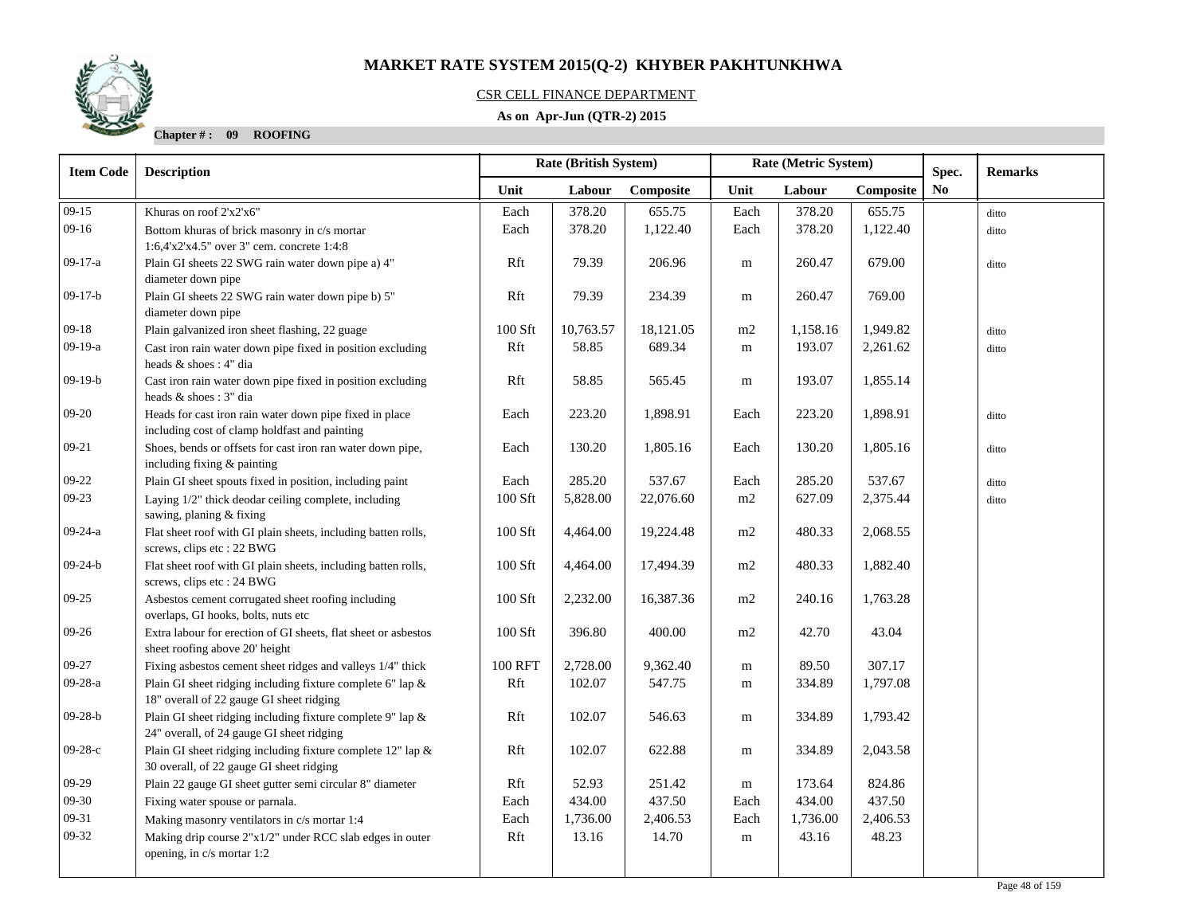# MARKET RATE SYSTEM 2015(Q-2) KHYBER PAKHTUNKHWA

CSR CELL FINANCE DEPARTMENT

**As on Apr-Jun (QTR-2) 2015**

**Chapter # : 09 ROOFING**

| Item Code | Description | Rate (British System) | | | Rate (Metric System) | | | Spec. No | Remarks |
|---|---|---|---|---|---|---|---|---|---|
| | | Unit | Labour | Composite | Unit | Labour | Composite | | |
| 09-15 | Khuras on roof 2'x2'x6" | Each | 378.20 | 655.75 | Each | 378.20 | 655.75 | | ditto |
| 09-16 | Bottom khuras of brick masonry in c/s mortar 1:6,4'x2'x4.5" over 3" cem. concrete 1:4:8 | Each | 378.20 | 1,122.40 | Each | 378.20 | 1,122.40 | | ditto |
| 09-17-a | Plain GI sheets 22 SWG rain water down pipe a) 4" diameter down pipe | Rft | 79.39 | 206.96 | m | 260.47 | 679.00 | | ditto |
| 09-17-b | Plain GI sheets 22 SWG rain water down pipe b) 5" diameter down pipe | Rft | 79.39 | 234.39 | m | 260.47 | 769.00 | | |
| 09-18 | Plain galvanized iron sheet flashing, 22 guage | 100 Sft | 10,763.57 | 18,121.05 | m2 | 1,158.16 | 1,949.82 | | ditto |
| 09-19-a | Cast iron rain water down pipe fixed in position excluding heads & shoes : 4" dia | Rft | 58.85 | 689.34 | m | 193.07 | 2,261.62 | | ditto |
| 09-19-b | Cast iron rain water down pipe fixed in position excluding heads & shoes : 3" dia | Rft | 58.85 | 565.45 | m | 193.07 | 1,855.14 | | |
| 09-20 | Heads for cast iron rain water down pipe fixed in place including cost of clamp holdfast and painting | Each | 223.20 | 1,898.91 | Each | 223.20 | 1,898.91 | | ditto |
| 09-21 | Shoes, bends or offsets for cast iron ran water down pipe, including fixing & painting | Each | 130.20 | 1,805.16 | Each | 130.20 | 1,805.16 | | ditto |
| 09-22 | Plain GI sheet spouts fixed in position, including paint | Each | 285.20 | 537.67 | Each | 285.20 | 537.67 | | ditto |
| 09-23 | Laying 1/2" thick deodar ceiling complete, including sawing, planing & fixing | 100 Sft | 5,828.00 | 22,076.60 | m2 | 627.09 | 2,375.44 | | ditto |
| 09-24-a | Flat sheet roof with GI plain sheets, including batten rolls, screws, clips etc : 22 BWG | 100 Sft | 4,464.00 | 19,224.48 | m2 | 480.33 | 2,068.55 | | |
| 09-24-b | Flat sheet roof with GI plain sheets, including batten rolls, screws, clips etc : 24 BWG | 100 Sft | 4,464.00 | 17,494.39 | m2 | 480.33 | 1,882.40 | | |
| 09-25 | Asbestos cement corrugated sheet roofing including overlaps, GI hooks, bolts, nuts etc | 100 Sft | 2,232.00 | 16,387.36 | m2 | 240.16 | 1,763.28 | | |
| 09-26 | Extra labour for erection of GI sheets, flat sheet or asbestos sheet roofing above 20' height | 100 Sft | 396.80 | 400.00 | m2 | 42.70 | 43.04 | | |
| 09-27 | Fixing asbestos cement sheet ridges and valleys 1/4" thick | 100 RFT | 2,728.00 | 9,362.40 | m | 89.50 | 307.17 | | |
| 09-28-a | Plain GI sheet ridging including fixture complete 6" lap & 18" overall of 22 gauge GI sheet ridging | Rft | 102.07 | 547.75 | m | 334.89 | 1,797.08 | | |
| 09-28-b | Plain GI sheet ridging including fixture complete 9" lap & 24" overall, of 24 gauge GI sheet ridging | Rft | 102.07 | 546.63 | m | 334.89 | 1,793.42 | | |
| 09-28-c | Plain GI sheet ridging including fixture complete 12" lap & 30 overall, of 22 gauge GI sheet ridging | Rft | 102.07 | 622.88 | m | 334.89 | 2,043.58 | | |
| 09-29 | Plain 22 gauge GI sheet gutter semi circular 8" diameter | Rft | 52.93 | 251.42 | m | 173.64 | 824.86 | | |
| 09-30 | Fixing water spouse or parnala. | Each | 434.00 | 437.50 | Each | 434.00 | 437.50 | | |
| 09-31 | Making masonry ventilators in c/s mortar 1:4 | Each | 1,736.00 | 2,406.53 | Each | 1,736.00 | 2,406.53 | | |
| 09-32 | Making drip course 2"x1/2" under RCC slab edges in outer opening, in c/s mortar 1:2 | Rft | 13.16 | 14.70 | m | 43.16 | 48.23 | | |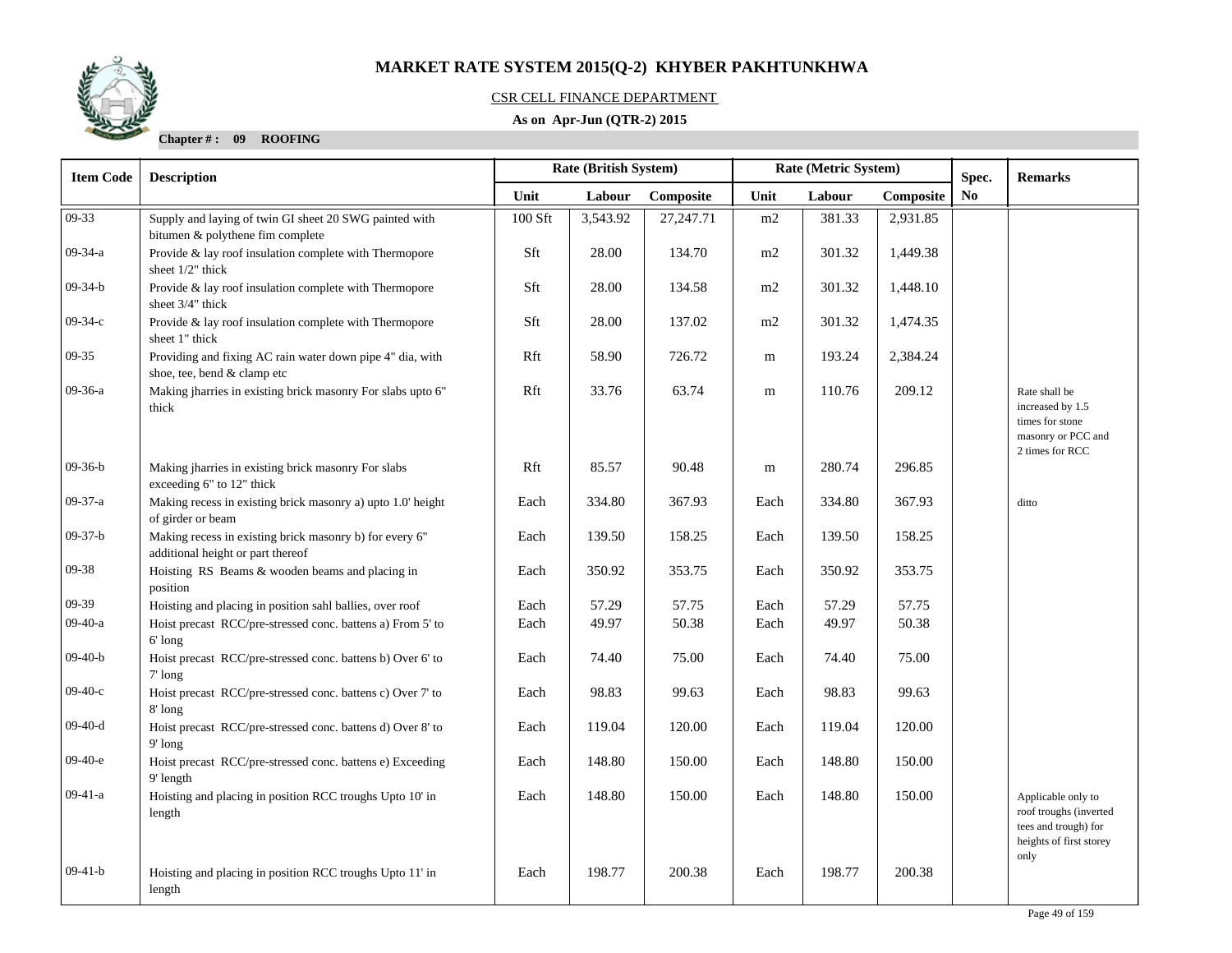# MARKET RATE SYSTEM 2015(Q-2) KHYBER PAKHTUNKHWA

CSR CELL FINANCE DEPARTMENT

**As on Apr-Jun (QTR-2) 2015**

**Chapter # : 09 ROOFING**

| Item Code | Description | Rate (British System) | | | Rate (Metric System) | | | Spec. | Remarks |
|---|---|---|---|---|---|---|---|---|---|
| | | Unit | Labour | Composite | Unit | Labour | Composite | No | |
| 09-33 | Supply and laying of twin GI sheet 20 SWG painted with bitumen & polythene fim complete | 100 Sft | 3,543.92 | 27,247.71 | m2 | 381.33 | 2,931.85 | | |
| 09-34-a | Provide & lay roof insulation complete with Thermopore sheet 1/2" thick | Sft | 28.00 | 134.70 | m2 | 301.32 | 1,449.38 | | |
| 09-34-b | Provide & lay roof insulation complete with Thermopore sheet 3/4" thick | Sft | 28.00 | 134.58 | m2 | 301.32 | 1,448.10 | | |
| 09-34-c | Provide & lay roof insulation complete with Thermopore sheet 1" thick | Sft | 28.00 | 137.02 | m2 | 301.32 | 1,474.35 | | |
| 09-35 | Providing and fixing AC rain water down pipe 4" dia, with shoe, tee, bend & clamp etc | Rft | 58.90 | 726.72 | m | 193.24 | 2,384.24 | | |
| 09-36-a | Making jharries in existing brick masonry For slabs upto 6" thick | Rft | 33.76 | 63.74 | m | 110.76 | 209.12 | | Rate shall be increased by 1.5 times for stone masonry or PCC and 2 times for RCC |
| 09-36-b | Making jharries in existing brick masonry For slabs exceeding 6" to 12" thick | Rft | 85.57 | 90.48 | m | 280.74 | 296.85 | | |
| 09-37-a | Making recess in existing brick masonry a) upto 1.0' height of girder or beam | Each | 334.80 | 367.93 | Each | 334.80 | 367.93 | | ditto |
| 09-37-b | Making recess in existing brick masonry b) for every 6" additional height or part thereof | Each | 139.50 | 158.25 | Each | 139.50 | 158.25 | | |
| 09-38 | Hoisting RS Beams & wooden beams and placing in position | Each | 350.92 | 353.75 | Each | 350.92 | 353.75 | | |
| 09-39 | Hoisting and placing in position sahl ballies, over roof | Each | 57.29 | 57.75 | Each | 57.29 | 57.75 | | |
| 09-40-a | Hoist precast RCC/pre-stressed conc. battens a) From 5' to 6' long | Each | 49.97 | 50.38 | Each | 49.97 | 50.38 | | |
| 09-40-b | Hoist precast RCC/pre-stressed conc. battens b) Over 6' to 7' long | Each | 74.40 | 75.00 | Each | 74.40 | 75.00 | | |
| 09-40-c | Hoist precast RCC/pre-stressed conc. battens c) Over 7' to 8' long | Each | 98.83 | 99.63 | Each | 98.83 | 99.63 | | |
| 09-40-d | Hoist precast RCC/pre-stressed conc. battens d) Over 8' to 9' long | Each | 119.04 | 120.00 | Each | 119.04 | 120.00 | | |
| 09-40-e | Hoist precast RCC/pre-stressed conc. battens e) Exceeding 9' length | Each | 148.80 | 150.00 | Each | 148.80 | 150.00 | | |
| 09-41-a | Hoisting and placing in position RCC troughs Upto 10' in length | Each | 148.80 | 150.00 | Each | 148.80 | 150.00 | | Applicable only to roof troughs (inverted tees and trough) for heights of first storey only |
| 09-41-b | Hoisting and placing in position RCC troughs Upto 11' in length | Each | 198.77 | 200.38 | Each | 198.77 | 200.38 | | |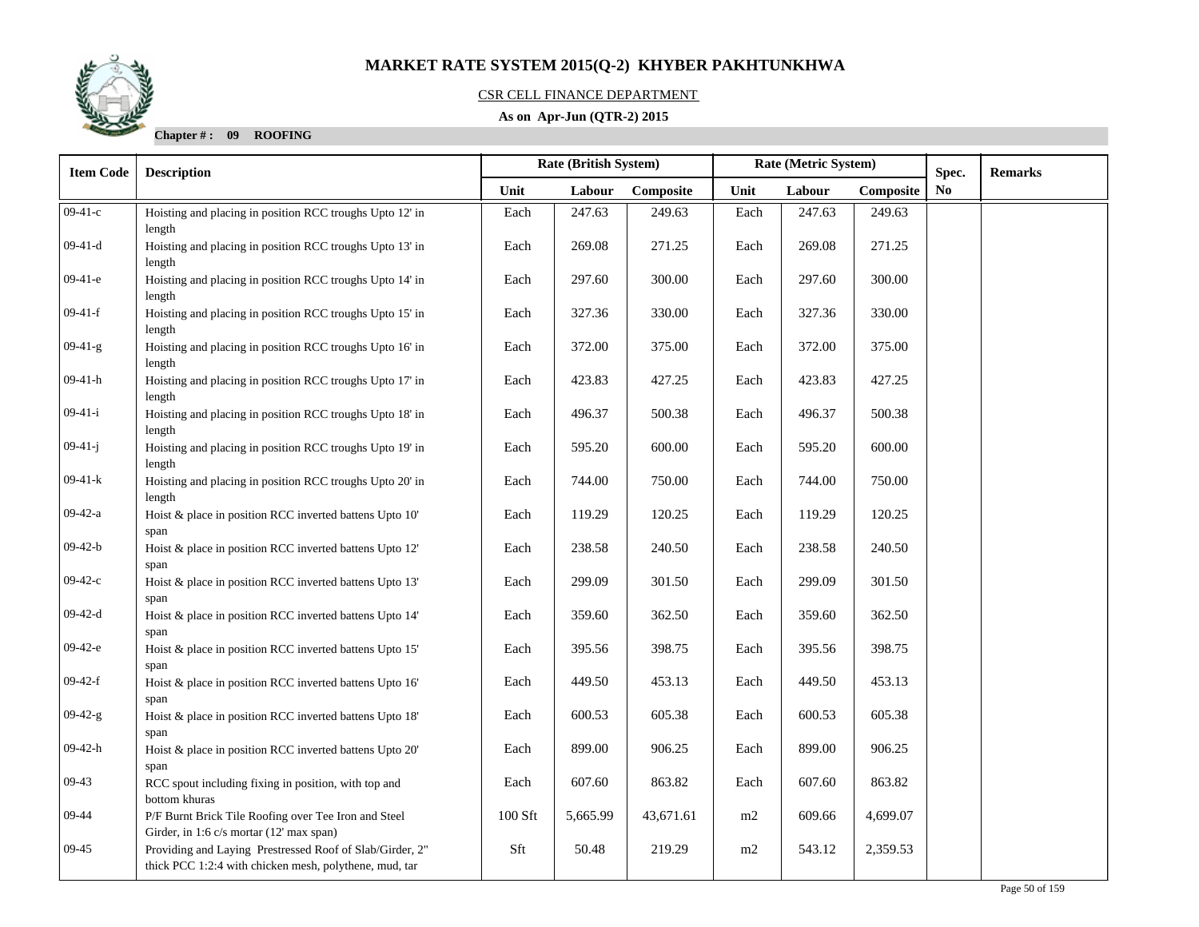# MARKET RATE SYSTEM 2015(Q-2) KHYBER PAKHTUNKHWA

CSR CELL FINANCE DEPARTMENT

**As on Apr-Jun (QTR-2) 2015**

**Chapter # : 09 ROOFING**

| Item Code | Description | Rate (British System) | | | Rate (Metric System) | | | Spec. No | Remarks |
|---|---|---|---|---|---|---|---|---|---|
| | | Unit | Labour | Composite | Unit | Labour | Composite | | |
| 09-41-c | Hoisting and placing in position RCC troughs Upto 12' in length | Each | 247.63 | 249.63 | Each | 247.63 | 249.63 | | |
| 09-41-d | Hoisting and placing in position RCC troughs Upto 13' in length | Each | 269.08 | 271.25 | Each | 269.08 | 271.25 | | |
| 09-41-e | Hoisting and placing in position RCC troughs Upto 14' in length | Each | 297.60 | 300.00 | Each | 297.60 | 300.00 | | |
| 09-41-f | Hoisting and placing in position RCC troughs Upto 15' in length | Each | 327.36 | 330.00 | Each | 327.36 | 330.00 | | |
| 09-41-g | Hoisting and placing in position RCC troughs Upto 16' in length | Each | 372.00 | 375.00 | Each | 372.00 | 375.00 | | |
| 09-41-h | Hoisting and placing in position RCC troughs Upto 17' in length | Each | 423.83 | 427.25 | Each | 423.83 | 427.25 | | |
| 09-41-i | Hoisting and placing in position RCC troughs Upto 18' in length | Each | 496.37 | 500.38 | Each | 496.37 | 500.38 | | |
| 09-41-j | Hoisting and placing in position RCC troughs Upto 19' in length | Each | 595.20 | 600.00 | Each | 595.20 | 600.00 | | |
| 09-41-k | Hoisting and placing in position RCC troughs Upto 20' in length | Each | 744.00 | 750.00 | Each | 744.00 | 750.00 | | |
| 09-42-a | Hoist & place in position RCC inverted battens Upto 10' span | Each | 119.29 | 120.25 | Each | 119.29 | 120.25 | | |
| 09-42-b | Hoist & place in position RCC inverted battens Upto 12' span | Each | 238.58 | 240.50 | Each | 238.58 | 240.50 | | |
| 09-42-c | Hoist & place in position RCC inverted battens Upto 13' span | Each | 299.09 | 301.50 | Each | 299.09 | 301.50 | | |
| 09-42-d | Hoist & place in position RCC inverted battens Upto 14' span | Each | 359.60 | 362.50 | Each | 359.60 | 362.50 | | |
| 09-42-e | Hoist & place in position RCC inverted battens Upto 15' span | Each | 395.56 | 398.75 | Each | 395.56 | 398.75 | | |
| 09-42-f | Hoist & place in position RCC inverted battens Upto 16' span | Each | 449.50 | 453.13 | Each | 449.50 | 453.13 | | |
| 09-42-g | Hoist & place in position RCC inverted battens Upto 18' span | Each | 600.53 | 605.38 | Each | 600.53 | 605.38 | | |
| 09-42-h | Hoist & place in position RCC inverted battens Upto 20' span | Each | 899.00 | 906.25 | Each | 899.00 | 906.25 | | |
| 09-43 | RCC spout including fixing in position, with top and bottom khuras | Each | 607.60 | 863.82 | Each | 607.60 | 863.82 | | |
| 09-44 | P/F Burnt Brick Tile Roofing over Tee Iron and Steel Girder, in 1:6 c/s mortar (12' max span) | 100 Sft | 5,665.99 | 43,671.61 | m2 | 609.66 | 4,699.07 | | |
| 09-45 | Providing and Laying Prestressed Roof of Slab/Girder, 2" thick PCC 1:2:4 with chicken mesh, polythene, mud, tar | Sft | 50.48 | 219.29 | m2 | 543.12 | 2,359.53 | | |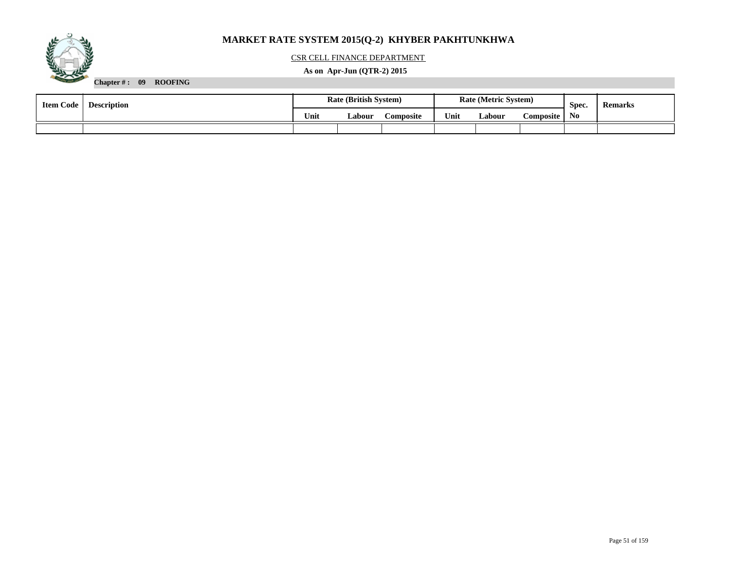# MARKET RATE SYSTEM 2015(Q-2) KHYBER PAKHTUNKHWA

CSR CELL FINANCE DEPARTMENT

**As on Apr-Jun (QTR-2) 2015**

**Chapter # : 09 ROOFING**

| Item Code | Description | Rate (British System) | | | Rate (Metric System) | | | Spec. No | Remarks |
|---|---|---|---|---|---|---|---|---|---|
| | | Unit | Labour | Composite | Unit | Labour | Composite | | |
| | | | | | | | | | |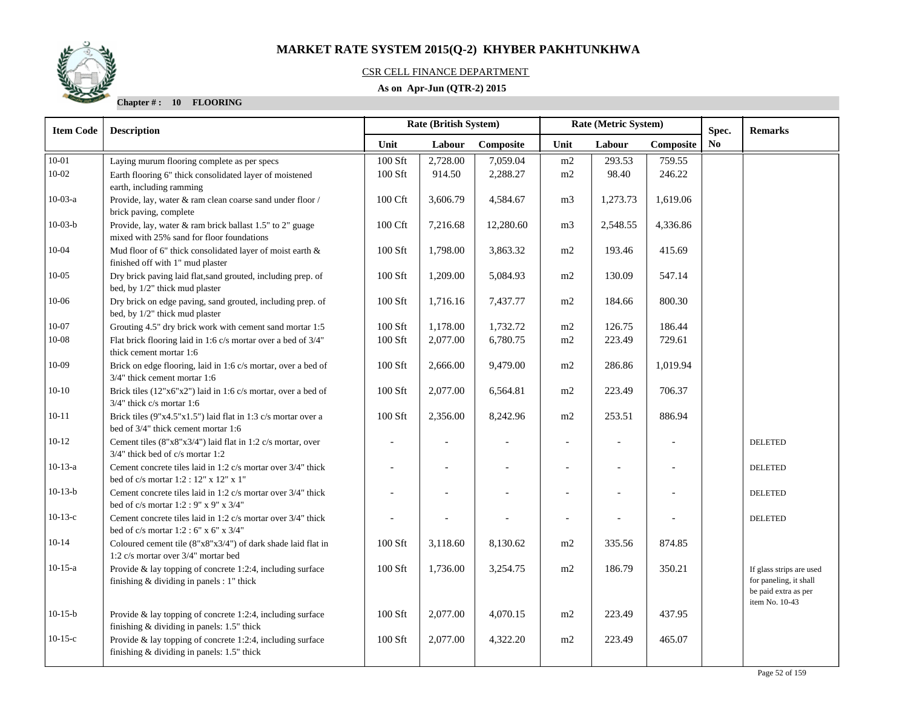# MARKET RATE SYSTEM 2015(Q-2) KHYBER PAKHTUNKHWA

CSR CELL FINANCE DEPARTMENT

**As on Apr-Jun (QTR-2) 2015**

**Chapter # : 10 FLOORING**

| Item Code | Description | Rate (British System) | | | Rate (Metric System) | | | Spec. No | Remarks |
|---|---|---|---|---|---|---|---|---|---|
| | | Unit | Labour | Composite | Unit | Labour | Composite | | |
| 10-01 | Laying murum flooring complete as per specs | 100 Sft | 2,728.00 | 7,059.04 | m2 | 293.53 | 759.55 | | |
| 10-02 | Earth flooring 6" thick consolidated layer of moistened earth, including ramming | 100 Sft | 914.50 | 2,288.27 | m2 | 98.40 | 246.22 | | |
| 10-03-a | Provide, lay, water & ram clean coarse sand under floor / brick paving, complete | 100 Cft | 3,606.79 | 4,584.67 | m3 | 1,273.73 | 1,619.06 | | |
| 10-03-b | Provide, lay, water & ram brick ballast 1.5" to 2" guage mixed with 25% sand for floor foundations | 100 Cft | 7,216.68 | 12,280.60 | m3 | 2,548.55 | 4,336.86 | | |
| 10-04 | Mud floor of 6" thick consolidated layer of moist earth & finished off with 1" mud plaster | 100 Sft | 1,798.00 | 3,863.32 | m2 | 193.46 | 415.69 | | |
| 10-05 | Dry brick paving laid flat,sand grouted, including prep. of bed, by 1/2" thick mud plaster | 100 Sft | 1,209.00 | 5,084.93 | m2 | 130.09 | 547.14 | | |
| 10-06 | Dry brick on edge paving, sand grouted, including prep. of bed, by 1/2" thick mud plaster | 100 Sft | 1,716.16 | 7,437.77 | m2 | 184.66 | 800.30 | | |
| 10-07 | Grouting 4.5" dry brick work with cement sand mortar 1:5 | 100 Sft | 1,178.00 | 1,732.72 | m2 | 126.75 | 186.44 | | |
| 10-08 | Flat brick flooring laid in 1:6 c/s mortar over a bed of 3/4" thick cement mortar 1:6 | 100 Sft | 2,077.00 | 6,780.75 | m2 | 223.49 | 729.61 | | |
| 10-09 | Brick on edge flooring, laid in 1:6 c/s mortar, over a bed of 3/4" thick cement mortar 1:6 | 100 Sft | 2,666.00 | 9,479.00 | m2 | 286.86 | 1,019.94 | | |
| 10-10 | Brick tiles (12"x6"x2") laid in 1:6 c/s mortar, over a bed of 3/4" thick c/s mortar 1:6 | 100 Sft | 2,077.00 | 6,564.81 | m2 | 223.49 | 706.37 | | |
| 10-11 | Brick tiles (9"x4.5"x1.5") laid flat in 1:3 c/s mortar over a bed of 3/4" thick cement mortar 1:6 | 100 Sft | 2,356.00 | 8,242.96 | m2 | 253.51 | 886.94 | | |
| 10-12 | Cement tiles (8"x8"x3/4") laid flat in 1:2 c/s mortar, over 3/4" thick bed of c/s mortar 1:2 | - | - | - | - | - | - | | DELETED |
| 10-13-a | Cement concrete tiles laid in 1:2 c/s mortar over 3/4" thick bed of c/s mortar 1:2 : 12" x 12" x 1" | - | - | - | - | - | - | | DELETED |
| 10-13-b | Cement concrete tiles laid in 1:2 c/s mortar over 3/4" thick bed of c/s mortar 1:2 : 9" x 9" x 3/4" | - | - | - | - | - | - | | DELETED |
| 10-13-c | Cement concrete tiles laid in 1:2 c/s mortar over 3/4" thick bed of c/s mortar 1:2 : 6" x 6" x 3/4" | - | - | - | - | - | - | | DELETED |
| 10-14 | Coloured cement tile (8"x8"x3/4") of dark shade laid flat in 1:2 c/s mortar over 3/4" mortar bed | 100 Sft | 3,118.60 | 8,130.62 | m2 | 335.56 | 874.85 | | |
| 10-15-a | Provide & lay topping of concrete 1:2:4, including surface finishing & dividing in panels : 1" thick | 100 Sft | 1,736.00 | 3,254.75 | m2 | 186.79 | 350.21 | | If glass strips are used for paneling, it shall be paid extra as per item No. 10-43 |
| 10-15-b | Provide & lay topping of concrete 1:2:4, including surface finishing & dividing in panels: 1.5" thick | 100 Sft | 2,077.00 | 4,070.15 | m2 | 223.49 | 437.95 | | |
| 10-15-c | Provide & lay topping of concrete 1:2:4, including surface finishing & dividing in panels: 1.5" thick | 100 Sft | 2,077.00 | 4,322.20 | m2 | 223.49 | 465.07 | | |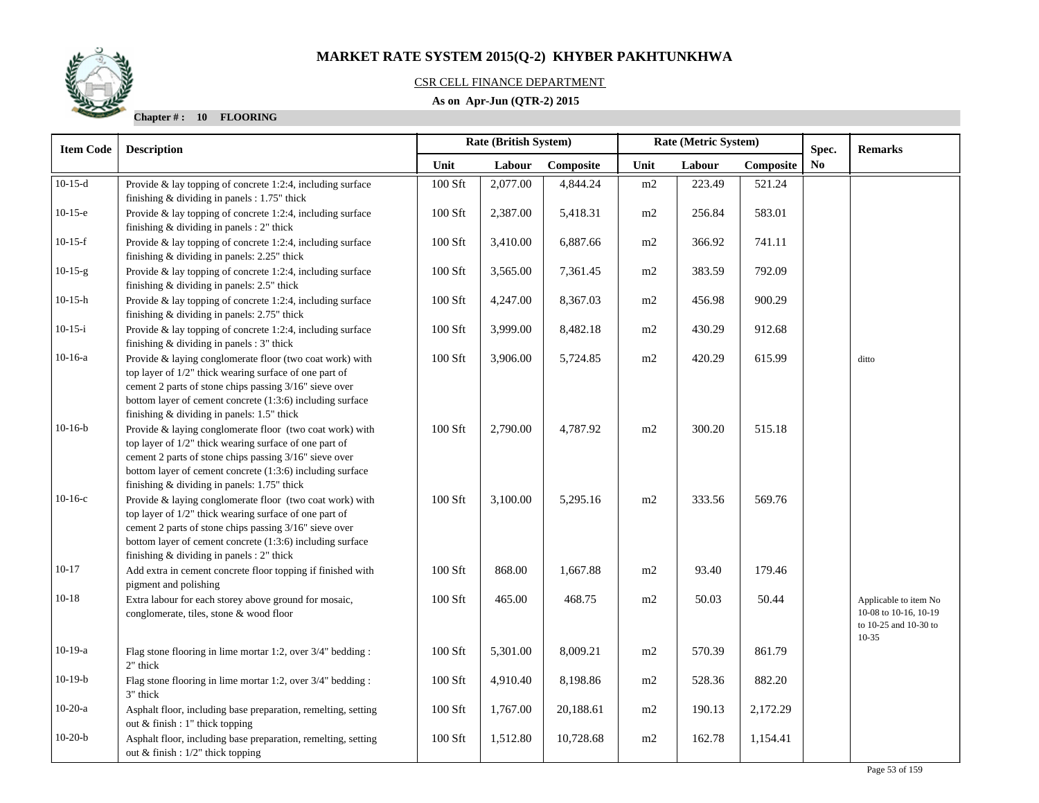# MARKET RATE SYSTEM 2015(Q-2) KHYBER PAKHTUNKHWA

CSR CELL FINANCE DEPARTMENT

**As on Apr-Jun (QTR-2) 2015**

**Chapter # : 10 FLOORING**

| Item Code | Description | Rate (British System) | | | Rate (Metric System) | | | Spec. No | Remarks |
|---|---|---|---|---|---|---|---|---|---|
| | | Unit | Labour | Composite | Unit | Labour | Composite | | |
| 10-15-d | Provide & lay topping of concrete 1:2:4, including surface finishing & dividing in panels : 1.75" thick | 100 Sft | 2,077.00 | 4,844.24 | m2 | 223.49 | 521.24 | | |
| 10-15-e | Provide & lay topping of concrete 1:2:4, including surface finishing & dividing in panels : 2" thick | 100 Sft | 2,387.00 | 5,418.31 | m2 | 256.84 | 583.01 | | |
| 10-15-f | Provide & lay topping of concrete 1:2:4, including surface finishing & dividing in panels: 2.25" thick | 100 Sft | 3,410.00 | 6,887.66 | m2 | 366.92 | 741.11 | | |
| 10-15-g | Provide & lay topping of concrete 1:2:4, including surface finishing & dividing in panels: 2.5" thick | 100 Sft | 3,565.00 | 7,361.45 | m2 | 383.59 | 792.09 | | |
| 10-15-h | Provide & lay topping of concrete 1:2:4, including surface finishing & dividing in panels: 2.75" thick | 100 Sft | 4,247.00 | 8,367.03 | m2 | 456.98 | 900.29 | | |
| 10-15-i | Provide & lay topping of concrete 1:2:4, including surface finishing & dividing in panels : 3" thick | 100 Sft | 3,999.00 | 8,482.18 | m2 | 430.29 | 912.68 | | |
| 10-16-a | Provide & laying conglomerate floor (two coat work) with top layer of 1/2" thick wearing surface of one part of cement 2 parts of stone chips passing 3/16" sieve over bottom layer of cement concrete (1:3:6) including surface finishing & dividing in panels: 1.5" thick | 100 Sft | 3,906.00 | 5,724.85 | m2 | 420.29 | 615.99 | | ditto |
| 10-16-b | Provide & laying conglomerate floor (two coat work) with top layer of 1/2" thick wearing surface of one part of cement 2 parts of stone chips passing 3/16" sieve over bottom layer of cement concrete (1:3:6) including surface finishing & dividing in panels: 1.75" thick | 100 Sft | 2,790.00 | 4,787.92 | m2 | 300.20 | 515.18 | | |
| 10-16-c | Provide & laying conglomerate floor (two coat work) with top layer of 1/2" thick wearing surface of one part of cement 2 parts of stone chips passing 3/16" sieve over bottom layer of cement concrete (1:3:6) including surface finishing & dividing in panels : 2" thick | 100 Sft | 3,100.00 | 5,295.16 | m2 | 333.56 | 569.76 | | |
| 10-17 | Add extra in cement concrete floor topping if finished with pigment and polishing | 100 Sft | 868.00 | 1,667.88 | m2 | 93.40 | 179.46 | | |
| 10-18 | Extra labour for each storey above ground for mosaic, conglomerate, tiles, stone & wood floor | 100 Sft | 465.00 | 468.75 | m2 | 50.03 | 50.44 | | Applicable to item No 10-08 to 10-16, 10-19 to 10-25 and 10-30 to 10-35 |
| 10-19-a | Flag stone flooring in lime mortar 1:2, over 3/4" bedding : 2" thick | 100 Sft | 5,301.00 | 8,009.21 | m2 | 570.39 | 861.79 | | |
| 10-19-b | Flag stone flooring in lime mortar 1:2, over 3/4" bedding : 3" thick | 100 Sft | 4,910.40 | 8,198.86 | m2 | 528.36 | 882.20 | | |
| 10-20-a | Asphalt floor, including base preparation, remelting, setting out & finish : 1" thick topping | 100 Sft | 1,767.00 | 20,188.61 | m2 | 190.13 | 2,172.29 | | |
| 10-20-b | Asphalt floor, including base preparation, remelting, setting out & finish : 1/2" thick topping | 100 Sft | 1,512.80 | 10,728.68 | m2 | 162.78 | 1,154.41 | | |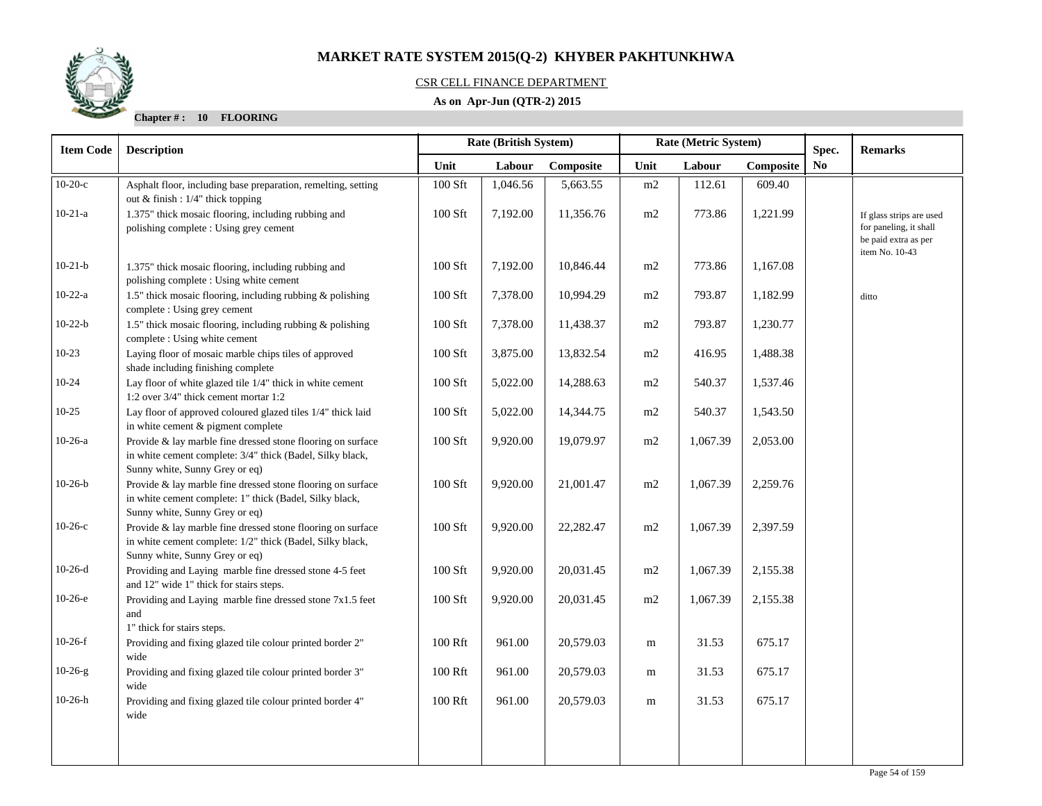# MARKET RATE SYSTEM 2015(Q-2) KHYBER PAKHTUNKHWA

CSR CELL FINANCE DEPARTMENT

**As on Apr-Jun (QTR-2) 2015**

**Chapter # : 10 FLOORING**

| Item Code | Description | Rate (British System) | | | Rate (Metric System) | | | Spec. No | Remarks |
|---|---|---|---|---|---|---|---|---|---|
| | | Unit | Labour | Composite | Unit | Labour | Composite | | |
| 10-20-c | Asphalt floor, including base preparation, remelting, setting out & finish : 1/4" thick topping | 100 Sft | 1,046.56 | 5,663.55 | m2 | 112.61 | 609.40 | | |
| 10-21-a | 1.375" thick mosaic flooring, including rubbing and polishing complete : Using grey cement | 100 Sft | 7,192.00 | 11,356.76 | m2 | 773.86 | 1,221.99 | | If glass strips are used for paneling, it shall be paid extra as per item No. 10-43 |
| 10-21-b | 1.375" thick mosaic flooring, including rubbing and polishing complete : Using white cement | 100 Sft | 7,192.00 | 10,846.44 | m2 | 773.86 | 1,167.08 | | |
| 10-22-a | 1.5" thick mosaic flooring, including rubbing & polishing complete : Using grey cement | 100 Sft | 7,378.00 | 10,994.29 | m2 | 793.87 | 1,182.99 | | ditto |
| 10-22-b | 1.5" thick mosaic flooring, including rubbing & polishing complete : Using white cement | 100 Sft | 7,378.00 | 11,438.37 | m2 | 793.87 | 1,230.77 | | |
| 10-23 | Laying floor of mosaic marble chips tiles of approved shade including finishing complete | 100 Sft | 3,875.00 | 13,832.54 | m2 | 416.95 | 1,488.38 | | |
| 10-24 | Lay floor of white glazed tile 1/4" thick in white cement 1:2 over 3/4" thick cement mortar 1:2 | 100 Sft | 5,022.00 | 14,288.63 | m2 | 540.37 | 1,537.46 | | |
| 10-25 | Lay floor of approved coloured glazed tiles 1/4" thick laid in white cement & pigment complete | 100 Sft | 5,022.00 | 14,344.75 | m2 | 540.37 | 1,543.50 | | |
| 10-26-a | Provide & lay marble fine dressed stone flooring on surface in white cement complete: 3/4" thick (Badel, Silky black, Sunny white, Sunny Grey or eq) | 100 Sft | 9,920.00 | 19,079.97 | m2 | 1,067.39 | 2,053.00 | | |
| 10-26-b | Provide & lay marble fine dressed stone flooring on surface in white cement complete: 1" thick (Badel, Silky black, Sunny white, Sunny Grey or eq) | 100 Sft | 9,920.00 | 21,001.47 | m2 | 1,067.39 | 2,259.76 | | |
| 10-26-c | Provide & lay marble fine dressed stone flooring on surface in white cement complete: 1/2" thick (Badel, Silky black, Sunny white, Sunny Grey or eq) | 100 Sft | 9,920.00 | 22,282.47 | m2 | 1,067.39 | 2,397.59 | | |
| 10-26-d | Providing and Laying marble fine dressed stone 4-5 feet and 12" wide 1" thick for stairs steps. | 100 Sft | 9,920.00 | 20,031.45 | m2 | 1,067.39 | 2,155.38 | | |
| 10-26-e | Providing and Laying marble fine dressed stone 7x1.5 feet and 1" thick for stairs steps. | 100 Sft | 9,920.00 | 20,031.45 | m2 | 1,067.39 | 2,155.38 | | |
| 10-26-f | Providing and fixing glazed tile colour printed border 2" wide | 100 Rft | 961.00 | 20,579.03 | m | 31.53 | 675.17 | | |
| 10-26-g | Providing and fixing glazed tile colour printed border 3" wide | 100 Rft | 961.00 | 20,579.03 | m | 31.53 | 675.17 | | |
| 10-26-h | Providing and fixing glazed tile colour printed border 4" wide | 100 Rft | 961.00 | 20,579.03 | m | 31.53 | 675.17 | | |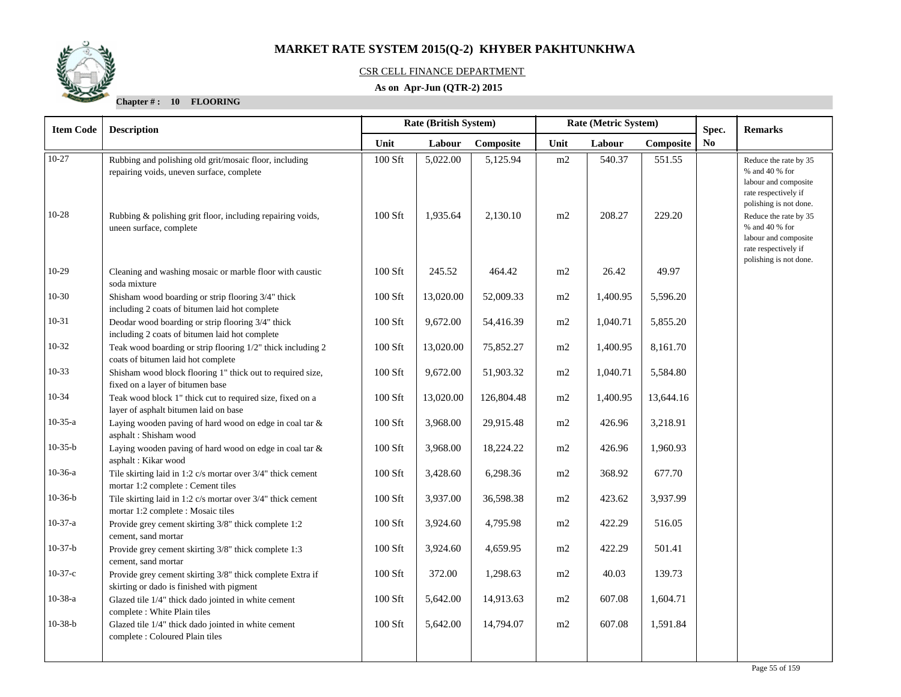# MARKET RATE SYSTEM 2015(Q-2) KHYBER PAKHTUNKHWA

CSR CELL FINANCE DEPARTMENT

**As on Apr-Jun (QTR-2) 2015**

**Chapter # : 10 FLOORING**

| Item Code | Description | Rate (British System) | | | Rate (Metric System) | | | Spec. No | Remarks |
|---|---|---|---|---|---|---|---|---|---|
| | | Unit | Labour | Composite | Unit | Labour | Composite | | |
| 10-27 | Rubbing and polishing old grit/mosaic floor, including repairing voids, uneven surface, complete | 100 Sft | 5,022.00 | 5,125.94 | m2 | 540.37 | 551.55 | | Reduce the rate by 35 % and 40 % for labour and composite rate respectively if polishing is not done. |
| 10-28 | Rubbing & polishing grit floor, including repairing voids, uneen surface, complete | 100 Sft | 1,935.64 | 2,130.10 | m2 | 208.27 | 229.20 | | Reduce the rate by 35 % and 40 % for labour and composite rate respectively if polishing is not done. |
| 10-29 | Cleaning and washing mosaic or marble floor with caustic soda mixture | 100 Sft | 245.52 | 464.42 | m2 | 26.42 | 49.97 | | |
| 10-30 | Shisham wood boarding or strip flooring 3/4" thick including 2 coats of bitumen laid hot complete | 100 Sft | 13,020.00 | 52,009.33 | m2 | 1,400.95 | 5,596.20 | | |
| 10-31 | Deodar wood boarding or strip flooring 3/4" thick including 2 coats of bitumen laid hot complete | 100 Sft | 9,672.00 | 54,416.39 | m2 | 1,040.71 | 5,855.20 | | |
| 10-32 | Teak wood boarding or strip flooring 1/2" thick including 2 coats of bitumen laid hot complete | 100 Sft | 13,020.00 | 75,852.27 | m2 | 1,400.95 | 8,161.70 | | |
| 10-33 | Shisham wood block flooring 1" thick out to required size, fixed on a layer of bitumen base | 100 Sft | 9,672.00 | 51,903.32 | m2 | 1,040.71 | 5,584.80 | | |
| 10-34 | Teak wood block 1" thick cut to required size, fixed on a layer of asphalt bitumen laid on base | 100 Sft | 13,020.00 | 126,804.48 | m2 | 1,400.95 | 13,644.16 | | |
| 10-35-a | Laying wooden paving of hard wood on edge in coal tar & asphalt : Shisham wood | 100 Sft | 3,968.00 | 29,915.48 | m2 | 426.96 | 3,218.91 | | |
| 10-35-b | Laying wooden paving of hard wood on edge in coal tar & asphalt : Kikar wood | 100 Sft | 3,968.00 | 18,224.22 | m2 | 426.96 | 1,960.93 | | |
| 10-36-a | Tile skirting laid in 1:2 c/s mortar over 3/4" thick cement mortar 1:2 complete : Cement tiles | 100 Sft | 3,428.60 | 6,298.36 | m2 | 368.92 | 677.70 | | |
| 10-36-b | Tile skirting laid in 1:2 c/s mortar over 3/4" thick cement mortar 1:2 complete : Mosaic tiles | 100 Sft | 3,937.00 | 36,598.38 | m2 | 423.62 | 3,937.99 | | |
| 10-37-a | Provide grey cement skirting 3/8" thick complete 1:2 cement, sand mortar | 100 Sft | 3,924.60 | 4,795.98 | m2 | 422.29 | 516.05 | | |
| 10-37-b | Provide grey cement skirting 3/8" thick complete 1:3 cement, sand mortar | 100 Sft | 3,924.60 | 4,659.95 | m2 | 422.29 | 501.41 | | |
| 10-37-c | Provide grey cement skirting 3/8" thick complete Extra if skirting or dado is finished with pigment | 100 Sft | 372.00 | 1,298.63 | m2 | 40.03 | 139.73 | | |
| 10-38-a | Glazed tile 1/4" thick dado jointed in white cement complete : White Plain tiles | 100 Sft | 5,642.00 | 14,913.63 | m2 | 607.08 | 1,604.71 | | |
| 10-38-b | Glazed tile 1/4" thick dado jointed in white cement complete : Coloured Plain tiles | 100 Sft | 5,642.00 | 14,794.07 | m2 | 607.08 | 1,591.84 | | |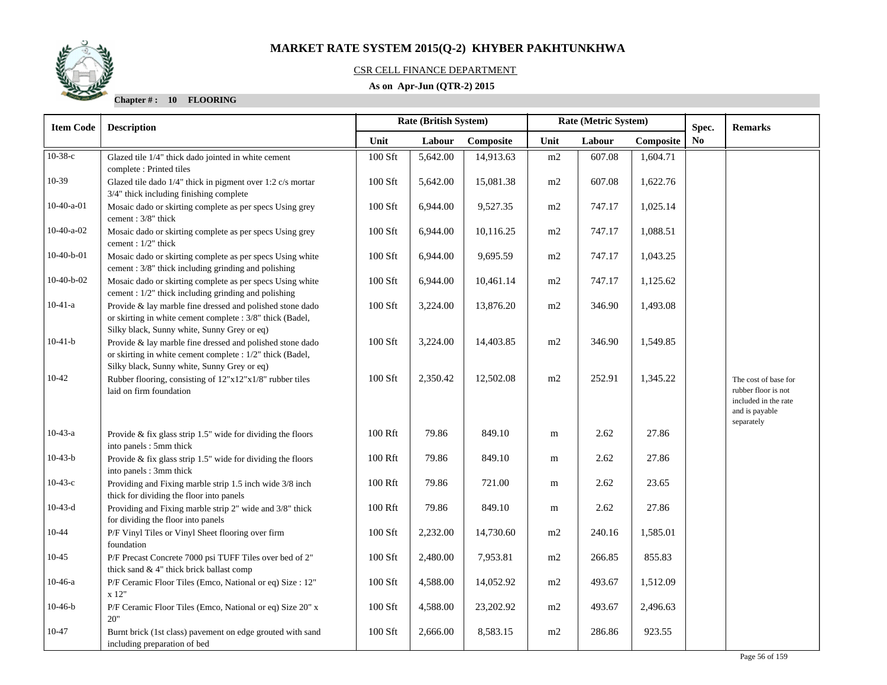# MARKET RATE SYSTEM 2015(Q-2) KHYBER PAKHTUNKHWA

CSR CELL FINANCE DEPARTMENT

**As on Apr-Jun (QTR-2) 2015**

**Chapter # : 10 FLOORING**

| Item Code | Description | Rate (British System) | | | Rate (Metric System) | | | Spec. No | Remarks |
|---|---|---|---|---|---|---|---|---|---|
| | | Unit | Labour | Composite | Unit | Labour | Composite | | |
| 10-38-c | Glazed tile 1/4" thick dado jointed in white cement complete : Printed tiles | 100 Sft | 5,642.00 | 14,913.63 | m2 | 607.08 | 1,604.71 | | |
| 10-39 | Glazed tile dado 1/4" thick in pigment over 1:2 c/s mortar 3/4" thick including finishing complete | 100 Sft | 5,642.00 | 15,081.38 | m2 | 607.08 | 1,622.76 | | |
| 10-40-a-01 | Mosaic dado or skirting complete as per specs Using grey cement : 3/8" thick | 100 Sft | 6,944.00 | 9,527.35 | m2 | 747.17 | 1,025.14 | | |
| 10-40-a-02 | Mosaic dado or skirting complete as per specs Using grey cement : 1/2" thick | 100 Sft | 6,944.00 | 10,116.25 | m2 | 747.17 | 1,088.51 | | |
| 10-40-b-01 | Mosaic dado or skirting complete as per specs Using white cement : 3/8" thick including grinding and polishing | 100 Sft | 6,944.00 | 9,695.59 | m2 | 747.17 | 1,043.25 | | |
| 10-40-b-02 | Mosaic dado or skirting complete as per specs Using white cement : 1/2" thick including grinding and polishing | 100 Sft | 6,944.00 | 10,461.14 | m2 | 747.17 | 1,125.62 | | |
| 10-41-a | Provide & lay marble fine dressed and polished stone dado or skirting in white cement complete : 3/8" thick (Badel, Silky black, Sunny white, Sunny Grey or eq) | 100 Sft | 3,224.00 | 13,876.20 | m2 | 346.90 | 1,493.08 | | |
| 10-41-b | Provide & lay marble fine dressed and polished stone dado or skirting in white cement complete : 1/2" thick (Badel, Silky black, Sunny white, Sunny Grey or eq) | 100 Sft | 3,224.00 | 14,403.85 | m2 | 346.90 | 1,549.85 | | |
| 10-42 | Rubber flooring, consisting of 12"x12"x1/8" rubber tiles laid on firm foundation | 100 Sft | 2,350.42 | 12,502.08 | m2 | 252.91 | 1,345.22 | | The cost of base for rubber floor is not included in the rate and is payable separately |
| 10-43-a | Provide & fix glass strip 1.5" wide for dividing the floors into panels : 5mm thick | 100 Rft | 79.86 | 849.10 | m | 2.62 | 27.86 | | |
| 10-43-b | Provide & fix glass strip 1.5" wide for dividing the floors into panels : 3mm thick | 100 Rft | 79.86 | 849.10 | m | 2.62 | 27.86 | | |
| 10-43-c | Providing and Fixing marble strip 1.5 inch wide 3/8 inch thick for dividing the floor into panels | 100 Rft | 79.86 | 721.00 | m | 2.62 | 23.65 | | |
| 10-43-d | Providing and Fixing marble strip 2" wide and 3/8" thick for dividing the floor into panels | 100 Rft | 79.86 | 849.10 | m | 2.62 | 27.86 | | |
| 10-44 | P/F Vinyl Tiles or Vinyl Sheet flooring over firm foundation | 100 Sft | 2,232.00 | 14,730.60 | m2 | 240.16 | 1,585.01 | | |
| 10-45 | P/F Precast Concrete 7000 psi TUFF Tiles over bed of 2" thick sand & 4" thick brick ballast comp | 100 Sft | 2,480.00 | 7,953.81 | m2 | 266.85 | 855.83 | | |
| 10-46-a | P/F Ceramic Floor Tiles (Emco, National or eq) Size : 12" x 12" | 100 Sft | 4,588.00 | 14,052.92 | m2 | 493.67 | 1,512.09 | | |
| 10-46-b | P/F Ceramic Floor Tiles (Emco, National or eq) Size 20" x 20" | 100 Sft | 4,588.00 | 23,202.92 | m2 | 493.67 | 2,496.63 | | |
| 10-47 | Burnt brick (1st class) pavement on edge grouted with sand including preparation of bed | 100 Sft | 2,666.00 | 8,583.15 | m2 | 286.86 | 923.55 | | |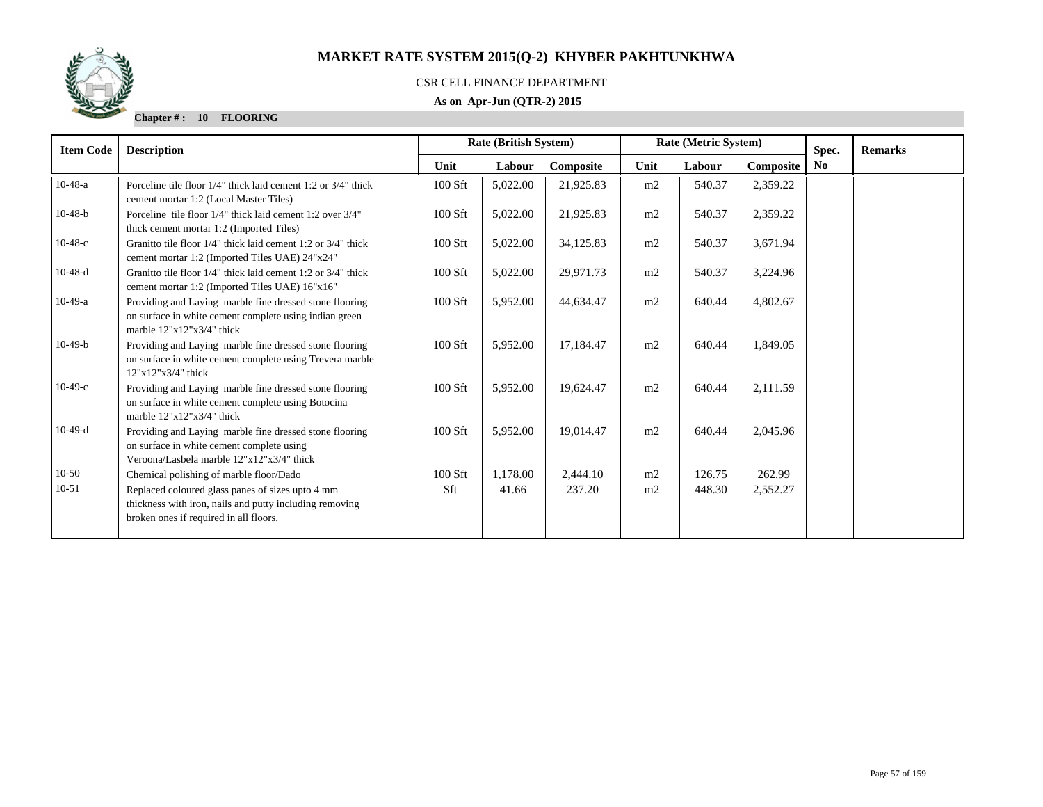# MARKET RATE SYSTEM 2015(Q-2) KHYBER PAKHTUNKHWA

CSR CELL FINANCE DEPARTMENT

**As on Apr-Jun (QTR-2) 2015**

**Chapter # : 10 FLOORING**

| Item Code | Description | Rate (British System) | | | Rate (Metric System) | | | Spec. No | Remarks |
|---|---|---|---|---|---|---|---|---|---|
| | | Unit | Labour | Composite | Unit | Labour | Composite | | |
| 10-48-a | Porceline tile floor 1/4" thick laid cement 1:2 or 3/4" thick cement mortar 1:2 (Local Master Tiles) | 100 Sft | 5,022.00 | 21,925.83 | m2 | 540.37 | 2,359.22 | | |
| 10-48-b | Porceline tile floor 1/4" thick laid cement 1:2 over 3/4" thick cement mortar 1:2 (Imported Tiles) | 100 Sft | 5,022.00 | 21,925.83 | m2 | 540.37 | 2,359.22 | | |
| 10-48-c | Granitto tile floor 1/4" thick laid cement 1:2 or 3/4" thick cement mortar 1:2 (Imported Tiles UAE) 24"x24" | 100 Sft | 5,022.00 | 34,125.83 | m2 | 540.37 | 3,671.94 | | |
| 10-48-d | Granitto tile floor 1/4" thick laid cement 1:2 or 3/4" thick cement mortar 1:2 (Imported Tiles UAE) 16"x16" | 100 Sft | 5,022.00 | 29,971.73 | m2 | 540.37 | 3,224.96 | | |
| 10-49-a | Providing and Laying marble fine dressed stone flooring on surface in white cement complete using indian green marble 12"x12"x3/4" thick | 100 Sft | 5,952.00 | 44,634.47 | m2 | 640.44 | 4,802.67 | | |
| 10-49-b | Providing and Laying marble fine dressed stone flooring on surface in white cement complete using Trevera marble 12"x12"x3/4" thick | 100 Sft | 5,952.00 | 17,184.47 | m2 | 640.44 | 1,849.05 | | |
| 10-49-c | Providing and Laying marble fine dressed stone flooring on surface in white cement complete using Botocina marble 12"x12"x3/4" thick | 100 Sft | 5,952.00 | 19,624.47 | m2 | 640.44 | 2,111.59 | | |
| 10-49-d | Providing and Laying marble fine dressed stone flooring on surface in white cement complete using Veroona/Lasbela marble 12"x12"x3/4" thick | 100 Sft | 5,952.00 | 19,014.47 | m2 | 640.44 | 2,045.96 | | |
| 10-50 | Chemical polishing of marble floor/Dado | 100 Sft | 1,178.00 | 2,444.10 | m2 | 126.75 | 262.99 | | |
| 10-51 | Replaced coloured glass panes of sizes upto 4 mm thickness with iron, nails and putty including removing broken ones if required in all floors. | Sft | 41.66 | 237.20 | m2 | 448.30 | 2,552.27 | | |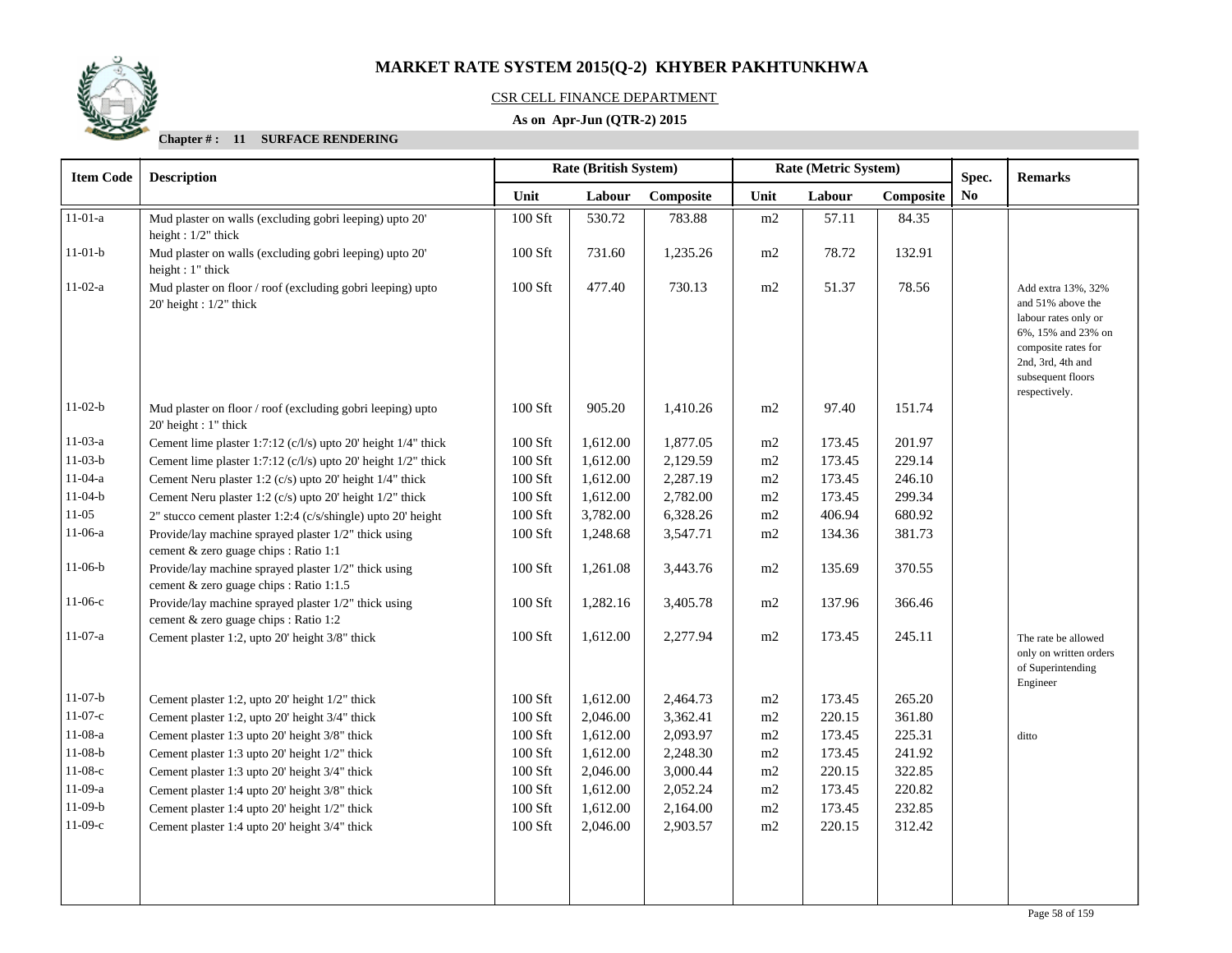# MARKET RATE SYSTEM 2015(Q-2) KHYBER PAKHTUNKHWA

CSR CELL FINANCE DEPARTMENT

**As on Apr-Jun (QTR-2) 2015**

**Chapter # : 11 SURFACE RENDERING**

| Item Code | Description | Rate (British System) | | | Rate (Metric System) | | | Spec. No | Remarks |
|---|---|---|---|---|---|---|---|---|---|
| | | Unit | Labour | Composite | Unit | Labour | Composite | | |
| 11-01-a | Mud plaster on walls (excluding gobri leeping) upto 20' height : 1/2" thick | 100 Sft | 530.72 | 783.88 | m2 | 57.11 | 84.35 | | |
| 11-01-b | Mud plaster on walls (excluding gobri leeping) upto 20' height : 1" thick | 100 Sft | 731.60 | 1,235.26 | m2 | 78.72 | 132.91 | | |
| 11-02-a | Mud plaster on floor / roof (excluding gobri leeping) upto 20' height : 1/2" thick | 100 Sft | 477.40 | 730.13 | m2 | 51.37 | 78.56 | | Add extra 13%, 32% and 51% above the labour rates only or 6%, 15% and 23% on composite rates for 2nd, 3rd, 4th and subsequent floors respectively. |
| 11-02-b | Mud plaster on floor / roof (excluding gobri leeping) upto 20' height : 1" thick | 100 Sft | 905.20 | 1,410.26 | m2 | 97.40 | 151.74 | | |
| 11-03-a | Cement lime plaster 1:7:12 (c/l/s) upto 20' height 1/4" thick | 100 Sft | 1,612.00 | 1,877.05 | m2 | 173.45 | 201.97 | | |
| 11-03-b | Cement lime plaster 1:7:12 (c/l/s) upto 20' height 1/2" thick | 100 Sft | 1,612.00 | 2,129.59 | m2 | 173.45 | 229.14 | | |
| 11-04-a | Cement Neru plaster 1:2 (c/s) upto 20' height 1/4" thick | 100 Sft | 1,612.00 | 2,287.19 | m2 | 173.45 | 246.10 | | |
| 11-04-b | Cement Neru plaster 1:2 (c/s) upto 20' height 1/2" thick | 100 Sft | 1,612.00 | 2,782.00 | m2 | 173.45 | 299.34 | | |
| 11-05 | 2" stucco cement plaster 1:2:4 (c/s/shingle) upto 20' height | 100 Sft | 3,782.00 | 6,328.26 | m2 | 406.94 | 680.92 | | |
| 11-06-a | Provide/lay machine sprayed plaster 1/2" thick using cement & zero guage chips : Ratio 1:1 | 100 Sft | 1,248.68 | 3,547.71 | m2 | 134.36 | 381.73 | | |
| 11-06-b | Provide/lay machine sprayed plaster 1/2" thick using cement & zero guage chips : Ratio 1:1.5 | 100 Sft | 1,261.08 | 3,443.76 | m2 | 135.69 | 370.55 | | |
| 11-06-c | Provide/lay machine sprayed plaster 1/2" thick using cement & zero guage chips : Ratio 1:2 | 100 Sft | 1,282.16 | 3,405.78 | m2 | 137.96 | 366.46 | | |
| 11-07-a | Cement plaster 1:2, upto 20' height 3/8" thick | 100 Sft | 1,612.00 | 2,277.94 | m2 | 173.45 | 245.11 | | The rate be allowed only on written orders of Superintending Engineer |
| 11-07-b | Cement plaster 1:2, upto 20' height 1/2" thick | 100 Sft | 1,612.00 | 2,464.73 | m2 | 173.45 | 265.20 | | |
| 11-07-c | Cement plaster 1:2, upto 20' height 3/4" thick | 100 Sft | 2,046.00 | 3,362.41 | m2 | 220.15 | 361.80 | | |
| 11-08-a | Cement plaster 1:3 upto 20' height 3/8" thick | 100 Sft | 1,612.00 | 2,093.97 | m2 | 173.45 | 225.31 | | ditto |
| 11-08-b | Cement plaster 1:3 upto 20' height 1/2" thick | 100 Sft | 1,612.00 | 2,248.30 | m2 | 173.45 | 241.92 | | |
| 11-08-c | Cement plaster 1:3 upto 20' height 3/4" thick | 100 Sft | 2,046.00 | 3,000.44 | m2 | 220.15 | 322.85 | | |
| 11-09-a | Cement plaster 1:4 upto 20' height 3/8" thick | 100 Sft | 1,612.00 | 2,052.24 | m2 | 173.45 | 220.82 | | |
| 11-09-b | Cement plaster 1:4 upto 20' height 1/2" thick | 100 Sft | 1,612.00 | 2,164.00 | m2 | 173.45 | 232.85 | | |
| 11-09-c | Cement plaster 1:4 upto 20' height 3/4" thick | 100 Sft | 2,046.00 | 2,903.57 | m2 | 220.15 | 312.42 | | |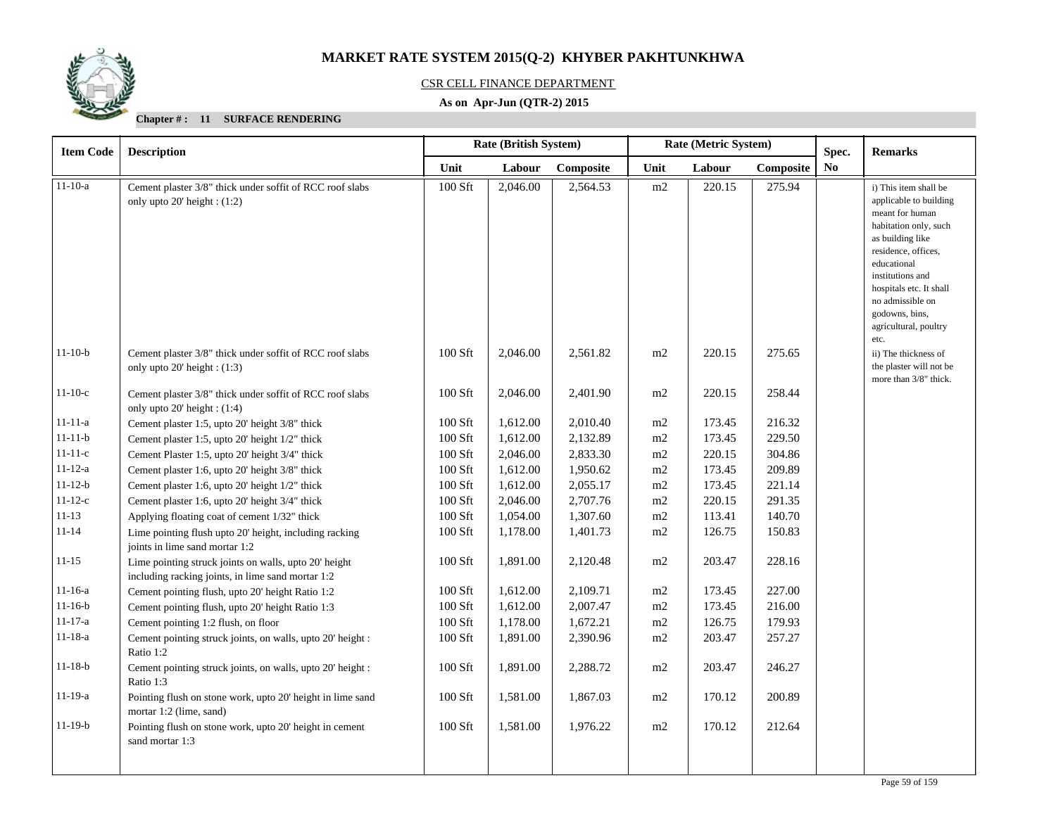# MARKET RATE SYSTEM 2015(Q-2) KHYBER PAKHTUNKHWA

CSR CELL FINANCE DEPARTMENT

**As on Apr-Jun (QTR-2) 2015**

**Chapter # : 11 SURFACE RENDERING**

| Item Code | Description | Rate (British System) | | | Rate (Metric System) | | | Spec. | Remarks |
|---|---|---|---|---|---|---|---|---|---|
| | | Unit | Labour | Composite | Unit | Labour | Composite | No | |
| 11-10-a | Cement plaster 3/8" thick under soffit of RCC roof slabs only upto 20' height : (1:2) | 100 Sft | 2,046.00 | 2,564.53 | m2 | 220.15 | 275.94 | | i) This item shall be applicable to building meant for human habitation only, such as building like residence, offices, educational institutions and hospitals etc. It shall no admissible on godowns, bins, agricultural, poultry etc. |
| 11-10-b | Cement plaster 3/8" thick under soffit of RCC roof slabs only upto 20' height : (1:3) | 100 Sft | 2,046.00 | 2,561.82 | m2 | 220.15 | 275.65 | | ii) The thickness of the plaster will not be more than 3/8" thick. |
| 11-10-c | Cement plaster 3/8" thick under soffit of RCC roof slabs only upto 20' height : (1:4) | 100 Sft | 2,046.00 | 2,401.90 | m2 | 220.15 | 258.44 | | |
| 11-11-a | Cement plaster 1:5, upto 20' height 3/8" thick | 100 Sft | 1,612.00 | 2,010.40 | m2 | 173.45 | 216.32 | | |
| 11-11-b | Cement plaster 1:5, upto 20' height 1/2" thick | 100 Sft | 1,612.00 | 2,132.89 | m2 | 173.45 | 229.50 | | |
| 11-11-c | Cement Plaster 1:5, upto 20' height 3/4" thick | 100 Sft | 2,046.00 | 2,833.30 | m2 | 220.15 | 304.86 | | |
| 11-12-a | Cement plaster 1:6, upto 20' height 3/8" thick | 100 Sft | 1,612.00 | 1,950.62 | m2 | 173.45 | 209.89 | | |
| 11-12-b | Cement plaster 1:6, upto 20' height 1/2" thick | 100 Sft | 1,612.00 | 2,055.17 | m2 | 173.45 | 221.14 | | |
| 11-12-c | Cement plaster 1:6, upto 20' height 3/4" thick | 100 Sft | 2,046.00 | 2,707.76 | m2 | 220.15 | 291.35 | | |
| 11-13 | Applying floating coat of cement 1/32" thick | 100 Sft | 1,054.00 | 1,307.60 | m2 | 113.41 | 140.70 | | |
| 11-14 | Lime pointing flush upto 20' height, including racking joints in lime sand mortar 1:2 | 100 Sft | 1,178.00 | 1,401.73 | m2 | 126.75 | 150.83 | | |
| 11-15 | Lime pointing struck joints on walls, upto 20' height including racking joints, in lime sand mortar 1:2 | 100 Sft | 1,891.00 | 2,120.48 | m2 | 203.47 | 228.16 | | |
| 11-16-a | Cement pointing flush, upto 20' height Ratio 1:2 | 100 Sft | 1,612.00 | 2,109.71 | m2 | 173.45 | 227.00 | | |
| 11-16-b | Cement pointing flush, upto 20' height Ratio 1:3 | 100 Sft | 1,612.00 | 2,007.47 | m2 | 173.45 | 216.00 | | |
| 11-17-a | Cement pointing 1:2 flush, on floor | 100 Sft | 1,178.00 | 1,672.21 | m2 | 126.75 | 179.93 | | |
| 11-18-a | Cement pointing struck joints, on walls, upto 20' height : Ratio 1:2 | 100 Sft | 1,891.00 | 2,390.96 | m2 | 203.47 | 257.27 | | |
| 11-18-b | Cement pointing struck joints, on walls, upto 20' height : Ratio 1:3 | 100 Sft | 1,891.00 | 2,288.72 | m2 | 203.47 | 246.27 | | |
| 11-19-a | Pointing flush on stone work, upto 20' height in lime sand mortar 1:2 (lime, sand) | 100 Sft | 1,581.00 | 1,867.03 | m2 | 170.12 | 200.89 | | |
| 11-19-b | Pointing flush on stone work, upto 20' height in cement sand mortar 1:3 | 100 Sft | 1,581.00 | 1,976.22 | m2 | 170.12 | 212.64 | | |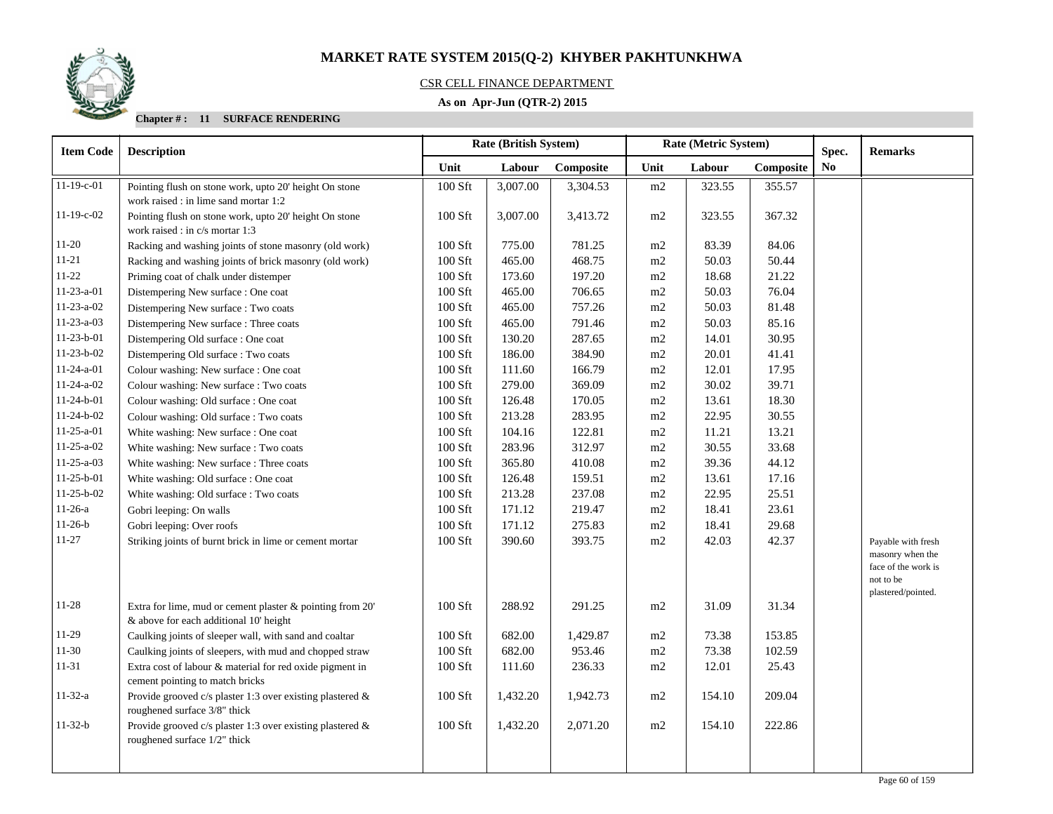# MARKET RATE SYSTEM 2015(Q-2) KHYBER PAKHTUNKHWA

CSR CELL FINANCE DEPARTMENT

**As on Apr-Jun (QTR-2) 2015**

**Chapter # : 11 SURFACE RENDERING**

| Item Code | Description | Rate (British System) | | | Rate (Metric System) | | | Spec. | Remarks |
|---|---|---|---|---|---|---|---|---|---|
| | | Unit | Labour | Composite | Unit | Labour | Composite | No | |
| 11-19-c-01 | Pointing flush on stone work, upto 20' height On stone work raised : in lime sand mortar 1:2 | 100 Sft | 3,007.00 | 3,304.53 | m2 | 323.55 | 355.57 | | |
| 11-19-c-02 | Pointing flush on stone work, upto 20' height On stone work raised : in c/s mortar 1:3 | 100 Sft | 3,007.00 | 3,413.72 | m2 | 323.55 | 367.32 | | |
| 11-20 | Racking and washing joints of stone masonry (old work) | 100 Sft | 775.00 | 781.25 | m2 | 83.39 | 84.06 | | |
| 11-21 | Racking and washing joints of brick masonry (old work) | 100 Sft | 465.00 | 468.75 | m2 | 50.03 | 50.44 | | |
| 11-22 | Priming coat of chalk under distemper | 100 Sft | 173.60 | 197.20 | m2 | 18.68 | 21.22 | | |
| 11-23-a-01 | Distempering New surface : One coat | 100 Sft | 465.00 | 706.65 | m2 | 50.03 | 76.04 | | |
| 11-23-a-02 | Distempering New surface : Two coats | 100 Sft | 465.00 | 757.26 | m2 | 50.03 | 81.48 | | |
| 11-23-a-03 | Distempering New surface : Three coats | 100 Sft | 465.00 | 791.46 | m2 | 50.03 | 85.16 | | |
| 11-23-b-01 | Distempering Old surface : One coat | 100 Sft | 130.20 | 287.65 | m2 | 14.01 | 30.95 | | |
| 11-23-b-02 | Distempering Old surface : Two coats | 100 Sft | 186.00 | 384.90 | m2 | 20.01 | 41.41 | | |
| 11-24-a-01 | Colour washing: New surface : One coat | 100 Sft | 111.60 | 166.79 | m2 | 12.01 | 17.95 | | |
| 11-24-a-02 | Colour washing: New surface : Two coats | 100 Sft | 279.00 | 369.09 | m2 | 30.02 | 39.71 | | |
| 11-24-b-01 | Colour washing: Old surface : One coat | 100 Sft | 126.48 | 170.05 | m2 | 13.61 | 18.30 | | |
| 11-24-b-02 | Colour washing: Old surface : Two coats | 100 Sft | 213.28 | 283.95 | m2 | 22.95 | 30.55 | | |
| 11-25-a-01 | White washing: New surface : One coat | 100 Sft | 104.16 | 122.81 | m2 | 11.21 | 13.21 | | |
| 11-25-a-02 | White washing: New surface : Two coats | 100 Sft | 283.96 | 312.97 | m2 | 30.55 | 33.68 | | |
| 11-25-a-03 | White washing: New surface : Three coats | 100 Sft | 365.80 | 410.08 | m2 | 39.36 | 44.12 | | |
| 11-25-b-01 | White washing: Old surface : One coat | 100 Sft | 126.48 | 159.51 | m2 | 13.61 | 17.16 | | |
| 11-25-b-02 | White washing: Old surface : Two coats | 100 Sft | 213.28 | 237.08 | m2 | 22.95 | 25.51 | | |
| 11-26-a | Gobri leeping: On walls | 100 Sft | 171.12 | 219.47 | m2 | 18.41 | 23.61 | | |
| 11-26-b | Gobri leeping: Over roofs | 100 Sft | 171.12 | 275.83 | m2 | 18.41 | 29.68 | | |
| 11-27 | Striking joints of burnt brick in lime or cement mortar | 100 Sft | 390.60 | 393.75 | m2 | 42.03 | 42.37 | | Payable with fresh masonry when the face of the work is not to be plastered/pointed. |
| 11-28 | Extra for lime, mud or cement plaster & pointing from 20' & above for each additional 10' height | 100 Sft | 288.92 | 291.25 | m2 | 31.09 | 31.34 | | |
| 11-29 | Caulking joints of sleeper wall, with sand and coaltar | 100 Sft | 682.00 | 1,429.87 | m2 | 73.38 | 153.85 | | |
| 11-30 | Caulking joints of sleepers, with mud and chopped straw | 100 Sft | 682.00 | 953.46 | m2 | 73.38 | 102.59 | | |
| 11-31 | Extra cost of labour & material for red oxide pigment in cement pointing to match bricks | 100 Sft | 111.60 | 236.33 | m2 | 12.01 | 25.43 | | |
| 11-32-a | Provide grooved c/s plaster 1:3 over existing plastered & roughened surface 3/8" thick | 100 Sft | 1,432.20 | 1,942.73 | m2 | 154.10 | 209.04 | | |
| 11-32-b | Provide grooved c/s plaster 1:3 over existing plastered & roughened surface 1/2" thick | 100 Sft | 1,432.20 | 2,071.20 | m2 | 154.10 | 222.86 | | |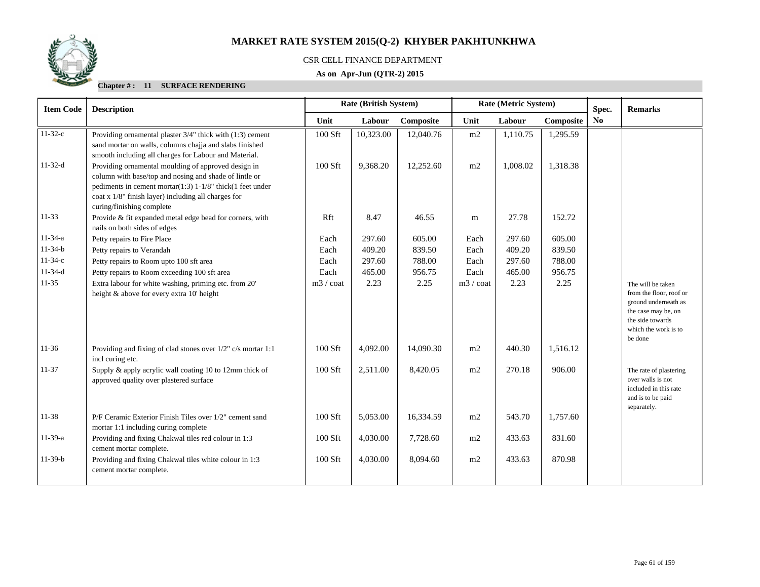# MARKET RATE SYSTEM 2015(Q-2) KHYBER PAKHTUNKHWA

CSR CELL FINANCE DEPARTMENT

**As on Apr-Jun (QTR-2) 2015**

**Chapter # : 11 SURFACE RENDERING**

| Item Code | Description | Rate (British System) | | | Rate (Metric System) | | | Spec. No | Remarks |
|---|---|---|---|---|---|---|---|---|---|
| | | Unit | Labour | Composite | Unit | Labour | Composite | | |
| 11-32-c | Providing ornamental plaster 3/4" thick with (1:3) cement sand mortar on walls, columns chajja and slabs finished smooth including all charges for Labour and Material. | 100 Sft | 10,323.00 | 12,040.76 | m2 | 1,110.75 | 1,295.59 | | |
| 11-32-d | Providing ornamental moulding of approved design in column with base/top and nosing and shade of lintle or pediments in cement mortar(1:3) 1-1/8" thick(1 feet under coat x 1/8" finish layer) including all charges for curing/finishing complete | 100 Sft | 9,368.20 | 12,252.60 | m2 | 1,008.02 | 1,318.38 | | |
| 11-33 | Provide & fit expanded metal edge bead for corners, with nails on both sides of edges | Rft | 8.47 | 46.55 | m | 27.78 | 152.72 | | |
| 11-34-a | Petty repairs to Fire Place | Each | 297.60 | 605.00 | Each | 297.60 | 605.00 | | |
| 11-34-b | Petty repairs to Verandah | Each | 409.20 | 839.50 | Each | 409.20 | 839.50 | | |
| 11-34-c | Petty repairs to Room upto 100 sft area | Each | 297.60 | 788.00 | Each | 297.60 | 788.00 | | |
| 11-34-d | Petty repairs to Room exceeding 100 sft area | Each | 465.00 | 956.75 | Each | 465.00 | 956.75 | | |
| 11-35 | Extra labour for white washing, priming etc. from 20' height & above for every extra 10' height | m3 / coat | 2.23 | 2.25 | m3 / coat | 2.23 | 2.25 | | The will be taken from the floor, roof or ground underneath as the case may be, on the side towards which the work is to be done |
| 11-36 | Providing and fixing of clad stones over 1/2" c/s mortar 1:1 incl curing etc. | 100 Sft | 4,092.00 | 14,090.30 | m2 | 440.30 | 1,516.12 | | |
| 11-37 | Supply & apply acrylic wall coating 10 to 12mm thick of approved quality over plastered surface | 100 Sft | 2,511.00 | 8,420.05 | m2 | 270.18 | 906.00 | | The rate of plastering over walls is not included in this rate and is to be paid separately. |
| 11-38 | P/F Ceramic Exterior Finish Tiles over 1/2" cement sand mortar 1:1 including curing complete | 100 Sft | 5,053.00 | 16,334.59 | m2 | 543.70 | 1,757.60 | | |
| 11-39-a | Providing and fixing Chakwal tiles red colour in 1:3 cement mortar complete. | 100 Sft | 4,030.00 | 7,728.60 | m2 | 433.63 | 831.60 | | |
| 11-39-b | Providing and fixing Chakwal tiles white colour in 1:3 cement mortar complete. | 100 Sft | 4,030.00 | 8,094.60 | m2 | 433.63 | 870.98 | | |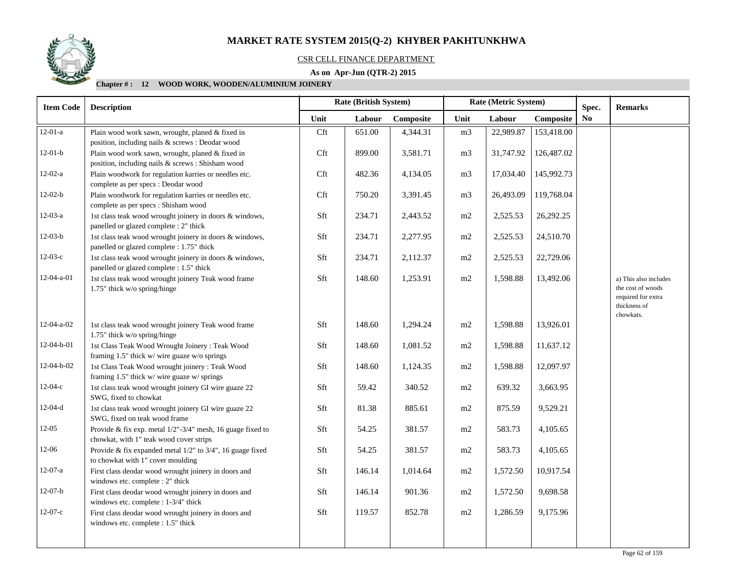# MARKET RATE SYSTEM 2015(Q-2) KHYBER PAKHTUNKHWA

CSR CELL FINANCE DEPARTMENT

**As on Apr-Jun (QTR-2) 2015**

**Chapter # : 12 WOOD WORK, WOODEN/ALUMINIUM JOINERY**

| Item Code | Description | Rate (British System) | | | Rate (Metric System) | | | Spec. No | Remarks |
|---|---|---|---|---|---|---|---|---|---|
| | | Unit | Labour | Composite | Unit | Labour | Composite | | |
| 12-01-a | Plain wood work sawn, wrought, planed & fixed in position, including nails & screws : Deodar wood | Cft | 651.00 | 4,344.31 | m3 | 22,989.87 | 153,418.00 | | |
| 12-01-b | Plain wood work sawn, wrought, planed & fixed in position, including nails & screws : Shisham wood | Cft | 899.00 | 3,581.71 | m3 | 31,747.92 | 126,487.02 | | |
| 12-02-a | Plain woodwork for regulation karries or needles etc. complete as per specs : Deodar wood | Cft | 482.36 | 4,134.05 | m3 | 17,034.40 | 145,992.73 | | |
| 12-02-b | Plain woodwork for regulation karries or needles etc. complete as per specs : Shisham wood | Cft | 750.20 | 3,391.45 | m3 | 26,493.09 | 119,768.04 | | |
| 12-03-a | 1st class teak wood wrought joinery in doors & windows, panelled or glazed complete : 2" thick | Sft | 234.71 | 2,443.52 | m2 | 2,525.53 | 26,292.25 | | |
| 12-03-b | 1st class teak wood wrought joinery in doors & windows, panelled or glazed complete : 1.75" thick | Sft | 234.71 | 2,277.95 | m2 | 2,525.53 | 24,510.70 | | |
| 12-03-c | 1st class teak wood wrought joinery in doors & windows, panelled or glazed complete : 1.5" thick | Sft | 234.71 | 2,112.37 | m2 | 2,525.53 | 22,729.06 | | |
| 12-04-a-01 | 1st class teak wood wrought joinery Teak wood frame 1.75" thick w/o spring/hinge | Sft | 148.60 | 1,253.91 | m2 | 1,598.88 | 13,492.06 | | a) This also includes the cost of woods required for extra thickness of chowkats. |
| 12-04-a-02 | 1st class teak wood wrought joinery Teak wood frame 1.75" thick w/o spring/hinge | Sft | 148.60 | 1,294.24 | m2 | 1,598.88 | 13,926.01 | | |
| 12-04-b-01 | 1st Class Teak Wood Wrought Joinery : Teak Wood framing 1.5" thick w/ wire guaze w/o springs | Sft | 148.60 | 1,081.52 | m2 | 1,598.88 | 11,637.12 | | |
| 12-04-b-02 | 1st Class Teak Wood wrought joinery : Teak Wood framing 1.5" thick w/ wire guaze w/ springs | Sft | 148.60 | 1,124.35 | m2 | 1,598.88 | 12,097.97 | | |
| 12-04-c | 1st class teak wood wrought joinery GI wire guaze 22 SWG, fixed to chowkat | Sft | 59.42 | 340.52 | m2 | 639.32 | 3,663.95 | | |
| 12-04-d | 1st class teak wood wrought joinery GI wire guaze 22 SWG, fixed on teak wood frame | Sft | 81.38 | 885.61 | m2 | 875.59 | 9,529.21 | | |
| 12-05 | Provide & fix exp. metal 1/2"-3/4" mesh, 16 guage fixed to chowkat, with 1" teak wood cover strips | Sft | 54.25 | 381.57 | m2 | 583.73 | 4,105.65 | | |
| 12-06 | Provide & fix expanded metal 1/2" to 3/4", 16 guage fixed to chowkat with 1" cover moulding | Sft | 54.25 | 381.57 | m2 | 583.73 | 4,105.65 | | |
| 12-07-a | First class deodar wood wrought joinery in doors and windows etc. complete : 2" thick | Sft | 146.14 | 1,014.64 | m2 | 1,572.50 | 10,917.54 | | |
| 12-07-b | First class deodar wood wrought joinery in doors and windows etc. complete : 1-3/4" thick | Sft | 146.14 | 901.36 | m2 | 1,572.50 | 9,698.58 | | |
| 12-07-c | First class deodar wood wrought joinery in doors and windows etc. complete : 1.5" thick | Sft | 119.57 | 852.78 | m2 | 1,286.59 | 9,175.96 | | |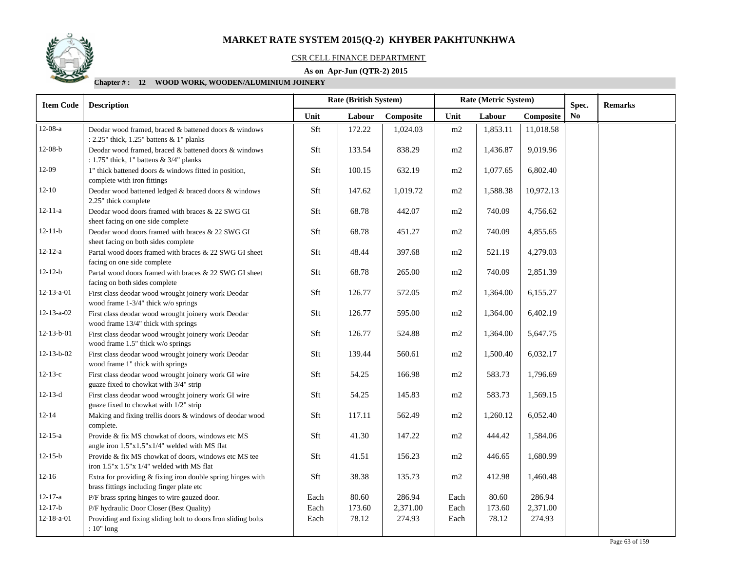# MARKET RATE SYSTEM 2015(Q-2) KHYBER PAKHTUNKHWA

CSR CELL FINANCE DEPARTMENT

**As on Apr-Jun (QTR-2) 2015**

**Chapter # : 12 WOOD WORK, WOODEN/ALUMINIUM JOINERY**

| Item Code | Description | Rate (British System) | | | Rate (Metric System) | | | Spec. No | Remarks |
|---|---|---|---|---|---|---|---|---|---|
| | | Unit | Labour | Composite | Unit | Labour | Composite | | |
| 12-08-a | Deodar wood framed, braced & battened doors & windows : 2.25" thick, 1.25" battens & 1" planks | Sft | 172.22 | 1,024.03 | m2 | 1,853.11 | 11,018.58 | | |
| 12-08-b | Deodar wood framed, braced & battened doors & windows : 1.75" thick, 1" battens & 3/4" planks | Sft | 133.54 | 838.29 | m2 | 1,436.87 | 9,019.96 | | |
| 12-09 | 1" thick battened doors & windows fitted in position, complete with iron fittings | Sft | 100.15 | 632.19 | m2 | 1,077.65 | 6,802.40 | | |
| 12-10 | Deodar wood battened ledged & braced doors & windows 2.25" thick complete | Sft | 147.62 | 1,019.72 | m2 | 1,588.38 | 10,972.13 | | |
| 12-11-a | Deodar wood doors framed with braces & 22 SWG GI sheet facing on one side complete | Sft | 68.78 | 442.07 | m2 | 740.09 | 4,756.62 | | |
| 12-11-b | Deodar wood doors framed with braces & 22 SWG GI sheet facing on both sides complete | Sft | 68.78 | 451.27 | m2 | 740.09 | 4,855.65 | | |
| 12-12-a | Partal wood doors framed with braces & 22 SWG GI sheet facing on one side complete | Sft | 48.44 | 397.68 | m2 | 521.19 | 4,279.03 | | |
| 12-12-b | Partal wood doors framed with braces & 22 SWG GI sheet facing on both sides complete | Sft | 68.78 | 265.00 | m2 | 740.09 | 2,851.39 | | |
| 12-13-a-01 | First class deodar wood wrought joinery work Deodar wood frame 1-3/4" thick w/o springs | Sft | 126.77 | 572.05 | m2 | 1,364.00 | 6,155.27 | | |
| 12-13-a-02 | First class deodar wood wrought joinery work Deodar wood frame 13/4" thick with springs | Sft | 126.77 | 595.00 | m2 | 1,364.00 | 6,402.19 | | |
| 12-13-b-01 | First class deodar wood wrought joinery work Deodar wood frame 1.5" thick w/o springs | Sft | 126.77 | 524.88 | m2 | 1,364.00 | 5,647.75 | | |
| 12-13-b-02 | First class deodar wood wrought joinery work Deodar wood frame 1" thick with springs | Sft | 139.44 | 560.61 | m2 | 1,500.40 | 6,032.17 | | |
| 12-13-c | First class deodar wood wrought joinery work GI wire guaze fixed to chowkat with 3/4" strip | Sft | 54.25 | 166.98 | m2 | 583.73 | 1,796.69 | | |
| 12-13-d | First class deodar wood wrought joinery work GI wire guaze fixed to chowkat with 1/2" strip | Sft | 54.25 | 145.83 | m2 | 583.73 | 1,569.15 | | |
| 12-14 | Making and fixing trellis doors & windows of deodar wood complete. | Sft | 117.11 | 562.49 | m2 | 1,260.12 | 6,052.40 | | |
| 12-15-a | Provide & fix MS chowkat of doors, windows etc MS angle iron 1.5"x1.5"x1/4" welded with MS flat | Sft | 41.30 | 147.22 | m2 | 444.42 | 1,584.06 | | |
| 12-15-b | Provide & fix MS chowkat of doors, windows etc MS tee iron 1.5"x 1.5"x 1/4" welded with MS flat | Sft | 41.51 | 156.23 | m2 | 446.65 | 1,680.99 | | |
| 12-16 | Extra for providing & fixing iron double spring hinges with brass fittings including finger plate etc | Sft | 38.38 | 135.73 | m2 | 412.98 | 1,460.48 | | |
| 12-17-a | P/F brass spring hinges to wire gauzed door. | Each | 80.60 | 286.94 | Each | 80.60 | 286.94 | | |
| 12-17-b | P/F hydraulic Door Closer (Best Quality) | Each | 173.60 | 2,371.00 | Each | 173.60 | 2,371.00 | | |
| 12-18-a-01 | Providing and fixing sliding bolt to doors Iron sliding bolts : 10" long | Each | 78.12 | 274.93 | Each | 78.12 | 274.93 | | |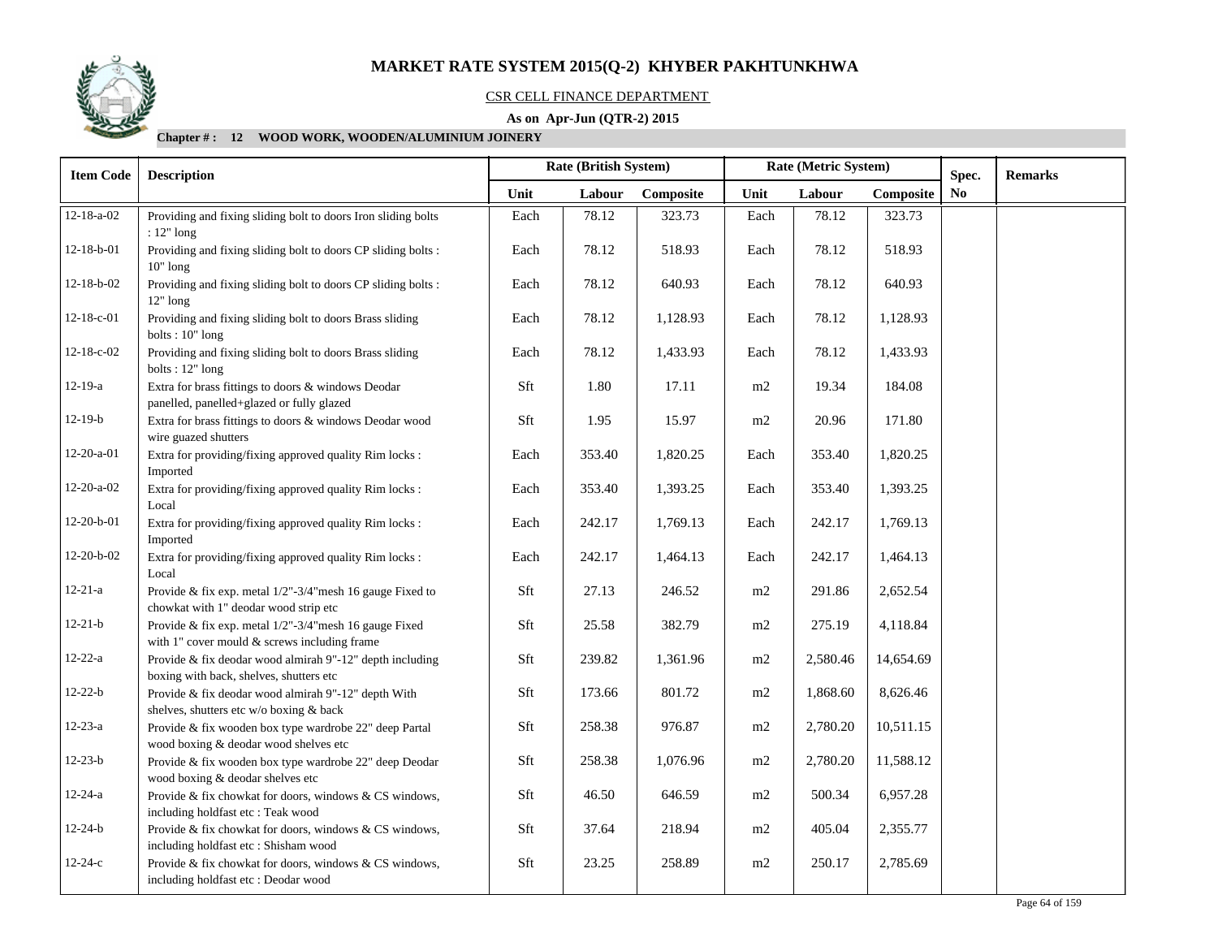# MARKET RATE SYSTEM 2015(Q-2) KHYBER PAKHTUNKHWA

CSR CELL FINANCE DEPARTMENT

**As on Apr-Jun (QTR-2) 2015**

**Chapter # : 12 WOOD WORK, WOODEN/ALUMINIUM JOINERY**

| Item Code | Description | Rate (British System) | | | Rate (Metric System) | | | Spec. No | Remarks |
|---|---|---|---|---|---|---|---|---|---|
| | | Unit | Labour | Composite | Unit | Labour | Composite | | |
| 12-18-a-02 | Providing and fixing sliding bolt to doors Iron sliding bolts : 12" long | Each | 78.12 | 323.73 | Each | 78.12 | 323.73 | | |
| 12-18-b-01 | Providing and fixing sliding bolt to doors CP sliding bolts : 10" long | Each | 78.12 | 518.93 | Each | 78.12 | 518.93 | | |
| 12-18-b-02 | Providing and fixing sliding bolt to doors CP sliding bolts : 12" long | Each | 78.12 | 640.93 | Each | 78.12 | 640.93 | | |
| 12-18-c-01 | Providing and fixing sliding bolt to doors Brass sliding bolts : 10" long | Each | 78.12 | 1,128.93 | Each | 78.12 | 1,128.93 | | |
| 12-18-c-02 | Providing and fixing sliding bolt to doors Brass sliding bolts : 12" long | Each | 78.12 | 1,433.93 | Each | 78.12 | 1,433.93 | | |
| 12-19-a | Extra for brass fittings to doors & windows Deodar panelled, panelled+glazed or fully glazed | Sft | 1.80 | 17.11 | m2 | 19.34 | 184.08 | | |
| 12-19-b | Extra for brass fittings to doors & windows Deodar wood wire guazed shutters | Sft | 1.95 | 15.97 | m2 | 20.96 | 171.80 | | |
| 12-20-a-01 | Extra for providing/fixing approved quality Rim locks : Imported | Each | 353.40 | 1,820.25 | Each | 353.40 | 1,820.25 | | |
| 12-20-a-02 | Extra for providing/fixing approved quality Rim locks : Local | Each | 353.40 | 1,393.25 | Each | 353.40 | 1,393.25 | | |
| 12-20-b-01 | Extra for providing/fixing approved quality Rim locks : Imported | Each | 242.17 | 1,769.13 | Each | 242.17 | 1,769.13 | | |
| 12-20-b-02 | Extra for providing/fixing approved quality Rim locks : Local | Each | 242.17 | 1,464.13 | Each | 242.17 | 1,464.13 | | |
| 12-21-a | Provide & fix exp. metal 1/2"-3/4"mesh 16 gauge Fixed to chowkat with 1" deodar wood strip etc | Sft | 27.13 | 246.52 | m2 | 291.86 | 2,652.54 | | |
| 12-21-b | Provide & fix exp. metal 1/2"-3/4"mesh 16 gauge Fixed with 1" cover mould & screws including frame | Sft | 25.58 | 382.79 | m2 | 275.19 | 4,118.84 | | |
| 12-22-a | Provide & fix deodar wood almirah 9"-12" depth including boxing with back, shelves, shutters etc | Sft | 239.82 | 1,361.96 | m2 | 2,580.46 | 14,654.69 | | |
| 12-22-b | Provide & fix deodar wood almirah 9"-12" depth With shelves, shutters etc w/o boxing & back | Sft | 173.66 | 801.72 | m2 | 1,868.60 | 8,626.46 | | |
| 12-23-a | Provide & fix wooden box type wardrobe 22" deep Partal wood boxing & deodar wood shelves etc | Sft | 258.38 | 976.87 | m2 | 2,780.20 | 10,511.15 | | |
| 12-23-b | Provide & fix wooden box type wardrobe 22" deep Deodar wood boxing & deodar shelves etc | Sft | 258.38 | 1,076.96 | m2 | 2,780.20 | 11,588.12 | | |
| 12-24-a | Provide & fix chowkat for doors, windows & CS windows, including holdfast etc : Teak wood | Sft | 46.50 | 646.59 | m2 | 500.34 | 6,957.28 | | |
| 12-24-b | Provide & fix chowkat for doors, windows & CS windows, including holdfast etc : Shisham wood | Sft | 37.64 | 218.94 | m2 | 405.04 | 2,355.77 | | |
| 12-24-c | Provide & fix chowkat for doors, windows & CS windows, including holdfast etc : Deodar wood | Sft | 23.25 | 258.89 | m2 | 250.17 | 2,785.69 | | |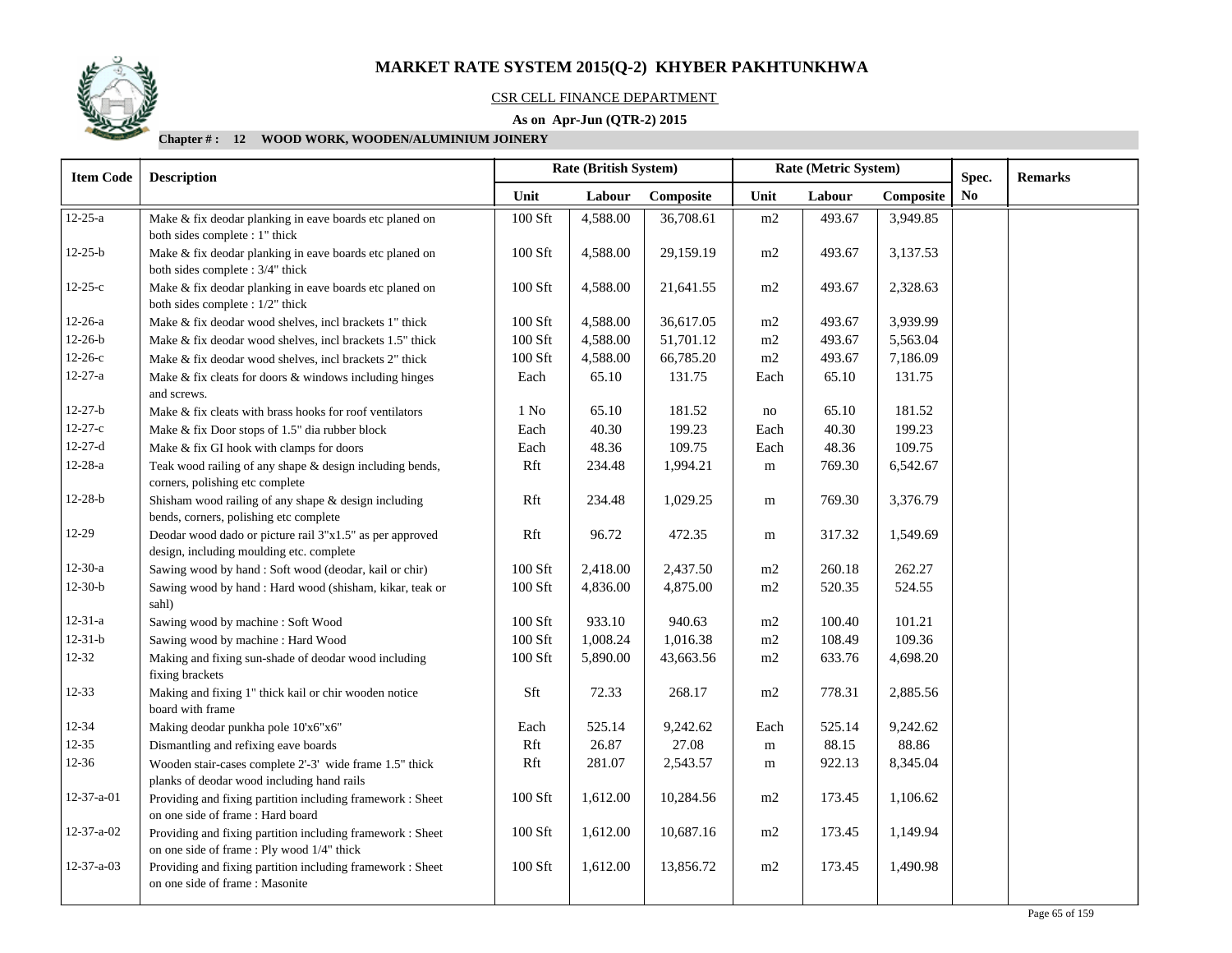# MARKET RATE SYSTEM 2015(Q-2) KHYBER PAKHTUNKHWA

CSR CELL FINANCE DEPARTMENT

**As on Apr-Jun (QTR-2) 2015**

**Chapter # : 12 WOOD WORK, WOODEN/ALUMINIUM JOINERY**

| Item Code | Description | Rate (British System) | | | Rate (Metric System) | | | Spec. No | Remarks |
|---|---|---|---|---|---|---|---|---|---|
| | | Unit | Labour | Composite | Unit | Labour | Composite | | |
| 12-25-a | Make & fix deodar planking in eave boards etc planed on both sides complete : 1" thick | 100 Sft | 4,588.00 | 36,708.61 | m2 | 493.67 | 3,949.85 | | |
| 12-25-b | Make & fix deodar planking in eave boards etc planed on both sides complete : 3/4" thick | 100 Sft | 4,588.00 | 29,159.19 | m2 | 493.67 | 3,137.53 | | |
| 12-25-c | Make & fix deodar planking in eave boards etc planed on both sides complete : 1/2" thick | 100 Sft | 4,588.00 | 21,641.55 | m2 | 493.67 | 2,328.63 | | |
| 12-26-a | Make & fix deodar wood shelves, incl brackets 1" thick | 100 Sft | 4,588.00 | 36,617.05 | m2 | 493.67 | 3,939.99 | | |
| 12-26-b | Make & fix deodar wood shelves, incl brackets 1.5" thick | 100 Sft | 4,588.00 | 51,701.12 | m2 | 493.67 | 5,563.04 | | |
| 12-26-c | Make & fix deodar wood shelves, incl brackets 2" thick | 100 Sft | 4,588.00 | 66,785.20 | m2 | 493.67 | 7,186.09 | | |
| 12-27-a | Make & fix cleats for doors & windows including hinges and screws. | Each | 65.10 | 131.75 | Each | 65.10 | 131.75 | | |
| 12-27-b | Make & fix cleats with brass hooks for roof ventilators | 1 No | 65.10 | 181.52 | no | 65.10 | 181.52 | | |
| 12-27-c | Make & fix Door stops of 1.5" dia rubber block | Each | 40.30 | 199.23 | Each | 40.30 | 199.23 | | |
| 12-27-d | Make & fix GI hook with clamps for doors | Each | 48.36 | 109.75 | Each | 48.36 | 109.75 | | |
| 12-28-a | Teak wood railing of any shape & design including bends, corners, polishing etc complete | Rft | 234.48 | 1,994.21 | m | 769.30 | 6,542.67 | | |
| 12-28-b | Shisham wood railing of any shape & design including bends, corners, polishing etc complete | Rft | 234.48 | 1,029.25 | m | 769.30 | 3,376.79 | | |
| 12-29 | Deodar wood dado or picture rail 3"x1.5" as per approved design, including moulding etc. complete | Rft | 96.72 | 472.35 | m | 317.32 | 1,549.69 | | |
| 12-30-a | Sawing wood by hand : Soft wood (deodar, kail or chir) | 100 Sft | 2,418.00 | 2,437.50 | m2 | 260.18 | 262.27 | | |
| 12-30-b | Sawing wood by hand : Hard wood (shisham, kikar, teak or sahl) | 100 Sft | 4,836.00 | 4,875.00 | m2 | 520.35 | 524.55 | | |
| 12-31-a | Sawing wood by machine : Soft Wood | 100 Sft | 933.10 | 940.63 | m2 | 100.40 | 101.21 | | |
| 12-31-b | Sawing wood by machine : Hard Wood | 100 Sft | 1,008.24 | 1,016.38 | m2 | 108.49 | 109.36 | | |
| 12-32 | Making and fixing sun-shade of deodar wood including fixing brackets | 100 Sft | 5,890.00 | 43,663.56 | m2 | 633.76 | 4,698.20 | | |
| 12-33 | Making and fixing 1" thick kail or chir wooden notice board with frame | Sft | 72.33 | 268.17 | m2 | 778.31 | 2,885.56 | | |
| 12-34 | Making deodar punkha pole 10'x6"x6" | Each | 525.14 | 9,242.62 | Each | 525.14 | 9,242.62 | | |
| 12-35 | Dismantling and refixing eave boards | Rft | 26.87 | 27.08 | m | 88.15 | 88.86 | | |
| 12-36 | Wooden stair-cases complete 2'-3' wide frame 1.5" thick planks of deodar wood including hand rails | Rft | 281.07 | 2,543.57 | m | 922.13 | 8,345.04 | | |
| 12-37-a-01 | Providing and fixing partition including framework : Sheet on one side of frame : Hard board | 100 Sft | 1,612.00 | 10,284.56 | m2 | 173.45 | 1,106.62 | | |
| 12-37-a-02 | Providing and fixing partition including framework : Sheet on one side of frame : Ply wood 1/4" thick | 100 Sft | 1,612.00 | 10,687.16 | m2 | 173.45 | 1,149.94 | | |
| 12-37-a-03 | Providing and fixing partition including framework : Sheet on one side of frame : Masonite | 100 Sft | 1,612.00 | 13,856.72 | m2 | 173.45 | 1,490.98 | | |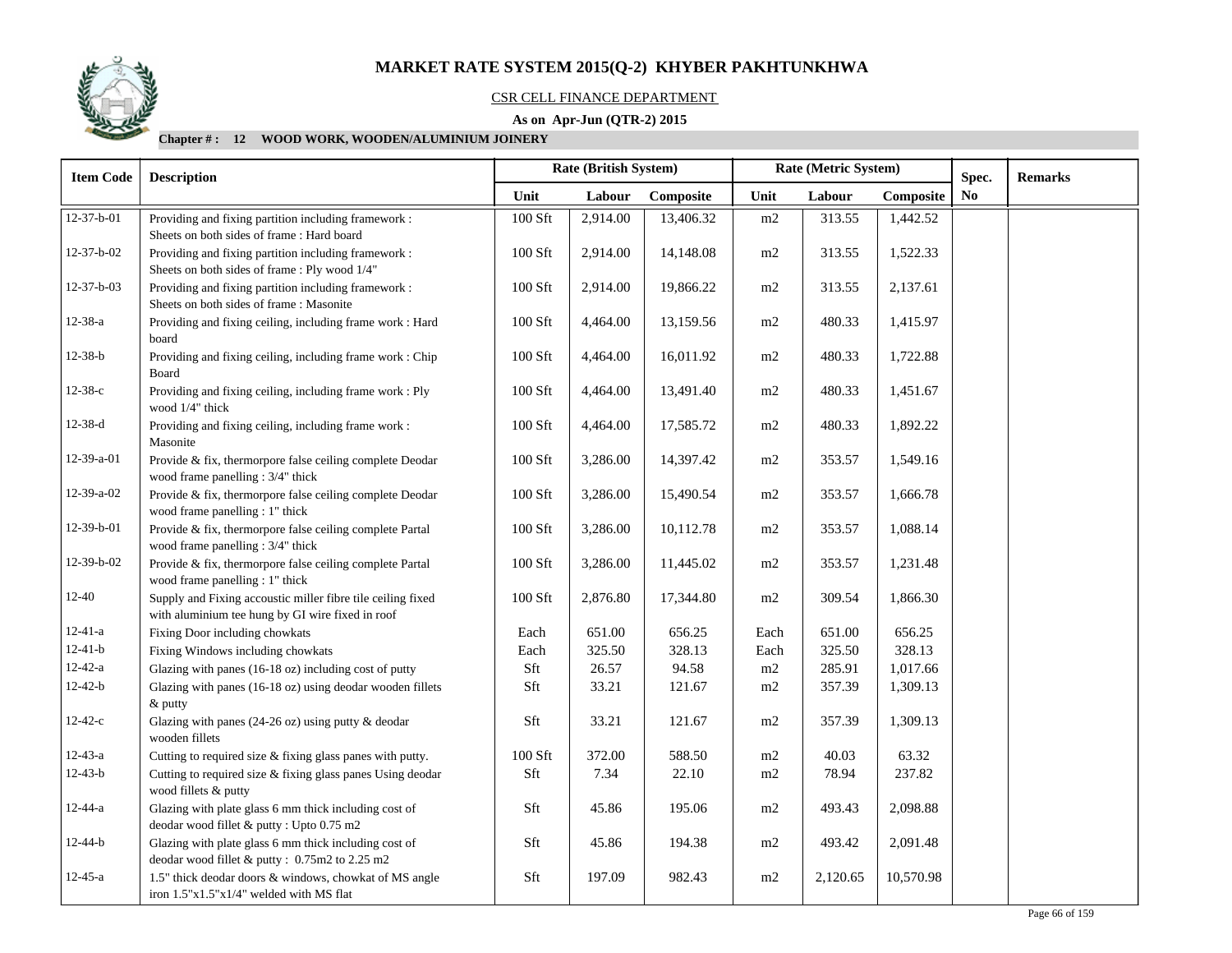# MARKET RATE SYSTEM 2015(Q-2) KHYBER PAKHTUNKHWA

CSR CELL FINANCE DEPARTMENT

**As on Apr-Jun (QTR-2) 2015**

**Chapter # : 12 WOOD WORK, WOODEN/ALUMINIUM JOINERY**

| Item Code | Description | Rate (British System) | | | Rate (Metric System) | | | Spec. | Remarks |
|---|---|---|---|---|---|---|---|---|---|
| | | Unit | Labour | Composite | Unit | Labour | Composite | No | |
| 12-37-b-01 | Providing and fixing partition including framework : Sheets on both sides of frame : Hard board | 100 Sft | 2,914.00 | 13,406.32 | m2 | 313.55 | 1,442.52 | | |
| 12-37-b-02 | Providing and fixing partition including framework : Sheets on both sides of frame : Ply wood 1/4" | 100 Sft | 2,914.00 | 14,148.08 | m2 | 313.55 | 1,522.33 | | |
| 12-37-b-03 | Providing and fixing partition including framework : Sheets on both sides of frame : Masonite | 100 Sft | 2,914.00 | 19,866.22 | m2 | 313.55 | 2,137.61 | | |
| 12-38-a | Providing and fixing ceiling, including frame work : Hard board | 100 Sft | 4,464.00 | 13,159.56 | m2 | 480.33 | 1,415.97 | | |
| 12-38-b | Providing and fixing ceiling, including frame work : Chip Board | 100 Sft | 4,464.00 | 16,011.92 | m2 | 480.33 | 1,722.88 | | |
| 12-38-c | Providing and fixing ceiling, including frame work : Ply wood 1/4" thick | 100 Sft | 4,464.00 | 13,491.40 | m2 | 480.33 | 1,451.67 | | |
| 12-38-d | Providing and fixing ceiling, including frame work : Masonite | 100 Sft | 4,464.00 | 17,585.72 | m2 | 480.33 | 1,892.22 | | |
| 12-39-a-01 | Provide & fix, thermorpore false ceiling complete Deodar wood frame panelling : 3/4" thick | 100 Sft | 3,286.00 | 14,397.42 | m2 | 353.57 | 1,549.16 | | |
| 12-39-a-02 | Provide & fix, thermorpore false ceiling complete Deodar wood frame panelling : 1" thick | 100 Sft | 3,286.00 | 15,490.54 | m2 | 353.57 | 1,666.78 | | |
| 12-39-b-01 | Provide & fix, thermorpore false ceiling complete Partal wood frame panelling : 3/4" thick | 100 Sft | 3,286.00 | 10,112.78 | m2 | 353.57 | 1,088.14 | | |
| 12-39-b-02 | Provide & fix, thermorpore false ceiling complete Partal wood frame panelling : 1" thick | 100 Sft | 3,286.00 | 11,445.02 | m2 | 353.57 | 1,231.48 | | |
| 12-40 | Supply and Fixing accoustic miller fibre tile ceiling fixed with aluminium tee hung by GI wire fixed in roof | 100 Sft | 2,876.80 | 17,344.80 | m2 | 309.54 | 1,866.30 | | |
| 12-41-a | Fixing Door including chowkats | Each | 651.00 | 656.25 | Each | 651.00 | 656.25 | | |
| 12-41-b | Fixing Windows including chowkats | Each | 325.50 | 328.13 | Each | 325.50 | 328.13 | | |
| 12-42-a | Glazing with panes (16-18 oz) including cost of putty | Sft | 26.57 | 94.58 | m2 | 285.91 | 1,017.66 | | |
| 12-42-b | Glazing with panes (16-18 oz) using deodar wooden fillets & putty | Sft | 33.21 | 121.67 | m2 | 357.39 | 1,309.13 | | |
| 12-42-c | Glazing with panes (24-26 oz) using putty & deodar wooden fillets | Sft | 33.21 | 121.67 | m2 | 357.39 | 1,309.13 | | |
| 12-43-a | Cutting to required size & fixing glass panes with putty. | 100 Sft | 372.00 | 588.50 | m2 | 40.03 | 63.32 | | |
| 12-43-b | Cutting to required size & fixing glass panes Using deodar wood fillets & putty | Sft | 7.34 | 22.10 | m2 | 78.94 | 237.82 | | |
| 12-44-a | Glazing with plate glass 6 mm thick including cost of deodar wood fillet & putty : Upto 0.75 m2 | Sft | 45.86 | 195.06 | m2 | 493.43 | 2,098.88 | | |
| 12-44-b | Glazing with plate glass 6 mm thick including cost of deodar wood fillet & putty : 0.75m2 to 2.25 m2 | Sft | 45.86 | 194.38 | m2 | 493.42 | 2,091.48 | | |
| 12-45-a | 1.5" thick deodar doors & windows, chowkat of MS angle iron 1.5"x1.5"x1/4" welded with MS flat | Sft | 197.09 | 982.43 | m2 | 2,120.65 | 10,570.98 | | |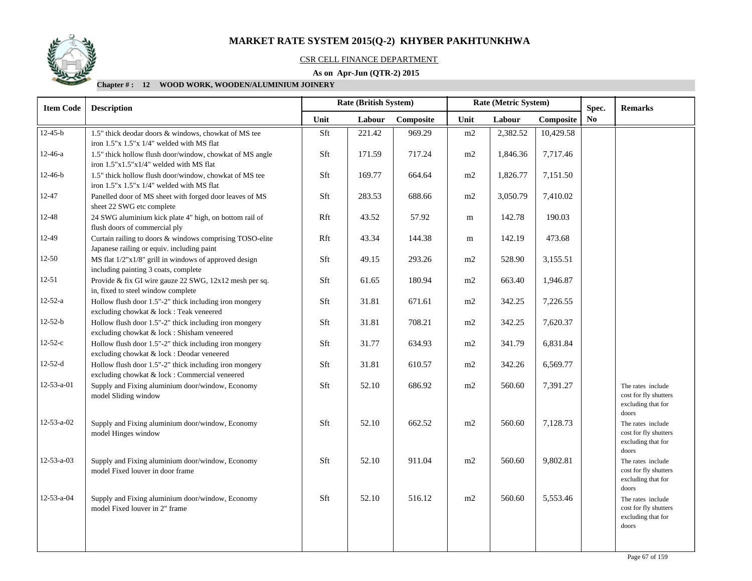# MARKET RATE SYSTEM 2015(Q-2) KHYBER PAKHTUNKHWA

CSR CELL FINANCE DEPARTMENT

**As on Apr-Jun (QTR-2) 2015**

**Chapter # : 12 WOOD WORK, WOODEN/ALUMINIUM JOINERY**

| Item Code | Description | Rate (British System) | | | Rate (Metric System) | | | Spec. | Remarks |
|---|---|---|---|---|---|---|---|---|---|
| | | Unit | Labour | Composite | Unit | Labour | Composite | No | |
| 12-45-b | 1.5" thick deodar doors & windows, chowkat of MS tee iron 1.5"x 1.5"x 1/4" welded with MS flat | Sft | 221.42 | 969.29 | m2 | 2,382.52 | 10,429.58 | | |
| 12-46-a | 1.5" thick hollow flush door/window, chowkat of MS angle iron 1.5"x1.5"x1/4" welded with MS flat | Sft | 171.59 | 717.24 | m2 | 1,846.36 | 7,717.46 | | |
| 12-46-b | 1.5" thick hollow flush door/window, chowkat of MS tee iron 1.5"x 1.5"x 1/4" welded with MS flat | Sft | 169.77 | 664.64 | m2 | 1,826.77 | 7,151.50 | | |
| 12-47 | Panelled door of MS sheet with forged door leaves of MS sheet 22 SWG etc complete | Sft | 283.53 | 688.66 | m2 | 3,050.79 | 7,410.02 | | |
| 12-48 | 24 SWG aluminium kick plate 4" high, on bottom rail of flush doors of commercial ply | Rft | 43.52 | 57.92 | m | 142.78 | 190.03 | | |
| 12-49 | Curtain railing to doors & windows comprising TOSO-elite Japanese railing or equiv. including paint | Rft | 43.34 | 144.38 | m | 142.19 | 473.68 | | |
| 12-50 | MS flat 1/2"x1/8" grill in windows of approved design including painting 3 coats, complete | Sft | 49.15 | 293.26 | m2 | 528.90 | 3,155.51 | | |
| 12-51 | Provide & fix GI wire gauze 22 SWG, 12x12 mesh per sq. in, fixed to steel window complete | Sft | 61.65 | 180.94 | m2 | 663.40 | 1,946.87 | | |
| 12-52-a | Hollow flush door 1.5"-2" thick including iron mongery excluding chowkat & lock : Teak veneered | Sft | 31.81 | 671.61 | m2 | 342.25 | 7,226.55 | | |
| 12-52-b | Hollow flush door 1.5"-2" thick including iron mongery excluding chowkat & lock : Shisham veneered | Sft | 31.81 | 708.21 | m2 | 342.25 | 7,620.37 | | |
| 12-52-c | Hollow flush door 1.5"-2" thick including iron mongery excluding chowkat & lock : Deodar veneered | Sft | 31.77 | 634.93 | m2 | 341.79 | 6,831.84 | | |
| 12-52-d | Hollow flush door 1.5"-2" thick including iron mongery excluding chowkat & lock : Commercial veneered | Sft | 31.81 | 610.57 | m2 | 342.26 | 6,569.77 | | |
| 12-53-a-01 | Supply and Fixing aluminium door/window, Economy model Sliding window | Sft | 52.10 | 686.92 | m2 | 560.60 | 7,391.27 | | The rates include cost for fly shutters excluding that for doors |
| 12-53-a-02 | Supply and Fixing aluminium door/window, Economy model Hinges window | Sft | 52.10 | 662.52 | m2 | 560.60 | 7,128.73 | | The rates include cost for fly shutters excluding that for doors |
| 12-53-a-03 | Supply and Fixing aluminium door/window, Economy model Fixed louver in door frame | Sft | 52.10 | 911.04 | m2 | 560.60 | 9,802.81 | | The rates include cost for fly shutters excluding that for doors |
| 12-53-a-04 | Supply and Fixing aluminium door/window, Economy model Fixed louver in 2" frame | Sft | 52.10 | 516.12 | m2 | 560.60 | 5,553.46 | | The rates include cost for fly shutters excluding that for doors |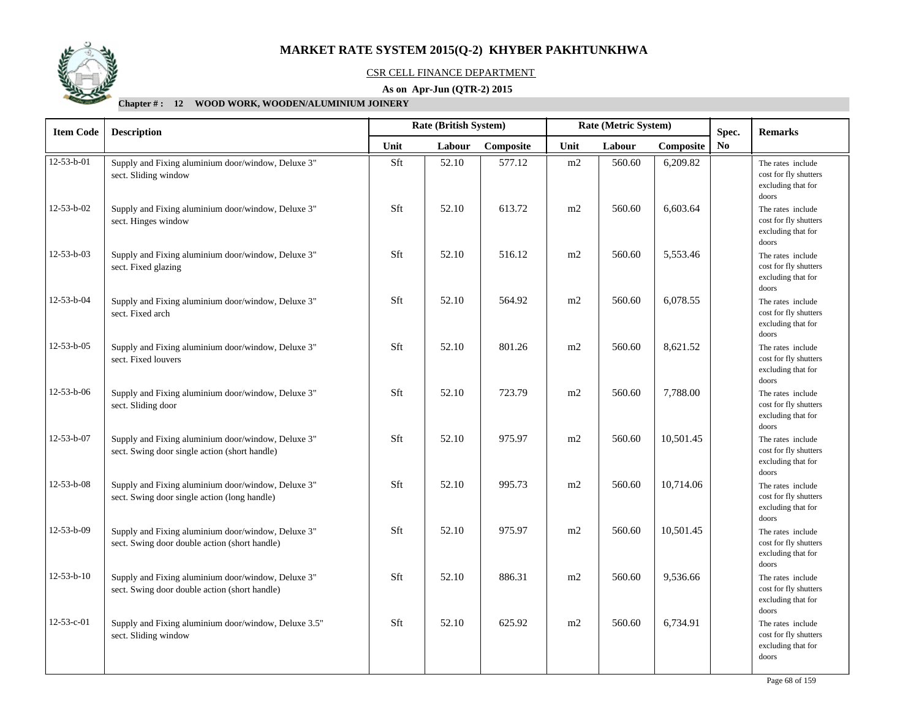# MARKET RATE SYSTEM 2015(Q-2) KHYBER PAKHTUNKHWA

CSR CELL FINANCE DEPARTMENT

**As on Apr-Jun (QTR-2) 2015**

**Chapter # : 12 WOOD WORK, WOODEN/ALUMINIUM JOINERY**

| Item Code | Description | Rate (British System) | | | Rate (Metric System) | | | Spec. No | Remarks |
|---|---|---|---|---|---|---|---|---|---|
| | | Unit | Labour | Composite | Unit | Labour | Composite | | |
| 12-53-b-01 | Supply and Fixing aluminium door/window, Deluxe 3" sect. Sliding window | Sft | 52.10 | 577.12 | m2 | 560.60 | 6,209.82 | | The rates include cost for fly shutters excluding that for doors |
| 12-53-b-02 | Supply and Fixing aluminium door/window, Deluxe 3" sect. Hinges window | Sft | 52.10 | 613.72 | m2 | 560.60 | 6,603.64 | | The rates include cost for fly shutters excluding that for doors |
| 12-53-b-03 | Supply and Fixing aluminium door/window, Deluxe 3" sect. Fixed glazing | Sft | 52.10 | 516.12 | m2 | 560.60 | 5,553.46 | | The rates include cost for fly shutters excluding that for doors |
| 12-53-b-04 | Supply and Fixing aluminium door/window, Deluxe 3" sect. Fixed arch | Sft | 52.10 | 564.92 | m2 | 560.60 | 6,078.55 | | The rates include cost for fly shutters excluding that for doors |
| 12-53-b-05 | Supply and Fixing aluminium door/window, Deluxe 3" sect. Fixed louvers | Sft | 52.10 | 801.26 | m2 | 560.60 | 8,621.52 | | The rates include cost for fly shutters excluding that for doors |
| 12-53-b-06 | Supply and Fixing aluminium door/window, Deluxe 3" sect. Sliding door | Sft | 52.10 | 723.79 | m2 | 560.60 | 7,788.00 | | The rates include cost for fly shutters excluding that for doors |
| 12-53-b-07 | Supply and Fixing aluminium door/window, Deluxe 3" sect. Swing door single action (short handle) | Sft | 52.10 | 975.97 | m2 | 560.60 | 10,501.45 | | The rates include cost for fly shutters excluding that for doors |
| 12-53-b-08 | Supply and Fixing aluminium door/window, Deluxe 3" sect. Swing door single action (long handle) | Sft | 52.10 | 995.73 | m2 | 560.60 | 10,714.06 | | The rates include cost for fly shutters excluding that for doors |
| 12-53-b-09 | Supply and Fixing aluminium door/window, Deluxe 3" sect. Swing door double action (short handle) | Sft | 52.10 | 975.97 | m2 | 560.60 | 10,501.45 | | The rates include cost for fly shutters excluding that for doors |
| 12-53-b-10 | Supply and Fixing aluminium door/window, Deluxe 3" sect. Swing door double action (short handle) | Sft | 52.10 | 886.31 | m2 | 560.60 | 9,536.66 | | The rates include cost for fly shutters excluding that for doors |
| 12-53-c-01 | Supply and Fixing aluminium door/window, Deluxe 3.5" sect. Sliding window | Sft | 52.10 | 625.92 | m2 | 560.60 | 6,734.91 | | The rates include cost for fly shutters excluding that for doors |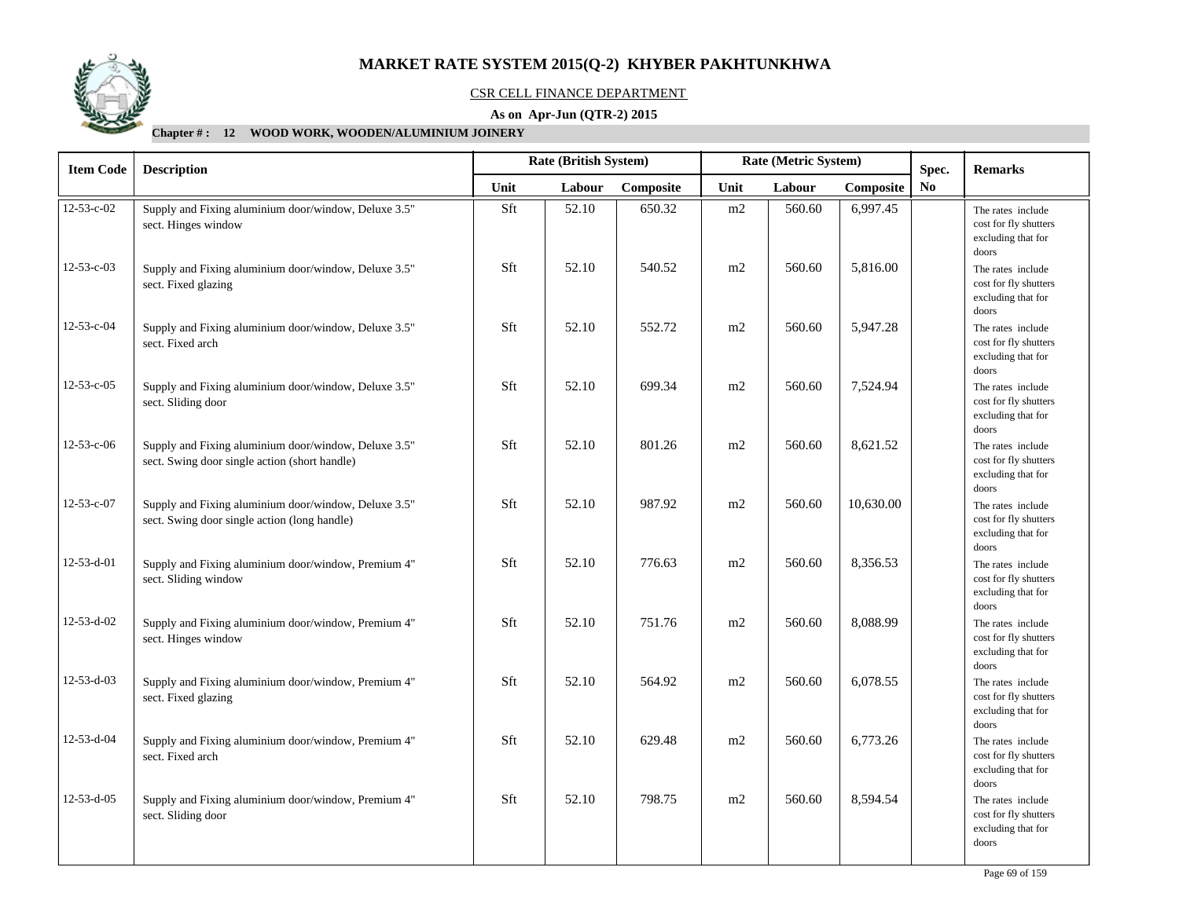# MARKET RATE SYSTEM 2015(Q-2) KHYBER PAKHTUNKHWA

CSR CELL FINANCE DEPARTMENT

**As on Apr-Jun (QTR-2) 2015**

**Chapter # : 12 WOOD WORK, WOODEN/ALUMINIUM JOINERY**

| Item Code | Description | Rate (British System) | | | Rate (Metric System) | | | Spec. No | Remarks |
|---|---|---|---|---|---|---|---|---|---|
| | | Unit | Labour | Composite | Unit | Labour | Composite | | |
| 12-53-c-02 | Supply and Fixing aluminium door/window, Deluxe 3.5" sect. Hinges window | Sft | 52.10 | 650.32 | m2 | 560.60 | 6,997.45 | | The rates include cost for fly shutters excluding that for doors |
| 12-53-c-03 | Supply and Fixing aluminium door/window, Deluxe 3.5" sect. Fixed glazing | Sft | 52.10 | 540.52 | m2 | 560.60 | 5,816.00 | | The rates include cost for fly shutters excluding that for doors |
| 12-53-c-04 | Supply and Fixing aluminium door/window, Deluxe 3.5" sect. Fixed arch | Sft | 52.10 | 552.72 | m2 | 560.60 | 5,947.28 | | The rates include cost for fly shutters excluding that for doors |
| 12-53-c-05 | Supply and Fixing aluminium door/window, Deluxe 3.5" sect. Sliding door | Sft | 52.10 | 699.34 | m2 | 560.60 | 7,524.94 | | The rates include cost for fly shutters excluding that for doors |
| 12-53-c-06 | Supply and Fixing aluminium door/window, Deluxe 3.5" sect. Swing door single action (short handle) | Sft | 52.10 | 801.26 | m2 | 560.60 | 8,621.52 | | The rates include cost for fly shutters excluding that for doors |
| 12-53-c-07 | Supply and Fixing aluminium door/window, Deluxe 3.5" sect. Swing door single action (long handle) | Sft | 52.10 | 987.92 | m2 | 560.60 | 10,630.00 | | The rates include cost for fly shutters excluding that for doors |
| 12-53-d-01 | Supply and Fixing aluminium door/window, Premium 4" sect. Sliding window | Sft | 52.10 | 776.63 | m2 | 560.60 | 8,356.53 | | The rates include cost for fly shutters excluding that for doors |
| 12-53-d-02 | Supply and Fixing aluminium door/window, Premium 4" sect. Hinges window | Sft | 52.10 | 751.76 | m2 | 560.60 | 8,088.99 | | The rates include cost for fly shutters excluding that for doors |
| 12-53-d-03 | Supply and Fixing aluminium door/window, Premium 4" sect. Fixed glazing | Sft | 52.10 | 564.92 | m2 | 560.60 | 6,078.55 | | The rates include cost for fly shutters excluding that for doors |
| 12-53-d-04 | Supply and Fixing aluminium door/window, Premium 4" sect. Fixed arch | Sft | 52.10 | 629.48 | m2 | 560.60 | 6,773.26 | | The rates include cost for fly shutters excluding that for doors |
| 12-53-d-05 | Supply and Fixing aluminium door/window, Premium 4" sect. Sliding door | Sft | 52.10 | 798.75 | m2 | 560.60 | 8,594.54 | | The rates include cost for fly shutters excluding that for doors |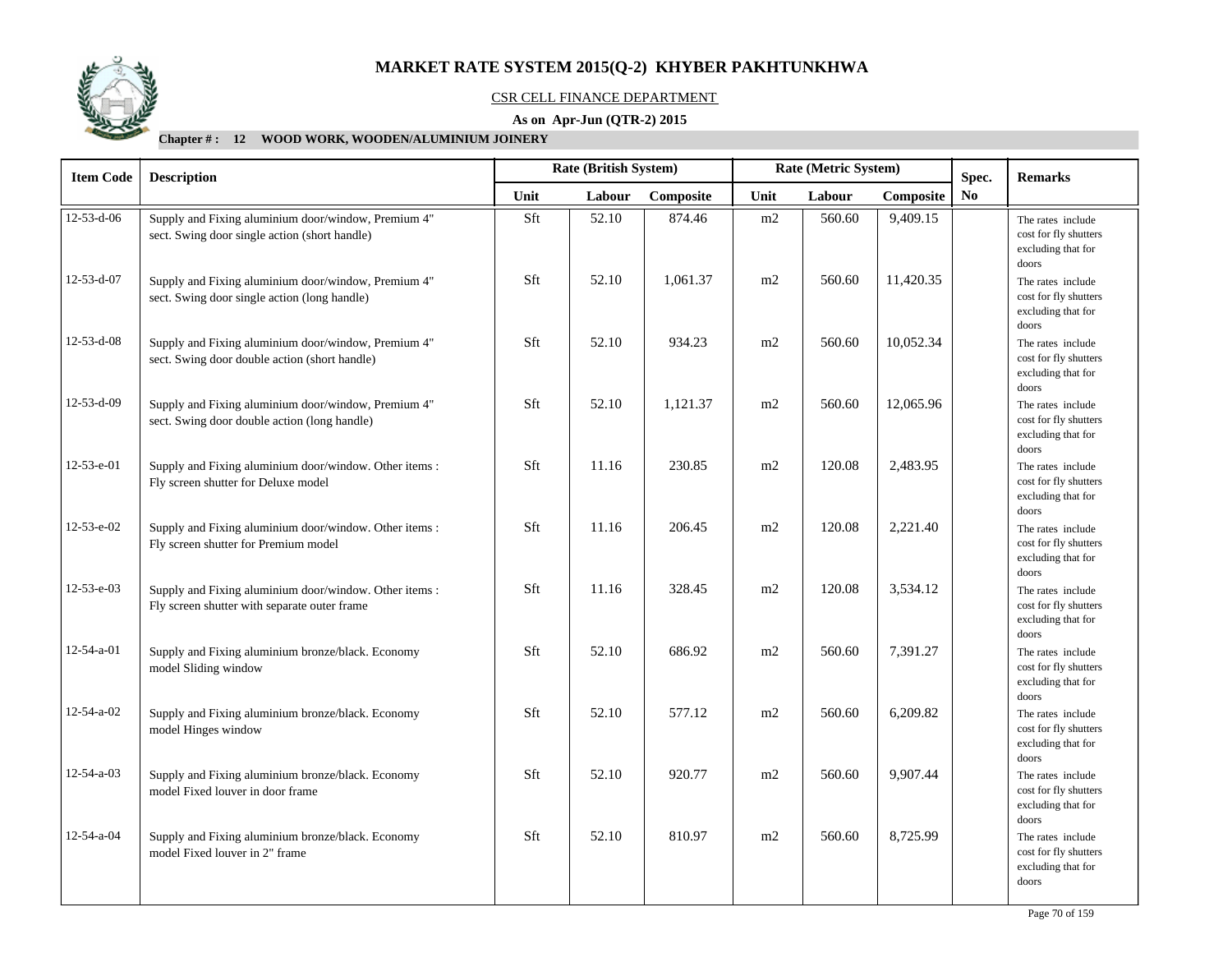# MARKET RATE SYSTEM 2015(Q-2) KHYBER PAKHTUNKHWA

CSR CELL FINANCE DEPARTMENT

**As on Apr-Jun (QTR-2) 2015**

**Chapter # : 12 WOOD WORK, WOODEN/ALUMINIUM JOINERY**

| Item Code | Description | Rate (British System) | | | Rate (Metric System) | | | Spec. No | Remarks |
|---|---|---|---|---|---|---|---|---|---|
| | | Unit | Labour | Composite | Unit | Labour | Composite | | |
| 12-53-d-06 | Supply and Fixing aluminium door/window, Premium 4" sect. Swing door single action (short handle) | Sft | 52.10 | 874.46 | m2 | 560.60 | 9,409.15 | | The rates include cost for fly shutters excluding that for doors |
| 12-53-d-07 | Supply and Fixing aluminium door/window, Premium 4" sect. Swing door single action (long handle) | Sft | 52.10 | 1,061.37 | m2 | 560.60 | 11,420.35 | | The rates include cost for fly shutters excluding that for doors |
| 12-53-d-08 | Supply and Fixing aluminium door/window, Premium 4" sect. Swing door double action (short handle) | Sft | 52.10 | 934.23 | m2 | 560.60 | 10,052.34 | | The rates include cost for fly shutters excluding that for doors |
| 12-53-d-09 | Supply and Fixing aluminium door/window, Premium 4" sect. Swing door double action (long handle) | Sft | 52.10 | 1,121.37 | m2 | 560.60 | 12,065.96 | | The rates include cost for fly shutters excluding that for doors |
| 12-53-e-01 | Supply and Fixing aluminium door/window. Other items : Fly screen shutter for Deluxe model | Sft | 11.16 | 230.85 | m2 | 120.08 | 2,483.95 | | The rates include cost for fly shutters excluding that for doors |
| 12-53-e-02 | Supply and Fixing aluminium door/window. Other items : Fly screen shutter for Premium model | Sft | 11.16 | 206.45 | m2 | 120.08 | 2,221.40 | | The rates include cost for fly shutters excluding that for doors |
| 12-53-e-03 | Supply and Fixing aluminium door/window. Other items : Fly screen shutter with separate outer frame | Sft | 11.16 | 328.45 | m2 | 120.08 | 3,534.12 | | The rates include cost for fly shutters excluding that for doors |
| 12-54-a-01 | Supply and Fixing aluminium bronze/black. Economy model Sliding window | Sft | 52.10 | 686.92 | m2 | 560.60 | 7,391.27 | | The rates include cost for fly shutters excluding that for doors |
| 12-54-a-02 | Supply and Fixing aluminium bronze/black. Economy model Hinges window | Sft | 52.10 | 577.12 | m2 | 560.60 | 6,209.82 | | The rates include cost for fly shutters excluding that for doors |
| 12-54-a-03 | Supply and Fixing aluminium bronze/black. Economy model Fixed louver in door frame | Sft | 52.10 | 920.77 | m2 | 560.60 | 9,907.44 | | The rates include cost for fly shutters excluding that for doors |
| 12-54-a-04 | Supply and Fixing aluminium bronze/black. Economy model Fixed louver in 2" frame | Sft | 52.10 | 810.97 | m2 | 560.60 | 8,725.99 | | The rates include cost for fly shutters excluding that for doors |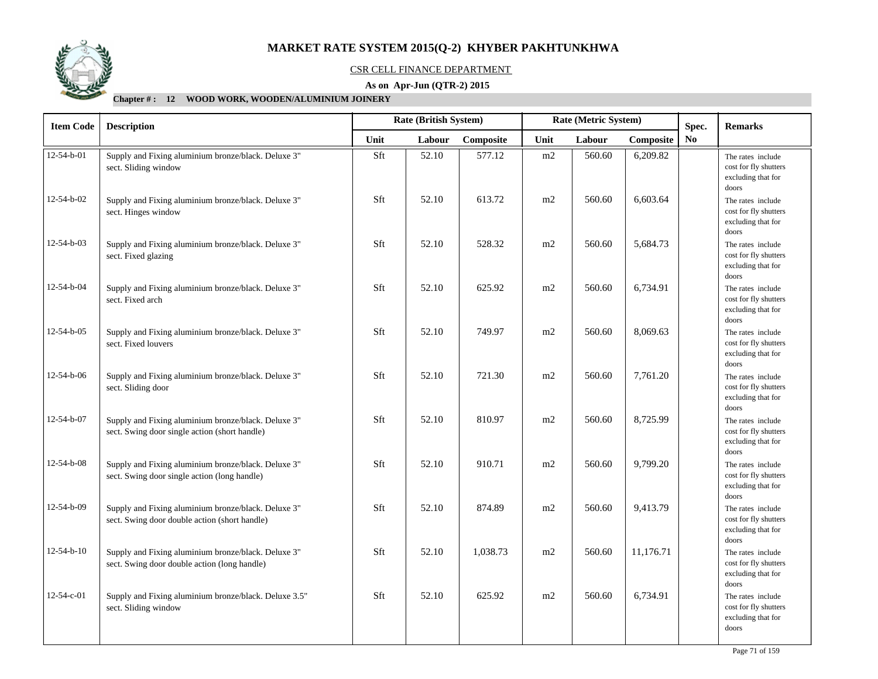# MARKET RATE SYSTEM 2015(Q-2) KHYBER PAKHTUNKHWA

CSR CELL FINANCE DEPARTMENT

**As on Apr-Jun (QTR-2) 2015**

**Chapter # : 12 WOOD WORK, WOODEN/ALUMINIUM JOINERY**

| Item Code | Description | Rate (British System) | | | Rate (Metric System) | | | Spec. No | Remarks |
|---|---|---|---|---|---|---|---|---|---|
| | | Unit | Labour | Composite | Unit | Labour | Composite | | |
| 12-54-b-01 | Supply and Fixing aluminium bronze/black. Deluxe 3" sect. Sliding window | Sft | 52.10 | 577.12 | m2 | 560.60 | 6,209.82 | | The rates include cost for fly shutters excluding that for doors |
| 12-54-b-02 | Supply and Fixing aluminium bronze/black. Deluxe 3" sect. Hinges window | Sft | 52.10 | 613.72 | m2 | 560.60 | 6,603.64 | | The rates include cost for fly shutters excluding that for doors |
| 12-54-b-03 | Supply and Fixing aluminium bronze/black. Deluxe 3" sect. Fixed glazing | Sft | 52.10 | 528.32 | m2 | 560.60 | 5,684.73 | | The rates include cost for fly shutters excluding that for doors |
| 12-54-b-04 | Supply and Fixing aluminium bronze/black. Deluxe 3" sect. Fixed arch | Sft | 52.10 | 625.92 | m2 | 560.60 | 6,734.91 | | The rates include cost for fly shutters excluding that for doors |
| 12-54-b-05 | Supply and Fixing aluminium bronze/black. Deluxe 3" sect. Fixed louvers | Sft | 52.10 | 749.97 | m2 | 560.60 | 8,069.63 | | The rates include cost for fly shutters excluding that for doors |
| 12-54-b-06 | Supply and Fixing aluminium bronze/black. Deluxe 3" sect. Sliding door | Sft | 52.10 | 721.30 | m2 | 560.60 | 7,761.20 | | The rates include cost for fly shutters excluding that for doors |
| 12-54-b-07 | Supply and Fixing aluminium bronze/black. Deluxe 3" sect. Swing door single action (short handle) | Sft | 52.10 | 810.97 | m2 | 560.60 | 8,725.99 | | The rates include cost for fly shutters excluding that for doors |
| 12-54-b-08 | Supply and Fixing aluminium bronze/black. Deluxe 3" sect. Swing door single action (long handle) | Sft | 52.10 | 910.71 | m2 | 560.60 | 9,799.20 | | The rates include cost for fly shutters excluding that for doors |
| 12-54-b-09 | Supply and Fixing aluminium bronze/black. Deluxe 3" sect. Swing door double action (short handle) | Sft | 52.10 | 874.89 | m2 | 560.60 | 9,413.79 | | The rates include cost for fly shutters excluding that for doors |
| 12-54-b-10 | Supply and Fixing aluminium bronze/black. Deluxe 3" sect. Swing door double action (long handle) | Sft | 52.10 | 1,038.73 | m2 | 560.60 | 11,176.71 | | The rates include cost for fly shutters excluding that for doors |
| 12-54-c-01 | Supply and Fixing aluminium bronze/black. Deluxe 3.5" sect. Sliding window | Sft | 52.10 | 625.92 | m2 | 560.60 | 6,734.91 | | The rates include cost for fly shutters excluding that for doors |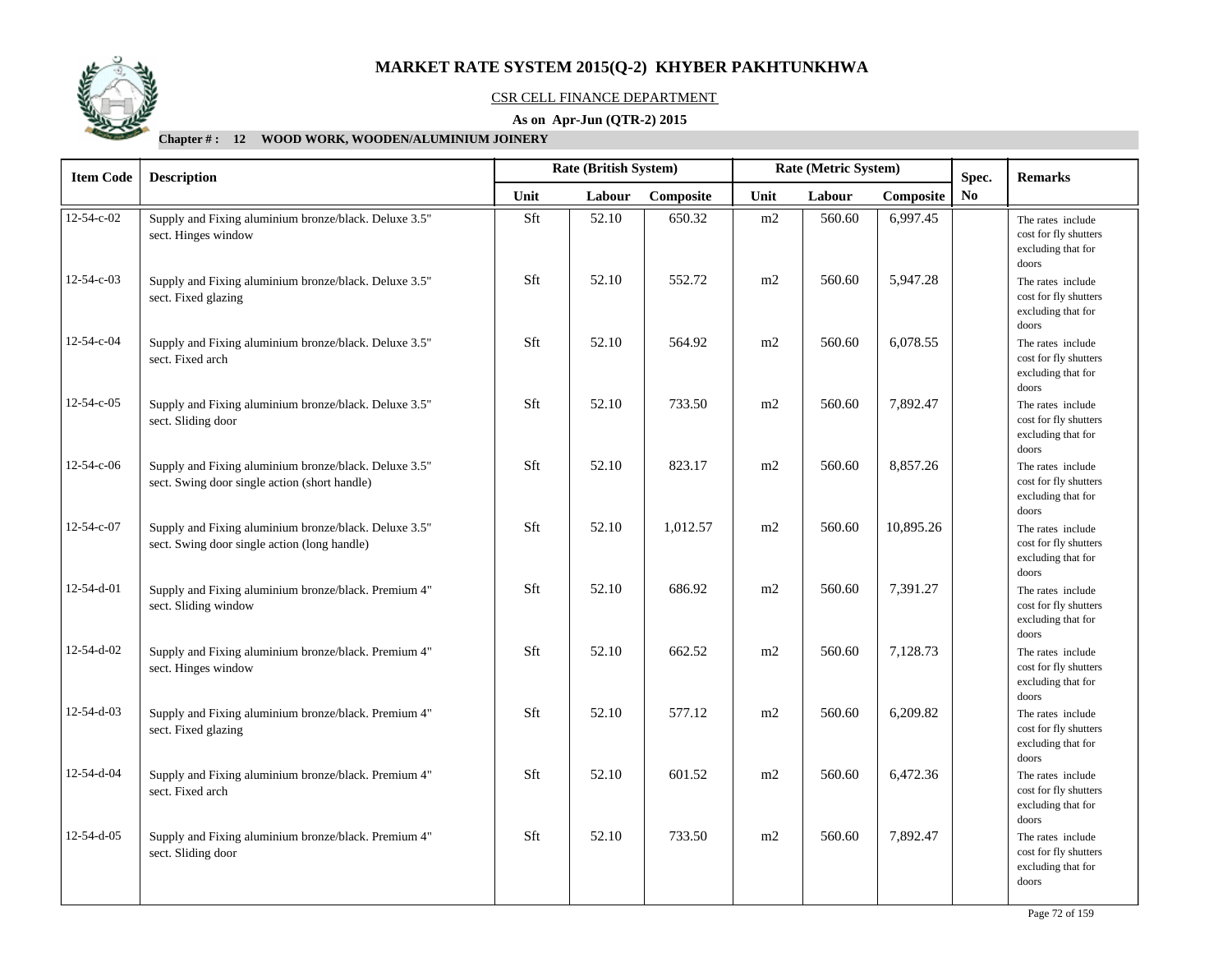# MARKET RATE SYSTEM 2015(Q-2) KHYBER PAKHTUNKHWA

CSR CELL FINANCE DEPARTMENT

**As on Apr-Jun (QTR-2) 2015**

**Chapter # : 12 WOOD WORK, WOODEN/ALUMINIUM JOINERY**

| Item Code | Description | Rate (British System) | | | Rate (Metric System) | | | Spec. No | Remarks |
|---|---|---|---|---|---|---|---|---|---|
| | | Unit | Labour | Composite | Unit | Labour | Composite | | |
| 12-54-c-02 | Supply and Fixing aluminium bronze/black. Deluxe 3.5" sect. Hinges window | Sft | 52.10 | 650.32 | m2 | 560.60 | 6,997.45 | | The rates include cost for fly shutters excluding that for doors |
| 12-54-c-03 | Supply and Fixing aluminium bronze/black. Deluxe 3.5" sect. Fixed glazing | Sft | 52.10 | 552.72 | m2 | 560.60 | 5,947.28 | | The rates include cost for fly shutters excluding that for doors |
| 12-54-c-04 | Supply and Fixing aluminium bronze/black. Deluxe 3.5" sect. Fixed arch | Sft | 52.10 | 564.92 | m2 | 560.60 | 6,078.55 | | The rates include cost for fly shutters excluding that for doors |
| 12-54-c-05 | Supply and Fixing aluminium bronze/black. Deluxe 3.5" sect. Sliding door | Sft | 52.10 | 733.50 | m2 | 560.60 | 7,892.47 | | The rates include cost for fly shutters excluding that for doors |
| 12-54-c-06 | Supply and Fixing aluminium bronze/black. Deluxe 3.5" sect. Swing door single action (short handle) | Sft | 52.10 | 823.17 | m2 | 560.60 | 8,857.26 | | The rates include cost for fly shutters excluding that for doors |
| 12-54-c-07 | Supply and Fixing aluminium bronze/black. Deluxe 3.5" sect. Swing door single action (long handle) | Sft | 52.10 | 1,012.57 | m2 | 560.60 | 10,895.26 | | The rates include cost for fly shutters excluding that for doors |
| 12-54-d-01 | Supply and Fixing aluminium bronze/black. Premium 4" sect. Sliding window | Sft | 52.10 | 686.92 | m2 | 560.60 | 7,391.27 | | The rates include cost for fly shutters excluding that for doors |
| 12-54-d-02 | Supply and Fixing aluminium bronze/black. Premium 4" sect. Hinges window | Sft | 52.10 | 662.52 | m2 | 560.60 | 7,128.73 | | The rates include cost for fly shutters excluding that for doors |
| 12-54-d-03 | Supply and Fixing aluminium bronze/black. Premium 4" sect. Fixed glazing | Sft | 52.10 | 577.12 | m2 | 560.60 | 6,209.82 | | The rates include cost for fly shutters excluding that for doors |
| 12-54-d-04 | Supply and Fixing aluminium bronze/black. Premium 4" sect. Fixed arch | Sft | 52.10 | 601.52 | m2 | 560.60 | 6,472.36 | | The rates include cost for fly shutters excluding that for doors |
| 12-54-d-05 | Supply and Fixing aluminium bronze/black. Premium 4" sect. Sliding door | Sft | 52.10 | 733.50 | m2 | 560.60 | 7,892.47 | | The rates include cost for fly shutters excluding that for doors |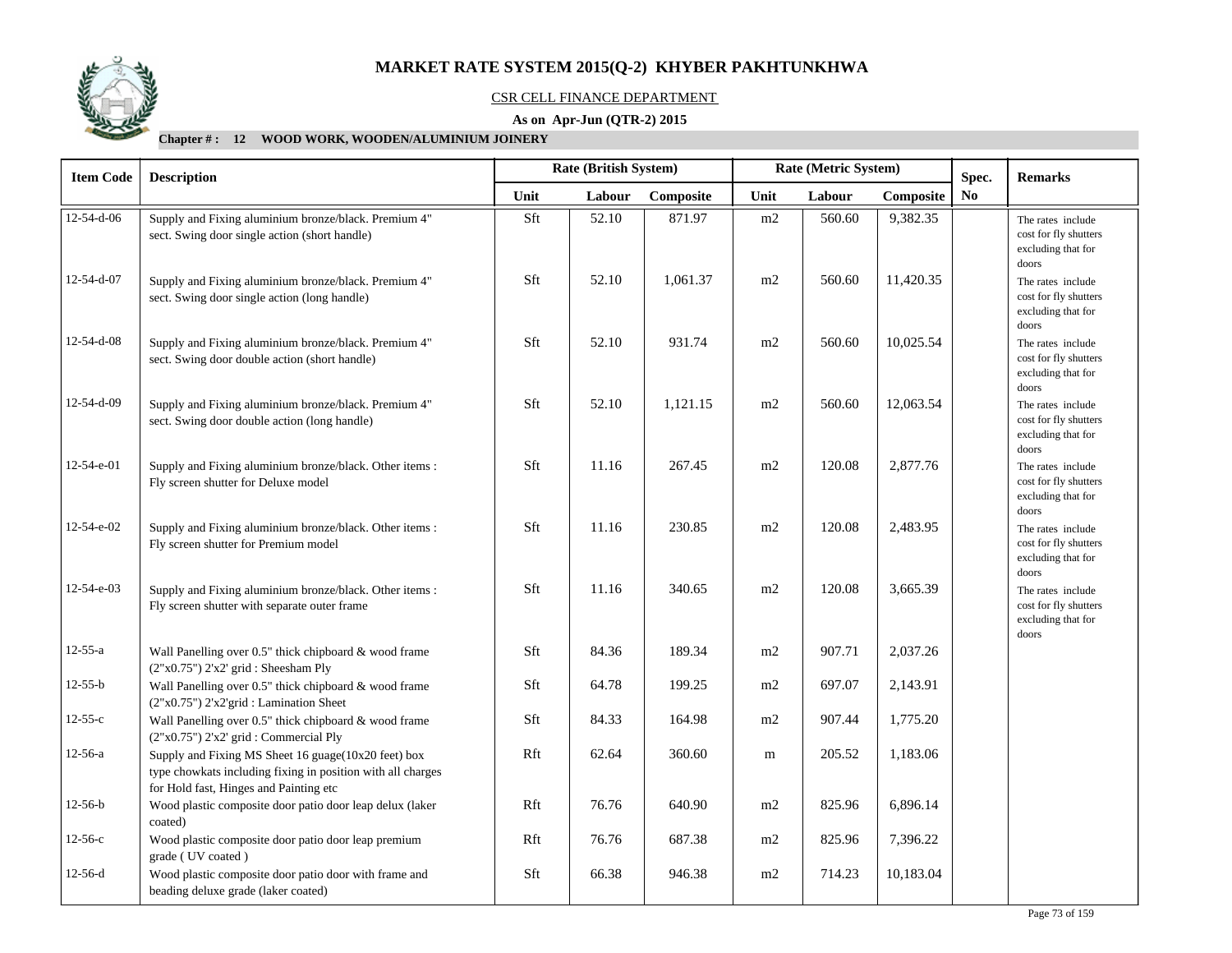# MARKET RATE SYSTEM 2015(Q-2) KHYBER PAKHTUNKHWA

CSR CELL FINANCE DEPARTMENT

**As on Apr-Jun (QTR-2) 2015**

**Chapter # : 12 WOOD WORK, WOODEN/ALUMINIUM JOINERY**

| Item Code | Description | Rate (British System) | | | Rate (Metric System) | | | Spec. | Remarks |
|---|---|---|---|---|---|---|---|---|---|
| | | Unit | Labour | Composite | Unit | Labour | Composite | No | |
| 12-54-d-06 | Supply and Fixing aluminium bronze/black. Premium 4" sect. Swing door single action (short handle) | Sft | 52.10 | 871.97 | m2 | 560.60 | 9,382.35 | | The rates include cost for fly shutters excluding that for doors |
| 12-54-d-07 | Supply and Fixing aluminium bronze/black. Premium 4" sect. Swing door single action (long handle) | Sft | 52.10 | 1,061.37 | m2 | 560.60 | 11,420.35 | | The rates include cost for fly shutters excluding that for doors |
| 12-54-d-08 | Supply and Fixing aluminium bronze/black. Premium 4" sect. Swing door double action (short handle) | Sft | 52.10 | 931.74 | m2 | 560.60 | 10,025.54 | | The rates include cost for fly shutters excluding that for doors |
| 12-54-d-09 | Supply and Fixing aluminium bronze/black. Premium 4" sect. Swing door double action (long handle) | Sft | 52.10 | 1,121.15 | m2 | 560.60 | 12,063.54 | | The rates include cost for fly shutters excluding that for doors |
| 12-54-e-01 | Supply and Fixing aluminium bronze/black. Other items : Fly screen shutter for Deluxe model | Sft | 11.16 | 267.45 | m2 | 120.08 | 2,877.76 | | The rates include cost for fly shutters excluding that for doors |
| 12-54-e-02 | Supply and Fixing aluminium bronze/black. Other items : Fly screen shutter for Premium model | Sft | 11.16 | 230.85 | m2 | 120.08 | 2,483.95 | | The rates include cost for fly shutters excluding that for doors |
| 12-54-e-03 | Supply and Fixing aluminium bronze/black. Other items : Fly screen shutter with separate outer frame | Sft | 11.16 | 340.65 | m2 | 120.08 | 3,665.39 | | The rates include cost for fly shutters excluding that for doors |
| 12-55-a | Wall Panelling over 0.5" thick chipboard & wood frame (2"x0.75") 2'x2' grid : Sheesham Ply | Sft | 84.36 | 189.34 | m2 | 907.71 | 2,037.26 | | |
| 12-55-b | Wall Panelling over 0.5" thick chipboard & wood frame (2"x0.75") 2'x2'grid : Lamination Sheet | Sft | 64.78 | 199.25 | m2 | 697.07 | 2,143.91 | | |
| 12-55-c | Wall Panelling over 0.5" thick chipboard & wood frame (2"x0.75") 2'x2' grid : Commercial Ply | Sft | 84.33 | 164.98 | m2 | 907.44 | 1,775.20 | | |
| 12-56-a | Supply and Fixing MS Sheet 16 guage(10x20 feet) box type chowkats including fixing in position with all charges for Hold fast, Hinges and Painting etc | Rft | 62.64 | 360.60 | m | 205.52 | 1,183.06 | | |
| 12-56-b | Wood plastic composite door patio door leap delux (laker coated) | Rft | 76.76 | 640.90 | m2 | 825.96 | 6,896.14 | | |
| 12-56-c | Wood plastic composite door patio door leap premium grade ( UV coated ) | Rft | 76.76 | 687.38 | m2 | 825.96 | 7,396.22 | | |
| 12-56-d | Wood plastic composite door patio door with frame and beading deluxe grade (laker coated) | Sft | 66.38 | 946.38 | m2 | 714.23 | 10,183.04 | | |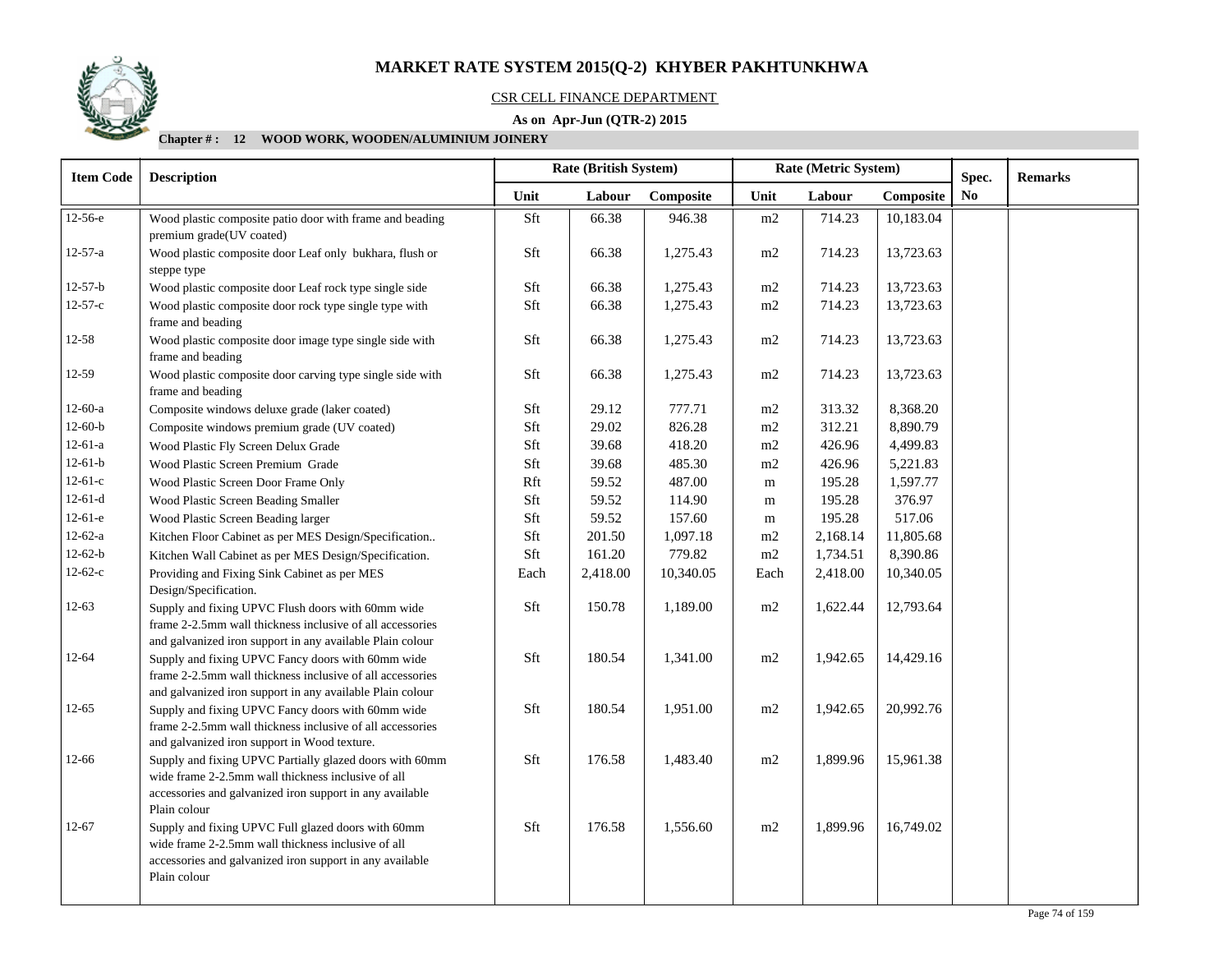# MARKET RATE SYSTEM 2015(Q-2) KHYBER PAKHTUNKHWA

CSR CELL FINANCE DEPARTMENT

**As on Apr-Jun (QTR-2) 2015**

**Chapter # : 12 WOOD WORK, WOODEN/ALUMINIUM JOINERY**

| Item Code | Description | Rate (British System) | | | Rate (Metric System) | | | Spec. No | Remarks |
|---|---|---|---|---|---|---|---|---|---|
| | | Unit | Labour | Composite | Unit | Labour | Composite | | |
| 12-56-e | Wood plastic composite patio door with frame and beading premium grade(UV coated) | Sft | 66.38 | 946.38 | m2 | 714.23 | 10,183.04 | | |
| 12-57-a | Wood plastic composite door Leaf only bukhara, flush or steppe type | Sft | 66.38 | 1,275.43 | m2 | 714.23 | 13,723.63 | | |
| 12-57-b | Wood plastic composite door Leaf rock type single side | Sft | 66.38 | 1,275.43 | m2 | 714.23 | 13,723.63 | | |
| 12-57-c | Wood plastic composite door rock type single type with frame and beading | Sft | 66.38 | 1,275.43 | m2 | 714.23 | 13,723.63 | | |
| 12-58 | Wood plastic composite door image type single side with frame and beading | Sft | 66.38 | 1,275.43 | m2 | 714.23 | 13,723.63 | | |
| 12-59 | Wood plastic composite door carving type single side with frame and beading | Sft | 66.38 | 1,275.43 | m2 | 714.23 | 13,723.63 | | |
| 12-60-a | Composite windows deluxe grade (laker coated) | Sft | 29.12 | 777.71 | m2 | 313.32 | 8,368.20 | | |
| 12-60-b | Composite windows premium grade (UV coated) | Sft | 29.02 | 826.28 | m2 | 312.21 | 8,890.79 | | |
| 12-61-a | Wood Plastic Fly Screen Delux Grade | Sft | 39.68 | 418.20 | m2 | 426.96 | 4,499.83 | | |
| 12-61-b | Wood Plastic Screen Premium Grade | Sft | 39.68 | 485.30 | m2 | 426.96 | 5,221.83 | | |
| 12-61-c | Wood Plastic Screen Door Frame Only | Rft | 59.52 | 487.00 | m | 195.28 | 1,597.77 | | |
| 12-61-d | Wood Plastic Screen Beading Smaller | Sft | 59.52 | 114.90 | m | 195.28 | 376.97 | | |
| 12-61-e | Wood Plastic Screen Beading larger | Sft | 59.52 | 157.60 | m | 195.28 | 517.06 | | |
| 12-62-a | Kitchen Floor Cabinet as per MES Design/Specification.. | Sft | 201.50 | 1,097.18 | m2 | 2,168.14 | 11,805.68 | | |
| 12-62-b | Kitchen Wall Cabinet as per MES Design/Specification. | Sft | 161.20 | 779.82 | m2 | 1,734.51 | 8,390.86 | | |
| 12-62-c | Providing and Fixing Sink Cabinet as per MES Design/Specification. | Each | 2,418.00 | 10,340.05 | Each | 2,418.00 | 10,340.05 | | |
| 12-63 | Supply and fixing UPVC Flush doors with 60mm wide frame 2-2.5mm wall thickness inclusive of all accessories and galvanized iron support in any available Plain colour | Sft | 150.78 | 1,189.00 | m2 | 1,622.44 | 12,793.64 | | |
| 12-64 | Supply and fixing UPVC Fancy doors with 60mm wide frame 2-2.5mm wall thickness inclusive of all accessories and galvanized iron support in any available Plain colour | Sft | 180.54 | 1,341.00 | m2 | 1,942.65 | 14,429.16 | | |
| 12-65 | Supply and fixing UPVC Fancy doors with 60mm wide frame 2-2.5mm wall thickness inclusive of all accessories and galvanized iron support in Wood texture. | Sft | 180.54 | 1,951.00 | m2 | 1,942.65 | 20,992.76 | | |
| 12-66 | Supply and fixing UPVC Partially glazed doors with 60mm wide frame 2-2.5mm wall thickness inclusive of all accessories and galvanized iron support in any available Plain colour | Sft | 176.58 | 1,483.40 | m2 | 1,899.96 | 15,961.38 | | |
| 12-67 | Supply and fixing UPVC Full glazed doors with 60mm wide frame 2-2.5mm wall thickness inclusive of all accessories and galvanized iron support in any available Plain colour | Sft | 176.58 | 1,556.60 | m2 | 1,899.96 | 16,749.02 | | |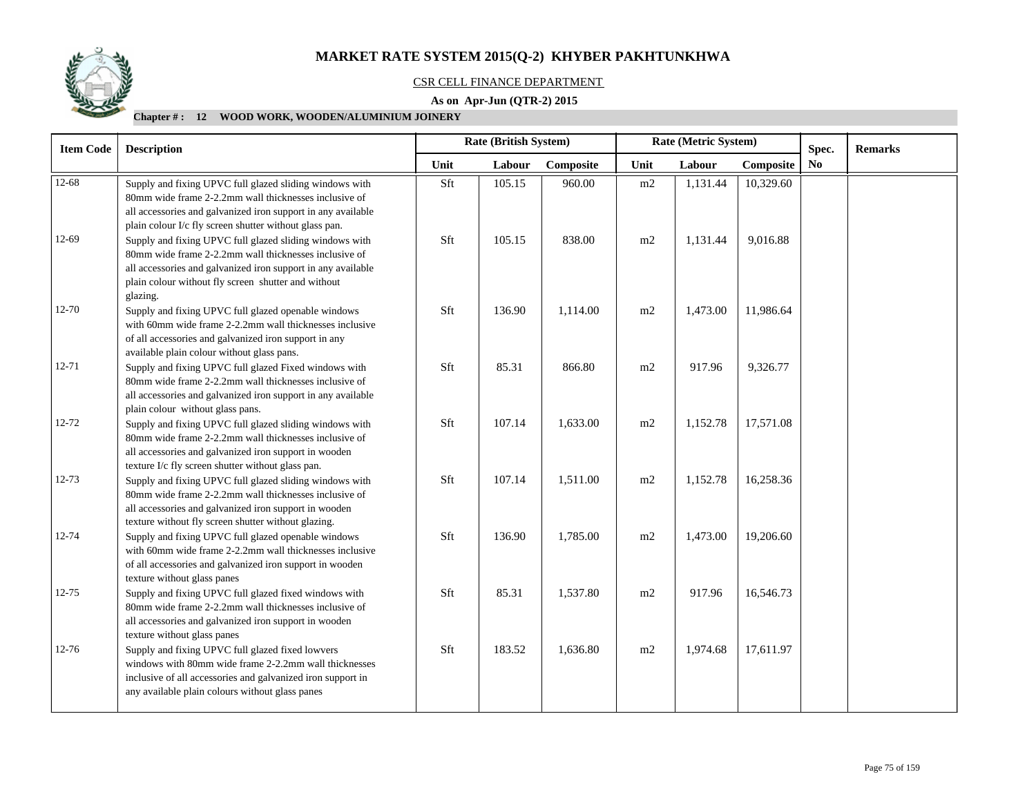# MARKET RATE SYSTEM 2015(Q-2) KHYBER PAKHTUNKHWA

CSR CELL FINANCE DEPARTMENT

**As on Apr-Jun (QTR-2) 2015**

**Chapter # : 12 WOOD WORK, WOODEN/ALUMINIUM JOINERY**

| Item Code | Description | Rate (British System) | | | Rate (Metric System) | | | Spec. | Remarks |
|---|---|---|---|---|---|---|---|---|---|
| | | Unit | Labour | Composite | Unit | Labour | Composite | No | |
| 12-68 | Supply and fixing UPVC full glazed sliding windows with 80mm wide frame 2-2.2mm wall thicknesses inclusive of all accessories and galvanized iron support in any available plain colour I/c fly screen shutter without glass pan. | Sft | 105.15 | 960.00 | m2 | 1,131.44 | 10,329.60 | | |
| 12-69 | Supply and fixing UPVC full glazed sliding windows with 80mm wide frame 2-2.2mm wall thicknesses inclusive of all accessories and galvanized iron support in any available plain colour without fly screen shutter and without glazing. | Sft | 105.15 | 838.00 | m2 | 1,131.44 | 9,016.88 | | |
| 12-70 | Supply and fixing UPVC full glazed openable windows with 60mm wide frame 2-2.2mm wall thicknesses inclusive of all accessories and galvanized iron support in any available plain colour without glass pans. | Sft | 136.90 | 1,114.00 | m2 | 1,473.00 | 11,986.64 | | |
| 12-71 | Supply and fixing UPVC full glazed Fixed windows with 80mm wide frame 2-2.2mm wall thicknesses inclusive of all accessories and galvanized iron support in any available plain colour without glass pans. | Sft | 85.31 | 866.80 | m2 | 917.96 | 9,326.77 | | |
| 12-72 | Supply and fixing UPVC full glazed sliding windows with 80mm wide frame 2-2.2mm wall thicknesses inclusive of all accessories and galvanized iron support in wooden texture I/c fly screen shutter without glass pan. | Sft | 107.14 | 1,633.00 | m2 | 1,152.78 | 17,571.08 | | |
| 12-73 | Supply and fixing UPVC full glazed sliding windows with 80mm wide frame 2-2.2mm wall thicknesses inclusive of all accessories and galvanized iron support in wooden texture without fly screen shutter without glazing. | Sft | 107.14 | 1,511.00 | m2 | 1,152.78 | 16,258.36 | | |
| 12-74 | Supply and fixing UPVC full glazed openable windows with 60mm wide frame 2-2.2mm wall thicknesses inclusive of all accessories and galvanized iron support in wooden texture without glass panes | Sft | 136.90 | 1,785.00 | m2 | 1,473.00 | 19,206.60 | | |
| 12-75 | Supply and fixing UPVC full glazed fixed windows with 80mm wide frame 2-2.2mm wall thicknesses inclusive of all accessories and galvanized iron support in wooden texture without glass panes | Sft | 85.31 | 1,537.80 | m2 | 917.96 | 16,546.73 | | |
| 12-76 | Supply and fixing UPVC full glazed fixed lowvers windows with 80mm wide frame 2-2.2mm wall thicknesses inclusive of all accessories and galvanized iron support in any available plain colours without glass panes | Sft | 183.52 | 1,636.80 | m2 | 1,974.68 | 17,611.97 | | |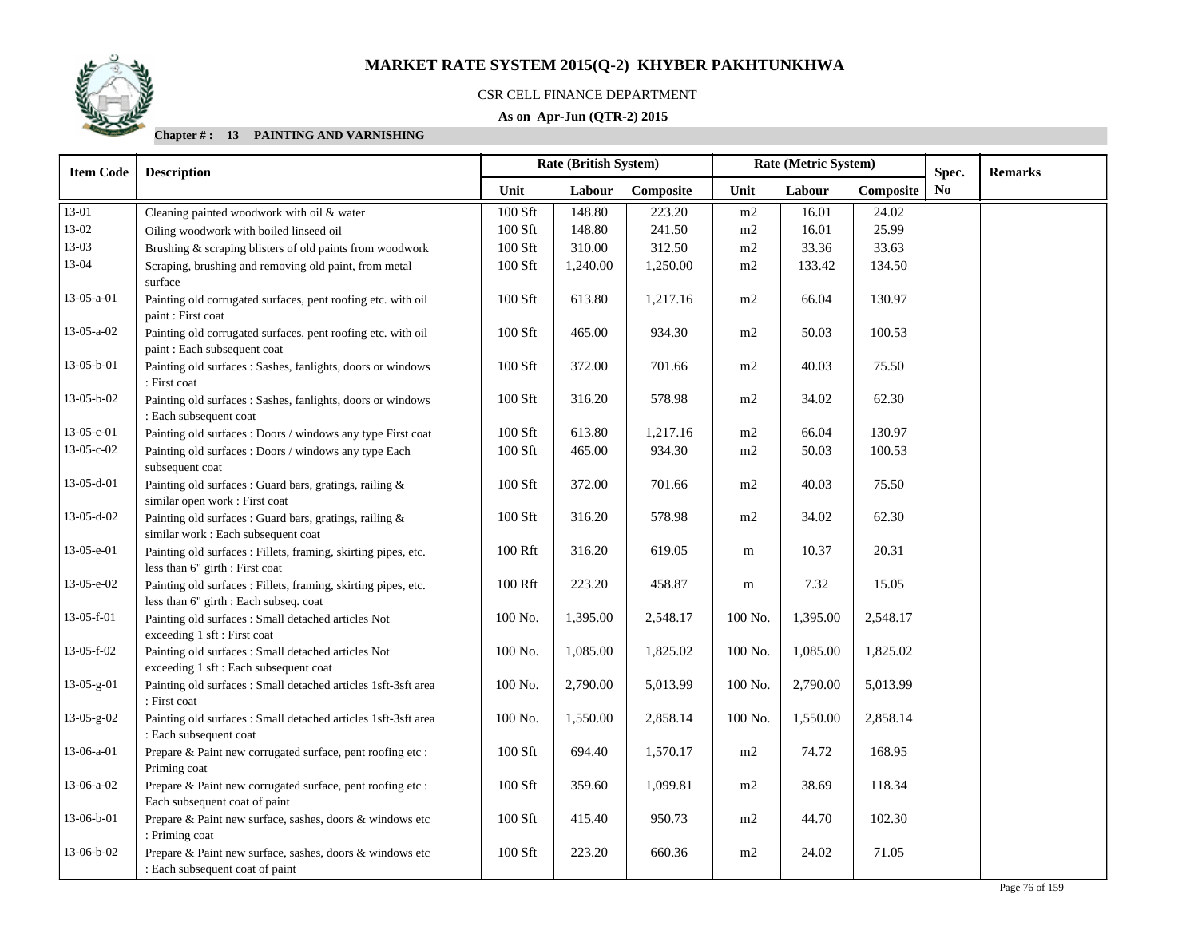# MARKET RATE SYSTEM 2015(Q-2) KHYBER PAKHTUNKHWA

CSR CELL FINANCE DEPARTMENT

**As on Apr-Jun (QTR-2) 2015**

**Chapter # : 13 PAINTING AND VARNISHING**

| Item Code | Description | Rate (British System) | | | Rate (Metric System) | | | Spec. No | Remarks |
|---|---|---|---|---|---|---|---|---|---|
| | | Unit | Labour | Composite | Unit | Labour | Composite | | |
| 13-01 | Cleaning painted woodwork with oil & water | 100 Sft | 148.80 | 223.20 | m2 | 16.01 | 24.02 | | |
| 13-02 | Oiling woodwork with boiled linseed oil | 100 Sft | 148.80 | 241.50 | m2 | 16.01 | 25.99 | | |
| 13-03 | Brushing & scraping blisters of old paints from woodwork | 100 Sft | 310.00 | 312.50 | m2 | 33.36 | 33.63 | | |
| 13-04 | Scraping, brushing and removing old paint, from metal surface | 100 Sft | 1,240.00 | 1,250.00 | m2 | 133.42 | 134.50 | | |
| 13-05-a-01 | Painting old corrugated surfaces, pent roofing etc. with oil paint : First coat | 100 Sft | 613.80 | 1,217.16 | m2 | 66.04 | 130.97 | | |
| 13-05-a-02 | Painting old corrugated surfaces, pent roofing etc. with oil paint : Each subsequent coat | 100 Sft | 465.00 | 934.30 | m2 | 50.03 | 100.53 | | |
| 13-05-b-01 | Painting old surfaces : Sashes, fanlights, doors or windows : First coat | 100 Sft | 372.00 | 701.66 | m2 | 40.03 | 75.50 | | |
| 13-05-b-02 | Painting old surfaces : Sashes, fanlights, doors or windows : Each subsequent coat | 100 Sft | 316.20 | 578.98 | m2 | 34.02 | 62.30 | | |
| 13-05-c-01 | Painting old surfaces : Doors / windows any type First coat | 100 Sft | 613.80 | 1,217.16 | m2 | 66.04 | 130.97 | | |
| 13-05-c-02 | Painting old surfaces : Doors / windows any type Each subsequent coat | 100 Sft | 465.00 | 934.30 | m2 | 50.03 | 100.53 | | |
| 13-05-d-01 | Painting old surfaces : Guard bars, gratings, railing & similar open work : First coat | 100 Sft | 372.00 | 701.66 | m2 | 40.03 | 75.50 | | |
| 13-05-d-02 | Painting old surfaces : Guard bars, gratings, railing & similar work : Each subsequent coat | 100 Sft | 316.20 | 578.98 | m2 | 34.02 | 62.30 | | |
| 13-05-e-01 | Painting old surfaces : Fillets, framing, skirting pipes, etc. less than 6" girth : First coat | 100 Rft | 316.20 | 619.05 | m | 10.37 | 20.31 | | |
| 13-05-e-02 | Painting old surfaces : Fillets, framing, skirting pipes, etc. less than 6" girth : Each subseq. coat | 100 Rft | 223.20 | 458.87 | m | 7.32 | 15.05 | | |
| 13-05-f-01 | Painting old surfaces : Small detached articles Not exceeding 1 sft : First coat | 100 No. | 1,395.00 | 2,548.17 | 100 No. | 1,395.00 | 2,548.17 | | |
| 13-05-f-02 | Painting old surfaces : Small detached articles Not exceeding 1 sft : Each subsequent coat | 100 No. | 1,085.00 | 1,825.02 | 100 No. | 1,085.00 | 1,825.02 | | |
| 13-05-g-01 | Painting old surfaces : Small detached articles 1sft-3sft area : First coat | 100 No. | 2,790.00 | 5,013.99 | 100 No. | 2,790.00 | 5,013.99 | | |
| 13-05-g-02 | Painting old surfaces : Small detached articles 1sft-3sft area : Each subsequent coat | 100 No. | 1,550.00 | 2,858.14 | 100 No. | 1,550.00 | 2,858.14 | | |
| 13-06-a-01 | Prepare & Paint new corrugated surface, pent roofing etc : Priming coat | 100 Sft | 694.40 | 1,570.17 | m2 | 74.72 | 168.95 | | |
| 13-06-a-02 | Prepare & Paint new corrugated surface, pent roofing etc : Each subsequent coat of paint | 100 Sft | 359.60 | 1,099.81 | m2 | 38.69 | 118.34 | | |
| 13-06-b-01 | Prepare & Paint new surface, sashes, doors & windows etc : Priming coat | 100 Sft | 415.40 | 950.73 | m2 | 44.70 | 102.30 | | |
| 13-06-b-02 | Prepare & Paint new surface, sashes, doors & windows etc : Each subsequent coat of paint | 100 Sft | 223.20 | 660.36 | m2 | 24.02 | 71.05 | | |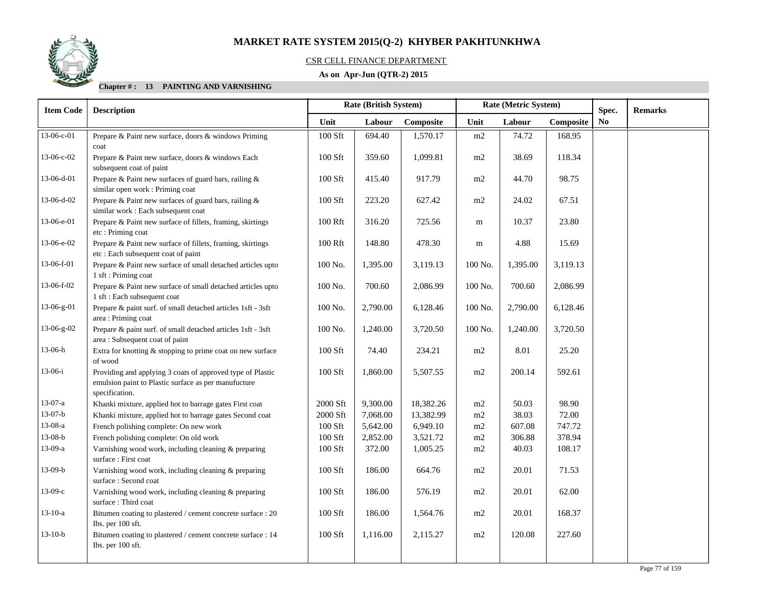# MARKET RATE SYSTEM 2015(Q-2) KHYBER PAKHTUNKHWA

CSR CELL FINANCE DEPARTMENT

**As on Apr-Jun (QTR-2) 2015**

**Chapter # : 13 PAINTING AND VARNISHING**

| Item Code | Description | Rate (British System) | | | Rate (Metric System) | | | Spec. No | Remarks |
|---|---|---|---|---|---|---|---|---|---|
| | | Unit | Labour | Composite | Unit | Labour | Composite | | |
| 13-06-c-01 | Prepare & Paint new surface, doors & windows Priming coat | 100 Sft | 694.40 | 1,570.17 | m2 | 74.72 | 168.95 | | |
| 13-06-c-02 | Prepare & Paint new surface, doors & windows Each subsequent coat of paint | 100 Sft | 359.60 | 1,099.81 | m2 | 38.69 | 118.34 | | |
| 13-06-d-01 | Prepare & Paint new surfaces of guard bars, railing & similar open work : Priming coat | 100 Sft | 415.40 | 917.79 | m2 | 44.70 | 98.75 | | |
| 13-06-d-02 | Prepare & Paint new surfaces of guard bars, railing & similar work : Each subsequent coat | 100 Sft | 223.20 | 627.42 | m2 | 24.02 | 67.51 | | |
| 13-06-e-01 | Prepare & Paint new surface of fillets, framing, skirtings etc : Priming coat | 100 Rft | 316.20 | 725.56 | m | 10.37 | 23.80 | | |
| 13-06-e-02 | Prepare & Paint new surface of fillets, framing, skirtings etc : Each subsequent coat of paint | 100 Rft | 148.80 | 478.30 | m | 4.88 | 15.69 | | |
| 13-06-f-01 | Prepare & Paint new surface of small detached articles upto 1 sft : Priming coat | 100 No. | 1,395.00 | 3,119.13 | 100 No. | 1,395.00 | 3,119.13 | | |
| 13-06-f-02 | Prepare & Paint new surface of small detached articles upto 1 sft : Each subsequent coat | 100 No. | 700.60 | 2,086.99 | 100 No. | 700.60 | 2,086.99 | | |
| 13-06-g-01 | Prepare & paint surf. of small detached articles 1sft - 3sft area : Priming coat | 100 No. | 2,790.00 | 6,128.46 | 100 No. | 2,790.00 | 6,128.46 | | |
| 13-06-g-02 | Prepare & paint surf. of small detached articles 1sft - 3sft area : Subsequent coat of paint | 100 No. | 1,240.00 | 3,720.50 | 100 No. | 1,240.00 | 3,720.50 | | |
| 13-06-h | Extra for knotting & stopping to prime coat on new surface of wood | 100 Sft | 74.40 | 234.21 | m2 | 8.01 | 25.20 | | |
| 13-06-i | Providing and applying 3 coats of approved type of Plastic emulsion paint to Plastic surface as per manufucture specification. | 100 Sft | 1,860.00 | 5,507.55 | m2 | 200.14 | 592.61 | | |
| 13-07-a | Khanki mixture, applied hot to barrage gates First coat | 2000 Sft | 9,300.00 | 18,382.26 | m2 | 50.03 | 98.90 | | |
| 13-07-b | Khanki mixture, applied hot to barrage gates Second coat | 2000 Sft | 7,068.00 | 13,382.99 | m2 | 38.03 | 72.00 | | |
| 13-08-a | French polishing complete: On new work | 100 Sft | 5,642.00 | 6,949.10 | m2 | 607.08 | 747.72 | | |
| 13-08-b | French polishing complete: On old work | 100 Sft | 2,852.00 | 3,521.72 | m2 | 306.88 | 378.94 | | |
| 13-09-a | Varnishing wood work, including cleaning & preparing surface : First coat | 100 Sft | 372.00 | 1,005.25 | m2 | 40.03 | 108.17 | | |
| 13-09-b | Varnishing wood work, including cleaning & preparing surface : Second coat | 100 Sft | 186.00 | 664.76 | m2 | 20.01 | 71.53 | | |
| 13-09-c | Varnishing wood work, including cleaning & preparing surface : Third coat | 100 Sft | 186.00 | 576.19 | m2 | 20.01 | 62.00 | | |
| 13-10-a | Bitumen coating to plastered / cement concrete surface : 20 Ibs. per 100 sft. | 100 Sft | 186.00 | 1,564.76 | m2 | 20.01 | 168.37 | | |
| 13-10-b | Bitumen coating to plastered / cement concrete surface : 14 Ibs. per 100 sft. | 100 Sft | 1,116.00 | 2,115.27 | m2 | 120.08 | 227.60 | | |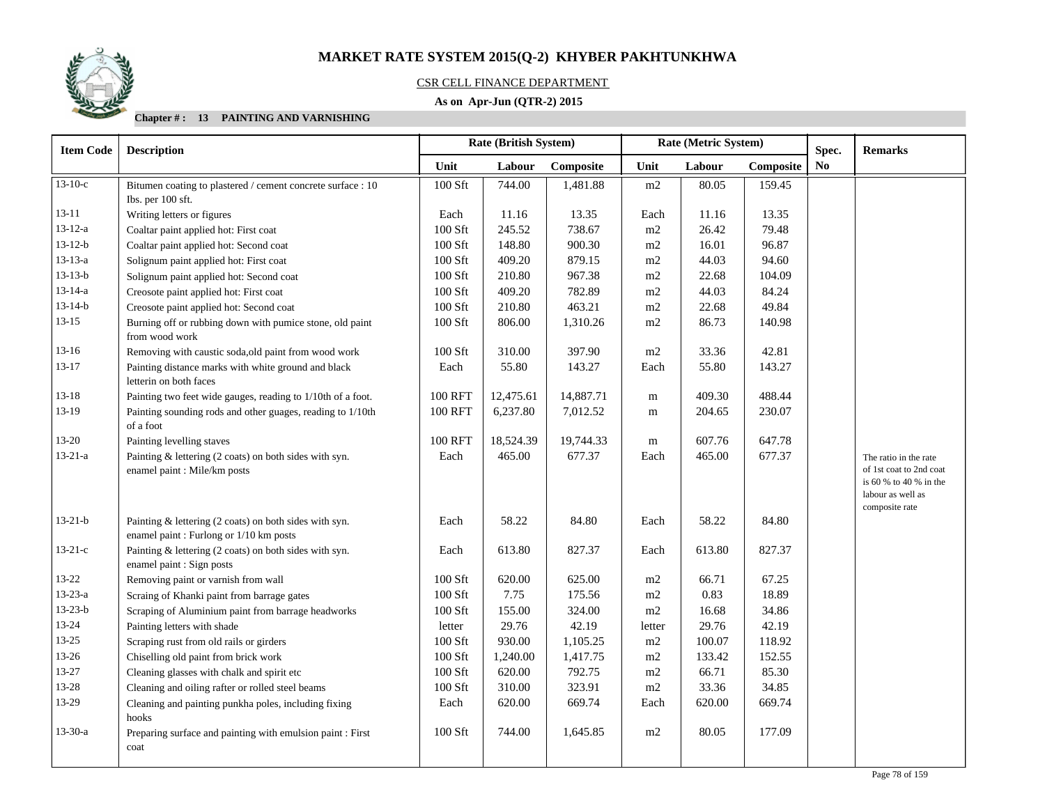# MARKET RATE SYSTEM 2015(Q-2) KHYBER PAKHTUNKHWA

CSR CELL FINANCE DEPARTMENT

**As on Apr-Jun (QTR-2) 2015**

**Chapter # : 13 PAINTING AND VARNISHING**

| Item Code | Description | Rate (British System) | | | Rate (Metric System) | | | Spec. | Remarks |
|---|---|---|---|---|---|---|---|---|---|
| | | Unit | Labour | Composite | Unit | Labour | Composite | No | |
| 13-10-c | Bitumen coating to plastered / cement concrete surface : 10 lbs. per 100 sft. | 100 Sft | 744.00 | 1,481.88 | m2 | 80.05 | 159.45 | | |
| 13-11 | Writing letters or figures | Each | 11.16 | 13.35 | Each | 11.16 | 13.35 | | |
| 13-12-a | Coaltar paint applied hot: First coat | 100 Sft | 245.52 | 738.67 | m2 | 26.42 | 79.48 | | |
| 13-12-b | Coaltar paint applied hot: Second coat | 100 Sft | 148.80 | 900.30 | m2 | 16.01 | 96.87 | | |
| 13-13-a | Solignum paint applied hot: First coat | 100 Sft | 409.20 | 879.15 | m2 | 44.03 | 94.60 | | |
| 13-13-b | Solignum paint applied hot: Second coat | 100 Sft | 210.80 | 967.38 | m2 | 22.68 | 104.09 | | |
| 13-14-a | Creosote paint applied hot: First coat | 100 Sft | 409.20 | 782.89 | m2 | 44.03 | 84.24 | | |
| 13-14-b | Creosote paint applied hot: Second coat | 100 Sft | 210.80 | 463.21 | m2 | 22.68 | 49.84 | | |
| 13-15 | Burning off or rubbing down with pumice stone, old paint from wood work | 100 Sft | 806.00 | 1,310.26 | m2 | 86.73 | 140.98 | | |
| 13-16 | Removing with caustic soda,old paint from wood work | 100 Sft | 310.00 | 397.90 | m2 | 33.36 | 42.81 | | |
| 13-17 | Painting distance marks with white ground and black letterin on both faces | Each | 55.80 | 143.27 | Each | 55.80 | 143.27 | | |
| 13-18 | Painting two feet wide gauges, reading to 1/10th of a foot. | 100 RFT | 12,475.61 | 14,887.71 | m | 409.30 | 488.44 | | |
| 13-19 | Painting sounding rods and other guages, reading to 1/10th of a foot | 100 RFT | 6,237.80 | 7,012.52 | m | 204.65 | 230.07 | | |
| 13-20 | Painting levelling staves | 100 RFT | 18,524.39 | 19,744.33 | m | 607.76 | 647.78 | | |
| 13-21-a | Painting & lettering (2 coats) on both sides with syn. enamel paint : Mile/km posts | Each | 465.00 | 677.37 | Each | 465.00 | 677.37 | | The ratio in the rate of 1st coat to 2nd coat is 60 % to 40 % in the labour as well as composite rate |
| 13-21-b | Painting & lettering (2 coats) on both sides with syn. enamel paint : Furlong or 1/10 km posts | Each | 58.22 | 84.80 | Each | 58.22 | 84.80 | | |
| 13-21-c | Painting & lettering (2 coats) on both sides with syn. enamel paint : Sign posts | Each | 613.80 | 827.37 | Each | 613.80 | 827.37 | | |
| 13-22 | Removing paint or varnish from wall | 100 Sft | 620.00 | 625.00 | m2 | 66.71 | 67.25 | | |
| 13-23-a | Scraing of Khanki paint from barrage gates | 100 Sft | 7.75 | 175.56 | m2 | 0.83 | 18.89 | | |
| 13-23-b | Scraping of Aluminium paint from barrage headworks | 100 Sft | 155.00 | 324.00 | m2 | 16.68 | 34.86 | | |
| 13-24 | Painting letters with shade | letter | 29.76 | 42.19 | letter | 29.76 | 42.19 | | |
| 13-25 | Scraping rust from old rails or girders | 100 Sft | 930.00 | 1,105.25 | m2 | 100.07 | 118.92 | | |
| 13-26 | Chiselling old paint from brick work | 100 Sft | 1,240.00 | 1,417.75 | m2 | 133.42 | 152.55 | | |
| 13-27 | Cleaning glasses with chalk and spirit etc | 100 Sft | 620.00 | 792.75 | m2 | 66.71 | 85.30 | | |
| 13-28 | Cleaning and oiling rafter or rolled steel beams | 100 Sft | 310.00 | 323.91 | m2 | 33.36 | 34.85 | | |
| 13-29 | Cleaning and painting punkha poles, including fixing hooks | Each | 620.00 | 669.74 | Each | 620.00 | 669.74 | | |
| 13-30-a | Preparing surface and painting with emulsion paint : First coat | 100 Sft | 744.00 | 1,645.85 | m2 | 80.05 | 177.09 | | |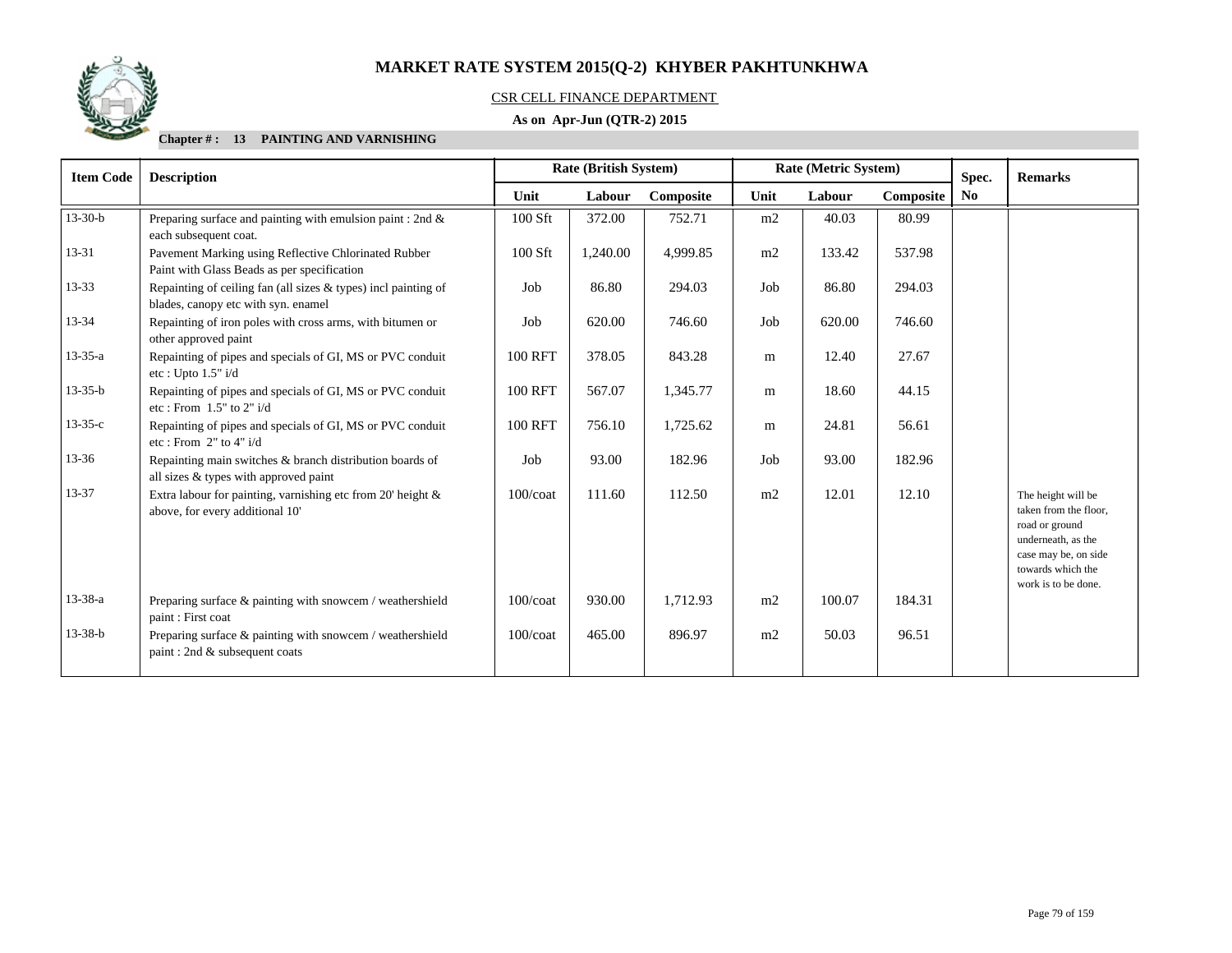# MARKET RATE SYSTEM 2015(Q-2) KHYBER PAKHTUNKHWA

CSR CELL FINANCE DEPARTMENT

**As on Apr-Jun (QTR-2) 2015**

**Chapter # : 13 PAINTING AND VARNISHING**

| Item Code | Description | Rate (British System) | | | Rate (Metric System) | | | Spec. No | Remarks |
|---|---|---|---|---|---|---|---|---|---|
| | | Unit | Labour | Composite | Unit | Labour | Composite | | |
| 13-30-b | Preparing surface and painting with emulsion paint : 2nd & each subsequent coat. | 100 Sft | 372.00 | 752.71 | m2 | 40.03 | 80.99 | | |
| 13-31 | Pavement Marking using Reflective Chlorinated Rubber Paint with Glass Beads as per specification | 100 Sft | 1,240.00 | 4,999.85 | m2 | 133.42 | 537.98 | | |
| 13-33 | Repainting of ceiling fan (all sizes & types) incl painting of blades, canopy etc with syn. enamel | Job | 86.80 | 294.03 | Job | 86.80 | 294.03 | | |
| 13-34 | Repainting of iron poles with cross arms, with bitumen or other approved paint | Job | 620.00 | 746.60 | Job | 620.00 | 746.60 | | |
| 13-35-a | Repainting of pipes and specials of GI, MS or PVC conduit etc : Upto 1.5" i/d | 100 RFT | 378.05 | 843.28 | m | 12.40 | 27.67 | | |
| 13-35-b | Repainting of pipes and specials of GI, MS or PVC conduit etc : From 1.5" to 2" i/d | 100 RFT | 567.07 | 1,345.77 | m | 18.60 | 44.15 | | |
| 13-35-c | Repainting of pipes and specials of GI, MS or PVC conduit etc : From 2" to 4" i/d | 100 RFT | 756.10 | 1,725.62 | m | 24.81 | 56.61 | | |
| 13-36 | Repainting main switches & branch distribution boards of all sizes & types with approved paint | Job | 93.00 | 182.96 | Job | 93.00 | 182.96 | | |
| 13-37 | Extra labour for painting, varnishing etc from 20' height & above, for every additional 10' | 100/coat | 111.60 | 112.50 | m2 | 12.01 | 12.10 | | The height will be taken from the floor, road or ground underneath, as the case may be, on side towards which the work is to be done. |
| 13-38-a | Preparing surface & painting with snowcem / weathershield paint : First coat | 100/coat | 930.00 | 1,712.93 | m2 | 100.07 | 184.31 | | |
| 13-38-b | Preparing surface & painting with snowcem / weathershield paint : 2nd & subsequent coats | 100/coat | 465.00 | 896.97 | m2 | 50.03 | 96.51 | | |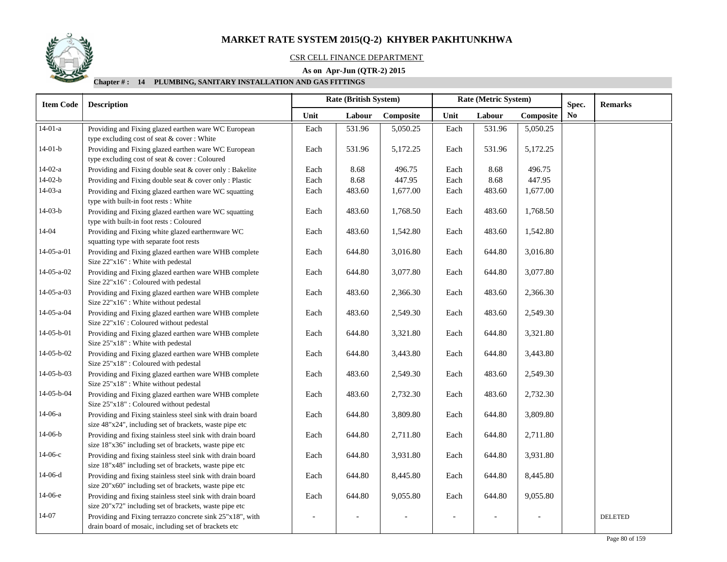# MARKET RATE SYSTEM 2015(Q-2) KHYBER PAKHTUNKHWA

CSR CELL FINANCE DEPARTMENT

**As on Apr-Jun (QTR-2) 2015**

**Chapter # : 14 PLUMBING, SANITARY INSTALLATION AND GAS FITTINGS**

| Item Code | Description | Rate (British System) | | | Rate (Metric System) | | | Spec. | Remarks |
|---|---|---|---|---|---|---|---|---|---|
| | | Unit | Labour | Composite | Unit | Labour | Composite | No | |
| 14-01-a | Providing and Fixing glazed earthen ware WC European type excluding cost of seat & cover : White | Each | 531.96 | 5,050.25 | Each | 531.96 | 5,050.25 | | |
| 14-01-b | Providing and Fixing glazed earthen ware WC European type excluding cost of seat & cover : Coloured | Each | 531.96 | 5,172.25 | Each | 531.96 | 5,172.25 | | |
| 14-02-a | Providing and Fixing double seat & cover only : Bakelite | Each | 8.68 | 496.75 | Each | 8.68 | 496.75 | | |
| 14-02-b | Providing and Fixing double seat & cover only : Plastic | Each | 8.68 | 447.95 | Each | 8.68 | 447.95 | | |
| 14-03-a | Providing and Fixing glazed earthen ware WC squatting type with built-in foot rests : White | Each | 483.60 | 1,677.00 | Each | 483.60 | 1,677.00 | | |
| 14-03-b | Providing and Fixing glazed earthen ware WC squatting type with built-in foot rests : Coloured | Each | 483.60 | 1,768.50 | Each | 483.60 | 1,768.50 | | |
| 14-04 | Providing and Fixing white glazed earthernware WC squatting type with separate foot rests | Each | 483.60 | 1,542.80 | Each | 483.60 | 1,542.80 | | |
| 14-05-a-01 | Providing and Fixing glazed earthen ware WHB complete Size 22"x16" : White with pedestal | Each | 644.80 | 3,016.80 | Each | 644.80 | 3,016.80 | | |
| 14-05-a-02 | Providing and Fixing glazed earthen ware WHB complete Size 22"x16" : Coloured with pedestal | Each | 644.80 | 3,077.80 | Each | 644.80 | 3,077.80 | | |
| 14-05-a-03 | Providing and Fixing glazed earthen ware WHB complete Size 22"x16" : White without pedestal | Each | 483.60 | 2,366.30 | Each | 483.60 | 2,366.30 | | |
| 14-05-a-04 | Providing and Fixing glazed earthen ware WHB complete Size 22"x16' : Coloured without pedestal | Each | 483.60 | 2,549.30 | Each | 483.60 | 2,549.30 | | |
| 14-05-b-01 | Providing and Fixing glazed earthen ware WHB complete Size 25"x18" : White with pedestal | Each | 644.80 | 3,321.80 | Each | 644.80 | 3,321.80 | | |
| 14-05-b-02 | Providing and Fixing glazed earthen ware WHB complete Size 25"x18" : Coloured with pedestal | Each | 644.80 | 3,443.80 | Each | 644.80 | 3,443.80 | | |
| 14-05-b-03 | Providing and Fixing glazed earthen ware WHB complete Size 25"x18" : White without pedestal | Each | 483.60 | 2,549.30 | Each | 483.60 | 2,549.30 | | |
| 14-05-b-04 | Providing and Fixing glazed earthen ware WHB complete Size 25"x18" : Coloured without pedestal | Each | 483.60 | 2,732.30 | Each | 483.60 | 2,732.30 | | |
| 14-06-a | Providing and Fixing stainless steel sink with drain board size 48"x24", including set of brackets, waste pipe etc | Each | 644.80 | 3,809.80 | Each | 644.80 | 3,809.80 | | |
| 14-06-b | Providing and fixing stainless steel sink with drain board size 18"x36" including set of brackets, waste pipe etc | Each | 644.80 | 2,711.80 | Each | 644.80 | 2,711.80 | | |
| 14-06-c | Providing and fixing stainless steel sink with drain board size 18"x48" including set of brackets, waste pipe etc | Each | 644.80 | 3,931.80 | Each | 644.80 | 3,931.80 | | |
| 14-06-d | Providing and fixing stainless steel sink with drain board size 20"x60" including set of brackets, waste pipe etc | Each | 644.80 | 8,445.80 | Each | 644.80 | 8,445.80 | | |
| 14-06-e | Providing and fixing stainless steel sink with drain board size 20"x72" including set of brackets, waste pipe etc | Each | 644.80 | 9,055.80 | Each | 644.80 | 9,055.80 | | |
| 14-07 | Providing and Fixing terrazzo concrete sink 25"x18", with drain board of mosaic, including set of brackets etc | - | - | - | - | - | - | | DELETED |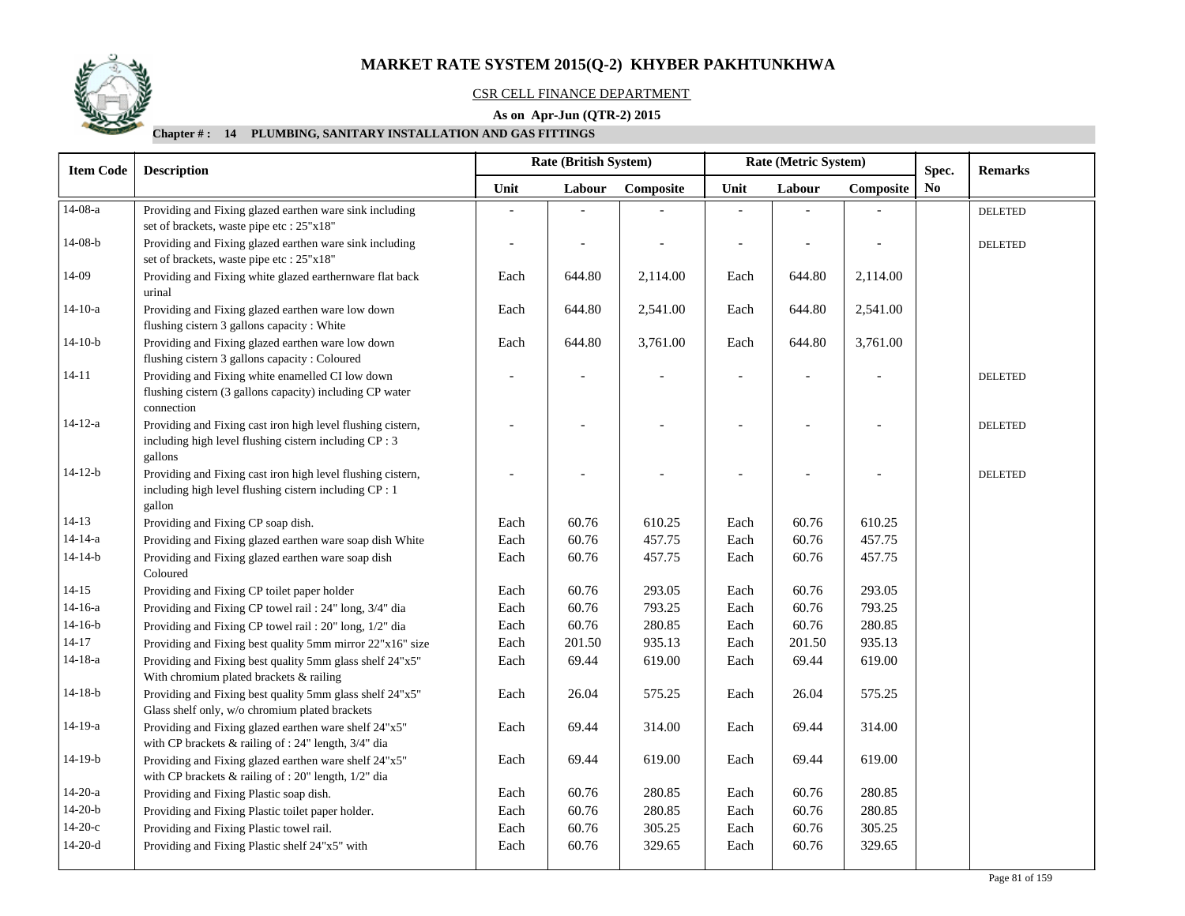# MARKET RATE SYSTEM 2015(Q-2) KHYBER PAKHTUNKHWA

CSR CELL FINANCE DEPARTMENT

**As on Apr-Jun (QTR-2) 2015**

**Chapter # : 14 PLUMBING, SANITARY INSTALLATION AND GAS FITTINGS**

| Item Code | Description | Rate (British System) | | | Rate (Metric System) | | | Spec. No | Remarks |
|---|---|---|---|---|---|---|---|---|---|
| | | Unit | Labour | Composite | Unit | Labour | Composite | | |
| 14-08-a | Providing and Fixing glazed earthen ware sink including set of brackets, waste pipe etc : 25"x18" | - | - | - | - | - | - | | DELETED |
| 14-08-b | Providing and Fixing glazed earthen ware sink including set of brackets, waste pipe etc : 25"x18" | - | - | - | - | - | - | | DELETED |
| 14-09 | Providing and Fixing white glazed earthernware flat back urinal | Each | 644.80 | 2,114.00 | Each | 644.80 | 2,114.00 | | |
| 14-10-a | Providing and Fixing glazed earthen ware low down flushing cistern 3 gallons capacity : White | Each | 644.80 | 2,541.00 | Each | 644.80 | 2,541.00 | | |
| 14-10-b | Providing and Fixing glazed earthen ware low down flushing cistern 3 gallons capacity : Coloured | Each | 644.80 | 3,761.00 | Each | 644.80 | 3,761.00 | | |
| 14-11 | Providing and Fixing white enamelled CI low down flushing cistern (3 gallons capacity) including CP water connection | - | - | - | - | - | - | | DELETED |
| 14-12-a | Providing and Fixing cast iron high level flushing cistern, including high level flushing cistern including CP : 3 gallons | - | - | - | - | - | - | | DELETED |
| 14-12-b | Providing and Fixing cast iron high level flushing cistern, including high level flushing cistern including CP : 1 gallon | - | - | - | - | - | - | | DELETED |
| 14-13 | Providing and Fixing CP soap dish. | Each | 60.76 | 610.25 | Each | 60.76 | 610.25 | | |
| 14-14-a | Providing and Fixing glazed earthen ware soap dish White | Each | 60.76 | 457.75 | Each | 60.76 | 457.75 | | |
| 14-14-b | Providing and Fixing glazed earthen ware soap dish Coloured | Each | 60.76 | 457.75 | Each | 60.76 | 457.75 | | |
| 14-15 | Providing and Fixing CP toilet paper holder | Each | 60.76 | 293.05 | Each | 60.76 | 293.05 | | |
| 14-16-a | Providing and Fixing CP towel rail : 24" long, 3/4" dia | Each | 60.76 | 793.25 | Each | 60.76 | 793.25 | | |
| 14-16-b | Providing and Fixing CP towel rail : 20" long, 1/2" dia | Each | 60.76 | 280.85 | Each | 60.76 | 280.85 | | |
| 14-17 | Providing and Fixing best quality 5mm mirror 22"x16" size | Each | 201.50 | 935.13 | Each | 201.50 | 935.13 | | |
| 14-18-a | Providing and Fixing best quality 5mm glass shelf 24"x5" With chromium plated brackets & railing | Each | 69.44 | 619.00 | Each | 69.44 | 619.00 | | |
| 14-18-b | Providing and Fixing best quality 5mm glass shelf 24"x5" Glass shelf only, w/o chromium plated brackets | Each | 26.04 | 575.25 | Each | 26.04 | 575.25 | | |
| 14-19-a | Providing and Fixing glazed earthen ware shelf 24"x5" with CP brackets & railing of : 24" length, 3/4" dia | Each | 69.44 | 314.00 | Each | 69.44 | 314.00 | | |
| 14-19-b | Providing and Fixing glazed earthen ware shelf 24"x5" with CP brackets & railing of : 20" length, 1/2" dia | Each | 69.44 | 619.00 | Each | 69.44 | 619.00 | | |
| 14-20-a | Providing and Fixing Plastic soap dish. | Each | 60.76 | 280.85 | Each | 60.76 | 280.85 | | |
| 14-20-b | Providing and Fixing Plastic toilet paper holder. | Each | 60.76 | 280.85 | Each | 60.76 | 280.85 | | |
| 14-20-c | Providing and Fixing Plastic towel rail. | Each | 60.76 | 305.25 | Each | 60.76 | 305.25 | | |
| 14-20-d | Providing and Fixing Plastic shelf 24"x5" with | Each | 60.76 | 329.65 | Each | 60.76 | 329.65 | | |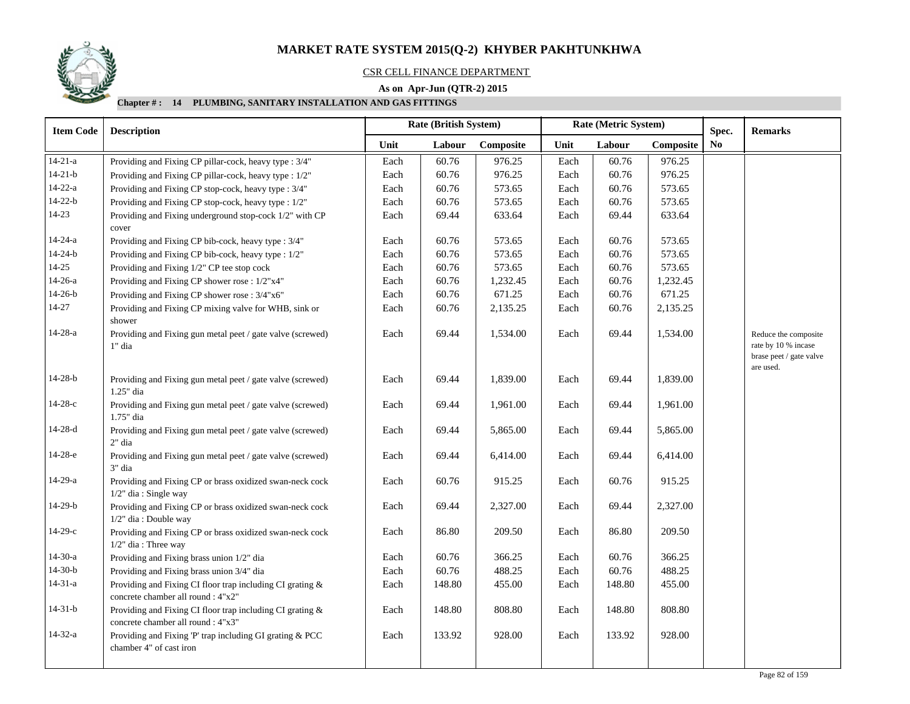# MARKET RATE SYSTEM 2015(Q-2) KHYBER PAKHTUNKHWA

CSR CELL FINANCE DEPARTMENT

**As on Apr-Jun (QTR-2) 2015**

**Chapter # : 14 PLUMBING, SANITARY INSTALLATION AND GAS FITTINGS**

| Item Code | Description | Rate (British System) | | | Rate (Metric System) | | | Spec. | Remarks |
|---|---|---|---|---|---|---|---|---|---|
| | | Unit | Labour | Composite | Unit | Labour | Composite | No | |
| 14-21-a | Providing and Fixing CP pillar-cock, heavy type : 3/4" | Each | 60.76 | 976.25 | Each | 60.76 | 976.25 | | |
| 14-21-b | Providing and Fixing CP pillar-cock, heavy type : 1/2" | Each | 60.76 | 976.25 | Each | 60.76 | 976.25 | | |
| 14-22-a | Providing and Fixing CP stop-cock, heavy type : 3/4" | Each | 60.76 | 573.65 | Each | 60.76 | 573.65 | | |
| 14-22-b | Providing and Fixing CP stop-cock, heavy type : 1/2" | Each | 60.76 | 573.65 | Each | 60.76 | 573.65 | | |
| 14-23 | Providing and Fixing underground stop-cock 1/2" with CP cover | Each | 69.44 | 633.64 | Each | 69.44 | 633.64 | | |
| 14-24-a | Providing and Fixing CP bib-cock, heavy type : 3/4" | Each | 60.76 | 573.65 | Each | 60.76 | 573.65 | | |
| 14-24-b | Providing and Fixing CP bib-cock, heavy type : 1/2" | Each | 60.76 | 573.65 | Each | 60.76 | 573.65 | | |
| 14-25 | Providing and Fixing 1/2" CP tee stop cock | Each | 60.76 | 573.65 | Each | 60.76 | 573.65 | | |
| 14-26-a | Providing and Fixing CP shower rose : 1/2"x4" | Each | 60.76 | 1,232.45 | Each | 60.76 | 1,232.45 | | |
| 14-26-b | Providing and Fixing CP shower rose : 3/4"x6" | Each | 60.76 | 671.25 | Each | 60.76 | 671.25 | | |
| 14-27 | Providing and Fixing CP mixing valve for WHB, sink or shower | Each | 60.76 | 2,135.25 | Each | 60.76 | 2,135.25 | | |
| 14-28-a | Providing and Fixing gun metal peet / gate valve (screwed) 1" dia | Each | 69.44 | 1,534.00 | Each | 69.44 | 1,534.00 | | Reduce the composite rate by 10 % incase brase peet / gate valve are used. |
| 14-28-b | Providing and Fixing gun metal peet / gate valve (screwed) 1.25" dia | Each | 69.44 | 1,839.00 | Each | 69.44 | 1,839.00 | | |
| 14-28-c | Providing and Fixing gun metal peet / gate valve (screwed) 1.75" dia | Each | 69.44 | 1,961.00 | Each | 69.44 | 1,961.00 | | |
| 14-28-d | Providing and Fixing gun metal peet / gate valve (screwed) 2" dia | Each | 69.44 | 5,865.00 | Each | 69.44 | 5,865.00 | | |
| 14-28-e | Providing and Fixing gun metal peet / gate valve (screwed) 3" dia | Each | 69.44 | 6,414.00 | Each | 69.44 | 6,414.00 | | |
| 14-29-a | Providing and Fixing CP or brass oxidized swan-neck cock 1/2" dia : Single way | Each | 60.76 | 915.25 | Each | 60.76 | 915.25 | | |
| 14-29-b | Providing and Fixing CP or brass oxidized swan-neck cock 1/2" dia : Double way | Each | 69.44 | 2,327.00 | Each | 69.44 | 2,327.00 | | |
| 14-29-c | Providing and Fixing CP or brass oxidized swan-neck cock 1/2" dia : Three way | Each | 86.80 | 209.50 | Each | 86.80 | 209.50 | | |
| 14-30-a | Providing and Fixing brass union 1/2" dia | Each | 60.76 | 366.25 | Each | 60.76 | 366.25 | | |
| 14-30-b | Providing and Fixing brass union 3/4" dia | Each | 60.76 | 488.25 | Each | 60.76 | 488.25 | | |
| 14-31-a | Providing and Fixing CI floor trap including CI grating & concrete chamber all round : 4"x2" | Each | 148.80 | 455.00 | Each | 148.80 | 455.00 | | |
| 14-31-b | Providing and Fixing CI floor trap including CI grating & concrete chamber all round : 4"x3" | Each | 148.80 | 808.80 | Each | 148.80 | 808.80 | | |
| 14-32-a | Providing and Fixing 'P' trap including GI grating & PCC chamber 4" of cast iron | Each | 133.92 | 928.00 | Each | 133.92 | 928.00 | | |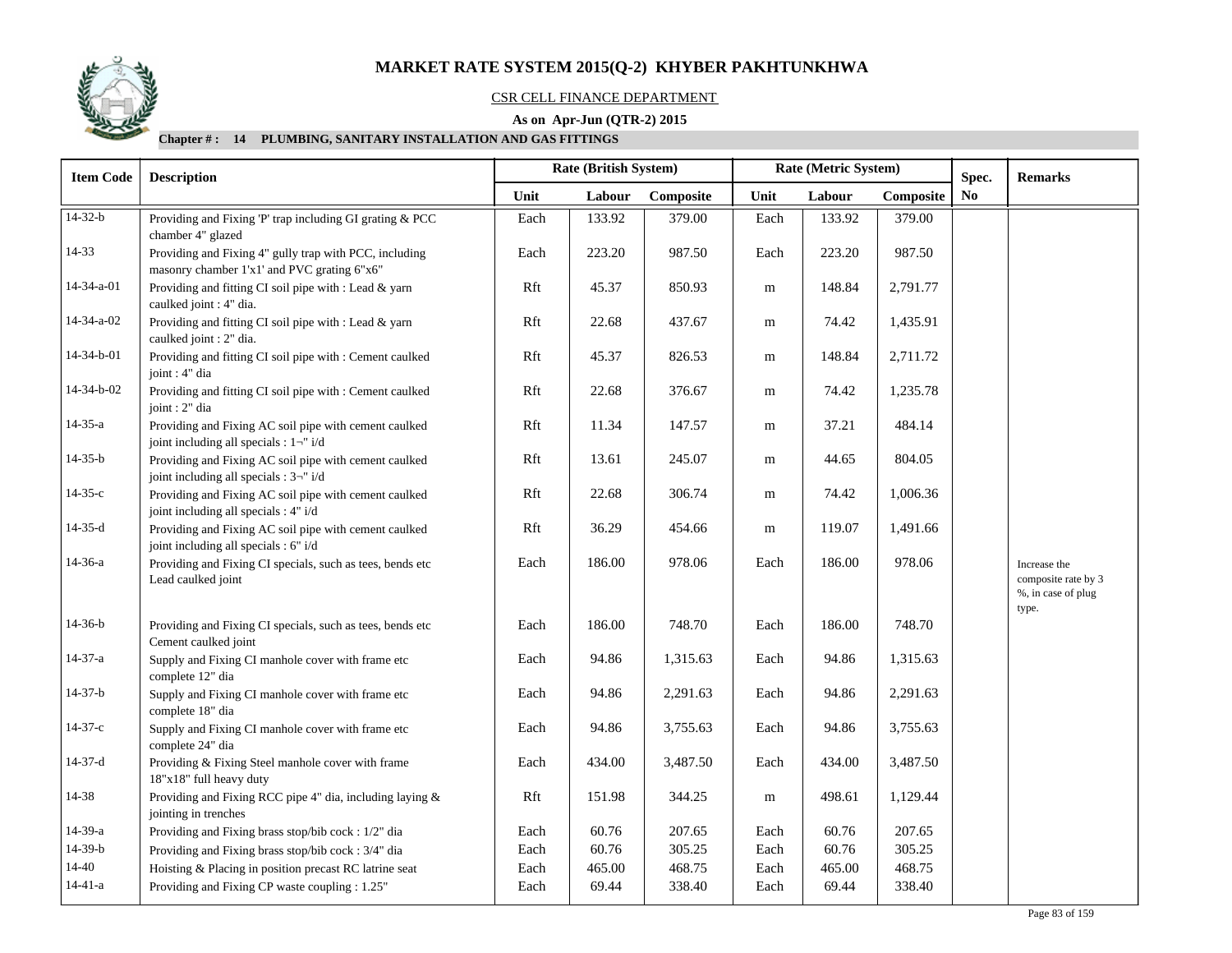# MARKET RATE SYSTEM 2015(Q-2) KHYBER PAKHTUNKHWA

CSR CELL FINANCE DEPARTMENT

**As on Apr-Jun (QTR-2) 2015**

**Chapter # : 14 PLUMBING, SANITARY INSTALLATION AND GAS FITTINGS**

| Item Code | Description | Rate (British System) | | | Rate (Metric System) | | | Spec. | Remarks |
|---|---|---|---|---|---|---|---|---|---|
| | | Unit | Labour | Composite | Unit | Labour | Composite | No | |
| 14-32-b | Providing and Fixing 'P' trap including GI grating & PCC chamber 4" glazed | Each | 133.92 | 379.00 | Each | 133.92 | 379.00 | | |
| 14-33 | Providing and Fixing 4" gully trap with PCC, including masonry chamber 1'x1' and PVC grating 6"x6" | Each | 223.20 | 987.50 | Each | 223.20 | 987.50 | | |
| 14-34-a-01 | Providing and fitting CI soil pipe with : Lead & yarn caulked joint : 4" dia. | Rft | 45.37 | 850.93 | m | 148.84 | 2,791.77 | | |
| 14-34-a-02 | Providing and fitting CI soil pipe with : Lead & yarn caulked joint : 2" dia. | Rft | 22.68 | 437.67 | m | 74.42 | 1,435.91 | | |
| 14-34-b-01 | Providing and fitting CI soil pipe with : Cement caulked joint : 4" dia | Rft | 45.37 | 826.53 | m | 148.84 | 2,711.72 | | |
| 14-34-b-02 | Providing and fitting CI soil pipe with : Cement caulked joint : 2" dia | Rft | 22.68 | 376.67 | m | 74.42 | 1,235.78 | | |
| 14-35-a | Providing and Fixing AC soil pipe with cement caulked joint including all specials : 1¬" i/d | Rft | 11.34 | 147.57 | m | 37.21 | 484.14 | | |
| 14-35-b | Providing and Fixing AC soil pipe with cement caulked joint including all specials : 3¬" i/d | Rft | 13.61 | 245.07 | m | 44.65 | 804.05 | | |
| 14-35-c | Providing and Fixing AC soil pipe with cement caulked joint including all specials : 4" i/d | Rft | 22.68 | 306.74 | m | 74.42 | 1,006.36 | | |
| 14-35-d | Providing and Fixing AC soil pipe with cement caulked joint including all specials : 6" i/d | Rft | 36.29 | 454.66 | m | 119.07 | 1,491.66 | | |
| 14-36-a | Providing and Fixing CI specials, such as tees, bends etc Lead caulked joint | Each | 186.00 | 978.06 | Each | 186.00 | 978.06 | | Increase the composite rate by 3 %, in case of plug type. |
| 14-36-b | Providing and Fixing CI specials, such as tees, bends etc Cement caulked joint | Each | 186.00 | 748.70 | Each | 186.00 | 748.70 | | |
| 14-37-a | Supply and Fixing CI manhole cover with frame etc complete 12" dia | Each | 94.86 | 1,315.63 | Each | 94.86 | 1,315.63 | | |
| 14-37-b | Supply and Fixing CI manhole cover with frame etc complete 18" dia | Each | 94.86 | 2,291.63 | Each | 94.86 | 2,291.63 | | |
| 14-37-c | Supply and Fixing CI manhole cover with frame etc complete 24" dia | Each | 94.86 | 3,755.63 | Each | 94.86 | 3,755.63 | | |
| 14-37-d | Providing & Fixing Steel manhole cover with frame 18"x18" full heavy duty | Each | 434.00 | 3,487.50 | Each | 434.00 | 3,487.50 | | |
| 14-38 | Providing and Fixing RCC pipe 4" dia, including laying & jointing in trenches | Rft | 151.98 | 344.25 | m | 498.61 | 1,129.44 | | |
| 14-39-a | Providing and Fixing brass stop/bib cock : 1/2" dia | Each | 60.76 | 207.65 | Each | 60.76 | 207.65 | | |
| 14-39-b | Providing and Fixing brass stop/bib cock : 3/4" dia | Each | 60.76 | 305.25 | Each | 60.76 | 305.25 | | |
| 14-40 | Hoisting & Placing in position precast RC latrine seat | Each | 465.00 | 468.75 | Each | 465.00 | 468.75 | | |
| 14-41-a | Providing and Fixing CP waste coupling : 1.25" | Each | 69.44 | 338.40 | Each | 69.44 | 338.40 | | |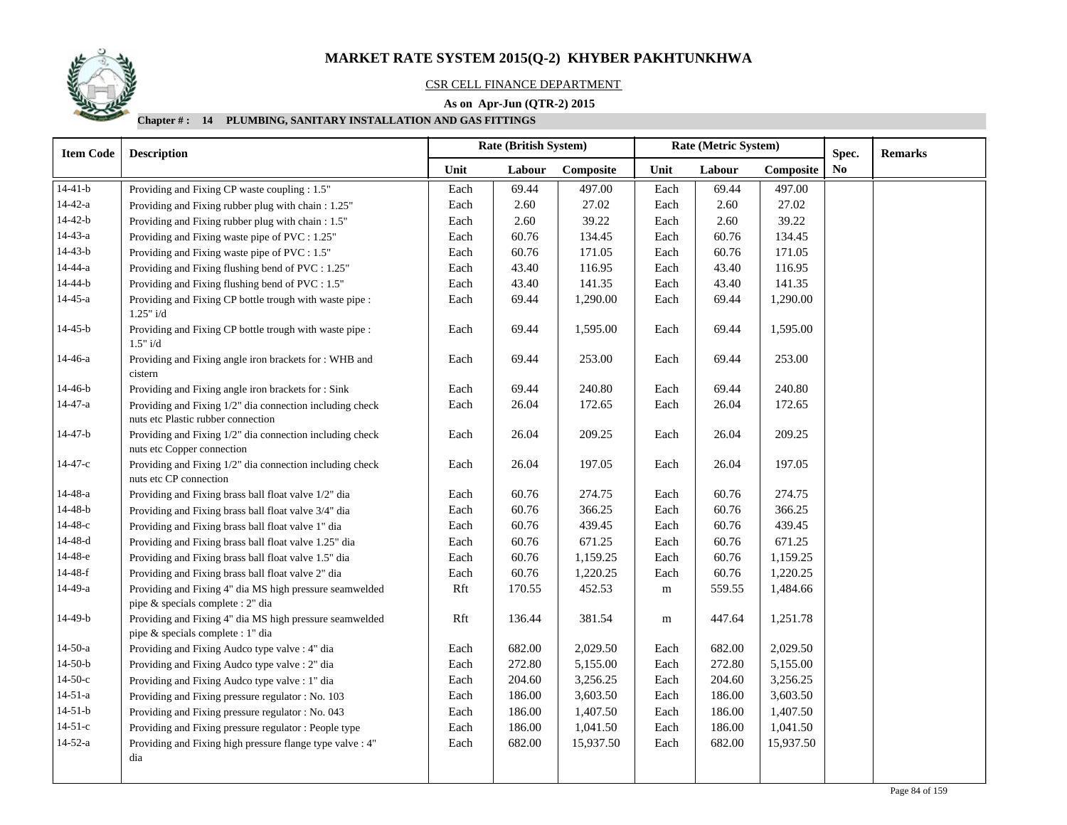# MARKET RATE SYSTEM 2015(Q-2) KHYBER PAKHTUNKHWA

CSR CELL FINANCE DEPARTMENT

**As on Apr-Jun (QTR-2) 2015**

**Chapter # : 14 PLUMBING, SANITARY INSTALLATION AND GAS FITTINGS**

| Item Code | Description | Rate (British System) | | | Rate (Metric System) | | | Spec. No | Remarks |
|---|---|---|---|---|---|---|---|---|---|
| | | Unit | Labour | Composite | Unit | Labour | Composite | | |
| 14-41-b | Providing and Fixing CP waste coupling : 1.5" | Each | 69.44 | 497.00 | Each | 69.44 | 497.00 | | |
| 14-42-a | Providing and Fixing rubber plug with chain : 1.25" | Each | 2.60 | 27.02 | Each | 2.60 | 27.02 | | |
| 14-42-b | Providing and Fixing rubber plug with chain : 1.5" | Each | 2.60 | 39.22 | Each | 2.60 | 39.22 | | |
| 14-43-a | Providing and Fixing waste pipe of PVC : 1.25" | Each | 60.76 | 134.45 | Each | 60.76 | 134.45 | | |
| 14-43-b | Providing and Fixing waste pipe of PVC : 1.5" | Each | 60.76 | 171.05 | Each | 60.76 | 171.05 | | |
| 14-44-a | Providing and Fixing flushing bend of PVC : 1.25" | Each | 43.40 | 116.95 | Each | 43.40 | 116.95 | | |
| 14-44-b | Providing and Fixing flushing bend of PVC : 1.5" | Each | 43.40 | 141.35 | Each | 43.40 | 141.35 | | |
| 14-45-a | Providing and Fixing CP bottle trough with waste pipe : 1.25" i/d | Each | 69.44 | 1,290.00 | Each | 69.44 | 1,290.00 | | |
| 14-45-b | Providing and Fixing CP bottle trough with waste pipe : 1.5" i/d | Each | 69.44 | 1,595.00 | Each | 69.44 | 1,595.00 | | |
| 14-46-a | Providing and Fixing angle iron brackets for : WHB and cistern | Each | 69.44 | 253.00 | Each | 69.44 | 253.00 | | |
| 14-46-b | Providing and Fixing angle iron brackets for : Sink | Each | 69.44 | 240.80 | Each | 69.44 | 240.80 | | |
| 14-47-a | Providing and Fixing 1/2" dia connection including check nuts etc Plastic rubber connection | Each | 26.04 | 172.65 | Each | 26.04 | 172.65 | | |
| 14-47-b | Providing and Fixing 1/2" dia connection including check nuts etc Copper connection | Each | 26.04 | 209.25 | Each | 26.04 | 209.25 | | |
| 14-47-c | Providing and Fixing 1/2" dia connection including check nuts etc CP connection | Each | 26.04 | 197.05 | Each | 26.04 | 197.05 | | |
| 14-48-a | Providing and Fixing brass ball float valve 1/2" dia | Each | 60.76 | 274.75 | Each | 60.76 | 274.75 | | |
| 14-48-b | Providing and Fixing brass ball float valve 3/4" dia | Each | 60.76 | 366.25 | Each | 60.76 | 366.25 | | |
| 14-48-c | Providing and Fixing brass ball float valve 1" dia | Each | 60.76 | 439.45 | Each | 60.76 | 439.45 | | |
| 14-48-d | Providing and Fixing brass ball float valve 1.25" dia | Each | 60.76 | 671.25 | Each | 60.76 | 671.25 | | |
| 14-48-e | Providing and Fixing brass ball float valve 1.5" dia | Each | 60.76 | 1,159.25 | Each | 60.76 | 1,159.25 | | |
| 14-48-f | Providing and Fixing brass ball float valve 2" dia | Each | 60.76 | 1,220.25 | Each | 60.76 | 1,220.25 | | |
| 14-49-a | Providing and Fixing 4" dia MS high pressure seamwelded pipe & specials complete : 2" dia | Rft | 170.55 | 452.53 | m | 559.55 | 1,484.66 | | |
| 14-49-b | Providing and Fixing 4" dia MS high pressure seamwelded pipe & specials complete : 1" dia | Rft | 136.44 | 381.54 | m | 447.64 | 1,251.78 | | |
| 14-50-a | Providing and Fixing Audco type valve : 4" dia | Each | 682.00 | 2,029.50 | Each | 682.00 | 2,029.50 | | |
| 14-50-b | Providing and Fixing Audco type valve : 2" dia | Each | 272.80 | 5,155.00 | Each | 272.80 | 5,155.00 | | |
| 14-50-c | Providing and Fixing Audco type valve : 1" dia | Each | 204.60 | 3,256.25 | Each | 204.60 | 3,256.25 | | |
| 14-51-a | Providing and Fixing pressure regulator : No. 103 | Each | 186.00 | 3,603.50 | Each | 186.00 | 3,603.50 | | |
| 14-51-b | Providing and Fixing pressure regulator : No. 043 | Each | 186.00 | 1,407.50 | Each | 186.00 | 1,407.50 | | |
| 14-51-c | Providing and Fixing pressure regulator : People type | Each | 186.00 | 1,041.50 | Each | 186.00 | 1,041.50 | | |
| 14-52-a | Providing and Fixing high pressure flange type valve : 4" dia | Each | 682.00 | 15,937.50 | Each | 682.00 | 15,937.50 | | |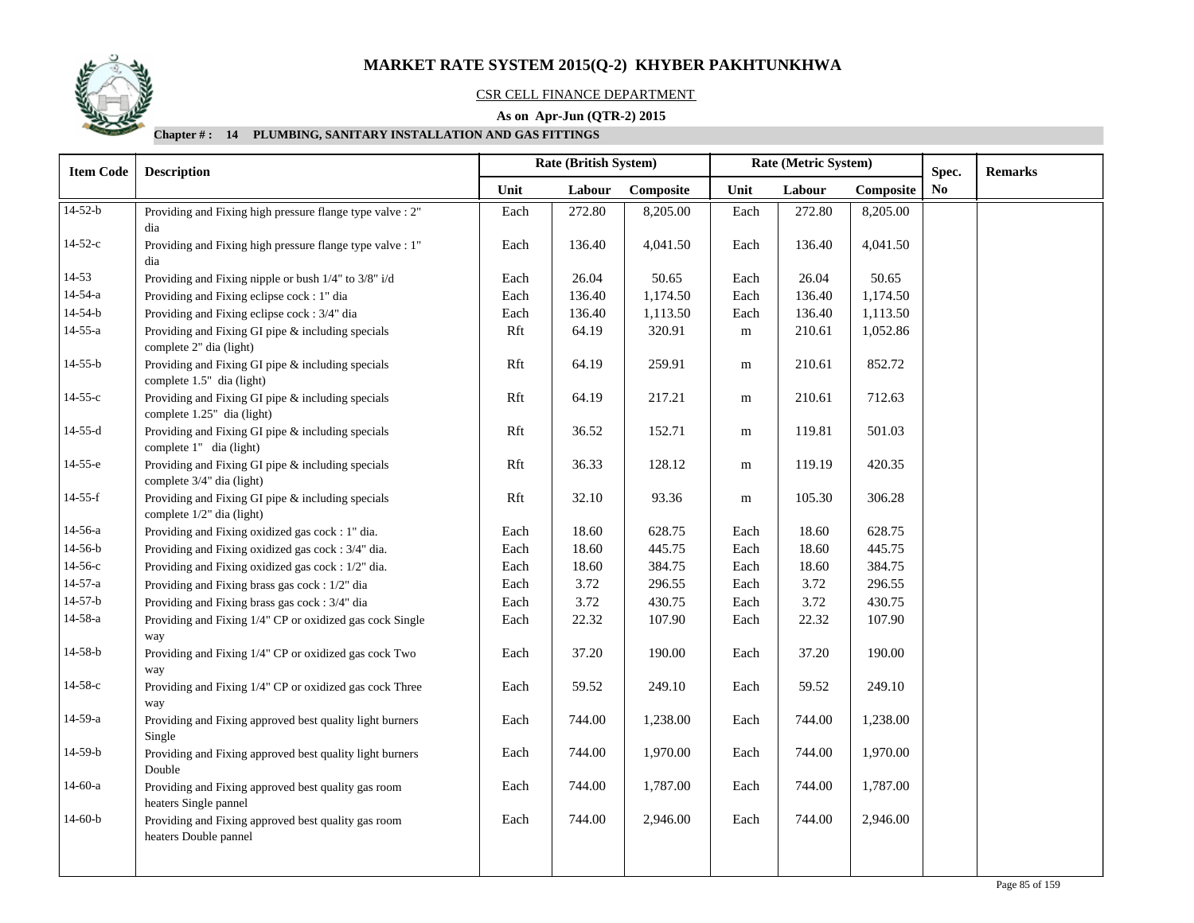# MARKET RATE SYSTEM 2015(Q-2) KHYBER PAKHTUNKHWA

CSR CELL FINANCE DEPARTMENT

**As on Apr-Jun (QTR-2) 2015**

**Chapter # : 14 PLUMBING, SANITARY INSTALLATION AND GAS FITTINGS**

| Item Code | Description | Rate (British System) | | | Rate (Metric System) | | | Spec. No | Remarks |
|---|---|---|---|---|---|---|---|---|---|
| | | Unit | Labour | Composite | Unit | Labour | Composite | | |
| 14-52-b | Providing and Fixing high pressure flange type valve : 2" dia | Each | 272.80 | 8,205.00 | Each | 272.80 | 8,205.00 | | |
| 14-52-c | Providing and Fixing high pressure flange type valve : 1" dia | Each | 136.40 | 4,041.50 | Each | 136.40 | 4,041.50 | | |
| 14-53 | Providing and Fixing nipple or bush 1/4" to 3/8" i/d | Each | 26.04 | 50.65 | Each | 26.04 | 50.65 | | |
| 14-54-a | Providing and Fixing eclipse cock : 1" dia | Each | 136.40 | 1,174.50 | Each | 136.40 | 1,174.50 | | |
| 14-54-b | Providing and Fixing eclipse cock : 3/4" dia | Each | 136.40 | 1,113.50 | Each | 136.40 | 1,113.50 | | |
| 14-55-a | Providing and Fixing GI pipe & including specials complete 2" dia (light) | Rft | 64.19 | 320.91 | m | 210.61 | 1,052.86 | | |
| 14-55-b | Providing and Fixing GI pipe & including specials complete 1.5" dia (light) | Rft | 64.19 | 259.91 | m | 210.61 | 852.72 | | |
| 14-55-c | Providing and Fixing GI pipe & including specials complete 1.25" dia (light) | Rft | 64.19 | 217.21 | m | 210.61 | 712.63 | | |
| 14-55-d | Providing and Fixing GI pipe & including specials complete 1" dia (light) | Rft | 36.52 | 152.71 | m | 119.81 | 501.03 | | |
| 14-55-e | Providing and Fixing GI pipe & including specials complete 3/4" dia (light) | Rft | 36.33 | 128.12 | m | 119.19 | 420.35 | | |
| 14-55-f | Providing and Fixing GI pipe & including specials complete 1/2" dia (light) | Rft | 32.10 | 93.36 | m | 105.30 | 306.28 | | |
| 14-56-a | Providing and Fixing oxidized gas cock : 1" dia. | Each | 18.60 | 628.75 | Each | 18.60 | 628.75 | | |
| 14-56-b | Providing and Fixing oxidized gas cock : 3/4" dia. | Each | 18.60 | 445.75 | Each | 18.60 | 445.75 | | |
| 14-56-c | Providing and Fixing oxidized gas cock : 1/2" dia. | Each | 18.60 | 384.75 | Each | 18.60 | 384.75 | | |
| 14-57-a | Providing and Fixing brass gas cock : 1/2" dia | Each | 3.72 | 296.55 | Each | 3.72 | 296.55 | | |
| 14-57-b | Providing and Fixing brass gas cock : 3/4" dia | Each | 3.72 | 430.75 | Each | 3.72 | 430.75 | | |
| 14-58-a | Providing and Fixing 1/4" CP or oxidized gas cock Single way | Each | 22.32 | 107.90 | Each | 22.32 | 107.90 | | |
| 14-58-b | Providing and Fixing 1/4" CP or oxidized gas cock Two way | Each | 37.20 | 190.00 | Each | 37.20 | 190.00 | | |
| 14-58-c | Providing and Fixing 1/4" CP or oxidized gas cock Three way | Each | 59.52 | 249.10 | Each | 59.52 | 249.10 | | |
| 14-59-a | Providing and Fixing approved best quality light burners Single | Each | 744.00 | 1,238.00 | Each | 744.00 | 1,238.00 | | |
| 14-59-b | Providing and Fixing approved best quality light burners Double | Each | 744.00 | 1,970.00 | Each | 744.00 | 1,970.00 | | |
| 14-60-a | Providing and Fixing approved best quality gas room heaters Single pannel | Each | 744.00 | 1,787.00 | Each | 744.00 | 1,787.00 | | |
| 14-60-b | Providing and Fixing approved best quality gas room heaters Double pannel | Each | 744.00 | 2,946.00 | Each | 744.00 | 2,946.00 | | |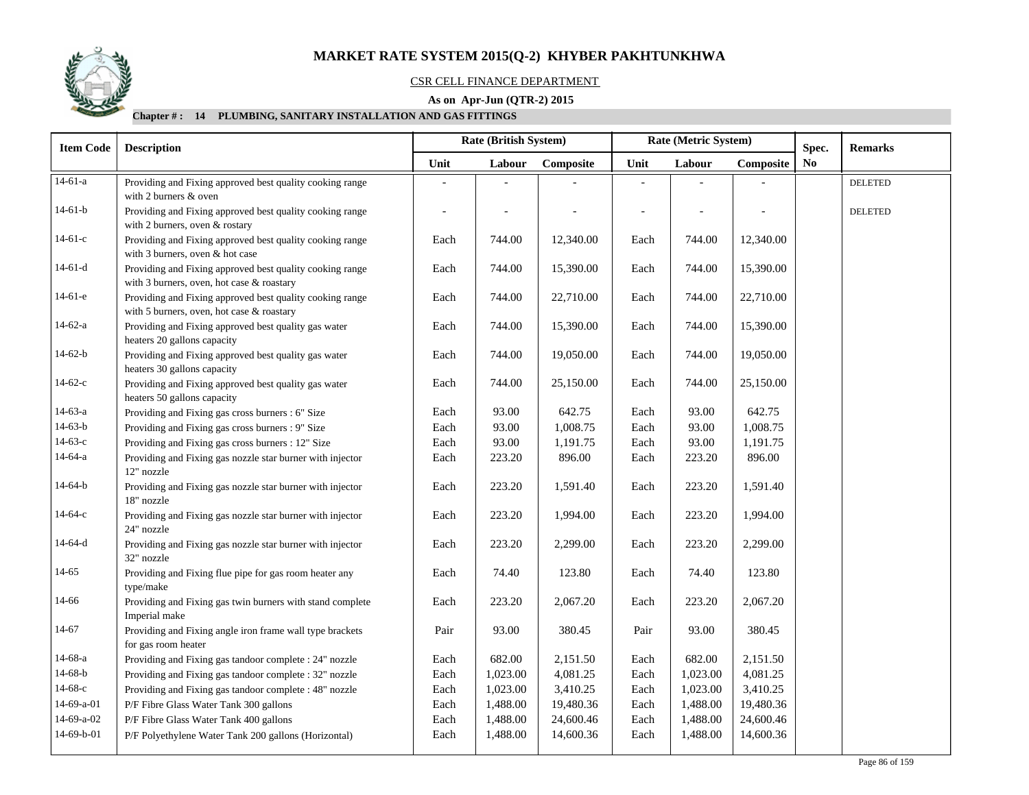# MARKET RATE SYSTEM 2015(Q-2) KHYBER PAKHTUNKHWA

CSR CELL FINANCE DEPARTMENT

**As on Apr-Jun (QTR-2) 2015**

**Chapter # : 14 PLUMBING, SANITARY INSTALLATION AND GAS FITTINGS**

| Item Code | Description | Rate (British System) | | | Rate (Metric System) | | | Spec. | Remarks |
|---|---|---|---|---|---|---|---|---|---|
| | | Unit | Labour | Composite | Unit | Labour | Composite | No | |
| 14-61-a | Providing and Fixing approved best quality cooking range with 2 burners & oven | - | - | - | - | - | - | | DELETED |
| 14-61-b | Providing and Fixing approved best quality cooking range with 2 burners, oven & rostary | - | - | - | - | - | - | | DELETED |
| 14-61-c | Providing and Fixing approved best quality cooking range with 3 burners, oven & hot case | Each | 744.00 | 12,340.00 | Each | 744.00 | 12,340.00 | | |
| 14-61-d | Providing and Fixing approved best quality cooking range with 3 burners, oven, hot case & roastary | Each | 744.00 | 15,390.00 | Each | 744.00 | 15,390.00 | | |
| 14-61-e | Providing and Fixing approved best quality cooking range with 5 burners, oven, hot case & roastary | Each | 744.00 | 22,710.00 | Each | 744.00 | 22,710.00 | | |
| 14-62-a | Providing and Fixing approved best quality gas water heaters 20 gallons capacity | Each | 744.00 | 15,390.00 | Each | 744.00 | 15,390.00 | | |
| 14-62-b | Providing and Fixing approved best quality gas water heaters 30 gallons capacity | Each | 744.00 | 19,050.00 | Each | 744.00 | 19,050.00 | | |
| 14-62-c | Providing and Fixing approved best quality gas water heaters 50 gallons capacity | Each | 744.00 | 25,150.00 | Each | 744.00 | 25,150.00 | | |
| 14-63-a | Providing and Fixing gas cross burners : 6" Size | Each | 93.00 | 642.75 | Each | 93.00 | 642.75 | | |
| 14-63-b | Providing and Fixing gas cross burners : 9" Size | Each | 93.00 | 1,008.75 | Each | 93.00 | 1,008.75 | | |
| 14-63-c | Providing and Fixing gas cross burners : 12" Size | Each | 93.00 | 1,191.75 | Each | 93.00 | 1,191.75 | | |
| 14-64-a | Providing and Fixing gas nozzle star burner with injector 12" nozzle | Each | 223.20 | 896.00 | Each | 223.20 | 896.00 | | |
| 14-64-b | Providing and Fixing gas nozzle star burner with injector 18" nozzle | Each | 223.20 | 1,591.40 | Each | 223.20 | 1,591.40 | | |
| 14-64-c | Providing and Fixing gas nozzle star burner with injector 24" nozzle | Each | 223.20 | 1,994.00 | Each | 223.20 | 1,994.00 | | |
| 14-64-d | Providing and Fixing gas nozzle star burner with injector 32" nozzle | Each | 223.20 | 2,299.00 | Each | 223.20 | 2,299.00 | | |
| 14-65 | Providing and Fixing flue pipe for gas room heater any type/make | Each | 74.40 | 123.80 | Each | 74.40 | 123.80 | | |
| 14-66 | Providing and Fixing gas twin burners with stand complete Imperial make | Each | 223.20 | 2,067.20 | Each | 223.20 | 2,067.20 | | |
| 14-67 | Providing and Fixing angle iron frame wall type brackets for gas room heater | Pair | 93.00 | 380.45 | Pair | 93.00 | 380.45 | | |
| 14-68-a | Providing and Fixing gas tandoor complete : 24" nozzle | Each | 682.00 | 2,151.50 | Each | 682.00 | 2,151.50 | | |
| 14-68-b | Providing and Fixing gas tandoor complete : 32" nozzle | Each | 1,023.00 | 4,081.25 | Each | 1,023.00 | 4,081.25 | | |
| 14-68-c | Providing and Fixing gas tandoor complete : 48" nozzle | Each | 1,023.00 | 3,410.25 | Each | 1,023.00 | 3,410.25 | | |
| 14-69-a-01 | P/F Fibre Glass Water Tank 300 gallons | Each | 1,488.00 | 19,480.36 | Each | 1,488.00 | 19,480.36 | | |
| 14-69-a-02 | P/F Fibre Glass Water Tank 400 gallons | Each | 1,488.00 | 24,600.46 | Each | 1,488.00 | 24,600.46 | | |
| 14-69-b-01 | P/F Polyethylene Water Tank 200 gallons (Horizontal) | Each | 1,488.00 | 14,600.36 | Each | 1,488.00 | 14,600.36 | | |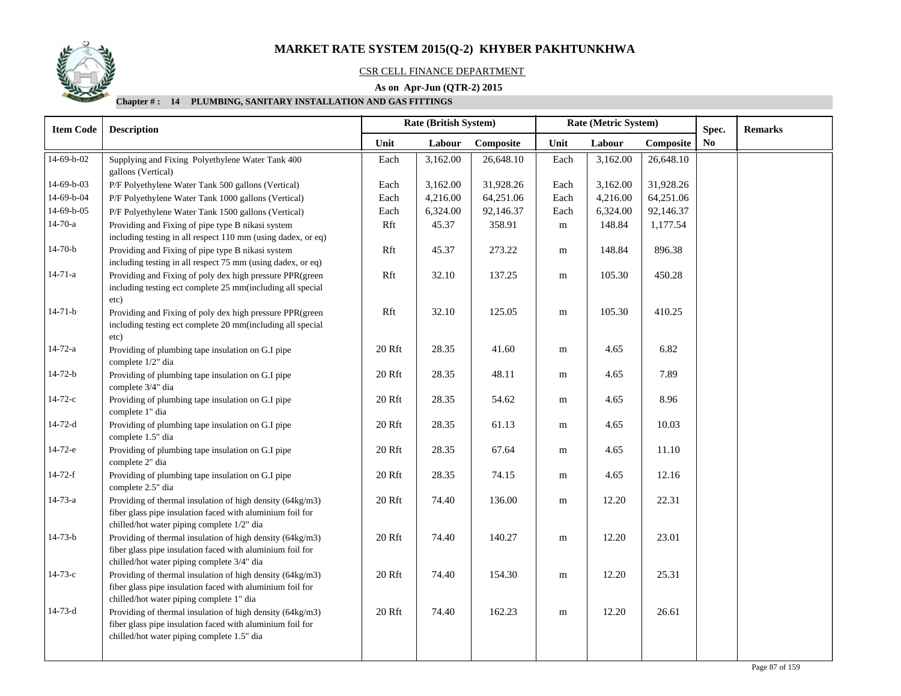# MARKET RATE SYSTEM 2015(Q-2) KHYBER PAKHTUNKHWA

CSR CELL FINANCE DEPARTMENT

**As on Apr-Jun (QTR-2) 2015**

**Chapter # : 14 PLUMBING, SANITARY INSTALLATION AND GAS FITTINGS**

| Item Code | Description | Rate (British System) | | | Rate (Metric System) | | | Spec. No | Remarks |
|---|---|---|---|---|---|---|---|---|---|
| | | Unit | Labour | Composite | Unit | Labour | Composite | | |
| 14-69-b-02 | Supplying and Fixing Polyethylene Water Tank 400 gallons (Vertical) | Each | 3,162.00 | 26,648.10 | Each | 3,162.00 | 26,648.10 | | |
| 14-69-b-03 | P/F Polyethylene Water Tank 500 gallons (Vertical) | Each | 3,162.00 | 31,928.26 | Each | 3,162.00 | 31,928.26 | | |
| 14-69-b-04 | P/F Polyethylene Water Tank 1000 gallons (Vertical) | Each | 4,216.00 | 64,251.06 | Each | 4,216.00 | 64,251.06 | | |
| 14-69-b-05 | P/F Polyethylene Water Tank 1500 gallons (Vertical) | Each | 6,324.00 | 92,146.37 | Each | 6,324.00 | 92,146.37 | | |
| 14-70-a | Providing and Fixing of pipe type B nikasi system including testing in all respect 110 mm (using dadex, or eq) | Rft | 45.37 | 358.91 | m | 148.84 | 1,177.54 | | |
| 14-70-b | Providing and Fixing of pipe type B nikasi system including testing in all respect 75 mm (using dadex, or eq) | Rft | 45.37 | 273.22 | m | 148.84 | 896.38 | | |
| 14-71-a | Providing and Fixing of poly dex high pressure PPR(green including testing ect complete 25 mm(including all special etc) | Rft | 32.10 | 137.25 | m | 105.30 | 450.28 | | |
| 14-71-b | Providing and Fixing of poly dex high pressure PPR(green including testing ect complete 20 mm(including all special etc) | Rft | 32.10 | 125.05 | m | 105.30 | 410.25 | | |
| 14-72-a | Providing of plumbing tape insulation on G.I pipe complete 1/2" dia | 20 Rft | 28.35 | 41.60 | m | 4.65 | 6.82 | | |
| 14-72-b | Providing of plumbing tape insulation on G.I pipe complete 3/4" dia | 20 Rft | 28.35 | 48.11 | m | 4.65 | 7.89 | | |
| 14-72-c | Providing of plumbing tape insulation on G.I pipe complete 1" dia | 20 Rft | 28.35 | 54.62 | m | 4.65 | 8.96 | | |
| 14-72-d | Providing of plumbing tape insulation on G.I pipe complete 1.5" dia | 20 Rft | 28.35 | 61.13 | m | 4.65 | 10.03 | | |
| 14-72-e | Providing of plumbing tape insulation on G.I pipe complete 2" dia | 20 Rft | 28.35 | 67.64 | m | 4.65 | 11.10 | | |
| 14-72-f | Providing of plumbing tape insulation on G.I pipe complete 2.5" dia | 20 Rft | 28.35 | 74.15 | m | 4.65 | 12.16 | | |
| 14-73-a | Providing of thermal insulation of high density (64kg/m3) fiber glass pipe insulation faced with aluminium foil for chilled/hot water piping complete 1/2" dia | 20 Rft | 74.40 | 136.00 | m | 12.20 | 22.31 | | |
| 14-73-b | Providing of thermal insulation of high density (64kg/m3) fiber glass pipe insulation faced with aluminium foil for chilled/hot water piping complete 3/4" dia | 20 Rft | 74.40 | 140.27 | m | 12.20 | 23.01 | | |
| 14-73-c | Providing of thermal insulation of high density (64kg/m3) fiber glass pipe insulation faced with aluminium foil for chilled/hot water piping complete 1" dia | 20 Rft | 74.40 | 154.30 | m | 12.20 | 25.31 | | |
| 14-73-d | Providing of thermal insulation of high density (64kg/m3) fiber glass pipe insulation faced with aluminium foil for chilled/hot water piping complete 1.5" dia | 20 Rft | 74.40 | 162.23 | m | 12.20 | 26.61 | | |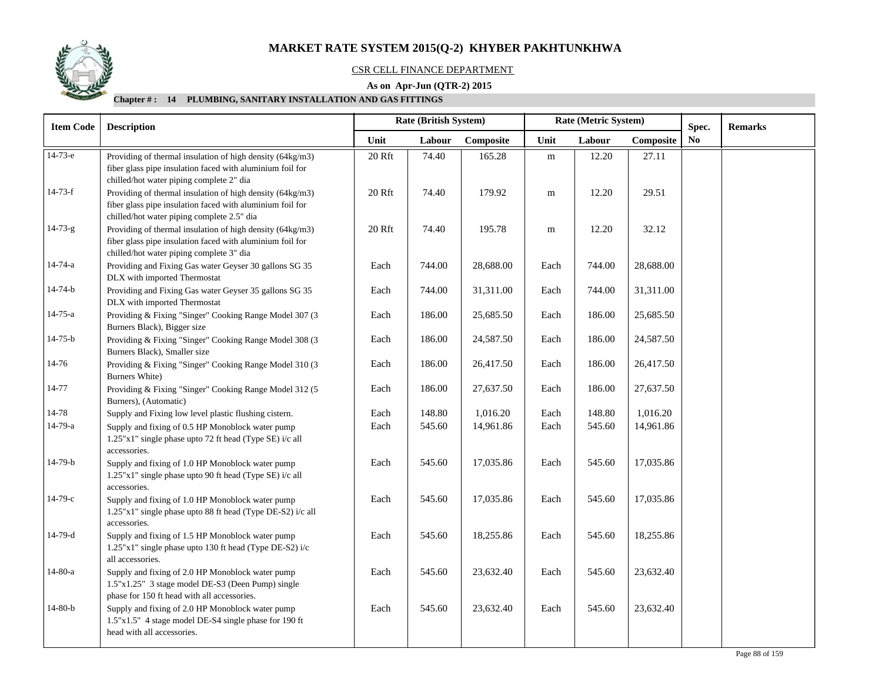# MARKET RATE SYSTEM 2015(Q-2) KHYBER PAKHTUNKHWA

CSR CELL FINANCE DEPARTMENT

**As on Apr-Jun (QTR-2) 2015**

**Chapter # : 14 PLUMBING, SANITARY INSTALLATION AND GAS FITTINGS**

| Item Code | Description | Rate (British System) | | | Rate (Metric System) | | | Spec. | Remarks |
|---|---|---|---|---|---|---|---|---|---|
| | | Unit | Labour | Composite | Unit | Labour | Composite | No | |
| 14-73-e | Providing of thermal insulation of high density (64kg/m3) fiber glass pipe insulation faced with aluminium foil for chilled/hot water piping complete 2" dia | 20 Rft | 74.40 | 165.28 | m | 12.20 | 27.11 | | |
| 14-73-f | Providing of thermal insulation of high density (64kg/m3) fiber glass pipe insulation faced with aluminium foil for chilled/hot water piping complete 2.5" dia | 20 Rft | 74.40 | 179.92 | m | 12.20 | 29.51 | | |
| 14-73-g | Providing of thermal insulation of high density (64kg/m3) fiber glass pipe insulation faced with aluminium foil for chilled/hot water piping complete 3" dia | 20 Rft | 74.40 | 195.78 | m | 12.20 | 32.12 | | |
| 14-74-a | Providing and Fixing Gas water Geyser 30 gallons SG 35 DLX with imported Thermostat | Each | 744.00 | 28,688.00 | Each | 744.00 | 28,688.00 | | |
| 14-74-b | Providing and Fixing Gas water Geyser 35 gallons SG 35 DLX with imported Thermostat | Each | 744.00 | 31,311.00 | Each | 744.00 | 31,311.00 | | |
| 14-75-a | Providing & Fixing "Singer" Cooking Range Model 307 (3 Burners Black), Bigger size | Each | 186.00 | 25,685.50 | Each | 186.00 | 25,685.50 | | |
| 14-75-b | Providing & Fixing "Singer" Cooking Range Model 308 (3 Burners Black), Smaller size | Each | 186.00 | 24,587.50 | Each | 186.00 | 24,587.50 | | |
| 14-76 | Providing & Fixing "Singer" Cooking Range Model 310 (3 Burners White) | Each | 186.00 | 26,417.50 | Each | 186.00 | 26,417.50 | | |
| 14-77 | Providing & Fixing "Singer" Cooking Range Model 312 (5 Burners), (Automatic) | Each | 186.00 | 27,637.50 | Each | 186.00 | 27,637.50 | | |
| 14-78 | Supply and Fixing low level plastic flushing cistern. | Each | 148.80 | 1,016.20 | Each | 148.80 | 1,016.20 | | |
| 14-79-a | Supply and fixing of 0.5 HP Monoblock water pump 1.25"x1" single phase upto 72 ft head (Type SE) i/c all accessories. | Each | 545.60 | 14,961.86 | Each | 545.60 | 14,961.86 | | |
| 14-79-b | Supply and fixing of 1.0 HP Monoblock water pump 1.25"x1" single phase upto 90 ft head (Type SE) i/c all accessories. | Each | 545.60 | 17,035.86 | Each | 545.60 | 17,035.86 | | |
| 14-79-c | Supply and fixing of 1.0 HP Monoblock water pump 1.25"x1" single phase upto 88 ft head (Type DE-S2) i/c all accessories. | Each | 545.60 | 17,035.86 | Each | 545.60 | 17,035.86 | | |
| 14-79-d | Supply and fixing of 1.5 HP Monoblock water pump 1.25"x1" single phase upto 130 ft head (Type DE-S2) i/c all accessories. | Each | 545.60 | 18,255.86 | Each | 545.60 | 18,255.86 | | |
| 14-80-a | Supply and fixing of 2.0 HP Monoblock water pump 1.5"x1.25" 3 stage model DE-S3 (Deen Pump) single phase for 150 ft head with all accessories. | Each | 545.60 | 23,632.40 | Each | 545.60 | 23,632.40 | | |
| 14-80-b | Supply and fixing of 2.0 HP Monoblock water pump 1.5"x1.5" 4 stage model DE-S4 single phase for 190 ft head with all accessories. | Each | 545.60 | 23,632.40 | Each | 545.60 | 23,632.40 | | |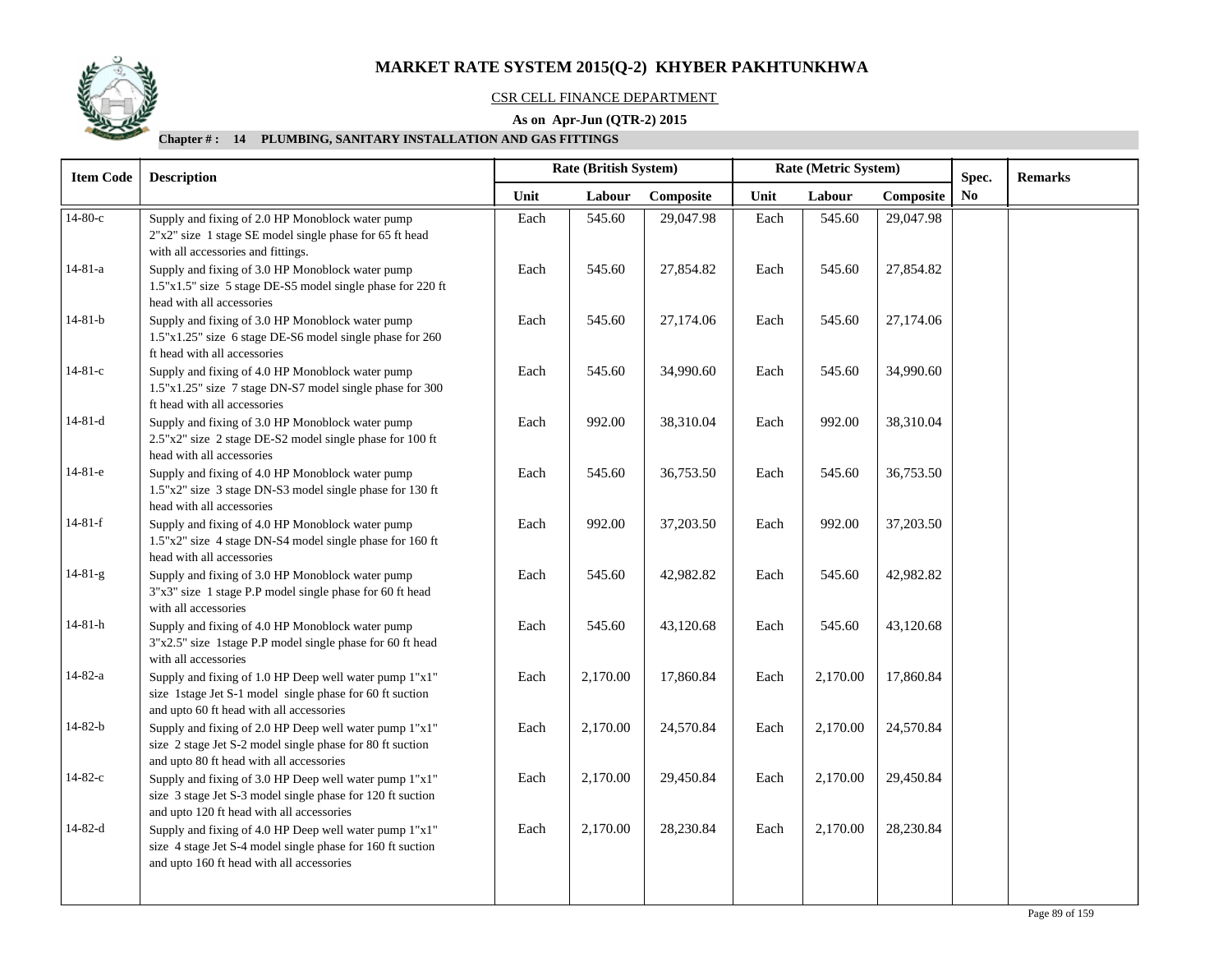# MARKET RATE SYSTEM 2015(Q-2) KHYBER PAKHTUNKHWA

CSR CELL FINANCE DEPARTMENT

**As on Apr-Jun (QTR-2) 2015**

**Chapter # : 14 PLUMBING, SANITARY INSTALLATION AND GAS FITTINGS**

| Item Code | Description | Rate (British System) | | | Rate (Metric System) | | | Spec. | Remarks |
|---|---|---|---|---|---|---|---|---|---|
| | | Unit | Labour | Composite | Unit | Labour | Composite | No | |
| 14-80-c | Supply and fixing of 2.0 HP Monoblock water pump 2"x2" size 1 stage SE model single phase for 65 ft head with all accessories and fittings. | Each | 545.60 | 29,047.98 | Each | 545.60 | 29,047.98 | | |
| 14-81-a | Supply and fixing of 3.0 HP Monoblock water pump 1.5"x1.5" size 5 stage DE-S5 model single phase for 220 ft head with all accessories | Each | 545.60 | 27,854.82 | Each | 545.60 | 27,854.82 | | |
| 14-81-b | Supply and fixing of 3.0 HP Monoblock water pump 1.5"x1.25" size 6 stage DE-S6 model single phase for 260 ft head with all accessories | Each | 545.60 | 27,174.06 | Each | 545.60 | 27,174.06 | | |
| 14-81-c | Supply and fixing of 4.0 HP Monoblock water pump 1.5"x1.25" size 7 stage DN-S7 model single phase for 300 ft head with all accessories | Each | 545.60 | 34,990.60 | Each | 545.60 | 34,990.60 | | |
| 14-81-d | Supply and fixing of 3.0 HP Monoblock water pump 2.5"x2" size 2 stage DE-S2 model single phase for 100 ft head with all accessories | Each | 992.00 | 38,310.04 | Each | 992.00 | 38,310.04 | | |
| 14-81-e | Supply and fixing of 4.0 HP Monoblock water pump 1.5"x2" size 3 stage DN-S3 model single phase for 130 ft head with all accessories | Each | 545.60 | 36,753.50 | Each | 545.60 | 36,753.50 | | |
| 14-81-f | Supply and fixing of 4.0 HP Monoblock water pump 1.5"x2" size 4 stage DN-S4 model single phase for 160 ft head with all accessories | Each | 992.00 | 37,203.50 | Each | 992.00 | 37,203.50 | | |
| 14-81-g | Supply and fixing of 3.0 HP Monoblock water pump 3"x3" size 1 stage P.P model single phase for 60 ft head with all accessories | Each | 545.60 | 42,982.82 | Each | 545.60 | 42,982.82 | | |
| 14-81-h | Supply and fixing of 4.0 HP Monoblock water pump 3"x2.5" size 1stage P.P model single phase for 60 ft head with all accessories | Each | 545.60 | 43,120.68 | Each | 545.60 | 43,120.68 | | |
| 14-82-a | Supply and fixing of 1.0 HP Deep well water pump 1"x1" size 1stage Jet S-1 model single phase for 60 ft suction and upto 60 ft head with all accessories | Each | 2,170.00 | 17,860.84 | Each | 2,170.00 | 17,860.84 | | |
| 14-82-b | Supply and fixing of 2.0 HP Deep well water pump 1"x1" size 2 stage Jet S-2 model single phase for 80 ft suction and upto 80 ft head with all accessories | Each | 2,170.00 | 24,570.84 | Each | 2,170.00 | 24,570.84 | | |
| 14-82-c | Supply and fixing of 3.0 HP Deep well water pump 1"x1" size 3 stage Jet S-3 model single phase for 120 ft suction and upto 120 ft head with all accessories | Each | 2,170.00 | 29,450.84 | Each | 2,170.00 | 29,450.84 | | |
| 14-82-d | Supply and fixing of 4.0 HP Deep well water pump 1"x1" size 4 stage Jet S-4 model single phase for 160 ft suction and upto 160 ft head with all accessories | Each | 2,170.00 | 28,230.84 | Each | 2,170.00 | 28,230.84 | | |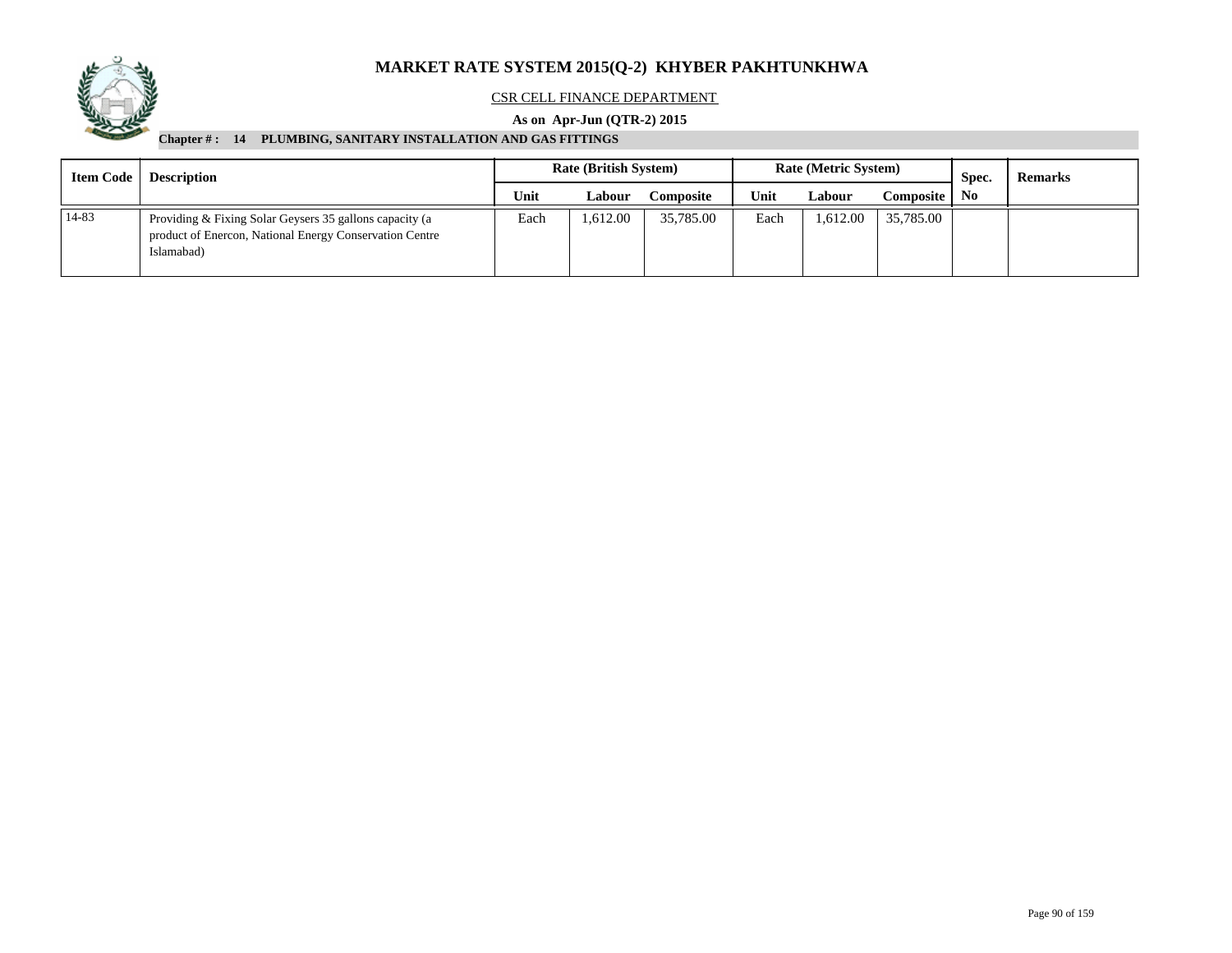# MARKET RATE SYSTEM 2015(Q-2) KHYBER PAKHTUNKHWA

CSR CELL FINANCE DEPARTMENT

**As on Apr-Jun (QTR-2) 2015**

**Chapter # : 14 PLUMBING, SANITARY INSTALLATION AND GAS FITTINGS**

| Item Code | Description | Rate (British System) | | | Rate (Metric System) | | | Spec. No | Remarks |
|---|---|---|---|---|---|---|---|---|---|
| | | Unit | Labour | Composite | Unit | Labour | Composite | | |
| 14-83 | Providing & Fixing Solar Geysers 35 gallons capacity (a product of Enercon, National Energy Conservation Centre Islamabad) | Each | 1,612.00 | 35,785.00 | Each | 1,612.00 | 35,785.00 | | |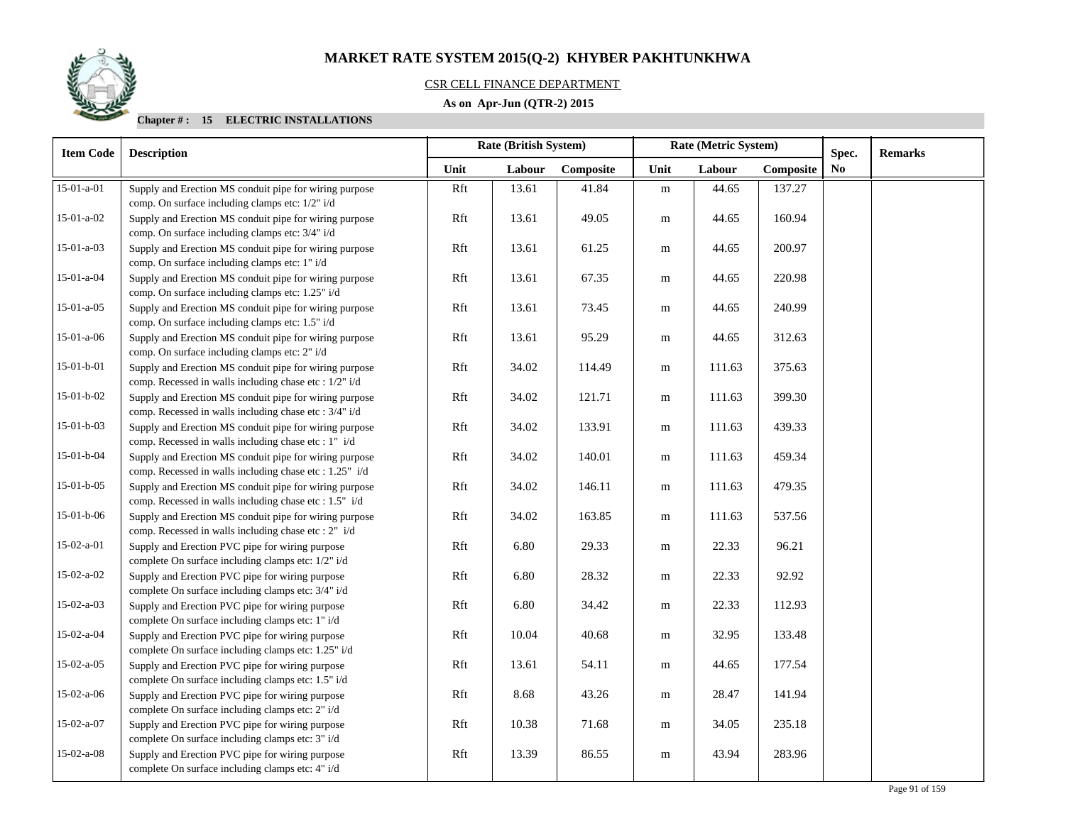# MARKET RATE SYSTEM 2015(Q-2) KHYBER PAKHTUNKHWA

CSR CELL FINANCE DEPARTMENT

**As on Apr-Jun (QTR-2) 2015**

**Chapter # : 15 ELECTRIC INSTALLATIONS**

| Item Code | Description | Rate (British System) | | | Rate (Metric System) | | | Spec. No | Remarks |
|---|---|---|---|---|---|---|---|---|---|
| | | Unit | Labour | Composite | Unit | Labour | Composite | | |
| 15-01-a-01 | Supply and Erection MS conduit pipe for wiring purpose comp. On surface including clamps etc: 1/2" i/d | Rft | 13.61 | 41.84 | m | 44.65 | 137.27 | | |
| 15-01-a-02 | Supply and Erection MS conduit pipe for wiring purpose comp. On surface including clamps etc: 3/4" i/d | Rft | 13.61 | 49.05 | m | 44.65 | 160.94 | | |
| 15-01-a-03 | Supply and Erection MS conduit pipe for wiring purpose comp. On surface including clamps etc: 1" i/d | Rft | 13.61 | 61.25 | m | 44.65 | 200.97 | | |
| 15-01-a-04 | Supply and Erection MS conduit pipe for wiring purpose comp. On surface including clamps etc: 1.25" i/d | Rft | 13.61 | 67.35 | m | 44.65 | 220.98 | | |
| 15-01-a-05 | Supply and Erection MS conduit pipe for wiring purpose comp. On surface including clamps etc: 1.5" i/d | Rft | 13.61 | 73.45 | m | 44.65 | 240.99 | | |
| 15-01-a-06 | Supply and Erection MS conduit pipe for wiring purpose comp. On surface including clamps etc: 2" i/d | Rft | 13.61 | 95.29 | m | 44.65 | 312.63 | | |
| 15-01-b-01 | Supply and Erection MS conduit pipe for wiring purpose comp. Recessed in walls including chase etc : 1/2" i/d | Rft | 34.02 | 114.49 | m | 111.63 | 375.63 | | |
| 15-01-b-02 | Supply and Erection MS conduit pipe for wiring purpose comp. Recessed in walls including chase etc : 3/4" i/d | Rft | 34.02 | 121.71 | m | 111.63 | 399.30 | | |
| 15-01-b-03 | Supply and Erection MS conduit pipe for wiring purpose comp. Recessed in walls including chase etc : 1" i/d | Rft | 34.02 | 133.91 | m | 111.63 | 439.33 | | |
| 15-01-b-04 | Supply and Erection MS conduit pipe for wiring purpose comp. Recessed in walls including chase etc : 1.25" i/d | Rft | 34.02 | 140.01 | m | 111.63 | 459.34 | | |
| 15-01-b-05 | Supply and Erection MS conduit pipe for wiring purpose comp. Recessed in walls including chase etc : 1.5" i/d | Rft | 34.02 | 146.11 | m | 111.63 | 479.35 | | |
| 15-01-b-06 | Supply and Erection MS conduit pipe for wiring purpose comp. Recessed in walls including chase etc : 2" i/d | Rft | 34.02 | 163.85 | m | 111.63 | 537.56 | | |
| 15-02-a-01 | Supply and Erection PVC pipe for wiring purpose complete On surface including clamps etc: 1/2" i/d | Rft | 6.80 | 29.33 | m | 22.33 | 96.21 | | |
| 15-02-a-02 | Supply and Erection PVC pipe for wiring purpose complete On surface including clamps etc: 3/4" i/d | Rft | 6.80 | 28.32 | m | 22.33 | 92.92 | | |
| 15-02-a-03 | Supply and Erection PVC pipe for wiring purpose complete On surface including clamps etc: 1" i/d | Rft | 6.80 | 34.42 | m | 22.33 | 112.93 | | |
| 15-02-a-04 | Supply and Erection PVC pipe for wiring purpose complete On surface including clamps etc: 1.25" i/d | Rft | 10.04 | 40.68 | m | 32.95 | 133.48 | | |
| 15-02-a-05 | Supply and Erection PVC pipe for wiring purpose complete On surface including clamps etc: 1.5" i/d | Rft | 13.61 | 54.11 | m | 44.65 | 177.54 | | |
| 15-02-a-06 | Supply and Erection PVC pipe for wiring purpose complete On surface including clamps etc: 2" i/d | Rft | 8.68 | 43.26 | m | 28.47 | 141.94 | | |
| 15-02-a-07 | Supply and Erection PVC pipe for wiring purpose complete On surface including clamps etc: 3" i/d | Rft | 10.38 | 71.68 | m | 34.05 | 235.18 | | |
| 15-02-a-08 | Supply and Erection PVC pipe for wiring purpose complete On surface including clamps etc: 4" i/d | Rft | 13.39 | 86.55 | m | 43.94 | 283.96 | | |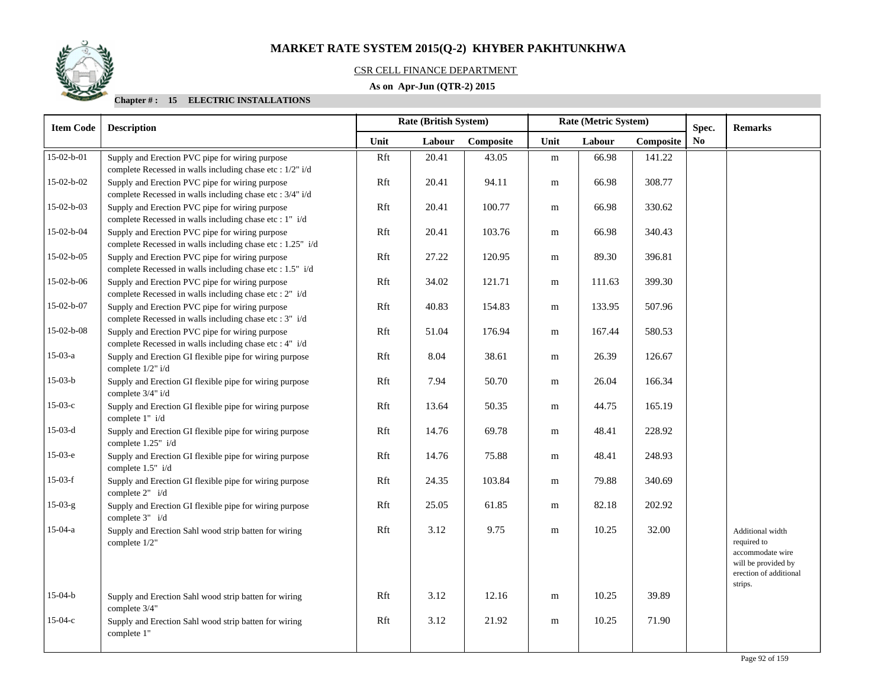# MARKET RATE SYSTEM 2015(Q-2) KHYBER PAKHTUNKHWA

CSR CELL FINANCE DEPARTMENT

**As on Apr-Jun (QTR-2) 2015**

**Chapter # : 15 ELECTRIC INSTALLATIONS**

| Item Code | Description | Rate (British System) | | | Rate (Metric System) | | | Spec. No | Remarks |
|---|---|---|---|---|---|---|---|---|---|
| | | Unit | Labour | Composite | Unit | Labour | Composite | | |
| 15-02-b-01 | Supply and Erection PVC pipe for wiring purpose complete Recessed in walls including chase etc : 1/2" i/d | Rft | 20.41 | 43.05 | m | 66.98 | 141.22 | | |
| 15-02-b-02 | Supply and Erection PVC pipe for wiring purpose complete Recessed in walls including chase etc : 3/4" i/d | Rft | 20.41 | 94.11 | m | 66.98 | 308.77 | | |
| 15-02-b-03 | Supply and Erection PVC pipe for wiring purpose complete Recessed in walls including chase etc : 1" i/d | Rft | 20.41 | 100.77 | m | 66.98 | 330.62 | | |
| 15-02-b-04 | Supply and Erection PVC pipe for wiring purpose complete Recessed in walls including chase etc : 1.25" i/d | Rft | 20.41 | 103.76 | m | 66.98 | 340.43 | | |
| 15-02-b-05 | Supply and Erection PVC pipe for wiring purpose complete Recessed in walls including chase etc : 1.5" i/d | Rft | 27.22 | 120.95 | m | 89.30 | 396.81 | | |
| 15-02-b-06 | Supply and Erection PVC pipe for wiring purpose complete Recessed in walls including chase etc : 2" i/d | Rft | 34.02 | 121.71 | m | 111.63 | 399.30 | | |
| 15-02-b-07 | Supply and Erection PVC pipe for wiring purpose complete Recessed in walls including chase etc : 3" i/d | Rft | 40.83 | 154.83 | m | 133.95 | 507.96 | | |
| 15-02-b-08 | Supply and Erection PVC pipe for wiring purpose complete Recessed in walls including chase etc : 4" i/d | Rft | 51.04 | 176.94 | m | 167.44 | 580.53 | | |
| 15-03-a | Supply and Erection GI flexible pipe for wiring purpose complete 1/2" i/d | Rft | 8.04 | 38.61 | m | 26.39 | 126.67 | | |
| 15-03-b | Supply and Erection GI flexible pipe for wiring purpose complete 3/4" i/d | Rft | 7.94 | 50.70 | m | 26.04 | 166.34 | | |
| 15-03-c | Supply and Erection GI flexible pipe for wiring purpose complete 1" i/d | Rft | 13.64 | 50.35 | m | 44.75 | 165.19 | | |
| 15-03-d | Supply and Erection GI flexible pipe for wiring purpose complete 1.25" i/d | Rft | 14.76 | 69.78 | m | 48.41 | 228.92 | | |
| 15-03-e | Supply and Erection GI flexible pipe for wiring purpose complete 1.5" i/d | Rft | 14.76 | 75.88 | m | 48.41 | 248.93 | | |
| 15-03-f | Supply and Erection GI flexible pipe for wiring purpose complete 2" i/d | Rft | 24.35 | 103.84 | m | 79.88 | 340.69 | | |
| 15-03-g | Supply and Erection GI flexible pipe for wiring purpose complete 3" i/d | Rft | 25.05 | 61.85 | m | 82.18 | 202.92 | | |
| 15-04-a | Supply and Erection Sahl wood strip batten for wiring complete 1/2" | Rft | 3.12 | 9.75 | m | 10.25 | 32.00 | | Additional width required to accommodate wire will be provided by erection of additional strips. |
| 15-04-b | Supply and Erection Sahl wood strip batten for wiring complete 3/4" | Rft | 3.12 | 12.16 | m | 10.25 | 39.89 | | |
| 15-04-c | Supply and Erection Sahl wood strip batten for wiring complete 1" | Rft | 3.12 | 21.92 | m | 10.25 | 71.90 | | |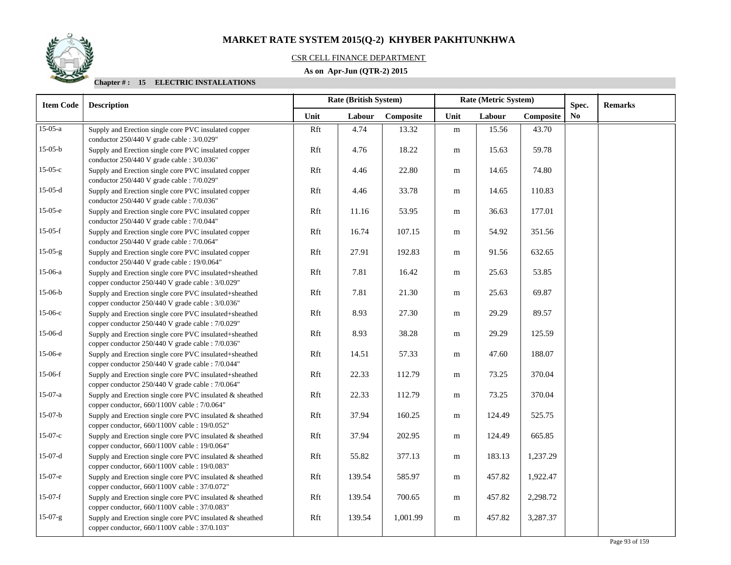# MARKET RATE SYSTEM 2015(Q-2) KHYBER PAKHTUNKHWA

CSR CELL FINANCE DEPARTMENT

**As on Apr-Jun (QTR-2) 2015**

**Chapter # : 15 ELECTRIC INSTALLATIONS**

| Item Code | Description | Rate (British System) | | | Rate (Metric System) | | | Spec. No | Remarks |
|---|---|---|---|---|---|---|---|---|---|
| | | Unit | Labour | Composite | Unit | Labour | Composite | | |
| 15-05-a | Supply and Erection single core PVC insulated copper conductor 250/440 V grade cable : 3/0.029" | Rft | 4.74 | 13.32 | m | 15.56 | 43.70 | | |
| 15-05-b | Supply and Erection single core PVC insulated copper conductor 250/440 V grade cable : 3/0.036" | Rft | 4.76 | 18.22 | m | 15.63 | 59.78 | | |
| 15-05-c | Supply and Erection single core PVC insulated copper conductor 250/440 V grade cable : 7/0.029" | Rft | 4.46 | 22.80 | m | 14.65 | 74.80 | | |
| 15-05-d | Supply and Erection single core PVC insulated copper conductor 250/440 V grade cable : 7/0.036" | Rft | 4.46 | 33.78 | m | 14.65 | 110.83 | | |
| 15-05-e | Supply and Erection single core PVC insulated copper conductor 250/440 V grade cable : 7/0.044" | Rft | 11.16 | 53.95 | m | 36.63 | 177.01 | | |
| 15-05-f | Supply and Erection single core PVC insulated copper conductor 250/440 V grade cable : 7/0.064" | Rft | 16.74 | 107.15 | m | 54.92 | 351.56 | | |
| 15-05-g | Supply and Erection single core PVC insulated copper conductor 250/440 V grade cable : 19/0.064" | Rft | 27.91 | 192.83 | m | 91.56 | 632.65 | | |
| 15-06-a | Supply and Erection single core PVC insulated+sheathed copper conductor 250/440 V grade cable : 3/0.029" | Rft | 7.81 | 16.42 | m | 25.63 | 53.85 | | |
| 15-06-b | Supply and Erection single core PVC insulated+sheathed copper conductor 250/440 V grade cable : 3/0.036" | Rft | 7.81 | 21.30 | m | 25.63 | 69.87 | | |
| 15-06-c | Supply and Erection single core PVC insulated+sheathed copper conductor 250/440 V grade cable : 7/0.029" | Rft | 8.93 | 27.30 | m | 29.29 | 89.57 | | |
| 15-06-d | Supply and Erection single core PVC insulated+sheathed copper conductor 250/440 V grade cable : 7/0.036" | Rft | 8.93 | 38.28 | m | 29.29 | 125.59 | | |
| 15-06-e | Supply and Erection single core PVC insulated+sheathed copper conductor 250/440 V grade cable : 7/0.044" | Rft | 14.51 | 57.33 | m | 47.60 | 188.07 | | |
| 15-06-f | Supply and Erection single core PVC insulated+sheathed copper conductor 250/440 V grade cable : 7/0.064" | Rft | 22.33 | 112.79 | m | 73.25 | 370.04 | | |
| 15-07-a | Supply and Erection single core PVC insulated & sheathed copper conductor, 660/1100V cable : 7/0.064" | Rft | 22.33 | 112.79 | m | 73.25 | 370.04 | | |
| 15-07-b | Supply and Erection single core PVC insulated & sheathed copper conductor, 660/1100V cable : 19/0.052" | Rft | 37.94 | 160.25 | m | 124.49 | 525.75 | | |
| 15-07-c | Supply and Erection single core PVC insulated & sheathed copper conductor, 660/1100V cable : 19/0.064" | Rft | 37.94 | 202.95 | m | 124.49 | 665.85 | | |
| 15-07-d | Supply and Erection single core PVC insulated & sheathed copper conductor, 660/1100V cable : 19/0.083" | Rft | 55.82 | 377.13 | m | 183.13 | 1,237.29 | | |
| 15-07-e | Supply and Erection single core PVC insulated & sheathed copper conductor, 660/1100V cable : 37/0.072" | Rft | 139.54 | 585.97 | m | 457.82 | 1,922.47 | | |
| 15-07-f | Supply and Erection single core PVC insulated & sheathed copper conductor, 660/1100V cable : 37/0.083" | Rft | 139.54 | 700.65 | m | 457.82 | 2,298.72 | | |
| 15-07-g | Supply and Erection single core PVC insulated & sheathed copper conductor, 660/1100V cable : 37/0.103" | Rft | 139.54 | 1,001.99 | m | 457.82 | 3,287.37 | | |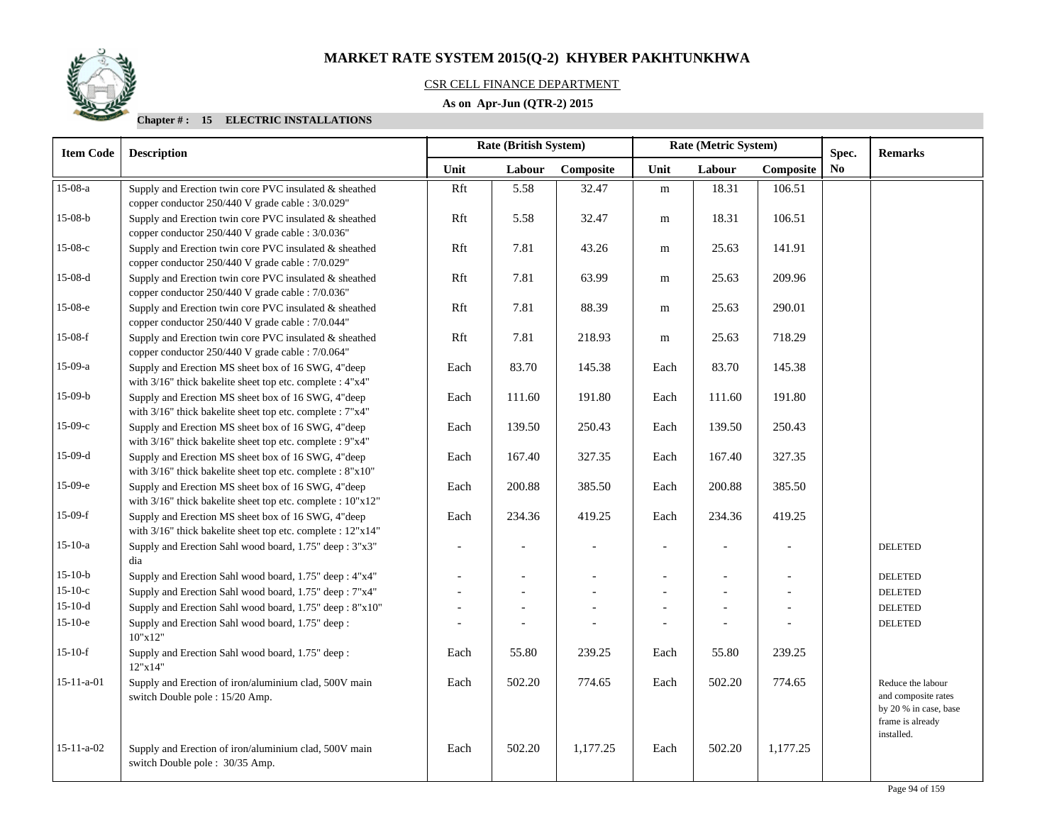# MARKET RATE SYSTEM 2015(Q-2) KHYBER PAKHTUNKHWA

CSR CELL FINANCE DEPARTMENT

**As on Apr-Jun (QTR-2) 2015**

**Chapter # : 15 ELECTRIC INSTALLATIONS**

| Item Code | Description | Rate (British System) | | | Rate (Metric System) | | | Spec. No | Remarks |
|---|---|---|---|---|---|---|---|---|---|
| | | Unit | Labour | Composite | Unit | Labour | Composite | | |
| 15-08-a | Supply and Erection twin core PVC insulated & sheathed copper conductor 250/440 V grade cable : 3/0.029" | Rft | 5.58 | 32.47 | m | 18.31 | 106.51 | | |
| 15-08-b | Supply and Erection twin core PVC insulated & sheathed copper conductor 250/440 V grade cable : 3/0.036" | Rft | 5.58 | 32.47 | m | 18.31 | 106.51 | | |
| 15-08-c | Supply and Erection twin core PVC insulated & sheathed copper conductor 250/440 V grade cable : 7/0.029" | Rft | 7.81 | 43.26 | m | 25.63 | 141.91 | | |
| 15-08-d | Supply and Erection twin core PVC insulated & sheathed copper conductor 250/440 V grade cable : 7/0.036" | Rft | 7.81 | 63.99 | m | 25.63 | 209.96 | | |
| 15-08-e | Supply and Erection twin core PVC insulated & sheathed copper conductor 250/440 V grade cable : 7/0.044" | Rft | 7.81 | 88.39 | m | 25.63 | 290.01 | | |
| 15-08-f | Supply and Erection twin core PVC insulated & sheathed copper conductor 250/440 V grade cable : 7/0.064" | Rft | 7.81 | 218.93 | m | 25.63 | 718.29 | | |
| 15-09-a | Supply and Erection MS sheet box of 16 SWG, 4"deep with 3/16" thick bakelite sheet top etc. complete : 4"x4" | Each | 83.70 | 145.38 | Each | 83.70 | 145.38 | | |
| 15-09-b | Supply and Erection MS sheet box of 16 SWG, 4"deep with 3/16" thick bakelite sheet top etc. complete : 7"x4" | Each | 111.60 | 191.80 | Each | 111.60 | 191.80 | | |
| 15-09-c | Supply and Erection MS sheet box of 16 SWG, 4"deep with 3/16" thick bakelite sheet top etc. complete : 9"x4" | Each | 139.50 | 250.43 | Each | 139.50 | 250.43 | | |
| 15-09-d | Supply and Erection MS sheet box of 16 SWG, 4"deep with 3/16" thick bakelite sheet top etc. complete : 8"x10" | Each | 167.40 | 327.35 | Each | 167.40 | 327.35 | | |
| 15-09-e | Supply and Erection MS sheet box of 16 SWG, 4"deep with 3/16" thick bakelite sheet top etc. complete : 10"x12" | Each | 200.88 | 385.50 | Each | 200.88 | 385.50 | | |
| 15-09-f | Supply and Erection MS sheet box of 16 SWG, 4"deep with 3/16" thick bakelite sheet top etc. complete : 12"x14" | Each | 234.36 | 419.25 | Each | 234.36 | 419.25 | | |
| 15-10-a | Supply and Erection Sahl wood board, 1.75" deep : 3"x3" dia | - | - | - | - | - | - | | DELETED |
| 15-10-b | Supply and Erection Sahl wood board, 1.75" deep : 4"x4" | - | - | - | - | - | - | | DELETED |
| 15-10-c | Supply and Erection Sahl wood board, 1.75" deep : 7"x4" | - | - | - | - | - | - | | DELETED |
| 15-10-d | Supply and Erection Sahl wood board, 1.75" deep : 8"x10" | - | - | - | - | - | - | | DELETED |
| 15-10-e | Supply and Erection Sahl wood board, 1.75" deep : 10"x12" | - | - | - | - | - | - | | DELETED |
| 15-10-f | Supply and Erection Sahl wood board, 1.75" deep : 12"x14" | Each | 55.80 | 239.25 | Each | 55.80 | 239.25 | | |
| 15-11-a-01 | Supply and Erection of iron/aluminium clad, 500V main switch Double pole : 15/20 Amp. | Each | 502.20 | 774.65 | Each | 502.20 | 774.65 | | Reduce the labour and composite rates by 20 % in case, base frame is already installed. |
| 15-11-a-02 | Supply and Erection of iron/aluminium clad, 500V main switch Double pole : 30/35 Amp. | Each | 502.20 | 1,177.25 | Each | 502.20 | 1,177.25 | | |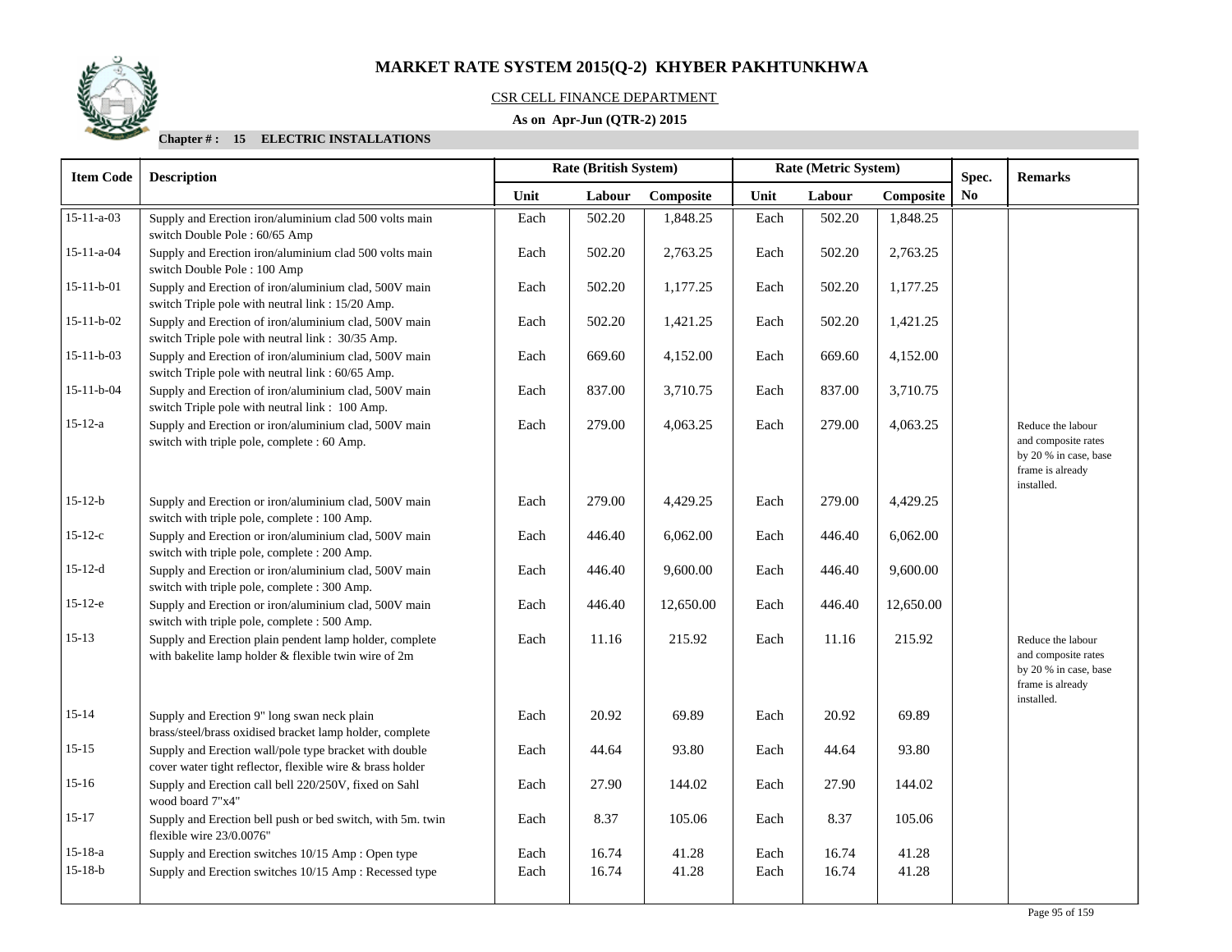# MARKET RATE SYSTEM 2015(Q-2) KHYBER PAKHTUNKHWA

CSR CELL FINANCE DEPARTMENT

**As on Apr-Jun (QTR-2) 2015**

**Chapter # : 15 ELECTRIC INSTALLATIONS**

| Item Code | Description | Rate (British System) | | | Rate (Metric System) | | | Spec. | Remarks |
|---|---|---|---|---|---|---|---|---|---|
| | | Unit | Labour | Composite | Unit | Labour | Composite | No | |
| 15-11-a-03 | Supply and Erection iron/aluminium clad 500 volts main switch Double Pole : 60/65 Amp | Each | 502.20 | 1,848.25 | Each | 502.20 | 1,848.25 | | |
| 15-11-a-04 | Supply and Erection iron/aluminium clad 500 volts main switch Double Pole : 100 Amp | Each | 502.20 | 2,763.25 | Each | 502.20 | 2,763.25 | | |
| 15-11-b-01 | Supply and Erection of iron/aluminium clad, 500V main switch Triple pole with neutral link : 15/20 Amp. | Each | 502.20 | 1,177.25 | Each | 502.20 | 1,177.25 | | |
| 15-11-b-02 | Supply and Erection of iron/aluminium clad, 500V main switch Triple pole with neutral link : 30/35 Amp. | Each | 502.20 | 1,421.25 | Each | 502.20 | 1,421.25 | | |
| 15-11-b-03 | Supply and Erection of iron/aluminium clad, 500V main switch Triple pole with neutral link : 60/65 Amp. | Each | 669.60 | 4,152.00 | Each | 669.60 | 4,152.00 | | |
| 15-11-b-04 | Supply and Erection of iron/aluminium clad, 500V main switch Triple pole with neutral link : 100 Amp. | Each | 837.00 | 3,710.75 | Each | 837.00 | 3,710.75 | | |
| 15-12-a | Supply and Erection or iron/aluminium clad, 500V main switch with triple pole, complete : 60 Amp. | Each | 279.00 | 4,063.25 | Each | 279.00 | 4,063.25 | | Reduce the labour and composite rates by 20 % in case, base frame is already installed. |
| 15-12-b | Supply and Erection or iron/aluminium clad, 500V main switch with triple pole, complete : 100 Amp. | Each | 279.00 | 4,429.25 | Each | 279.00 | 4,429.25 | | |
| 15-12-c | Supply and Erection or iron/aluminium clad, 500V main switch with triple pole, complete : 200 Amp. | Each | 446.40 | 6,062.00 | Each | 446.40 | 6,062.00 | | |
| 15-12-d | Supply and Erection or iron/aluminium clad, 500V main switch with triple pole, complete : 300 Amp. | Each | 446.40 | 9,600.00 | Each | 446.40 | 9,600.00 | | |
| 15-12-e | Supply and Erection or iron/aluminium clad, 500V main switch with triple pole, complete : 500 Amp. | Each | 446.40 | 12,650.00 | Each | 446.40 | 12,650.00 | | |
| 15-13 | Supply and Erection plain pendent lamp holder, complete with bakelite lamp holder & flexible twin wire of 2m | Each | 11.16 | 215.92 | Each | 11.16 | 215.92 | | Reduce the labour and composite rates by 20 % in case, base frame is already installed. |
| 15-14 | Supply and Erection 9" long swan neck plain brass/steel/brass oxidised bracket lamp holder, complete | Each | 20.92 | 69.89 | Each | 20.92 | 69.89 | | |
| 15-15 | Supply and Erection wall/pole type bracket with double cover water tight reflector, flexible wire & brass holder | Each | 44.64 | 93.80 | Each | 44.64 | 93.80 | | |
| 15-16 | Supply and Erection call bell 220/250V, fixed on Sahl wood board 7"x4" | Each | 27.90 | 144.02 | Each | 27.90 | 144.02 | | |
| 15-17 | Supply and Erection bell push or bed switch, with 5m. twin flexible wire 23/0.0076" | Each | 8.37 | 105.06 | Each | 8.37 | 105.06 | | |
| 15-18-a | Supply and Erection switches 10/15 Amp : Open type | Each | 16.74 | 41.28 | Each | 16.74 | 41.28 | | |
| 15-18-b | Supply and Erection switches 10/15 Amp : Recessed type | Each | 16.74 | 41.28 | Each | 16.74 | 41.28 | | |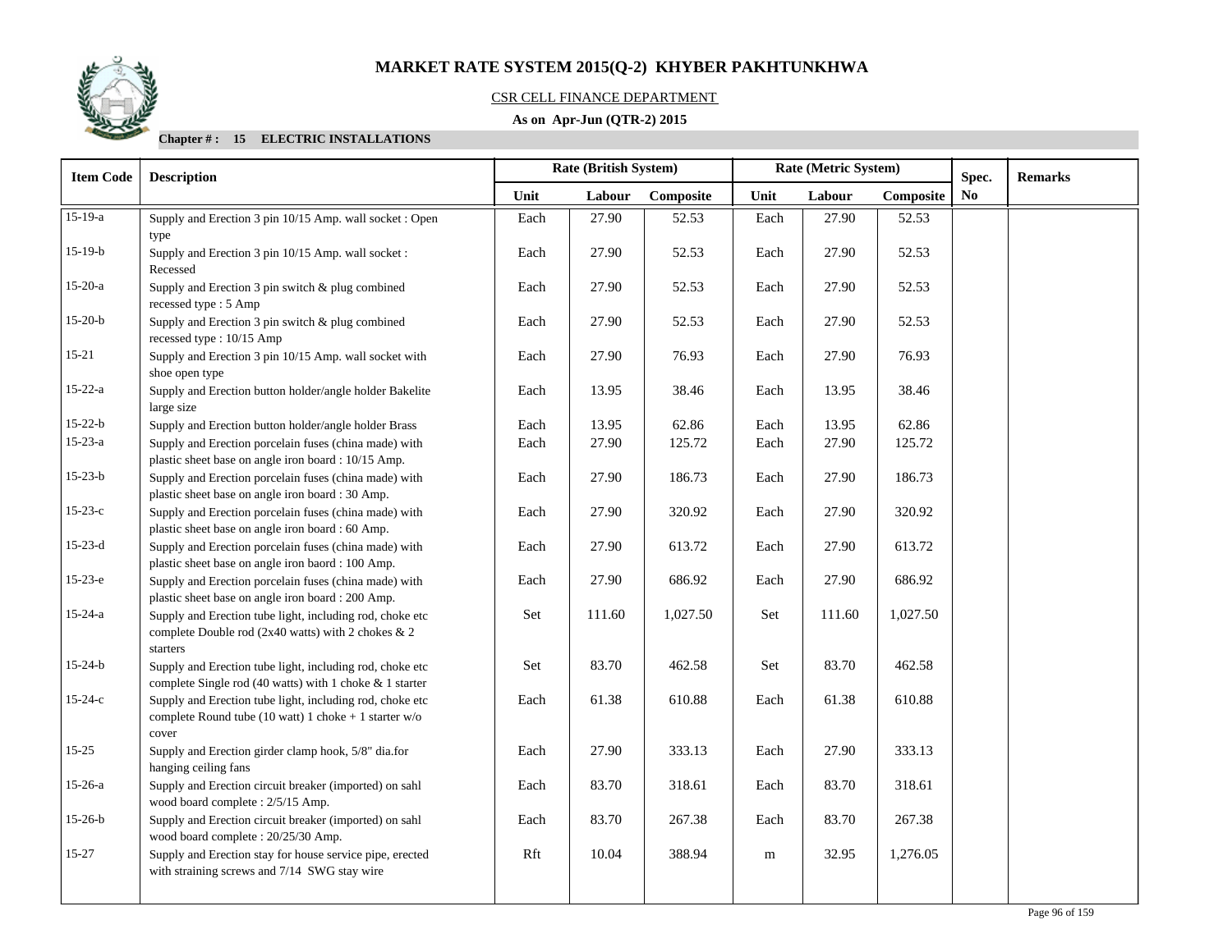# MARKET RATE SYSTEM 2015(Q-2) KHYBER PAKHTUNKHWA

CSR CELL FINANCE DEPARTMENT

**As on Apr-Jun (QTR-2) 2015**

**Chapter # : 15 ELECTRIC INSTALLATIONS**

| Item Code | Description | Rate (British System) | | | Rate (Metric System) | | | Spec. No | Remarks |
|---|---|---|---|---|---|---|---|---|---|
| | | Unit | Labour | Composite | Unit | Labour | Composite | | |
| 15-19-a | Supply and Erection 3 pin 10/15 Amp. wall socket : Open type | Each | 27.90 | 52.53 | Each | 27.90 | 52.53 | | |
| 15-19-b | Supply and Erection 3 pin 10/15 Amp. wall socket : Recessed | Each | 27.90 | 52.53 | Each | 27.90 | 52.53 | | |
| 15-20-a | Supply and Erection 3 pin switch & plug combined recessed type : 5 Amp | Each | 27.90 | 52.53 | Each | 27.90 | 52.53 | | |
| 15-20-b | Supply and Erection 3 pin switch & plug combined recessed type : 10/15 Amp | Each | 27.90 | 52.53 | Each | 27.90 | 52.53 | | |
| 15-21 | Supply and Erection 3 pin 10/15 Amp. wall socket with shoe open type | Each | 27.90 | 76.93 | Each | 27.90 | 76.93 | | |
| 15-22-a | Supply and Erection button holder/angle holder Bakelite large size | Each | 13.95 | 38.46 | Each | 13.95 | 38.46 | | |
| 15-22-b | Supply and Erection button holder/angle holder Brass | Each | 13.95 | 62.86 | Each | 13.95 | 62.86 | | |
| 15-23-a | Supply and Erection porcelain fuses (china made) with plastic sheet base on angle iron board : 10/15 Amp. | Each | 27.90 | 125.72 | Each | 27.90 | 125.72 | | |
| 15-23-b | Supply and Erection porcelain fuses (china made) with plastic sheet base on angle iron board : 30 Amp. | Each | 27.90 | 186.73 | Each | 27.90 | 186.73 | | |
| 15-23-c | Supply and Erection porcelain fuses (china made) with plastic sheet base on angle iron board : 60 Amp. | Each | 27.90 | 320.92 | Each | 27.90 | 320.92 | | |
| 15-23-d | Supply and Erection porcelain fuses (china made) with plastic sheet base on angle iron baord : 100 Amp. | Each | 27.90 | 613.72 | Each | 27.90 | 613.72 | | |
| 15-23-e | Supply and Erection porcelain fuses (china made) with plastic sheet base on angle iron board : 200 Amp. | Each | 27.90 | 686.92 | Each | 27.90 | 686.92 | | |
| 15-24-a | Supply and Erection tube light, including rod, choke etc complete Double rod (2x40 watts) with 2 chokes & 2 starters | Set | 111.60 | 1,027.50 | Set | 111.60 | 1,027.50 | | |
| 15-24-b | Supply and Erection tube light, including rod, choke etc complete Single rod (40 watts) with 1 choke & 1 starter | Set | 83.70 | 462.58 | Set | 83.70 | 462.58 | | |
| 15-24-c | Supply and Erection tube light, including rod, choke etc complete Round tube (10 watt) 1 choke + 1 starter w/o cover | Each | 61.38 | 610.88 | Each | 61.38 | 610.88 | | |
| 15-25 | Supply and Erection girder clamp hook, 5/8" dia.for hanging ceiling fans | Each | 27.90 | 333.13 | Each | 27.90 | 333.13 | | |
| 15-26-a | Supply and Erection circuit breaker (imported) on sahl wood board complete : 2/5/15 Amp. | Each | 83.70 | 318.61 | Each | 83.70 | 318.61 | | |
| 15-26-b | Supply and Erection circuit breaker (imported) on sahl wood board complete : 20/25/30 Amp. | Each | 83.70 | 267.38 | Each | 83.70 | 267.38 | | |
| 15-27 | Supply and Erection stay for house service pipe, erected with straining screws and 7/14 SWG stay wire | Rft | 10.04 | 388.94 | m | 32.95 | 1,276.05 | | |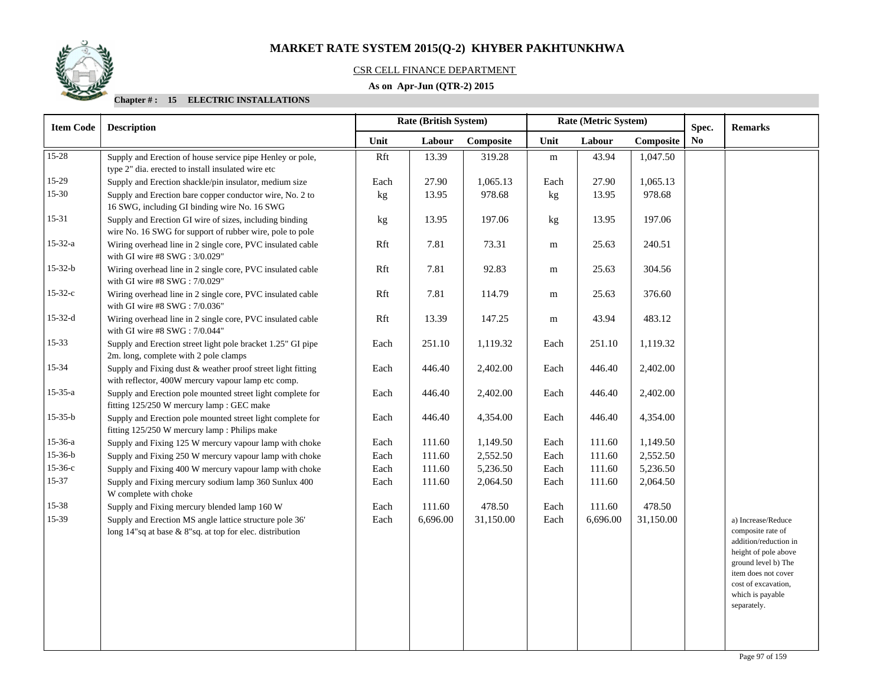# MARKET RATE SYSTEM 2015(Q-2) KHYBER PAKHTUNKHWA

CSR CELL FINANCE DEPARTMENT

**As on Apr-Jun (QTR-2) 2015**

**Chapter # : 15 ELECTRIC INSTALLATIONS**

| Item Code | Description | Rate (British System) | | | Rate (Metric System) | | | Spec. No | Remarks |
|---|---|---|---|---|---|---|---|---|---|
| | | Unit | Labour | Composite | Unit | Labour | Composite | | |
| 15-28 | Supply and Erection of house service pipe Henley or pole, type 2" dia. erected to install insulated wire etc | Rft | 13.39 | 319.28 | m | 43.94 | 1,047.50 | | |
| 15-29 | Supply and Erection shackle/pin insulator, medium size | Each | 27.90 | 1,065.13 | Each | 27.90 | 1,065.13 | | |
| 15-30 | Supply and Erection bare copper conductor wire, No. 2 to 16 SWG, including GI binding wire No. 16 SWG | kg | 13.95 | 978.68 | kg | 13.95 | 978.68 | | |
| 15-31 | Supply and Erection GI wire of sizes, including binding wire No. 16 SWG for support of rubber wire, pole to pole | kg | 13.95 | 197.06 | kg | 13.95 | 197.06 | | |
| 15-32-a | Wiring overhead line in 2 single core, PVC insulated cable with GI wire #8 SWG : 3/0.029" | Rft | 7.81 | 73.31 | m | 25.63 | 240.51 | | |
| 15-32-b | Wiring overhead line in 2 single core, PVC insulated cable with GI wire #8 SWG : 7/0.029" | Rft | 7.81 | 92.83 | m | 25.63 | 304.56 | | |
| 15-32-c | Wiring overhead line in 2 single core, PVC insulated cable with GI wire #8 SWG : 7/0.036" | Rft | 7.81 | 114.79 | m | 25.63 | 376.60 | | |
| 15-32-d | Wiring overhead line in 2 single core, PVC insulated cable with GI wire #8 SWG : 7/0.044" | Rft | 13.39 | 147.25 | m | 43.94 | 483.12 | | |
| 15-33 | Supply and Erection street light pole bracket 1.25" GI pipe 2m. long, complete with 2 pole clamps | Each | 251.10 | 1,119.32 | Each | 251.10 | 1,119.32 | | |
| 15-34 | Supply and Fixing dust & weather proof street light fitting with reflector, 400W mercury vapour lamp etc comp. | Each | 446.40 | 2,402.00 | Each | 446.40 | 2,402.00 | | |
| 15-35-a | Supply and Erection pole mounted street light complete for fitting 125/250 W mercury lamp : GEC make | Each | 446.40 | 2,402.00 | Each | 446.40 | 2,402.00 | | |
| 15-35-b | Supply and Erection pole mounted street light complete for fitting 125/250 W mercury lamp : Philips make | Each | 446.40 | 4,354.00 | Each | 446.40 | 4,354.00 | | |
| 15-36-a | Supply and Fixing 125 W mercury vapour lamp with choke | Each | 111.60 | 1,149.50 | Each | 111.60 | 1,149.50 | | |
| 15-36-b | Supply and Fixing 250 W mercury vapour lamp with choke | Each | 111.60 | 2,552.50 | Each | 111.60 | 2,552.50 | | |
| 15-36-c | Supply and Fixing 400 W mercury vapour lamp with choke | Each | 111.60 | 5,236.50 | Each | 111.60 | 5,236.50 | | |
| 15-37 | Supply and Fixing mercury sodium lamp 360 Sunlux 400 W complete with choke | Each | 111.60 | 2,064.50 | Each | 111.60 | 2,064.50 | | |
| 15-38 | Supply and Fixing mercury blended lamp 160 W | Each | 111.60 | 478.50 | Each | 111.60 | 478.50 | | |
| 15-39 | Supply and Erection MS angle lattice structure pole 36' long 14"sq at base & 8"sq. at top for elec. distribution | Each | 6,696.00 | 31,150.00 | Each | 6,696.00 | 31,150.00 | | a) Increase/Reduce composite rate of addition/reduction in height of pole above ground level b) The item does not cover cost of excavation, which is payable separately. |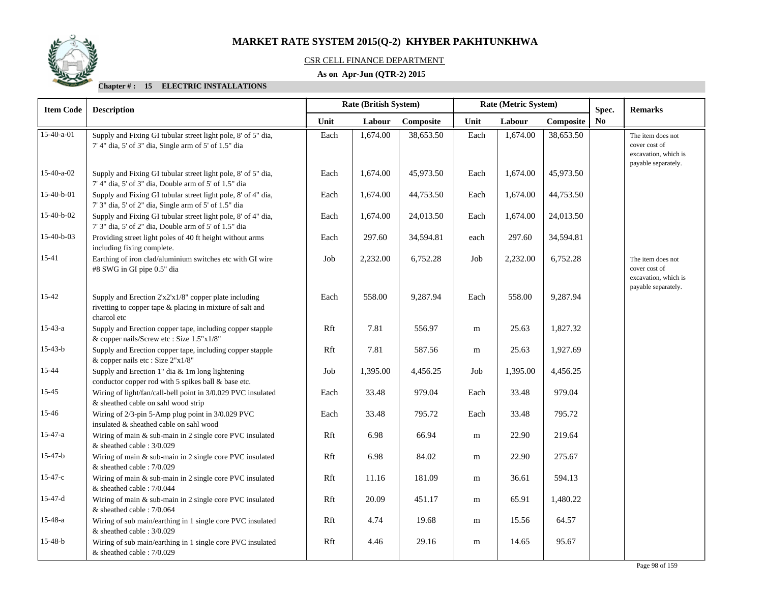# MARKET RATE SYSTEM 2015(Q-2) KHYBER PAKHTUNKHWA

CSR CELL FINANCE DEPARTMENT

**As on Apr-Jun (QTR-2) 2015**

**Chapter # : 15 ELECTRIC INSTALLATIONS**

| Item Code | Description | Rate (British System) | | | Rate (Metric System) | | | Spec. No | Remarks |
|---|---|---|---|---|---|---|---|---|---|
| | | Unit | Labour | Composite | Unit | Labour | Composite | | |
| 15-40-a-01 | Supply and Fixing GI tubular street light pole, 8' of 5" dia, 7' 4" dia, 5' of 3" dia, Single arm of 5' of 1.5" dia | Each | 1,674.00 | 38,653.50 | Each | 1,674.00 | 38,653.50 | | The item does not cover cost of excavation, which is payable separately. |
| 15-40-a-02 | Supply and Fixing GI tubular street light pole, 8' of 5" dia, 7' 4" dia, 5' of 3" dia, Double arm of 5' of 1.5" dia | Each | 1,674.00 | 45,973.50 | Each | 1,674.00 | 45,973.50 | | |
| 15-40-b-01 | Supply and Fixing GI tubular street light pole, 8' of 4" dia, 7' 3" dia, 5' of 2" dia, Single arm of 5' of 1.5" dia | Each | 1,674.00 | 44,753.50 | Each | 1,674.00 | 44,753.50 | | |
| 15-40-b-02 | Supply and Fixing GI tubular street light pole, 8' of 4" dia, 7' 3" dia, 5' of 2" dia, Double arm of 5' of 1.5" dia | Each | 1,674.00 | 24,013.50 | Each | 1,674.00 | 24,013.50 | | |
| 15-40-b-03 | Providing street light poles of 40 ft height without arms including fixing complete. | Each | 297.60 | 34,594.81 | each | 297.60 | 34,594.81 | | |
| 15-41 | Earthing of iron clad/aluminium switches etc with GI wire #8 SWG in GI pipe 0.5" dia | Job | 2,232.00 | 6,752.28 | Job | 2,232.00 | 6,752.28 | | The item does not cover cost of excavation, which is payable separately. |
| 15-42 | Supply and Erection 2'x2'x1/8" copper plate including rivetting to copper tape & placing in mixture of salt and charcol etc | Each | 558.00 | 9,287.94 | Each | 558.00 | 9,287.94 | | |
| 15-43-a | Supply and Erection copper tape, including copper stapple & copper nails/Screw etc : Size 1.5"x1/8" | Rft | 7.81 | 556.97 | m | 25.63 | 1,827.32 | | |
| 15-43-b | Supply and Erection copper tape, including copper stapple & copper nails etc : Size 2"x1/8" | Rft | 7.81 | 587.56 | m | 25.63 | 1,927.69 | | |
| 15-44 | Supply and Erection 1" dia & 1m long lightening conductor copper rod with 5 spikes ball & base etc. | Job | 1,395.00 | 4,456.25 | Job | 1,395.00 | 4,456.25 | | |
| 15-45 | Wiring of light/fan/call-bell point in 3/0.029 PVC insulated & sheathed cable on sahl wood strip | Each | 33.48 | 979.04 | Each | 33.48 | 979.04 | | |
| 15-46 | Wiring of 2/3-pin 5-Amp plug point in 3/0.029 PVC insulated & sheathed cable on sahl wood | Each | 33.48 | 795.72 | Each | 33.48 | 795.72 | | |
| 15-47-a | Wiring of main & sub-main in 2 single core PVC insulated & sheathed cable : 3/0.029 | Rft | 6.98 | 66.94 | m | 22.90 | 219.64 | | |
| 15-47-b | Wiring of main & sub-main in 2 single core PVC insulated & sheathed cable : 7/0.029 | Rft | 6.98 | 84.02 | m | 22.90 | 275.67 | | |
| 15-47-c | Wiring of main & sub-main in 2 single core PVC insulated & sheathed cable : 7/0.044 | Rft | 11.16 | 181.09 | m | 36.61 | 594.13 | | |
| 15-47-d | Wiring of main & sub-main in 2 single core PVC insulated & sheathed cable : 7/0.064 | Rft | 20.09 | 451.17 | m | 65.91 | 1,480.22 | | |
| 15-48-a | Wiring of sub main/earthing in 1 single core PVC insulated & sheathed cable : 3/0.029 | Rft | 4.74 | 19.68 | m | 15.56 | 64.57 | | |
| 15-48-b | Wiring of sub main/earthing in 1 single core PVC insulated & sheathed cable : 7/0.029 | Rft | 4.46 | 29.16 | m | 14.65 | 95.67 | | |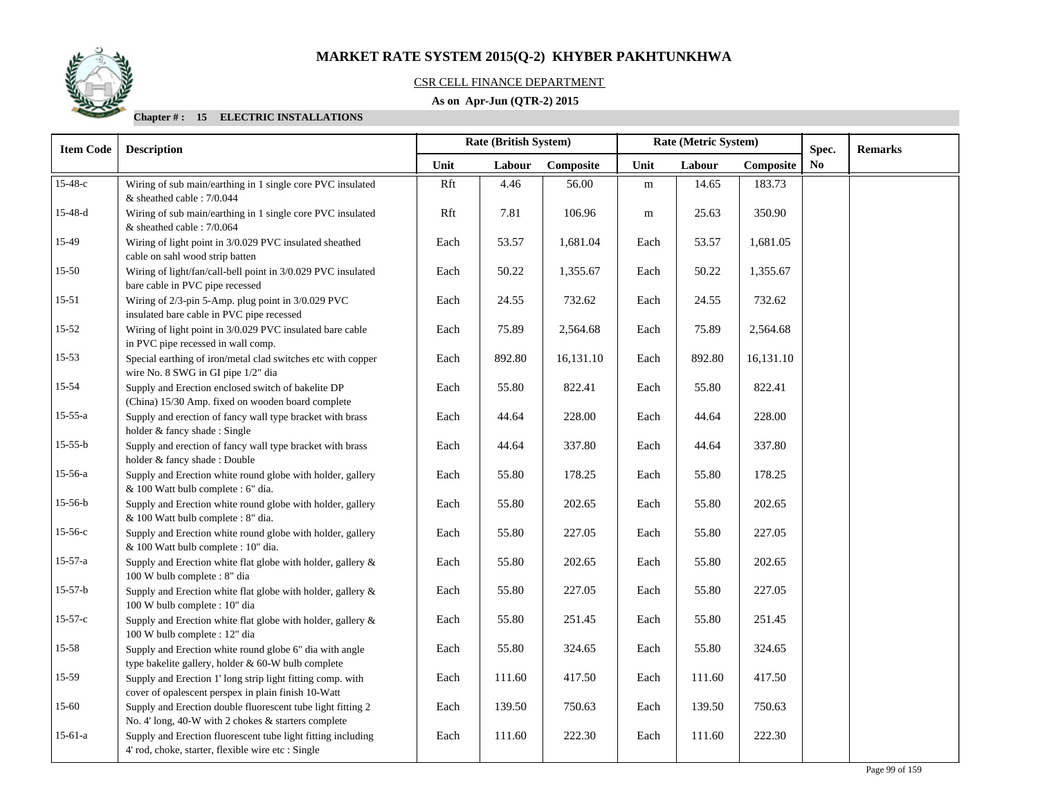# MARKET RATE SYSTEM 2015(Q-2) KHYBER PAKHTUNKHWA

CSR CELL FINANCE DEPARTMENT

**As on Apr-Jun (QTR-2) 2015**

**Chapter # : 15 ELECTRIC INSTALLATIONS**

| Item Code | Description | Rate (British System) | | | Rate (Metric System) | | | Spec. No | Remarks |
|---|---|---|---|---|---|---|---|---|---|
| | | Unit | Labour | Composite | Unit | Labour | Composite | | |
| 15-48-c | Wiring of sub main/earthing in 1 single core PVC insulated & sheathed cable : 7/0.044 | Rft | 4.46 | 56.00 | m | 14.65 | 183.73 | | |
| 15-48-d | Wiring of sub main/earthing in 1 single core PVC insulated & sheathed cable : 7/0.064 | Rft | 7.81 | 106.96 | m | 25.63 | 350.90 | | |
| 15-49 | Wiring of light point in 3/0.029 PVC insulated sheathed cable on sahl wood strip batten | Each | 53.57 | 1,681.04 | Each | 53.57 | 1,681.05 | | |
| 15-50 | Wiring of light/fan/call-bell point in 3/0.029 PVC insulated bare cable in PVC pipe recessed | Each | 50.22 | 1,355.67 | Each | 50.22 | 1,355.67 | | |
| 15-51 | Wiring of 2/3-pin 5-Amp. plug point in 3/0.029 PVC insulated bare cable in PVC pipe recessed | Each | 24.55 | 732.62 | Each | 24.55 | 732.62 | | |
| 15-52 | Wiring of light point in 3/0.029 PVC insulated bare cable in PVC pipe recessed in wall comp. | Each | 75.89 | 2,564.68 | Each | 75.89 | 2,564.68 | | |
| 15-53 | Special earthing of iron/metal clad switches etc with copper wire No. 8 SWG in GI pipe 1/2" dia | Each | 892.80 | 16,131.10 | Each | 892.80 | 16,131.10 | | |
| 15-54 | Supply and Erection enclosed switch of bakelite DP (China) 15/30 Amp. fixed on wooden board complete | Each | 55.80 | 822.41 | Each | 55.80 | 822.41 | | |
| 15-55-a | Supply and erection of fancy wall type bracket with brass holder & fancy shade : Single | Each | 44.64 | 228.00 | Each | 44.64 | 228.00 | | |
| 15-55-b | Supply and erection of fancy wall type bracket with brass holder & fancy shade : Double | Each | 44.64 | 337.80 | Each | 44.64 | 337.80 | | |
| 15-56-a | Supply and Erection white round globe with holder, gallery & 100 Watt bulb complete : 6" dia. | Each | 55.80 | 178.25 | Each | 55.80 | 178.25 | | |
| 15-56-b | Supply and Erection white round globe with holder, gallery & 100 Watt bulb complete : 8" dia. | Each | 55.80 | 202.65 | Each | 55.80 | 202.65 | | |
| 15-56-c | Supply and Erection white round globe with holder, gallery & 100 Watt bulb complete : 10" dia. | Each | 55.80 | 227.05 | Each | 55.80 | 227.05 | | |
| 15-57-a | Supply and Erection white flat globe with holder, gallery & 100 W bulb complete : 8" dia | Each | 55.80 | 202.65 | Each | 55.80 | 202.65 | | |
| 15-57-b | Supply and Erection white flat globe with holder, gallery & 100 W bulb complete : 10" dia | Each | 55.80 | 227.05 | Each | 55.80 | 227.05 | | |
| 15-57-c | Supply and Erection white flat globe with holder, gallery & 100 W bulb complete : 12" dia | Each | 55.80 | 251.45 | Each | 55.80 | 251.45 | | |
| 15-58 | Supply and Erection white round globe 6" dia with angle type bakelite gallery, holder & 60-W bulb complete | Each | 55.80 | 324.65 | Each | 55.80 | 324.65 | | |
| 15-59 | Supply and Erection 1' long strip light fitting comp. with cover of opalescent perspex in plain finish 10-Watt | Each | 111.60 | 417.50 | Each | 111.60 | 417.50 | | |
| 15-60 | Supply and Erection double fluorescent tube light fitting 2 No. 4' long, 40-W with 2 chokes & starters complete | Each | 139.50 | 750.63 | Each | 139.50 | 750.63 | | |
| 15-61-a | Supply and Erection fluorescent tube light fitting including 4' rod, choke, starter, flexible wire etc : Single | Each | 111.60 | 222.30 | Each | 111.60 | 222.30 | | |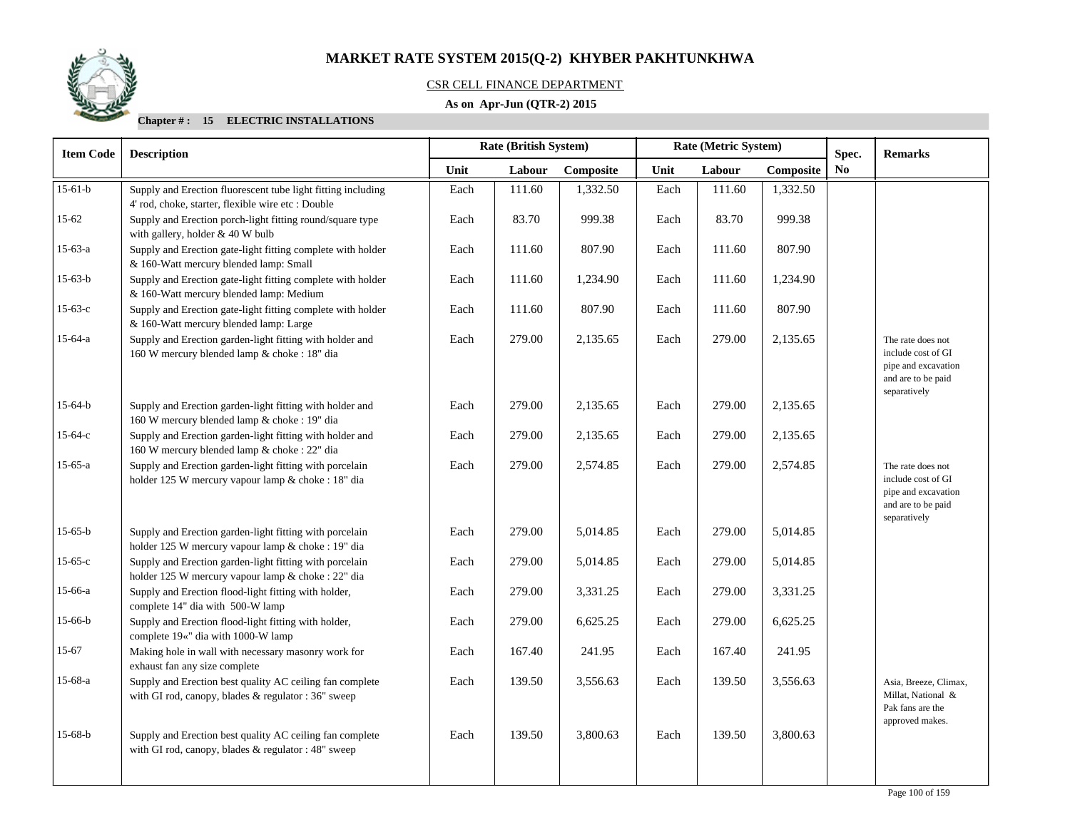# MARKET RATE SYSTEM 2015(Q-2) KHYBER PAKHTUNKHWA

CSR CELL FINANCE DEPARTMENT

**As on Apr-Jun (QTR-2) 2015**

**Chapter # : 15 ELECTRIC INSTALLATIONS**

| Item Code | Description | Rate (British System) | | | Rate (Metric System) | | | Spec. | Remarks |
|---|---|---|---|---|---|---|---|---|---|
| | | Unit | Labour | Composite | Unit | Labour | Composite | No | |
| 15-61-b | Supply and Erection fluorescent tube light fitting including 4' rod, choke, starter, flexible wire etc : Double | Each | 111.60 | 1,332.50 | Each | 111.60 | 1,332.50 | | |
| 15-62 | Supply and Erection porch-light fitting round/square type with gallery, holder & 40 W bulb | Each | 83.70 | 999.38 | Each | 83.70 | 999.38 | | |
| 15-63-a | Supply and Erection gate-light fitting complete with holder & 160-Watt mercury blended lamp: Small | Each | 111.60 | 807.90 | Each | 111.60 | 807.90 | | |
| 15-63-b | Supply and Erection gate-light fitting complete with holder & 160-Watt mercury blended lamp: Medium | Each | 111.60 | 1,234.90 | Each | 111.60 | 1,234.90 | | |
| 15-63-c | Supply and Erection gate-light fitting complete with holder & 160-Watt mercury blended lamp: Large | Each | 111.60 | 807.90 | Each | 111.60 | 807.90 | | |
| 15-64-a | Supply and Erection garden-light fitting with holder and 160 W mercury blended lamp & choke : 18" dia | Each | 279.00 | 2,135.65 | Each | 279.00 | 2,135.65 | | The rate does not include cost of GI pipe and excavation and are to be paid separatively |
| 15-64-b | Supply and Erection garden-light fitting with holder and 160 W mercury blended lamp & choke : 19" dia | Each | 279.00 | 2,135.65 | Each | 279.00 | 2,135.65 | | |
| 15-64-c | Supply and Erection garden-light fitting with holder and 160 W mercury blended lamp & choke : 22" dia | Each | 279.00 | 2,135.65 | Each | 279.00 | 2,135.65 | | |
| 15-65-a | Supply and Erection garden-light fitting with porcelain holder 125 W mercury vapour lamp & choke : 18" dia | Each | 279.00 | 2,574.85 | Each | 279.00 | 2,574.85 | | The rate does not include cost of GI pipe and excavation and are to be paid separatively |
| 15-65-b | Supply and Erection garden-light fitting with porcelain holder 125 W mercury vapour lamp & choke : 19" dia | Each | 279.00 | 5,014.85 | Each | 279.00 | 5,014.85 | | |
| 15-65-c | Supply and Erection garden-light fitting with porcelain holder 125 W mercury vapour lamp & choke : 22" dia | Each | 279.00 | 5,014.85 | Each | 279.00 | 5,014.85 | | |
| 15-66-a | Supply and Erection flood-light fitting with holder, complete 14" dia with 500-W lamp | Each | 279.00 | 3,331.25 | Each | 279.00 | 3,331.25 | | |
| 15-66-b | Supply and Erection flood-light fitting with holder, complete 19«" dia with 1000-W lamp | Each | 279.00 | 6,625.25 | Each | 279.00 | 6,625.25 | | |
| 15-67 | Making hole in wall with necessary masonry work for exhaust fan any size complete | Each | 167.40 | 241.95 | Each | 167.40 | 241.95 | | |
| 15-68-a | Supply and Erection best quality AC ceiling fan complete with GI rod, canopy, blades & regulator : 36" sweep | Each | 139.50 | 3,556.63 | Each | 139.50 | 3,556.63 | | Asia, Breeze, Climax, Millat, National & Pak fans are the approved makes. |
| 15-68-b | Supply and Erection best quality AC ceiling fan complete with GI rod, canopy, blades & regulator : 48" sweep | Each | 139.50 | 3,800.63 | Each | 139.50 | 3,800.63 | | |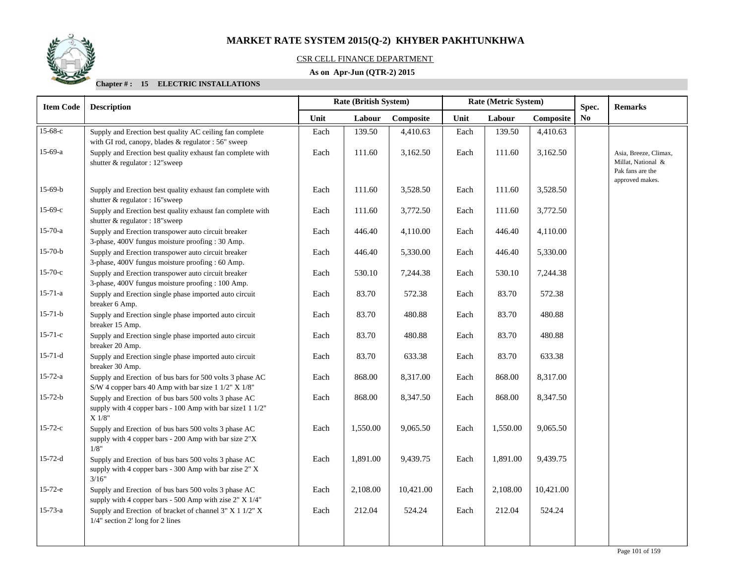# MARKET RATE SYSTEM 2015(Q-2) KHYBER PAKHTUNKHWA

CSR CELL FINANCE DEPARTMENT

**As on Apr-Jun (QTR-2) 2015**

**Chapter # : 15 ELECTRIC INSTALLATIONS**

| Item Code | Description | Rate (British System) | | | Rate (Metric System) | | | Spec. | Remarks |
|---|---|---|---|---|---|---|---|---|---|
| | | Unit | Labour | Composite | Unit | Labour | Composite | No | |
| 15-68-c | Supply and Erection best quality AC ceiling fan complete with GI rod, canopy, blades & regulator : 56" sweep | Each | 139.50 | 4,410.63 | Each | 139.50 | 4,410.63 | | |
| 15-69-a | Supply and Erection best quality exhaust fan complete with shutter & regulator : 12"sweep | Each | 111.60 | 3,162.50 | Each | 111.60 | 3,162.50 | | Asia, Breeze, Climax, Millat, National & Pak fans are the approved makes. |
| 15-69-b | Supply and Erection best quality exhaust fan complete with shutter & regulator : 16"sweep | Each | 111.60 | 3,528.50 | Each | 111.60 | 3,528.50 | | |
| 15-69-c | Supply and Erection best quality exhaust fan complete with shutter & regulator : 18"sweep | Each | 111.60 | 3,772.50 | Each | 111.60 | 3,772.50 | | |
| 15-70-a | Supply and Erection transpower auto circuit breaker 3-phase, 400V fungus moisture proofing : 30 Amp. | Each | 446.40 | 4,110.00 | Each | 446.40 | 4,110.00 | | |
| 15-70-b | Supply and Erection transpower auto circuit breaker 3-phase, 400V fungus moisture proofing : 60 Amp. | Each | 446.40 | 5,330.00 | Each | 446.40 | 5,330.00 | | |
| 15-70-c | Supply and Erection transpower auto circuit breaker 3-phase, 400V fungus moisture proofing : 100 Amp. | Each | 530.10 | 7,244.38 | Each | 530.10 | 7,244.38 | | |
| 15-71-a | Supply and Erection single phase imported auto circuit breaker 6 Amp. | Each | 83.70 | 572.38 | Each | 83.70 | 572.38 | | |
| 15-71-b | Supply and Erection single phase imported auto circuit breaker 15 Amp. | Each | 83.70 | 480.88 | Each | 83.70 | 480.88 | | |
| 15-71-c | Supply and Erection single phase imported auto circuit breaker 20 Amp. | Each | 83.70 | 480.88 | Each | 83.70 | 480.88 | | |
| 15-71-d | Supply and Erection single phase imported auto circuit breaker 30 Amp. | Each | 83.70 | 633.38 | Each | 83.70 | 633.38 | | |
| 15-72-a | Supply and Erection of bus bars for 500 volts 3 phase AC S/W 4 copper bars 40 Amp with bar size 1 1/2" X 1/8" | Each | 868.00 | 8,317.00 | Each | 868.00 | 8,317.00 | | |
| 15-72-b | Supply and Erection of bus bars 500 volts 3 phase AC supply with 4 copper bars - 100 Amp with bar size1 1 1/2" X 1/8" | Each | 868.00 | 8,347.50 | Each | 868.00 | 8,347.50 | | |
| 15-72-c | Supply and Erection of bus bars 500 volts 3 phase AC supply with 4 copper bars - 200 Amp with bar size 2"X 1/8" | Each | 1,550.00 | 9,065.50 | Each | 1,550.00 | 9,065.50 | | |
| 15-72-d | Supply and Erection of bus bars 500 volts 3 phase AC supply with 4 copper bars - 300 Amp with bar zise 2" X 3/16" | Each | 1,891.00 | 9,439.75 | Each | 1,891.00 | 9,439.75 | | |
| 15-72-e | Supply and Erection of bus bars 500 volts 3 phase AC supply with 4 copper bars - 500 Amp with zise 2" X 1/4" | Each | 2,108.00 | 10,421.00 | Each | 2,108.00 | 10,421.00 | | |
| 15-73-a | Supply and Erection of bracket of channel 3" X 1 1/2" X 1/4" section 2' long for 2 lines | Each | 212.04 | 524.24 | Each | 212.04 | 524.24 | | |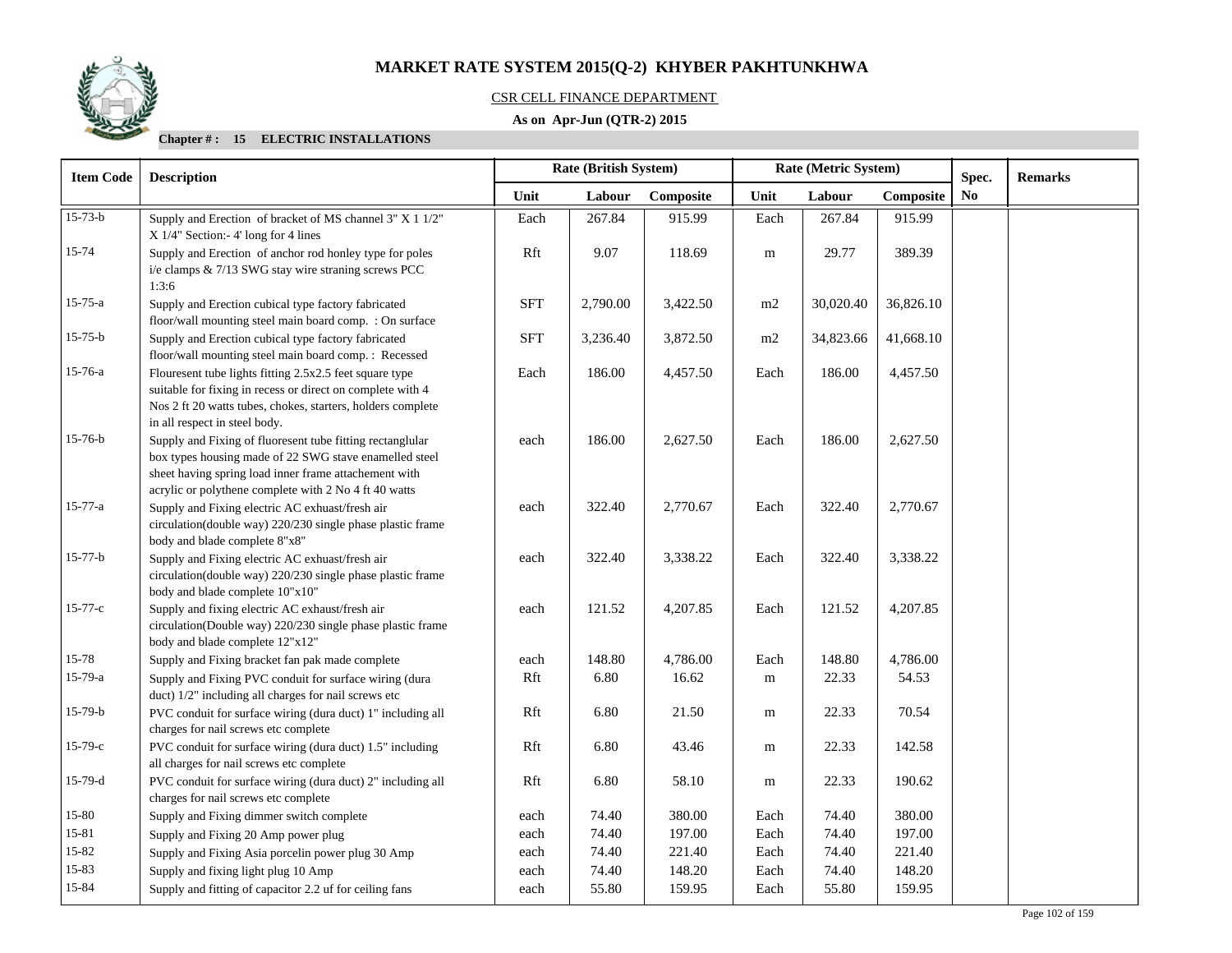# MARKET RATE SYSTEM 2015(Q-2) KHYBER PAKHTUNKHWA

CSR CELL FINANCE DEPARTMENT

**As on Apr-Jun (QTR-2) 2015**

**Chapter # : 15 ELECTRIC INSTALLATIONS**

| Item Code | Description | Rate (British System) | | | Rate (Metric System) | | | Spec. No | Remarks |
|---|---|---|---|---|---|---|---|---|---|
| | | Unit | Labour | Composite | Unit | Labour | Composite | | |
| 15-73-b | Supply and Erection of bracket of MS channel 3" X 1 1/2" X 1/4" Section:- 4' long for 4 lines | Each | 267.84 | 915.99 | Each | 267.84 | 915.99 | | |
| 15-74 | Supply and Erection of anchor rod honley type for poles i/e clamps & 7/13 SWG stay wire straning screws PCC 1:3:6 | Rft | 9.07 | 118.69 | m | 29.77 | 389.39 | | |
| 15-75-a | Supply and Erection cubical type factory fabricated floor/wall mounting steel main board comp. : On surface | SFT | 2,790.00 | 3,422.50 | m2 | 30,020.40 | 36,826.10 | | |
| 15-75-b | Supply and Erection cubical type factory fabricated floor/wall mounting steel main board comp. : Recessed | SFT | 3,236.40 | 3,872.50 | m2 | 34,823.66 | 41,668.10 | | |
| 15-76-a | Flouresent tube lights fitting 2.5x2.5 feet square type suitable for fixing in recess or direct on complete with 4 Nos 2 ft 20 watts tubes, chokes, starters, holders complete in all respect in steel body. | Each | 186.00 | 4,457.50 | Each | 186.00 | 4,457.50 | | |
| 15-76-b | Supply and Fixing of fluoresent tube fitting rectanglular box types housing made of 22 SWG stave enamelled steel sheet having spring load inner frame attachement with acrylic or polythene complete with 2 No 4 ft 40 watts | each | 186.00 | 2,627.50 | Each | 186.00 | 2,627.50 | | |
| 15-77-a | Supply and Fixing electric AC exhuast/fresh air circulation(double way) 220/230 single phase plastic frame body and blade complete 8"x8" | each | 322.40 | 2,770.67 | Each | 322.40 | 2,770.67 | | |
| 15-77-b | Supply and Fixing electric AC exhuast/fresh air circulation(double way) 220/230 single phase plastic frame body and blade complete 10"x10" | each | 322.40 | 3,338.22 | Each | 322.40 | 3,338.22 | | |
| 15-77-c | Supply and fixing electric AC exhaust/fresh air circulation(Double way) 220/230 single phase plastic frame body and blade complete 12"x12" | each | 121.52 | 4,207.85 | Each | 121.52 | 4,207.85 | | |
| 15-78 | Supply and Fixing bracket fan pak made complete | each | 148.80 | 4,786.00 | Each | 148.80 | 4,786.00 | | |
| 15-79-a | Supply and Fixing PVC conduit for surface wiring (dura duct) 1/2" including all charges for nail screws etc | Rft | 6.80 | 16.62 | m | 22.33 | 54.53 | | |
| 15-79-b | PVC conduit for surface wiring (dura duct) 1" including all charges for nail screws etc complete | Rft | 6.80 | 21.50 | m | 22.33 | 70.54 | | |
| 15-79-c | PVC conduit for surface wiring (dura duct) 1.5" including all charges for nail screws etc complete | Rft | 6.80 | 43.46 | m | 22.33 | 142.58 | | |
| 15-79-d | PVC conduit for surface wiring (dura duct) 2" including all charges for nail screws etc complete | Rft | 6.80 | 58.10 | m | 22.33 | 190.62 | | |
| 15-80 | Supply and Fixing dimmer switch complete | each | 74.40 | 380.00 | Each | 74.40 | 380.00 | | |
| 15-81 | Supply and Fixing 20 Amp power plug | each | 74.40 | 197.00 | Each | 74.40 | 197.00 | | |
| 15-82 | Supply and Fixing Asia porcelin power plug 30 Amp | each | 74.40 | 221.40 | Each | 74.40 | 221.40 | | |
| 15-83 | Supply and fixing light plug 10 Amp | each | 74.40 | 148.20 | Each | 74.40 | 148.20 | | |
| 15-84 | Supply and fitting of capacitor 2.2 uf for ceiling fans | each | 55.80 | 159.95 | Each | 55.80 | 159.95 | | |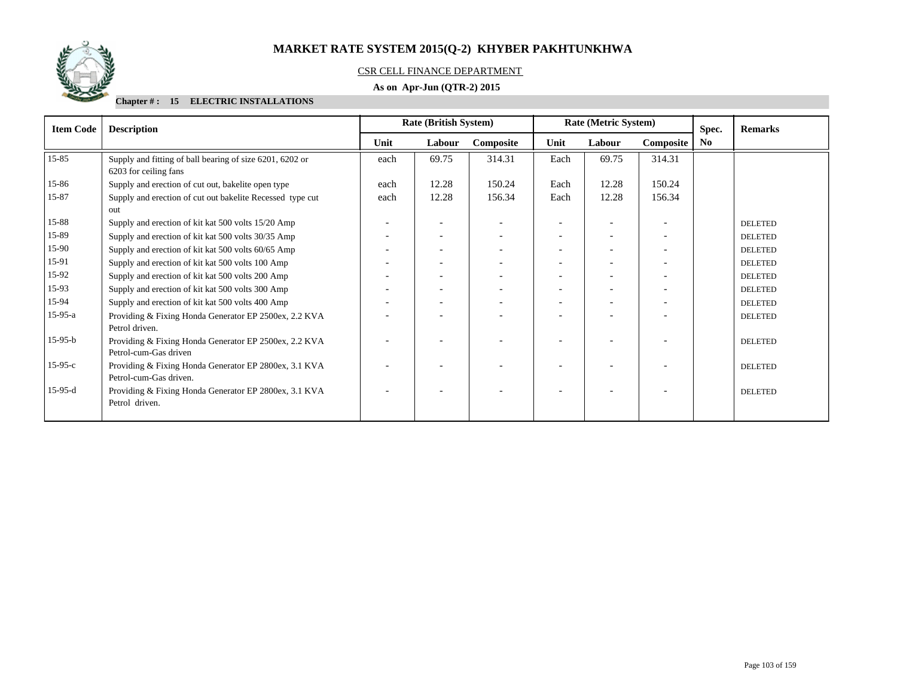# MARKET RATE SYSTEM 2015(Q-2) KHYBER PAKHTUNKHWA

CSR CELL FINANCE DEPARTMENT

**As on Apr-Jun (QTR-2) 2015**

**Chapter # : 15 ELECTRIC INSTALLATIONS**

| Item Code | Description | Rate (British System) | | | Rate (Metric System) | | | Spec. No | Remarks |
|---|---|---|---|---|---|---|---|---|---|
| | | Unit | Labour | Composite | Unit | Labour | Composite | | |
| 15-85 | Supply and fitting of ball bearing of size 6201, 6202 or 6203 for ceiling fans | each | 69.75 | 314.31 | Each | 69.75 | 314.31 | | |
| 15-86 | Supply and erection of cut out, bakelite open type | each | 12.28 | 150.24 | Each | 12.28 | 150.24 | | |
| 15-87 | Supply and erection of cut out bakelite Recessed type cut out | each | 12.28 | 156.34 | Each | 12.28 | 156.34 | | |
| 15-88 | Supply and erection of kit kat 500 volts 15/20 Amp | - | - | - | - | - | - | | DELETED |
| 15-89 | Supply and erection of kit kat 500 volts 30/35 Amp | - | - | - | - | - | - | | DELETED |
| 15-90 | Supply and erection of kit kat 500 volts 60/65 Amp | - | - | - | - | - | - | | DELETED |
| 15-91 | Supply and erection of kit kat 500 volts 100 Amp | - | - | - | - | - | - | | DELETED |
| 15-92 | Supply and erection of kit kat 500 volts 200 Amp | - | - | - | - | - | - | | DELETED |
| 15-93 | Supply and erection of kit kat 500 volts 300 Amp | - | - | - | - | - | - | | DELETED |
| 15-94 | Supply and erection of kit kat 500 volts 400 Amp | - | - | - | - | - | - | | DELETED |
| 15-95-a | Providing & Fixing Honda Generator EP 2500ex, 2.2 KVA Petrol driven. | - | - | - | - | - | - | | DELETED |
| 15-95-b | Providing & Fixing Honda Generator EP 2500ex, 2.2 KVA Petrol-cum-Gas driven | - | - | - | - | - | - | | DELETED |
| 15-95-c | Providing & Fixing Honda Generator EP 2800ex, 3.1 KVA Petrol-cum-Gas driven. | - | - | - | - | - | - | | DELETED |
| 15-95-d | Providing & Fixing Honda Generator EP 2800ex, 3.1 KVA Petrol driven. | - | - | - | - | - | - | | DELETED |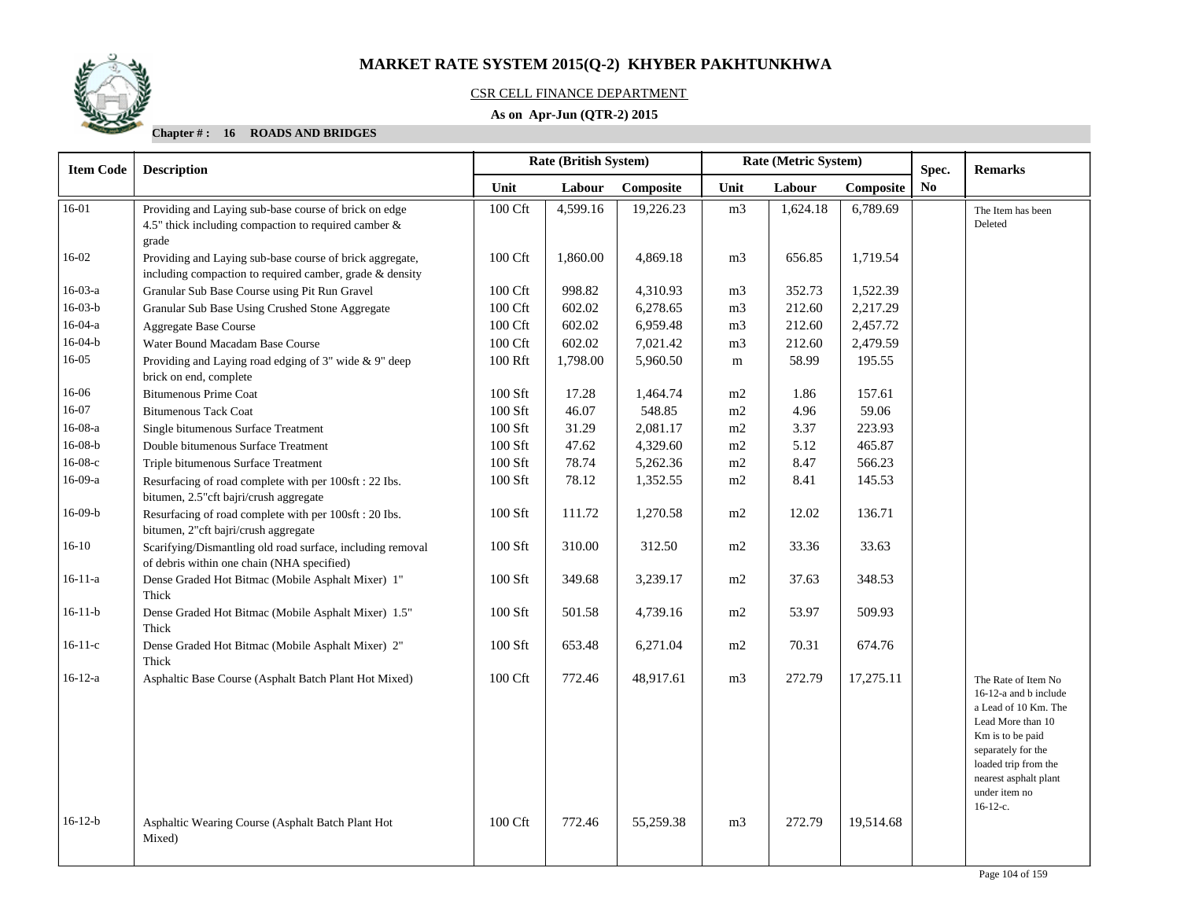# MARKET RATE SYSTEM 2015(Q-2) KHYBER PAKHTUNKHWA

CSR CELL FINANCE DEPARTMENT

**As on Apr-Jun (QTR-2) 2015**

**Chapter # : 16 ROADS AND BRIDGES**

| Item Code | Description | Rate (British System) | | | Rate (Metric System) | | | Spec. No | Remarks |
|---|---|---|---|---|---|---|---|---|---|
| | | Unit | Labour | Composite | Unit | Labour | Composite | | |
| 16-01 | Providing and Laying sub-base course of brick on edge 4.5" thick including compaction to required camber & grade | 100 Cft | 4,599.16 | 19,226.23 | m3 | 1,624.18 | 6,789.69 | | The Item has been Deleted |
| 16-02 | Providing and Laying sub-base course of brick aggregate, including compaction to required camber, grade & density | 100 Cft | 1,860.00 | 4,869.18 | m3 | 656.85 | 1,719.54 | | |
| 16-03-a | Granular Sub Base Course using Pit Run Gravel | 100 Cft | 998.82 | 4,310.93 | m3 | 352.73 | 1,522.39 | | |
| 16-03-b | Granular Sub Base Using Crushed Stone Aggregate | 100 Cft | 602.02 | 6,278.65 | m3 | 212.60 | 2,217.29 | | |
| 16-04-a | Aggregate Base Course | 100 Cft | 602.02 | 6,959.48 | m3 | 212.60 | 2,457.72 | | |
| 16-04-b | Water Bound Macadam Base Course | 100 Cft | 602.02 | 7,021.42 | m3 | 212.60 | 2,479.59 | | |
| 16-05 | Providing and Laying road edging of 3" wide & 9" deep brick on end, complete | 100 Rft | 1,798.00 | 5,960.50 | m | 58.99 | 195.55 | | |
| 16-06 | Bitumenous Prime Coat | 100 Sft | 17.28 | 1,464.74 | m2 | 1.86 | 157.61 | | |
| 16-07 | Bitumenous Tack Coat | 100 Sft | 46.07 | 548.85 | m2 | 4.96 | 59.06 | | |
| 16-08-a | Single bitumenous Surface Treatment | 100 Sft | 31.29 | 2,081.17 | m2 | 3.37 | 223.93 | | |
| 16-08-b | Double bitumenous Surface Treatment | 100 Sft | 47.62 | 4,329.60 | m2 | 5.12 | 465.87 | | |
| 16-08-c | Triple bitumenous Surface Treatment | 100 Sft | 78.74 | 5,262.36 | m2 | 8.47 | 566.23 | | |
| 16-09-a | Resurfacing of road complete with per 100sft : 22 Ibs. bitumen, 2.5"cft bajri/crush aggregate | 100 Sft | 78.12 | 1,352.55 | m2 | 8.41 | 145.53 | | |
| 16-09-b | Resurfacing of road complete with per 100sft : 20 Ibs. bitumen, 2"cft bajri/crush aggregate | 100 Sft | 111.72 | 1,270.58 | m2 | 12.02 | 136.71 | | |
| 16-10 | Scarifying/Dismantling old road surface, including removal of debris within one chain (NHA specified) | 100 Sft | 310.00 | 312.50 | m2 | 33.36 | 33.63 | | |
| 16-11-a | Dense Graded Hot Bitmac (Mobile Asphalt Mixer) 1" Thick | 100 Sft | 349.68 | 3,239.17 | m2 | 37.63 | 348.53 | | |
| 16-11-b | Dense Graded Hot Bitmac (Mobile Asphalt Mixer) 1.5" Thick | 100 Sft | 501.58 | 4,739.16 | m2 | 53.97 | 509.93 | | |
| 16-11-c | Dense Graded Hot Bitmac (Mobile Asphalt Mixer) 2" Thick | 100 Sft | 653.48 | 6,271.04 | m2 | 70.31 | 674.76 | | |
| 16-12-a | Asphaltic Base Course (Asphalt Batch Plant Hot Mixed) | 100 Cft | 772.46 | 48,917.61 | m3 | 272.79 | 17,275.11 | | The Rate of Item No 16-12-a and b include a Lead of 10 Km. The Lead More than 10 Km is to be paid separately for the loaded trip from the nearest asphalt plant under item no 16-12-c. |
| 16-12-b | Asphaltic Wearing Course (Asphalt Batch Plant Hot Mixed) | 100 Cft | 772.46 | 55,259.38 | m3 | 272.79 | 19,514.68 | | |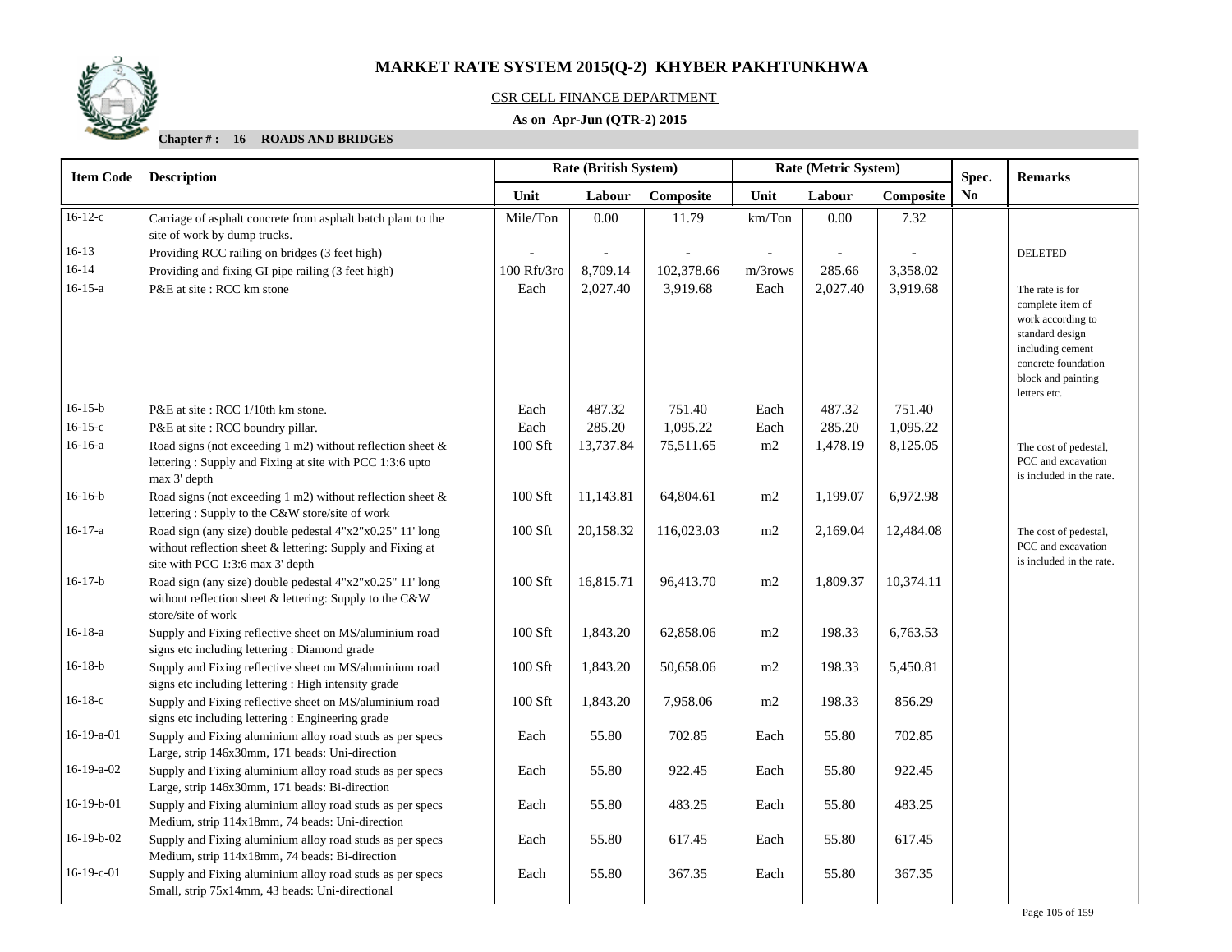# MARKET RATE SYSTEM 2015(Q-2) KHYBER PAKHTUNKHWA

CSR CELL FINANCE DEPARTMENT

**As on Apr-Jun (QTR-2) 2015**

**Chapter # : 16 ROADS AND BRIDGES**

| Item Code | Description | Rate (British System) | | | Rate (Metric System) | | | Spec. No | Remarks |
|---|---|---|---|---|---|---|---|---|---|
| | | Unit | Labour | Composite | Unit | Labour | Composite | | |
| 16-12-c | Carriage of asphalt concrete from asphalt batch plant to the site of work by dump trucks. | Mile/Ton | 0.00 | 11.79 | km/Ton | 0.00 | 7.32 | | |
| 16-13 | Providing RCC railing on bridges (3 feet high) | - | - | - | - | - | - | | DELETED |
| 16-14 | Providing and fixing GI pipe railing (3 feet high) | 100 Rft/3ro | 8,709.14 | 102,378.66 | m/3rows | 285.66 | 3,358.02 | | |
| 16-15-a | P&E at site : RCC km stone | Each | 2,027.40 | 3,919.68 | Each | 2,027.40 | 3,919.68 | | The rate is for complete item of work according to standard design including cement concrete foundation block and painting letters etc. |
| 16-15-b | P&E at site : RCC 1/10th km stone. | Each | 487.32 | 751.40 | Each | 487.32 | 751.40 | | |
| 16-15-c | P&E at site : RCC boundry pillar. | Each | 285.20 | 1,095.22 | Each | 285.20 | 1,095.22 | | |
| 16-16-a | Road signs (not exceeding 1 m2) without reflection sheet & lettering : Supply and Fixing at site with PCC 1:3:6 upto max 3' depth | 100 Sft | 13,737.84 | 75,511.65 | m2 | 1,478.19 | 8,125.05 | | The cost of pedestal, PCC and excavation is included in the rate. |
| 16-16-b | Road signs (not exceeding 1 m2) without reflection sheet & lettering : Supply to the C&W store/site of work | 100 Sft | 11,143.81 | 64,804.61 | m2 | 1,199.07 | 6,972.98 | | |
| 16-17-a | Road sign (any size) double pedestal 4"x2"x0.25" 11' long without reflection sheet & lettering: Supply and Fixing at site with PCC 1:3:6 max 3' depth | 100 Sft | 20,158.32 | 116,023.03 | m2 | 2,169.04 | 12,484.08 | | The cost of pedestal, PCC and excavation is included in the rate. |
| 16-17-b | Road sign (any size) double pedestal 4"x2"x0.25" 11' long without reflection sheet & lettering: Supply to the C&W store/site of work | 100 Sft | 16,815.71 | 96,413.70 | m2 | 1,809.37 | 10,374.11 | | |
| 16-18-a | Supply and Fixing reflective sheet on MS/aluminium road signs etc including lettering : Diamond grade | 100 Sft | 1,843.20 | 62,858.06 | m2 | 198.33 | 6,763.53 | | |
| 16-18-b | Supply and Fixing reflective sheet on MS/aluminium road signs etc including lettering : High intensity grade | 100 Sft | 1,843.20 | 50,658.06 | m2 | 198.33 | 5,450.81 | | |
| 16-18-c | Supply and Fixing reflective sheet on MS/aluminium road signs etc including lettering : Engineering grade | 100 Sft | 1,843.20 | 7,958.06 | m2 | 198.33 | 856.29 | | |
| 16-19-a-01 | Supply and Fixing aluminium alloy road studs as per specs Large, strip 146x30mm, 171 beads: Uni-direction | Each | 55.80 | 702.85 | Each | 55.80 | 702.85 | | |
| 16-19-a-02 | Supply and Fixing aluminium alloy road studs as per specs Large, strip 146x30mm, 171 beads: Bi-direction | Each | 55.80 | 922.45 | Each | 55.80 | 922.45 | | |
| 16-19-b-01 | Supply and Fixing aluminium alloy road studs as per specs Medium, strip 114x18mm, 74 beads: Uni-direction | Each | 55.80 | 483.25 | Each | 55.80 | 483.25 | | |
| 16-19-b-02 | Supply and Fixing aluminium alloy road studs as per specs Medium, strip 114x18mm, 74 beads: Bi-direction | Each | 55.80 | 617.45 | Each | 55.80 | 617.45 | | |
| 16-19-c-01 | Supply and Fixing aluminium alloy road studs as per specs Small, strip 75x14mm, 43 beads: Uni-directional | Each | 55.80 | 367.35 | Each | 55.80 | 367.35 | | |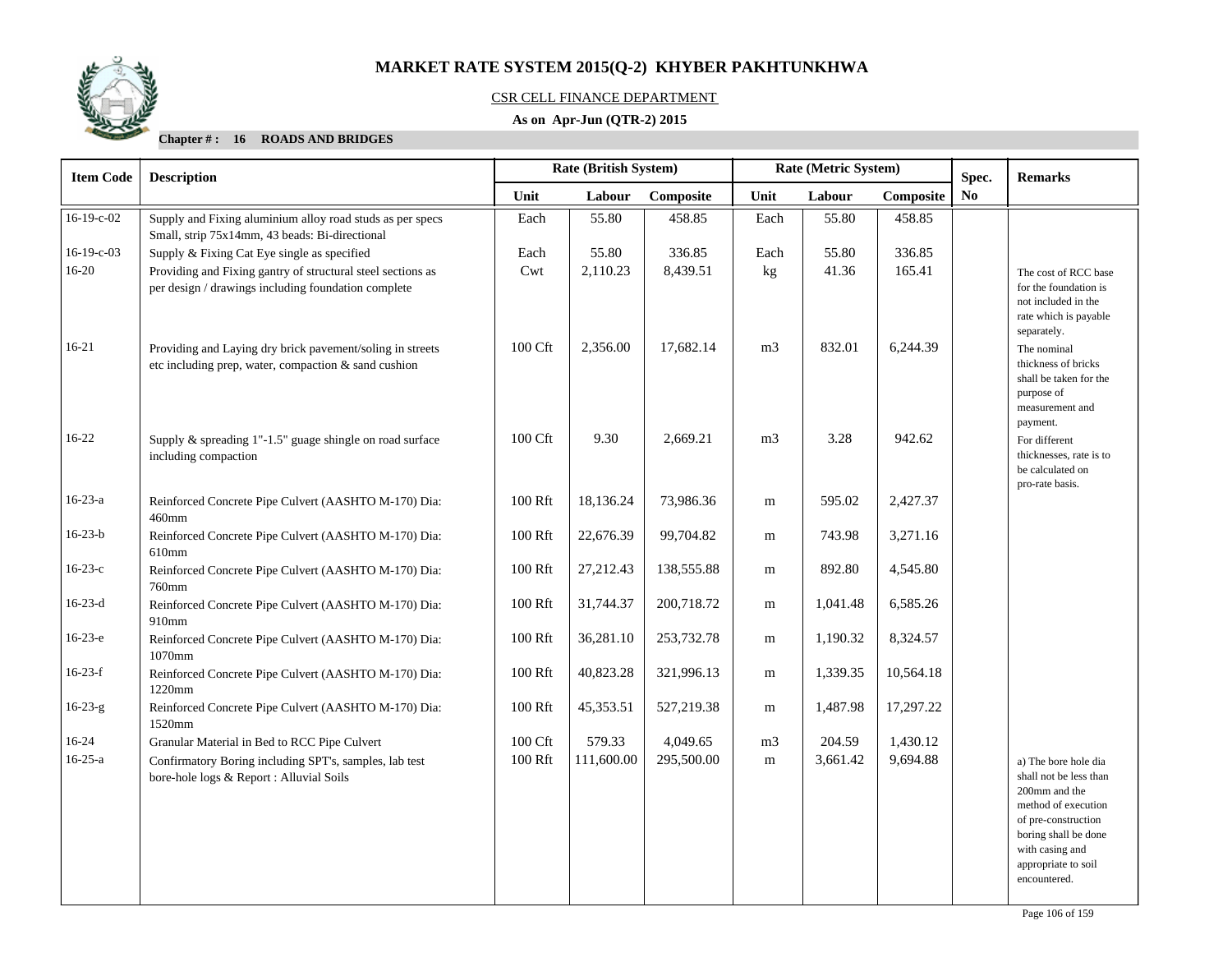# MARKET RATE SYSTEM 2015(Q-2) KHYBER PAKHTUNKHWA

CSR CELL FINANCE DEPARTMENT

**As on Apr-Jun (QTR-2) 2015**

**Chapter # : 16 ROADS AND BRIDGES**

| Item Code | Description | Rate (British System) | | | Rate (Metric System) | | | Spec. No | Remarks |
|---|---|---|---|---|---|---|---|---|---|
| | | Unit | Labour | Composite | Unit | Labour | Composite | | |
| 16-19-c-02 | Supply and Fixing aluminium alloy road studs as per specs Small, strip 75x14mm, 43 beads: Bi-directional | Each | 55.80 | 458.85 | Each | 55.80 | 458.85 | | |
| 16-19-c-03 | Supply & Fixing Cat Eye single as specified | Each | 55.80 | 336.85 | Each | 55.80 | 336.85 | | |
| 16-20 | Providing and Fixing gantry of structural steel sections as per design / drawings including foundation complete | Cwt | 2,110.23 | 8,439.51 | kg | 41.36 | 165.41 | | The cost of RCC base for the foundation is not included in the rate which is payable separately. |
| 16-21 | Providing and Laying dry brick pavement/soling in streets etc including prep, water, compaction & sand cushion | 100 Cft | 2,356.00 | 17,682.14 | m3 | 832.01 | 6,244.39 | | The nominal thickness of bricks shall be taken for the purpose of measurement and payment. |
| 16-22 | Supply & spreading 1"-1.5" guage shingle on road surface including compaction | 100 Cft | 9.30 | 2,669.21 | m3 | 3.28 | 942.62 | | For different thicknesses, rate is to be calculated on pro-rate basis. |
| 16-23-a | Reinforced Concrete Pipe Culvert (AASHTO M-170) Dia: 460mm | 100 Rft | 18,136.24 | 73,986.36 | m | 595.02 | 2,427.37 | | |
| 16-23-b | Reinforced Concrete Pipe Culvert (AASHTO M-170) Dia: 610mm | 100 Rft | 22,676.39 | 99,704.82 | m | 743.98 | 3,271.16 | | |
| 16-23-c | Reinforced Concrete Pipe Culvert (AASHTO M-170) Dia: 760mm | 100 Rft | 27,212.43 | 138,555.88 | m | 892.80 | 4,545.80 | | |
| 16-23-d | Reinforced Concrete Pipe Culvert (AASHTO M-170) Dia: 910mm | 100 Rft | 31,744.37 | 200,718.72 | m | 1,041.48 | 6,585.26 | | |
| 16-23-e | Reinforced Concrete Pipe Culvert (AASHTO M-170) Dia: 1070mm | 100 Rft | 36,281.10 | 253,732.78 | m | 1,190.32 | 8,324.57 | | |
| 16-23-f | Reinforced Concrete Pipe Culvert (AASHTO M-170) Dia: 1220mm | 100 Rft | 40,823.28 | 321,996.13 | m | 1,339.35 | 10,564.18 | | |
| 16-23-g | Reinforced Concrete Pipe Culvert (AASHTO M-170) Dia: 1520mm | 100 Rft | 45,353.51 | 527,219.38 | m | 1,487.98 | 17,297.22 | | |
| 16-24 | Granular Material in Bed to RCC Pipe Culvert | 100 Cft | 579.33 | 4,049.65 | m3 | 204.59 | 1,430.12 | | |
| 16-25-a | Confirmatory Boring including SPT's, samples, lab test bore-hole logs & Report : Alluvial Soils | 100 Rft | 111,600.00 | 295,500.00 | m | 3,661.42 | 9,694.88 | | a) The bore hole dia shall not be less than 200mm and the method of execution of pre-construction boring shall be done with casing and appropriate to soil encountered. |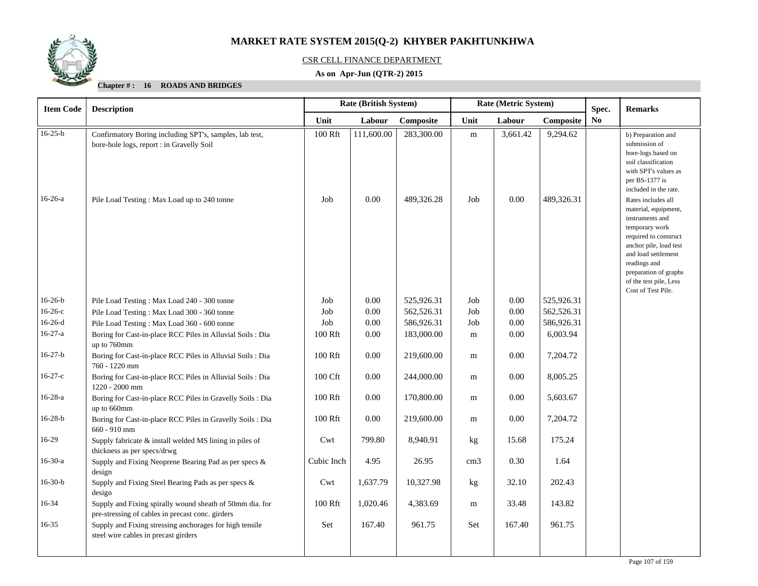# MARKET RATE SYSTEM 2015(Q-2) KHYBER PAKHTUNKHWA

CSR CELL FINANCE DEPARTMENT

**As on Apr-Jun (QTR-2) 2015**

**Chapter # : 16 ROADS AND BRIDGES**

| Item Code | Description | Rate (British System) | | | Rate (Metric System) | | | Spec. No | Remarks |
|---|---|---|---|---|---|---|---|---|---|
| | | Unit | Labour | Composite | Unit | Labour | Composite | | |
| 16-25-b | Confirmatory Boring including SPT's, samples, lab test, bore-hole logs, report : in Gravelly Soil | 100 Rft | 111,600.00 | 283,300.00 | m | 3,661.42 | 9,294.62 | | b) Preparation and submission of bore-logs based on soil classification with SPT's values as per BS-1377 is included in the rate. |
| 16-26-a | Pile Load Testing : Max Load up to 240 tonne | Job | 0.00 | 489,326.28 | Job | 0.00 | 489,326.31 | | Rates includes all material, equipment, instruments and temporary work required to construct anchor pile, load test and load settlement readings and preparation of graphs of the test pile, Less Cost of Test Pile. |
| 16-26-b | Pile Load Testing : Max Load 240 - 300 tonne | Job | 0.00 | 525,926.31 | Job | 0.00 | 525,926.31 | | |
| 16-26-c | Pile Load Testing : Max Load 300 - 360 tonne | Job | 0.00 | 562,526.31 | Job | 0.00 | 562,526.31 | | |
| 16-26-d | Pile Load Testing : Max Load 360 - 600 tonne | Job | 0.00 | 586,926.31 | Job | 0.00 | 586,926.31 | | |
| 16-27-a | Boring for Cast-in-place RCC Piles in Alluvial Soils : Dia up to 760mm | 100 Rft | 0.00 | 183,000.00 | m | 0.00 | 6,003.94 | | |
| 16-27-b | Boring for Cast-in-place RCC Piles in Alluvial Soils : Dia 760 - 1220 mm | 100 Rft | 0.00 | 219,600.00 | m | 0.00 | 7,204.72 | | |
| 16-27-c | Boring for Cast-in-place RCC Piles in Alluvial Soils : Dia 1220 - 2000 mm | 100 Cft | 0.00 | 244,000.00 | m | 0.00 | 8,005.25 | | |
| 16-28-a | Boring for Cast-in-place RCC Piles in Gravelly Soils : Dia up to 660mm | 100 Rft | 0.00 | 170,800.00 | m | 0.00 | 5,603.67 | | |
| 16-28-b | Boring for Cast-in-place RCC Piles in Gravelly Soils : Dia 660 - 910 mm | 100 Rft | 0.00 | 219,600.00 | m | 0.00 | 7,204.72 | | |
| 16-29 | Supply fabricate & install welded MS lining in piles of thickness as per specs/drwg | Cwt | 799.80 | 8,940.91 | kg | 15.68 | 175.24 | | |
| 16-30-a | Supply and Fixing Neoprene Bearing Pad as per specs & design | Cubic Inch | 4.95 | 26.95 | cm3 | 0.30 | 1.64 | | |
| 16-30-b | Supply and Fixing Steel Bearing Pads as per specs & design | Cwt | 1,637.79 | 10,327.98 | kg | 32.10 | 202.43 | | |
| 16-34 | Supply and Fixing spirally wound sheath of 50mm dia. for pre-stressing of cables in precast conc. girders | 100 Rft | 1,020.46 | 4,383.69 | m | 33.48 | 143.82 | | |
| 16-35 | Supply and Fixing stressing anchorages for high tensile steel wire cables in precast girders | Set | 167.40 | 961.75 | Set | 167.40 | 961.75 | | |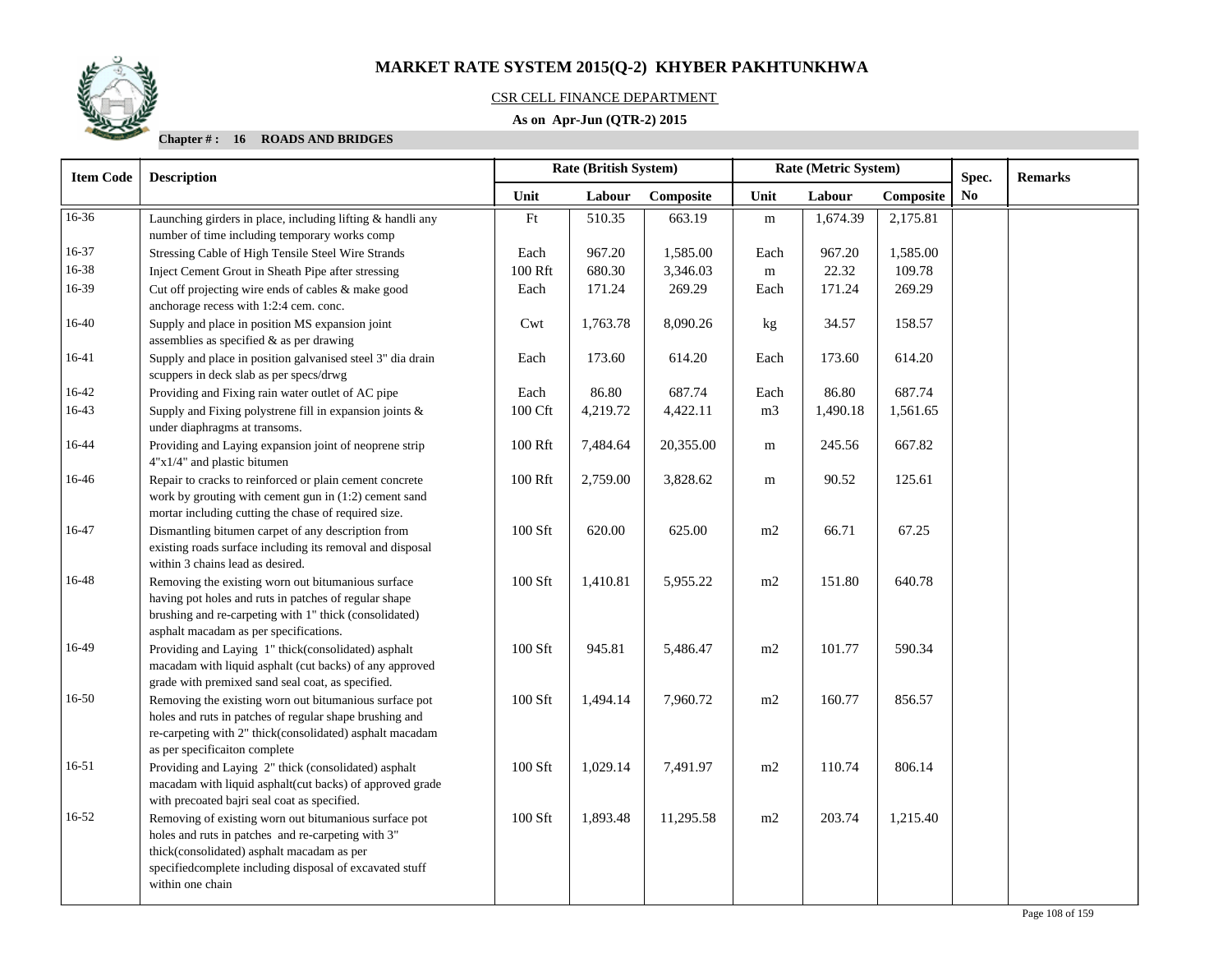# MARKET RATE SYSTEM 2015(Q-2) KHYBER PAKHTUNKHWA

CSR CELL FINANCE DEPARTMENT

**As on Apr-Jun (QTR-2) 2015**

**Chapter # : 16 ROADS AND BRIDGES**

| Item Code | Description | Rate (British System) | | | Rate (Metric System) | | | Spec. No | Remarks |
|---|---|---|---|---|---|---|---|---|---|
| | | Unit | Labour | Composite | Unit | Labour | Composite | | |
| 16-36 | Launching girders in place, including lifting & handli any number of time including temporary works comp | Ft | 510.35 | 663.19 | m | 1,674.39 | 2,175.81 | | |
| 16-37 | Stressing Cable of High Tensile Steel Wire Strands | Each | 967.20 | 1,585.00 | Each | 967.20 | 1,585.00 | | |
| 16-38 | Inject Cement Grout in Sheath Pipe after stressing | 100 Rft | 680.30 | 3,346.03 | m | 22.32 | 109.78 | | |
| 16-39 | Cut off projecting wire ends of cables & make good anchorage recess with 1:2:4 cem. conc. | Each | 171.24 | 269.29 | Each | 171.24 | 269.29 | | |
| 16-40 | Supply and place in position MS expansion joint assemblies as specified & as per drawing | Cwt | 1,763.78 | 8,090.26 | kg | 34.57 | 158.57 | | |
| 16-41 | Supply and place in position galvanised steel 3" dia drain scuppers in deck slab as per specs/drwg | Each | 173.60 | 614.20 | Each | 173.60 | 614.20 | | |
| 16-42 | Providing and Fixing rain water outlet of AC pipe | Each | 86.80 | 687.74 | Each | 86.80 | 687.74 | | |
| 16-43 | Supply and Fixing polystrene fill in expansion joints & under diaphragms at transoms. | 100 Cft | 4,219.72 | 4,422.11 | m3 | 1,490.18 | 1,561.65 | | |
| 16-44 | Providing and Laying expansion joint of neoprene strip 4"x1/4" and plastic bitumen | 100 Rft | 7,484.64 | 20,355.00 | m | 245.56 | 667.82 | | |
| 16-46 | Repair to cracks to reinforced or plain cement concrete work by grouting with cement gun in (1:2) cement sand mortar including cutting the chase of required size. | 100 Rft | 2,759.00 | 3,828.62 | m | 90.52 | 125.61 | | |
| 16-47 | Dismantling bitumen carpet of any description from existing roads surface including its removal and disposal within 3 chains lead as desired. | 100 Sft | 620.00 | 625.00 | m2 | 66.71 | 67.25 | | |
| 16-48 | Removing the existing worn out bitumanious surface having pot holes and ruts in patches of regular shape brushing and re-carpeting with 1" thick (consolidated) asphalt macadam as per specifications. | 100 Sft | 1,410.81 | 5,955.22 | m2 | 151.80 | 640.78 | | |
| 16-49 | Providing and Laying 1" thick(consolidated) asphalt macadam with liquid asphalt (cut backs) of any approved grade with premixed sand seal coat, as specified. | 100 Sft | 945.81 | 5,486.47 | m2 | 101.77 | 590.34 | | |
| 16-50 | Removing the existing worn out bitumanious surface pot holes and ruts in patches of regular shape brushing and re-carpeting with 2" thick(consolidated) asphalt macadam as per specificaiton complete | 100 Sft | 1,494.14 | 7,960.72 | m2 | 160.77 | 856.57 | | |
| 16-51 | Providing and Laying 2" thick (consolidated) asphalt macadam with liquid asphalt(cut backs) of approved grade with precoated bajri seal coat as specified. | 100 Sft | 1,029.14 | 7,491.97 | m2 | 110.74 | 806.14 | | |
| 16-52 | Removing of existing worn out bitumanious surface pot holes and ruts in patches and re-carpeting with 3" thick(consolidated) asphalt macadam as per specifiedcomplete including disposal of excavated stuff within one chain | 100 Sft | 1,893.48 | 11,295.58 | m2 | 203.74 | 1,215.40 | | |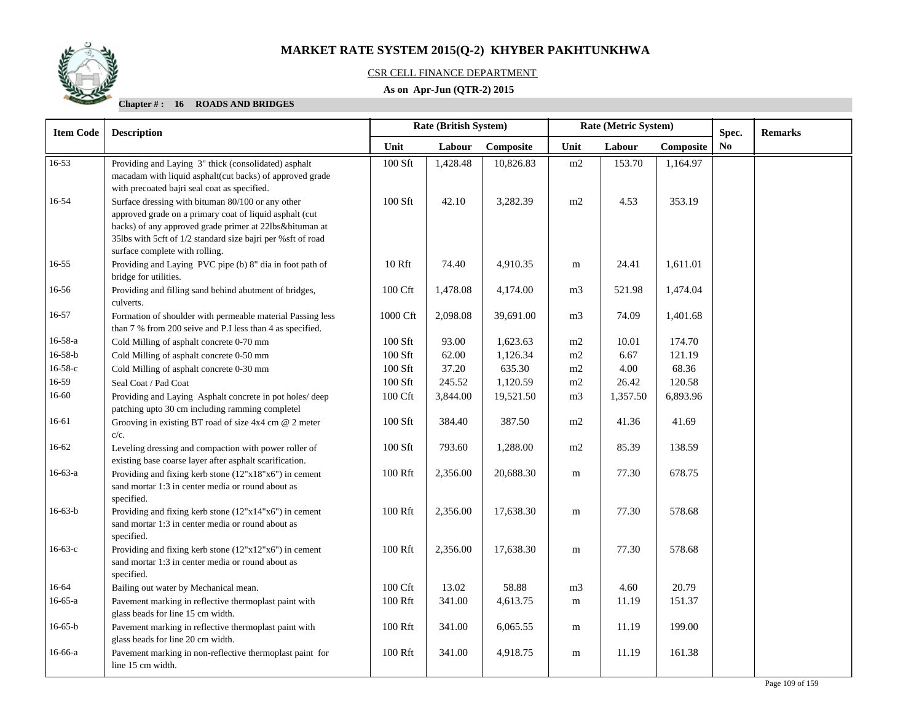# MARKET RATE SYSTEM 2015(Q-2) KHYBER PAKHTUNKHWA

CSR CELL FINANCE DEPARTMENT

**As on Apr-Jun (QTR-2) 2015**

**Chapter # : 16 ROADS AND BRIDGES**

| Item Code | Description | Rate (British System) | | | Rate (Metric System) | | | Spec. No | Remarks |
|---|---|---|---|---|---|---|---|---|---|
| | | Unit | Labour | Composite | Unit | Labour | Composite | | |
| 16-53 | Providing and Laying 3" thick (consolidated) asphalt macadam with liquid asphalt(cut backs) of approved grade with precoated bajri seal coat as specified. | 100 Sft | 1,428.48 | 10,826.83 | m2 | 153.70 | 1,164.97 | | |
| 16-54 | Surface dressing with bituman 80/100 or any other approved grade on a primary coat of liquid asphalt (cut backs) of any approved grade primer at 22lbs&bituman at 35lbs with 5cft of 1/2 standard size bajri per %sft of road surface complete with rolling. | 100 Sft | 42.10 | 3,282.39 | m2 | 4.53 | 353.19 | | |
| 16-55 | Providing and Laying PVC pipe (b) 8" dia in foot path of bridge for utilities. | 10 Rft | 74.40 | 4,910.35 | m | 24.41 | 1,611.01 | | |
| 16-56 | Providing and filling sand behind abutment of bridges, culverts. | 100 Cft | 1,478.08 | 4,174.00 | m3 | 521.98 | 1,474.04 | | |
| 16-57 | Formation of shoulder with permeable material Passing less than 7 % from 200 seive and P.I less than 4 as specified. | 1000 Cft | 2,098.08 | 39,691.00 | m3 | 74.09 | 1,401.68 | | |
| 16-58-a | Cold Milling of asphalt concrete 0-70 mm | 100 Sft | 93.00 | 1,623.63 | m2 | 10.01 | 174.70 | | |
| 16-58-b | Cold Milling of asphalt concrete 0-50 mm | 100 Sft | 62.00 | 1,126.34 | m2 | 6.67 | 121.19 | | |
| 16-58-c | Cold Milling of asphalt concrete 0-30 mm | 100 Sft | 37.20 | 635.30 | m2 | 4.00 | 68.36 | | |
| 16-59 | Seal Coat / Pad Coat | 100 Sft | 245.52 | 1,120.59 | m2 | 26.42 | 120.58 | | |
| 16-60 | Providing and Laying Asphalt concrete in pot holes/ deep patching upto 30 cm including ramming completel | 100 Cft | 3,844.00 | 19,521.50 | m3 | 1,357.50 | 6,893.96 | | |
| 16-61 | Grooving in existing BT road of size 4x4 cm @ 2 meter c/c. | 100 Sft | 384.40 | 387.50 | m2 | 41.36 | 41.69 | | |
| 16-62 | Leveling dressing and compaction with power roller of existing base coarse layer after asphalt scarification. | 100 Sft | 793.60 | 1,288.00 | m2 | 85.39 | 138.59 | | |
| 16-63-a | Providing and fixing kerb stone (12"x18"x6") in cement sand mortar 1:3 in center media or round about as specified. | 100 Rft | 2,356.00 | 20,688.30 | m | 77.30 | 678.75 | | |
| 16-63-b | Providing and fixing kerb stone (12"x14"x6") in cement sand mortar 1:3 in center media or round about as specified. | 100 Rft | 2,356.00 | 17,638.30 | m | 77.30 | 578.68 | | |
| 16-63-c | Providing and fixing kerb stone (12"x12"x6") in cement sand mortar 1:3 in center media or round about as specified. | 100 Rft | 2,356.00 | 17,638.30 | m | 77.30 | 578.68 | | |
| 16-64 | Bailing out water by Mechanical mean. | 100 Cft | 13.02 | 58.88 | m3 | 4.60 | 20.79 | | |
| 16-65-a | Pavement marking in reflective thermoplast paint with glass beads for line 15 cm width. | 100 Rft | 341.00 | 4,613.75 | m | 11.19 | 151.37 | | |
| 16-65-b | Pavement marking in reflective thermoplast paint with glass beads for line 20 cm width. | 100 Rft | 341.00 | 6,065.55 | m | 11.19 | 199.00 | | |
| 16-66-a | Pavement marking in non-reflective thermoplast paint for line 15 cm width. | 100 Rft | 341.00 | 4,918.75 | m | 11.19 | 161.38 | | |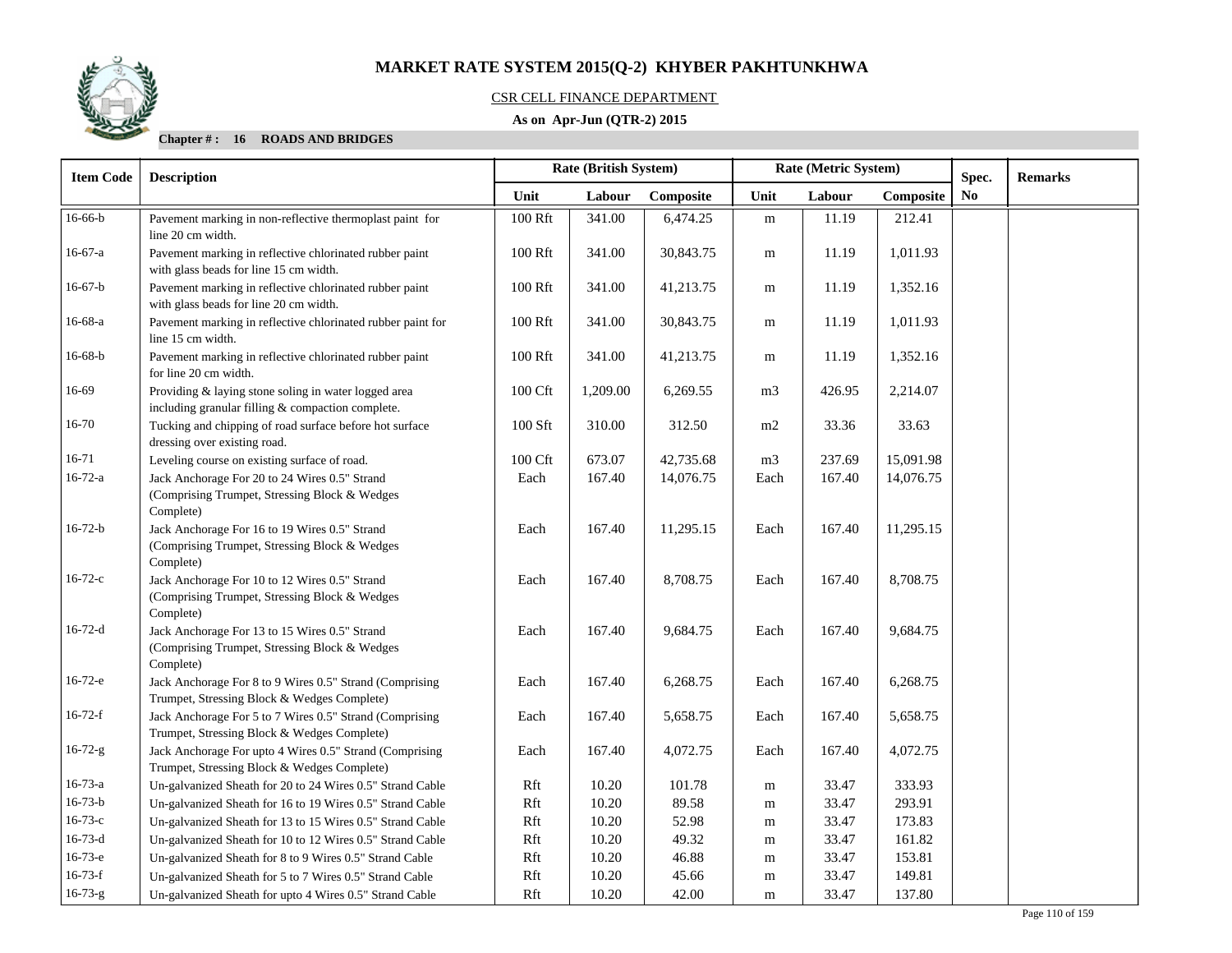# MARKET RATE SYSTEM 2015(Q-2) KHYBER PAKHTUNKHWA

CSR CELL FINANCE DEPARTMENT

**As on Apr-Jun (QTR-2) 2015**

**Chapter # : 16 ROADS AND BRIDGES**

| Item Code | Description | Rate (British System) | | | Rate (Metric System) | | | Spec. No | Remarks |
|---|---|---|---|---|---|---|---|---|---|
| | | Unit | Labour | Composite | Unit | Labour | Composite | | |
| 16-66-b | Pavement marking in non-reflective thermoplast paint for line 20 cm width. | 100 Rft | 341.00 | 6,474.25 | m | 11.19 | 212.41 | | |
| 16-67-a | Pavement marking in reflective chlorinated rubber paint with glass beads for line 15 cm width. | 100 Rft | 341.00 | 30,843.75 | m | 11.19 | 1,011.93 | | |
| 16-67-b | Pavement marking in reflective chlorinated rubber paint with glass beads for line 20 cm width. | 100 Rft | 341.00 | 41,213.75 | m | 11.19 | 1,352.16 | | |
| 16-68-a | Pavement marking in reflective chlorinated rubber paint for line 15 cm width. | 100 Rft | 341.00 | 30,843.75 | m | 11.19 | 1,011.93 | | |
| 16-68-b | Pavement marking in reflective chlorinated rubber paint for line 20 cm width. | 100 Rft | 341.00 | 41,213.75 | m | 11.19 | 1,352.16 | | |
| 16-69 | Providing & laying stone soling in water logged area including granular filling & compaction complete. | 100 Cft | 1,209.00 | 6,269.55 | m3 | 426.95 | 2,214.07 | | |
| 16-70 | Tucking and chipping of road surface before hot surface dressing over existing road. | 100 Sft | 310.00 | 312.50 | m2 | 33.36 | 33.63 | | |
| 16-71 | Leveling course on existing surface of road. | 100 Cft | 673.07 | 42,735.68 | m3 | 237.69 | 15,091.98 | | |
| 16-72-a | Jack Anchorage For 20 to 24 Wires 0.5" Strand (Comprising Trumpet, Stressing Block & Wedges Complete) | Each | 167.40 | 14,076.75 | Each | 167.40 | 14,076.75 | | |
| 16-72-b | Jack Anchorage For 16 to 19 Wires 0.5" Strand (Comprising Trumpet, Stressing Block & Wedges Complete) | Each | 167.40 | 11,295.15 | Each | 167.40 | 11,295.15 | | |
| 16-72-c | Jack Anchorage For 10 to 12 Wires 0.5" Strand (Comprising Trumpet, Stressing Block & Wedges Complete) | Each | 167.40 | 8,708.75 | Each | 167.40 | 8,708.75 | | |
| 16-72-d | Jack Anchorage For 13 to 15 Wires 0.5" Strand (Comprising Trumpet, Stressing Block & Wedges Complete) | Each | 167.40 | 9,684.75 | Each | 167.40 | 9,684.75 | | |
| 16-72-e | Jack Anchorage For 8 to 9 Wires 0.5" Strand (Comprising Trumpet, Stressing Block & Wedges Complete) | Each | 167.40 | 6,268.75 | Each | 167.40 | 6,268.75 | | |
| 16-72-f | Jack Anchorage For 5 to 7 Wires 0.5" Strand (Comprising Trumpet, Stressing Block & Wedges Complete) | Each | 167.40 | 5,658.75 | Each | 167.40 | 5,658.75 | | |
| 16-72-g | Jack Anchorage For upto 4 Wires 0.5" Strand (Comprising Trumpet, Stressing Block & Wedges Complete) | Each | 167.40 | 4,072.75 | Each | 167.40 | 4,072.75 | | |
| 16-73-a | Un-galvanized Sheath for 20 to 24 Wires 0.5" Strand Cable | Rft | 10.20 | 101.78 | m | 33.47 | 333.93 | | |
| 16-73-b | Un-galvanized Sheath for 16 to 19 Wires 0.5" Strand Cable | Rft | 10.20 | 89.58 | m | 33.47 | 293.91 | | |
| 16-73-c | Un-galvanized Sheath for 13 to 15 Wires 0.5" Strand Cable | Rft | 10.20 | 52.98 | m | 33.47 | 173.83 | | |
| 16-73-d | Un-galvanized Sheath for 10 to 12 Wires 0.5" Strand Cable | Rft | 10.20 | 49.32 | m | 33.47 | 161.82 | | |
| 16-73-e | Un-galvanized Sheath for 8 to 9 Wires 0.5" Strand Cable | Rft | 10.20 | 46.88 | m | 33.47 | 153.81 | | |
| 16-73-f | Un-galvanized Sheath for 5 to 7 Wires 0.5" Strand Cable | Rft | 10.20 | 45.66 | m | 33.47 | 149.81 | | |
| 16-73-g | Un-galvanized Sheath for upto 4 Wires 0.5" Strand Cable | Rft | 10.20 | 42.00 | m | 33.47 | 137.80 | | |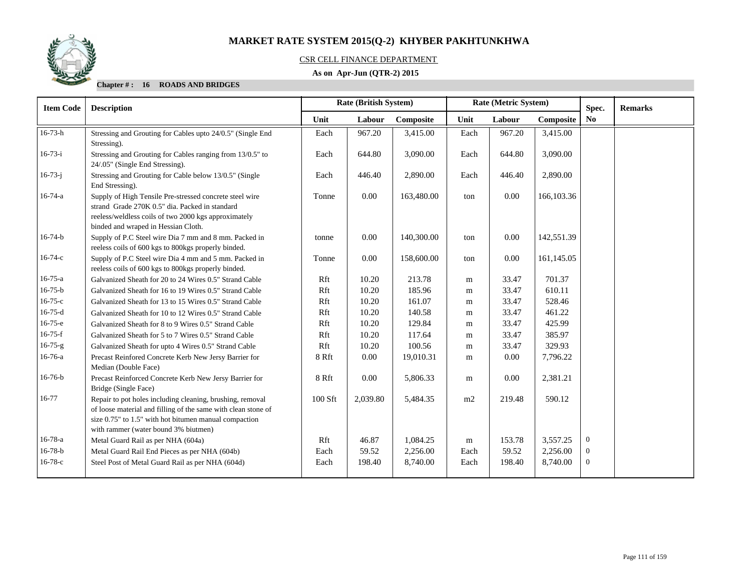# MARKET RATE SYSTEM 2015(Q-2) KHYBER PAKHTUNKHWA

CSR CELL FINANCE DEPARTMENT

**As on Apr-Jun (QTR-2) 2015**

**Chapter # : 16 ROADS AND BRIDGES**

| Item Code | Description | Rate (British System) | | | Rate (Metric System) | | | Spec. No | Remarks |
|---|---|---|---|---|---|---|---|---|---|
| | | Unit | Labour | Composite | Unit | Labour | Composite | | |
| 16-73-h | Stressing and Grouting for Cables upto 24/0.5" (Single End Stressing). | Each | 967.20 | 3,415.00 | Each | 967.20 | 3,415.00 | | |
| 16-73-i | Stressing and Grouting for Cables ranging from 13/0.5" to 24/.05" (Single End Stressing). | Each | 644.80 | 3,090.00 | Each | 644.80 | 3,090.00 | | |
| 16-73-j | Stressing and Grouting for Cable below 13/0.5" (Single End Stressing). | Each | 446.40 | 2,890.00 | Each | 446.40 | 2,890.00 | | |
| 16-74-a | Supply of High Tensile Pre-stressed concrete steel wire strand Grade 270K 0.5" dia. Packed in standard reeless/weldless coils of two 2000 kgs approximately binded and wraped in Hessian Cloth. | Tonne | 0.00 | 163,480.00 | ton | 0.00 | 166,103.36 | | |
| 16-74-b | Supply of P.C Steel wire Dia 7 mm and 8 mm. Packed in reeless coils of 600 kgs to 800kgs properly binded. | tonne | 0.00 | 140,300.00 | ton | 0.00 | 142,551.39 | | |
| 16-74-c | Supply of P.C Steel wire Dia 4 mm and 5 mm. Packed in reeless coils of 600 kgs to 800kgs properly binded. | Tonne | 0.00 | 158,600.00 | ton | 0.00 | 161,145.05 | | |
| 16-75-a | Galvanized Sheath for 20 to 24 Wires 0.5" Strand Cable | Rft | 10.20 | 213.78 | m | 33.47 | 701.37 | | |
| 16-75-b | Galvanized Sheath for 16 to 19 Wires 0.5" Strand Cable | Rft | 10.20 | 185.96 | m | 33.47 | 610.11 | | |
| 16-75-c | Galvanized Sheath for 13 to 15 Wires 0.5" Strand Cable | Rft | 10.20 | 161.07 | m | 33.47 | 528.46 | | |
| 16-75-d | Galvanized Sheath for 10 to 12 Wires 0.5" Strand Cable | Rft | 10.20 | 140.58 | m | 33.47 | 461.22 | | |
| 16-75-e | Galvanized Sheath for 8 to 9 Wires 0.5" Strand Cable | Rft | 10.20 | 129.84 | m | 33.47 | 425.99 | | |
| 16-75-f | Galvanized Sheath for 5 to 7 Wires 0.5" Strand Cable | Rft | 10.20 | 117.64 | m | 33.47 | 385.97 | | |
| 16-75-g | Galvanized Sheath for upto 4 Wires 0.5" Strand Cable | Rft | 10.20 | 100.56 | m | 33.47 | 329.93 | | |
| 16-76-a | Precast Reinford Concrete Kerb New Jersy Barrier for Median (Double Face) | 8 Rft | 0.00 | 19,010.31 | m | 0.00 | 7,796.22 | | |
| 16-76-b | Precast Reinforced Concrete Kerb New Jersy Barrier for Bridge (Single Face) | 8 Rft | 0.00 | 5,806.33 | m | 0.00 | 2,381.21 | | |
| 16-77 | Repair to pot holes including cleaning, brushing, removal of loose material and filling of the same with clean stone of size 0.75" to 1.5" with hot bitumen manual compaction with rammer (water bound 3% biutmen) | 100 Sft | 2,039.80 | 5,484.35 | m2 | 219.48 | 590.12 | | |
| 16-78-a | Metal Guard Rail as per NHA (604a) | Rft | 46.87 | 1,084.25 | m | 153.78 | 3,557.25 | 0 | |
| 16-78-b | Metal Guard Rail End Pieces as per NHA (604b) | Each | 59.52 | 2,256.00 | Each | 59.52 | 2,256.00 | 0 | |
| 16-78-c | Steel Post of Metal Guard Rail as per NHA (604d) | Each | 198.40 | 8,740.00 | Each | 198.40 | 8,740.00 | 0 | |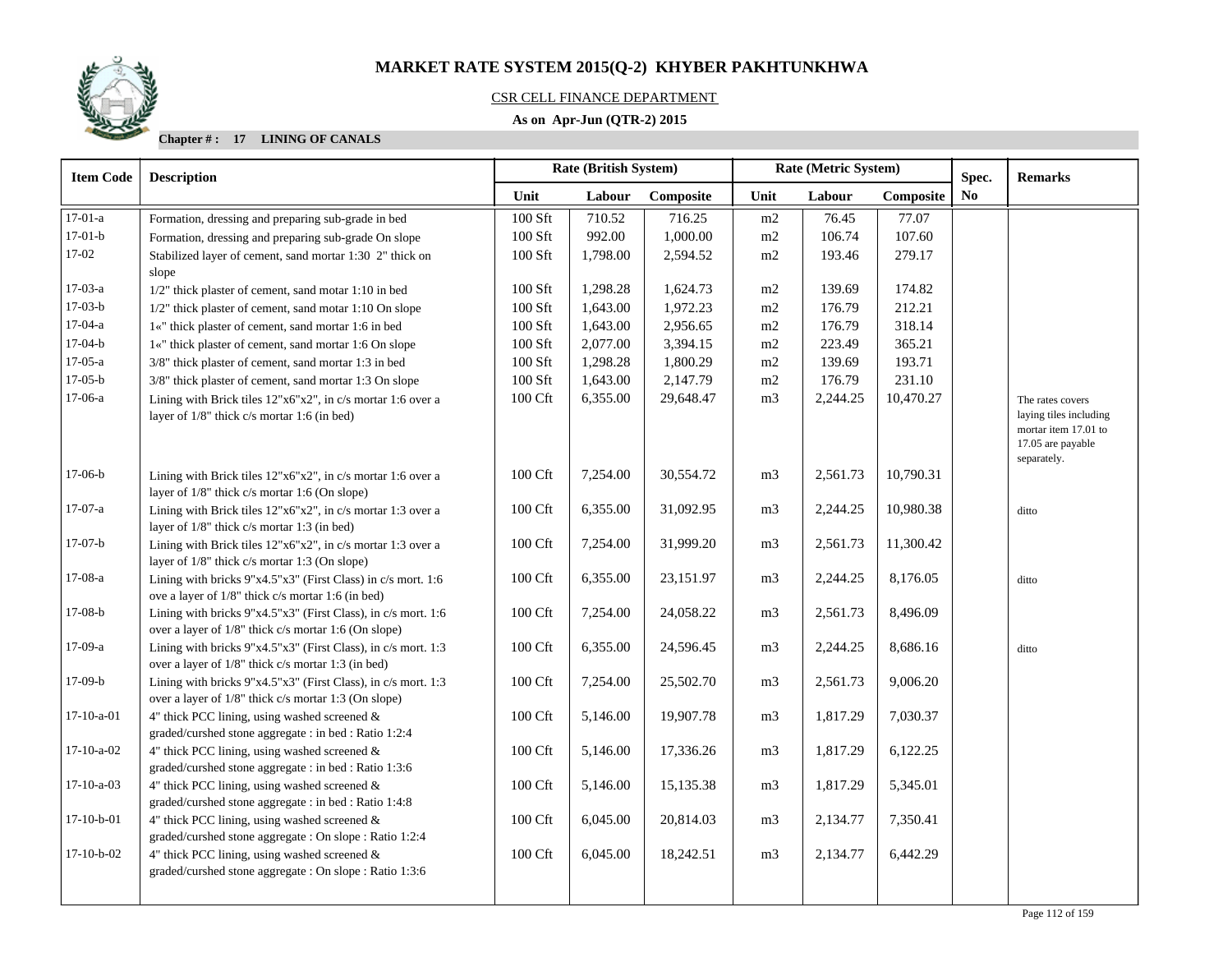# MARKET RATE SYSTEM 2015(Q-2) KHYBER PAKHTUNKHWA

CSR CELL FINANCE DEPARTMENT

**As on Apr-Jun (QTR-2) 2015**

**Chapter # : 17 LINING OF CANALS**

| Item Code | Description | Rate (British System) | | | Rate (Metric System) | | | Spec. No | Remarks |
|---|---|---|---|---|---|---|---|---|---|
| | | Unit | Labour | Composite | Unit | Labour | Composite | | |
| 17-01-a | Formation, dressing and preparing sub-grade in bed | 100 Sft | 710.52 | 716.25 | m2 | 76.45 | 77.07 | | |
| 17-01-b | Formation, dressing and preparing sub-grade On slope | 100 Sft | 992.00 | 1,000.00 | m2 | 106.74 | 107.60 | | |
| 17-02 | Stabilized layer of cement, sand mortar 1:30 2" thick on slope | 100 Sft | 1,798.00 | 2,594.52 | m2 | 193.46 | 279.17 | | |
| 17-03-a | 1/2" thick plaster of cement, sand motar 1:10 in bed | 100 Sft | 1,298.28 | 1,624.73 | m2 | 139.69 | 174.82 | | |
| 17-03-b | 1/2" thick plaster of cement, sand motar 1:10 On slope | 100 Sft | 1,643.00 | 1,972.23 | m2 | 176.79 | 212.21 | | |
| 17-04-a | 1«" thick plaster of cement, sand mortar 1:6 in bed | 100 Sft | 1,643.00 | 2,956.65 | m2 | 176.79 | 318.14 | | |
| 17-04-b | 1«" thick plaster of cement, sand mortar 1:6 On slope | 100 Sft | 2,077.00 | 3,394.15 | m2 | 223.49 | 365.21 | | |
| 17-05-a | 3/8" thick plaster of cement, sand mortar 1:3 in bed | 100 Sft | 1,298.28 | 1,800.29 | m2 | 139.69 | 193.71 | | |
| 17-05-b | 3/8" thick plaster of cement, sand mortar 1:3 On slope | 100 Sft | 1,643.00 | 2,147.79 | m2 | 176.79 | 231.10 | | |
| 17-06-a | Lining with Brick tiles 12"x6"x2", in c/s mortar 1:6 over a layer of 1/8" thick c/s mortar 1:6 (in bed) | 100 Cft | 6,355.00 | 29,648.47 | m3 | 2,244.25 | 10,470.27 | | The rates covers laying tiles including mortar item 17.01 to 17.05 are payable separately. |
| 17-06-b | Lining with Brick tiles 12"x6"x2", in c/s mortar 1:6 over a layer of 1/8" thick c/s mortar 1:6 (On slope) | 100 Cft | 7,254.00 | 30,554.72 | m3 | 2,561.73 | 10,790.31 | | |
| 17-07-a | Lining with Brick tiles 12"x6"x2", in c/s mortar 1:3 over a layer of 1/8" thick c/s mortar 1:3 (in bed) | 100 Cft | 6,355.00 | 31,092.95 | m3 | 2,244.25 | 10,980.38 | | ditto |
| 17-07-b | Lining with Brick tiles 12"x6"x2", in c/s mortar 1:3 over a layer of 1/8" thick c/s mortar 1:3 (On slope) | 100 Cft | 7,254.00 | 31,999.20 | m3 | 2,561.73 | 11,300.42 | | |
| 17-08-a | Lining with bricks 9"x4.5"x3" (First Class) in c/s mort. 1:6 ove a layer of 1/8" thick c/s mortar 1:6 (in bed) | 100 Cft | 6,355.00 | 23,151.97 | m3 | 2,244.25 | 8,176.05 | | ditto |
| 17-08-b | Lining with bricks 9"x4.5"x3" (First Class), in c/s mort. 1:6 over a layer of 1/8" thick c/s mortar 1:6 (On slope) | 100 Cft | 7,254.00 | 24,058.22 | m3 | 2,561.73 | 8,496.09 | | |
| 17-09-a | Lining with bricks 9"x4.5"x3" (First Class), in c/s mort. 1:3 over a layer of 1/8" thick c/s mortar 1:3 (in bed) | 100 Cft | 6,355.00 | 24,596.45 | m3 | 2,244.25 | 8,686.16 | | ditto |
| 17-09-b | Lining with bricks 9"x4.5"x3" (First Class), in c/s mort. 1:3 over a layer of 1/8" thick c/s mortar 1:3 (On slope) | 100 Cft | 7,254.00 | 25,502.70 | m3 | 2,561.73 | 9,006.20 | | |
| 17-10-a-01 | 4" thick PCC lining, using washed screened & graded/curshed stone aggregate : in bed : Ratio 1:2:4 | 100 Cft | 5,146.00 | 19,907.78 | m3 | 1,817.29 | 7,030.37 | | |
| 17-10-a-02 | 4" thick PCC lining, using washed screened & graded/curshed stone aggregate : in bed : Ratio 1:3:6 | 100 Cft | 5,146.00 | 17,336.26 | m3 | 1,817.29 | 6,122.25 | | |
| 17-10-a-03 | 4" thick PCC lining, using washed screened & graded/curshed stone aggregate : in bed : Ratio 1:4:8 | 100 Cft | 5,146.00 | 15,135.38 | m3 | 1,817.29 | 5,345.01 | | |
| 17-10-b-01 | 4" thick PCC lining, using washed screened & graded/curshed stone aggregate : On slope : Ratio 1:2:4 | 100 Cft | 6,045.00 | 20,814.03 | m3 | 2,134.77 | 7,350.41 | | |
| 17-10-b-02 | 4" thick PCC lining, using washed screened & graded/curshed stone aggregate : On slope : Ratio 1:3:6 | 100 Cft | 6,045.00 | 18,242.51 | m3 | 2,134.77 | 6,442.29 | | |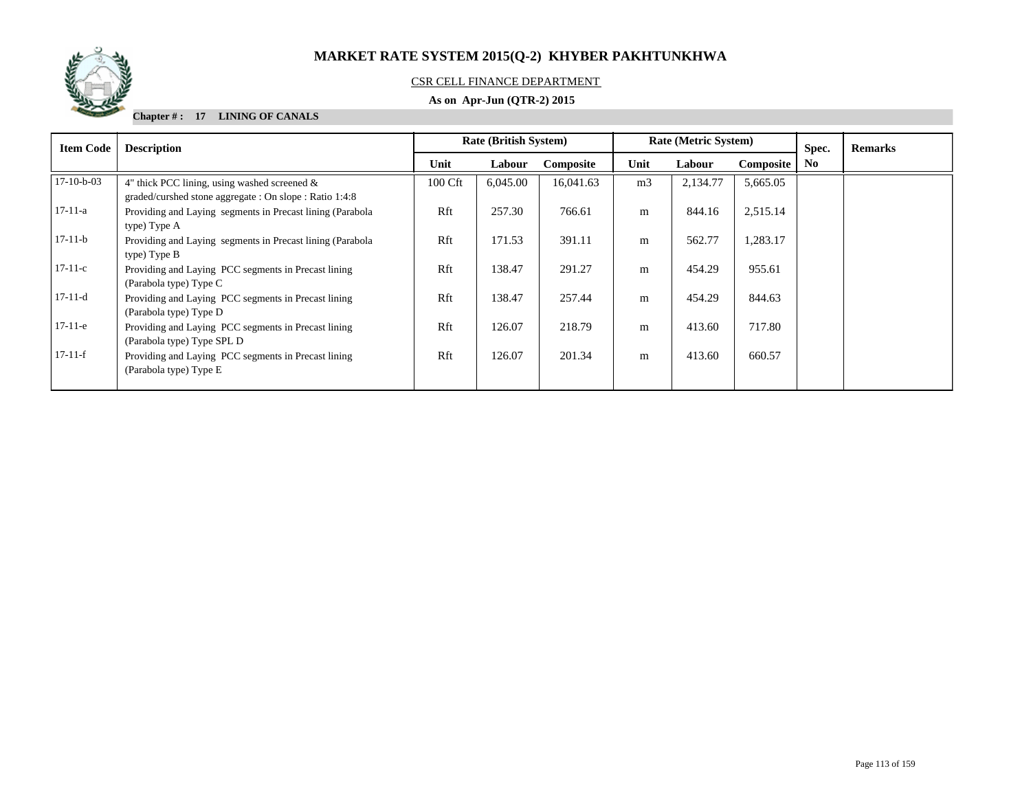# MARKET RATE SYSTEM 2015(Q-2) KHYBER PAKHTUNKHWA

CSR CELL FINANCE DEPARTMENT

**As on Apr-Jun (QTR-2) 2015**

**Chapter # : 17 LINING OF CANALS**

| Item Code | Description | Rate (British System) | | | Rate (Metric System) | | | Spec. No | Remarks |
|---|---|---|---|---|---|---|---|---|---|
| | | Unit | Labour | Composite | Unit | Labour | Composite | | |
| 17-10-b-03 | 4" thick PCC lining, using washed screened & graded/curshed stone aggregate : On slope : Ratio 1:4:8 | 100 Cft | 6,045.00 | 16,041.63 | m3 | 2,134.77 | 5,665.05 | | |
| 17-11-a | Providing and Laying segments in Precast lining (Parabola type) Type A | Rft | 257.30 | 766.61 | m | 844.16 | 2,515.14 | | |
| 17-11-b | Providing and Laying segments in Precast lining (Parabola type) Type B | Rft | 171.53 | 391.11 | m | 562.77 | 1,283.17 | | |
| 17-11-c | Providing and Laying PCC segments in Precast lining (Parabola type) Type C | Rft | 138.47 | 291.27 | m | 454.29 | 955.61 | | |
| 17-11-d | Providing and Laying PCC segments in Precast lining (Parabola type) Type D | Rft | 138.47 | 257.44 | m | 454.29 | 844.63 | | |
| 17-11-e | Providing and Laying PCC segments in Precast lining (Parabola type) Type SPL D | Rft | 126.07 | 218.79 | m | 413.60 | 717.80 | | |
| 17-11-f | Providing and Laying PCC segments in Precast lining (Parabola type) Type E | Rft | 126.07 | 201.34 | m | 413.60 | 660.57 | | |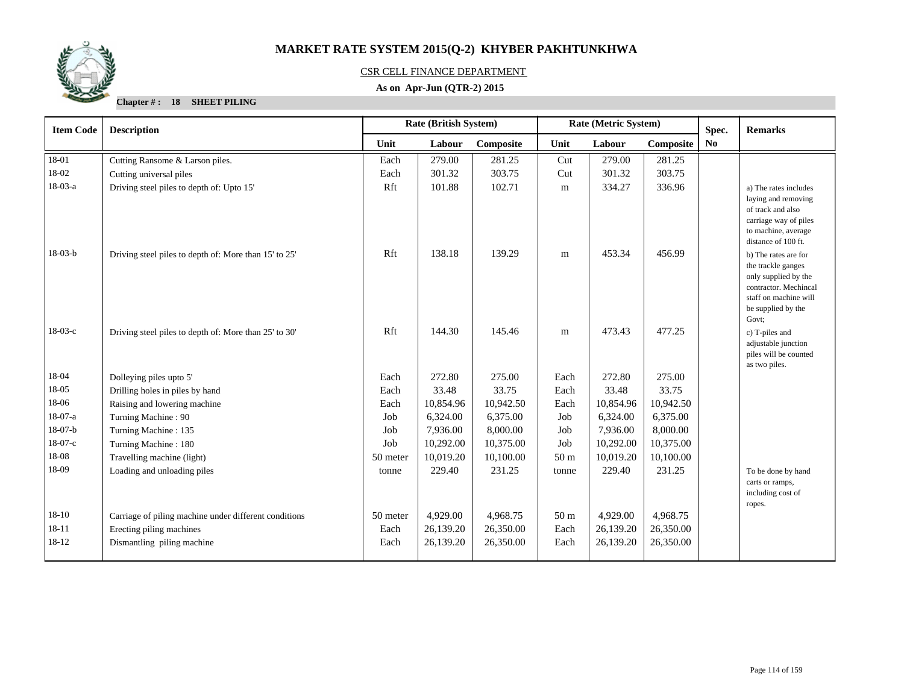# MARKET RATE SYSTEM 2015(Q-2) KHYBER PAKHTUNKHWA

CSR CELL FINANCE DEPARTMENT

**As on Apr-Jun (QTR-2) 2015**

**Chapter # : 18 SHEET PILING**

| Item Code | Description | Rate (British System) | | | Rate (Metric System) | | | Spec. No | Remarks |
|---|---|---|---|---|---|---|---|---|---|
| | | Unit | Labour | Composite | Unit | Labour | Composite | | |
| 18-01 | Cutting Ransome & Larson piles. | Each | 279.00 | 281.25 | Cut | 279.00 | 281.25 | | |
| 18-02 | Cutting universal piles | Each | 301.32 | 303.75 | Cut | 301.32 | 303.75 | | |
| 18-03-a | Driving steel piles to depth of: Upto 15' | Rft | 101.88 | 102.71 | m | 334.27 | 336.96 | | a) The rates includes laying and removing of track and also carriage way of piles to machine, average distance of 100 ft. |
| 18-03-b | Driving steel piles to depth of: More than 15' to 25' | Rft | 138.18 | 139.29 | m | 453.34 | 456.99 | | b) The rates are for the trackle ganges only supplied by the contractor. Mechincal staff on machine will be supplied by the Govt; |
| 18-03-c | Driving steel piles to depth of: More than 25' to 30' | Rft | 144.30 | 145.46 | m | 473.43 | 477.25 | | c) T-piles and adjustable junction piles will be counted as two piles. |
| 18-04 | Dolleying piles upto 5' | Each | 272.80 | 275.00 | Each | 272.80 | 275.00 | | |
| 18-05 | Drilling holes in piles by hand | Each | 33.48 | 33.75 | Each | 33.48 | 33.75 | | |
| 18-06 | Raising and lowering machine | Each | 10,854.96 | 10,942.50 | Each | 10,854.96 | 10,942.50 | | |
| 18-07-a | Turning Machine : 90 | Job | 6,324.00 | 6,375.00 | Job | 6,324.00 | 6,375.00 | | |
| 18-07-b | Turning Machine : 135 | Job | 7,936.00 | 8,000.00 | Job | 7,936.00 | 8,000.00 | | |
| 18-07-c | Turning Machine : 180 | Job | 10,292.00 | 10,375.00 | Job | 10,292.00 | 10,375.00 | | |
| 18-08 | Travelling machine (light) | 50 meter | 10,019.20 | 10,100.00 | 50 m | 10,019.20 | 10,100.00 | | |
| 18-09 | Loading and unloading piles | tonne | 229.40 | 231.25 | tonne | 229.40 | 231.25 | | To be done by hand carts or ramps, including cost of ropes. |
| 18-10 | Carriage of piling machine under different conditions | 50 meter | 4,929.00 | 4,968.75 | 50 m | 4,929.00 | 4,968.75 | | |
| 18-11 | Erecting piling machines | Each | 26,139.20 | 26,350.00 | Each | 26,139.20 | 26,350.00 | | |
| 18-12 | Dismantling piling machine | Each | 26,139.20 | 26,350.00 | Each | 26,139.20 | 26,350.00 | | |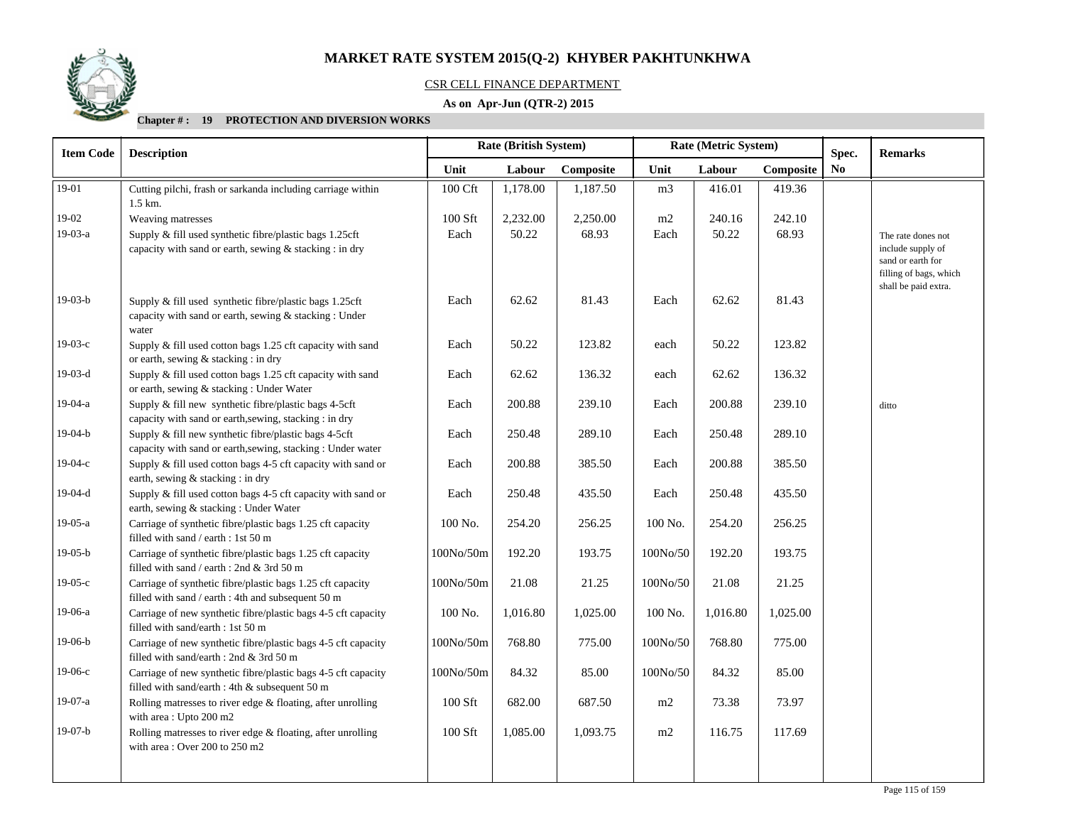# MARKET RATE SYSTEM 2015(Q-2) KHYBER PAKHTUNKHWA

CSR CELL FINANCE DEPARTMENT

**As on Apr-Jun (QTR-2) 2015**

**Chapter # : 19 PROTECTION AND DIVERSION WORKS**

| Item Code | Description | Rate (British System) | | | Rate (Metric System) | | | Spec. | Remarks |
|---|---|---|---|---|---|---|---|---|---|
| | | Unit | Labour | Composite | Unit | Labour | Composite | No | |
| 19-01 | Cutting pilchi, frash or sarkanda including carriage within 1.5 km. | 100 Cft | 1,178.00 | 1,187.50 | m3 | 416.01 | 419.36 | | |
| 19-02 | Weaving matresses | 100 Sft | 2,232.00 | 2,250.00 | m2 | 240.16 | 242.10 | | |
| 19-03-a | Supply & fill used synthetic fibre/plastic bags 1.25cft capacity with sand or earth, sewing & stacking : in dry | Each | 50.22 | 68.93 | Each | 50.22 | 68.93 | | The rate dones not include supply of sand or earth for filling of bags, which shall be paid extra. |
| 19-03-b | Supply & fill used synthetic fibre/plastic bags 1.25cft capacity with sand or earth, sewing & stacking : Under water | Each | 62.62 | 81.43 | Each | 62.62 | 81.43 | | |
| 19-03-c | Supply & fill used cotton bags 1.25 cft capacity with sand or earth, sewing & stacking : in dry | Each | 50.22 | 123.82 | each | 50.22 | 123.82 | | |
| 19-03-d | Supply & fill used cotton bags 1.25 cft capacity with sand or earth, sewing & stacking : Under Water | Each | 62.62 | 136.32 | each | 62.62 | 136.32 | | |
| 19-04-a | Supply & fill new synthetic fibre/plastic bags 4-5cft capacity with sand or earth,sewing, stacking : in dry | Each | 200.88 | 239.10 | Each | 200.88 | 239.10 | | ditto |
| 19-04-b | Supply & fill new synthetic fibre/plastic bags 4-5cft capacity with sand or earth,sewing, stacking : Under water | Each | 250.48 | 289.10 | Each | 250.48 | 289.10 | | |
| 19-04-c | Supply & fill used cotton bags 4-5 cft capacity with sand or earth, sewing & stacking : in dry | Each | 200.88 | 385.50 | Each | 200.88 | 385.50 | | |
| 19-04-d | Supply & fill used cotton bags 4-5 cft capacity with sand or earth, sewing & stacking : Under Water | Each | 250.48 | 435.50 | Each | 250.48 | 435.50 | | |
| 19-05-a | Carriage of synthetic fibre/plastic bags 1.25 cft capacity filled with sand / earth : 1st 50 m | 100 No. | 254.20 | 256.25 | 100 No. | 254.20 | 256.25 | | |
| 19-05-b | Carriage of synthetic fibre/plastic bags 1.25 cft capacity filled with sand / earth : 2nd & 3rd 50 m | 100No/50m | 192.20 | 193.75 | 100No/50 | 192.20 | 193.75 | | |
| 19-05-c | Carriage of synthetic fibre/plastic bags 1.25 cft capacity filled with sand / earth : 4th and subsequent 50 m | 100No/50m | 21.08 | 21.25 | 100No/50 | 21.08 | 21.25 | | |
| 19-06-a | Carriage of new synthetic fibre/plastic bags 4-5 cft capacity filled with sand/earth : 1st 50 m | 100 No. | 1,016.80 | 1,025.00 | 100 No. | 1,016.80 | 1,025.00 | | |
| 19-06-b | Carriage of new synthetic fibre/plastic bags 4-5 cft capacity filled with sand/earth : 2nd & 3rd 50 m | 100No/50m | 768.80 | 775.00 | 100No/50 | 768.80 | 775.00 | | |
| 19-06-c | Carriage of new synthetic fibre/plastic bags 4-5 cft capacity filled with sand/earth : 4th & subsequent 50 m | 100No/50m | 84.32 | 85.00 | 100No/50 | 84.32 | 85.00 | | |
| 19-07-a | Rolling matresses to river edge & floating, after unrolling with area : Upto 200 m2 | 100 Sft | 682.00 | 687.50 | m2 | 73.38 | 73.97 | | |
| 19-07-b | Rolling matresses to river edge & floating, after unrolling with area : Over 200 to 250 m2 | 100 Sft | 1,085.00 | 1,093.75 | m2 | 116.75 | 117.69 | | |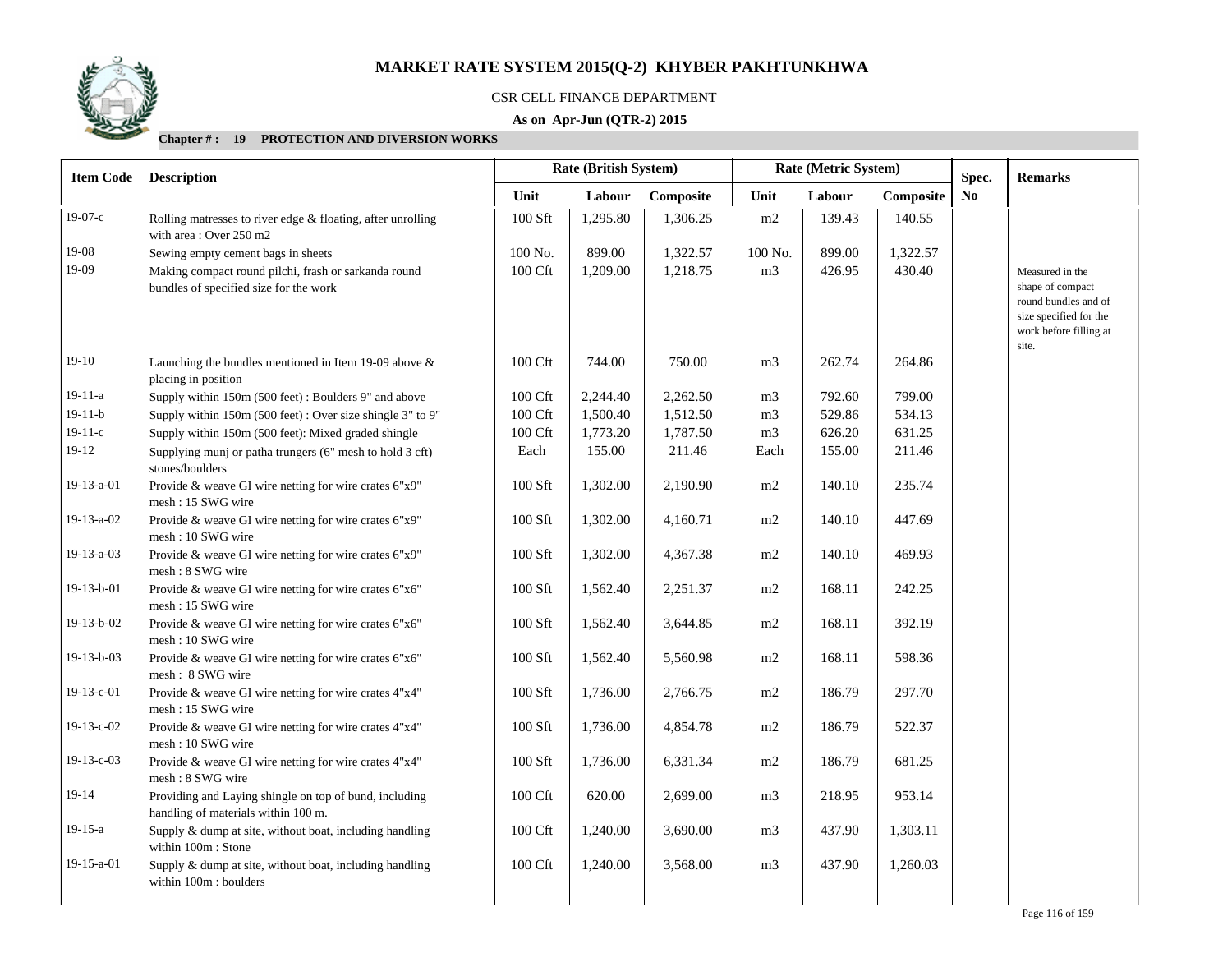# MARKET RATE SYSTEM 2015(Q-2) KHYBER PAKHTUNKHWA

CSR CELL FINANCE DEPARTMENT

**As on Apr-Jun (QTR-2) 2015**

**Chapter # : 19 PROTECTION AND DIVERSION WORKS**

| Item Code | Description | Rate (British System) | | | Rate (Metric System) | | | Spec. No | Remarks |
|---|---|---|---|---|---|---|---|---|---|
| | | Unit | Labour | Composite | Unit | Labour | Composite | | |
| 19-07-c | Rolling matresses to river edge & floating, after unrolling with area : Over 250 m2 | 100 Sft | 1,295.80 | 1,306.25 | m2 | 139.43 | 140.55 | | |
| 19-08 | Sewing empty cement bags in sheets | 100 No. | 899.00 | 1,322.57 | 100 No. | 899.00 | 1,322.57 | | |
| 19-09 | Making compact round pilchi, frash or sarkanda round bundles of specified size for the work | 100 Cft | 1,209.00 | 1,218.75 | m3 | 426.95 | 430.40 | | Measured in the shape of compact round bundles and of size specified for the work before filling at site. |
| 19-10 | Launching the bundles mentioned in Item 19-09 above & placing in position | 100 Cft | 744.00 | 750.00 | m3 | 262.74 | 264.86 | | |
| 19-11-a | Supply within 150m (500 feet) : Boulders 9" and above | 100 Cft | 2,244.40 | 2,262.50 | m3 | 792.60 | 799.00 | | |
| 19-11-b | Supply within 150m (500 feet) : Over size shingle 3" to 9" | 100 Cft | 1,500.40 | 1,512.50 | m3 | 529.86 | 534.13 | | |
| 19-11-c | Supply within 150m (500 feet): Mixed graded shingle | 100 Cft | 1,773.20 | 1,787.50 | m3 | 626.20 | 631.25 | | |
| 19-12 | Supplying munj or patha trungers (6" mesh to hold 3 cft) stones/boulders | Each | 155.00 | 211.46 | Each | 155.00 | 211.46 | | |
| 19-13-a-01 | Provide & weave GI wire netting for wire crates 6"x9" mesh : 15 SWG wire | 100 Sft | 1,302.00 | 2,190.90 | m2 | 140.10 | 235.74 | | |
| 19-13-a-02 | Provide & weave GI wire netting for wire crates 6"x9" mesh : 10 SWG wire | 100 Sft | 1,302.00 | 4,160.71 | m2 | 140.10 | 447.69 | | |
| 19-13-a-03 | Provide & weave GI wire netting for wire crates 6"x9" mesh : 8 SWG wire | 100 Sft | 1,302.00 | 4,367.38 | m2 | 140.10 | 469.93 | | |
| 19-13-b-01 | Provide & weave GI wire netting for wire crates 6"x6" mesh : 15 SWG wire | 100 Sft | 1,562.40 | 2,251.37 | m2 | 168.11 | 242.25 | | |
| 19-13-b-02 | Provide & weave GI wire netting for wire crates 6"x6" mesh : 10 SWG wire | 100 Sft | 1,562.40 | 3,644.85 | m2 | 168.11 | 392.19 | | |
| 19-13-b-03 | Provide & weave GI wire netting for wire crates 6"x6" mesh : 8 SWG wire | 100 Sft | 1,562.40 | 5,560.98 | m2 | 168.11 | 598.36 | | |
| 19-13-c-01 | Provide & weave GI wire netting for wire crates 4"x4" mesh : 15 SWG wire | 100 Sft | 1,736.00 | 2,766.75 | m2 | 186.79 | 297.70 | | |
| 19-13-c-02 | Provide & weave GI wire netting for wire crates 4"x4" mesh : 10 SWG wire | 100 Sft | 1,736.00 | 4,854.78 | m2 | 186.79 | 522.37 | | |
| 19-13-c-03 | Provide & weave GI wire netting for wire crates 4"x4" mesh : 8 SWG wire | 100 Sft | 1,736.00 | 6,331.34 | m2 | 186.79 | 681.25 | | |
| 19-14 | Providing and Laying shingle on top of bund, including handling of materials within 100 m. | 100 Cft | 620.00 | 2,699.00 | m3 | 218.95 | 953.14 | | |
| 19-15-a | Supply & dump at site, without boat, including handling within 100m : Stone | 100 Cft | 1,240.00 | 3,690.00 | m3 | 437.90 | 1,303.11 | | |
| 19-15-a-01 | Supply & dump at site, without boat, including handling within 100m : boulders | 100 Cft | 1,240.00 | 3,568.00 | m3 | 437.90 | 1,260.03 | | |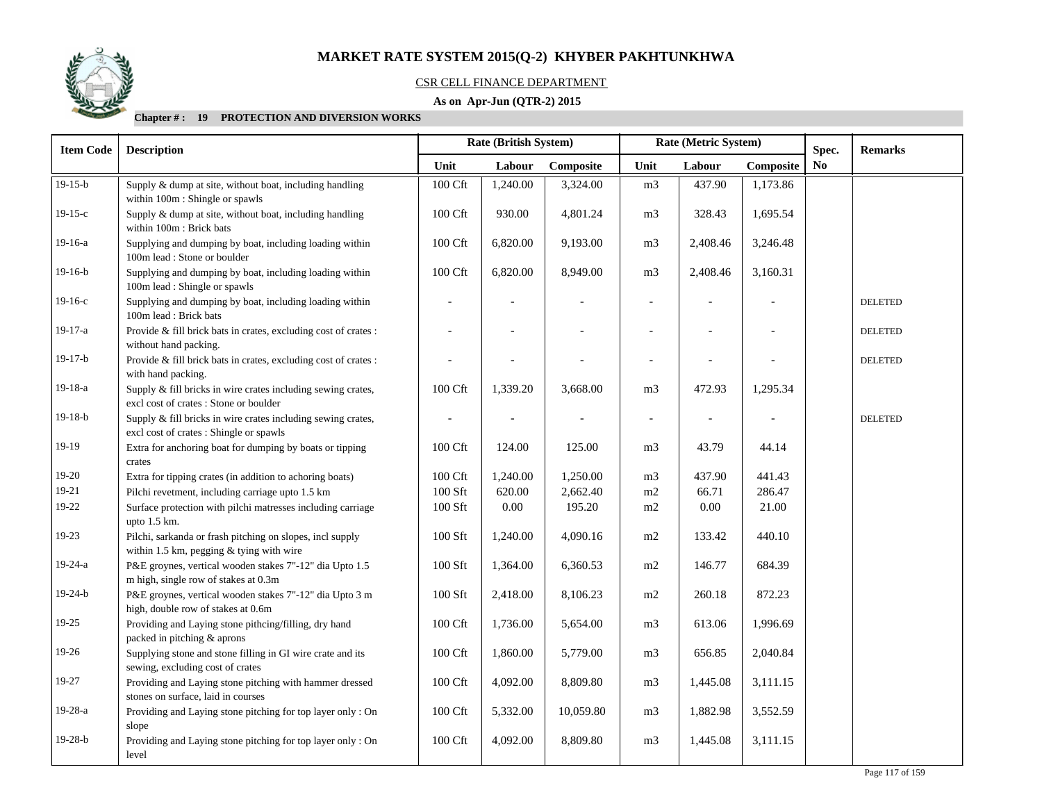# MARKET RATE SYSTEM 2015(Q-2) KHYBER PAKHTUNKHWA

CSR CELL FINANCE DEPARTMENT

**As on Apr-Jun (QTR-2) 2015**

**Chapter # : 19 PROTECTION AND DIVERSION WORKS**

| Item Code | Description | Rate (British System) | | | Rate (Metric System) | | | Spec. No | Remarks |
|---|---|---|---|---|---|---|---|---|---|
| | | Unit | Labour | Composite | Unit | Labour | Composite | | |
| 19-15-b | Supply & dump at site, without boat, including handling within 100m : Shingle or spawls | 100 Cft | 1,240.00 | 3,324.00 | m3 | 437.90 | 1,173.86 | | |
| 19-15-c | Supply & dump at site, without boat, including handling within 100m : Brick bats | 100 Cft | 930.00 | 4,801.24 | m3 | 328.43 | 1,695.54 | | |
| 19-16-a | Supplying and dumping by boat, including loading within 100m lead : Stone or boulder | 100 Cft | 6,820.00 | 9,193.00 | m3 | 2,408.46 | 3,246.48 | | |
| 19-16-b | Supplying and dumping by boat, including loading within 100m lead : Shingle or spawls | 100 Cft | 6,820.00 | 8,949.00 | m3 | 2,408.46 | 3,160.31 | | |
| 19-16-c | Supplying and dumping by boat, including loading within 100m lead : Brick bats | - | - | - | - | - | - | | DELETED |
| 19-17-a | Provide & fill brick bats in crates, excluding cost of crates : without hand packing. | - | - | - | - | - | - | | DELETED |
| 19-17-b | Provide & fill brick bats in crates, excluding cost of crates : with hand packing. | - | - | - | - | - | - | | DELETED |
| 19-18-a | Supply & fill bricks in wire crates including sewing crates, excl cost of crates : Stone or boulder | 100 Cft | 1,339.20 | 3,668.00 | m3 | 472.93 | 1,295.34 | | |
| 19-18-b | Supply & fill bricks in wire crates including sewing crates, excl cost of crates : Shingle or spawls | - | - | - | - | - | - | | DELETED |
| 19-19 | Extra for anchoring boat for dumping by boats or tipping crates | 100 Cft | 124.00 | 125.00 | m3 | 43.79 | 44.14 | | |
| 19-20 | Extra for tipping crates (in addition to achoring boats) | 100 Cft | 1,240.00 | 1,250.00 | m3 | 437.90 | 441.43 | | |
| 19-21 | Pilchi revetment, including carriage upto 1.5 km | 100 Sft | 620.00 | 2,662.40 | m2 | 66.71 | 286.47 | | |
| 19-22 | Surface protection with pilchi matresses including carriage upto 1.5 km. | 100 Sft | 0.00 | 195.20 | m2 | 0.00 | 21.00 | | |
| 19-23 | Pilchi, sarkanda or frash pitching on slopes, incl supply within 1.5 km, pegging & tying with wire | 100 Sft | 1,240.00 | 4,090.16 | m2 | 133.42 | 440.10 | | |
| 19-24-a | P&E groynes, vertical wooden stakes 7"-12" dia Upto 1.5 m high, single row of stakes at 0.3m | 100 Sft | 1,364.00 | 6,360.53 | m2 | 146.77 | 684.39 | | |
| 19-24-b | P&E groynes, vertical wooden stakes 7"-12" dia Upto 3 m high, double row of stakes at 0.6m | 100 Sft | 2,418.00 | 8,106.23 | m2 | 260.18 | 872.23 | | |
| 19-25 | Providing and Laying stone pithcing/filling, dry hand packed in pitching & aprons | 100 Cft | 1,736.00 | 5,654.00 | m3 | 613.06 | 1,996.69 | | |
| 19-26 | Supplying stone and stone filling in GI wire crate and its sewing, excluding cost of crates | 100 Cft | 1,860.00 | 5,779.00 | m3 | 656.85 | 2,040.84 | | |
| 19-27 | Providing and Laying stone pitching with hammer dressed stones on surface, laid in courses | 100 Cft | 4,092.00 | 8,809.80 | m3 | 1,445.08 | 3,111.15 | | |
| 19-28-a | Providing and Laying stone pitching for top layer only : On slope | 100 Cft | 5,332.00 | 10,059.80 | m3 | 1,882.98 | 3,552.59 | | |
| 19-28-b | Providing and Laying stone pitching for top layer only : On level | 100 Cft | 4,092.00 | 8,809.80 | m3 | 1,445.08 | 3,111.15 | | |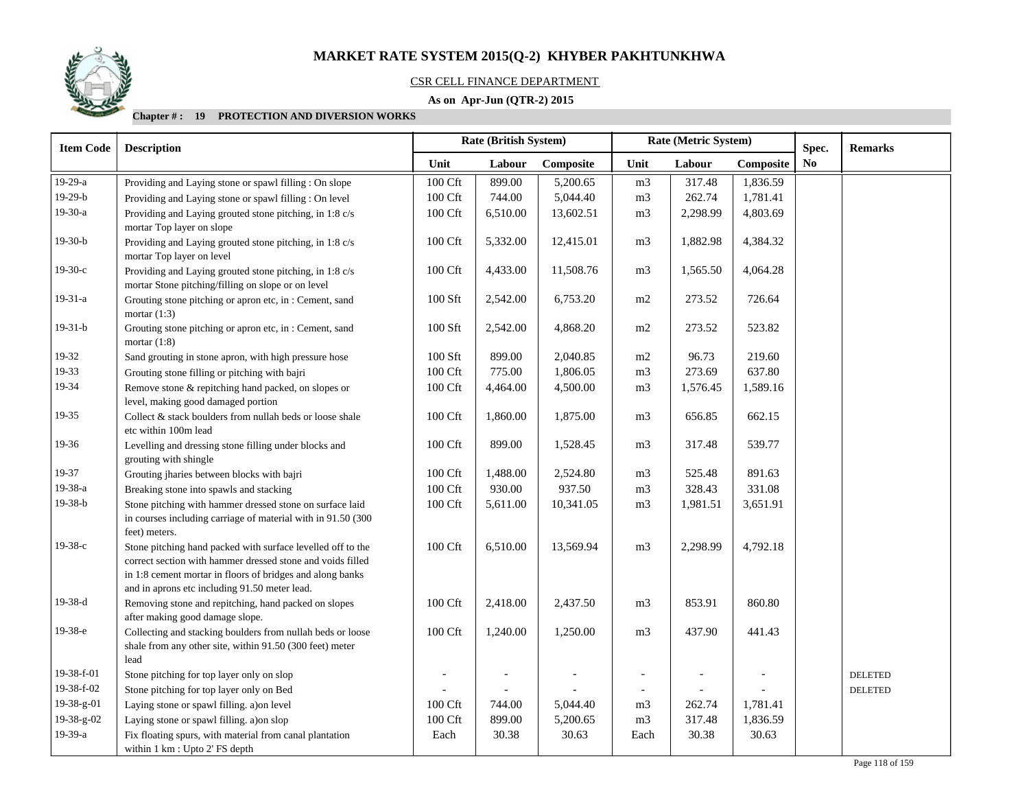# MARKET RATE SYSTEM 2015(Q-2) KHYBER PAKHTUNKHWA

CSR CELL FINANCE DEPARTMENT

**As on Apr-Jun (QTR-2) 2015**

**Chapter # : 19 PROTECTION AND DIVERSION WORKS**

| Item Code | Description | Rate (British System) | | | Rate (Metric System) | | | Spec. No | Remarks |
|---|---|---|---|---|---|---|---|---|---|
| | | Unit | Labour | Composite | Unit | Labour | Composite | | |
| 19-29-a | Providing and Laying stone or spawl filling : On slope | 100 Cft | 899.00 | 5,200.65 | m3 | 317.48 | 1,836.59 | | |
| 19-29-b | Providing and Laying stone or spawl filling : On level | 100 Cft | 744.00 | 5,044.40 | m3 | 262.74 | 1,781.41 | | |
| 19-30-a | Providing and Laying grouted stone pitching, in 1:8 c/s mortar Top layer on slope | 100 Cft | 6,510.00 | 13,602.51 | m3 | 2,298.99 | 4,803.69 | | |
| 19-30-b | Providing and Laying grouted stone pitching, in 1:8 c/s mortar Top layer on level | 100 Cft | 5,332.00 | 12,415.01 | m3 | 1,882.98 | 4,384.32 | | |
| 19-30-c | Providing and Laying grouted stone pitching, in 1:8 c/s mortar Stone pitching/filling on slope or on level | 100 Cft | 4,433.00 | 11,508.76 | m3 | 1,565.50 | 4,064.28 | | |
| 19-31-a | Grouting stone pitching or apron etc, in : Cement, sand mortar (1:3) | 100 Sft | 2,542.00 | 6,753.20 | m2 | 273.52 | 726.64 | | |
| 19-31-b | Grouting stone pitching or apron etc, in : Cement, sand mortar (1:8) | 100 Sft | 2,542.00 | 4,868.20 | m2 | 273.52 | 523.82 | | |
| 19-32 | Sand grouting in stone apron, with high pressure hose | 100 Sft | 899.00 | 2,040.85 | m2 | 96.73 | 219.60 | | |
| 19-33 | Grouting stone filling or pitching with bajri | 100 Cft | 775.00 | 1,806.05 | m3 | 273.69 | 637.80 | | |
| 19-34 | Remove stone & repitching hand packed, on slopes or level, making good damaged portion | 100 Cft | 4,464.00 | 4,500.00 | m3 | 1,576.45 | 1,589.16 | | |
| 19-35 | Collect & stack boulders from nullah beds or loose shale etc within 100m lead | 100 Cft | 1,860.00 | 1,875.00 | m3 | 656.85 | 662.15 | | |
| 19-36 | Levelling and dressing stone filling under blocks and grouting with shingle | 100 Cft | 899.00 | 1,528.45 | m3 | 317.48 | 539.77 | | |
| 19-37 | Grouting jharies between blocks with bajri | 100 Cft | 1,488.00 | 2,524.80 | m3 | 525.48 | 891.63 | | |
| 19-38-a | Breaking stone into spawls and stacking | 100 Cft | 930.00 | 937.50 | m3 | 328.43 | 331.08 | | |
| 19-38-b | Stone pitching with hammer dressed stone on surface laid in courses including carriage of material with in 91.50 (300 feet) meters. | 100 Cft | 5,611.00 | 10,341.05 | m3 | 1,981.51 | 3,651.91 | | |
| 19-38-c | Stone pitching hand packed with surface levelled off to the correct section with hammer dressed stone and voids filled in 1:8 cement mortar in floors of bridges and along banks and in aprons etc including 91.50 meter lead. | 100 Cft | 6,510.00 | 13,569.94 | m3 | 2,298.99 | 4,792.18 | | |
| 19-38-d | Removing stone and repitching, hand packed on slopes after making good damage slope. | 100 Cft | 2,418.00 | 2,437.50 | m3 | 853.91 | 860.80 | | |
| 19-38-e | Collecting and stacking boulders from nullah beds or loose shale from any other site, within 91.50 (300 feet) meter lead | 100 Cft | 1,240.00 | 1,250.00 | m3 | 437.90 | 441.43 | | |
| 19-38-f-01 | Stone pitching for top layer only on slop | - | - | - | - | - | - | | DELETED |
| 19-38-f-02 | Stone pitching for top layer only on Bed | - | - | - | - | - | - | | DELETED |
| 19-38-g-01 | Laying stone or spawl filling. a)on level | 100 Cft | 744.00 | 5,044.40 | m3 | 262.74 | 1,781.41 | | |
| 19-38-g-02 | Laying stone or spawl filling. a)on slop | 100 Cft | 899.00 | 5,200.65 | m3 | 317.48 | 1,836.59 | | |
| 19-39-a | Fix floating spurs, with material from canal plantation within 1 km : Upto 2' FS depth | Each | 30.38 | 30.63 | Each | 30.38 | 30.63 | | |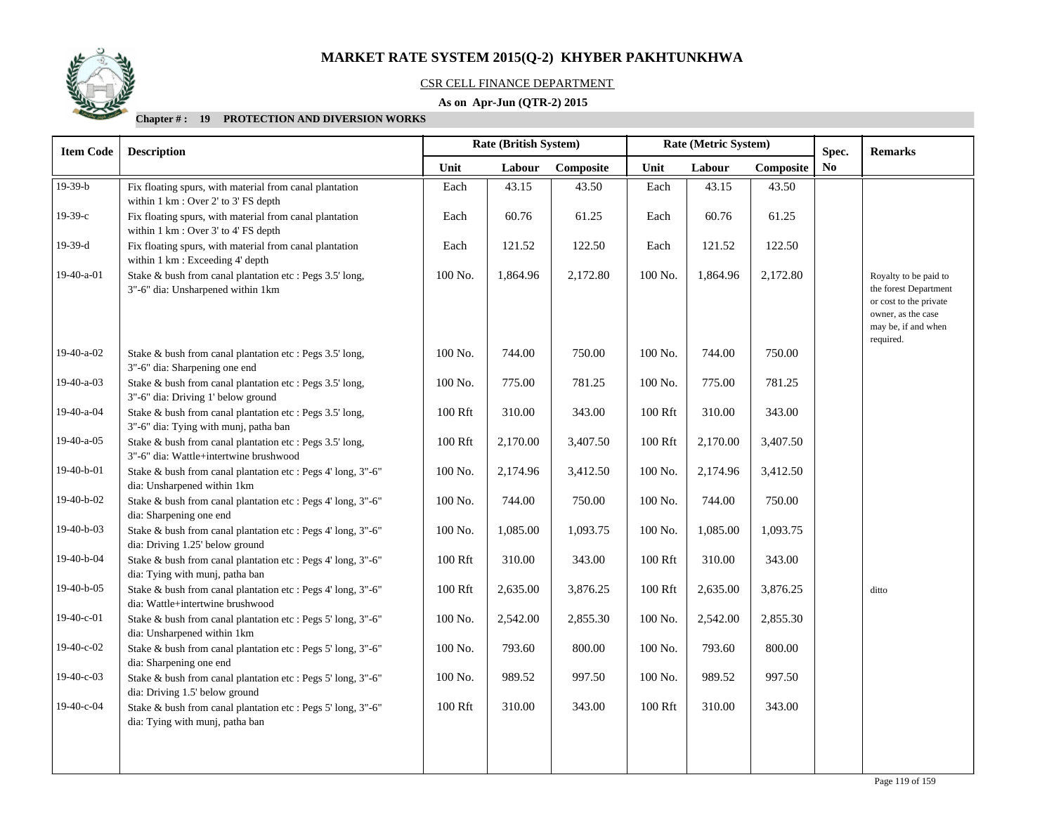# MARKET RATE SYSTEM 2015(Q-2) KHYBER PAKHTUNKHWA

CSR CELL FINANCE DEPARTMENT

**As on Apr-Jun (QTR-2) 2015**

**Chapter # : 19 PROTECTION AND DIVERSION WORKS**

| Item Code | Description | Rate (British System) | | | Rate (Metric System) | | | Spec. No | Remarks |
|---|---|---|---|---|---|---|---|---|---|
| | | Unit | Labour | Composite | Unit | Labour | Composite | | |
| 19-39-b | Fix floating spurs, with material from canal plantation within 1 km : Over 2' to 3' FS depth | Each | 43.15 | 43.50 | Each | 43.15 | 43.50 | | |
| 19-39-c | Fix floating spurs, with material from canal plantation within 1 km : Over 3' to 4' FS depth | Each | 60.76 | 61.25 | Each | 60.76 | 61.25 | | |
| 19-39-d | Fix floating spurs, with material from canal plantation within 1 km : Exceeding 4' depth | Each | 121.52 | 122.50 | Each | 121.52 | 122.50 | | |
| 19-40-a-01 | Stake & bush from canal plantation etc : Pegs 3.5' long, 3"-6" dia: Unsharpened within 1km | 100 No. | 1,864.96 | 2,172.80 | 100 No. | 1,864.96 | 2,172.80 | | Royalty to be paid to the forest Department or cost to the private owner, as the case may be, if and when required. |
| 19-40-a-02 | Stake & bush from canal plantation etc : Pegs 3.5' long, 3"-6" dia: Sharpening one end | 100 No. | 744.00 | 750.00 | 100 No. | 744.00 | 750.00 | | |
| 19-40-a-03 | Stake & bush from canal plantation etc : Pegs 3.5' long, 3"-6" dia: Driving 1' below ground | 100 No. | 775.00 | 781.25 | 100 No. | 775.00 | 781.25 | | |
| 19-40-a-04 | Stake & bush from canal plantation etc : Pegs 3.5' long, 3"-6" dia: Tying with munj, patha ban | 100 Rft | 310.00 | 343.00 | 100 Rft | 310.00 | 343.00 | | |
| 19-40-a-05 | Stake & bush from canal plantation etc : Pegs 3.5' long, 3"-6" dia: Wattle+intertwine brushwood | 100 Rft | 2,170.00 | 3,407.50 | 100 Rft | 2,170.00 | 3,407.50 | | |
| 19-40-b-01 | Stake & bush from canal plantation etc : Pegs 4' long, 3"-6" dia: Unsharpened within 1km | 100 No. | 2,174.96 | 3,412.50 | 100 No. | 2,174.96 | 3,412.50 | | |
| 19-40-b-02 | Stake & bush from canal plantation etc : Pegs 4' long, 3"-6" dia: Sharpening one end | 100 No. | 744.00 | 750.00 | 100 No. | 744.00 | 750.00 | | |
| 19-40-b-03 | Stake & bush from canal plantation etc : Pegs 4' long, 3"-6" dia: Driving 1.25' below ground | 100 No. | 1,085.00 | 1,093.75 | 100 No. | 1,085.00 | 1,093.75 | | |
| 19-40-b-04 | Stake & bush from canal plantation etc : Pegs 4' long, 3"-6" dia: Tying with munj, patha ban | 100 Rft | 310.00 | 343.00 | 100 Rft | 310.00 | 343.00 | | |
| 19-40-b-05 | Stake & bush from canal plantation etc : Pegs 4' long, 3"-6" dia: Wattle+intertwine brushwood | 100 Rft | 2,635.00 | 3,876.25 | 100 Rft | 2,635.00 | 3,876.25 | | ditto |
| 19-40-c-01 | Stake & bush from canal plantation etc : Pegs 5' long, 3"-6" dia: Unsharpened within 1km | 100 No. | 2,542.00 | 2,855.30 | 100 No. | 2,542.00 | 2,855.30 | | |
| 19-40-c-02 | Stake & bush from canal plantation etc : Pegs 5' long, 3"-6" dia: Sharpening one end | 100 No. | 793.60 | 800.00 | 100 No. | 793.60 | 800.00 | | |
| 19-40-c-03 | Stake & bush from canal plantation etc : Pegs 5' long, 3"-6" dia: Driving 1.5' below ground | 100 No. | 989.52 | 997.50 | 100 No. | 989.52 | 997.50 | | |
| 19-40-c-04 | Stake & bush from canal plantation etc : Pegs 5' long, 3"-6" dia: Tying with munj, patha ban | 100 Rft | 310.00 | 343.00 | 100 Rft | 310.00 | 343.00 | | |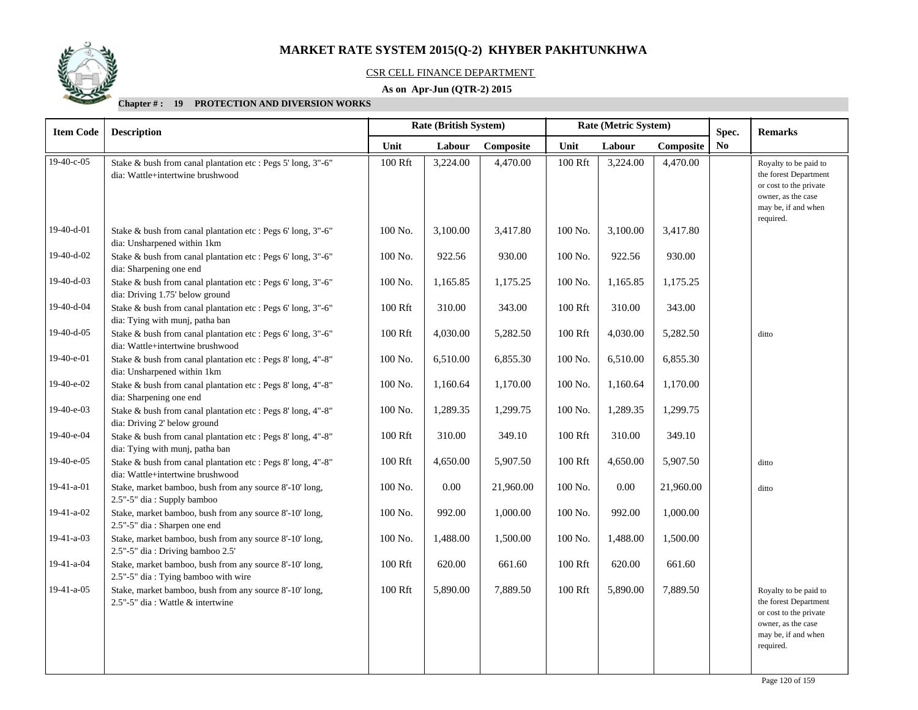# MARKET RATE SYSTEM 2015(Q-2) KHYBER PAKHTUNKHWA

CSR CELL FINANCE DEPARTMENT

**As on Apr-Jun (QTR-2) 2015**

**Chapter # : 19 PROTECTION AND DIVERSION WORKS**

| Item Code | Description | Rate (British System) | | | Rate (Metric System) | | | Spec. No | Remarks |
|---|---|---|---|---|---|---|---|---|---|
| | | Unit | Labour | Composite | Unit | Labour | Composite | | |
| 19-40-c-05 | Stake & bush from canal plantation etc : Pegs 5' long, 3"-6" dia: Wattle+intertwine brushwood | 100 Rft | 3,224.00 | 4,470.00 | 100 Rft | 3,224.00 | 4,470.00 | | Royalty to be paid to the forest Department or cost to the private owner, as the case may be, if and when required. |
| 19-40-d-01 | Stake & bush from canal plantation etc : Pegs 6' long, 3"-6" dia: Unsharpened within 1km | 100 No. | 3,100.00 | 3,417.80 | 100 No. | 3,100.00 | 3,417.80 | | |
| 19-40-d-02 | Stake & bush from canal plantation etc : Pegs 6' long, 3"-6" dia: Sharpening one end | 100 No. | 922.56 | 930.00 | 100 No. | 922.56 | 930.00 | | |
| 19-40-d-03 | Stake & bush from canal plantation etc : Pegs 6' long, 3"-6" dia: Driving 1.75' below ground | 100 No. | 1,165.85 | 1,175.25 | 100 No. | 1,165.85 | 1,175.25 | | |
| 19-40-d-04 | Stake & bush from canal plantation etc : Pegs 6' long, 3"-6" dia: Tying with munj, patha ban | 100 Rft | 310.00 | 343.00 | 100 Rft | 310.00 | 343.00 | | |
| 19-40-d-05 | Stake & bush from canal plantation etc : Pegs 6' long, 3"-6" dia: Wattle+intertwine brushwood | 100 Rft | 4,030.00 | 5,282.50 | 100 Rft | 4,030.00 | 5,282.50 | | ditto |
| 19-40-e-01 | Stake & bush from canal plantation etc : Pegs 8' long, 4"-8" dia: Unsharpened within 1km | 100 No. | 6,510.00 | 6,855.30 | 100 No. | 6,510.00 | 6,855.30 | | |
| 19-40-e-02 | Stake & bush from canal plantation etc : Pegs 8' long, 4"-8" dia: Sharpening one end | 100 No. | 1,160.64 | 1,170.00 | 100 No. | 1,160.64 | 1,170.00 | | |
| 19-40-e-03 | Stake & bush from canal plantation etc : Pegs 8' long, 4"-8" dia: Driving 2' below ground | 100 No. | 1,289.35 | 1,299.75 | 100 No. | 1,289.35 | 1,299.75 | | |
| 19-40-e-04 | Stake & bush from canal plantation etc : Pegs 8' long, 4"-8" dia: Tying with munj, patha ban | 100 Rft | 310.00 | 349.10 | 100 Rft | 310.00 | 349.10 | | |
| 19-40-e-05 | Stake & bush from canal plantation etc : Pegs 8' long, 4"-8" dia: Wattle+intertwine brushwood | 100 Rft | 4,650.00 | 5,907.50 | 100 Rft | 4,650.00 | 5,907.50 | | ditto |
| 19-41-a-01 | Stake, market bamboo, bush from any source 8'-10' long, 2.5"-5" dia : Supply bamboo | 100 No. | 0.00 | 21,960.00 | 100 No. | 0.00 | 21,960.00 | | ditto |
| 19-41-a-02 | Stake, market bamboo, bush from any source 8'-10' long, 2.5"-5" dia : Sharpen one end | 100 No. | 992.00 | 1,000.00 | 100 No. | 992.00 | 1,000.00 | | |
| 19-41-a-03 | Stake, market bamboo, bush from any source 8'-10' long, 2.5"-5" dia : Driving bamboo 2.5' | 100 No. | 1,488.00 | 1,500.00 | 100 No. | 1,488.00 | 1,500.00 | | |
| 19-41-a-04 | Stake, market bamboo, bush from any source 8'-10' long, 2.5"-5" dia : Tying bamboo with wire | 100 Rft | 620.00 | 661.60 | 100 Rft | 620.00 | 661.60 | | |
| 19-41-a-05 | Stake, market bamboo, bush from any source 8'-10' long, 2.5"-5" dia : Wattle & intertwine | 100 Rft | 5,890.00 | 7,889.50 | 100 Rft | 5,890.00 | 7,889.50 | | Royalty to be paid to the forest Department or cost to the private owner, as the case may be, if and when required. |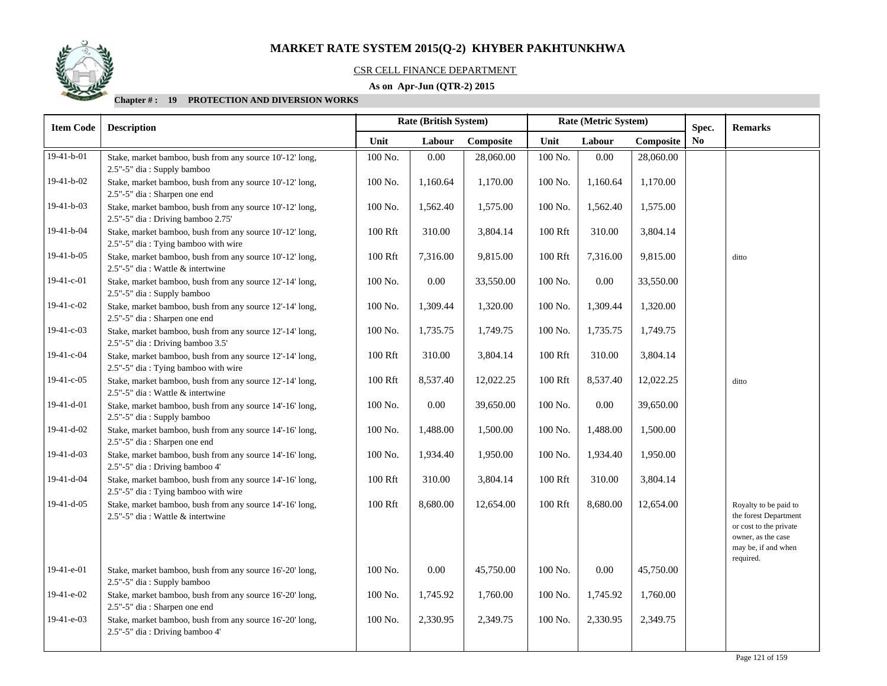# MARKET RATE SYSTEM 2015(Q-2) KHYBER PAKHTUNKHWA

CSR CELL FINANCE DEPARTMENT

**As on Apr-Jun (QTR-2) 2015**

**Chapter # : 19 PROTECTION AND DIVERSION WORKS**

| Item Code | Description | Rate (British System) | | | Rate (Metric System) | | | Spec. No | Remarks |
|---|---|---|---|---|---|---|---|---|---|
| | | Unit | Labour | Composite | Unit | Labour | Composite | | |
| 19-41-b-01 | Stake, market bamboo, bush from any source 10'-12' long, 2.5"-5" dia : Supply bamboo | 100 No. | 0.00 | 28,060.00 | 100 No. | 0.00 | 28,060.00 | | |
| 19-41-b-02 | Stake, market bamboo, bush from any source 10'-12' long, 2.5"-5" dia : Sharpen one end | 100 No. | 1,160.64 | 1,170.00 | 100 No. | 1,160.64 | 1,170.00 | | |
| 19-41-b-03 | Stake, market bamboo, bush from any source 10'-12' long, 2.5"-5" dia : Driving bamboo 2.75' | 100 No. | 1,562.40 | 1,575.00 | 100 No. | 1,562.40 | 1,575.00 | | |
| 19-41-b-04 | Stake, market bamboo, bush from any source 10'-12' long, 2.5"-5" dia : Tying bamboo with wire | 100 Rft | 310.00 | 3,804.14 | 100 Rft | 310.00 | 3,804.14 | | |
| 19-41-b-05 | Stake, market bamboo, bush from any source 10'-12' long, 2.5"-5" dia : Wattle & intertwine | 100 Rft | 7,316.00 | 9,815.00 | 100 Rft | 7,316.00 | 9,815.00 | | ditto |
| 19-41-c-01 | Stake, market bamboo, bush from any source 12'-14' long, 2.5"-5" dia : Supply bamboo | 100 No. | 0.00 | 33,550.00 | 100 No. | 0.00 | 33,550.00 | | |
| 19-41-c-02 | Stake, market bamboo, bush from any source 12'-14' long, 2.5"-5" dia : Sharpen one end | 100 No. | 1,309.44 | 1,320.00 | 100 No. | 1,309.44 | 1,320.00 | | |
| 19-41-c-03 | Stake, market bamboo, bush from any source 12'-14' long, 2.5"-5" dia : Driving bamboo 3.5' | 100 No. | 1,735.75 | 1,749.75 | 100 No. | 1,735.75 | 1,749.75 | | |
| 19-41-c-04 | Stake, market bamboo, bush from any source 12'-14' long, 2.5"-5" dia : Tying bamboo with wire | 100 Rft | 310.00 | 3,804.14 | 100 Rft | 310.00 | 3,804.14 | | |
| 19-41-c-05 | Stake, market bamboo, bush from any source 12'-14' long, 2.5"-5" dia : Wattle & intertwine | 100 Rft | 8,537.40 | 12,022.25 | 100 Rft | 8,537.40 | 12,022.25 | | ditto |
| 19-41-d-01 | Stake, market bamboo, bush from any source 14'-16' long, 2.5"-5" dia : Supply bamboo | 100 No. | 0.00 | 39,650.00 | 100 No. | 0.00 | 39,650.00 | | |
| 19-41-d-02 | Stake, market bamboo, bush from any source 14'-16' long, 2.5"-5" dia : Sharpen one end | 100 No. | 1,488.00 | 1,500.00 | 100 No. | 1,488.00 | 1,500.00 | | |
| 19-41-d-03 | Stake, market bamboo, bush from any source 14'-16' long, 2.5"-5" dia : Driving bamboo 4' | 100 No. | 1,934.40 | 1,950.00 | 100 No. | 1,934.40 | 1,950.00 | | |
| 19-41-d-04 | Stake, market bamboo, bush from any source 14'-16' long, 2.5"-5" dia : Tying bamboo with wire | 100 Rft | 310.00 | 3,804.14 | 100 Rft | 310.00 | 3,804.14 | | |
| 19-41-d-05 | Stake, market bamboo, bush from any source 14'-16' long, 2.5"-5" dia : Wattle & intertwine | 100 Rft | 8,680.00 | 12,654.00 | 100 Rft | 8,680.00 | 12,654.00 | | Royalty to be paid to the forest Department or cost to the private owner, as the case may be, if and when required. |
| 19-41-e-01 | Stake, market bamboo, bush from any source 16'-20' long, 2.5"-5" dia : Supply bamboo | 100 No. | 0.00 | 45,750.00 | 100 No. | 0.00 | 45,750.00 | | |
| 19-41-e-02 | Stake, market bamboo, bush from any source 16'-20' long, 2.5"-5" dia : Sharpen one end | 100 No. | 1,745.92 | 1,760.00 | 100 No. | 1,745.92 | 1,760.00 | | |
| 19-41-e-03 | Stake, market bamboo, bush from any source 16'-20' long, 2.5"-5" dia : Driving bamboo 4' | 100 No. | 2,330.95 | 2,349.75 | 100 No. | 2,330.95 | 2,349.75 | | |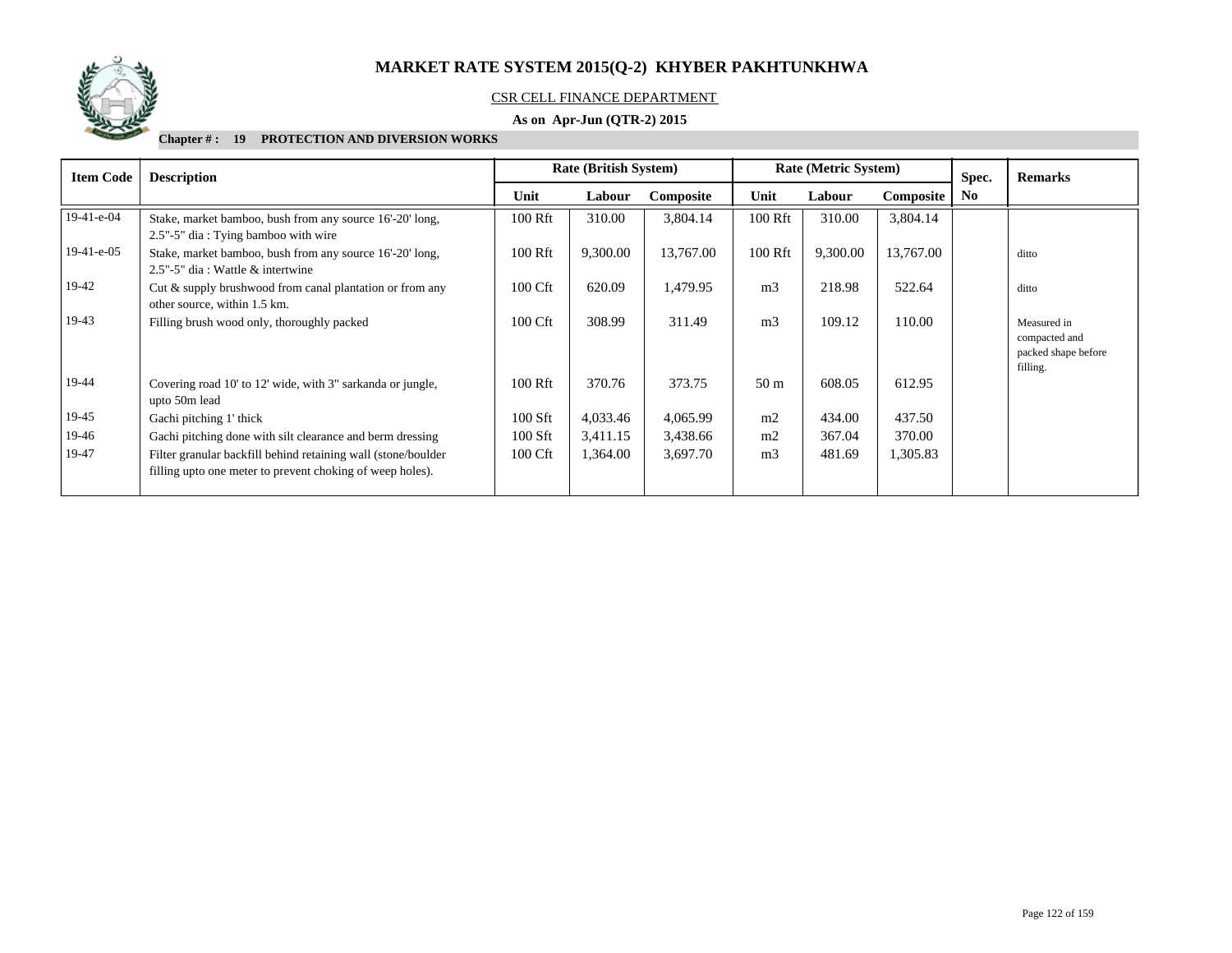# MARKET RATE SYSTEM 2015(Q-2) KHYBER PAKHTUNKHWA

CSR CELL FINANCE DEPARTMENT

**As on Apr-Jun (QTR-2) 2015**

**Chapter # : 19 PROTECTION AND DIVERSION WORKS**

| Item Code | Description | Rate (British System) | | | Rate (Metric System) | | | Spec. No | Remarks |
|---|---|---|---|---|---|---|---|---|---|
| | | Unit | Labour | Composite | Unit | Labour | Composite | | |
| 19-41-e-04 | Stake, market bamboo, bush from any source 16'-20' long, 2.5"-5" dia : Tying bamboo with wire | 100 Rft | 310.00 | 3,804.14 | 100 Rft | 310.00 | 3,804.14 | | |
| 19-41-e-05 | Stake, market bamboo, bush from any source 16'-20' long, 2.5"-5" dia : Wattle & intertwine | 100 Rft | 9,300.00 | 13,767.00 | 100 Rft | 9,300.00 | 13,767.00 | | ditto |
| 19-42 | Cut & supply brushwood from canal plantation or from any other source, within 1.5 km. | 100 Cft | 620.09 | 1,479.95 | m3 | 218.98 | 522.64 | | ditto |
| 19-43 | Filling brush wood only, thoroughly packed | 100 Cft | 308.99 | 311.49 | m3 | 109.12 | 110.00 | | Measured in compacted and packed shape before filling. |
| 19-44 | Covering road 10' to 12' wide, with 3" sarkanda or jungle, upto 50m lead | 100 Rft | 370.76 | 373.75 | 50 m | 608.05 | 612.95 | | |
| 19-45 | Gachi pitching 1' thick | 100 Sft | 4,033.46 | 4,065.99 | m2 | 434.00 | 437.50 | | |
| 19-46 | Gachi pitching done with silt clearance and berm dressing | 100 Sft | 3,411.15 | 3,438.66 | m2 | 367.04 | 370.00 | | |
| 19-47 | Filter granular backfill behind retaining wall (stone/boulder filling upto one meter to prevent choking of weep holes). | 100 Cft | 1,364.00 | 3,697.70 | m3 | 481.69 | 1,305.83 | | |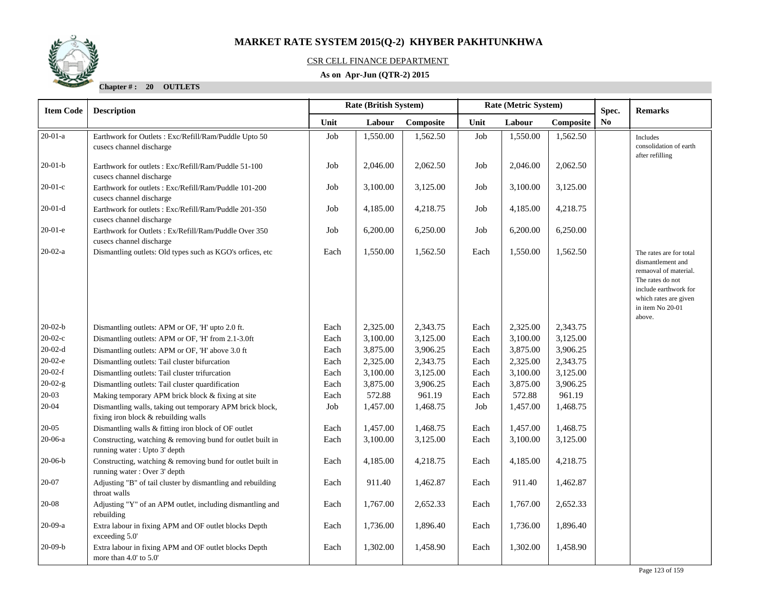# MARKET RATE SYSTEM 2015(Q-2) KHYBER PAKHTUNKHWA

CSR CELL FINANCE DEPARTMENT

**As on Apr-Jun (QTR-2) 2015**

**Chapter # : 20 OUTLETS**

| Item Code | Description | Rate (British System) | | | Rate (Metric System) | | | Spec. No | Remarks |
|---|---|---|---|---|---|---|---|---|---|
| | | Unit | Labour | Composite | Unit | Labour | Composite | | |
| 20-01-a | Earthwork for Outlets : Exc/Refill/Ram/Puddle Upto 50 cusecs channel discharge | Job | 1,550.00 | 1,562.50 | Job | 1,550.00 | 1,562.50 | | Includes consolidation of earth after refilling |
| 20-01-b | Earthwork for outlets : Exc/Refill/Ram/Puddle 51-100 cusecs channel discharge | Job | 2,046.00 | 2,062.50 | Job | 2,046.00 | 2,062.50 | | |
| 20-01-c | Earthwork for outlets : Exc/Refill/Ram/Puddle 101-200 cusecs channel discharge | Job | 3,100.00 | 3,125.00 | Job | 3,100.00 | 3,125.00 | | |
| 20-01-d | Earthwork for outlets : Exc/Refill/Ram/Puddle 201-350 cusecs channel discharge | Job | 4,185.00 | 4,218.75 | Job | 4,185.00 | 4,218.75 | | |
| 20-01-e | Earthwork for Outlets : Ex/Refill/Ram/Puddle Over 350 cusecs channel discharge | Job | 6,200.00 | 6,250.00 | Job | 6,200.00 | 6,250.00 | | |
| 20-02-a | Dismantling outlets: Old types such as KGO's orfices, etc | Each | 1,550.00 | 1,562.50 | Each | 1,550.00 | 1,562.50 | | The rates are for total dismantlement and remaoval of material. The rates do not include earthwork for which rates are given in item No 20-01 above. |
| 20-02-b | Dismantling outlets: APM or OF, 'H' upto 2.0 ft. | Each | 2,325.00 | 2,343.75 | Each | 2,325.00 | 2,343.75 | | |
| 20-02-c | Dismantling outlets: APM or OF, 'H' from 2.1-3.0ft | Each | 3,100.00 | 3,125.00 | Each | 3,100.00 | 3,125.00 | | |
| 20-02-d | Dismantling outlets: APM or OF, 'H' above 3.0 ft | Each | 3,875.00 | 3,906.25 | Each | 3,875.00 | 3,906.25 | | |
| 20-02-e | Dismantling outlets: Tail cluster bifurcation | Each | 2,325.00 | 2,343.75 | Each | 2,325.00 | 2,343.75 | | |
| 20-02-f | Dismantling outlets: Tail cluster trifurcation | Each | 3,100.00 | 3,125.00 | Each | 3,100.00 | 3,125.00 | | |
| 20-02-g | Dismantling outlets: Tail cluster quardification | Each | 3,875.00 | 3,906.25 | Each | 3,875.00 | 3,906.25 | | |
| 20-03 | Making temporary APM brick block & fixing at site | Each | 572.88 | 961.19 | Each | 572.88 | 961.19 | | |
| 20-04 | Dismantling walls, taking out temporary APM brick block, fixing iron block & rebuilding walls | Job | 1,457.00 | 1,468.75 | Job | 1,457.00 | 1,468.75 | | |
| 20-05 | Dismantling walls & fitting iron block of OF outlet | Each | 1,457.00 | 1,468.75 | Each | 1,457.00 | 1,468.75 | | |
| 20-06-a | Constructing, watching & removing bund for outlet built in running water : Upto 3' depth | Each | 3,100.00 | 3,125.00 | Each | 3,100.00 | 3,125.00 | | |
| 20-06-b | Constructing, watching & removing bund for outlet built in running water : Over 3' depth | Each | 4,185.00 | 4,218.75 | Each | 4,185.00 | 4,218.75 | | |
| 20-07 | Adjusting "B" of tail cluster by dismantling and rebuilding throat walls | Each | 911.40 | 1,462.87 | Each | 911.40 | 1,462.87 | | |
| 20-08 | Adjusting "Y" of an APM outlet, including dismantling and rebuilding | Each | 1,767.00 | 2,652.33 | Each | 1,767.00 | 2,652.33 | | |
| 20-09-a | Extra labour in fixing APM and OF outlet blocks Depth exceeding 5.0' | Each | 1,736.00 | 1,896.40 | Each | 1,736.00 | 1,896.40 | | |
| 20-09-b | Extra labour in fixing APM and OF outlet blocks Depth more than 4.0' to 5.0' | Each | 1,302.00 | 1,458.90 | Each | 1,302.00 | 1,458.90 | | |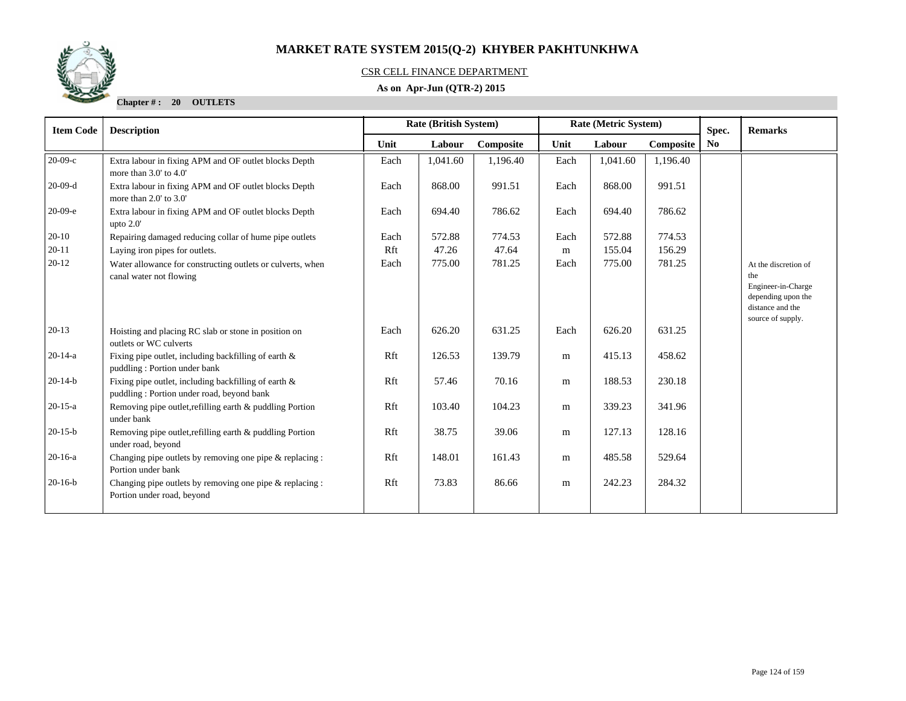# MARKET RATE SYSTEM 2015(Q-2) KHYBER PAKHTUNKHWA

CSR CELL FINANCE DEPARTMENT

**As on Apr-Jun (QTR-2) 2015**

**Chapter # : 20 OUTLETS**

| Item Code | Description | Rate (British System) | | | Rate (Metric System) | | | Spec. No | Remarks |
|---|---|---|---|---|---|---|---|---|---|
| | | Unit | Labour | Composite | Unit | Labour | Composite | | |
| 20-09-c | Extra labour in fixing APM and OF outlet blocks Depth more than 3.0' to 4.0' | Each | 1,041.60 | 1,196.40 | Each | 1,041.60 | 1,196.40 | | |
| 20-09-d | Extra labour in fixing APM and OF outlet blocks Depth more than 2.0' to 3.0' | Each | 868.00 | 991.51 | Each | 868.00 | 991.51 | | |
| 20-09-e | Extra labour in fixing APM and OF outlet blocks Depth upto 2.0' | Each | 694.40 | 786.62 | Each | 694.40 | 786.62 | | |
| 20-10 | Repairing damaged reducing collar of hume pipe outlets | Each | 572.88 | 774.53 | Each | 572.88 | 774.53 | | |
| 20-11 | Laying iron pipes for outlets. | Rft | 47.26 | 47.64 | m | 155.04 | 156.29 | | |
| 20-12 | Water allowance for constructing outlets or culverts, when canal water not flowing | Each | 775.00 | 781.25 | Each | 775.00 | 781.25 | | At the discretion of the Engineer-in-Charge depending upon the distance and the source of supply. |
| 20-13 | Hoisting and placing RC slab or stone in position on outlets or WC culverts | Each | 626.20 | 631.25 | Each | 626.20 | 631.25 | | |
| 20-14-a | Fixing pipe outlet, including backfilling of earth & puddling : Portion under bank | Rft | 126.53 | 139.79 | m | 415.13 | 458.62 | | |
| 20-14-b | Fixing pipe outlet, including backfilling of earth & puddling : Portion under road, beyond bank | Rft | 57.46 | 70.16 | m | 188.53 | 230.18 | | |
| 20-15-a | Removing pipe outlet,refilling earth & puddling Portion under bank | Rft | 103.40 | 104.23 | m | 339.23 | 341.96 | | |
| 20-15-b | Removing pipe outlet,refilling earth & puddling Portion under road, beyond | Rft | 38.75 | 39.06 | m | 127.13 | 128.16 | | |
| 20-16-a | Changing pipe outlets by removing one pipe & replacing : Portion under bank | Rft | 148.01 | 161.43 | m | 485.58 | 529.64 | | |
| 20-16-b | Changing pipe outlets by removing one pipe & replacing : Portion under road, beyond | Rft | 73.83 | 86.66 | m | 242.23 | 284.32 | | |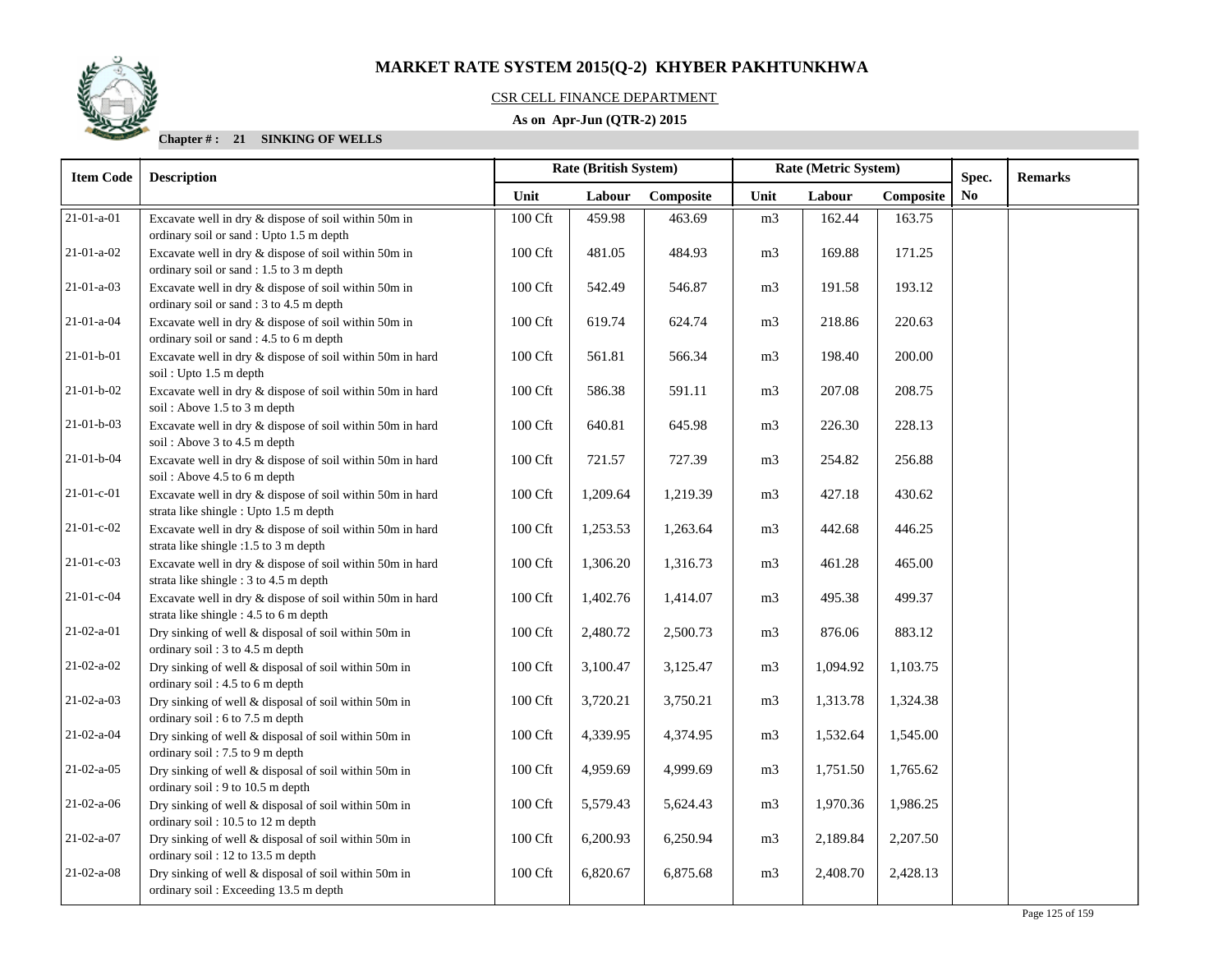# MARKET RATE SYSTEM 2015(Q-2) KHYBER PAKHTUNKHWA

CSR CELL FINANCE DEPARTMENT

**As on Apr-Jun (QTR-2) 2015**

**Chapter # : 21 SINKING OF WELLS**

| Item Code | Description | Rate (British System) | | | Rate (Metric System) | | | Spec. No | Remarks |
|---|---|---|---|---|---|---|---|---|---|
| | | Unit | Labour | Composite | Unit | Labour | Composite | | |
| 21-01-a-01 | Excavate well in dry & dispose of soil within 50m in ordinary soil or sand : Upto 1.5 m depth | 100 Cft | 459.98 | 463.69 | m3 | 162.44 | 163.75 | | |
| 21-01-a-02 | Excavate well in dry & dispose of soil within 50m in ordinary soil or sand : 1.5 to 3 m depth | 100 Cft | 481.05 | 484.93 | m3 | 169.88 | 171.25 | | |
| 21-01-a-03 | Excavate well in dry & dispose of soil within 50m in ordinary soil or sand : 3 to 4.5 m depth | 100 Cft | 542.49 | 546.87 | m3 | 191.58 | 193.12 | | |
| 21-01-a-04 | Excavate well in dry & dispose of soil within 50m in ordinary soil or sand : 4.5 to 6 m depth | 100 Cft | 619.74 | 624.74 | m3 | 218.86 | 220.63 | | |
| 21-01-b-01 | Excavate well in dry & dispose of soil within 50m in hard soil : Upto 1.5 m depth | 100 Cft | 561.81 | 566.34 | m3 | 198.40 | 200.00 | | |
| 21-01-b-02 | Excavate well in dry & dispose of soil within 50m in hard soil : Above 1.5 to 3 m depth | 100 Cft | 586.38 | 591.11 | m3 | 207.08 | 208.75 | | |
| 21-01-b-03 | Excavate well in dry & dispose of soil within 50m in hard soil : Above 3 to 4.5 m depth | 100 Cft | 640.81 | 645.98 | m3 | 226.30 | 228.13 | | |
| 21-01-b-04 | Excavate well in dry & dispose of soil within 50m in hard soil : Above 4.5 to 6 m depth | 100 Cft | 721.57 | 727.39 | m3 | 254.82 | 256.88 | | |
| 21-01-c-01 | Excavate well in dry & dispose of soil within 50m in hard strata like shingle : Upto 1.5 m depth | 100 Cft | 1,209.64 | 1,219.39 | m3 | 427.18 | 430.62 | | |
| 21-01-c-02 | Excavate well in dry & dispose of soil within 50m in hard strata like shingle :1.5 to 3 m depth | 100 Cft | 1,253.53 | 1,263.64 | m3 | 442.68 | 446.25 | | |
| 21-01-c-03 | Excavate well in dry & dispose of soil within 50m in hard strata like shingle : 3 to 4.5 m depth | 100 Cft | 1,306.20 | 1,316.73 | m3 | 461.28 | 465.00 | | |
| 21-01-c-04 | Excavate well in dry & dispose of soil within 50m in hard strata like shingle : 4.5 to 6 m depth | 100 Cft | 1,402.76 | 1,414.07 | m3 | 495.38 | 499.37 | | |
| 21-02-a-01 | Dry sinking of well & disposal of soil within 50m in ordinary soil : 3 to 4.5 m depth | 100 Cft | 2,480.72 | 2,500.73 | m3 | 876.06 | 883.12 | | |
| 21-02-a-02 | Dry sinking of well & disposal of soil within 50m in ordinary soil : 4.5 to 6 m depth | 100 Cft | 3,100.47 | 3,125.47 | m3 | 1,094.92 | 1,103.75 | | |
| 21-02-a-03 | Dry sinking of well & disposal of soil within 50m in ordinary soil : 6 to 7.5 m depth | 100 Cft | 3,720.21 | 3,750.21 | m3 | 1,313.78 | 1,324.38 | | |
| 21-02-a-04 | Dry sinking of well & disposal of soil within 50m in ordinary soil : 7.5 to 9 m depth | 100 Cft | 4,339.95 | 4,374.95 | m3 | 1,532.64 | 1,545.00 | | |
| 21-02-a-05 | Dry sinking of well & disposal of soil within 50m in ordinary soil : 9 to 10.5 m depth | 100 Cft | 4,959.69 | 4,999.69 | m3 | 1,751.50 | 1,765.62 | | |
| 21-02-a-06 | Dry sinking of well & disposal of soil within 50m in ordinary soil : 10.5 to 12 m depth | 100 Cft | 5,579.43 | 5,624.43 | m3 | 1,970.36 | 1,986.25 | | |
| 21-02-a-07 | Dry sinking of well & disposal of soil within 50m in ordinary soil : 12 to 13.5 m depth | 100 Cft | 6,200.93 | 6,250.94 | m3 | 2,189.84 | 2,207.50 | | |
| 21-02-a-08 | Dry sinking of well & disposal of soil within 50m in ordinary soil : Exceeding 13.5 m depth | 100 Cft | 6,820.67 | 6,875.68 | m3 | 2,408.70 | 2,428.13 | | |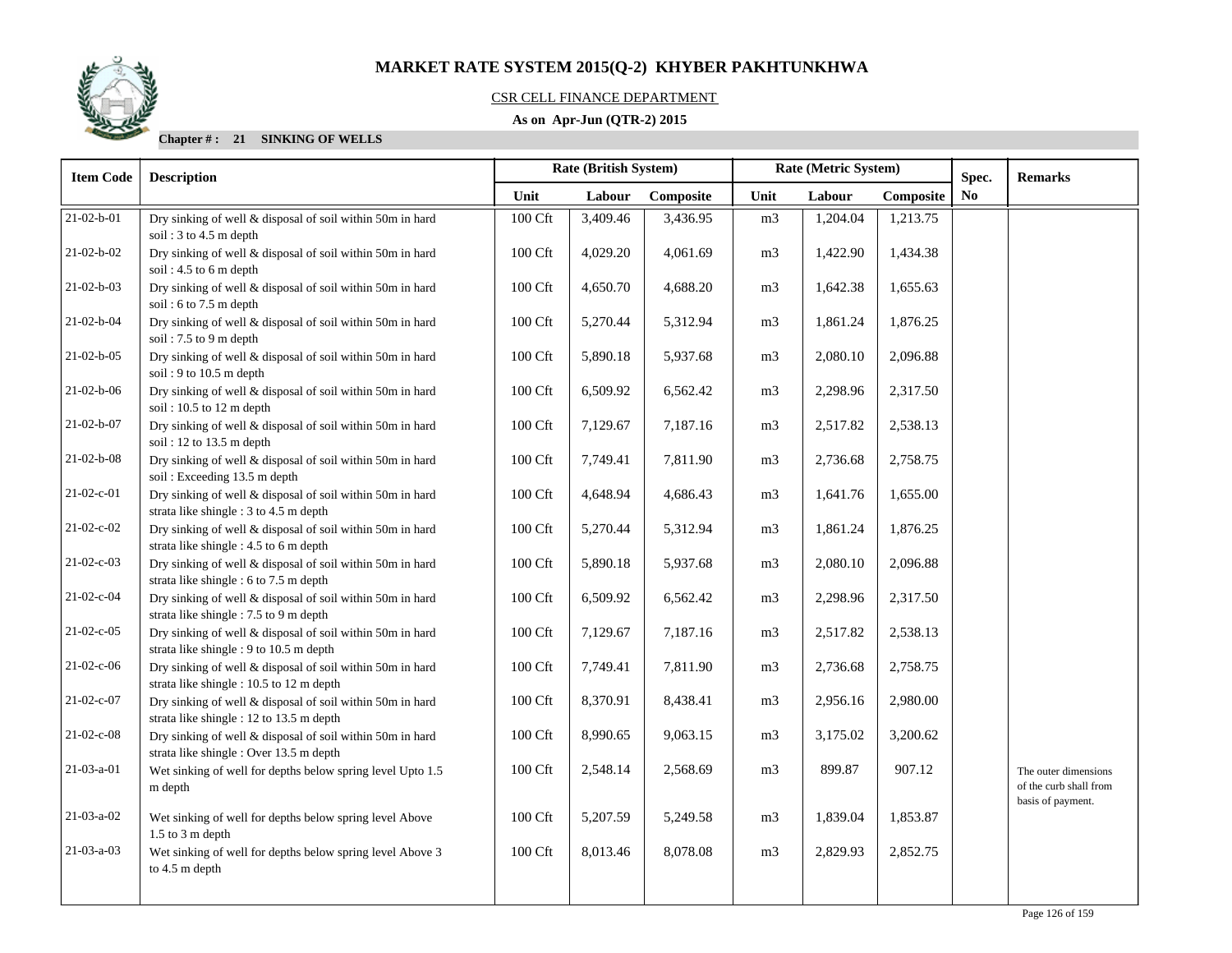# MARKET RATE SYSTEM 2015(Q-2) KHYBER PAKHTUNKHWA

CSR CELL FINANCE DEPARTMENT

**As on Apr-Jun (QTR-2) 2015**

**Chapter # : 21 SINKING OF WELLS**

| Item Code | Description | Rate (British System) | | | Rate (Metric System) | | | Spec. | Remarks |
|---|---|---|---|---|---|---|---|---|---|
| | | Unit | Labour | Composite | Unit | Labour | Composite | No | |
| 21-02-b-01 | Dry sinking of well & disposal of soil within 50m in hard soil : 3 to 4.5 m depth | 100 Cft | 3,409.46 | 3,436.95 | m3 | 1,204.04 | 1,213.75 | | |
| 21-02-b-02 | Dry sinking of well & disposal of soil within 50m in hard soil : 4.5 to 6 m depth | 100 Cft | 4,029.20 | 4,061.69 | m3 | 1,422.90 | 1,434.38 | | |
| 21-02-b-03 | Dry sinking of well & disposal of soil within 50m in hard soil : 6 to 7.5 m depth | 100 Cft | 4,650.70 | 4,688.20 | m3 | 1,642.38 | 1,655.63 | | |
| 21-02-b-04 | Dry sinking of well & disposal of soil within 50m in hard soil : 7.5 to 9 m depth | 100 Cft | 5,270.44 | 5,312.94 | m3 | 1,861.24 | 1,876.25 | | |
| 21-02-b-05 | Dry sinking of well & disposal of soil within 50m in hard soil : 9 to 10.5 m depth | 100 Cft | 5,890.18 | 5,937.68 | m3 | 2,080.10 | 2,096.88 | | |
| 21-02-b-06 | Dry sinking of well & disposal of soil within 50m in hard soil : 10.5 to 12 m depth | 100 Cft | 6,509.92 | 6,562.42 | m3 | 2,298.96 | 2,317.50 | | |
| 21-02-b-07 | Dry sinking of well & disposal of soil within 50m in hard soil : 12 to 13.5 m depth | 100 Cft | 7,129.67 | 7,187.16 | m3 | 2,517.82 | 2,538.13 | | |
| 21-02-b-08 | Dry sinking of well & disposal of soil within 50m in hard soil : Exceeding 13.5 m depth | 100 Cft | 7,749.41 | 7,811.90 | m3 | 2,736.68 | 2,758.75 | | |
| 21-02-c-01 | Dry sinking of well & disposal of soil within 50m in hard strata like shingle : 3 to 4.5 m depth | 100 Cft | 4,648.94 | 4,686.43 | m3 | 1,641.76 | 1,655.00 | | |
| 21-02-c-02 | Dry sinking of well & disposal of soil within 50m in hard strata like shingle : 4.5 to 6 m depth | 100 Cft | 5,270.44 | 5,312.94 | m3 | 1,861.24 | 1,876.25 | | |
| 21-02-c-03 | Dry sinking of well & disposal of soil within 50m in hard strata like shingle : 6 to 7.5 m depth | 100 Cft | 5,890.18 | 5,937.68 | m3 | 2,080.10 | 2,096.88 | | |
| 21-02-c-04 | Dry sinking of well & disposal of soil within 50m in hard strata like shingle : 7.5 to 9 m depth | 100 Cft | 6,509.92 | 6,562.42 | m3 | 2,298.96 | 2,317.50 | | |
| 21-02-c-05 | Dry sinking of well & disposal of soil within 50m in hard strata like shingle : 9 to 10.5 m depth | 100 Cft | 7,129.67 | 7,187.16 | m3 | 2,517.82 | 2,538.13 | | |
| 21-02-c-06 | Dry sinking of well & disposal of soil within 50m in hard strata like shingle : 10.5 to 12 m depth | 100 Cft | 7,749.41 | 7,811.90 | m3 | 2,736.68 | 2,758.75 | | |
| 21-02-c-07 | Dry sinking of well & disposal of soil within 50m in hard strata like shingle : 12 to 13.5 m depth | 100 Cft | 8,370.91 | 8,438.41 | m3 | 2,956.16 | 2,980.00 | | |
| 21-02-c-08 | Dry sinking of well & disposal of soil within 50m in hard strata like shingle : Over 13.5 m depth | 100 Cft | 8,990.65 | 9,063.15 | m3 | 3,175.02 | 3,200.62 | | |
| 21-03-a-01 | Wet sinking of well for depths below spring level Upto 1.5 m depth | 100 Cft | 2,548.14 | 2,568.69 | m3 | 899.87 | 907.12 | | The outer dimensions of the curb shall from basis of payment. |
| 21-03-a-02 | Wet sinking of well for depths below spring level Above 1.5 to 3 m depth | 100 Cft | 5,207.59 | 5,249.58 | m3 | 1,839.04 | 1,853.87 | | |
| 21-03-a-03 | Wet sinking of well for depths below spring level Above 3 to 4.5 m depth | 100 Cft | 8,013.46 | 8,078.08 | m3 | 2,829.93 | 2,852.75 | | |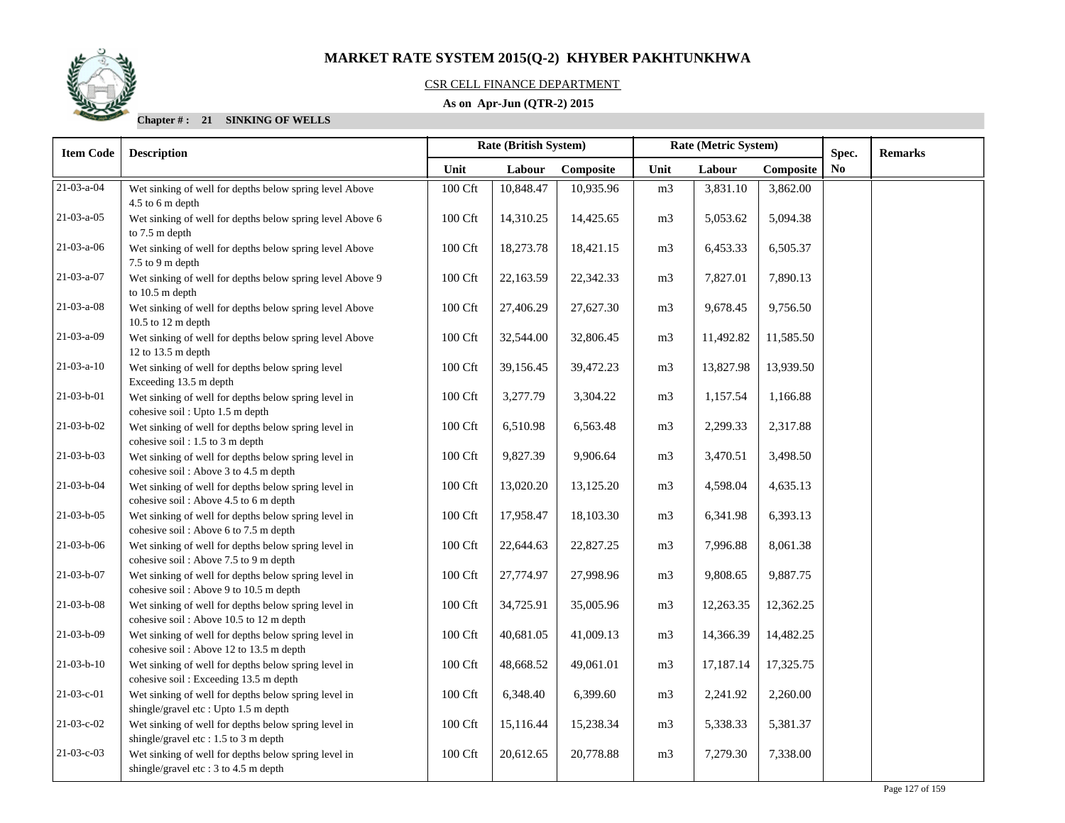# MARKET RATE SYSTEM 2015(Q-2) KHYBER PAKHTUNKHWA

CSR CELL FINANCE DEPARTMENT

**As on Apr-Jun (QTR-2) 2015**

**Chapter # : 21 SINKING OF WELLS**

| Item Code | Description | Rate (British System) | | | Rate (Metric System) | | | Spec. | Remarks |
|---|---|---|---|---|---|---|---|---|---|
| | | Unit | Labour | Composite | Unit | Labour | Composite | No | |
| 21-03-a-04 | Wet sinking of well for depths below spring level Above 4.5 to 6 m depth | 100 Cft | 10,848.47 | 10,935.96 | m3 | 3,831.10 | 3,862.00 | | |
| 21-03-a-05 | Wet sinking of well for depths below spring level Above 6 to 7.5 m depth | 100 Cft | 14,310.25 | 14,425.65 | m3 | 5,053.62 | 5,094.38 | | |
| 21-03-a-06 | Wet sinking of well for depths below spring level Above 7.5 to 9 m depth | 100 Cft | 18,273.78 | 18,421.15 | m3 | 6,453.33 | 6,505.37 | | |
| 21-03-a-07 | Wet sinking of well for depths below spring level Above 9 to 10.5 m depth | 100 Cft | 22,163.59 | 22,342.33 | m3 | 7,827.01 | 7,890.13 | | |
| 21-03-a-08 | Wet sinking of well for depths below spring level Above 10.5 to 12 m depth | 100 Cft | 27,406.29 | 27,627.30 | m3 | 9,678.45 | 9,756.50 | | |
| 21-03-a-09 | Wet sinking of well for depths below spring level Above 12 to 13.5 m depth | 100 Cft | 32,544.00 | 32,806.45 | m3 | 11,492.82 | 11,585.50 | | |
| 21-03-a-10 | Wet sinking of well for depths below spring level Exceeding 13.5 m depth | 100 Cft | 39,156.45 | 39,472.23 | m3 | 13,827.98 | 13,939.50 | | |
| 21-03-b-01 | Wet sinking of well for depths below spring level in cohesive soil : Upto 1.5 m depth | 100 Cft | 3,277.79 | 3,304.22 | m3 | 1,157.54 | 1,166.88 | | |
| 21-03-b-02 | Wet sinking of well for depths below spring level in cohesive soil : 1.5 to 3 m depth | 100 Cft | 6,510.98 | 6,563.48 | m3 | 2,299.33 | 2,317.88 | | |
| 21-03-b-03 | Wet sinking of well for depths below spring level in cohesive soil : Above 3 to 4.5 m depth | 100 Cft | 9,827.39 | 9,906.64 | m3 | 3,470.51 | 3,498.50 | | |
| 21-03-b-04 | Wet sinking of well for depths below spring level in cohesive soil : Above 4.5 to 6 m depth | 100 Cft | 13,020.20 | 13,125.20 | m3 | 4,598.04 | 4,635.13 | | |
| 21-03-b-05 | Wet sinking of well for depths below spring level in cohesive soil : Above 6 to 7.5 m depth | 100 Cft | 17,958.47 | 18,103.30 | m3 | 6,341.98 | 6,393.13 | | |
| 21-03-b-06 | Wet sinking of well for depths below spring level in cohesive soil : Above 7.5 to 9 m depth | 100 Cft | 22,644.63 | 22,827.25 | m3 | 7,996.88 | 8,061.38 | | |
| 21-03-b-07 | Wet sinking of well for depths below spring level in cohesive soil : Above 9 to 10.5 m depth | 100 Cft | 27,774.97 | 27,998.96 | m3 | 9,808.65 | 9,887.75 | | |
| 21-03-b-08 | Wet sinking of well for depths below spring level in cohesive soil : Above 10.5 to 12 m depth | 100 Cft | 34,725.91 | 35,005.96 | m3 | 12,263.35 | 12,362.25 | | |
| 21-03-b-09 | Wet sinking of well for depths below spring level in cohesive soil : Above 12 to 13.5 m depth | 100 Cft | 40,681.05 | 41,009.13 | m3 | 14,366.39 | 14,482.25 | | |
| 21-03-b-10 | Wet sinking of well for depths below spring level in cohesive soil : Exceeding 13.5 m depth | 100 Cft | 48,668.52 | 49,061.01 | m3 | 17,187.14 | 17,325.75 | | |
| 21-03-c-01 | Wet sinking of well for depths below spring level in shingle/gravel etc : Upto 1.5 m depth | 100 Cft | 6,348.40 | 6,399.60 | m3 | 2,241.92 | 2,260.00 | | |
| 21-03-c-02 | Wet sinking of well for depths below spring level in shingle/gravel etc : 1.5 to 3 m depth | 100 Cft | 15,116.44 | 15,238.34 | m3 | 5,338.33 | 5,381.37 | | |
| 21-03-c-03 | Wet sinking of well for depths below spring level in shingle/gravel etc : 3 to 4.5 m depth | 100 Cft | 20,612.65 | 20,778.88 | m3 | 7,279.30 | 7,338.00 | | |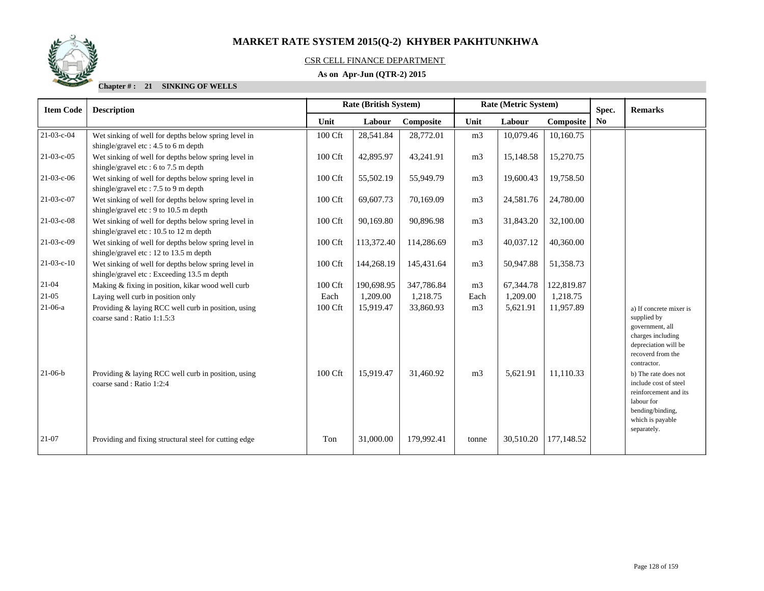# MARKET RATE SYSTEM 2015(Q-2) KHYBER PAKHTUNKHWA

CSR CELL FINANCE DEPARTMENT

**As on Apr-Jun (QTR-2) 2015**

**Chapter # : 21 SINKING OF WELLS**

| Item Code | Description | Rate (British System) | | | Rate (Metric System) | | | Spec. | Remarks |
|---|---|---|---|---|---|---|---|---|---|
| | | Unit | Labour | Composite | Unit | Labour | Composite | No | |
| 21-03-c-04 | Wet sinking of well for depths below spring level in shingle/gravel etc : 4.5 to 6 m depth | 100 Cft | 28,541.84 | 28,772.01 | m3 | 10,079.46 | 10,160.75 | | |
| 21-03-c-05 | Wet sinking of well for depths below spring level in shingle/gravel etc : 6 to 7.5 m depth | 100 Cft | 42,895.97 | 43,241.91 | m3 | 15,148.58 | 15,270.75 | | |
| 21-03-c-06 | Wet sinking of well for depths below spring level in shingle/gravel etc : 7.5 to 9 m depth | 100 Cft | 55,502.19 | 55,949.79 | m3 | 19,600.43 | 19,758.50 | | |
| 21-03-c-07 | Wet sinking of well for depths below spring level in shingle/gravel etc : 9 to 10.5 m depth | 100 Cft | 69,607.73 | 70,169.09 | m3 | 24,581.76 | 24,780.00 | | |
| 21-03-c-08 | Wet sinking of well for depths below spring level in shingle/gravel etc : 10.5 to 12 m depth | 100 Cft | 90,169.80 | 90,896.98 | m3 | 31,843.20 | 32,100.00 | | |
| 21-03-c-09 | Wet sinking of well for depths below spring level in shingle/gravel etc : 12 to 13.5 m depth | 100 Cft | 113,372.40 | 114,286.69 | m3 | 40,037.12 | 40,360.00 | | |
| 21-03-c-10 | Wet sinking of well for depths below spring level in shingle/gravel etc : Exceeding 13.5 m depth | 100 Cft | 144,268.19 | 145,431.64 | m3 | 50,947.88 | 51,358.73 | | |
| 21-04 | Making & fixing in position, kikar wood well curb | 100 Cft | 190,698.95 | 347,786.84 | m3 | 67,344.78 | 122,819.87 | | |
| 21-05 | Laying well curb in position only | Each | 1,209.00 | 1,218.75 | Each | 1,209.00 | 1,218.75 | | |
| 21-06-a | Providing & laying RCC well curb in position, using coarse sand : Ratio 1:1.5:3 | 100 Cft | 15,919.47 | 33,860.93 | m3 | 5,621.91 | 11,957.89 | | a) If concrete mixer is supplied by government, all charges including depreciation will be recoverd from the contractor. |
| 21-06-b | Providing & laying RCC well curb in position, using coarse sand : Ratio 1:2:4 | 100 Cft | 15,919.47 | 31,460.92 | m3 | 5,621.91 | 11,110.33 | | b) The rate does not include cost of steel reinforcement and its labour for bending/binding, which is payable separately. |
| 21-07 | Providing and fixing structural steel for cutting edge | Ton | 31,000.00 | 179,992.41 | tonne | 30,510.20 | 177,148.52 | | |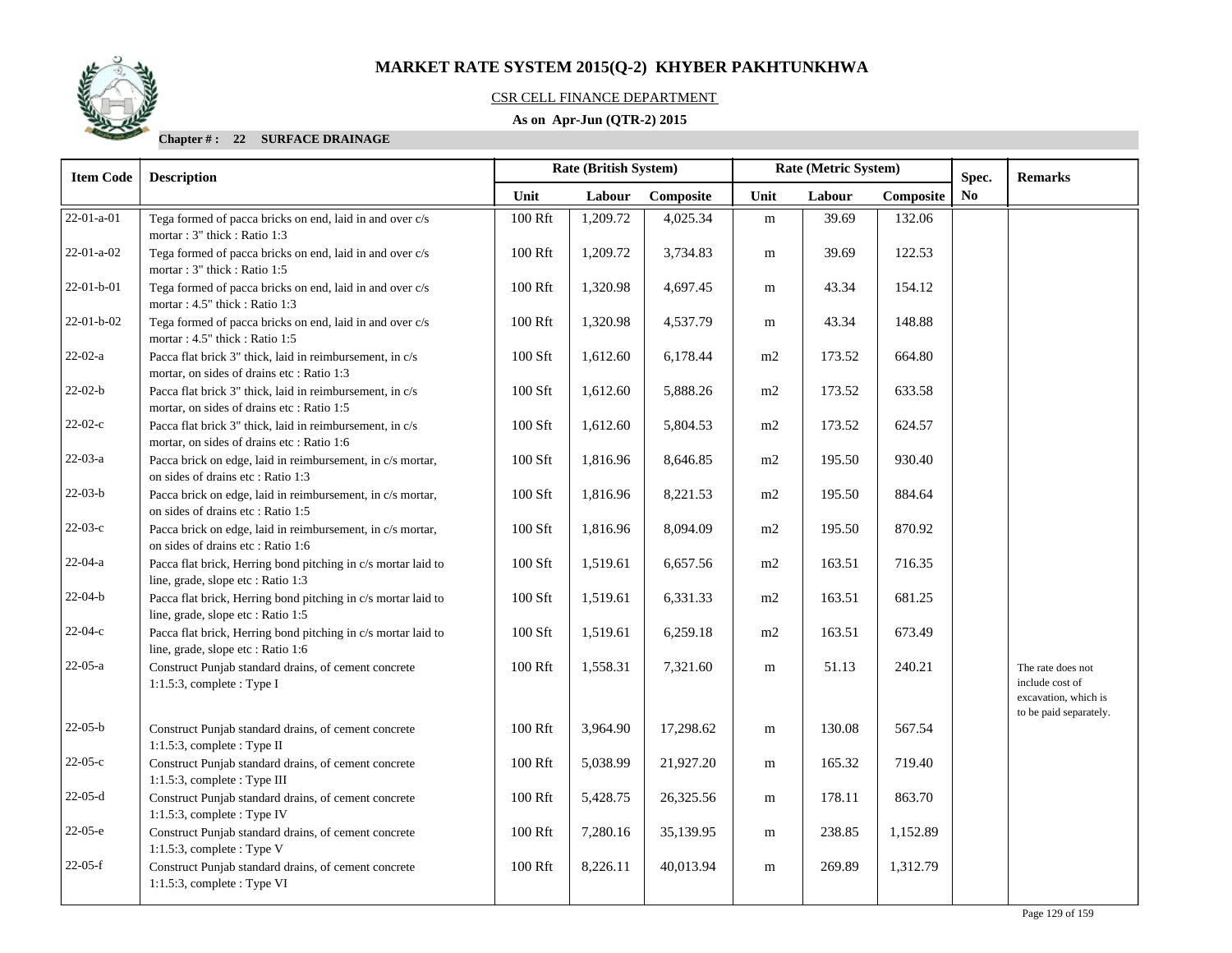# MARKET RATE SYSTEM 2015(Q-2) KHYBER PAKHTUNKHWA

CSR CELL FINANCE DEPARTMENT

**As on Apr-Jun (QTR-2) 2015**

**Chapter # : 22 SURFACE DRAINAGE**

| Item Code | Description | Rate (British System) | | | Rate (Metric System) | | | Spec. | Remarks |
|---|---|---|---|---|---|---|---|---|---|
| | | Unit | Labour | Composite | Unit | Labour | Composite | No | |
| 22-01-a-01 | Tega formed of pacca bricks on end, laid in and over c/s mortar : 3" thick : Ratio 1:3 | 100 Rft | 1,209.72 | 4,025.34 | m | 39.69 | 132.06 | | |
| 22-01-a-02 | Tega formed of pacca bricks on end, laid in and over c/s mortar : 3" thick : Ratio 1:5 | 100 Rft | 1,209.72 | 3,734.83 | m | 39.69 | 122.53 | | |
| 22-01-b-01 | Tega formed of pacca bricks on end, laid in and over c/s mortar : 4.5" thick : Ratio 1:3 | 100 Rft | 1,320.98 | 4,697.45 | m | 43.34 | 154.12 | | |
| 22-01-b-02 | Tega formed of pacca bricks on end, laid in and over c/s mortar : 4.5" thick : Ratio 1:5 | 100 Rft | 1,320.98 | 4,537.79 | m | 43.34 | 148.88 | | |
| 22-02-a | Pacca flat brick 3" thick, laid in reimbursement, in c/s mortar, on sides of drains etc : Ratio 1:3 | 100 Sft | 1,612.60 | 6,178.44 | m2 | 173.52 | 664.80 | | |
| 22-02-b | Pacca flat brick 3" thick, laid in reimbursement, in c/s mortar, on sides of drains etc : Ratio 1:5 | 100 Sft | 1,612.60 | 5,888.26 | m2 | 173.52 | 633.58 | | |
| 22-02-c | Pacca flat brick 3" thick, laid in reimbursement, in c/s mortar, on sides of drains etc : Ratio 1:6 | 100 Sft | 1,612.60 | 5,804.53 | m2 | 173.52 | 624.57 | | |
| 22-03-a | Pacca brick on edge, laid in reimbursement, in c/s mortar, on sides of drains etc : Ratio 1:3 | 100 Sft | 1,816.96 | 8,646.85 | m2 | 195.50 | 930.40 | | |
| 22-03-b | Pacca brick on edge, laid in reimbursement, in c/s mortar, on sides of drains etc : Ratio 1:5 | 100 Sft | 1,816.96 | 8,221.53 | m2 | 195.50 | 884.64 | | |
| 22-03-c | Pacca brick on edge, laid in reimbursement, in c/s mortar, on sides of drains etc : Ratio 1:6 | 100 Sft | 1,816.96 | 8,094.09 | m2 | 195.50 | 870.92 | | |
| 22-04-a | Pacca flat brick, Herring bond pitching in c/s mortar laid to line, grade, slope etc : Ratio 1:3 | 100 Sft | 1,519.61 | 6,657.56 | m2 | 163.51 | 716.35 | | |
| 22-04-b | Pacca flat brick, Herring bond pitching in c/s mortar laid to line, grade, slope etc : Ratio 1:5 | 100 Sft | 1,519.61 | 6,331.33 | m2 | 163.51 | 681.25 | | |
| 22-04-c | Pacca flat brick, Herring bond pitching in c/s mortar laid to line, grade, slope etc : Ratio 1:6 | 100 Sft | 1,519.61 | 6,259.18 | m2 | 163.51 | 673.49 | | |
| 22-05-a | Construct Punjab standard drains, of cement concrete 1:1.5:3, complete : Type I | 100 Rft | 1,558.31 | 7,321.60 | m | 51.13 | 240.21 | | The rate does not include cost of excavation, which is to be paid separately. |
| 22-05-b | Construct Punjab standard drains, of cement concrete 1:1.5:3, complete : Type II | 100 Rft | 3,964.90 | 17,298.62 | m | 130.08 | 567.54 | | |
| 22-05-c | Construct Punjab standard drains, of cement concrete 1:1.5:3, complete : Type III | 100 Rft | 5,038.99 | 21,927.20 | m | 165.32 | 719.40 | | |
| 22-05-d | Construct Punjab standard drains, of cement concrete 1:1.5:3, complete : Type IV | 100 Rft | 5,428.75 | 26,325.56 | m | 178.11 | 863.70 | | |
| 22-05-e | Construct Punjab standard drains, of cement concrete 1:1.5:3, complete : Type V | 100 Rft | 7,280.16 | 35,139.95 | m | 238.85 | 1,152.89 | | |
| 22-05-f | Construct Punjab standard drains, of cement concrete 1:1.5:3, complete : Type VI | 100 Rft | 8,226.11 | 40,013.94 | m | 269.89 | 1,312.79 | | |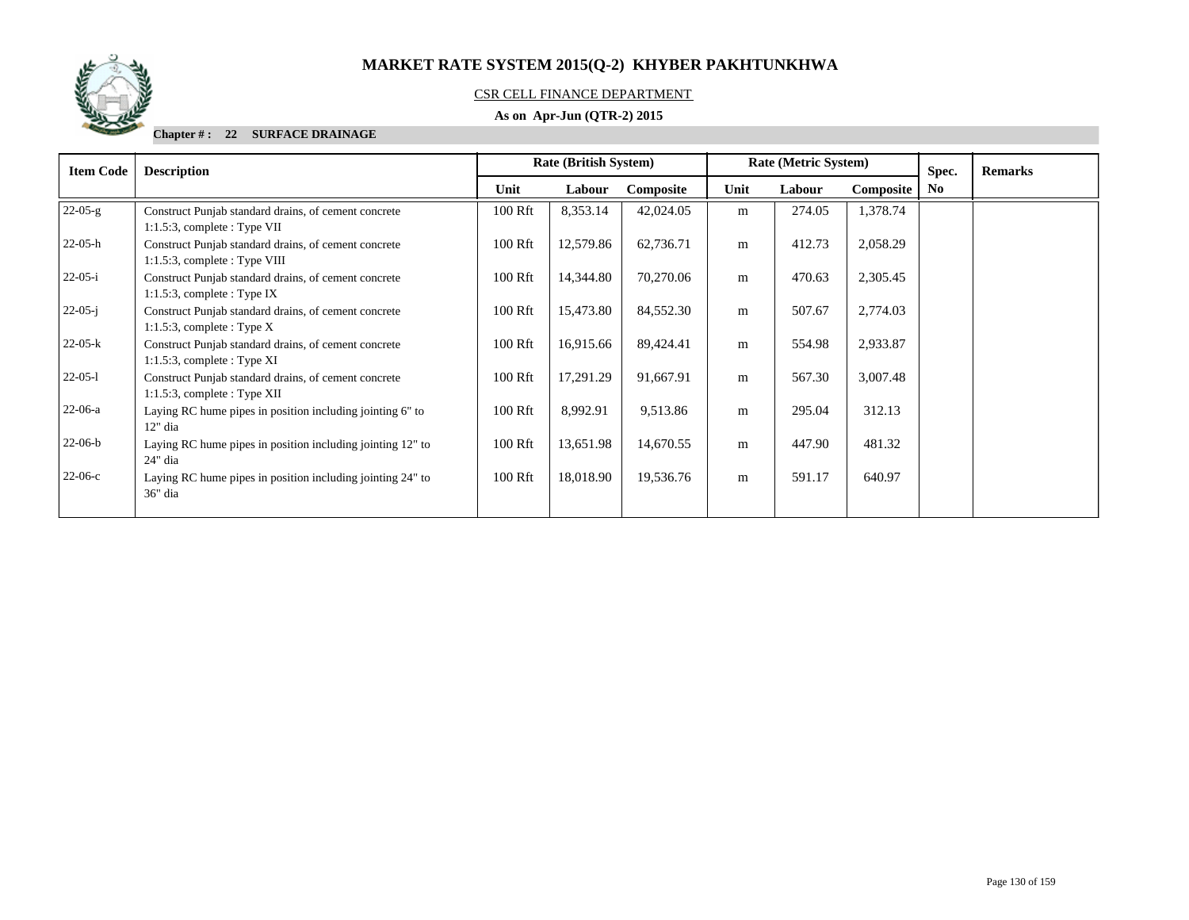# MARKET RATE SYSTEM 2015(Q-2) KHYBER PAKHTUNKHWA

CSR CELL FINANCE DEPARTMENT

**As on Apr-Jun (QTR-2) 2015**

**Chapter # : 22 SURFACE DRAINAGE**

| Item Code | Description | Rate (British System) | | | Rate (Metric System) | | | Spec. No | Remarks |
|---|---|---|---|---|---|---|---|---|---|
| | | Unit | Labour | Composite | Unit | Labour | Composite | | |
| 22-05-g | Construct Punjab standard drains, of cement concrete 1:1.5:3, complete : Type VII | 100 Rft | 8,353.14 | 42,024.05 | m | 274.05 | 1,378.74 | | |
| 22-05-h | Construct Punjab standard drains, of cement concrete 1:1.5:3, complete : Type VIII | 100 Rft | 12,579.86 | 62,736.71 | m | 412.73 | 2,058.29 | | |
| 22-05-i | Construct Punjab standard drains, of cement concrete 1:1.5:3, complete : Type IX | 100 Rft | 14,344.80 | 70,270.06 | m | 470.63 | 2,305.45 | | |
| 22-05-j | Construct Punjab standard drains, of cement concrete 1:1.5:3, complete : Type X | 100 Rft | 15,473.80 | 84,552.30 | m | 507.67 | 2,774.03 | | |
| 22-05-k | Construct Punjab standard drains, of cement concrete 1:1.5:3, complete : Type XI | 100 Rft | 16,915.66 | 89,424.41 | m | 554.98 | 2,933.87 | | |
| 22-05-l | Construct Punjab standard drains, of cement concrete 1:1.5:3, complete : Type XII | 100 Rft | 17,291.29 | 91,667.91 | m | 567.30 | 3,007.48 | | |
| 22-06-a | Laying RC hume pipes in position including jointing 6" to 12" dia | 100 Rft | 8,992.91 | 9,513.86 | m | 295.04 | 312.13 | | |
| 22-06-b | Laying RC hume pipes in position including jointing 12" to 24" dia | 100 Rft | 13,651.98 | 14,670.55 | m | 447.90 | 481.32 | | |
| 22-06-c | Laying RC hume pipes in position including jointing 24" to 36" dia | 100 Rft | 18,018.90 | 19,536.76 | m | 591.17 | 640.97 | | |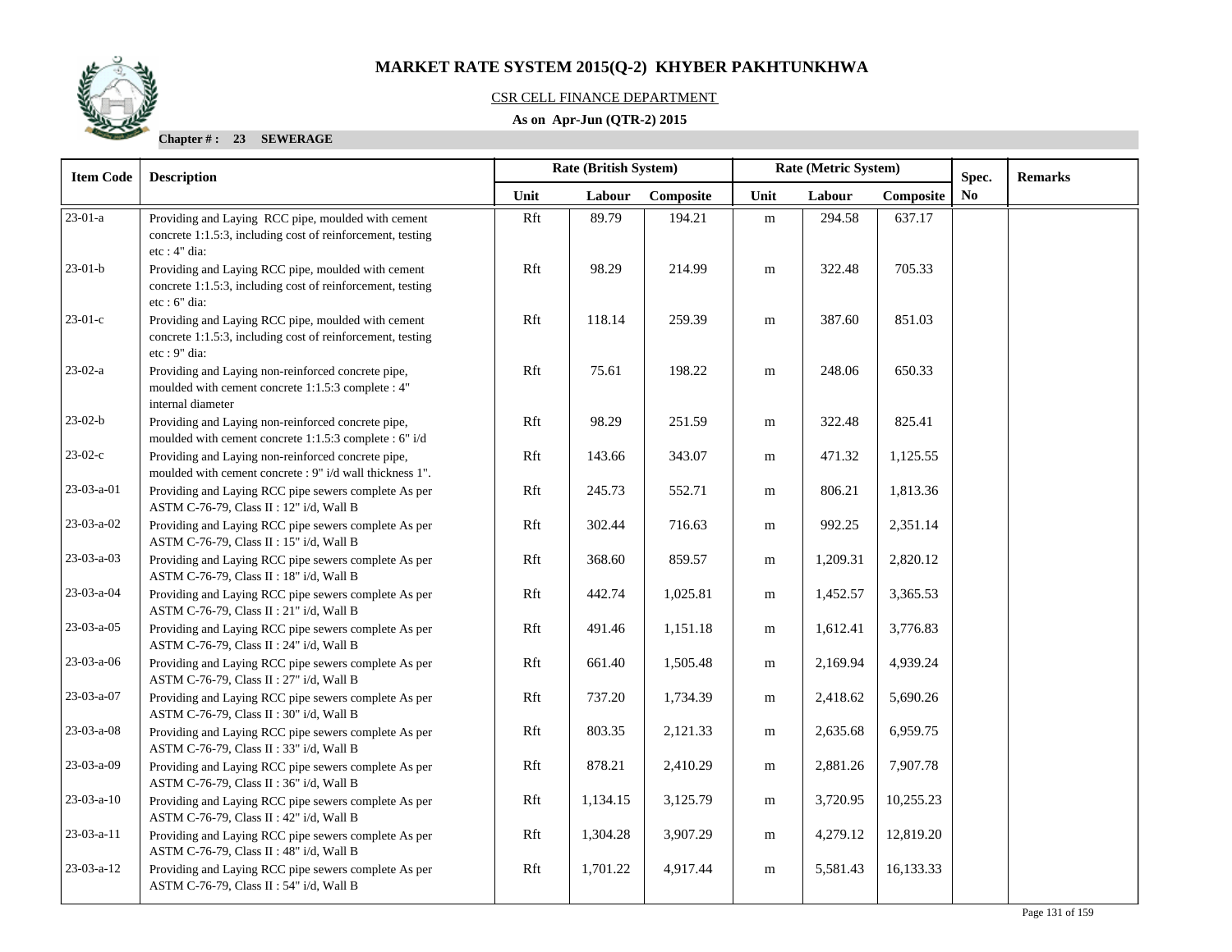# MARKET RATE SYSTEM 2015(Q-2) KHYBER PAKHTUNKHWA

CSR CELL FINANCE DEPARTMENT

**As on Apr-Jun (QTR-2) 2015**

**Chapter # : 23 SEWERAGE**

| Item Code | Description | Rate (British System) | | | Rate (Metric System) | | | Spec. | Remarks |
|---|---|---|---|---|---|---|---|---|---|
| | | Unit | Labour | Composite | Unit | Labour | Composite | No | |
| 23-01-a | Providing and Laying RCC pipe, moulded with cement concrete 1:1.5:3, including cost of reinforcement, testing etc : 4" dia: | Rft | 89.79 | 194.21 | m | 294.58 | 637.17 | | |
| 23-01-b | Providing and Laying RCC pipe, moulded with cement concrete 1:1.5:3, including cost of reinforcement, testing etc : 6" dia: | Rft | 98.29 | 214.99 | m | 322.48 | 705.33 | | |
| 23-01-c | Providing and Laying RCC pipe, moulded with cement concrete 1:1.5:3, including cost of reinforcement, testing etc : 9" dia: | Rft | 118.14 | 259.39 | m | 387.60 | 851.03 | | |
| 23-02-a | Providing and Laying non-reinforced concrete pipe, moulded with cement concrete 1:1.5:3 complete : 4" internal diameter | Rft | 75.61 | 198.22 | m | 248.06 | 650.33 | | |
| 23-02-b | Providing and Laying non-reinforced concrete pipe, moulded with cement concrete 1:1.5:3 complete : 6" i/d | Rft | 98.29 | 251.59 | m | 322.48 | 825.41 | | |
| 23-02-c | Providing and Laying non-reinforced concrete pipe, moulded with cement concrete : 9" i/d wall thickness 1". | Rft | 143.66 | 343.07 | m | 471.32 | 1,125.55 | | |
| 23-03-a-01 | Providing and Laying RCC pipe sewers complete As per ASTM C-76-79, Class II : 12" i/d, Wall B | Rft | 245.73 | 552.71 | m | 806.21 | 1,813.36 | | |
| 23-03-a-02 | Providing and Laying RCC pipe sewers complete As per ASTM C-76-79, Class II : 15" i/d, Wall B | Rft | 302.44 | 716.63 | m | 992.25 | 2,351.14 | | |
| 23-03-a-03 | Providing and Laying RCC pipe sewers complete As per ASTM C-76-79, Class II : 18" i/d, Wall B | Rft | 368.60 | 859.57 | m | 1,209.31 | 2,820.12 | | |
| 23-03-a-04 | Providing and Laying RCC pipe sewers complete As per ASTM C-76-79, Class II : 21" i/d, Wall B | Rft | 442.74 | 1,025.81 | m | 1,452.57 | 3,365.53 | | |
| 23-03-a-05 | Providing and Laying RCC pipe sewers complete As per ASTM C-76-79, Class II : 24" i/d, Wall B | Rft | 491.46 | 1,151.18 | m | 1,612.41 | 3,776.83 | | |
| 23-03-a-06 | Providing and Laying RCC pipe sewers complete As per ASTM C-76-79, Class II : 27" i/d, Wall B | Rft | 661.40 | 1,505.48 | m | 2,169.94 | 4,939.24 | | |
| 23-03-a-07 | Providing and Laying RCC pipe sewers complete As per ASTM C-76-79, Class II : 30" i/d, Wall B | Rft | 737.20 | 1,734.39 | m | 2,418.62 | 5,690.26 | | |
| 23-03-a-08 | Providing and Laying RCC pipe sewers complete As per ASTM C-76-79, Class II : 33" i/d, Wall B | Rft | 803.35 | 2,121.33 | m | 2,635.68 | 6,959.75 | | |
| 23-03-a-09 | Providing and Laying RCC pipe sewers complete As per ASTM C-76-79, Class II : 36" i/d, Wall B | Rft | 878.21 | 2,410.29 | m | 2,881.26 | 7,907.78 | | |
| 23-03-a-10 | Providing and Laying RCC pipe sewers complete As per ASTM C-76-79, Class II : 42" i/d, Wall B | Rft | 1,134.15 | 3,125.79 | m | 3,720.95 | 10,255.23 | | |
| 23-03-a-11 | Providing and Laying RCC pipe sewers complete As per ASTM C-76-79, Class II : 48" i/d, Wall B | Rft | 1,304.28 | 3,907.29 | m | 4,279.12 | 12,819.20 | | |
| 23-03-a-12 | Providing and Laying RCC pipe sewers complete As per ASTM C-76-79, Class II : 54" i/d, Wall B | Rft | 1,701.22 | 4,917.44 | m | 5,581.43 | 16,133.33 | | |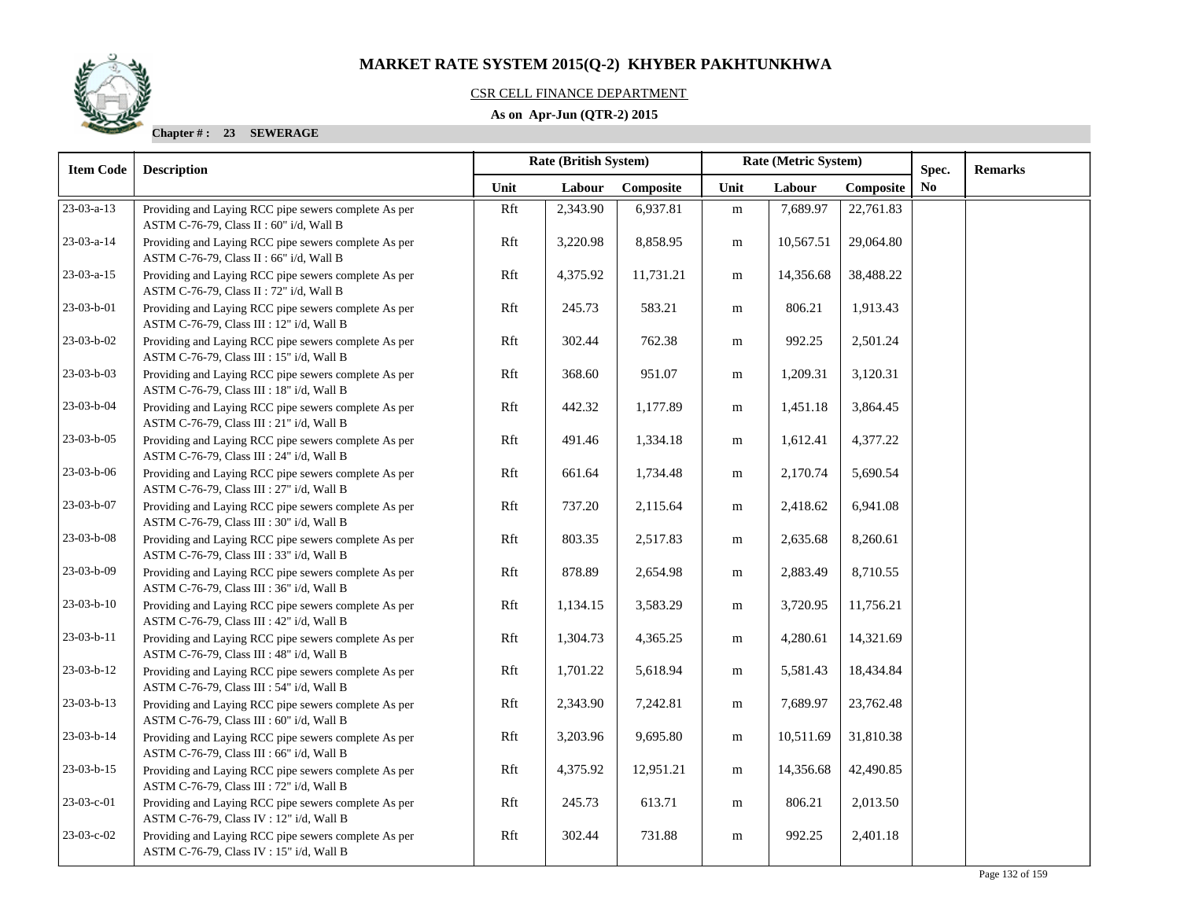# MARKET RATE SYSTEM 2015(Q-2) KHYBER PAKHTUNKHWA

CSR CELL FINANCE DEPARTMENT

**As on Apr-Jun (QTR-2) 2015**

**Chapter # : 23 SEWERAGE**

| Item Code | Description | Rate (British System) | | | Rate (Metric System) | | | Spec. | Remarks |
|---|---|---|---|---|---|---|---|---|---|
| | | Unit | Labour | Composite | Unit | Labour | Composite | No | |
| 23-03-a-13 | Providing and Laying RCC pipe sewers complete As per ASTM C-76-79, Class II : 60" i/d, Wall B | Rft | 2,343.90 | 6,937.81 | m | 7,689.97 | 22,761.83 | | |
| 23-03-a-14 | Providing and Laying RCC pipe sewers complete As per ASTM C-76-79, Class II : 66" i/d, Wall B | Rft | 3,220.98 | 8,858.95 | m | 10,567.51 | 29,064.80 | | |
| 23-03-a-15 | Providing and Laying RCC pipe sewers complete As per ASTM C-76-79, Class II : 72" i/d, Wall B | Rft | 4,375.92 | 11,731.21 | m | 14,356.68 | 38,488.22 | | |
| 23-03-b-01 | Providing and Laying RCC pipe sewers complete As per ASTM C-76-79, Class III : 12" i/d, Wall B | Rft | 245.73 | 583.21 | m | 806.21 | 1,913.43 | | |
| 23-03-b-02 | Providing and Laying RCC pipe sewers complete As per ASTM C-76-79, Class III : 15" i/d, Wall B | Rft | 302.44 | 762.38 | m | 992.25 | 2,501.24 | | |
| 23-03-b-03 | Providing and Laying RCC pipe sewers complete As per ASTM C-76-79, Class III : 18" i/d, Wall B | Rft | 368.60 | 951.07 | m | 1,209.31 | 3,120.31 | | |
| 23-03-b-04 | Providing and Laying RCC pipe sewers complete As per ASTM C-76-79, Class III : 21" i/d, Wall B | Rft | 442.32 | 1,177.89 | m | 1,451.18 | 3,864.45 | | |
| 23-03-b-05 | Providing and Laying RCC pipe sewers complete As per ASTM C-76-79, Class III : 24" i/d, Wall B | Rft | 491.46 | 1,334.18 | m | 1,612.41 | 4,377.22 | | |
| 23-03-b-06 | Providing and Laying RCC pipe sewers complete As per ASTM C-76-79, Class III : 27" i/d, Wall B | Rft | 661.64 | 1,734.48 | m | 2,170.74 | 5,690.54 | | |
| 23-03-b-07 | Providing and Laying RCC pipe sewers complete As per ASTM C-76-79, Class III : 30" i/d, Wall B | Rft | 737.20 | 2,115.64 | m | 2,418.62 | 6,941.08 | | |
| 23-03-b-08 | Providing and Laying RCC pipe sewers complete As per ASTM C-76-79, Class III : 33" i/d, Wall B | Rft | 803.35 | 2,517.83 | m | 2,635.68 | 8,260.61 | | |
| 23-03-b-09 | Providing and Laying RCC pipe sewers complete As per ASTM C-76-79, Class III : 36" i/d, Wall B | Rft | 878.89 | 2,654.98 | m | 2,883.49 | 8,710.55 | | |
| 23-03-b-10 | Providing and Laying RCC pipe sewers complete As per ASTM C-76-79, Class III : 42" i/d, Wall B | Rft | 1,134.15 | 3,583.29 | m | 3,720.95 | 11,756.21 | | |
| 23-03-b-11 | Providing and Laying RCC pipe sewers complete As per ASTM C-76-79, Class III : 48" i/d, Wall B | Rft | 1,304.73 | 4,365.25 | m | 4,280.61 | 14,321.69 | | |
| 23-03-b-12 | Providing and Laying RCC pipe sewers complete As per ASTM C-76-79, Class III : 54" i/d, Wall B | Rft | 1,701.22 | 5,618.94 | m | 5,581.43 | 18,434.84 | | |
| 23-03-b-13 | Providing and Laying RCC pipe sewers complete As per ASTM C-76-79, Class III : 60" i/d, Wall B | Rft | 2,343.90 | 7,242.81 | m | 7,689.97 | 23,762.48 | | |
| 23-03-b-14 | Providing and Laying RCC pipe sewers complete As per ASTM C-76-79, Class III : 66" i/d, Wall B | Rft | 3,203.96 | 9,695.80 | m | 10,511.69 | 31,810.38 | | |
| 23-03-b-15 | Providing and Laying RCC pipe sewers complete As per ASTM C-76-79, Class III : 72" i/d, Wall B | Rft | 4,375.92 | 12,951.21 | m | 14,356.68 | 42,490.85 | | |
| 23-03-c-01 | Providing and Laying RCC pipe sewers complete As per ASTM C-76-79, Class IV : 12" i/d, Wall B | Rft | 245.73 | 613.71 | m | 806.21 | 2,013.50 | | |
| 23-03-c-02 | Providing and Laying RCC pipe sewers complete As per ASTM C-76-79, Class IV : 15" i/d, Wall B | Rft | 302.44 | 731.88 | m | 992.25 | 2,401.18 | | |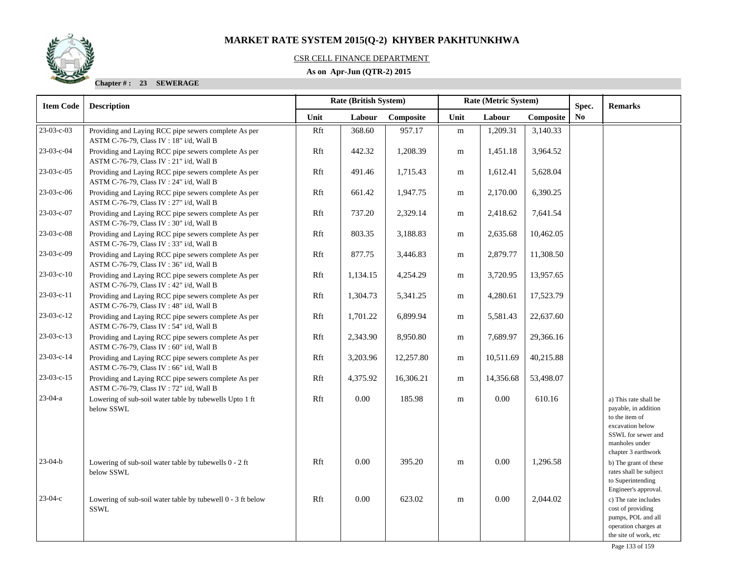# MARKET RATE SYSTEM 2015(Q-2) KHYBER PAKHTUNKHWA

CSR CELL FINANCE DEPARTMENT

**As on Apr-Jun (QTR-2) 2015**

**Chapter # : 23 SEWERAGE**

| Item Code | Description | Rate (British System) | | | Rate (Metric System) | | | Spec. No | Remarks |
|---|---|---|---|---|---|---|---|---|---|
| | | Unit | Labour | Composite | Unit | Labour | Composite | | |
| 23-03-c-03 | Providing and Laying RCC pipe sewers complete As per ASTM C-76-79, Class IV : 18" i/d, Wall B | Rft | 368.60 | 957.17 | m | 1,209.31 | 3,140.33 | | |
| 23-03-c-04 | Providing and Laying RCC pipe sewers complete As per ASTM C-76-79, Class IV : 21" i/d, Wall B | Rft | 442.32 | 1,208.39 | m | 1,451.18 | 3,964.52 | | |
| 23-03-c-05 | Providing and Laying RCC pipe sewers complete As per ASTM C-76-79, Class IV : 24" i/d, Wall B | Rft | 491.46 | 1,715.43 | m | 1,612.41 | 5,628.04 | | |
| 23-03-c-06 | Providing and Laying RCC pipe sewers complete As per ASTM C-76-79, Class IV : 27" i/d, Wall B | Rft | 661.42 | 1,947.75 | m | 2,170.00 | 6,390.25 | | |
| 23-03-c-07 | Providing and Laying RCC pipe sewers complete As per ASTM C-76-79, Class IV : 30" i/d, Wall B | Rft | 737.20 | 2,329.14 | m | 2,418.62 | 7,641.54 | | |
| 23-03-c-08 | Providing and Laying RCC pipe sewers complete As per ASTM C-76-79, Class IV : 33" i/d, Wall B | Rft | 803.35 | 3,188.83 | m | 2,635.68 | 10,462.05 | | |
| 23-03-c-09 | Providing and Laying RCC pipe sewers complete As per ASTM C-76-79, Class IV : 36" i/d, Wall B | Rft | 877.75 | 3,446.83 | m | 2,879.77 | 11,308.50 | | |
| 23-03-c-10 | Providing and Laying RCC pipe sewers complete As per ASTM C-76-79, Class IV : 42" i/d, Wall B | Rft | 1,134.15 | 4,254.29 | m | 3,720.95 | 13,957.65 | | |
| 23-03-c-11 | Providing and Laying RCC pipe sewers complete As per ASTM C-76-79, Class IV : 48" i/d, Wall B | Rft | 1,304.73 | 5,341.25 | m | 4,280.61 | 17,523.79 | | |
| 23-03-c-12 | Providing and Laying RCC pipe sewers complete As per ASTM C-76-79, Class IV : 54" i/d, Wall B | Rft | 1,701.22 | 6,899.94 | m | 5,581.43 | 22,637.60 | | |
| 23-03-c-13 | Providing and Laying RCC pipe sewers complete As per ASTM C-76-79, Class IV : 60" i/d, Wall B | Rft | 2,343.90 | 8,950.80 | m | 7,689.97 | 29,366.16 | | |
| 23-03-c-14 | Providing and Laying RCC pipe sewers complete As per ASTM C-76-79, Class IV : 66" i/d, Wall B | Rft | 3,203.96 | 12,257.80 | m | 10,511.69 | 40,215.88 | | |
| 23-03-c-15 | Providing and Laying RCC pipe sewers complete As per ASTM C-76-79, Class IV : 72" i/d, Wall B | Rft | 4,375.92 | 16,306.21 | m | 14,356.68 | 53,498.07 | | |
| 23-04-a | Lowering of sub-soil water table by tubewells Upto 1 ft below SSWL | Rft | 0.00 | 185.98 | m | 0.00 | 610.16 | | a) This rate shall be payable, in addition to the item of excavation below SSWL for sewer and manholes under chapter 3 earthwork |
| 23-04-b | Lowering of sub-soil water table by tubewells 0 - 2 ft below SSWL | Rft | 0.00 | 395.20 | m | 0.00 | 1,296.58 | | b) The grant of these rates shall be subject to Superintending Engineer's approval. |
| 23-04-c | Lowering of sub-soil water table by tubewell 0 - 3 ft below SSWL | Rft | 0.00 | 623.02 | m | 0.00 | 2,044.02 | | c) The rate includes cost of providing pumps, POL and all operation charges at the site of work, etc |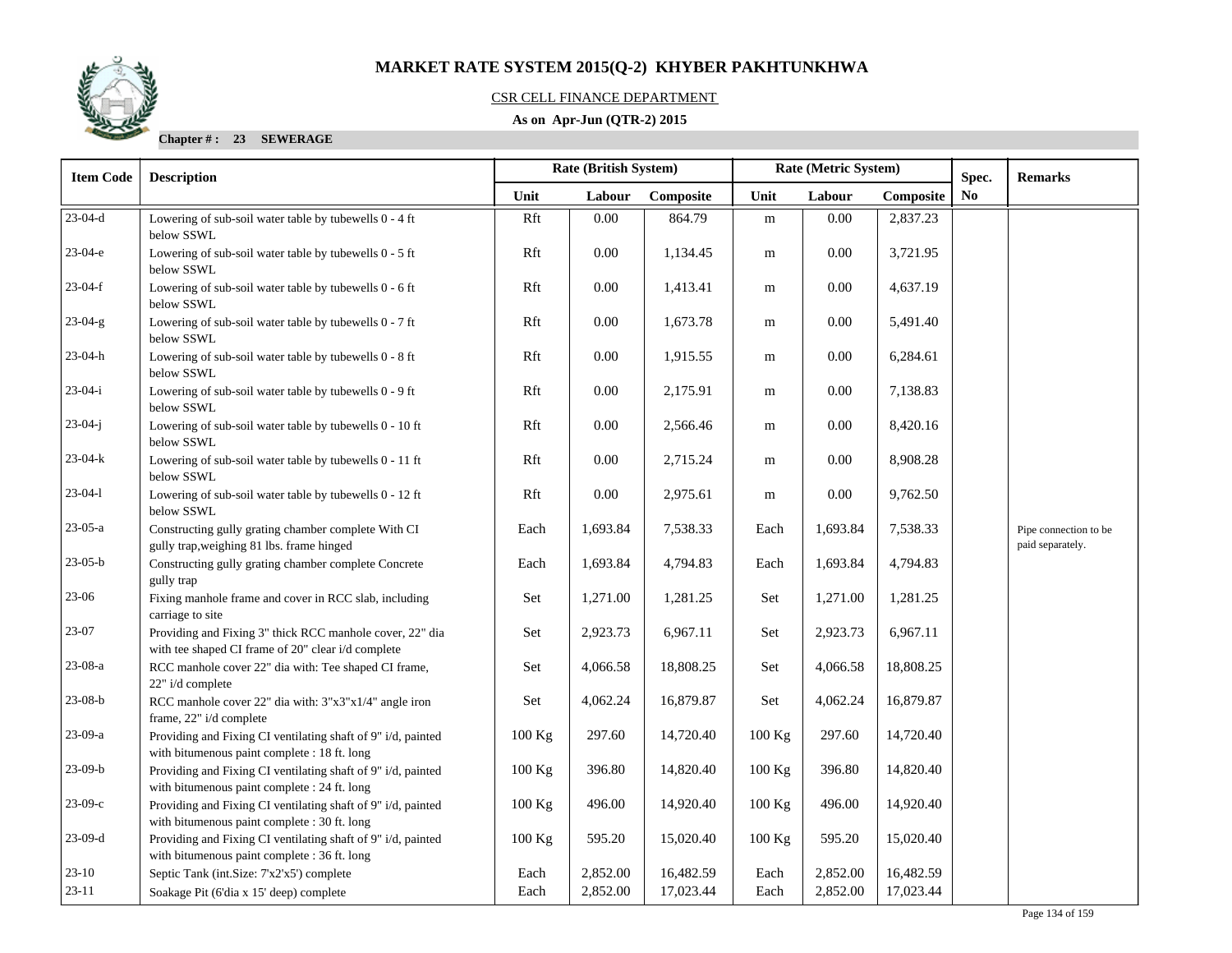# MARKET RATE SYSTEM 2015(Q-2) KHYBER PAKHTUNKHWA

CSR CELL FINANCE DEPARTMENT

**As on Apr-Jun (QTR-2) 2015**

**Chapter # : 23 SEWERAGE**

| Item Code | Description | Rate (British System) | | | Rate (Metric System) | | | Spec. | Remarks |
|---|---|---|---|---|---|---|---|---|---|
| | | Unit | Labour | Composite | Unit | Labour | Composite | No | |
| 23-04-d | Lowering of sub-soil water table by tubewells 0 - 4 ft below SSWL | Rft | 0.00 | 864.79 | m | 0.00 | 2,837.23 | | |
| 23-04-e | Lowering of sub-soil water table by tubewells 0 - 5 ft below SSWL | Rft | 0.00 | 1,134.45 | m | 0.00 | 3,721.95 | | |
| 23-04-f | Lowering of sub-soil water table by tubewells 0 - 6 ft below SSWL | Rft | 0.00 | 1,413.41 | m | 0.00 | 4,637.19 | | |
| 23-04-g | Lowering of sub-soil water table by tubewells 0 - 7 ft below SSWL | Rft | 0.00 | 1,673.78 | m | 0.00 | 5,491.40 | | |
| 23-04-h | Lowering of sub-soil water table by tubewells 0 - 8 ft below SSWL | Rft | 0.00 | 1,915.55 | m | 0.00 | 6,284.61 | | |
| 23-04-i | Lowering of sub-soil water table by tubewells 0 - 9 ft below SSWL | Rft | 0.00 | 2,175.91 | m | 0.00 | 7,138.83 | | |
| 23-04-j | Lowering of sub-soil water table by tubewells 0 - 10 ft below SSWL | Rft | 0.00 | 2,566.46 | m | 0.00 | 8,420.16 | | |
| 23-04-k | Lowering of sub-soil water table by tubewells 0 - 11 ft below SSWL | Rft | 0.00 | 2,715.24 | m | 0.00 | 8,908.28 | | |
| 23-04-l | Lowering of sub-soil water table by tubewells 0 - 12 ft below SSWL | Rft | 0.00 | 2,975.61 | m | 0.00 | 9,762.50 | | |
| 23-05-a | Constructing gully grating chamber complete With CI gully trap,weighing 81 lbs. frame hinged | Each | 1,693.84 | 7,538.33 | Each | 1,693.84 | 7,538.33 | | Pipe connection to be paid separately. |
| 23-05-b | Constructing gully grating chamber complete Concrete gully trap | Each | 1,693.84 | 4,794.83 | Each | 1,693.84 | 4,794.83 | | |
| 23-06 | Fixing manhole frame and cover in RCC slab, including carriage to site | Set | 1,271.00 | 1,281.25 | Set | 1,271.00 | 1,281.25 | | |
| 23-07 | Providing and Fixing 3" thick RCC manhole cover, 22" dia with tee shaped CI frame of 20" clear i/d complete | Set | 2,923.73 | 6,967.11 | Set | 2,923.73 | 6,967.11 | | |
| 23-08-a | RCC manhole cover 22" dia with: Tee shaped CI frame, 22" i/d complete | Set | 4,066.58 | 18,808.25 | Set | 4,066.58 | 18,808.25 | | |
| 23-08-b | RCC manhole cover 22" dia with: 3"x3"x1/4" angle iron frame, 22" i/d complete | Set | 4,062.24 | 16,879.87 | Set | 4,062.24 | 16,879.87 | | |
| 23-09-a | Providing and Fixing CI ventilating shaft of 9" i/d, painted with bitumenous paint complete : 18 ft. long | 100 Kg | 297.60 | 14,720.40 | 100 Kg | 297.60 | 14,720.40 | | |
| 23-09-b | Providing and Fixing CI ventilating shaft of 9" i/d, painted with bitumenous paint complete : 24 ft. long | 100 Kg | 396.80 | 14,820.40 | 100 Kg | 396.80 | 14,820.40 | | |
| 23-09-c | Providing and Fixing CI ventilating shaft of 9" i/d, painted with bitumenous paint complete : 30 ft. long | 100 Kg | 496.00 | 14,920.40 | 100 Kg | 496.00 | 14,920.40 | | |
| 23-09-d | Providing and Fixing CI ventilating shaft of 9" i/d, painted with bitumenous paint complete : 36 ft. long | 100 Kg | 595.20 | 15,020.40 | 100 Kg | 595.20 | 15,020.40 | | |
| 23-10 | Septic Tank (int.Size: 7'x2'x5') complete | Each | 2,852.00 | 16,482.59 | Each | 2,852.00 | 16,482.59 | | |
| 23-11 | Soakage Pit (6'dia x 15' deep) complete | Each | 2,852.00 | 17,023.44 | Each | 2,852.00 | 17,023.44 | | |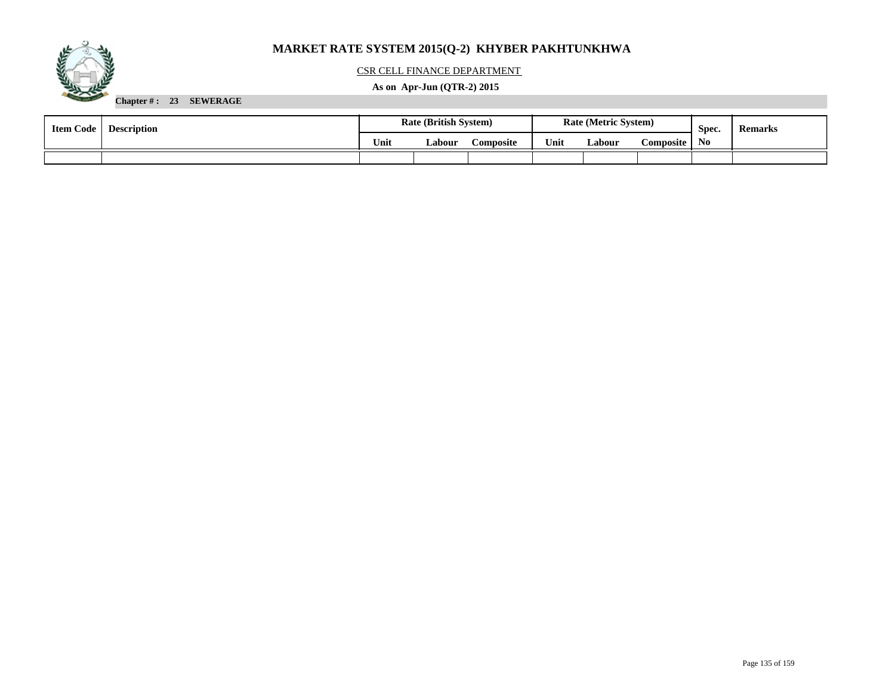# MARKET RATE SYSTEM 2015(Q-2) KHYBER PAKHTUNKHWA

CSR CELL FINANCE DEPARTMENT

**As on Apr-Jun (QTR-2) 2015**

**Chapter # : 23 SEWERAGE**

| Item Code | Description | Rate (British System) | | | Rate (Metric System) | | | Spec. No | Remarks |
|---|---|---|---|---|---|---|---|---|---|
| | | Unit | Labour | Composite | Unit | Labour | Composite | | |
| | | | | | | | | | |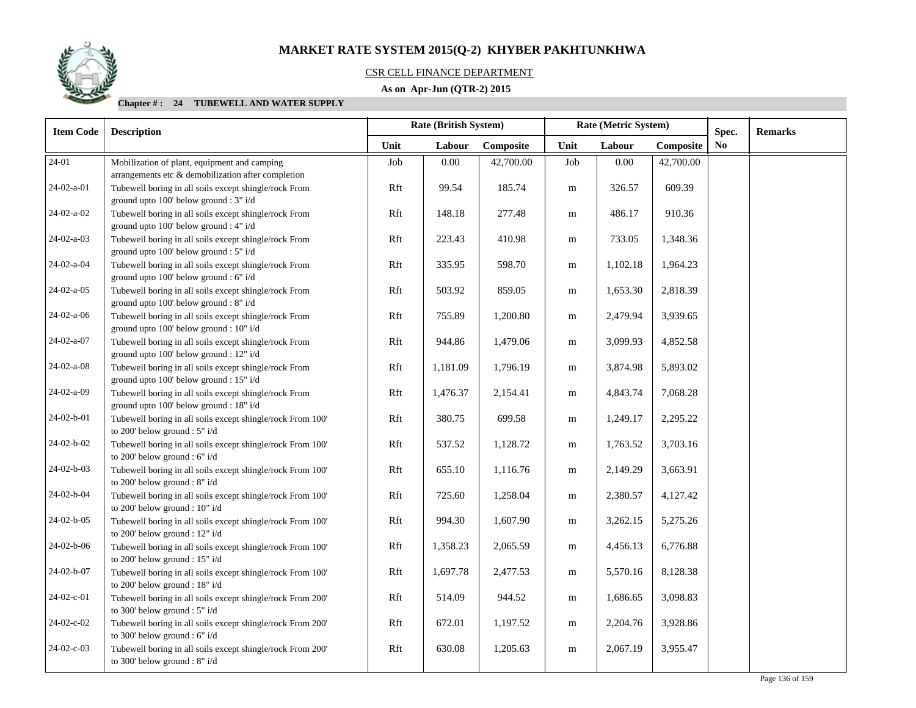# MARKET RATE SYSTEM 2015(Q-2) KHYBER PAKHTUNKHWA

CSR CELL FINANCE DEPARTMENT

**As on Apr-Jun (QTR-2) 2015**

**Chapter # : 24 TUBEWELL AND WATER SUPPLY**

| Item Code | Description | Rate (British System) | | | Rate (Metric System) | | | Spec. No | Remarks |
|---|---|---|---|---|---|---|---|---|---|
| | | Unit | Labour | Composite | Unit | Labour | Composite | | |
| 24-01 | Mobilization of plant, equipment and camping arrangements etc & demobilization after completion | Job | 0.00 | 42,700.00 | Job | 0.00 | 42,700.00 | | |
| 24-02-a-01 | Tubewell boring in all soils except shingle/rock From ground upto 100' below ground : 3" i/d | Rft | 99.54 | 185.74 | m | 326.57 | 609.39 | | |
| 24-02-a-02 | Tubewell boring in all soils except shingle/rock From ground upto 100' below ground : 4" i/d | Rft | 148.18 | 277.48 | m | 486.17 | 910.36 | | |
| 24-02-a-03 | Tubewell boring in all soils except shingle/rock From ground upto 100' below ground : 5" i/d | Rft | 223.43 | 410.98 | m | 733.05 | 1,348.36 | | |
| 24-02-a-04 | Tubewell boring in all soils except shingle/rock From ground upto 100' below ground : 6" i/d | Rft | 335.95 | 598.70 | m | 1,102.18 | 1,964.23 | | |
| 24-02-a-05 | Tubewell boring in all soils except shingle/rock From ground upto 100' below ground : 8" i/d | Rft | 503.92 | 859.05 | m | 1,653.30 | 2,818.39 | | |
| 24-02-a-06 | Tubewell boring in all soils except shingle/rock From ground upto 100' below ground : 10" i/d | Rft | 755.89 | 1,200.80 | m | 2,479.94 | 3,939.65 | | |
| 24-02-a-07 | Tubewell boring in all soils except shingle/rock From ground upto 100' below ground : 12" i/d | Rft | 944.86 | 1,479.06 | m | 3,099.93 | 4,852.58 | | |
| 24-02-a-08 | Tubewell boring in all soils except shingle/rock From ground upto 100' below ground : 15" i/d | Rft | 1,181.09 | 1,796.19 | m | 3,874.98 | 5,893.02 | | |
| 24-02-a-09 | Tubewell boring in all soils except shingle/rock From ground upto 100' below ground : 18" i/d | Rft | 1,476.37 | 2,154.41 | m | 4,843.74 | 7,068.28 | | |
| 24-02-b-01 | Tubewell boring in all soils except shingle/rock From 100' to 200' below ground : 5" i/d | Rft | 380.75 | 699.58 | m | 1,249.17 | 2,295.22 | | |
| 24-02-b-02 | Tubewell boring in all soils except shingle/rock From 100' to 200' below ground : 6" i/d | Rft | 537.52 | 1,128.72 | m | 1,763.52 | 3,703.16 | | |
| 24-02-b-03 | Tubewell boring in all soils except shingle/rock From 100' to 200' below ground : 8" i/d | Rft | 655.10 | 1,116.76 | m | 2,149.29 | 3,663.91 | | |
| 24-02-b-04 | Tubewell boring in all soils except shingle/rock From 100' to 200' below ground : 10" i/d | Rft | 725.60 | 1,258.04 | m | 2,380.57 | 4,127.42 | | |
| 24-02-b-05 | Tubewell boring in all soils except shingle/rock From 100' to 200' below ground : 12" i/d | Rft | 994.30 | 1,607.90 | m | 3,262.15 | 5,275.26 | | |
| 24-02-b-06 | Tubewell boring in all soils except shingle/rock From 100' to 200' below ground : 15" i/d | Rft | 1,358.23 | 2,065.59 | m | 4,456.13 | 6,776.88 | | |
| 24-02-b-07 | Tubewell boring in all soils except shingle/rock From 100' to 200' below ground : 18" i/d | Rft | 1,697.78 | 2,477.53 | m | 5,570.16 | 8,128.38 | | |
| 24-02-c-01 | Tubewell boring in all soils except shingle/rock From 200' to 300' below ground : 5" i/d | Rft | 514.09 | 944.52 | m | 1,686.65 | 3,098.83 | | |
| 24-02-c-02 | Tubewell boring in all soils except shingle/rock From 200' to 300' below ground : 6" i/d | Rft | 672.01 | 1,197.52 | m | 2,204.76 | 3,928.86 | | |
| 24-02-c-03 | Tubewell boring in all soils except shingle/rock From 200' to 300' below ground : 8" i/d | Rft | 630.08 | 1,205.63 | m | 2,067.19 | 3,955.47 | | |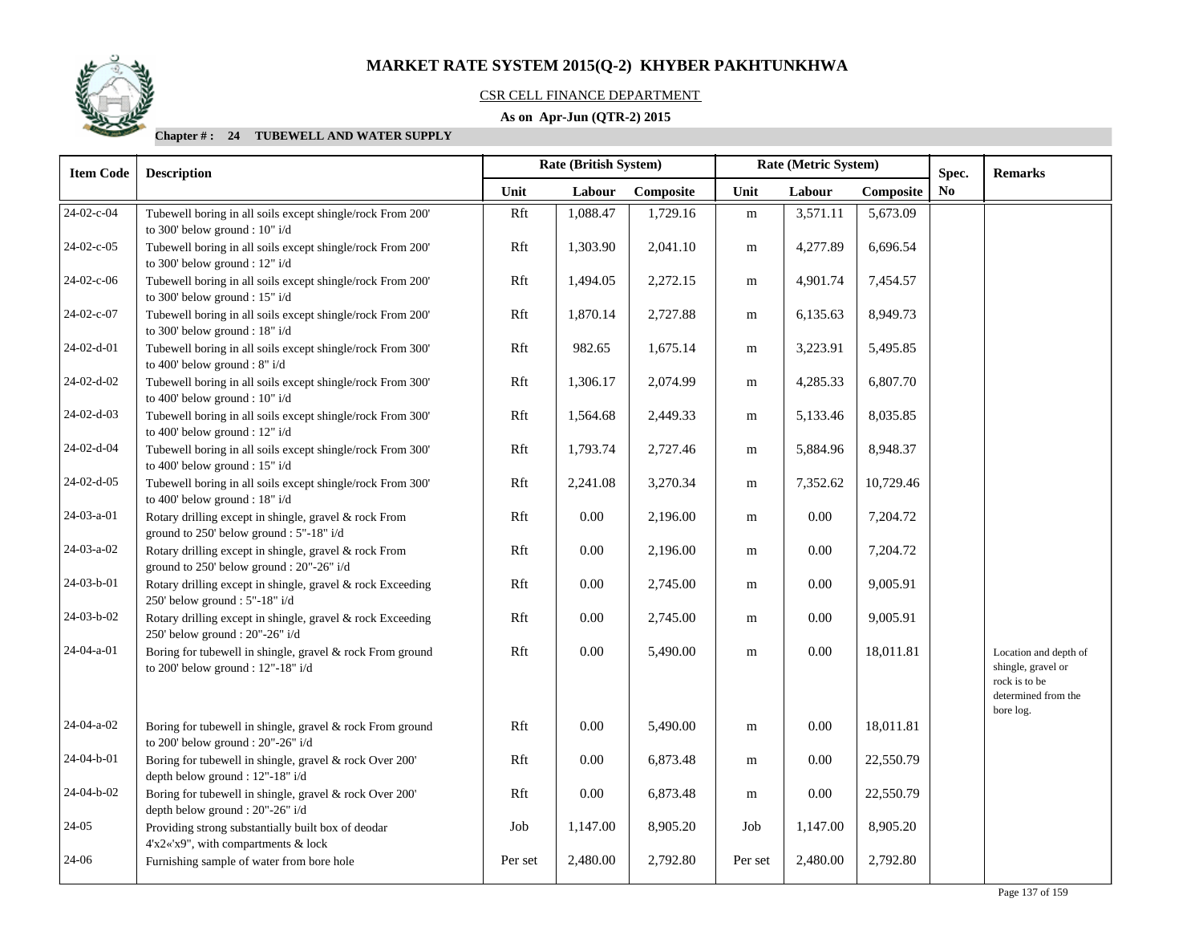# MARKET RATE SYSTEM 2015(Q-2) KHYBER PAKHTUNKHWA

CSR CELL FINANCE DEPARTMENT

**As on Apr-Jun (QTR-2) 2015**

**Chapter # : 24 TUBEWELL AND WATER SUPPLY**

| Item Code | Description | Rate (British System) | | | Rate (Metric System) | | | Spec. No | Remarks |
|---|---|---|---|---|---|---|---|---|---|
| | | Unit | Labour | Composite | Unit | Labour | Composite | | |
| 24-02-c-04 | Tubewell boring in all soils except shingle/rock From 200' to 300' below ground : 10" i/d | Rft | 1,088.47 | 1,729.16 | m | 3,571.11 | 5,673.09 | | |
| 24-02-c-05 | Tubewell boring in all soils except shingle/rock From 200' to 300' below ground : 12" i/d | Rft | 1,303.90 | 2,041.10 | m | 4,277.89 | 6,696.54 | | |
| 24-02-c-06 | Tubewell boring in all soils except shingle/rock From 200' to 300' below ground : 15" i/d | Rft | 1,494.05 | 2,272.15 | m | 4,901.74 | 7,454.57 | | |
| 24-02-c-07 | Tubewell boring in all soils except shingle/rock From 200' to 300' below ground : 18" i/d | Rft | 1,870.14 | 2,727.88 | m | 6,135.63 | 8,949.73 | | |
| 24-02-d-01 | Tubewell boring in all soils except shingle/rock From 300' to 400' below ground : 8" i/d | Rft | 982.65 | 1,675.14 | m | 3,223.91 | 5,495.85 | | |
| 24-02-d-02 | Tubewell boring in all soils except shingle/rock From 300' to 400' below ground : 10" i/d | Rft | 1,306.17 | 2,074.99 | m | 4,285.33 | 6,807.70 | | |
| 24-02-d-03 | Tubewell boring in all soils except shingle/rock From 300' to 400' below ground : 12" i/d | Rft | 1,564.68 | 2,449.33 | m | 5,133.46 | 8,035.85 | | |
| 24-02-d-04 | Tubewell boring in all soils except shingle/rock From 300' to 400' below ground : 15" i/d | Rft | 1,793.74 | 2,727.46 | m | 5,884.96 | 8,948.37 | | |
| 24-02-d-05 | Tubewell boring in all soils except shingle/rock From 300' to 400' below ground : 18" i/d | Rft | 2,241.08 | 3,270.34 | m | 7,352.62 | 10,729.46 | | |
| 24-03-a-01 | Rotary drilling except in shingle, gravel & rock From ground to 250' below ground : 5"-18" i/d | Rft | 0.00 | 2,196.00 | m | 0.00 | 7,204.72 | | |
| 24-03-a-02 | Rotary drilling except in shingle, gravel & rock From ground to 250' below ground : 20"-26" i/d | Rft | 0.00 | 2,196.00 | m | 0.00 | 7,204.72 | | |
| 24-03-b-01 | Rotary drilling except in shingle, gravel & rock Exceeding 250' below ground : 5"-18" i/d | Rft | 0.00 | 2,745.00 | m | 0.00 | 9,005.91 | | |
| 24-03-b-02 | Rotary drilling except in shingle, gravel & rock Exceeding 250' below ground : 20"-26" i/d | Rft | 0.00 | 2,745.00 | m | 0.00 | 9,005.91 | | |
| 24-04-a-01 | Boring for tubewell in shingle, gravel & rock From ground to 200' below ground : 12"-18" i/d | Rft | 0.00 | 5,490.00 | m | 0.00 | 18,011.81 | | Location and depth of shingle, gravel or rock is to be determined from the bore log. |
| 24-04-a-02 | Boring for tubewell in shingle, gravel & rock From ground to 200' below ground : 20"-26" i/d | Rft | 0.00 | 5,490.00 | m | 0.00 | 18,011.81 | | |
| 24-04-b-01 | Boring for tubewell in shingle, gravel & rock Over 200' depth below ground : 12"-18" i/d | Rft | 0.00 | 6,873.48 | m | 0.00 | 22,550.79 | | |
| 24-04-b-02 | Boring for tubewell in shingle, gravel & rock Over 200' depth below ground : 20"-26" i/d | Rft | 0.00 | 6,873.48 | m | 0.00 | 22,550.79 | | |
| 24-05 | Providing strong substantially built box of deodar 4'x2«'x9", with compartments & lock | Job | 1,147.00 | 8,905.20 | Job | 1,147.00 | 8,905.20 | | |
| 24-06 | Furnishing sample of water from bore hole | Per set | 2,480.00 | 2,792.80 | Per set | 2,480.00 | 2,792.80 | | |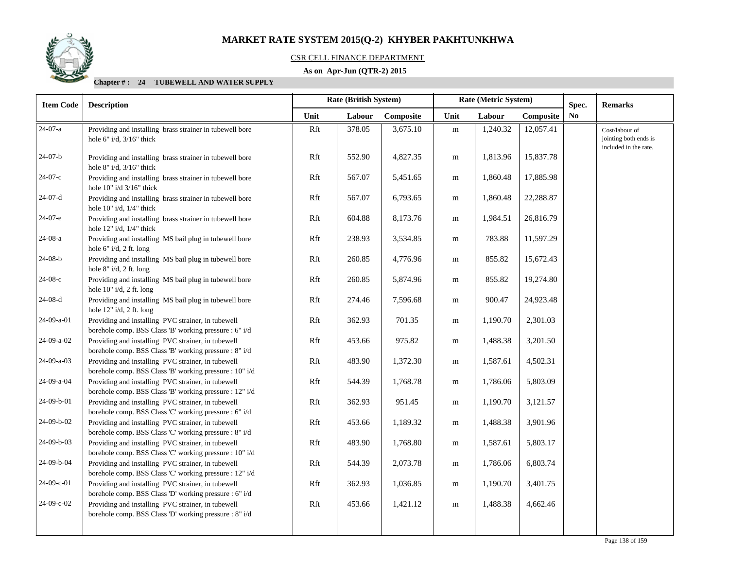# MARKET RATE SYSTEM 2015(Q-2) KHYBER PAKHTUNKHWA

CSR CELL FINANCE DEPARTMENT

**As on Apr-Jun (QTR-2) 2015**

**Chapter # : 24 TUBEWELL AND WATER SUPPLY**

| Item Code | Description | Rate (British System) | | | Rate (Metric System) | | | Spec. No | Remarks |
|---|---|---|---|---|---|---|---|---|---|
| | | Unit | Labour | Composite | Unit | Labour | Composite | | |
| 24-07-a | Providing and installing brass strainer in tubewell bore hole 6" i/d, 3/16" thick | Rft | 378.05 | 3,675.10 | m | 1,240.32 | 12,057.41 | | Cost/labour of jointing both ends is included in the rate. |
| 24-07-b | Providing and installing brass strainer in tubewell bore hole 8" i/d, 3/16" thick | Rft | 552.90 | 4,827.35 | m | 1,813.96 | 15,837.78 | | |
| 24-07-c | Providing and installing brass strainer in tubewell bore hole 10" i/d 3/16" thick | Rft | 567.07 | 5,451.65 | m | 1,860.48 | 17,885.98 | | |
| 24-07-d | Providing and installing brass strainer in tubewell bore hole 10" i/d, 1/4" thick | Rft | 567.07 | 6,793.65 | m | 1,860.48 | 22,288.87 | | |
| 24-07-e | Providing and installing brass strainer in tubewell bore hole 12" i/d, 1/4" thick | Rft | 604.88 | 8,173.76 | m | 1,984.51 | 26,816.79 | | |
| 24-08-a | Providing and installing MS bail plug in tubewell bore hole 6" i/d, 2 ft. long | Rft | 238.93 | 3,534.85 | m | 783.88 | 11,597.29 | | |
| 24-08-b | Providing and installing MS bail plug in tubewell bore hole 8" i/d, 2 ft. long | Rft | 260.85 | 4,776.96 | m | 855.82 | 15,672.43 | | |
| 24-08-c | Providing and installing MS bail plug in tubewell bore hole 10" i/d, 2 ft. long | Rft | 260.85 | 5,874.96 | m | 855.82 | 19,274.80 | | |
| 24-08-d | Providing and installing MS bail plug in tubewell bore hole 12" i/d, 2 ft. long | Rft | 274.46 | 7,596.68 | m | 900.47 | 24,923.48 | | |
| 24-09-a-01 | Providing and installing PVC strainer, in tubewell borehole comp. BSS Class 'B' working pressure : 6" i/d | Rft | 362.93 | 701.35 | m | 1,190.70 | 2,301.03 | | |
| 24-09-a-02 | Providing and installing PVC strainer, in tubewell borehole comp. BSS Class 'B' working pressure : 8" i/d | Rft | 453.66 | 975.82 | m | 1,488.38 | 3,201.50 | | |
| 24-09-a-03 | Providing and installing PVC strainer, in tubewell borehole comp. BSS Class 'B' working pressure : 10" i/d | Rft | 483.90 | 1,372.30 | m | 1,587.61 | 4,502.31 | | |
| 24-09-a-04 | Providing and installing PVC strainer, in tubewell borehole comp. BSS Class 'B' working pressure : 12" i/d | Rft | 544.39 | 1,768.78 | m | 1,786.06 | 5,803.09 | | |
| 24-09-b-01 | Providing and installing PVC strainer, in tubewell borehole comp. BSS Class 'C' working pressure : 6" i/d | Rft | 362.93 | 951.45 | m | 1,190.70 | 3,121.57 | | |
| 24-09-b-02 | Providing and installing PVC strainer, in tubewell borehole comp. BSS Class 'C' working pressure : 8" i/d | Rft | 453.66 | 1,189.32 | m | 1,488.38 | 3,901.96 | | |
| 24-09-b-03 | Providing and installing PVC strainer, in tubewell borehole comp. BSS Class 'C' working pressure : 10" i/d | Rft | 483.90 | 1,768.80 | m | 1,587.61 | 5,803.17 | | |
| 24-09-b-04 | Providing and installing PVC strainer, in tubewell borehole comp. BSS Class 'C' working pressure : 12" i/d | Rft | 544.39 | 2,073.78 | m | 1,786.06 | 6,803.74 | | |
| 24-09-c-01 | Providing and installing PVC strainer, in tubewell borehole comp. BSS Class 'D' working pressure : 6" i/d | Rft | 362.93 | 1,036.85 | m | 1,190.70 | 3,401.75 | | |
| 24-09-c-02 | Providing and installing PVC strainer, in tubewell borehole comp. BSS Class 'D' working pressure : 8" i/d | Rft | 453.66 | 1,421.12 | m | 1,488.38 | 4,662.46 | | |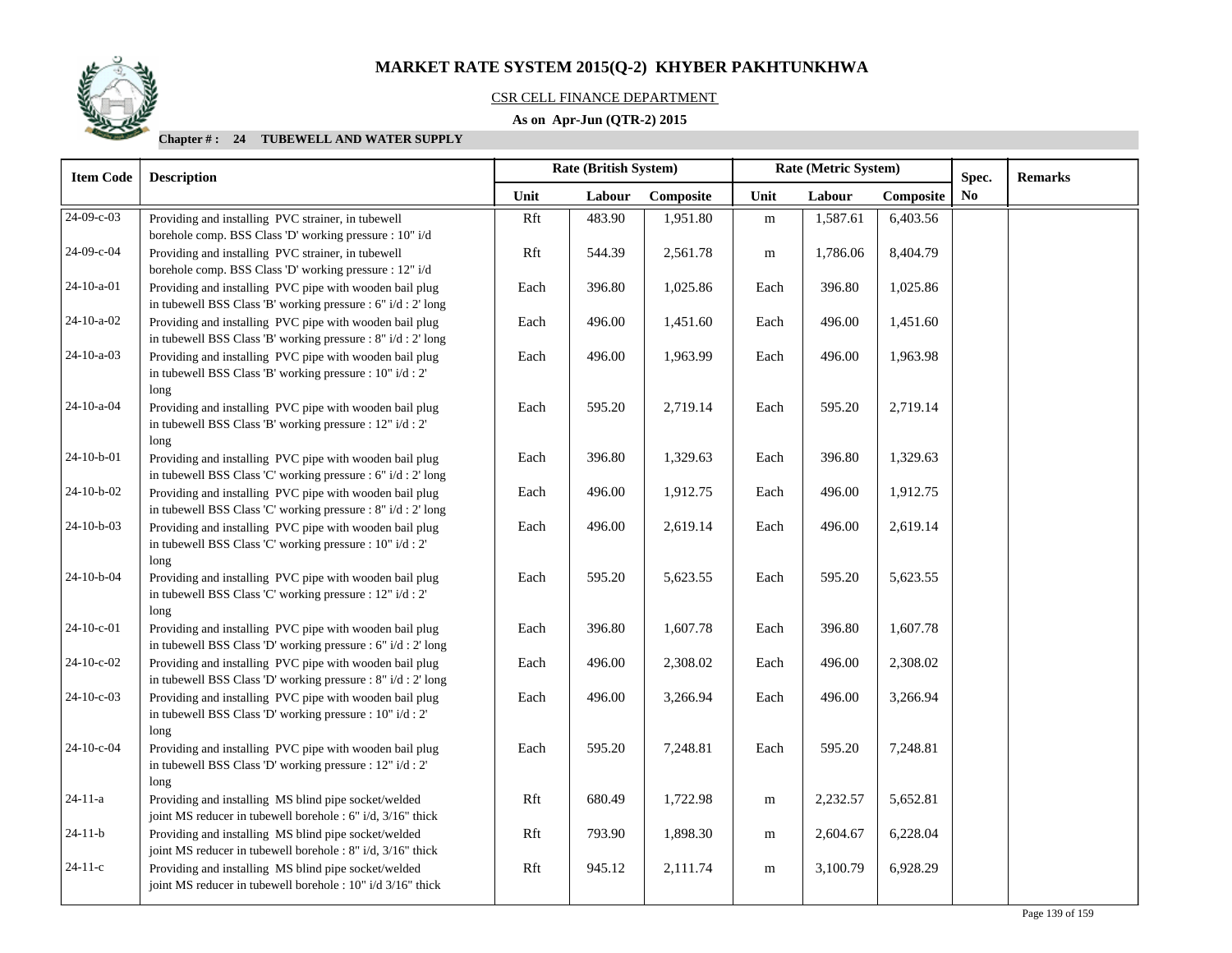# MARKET RATE SYSTEM 2015(Q-2) KHYBER PAKHTUNKHWA

CSR CELL FINANCE DEPARTMENT

**As on Apr-Jun (QTR-2) 2015**

**Chapter # : 24 TUBEWELL AND WATER SUPPLY**

| Item Code | Description | Rate (British System) | | | Rate (Metric System) | | | Spec. No | Remarks |
|---|---|---|---|---|---|---|---|---|---|
| | | Unit | Labour | Composite | Unit | Labour | Composite | | |
| 24-09-c-03 | Providing and installing PVC strainer, in tubewell borehole comp. BSS Class 'D' working pressure : 10" i/d | Rft | 483.90 | 1,951.80 | m | 1,587.61 | 6,403.56 | | |
| 24-09-c-04 | Providing and installing PVC strainer, in tubewell borehole comp. BSS Class 'D' working pressure : 12" i/d | Rft | 544.39 | 2,561.78 | m | 1,786.06 | 8,404.79 | | |
| 24-10-a-01 | Providing and installing PVC pipe with wooden bail plug in tubewell BSS Class 'B' working pressure : 6" i/d : 2' long | Each | 396.80 | 1,025.86 | Each | 396.80 | 1,025.86 | | |
| 24-10-a-02 | Providing and installing PVC pipe with wooden bail plug in tubewell BSS Class 'B' working pressure : 8" i/d : 2' long | Each | 496.00 | 1,451.60 | Each | 496.00 | 1,451.60 | | |
| 24-10-a-03 | Providing and installing PVC pipe with wooden bail plug in tubewell BSS Class 'B' working pressure : 10" i/d : 2' long | Each | 496.00 | 1,963.99 | Each | 496.00 | 1,963.98 | | |
| 24-10-a-04 | Providing and installing PVC pipe with wooden bail plug in tubewell BSS Class 'B' working pressure : 12" i/d : 2' long | Each | 595.20 | 2,719.14 | Each | 595.20 | 2,719.14 | | |
| 24-10-b-01 | Providing and installing PVC pipe with wooden bail plug in tubewell BSS Class 'C' working pressure : 6" i/d : 2' long | Each | 396.80 | 1,329.63 | Each | 396.80 | 1,329.63 | | |
| 24-10-b-02 | Providing and installing PVC pipe with wooden bail plug in tubewell BSS Class 'C' working pressure : 8" i/d : 2' long | Each | 496.00 | 1,912.75 | Each | 496.00 | 1,912.75 | | |
| 24-10-b-03 | Providing and installing PVC pipe with wooden bail plug in tubewell BSS Class 'C' working pressure : 10" i/d : 2' long | Each | 496.00 | 2,619.14 | Each | 496.00 | 2,619.14 | | |
| 24-10-b-04 | Providing and installing PVC pipe with wooden bail plug in tubewell BSS Class 'C' working pressure : 12" i/d : 2' long | Each | 595.20 | 5,623.55 | Each | 595.20 | 5,623.55 | | |
| 24-10-c-01 | Providing and installing PVC pipe with wooden bail plug in tubewell BSS Class 'D' working pressure : 6" i/d : 2' long | Each | 396.80 | 1,607.78 | Each | 396.80 | 1,607.78 | | |
| 24-10-c-02 | Providing and installing PVC pipe with wooden bail plug in tubewell BSS Class 'D' working pressure : 8" i/d : 2' long | Each | 496.00 | 2,308.02 | Each | 496.00 | 2,308.02 | | |
| 24-10-c-03 | Providing and installing PVC pipe with wooden bail plug in tubewell BSS Class 'D' working pressure : 10" i/d : 2' long | Each | 496.00 | 3,266.94 | Each | 496.00 | 3,266.94 | | |
| 24-10-c-04 | Providing and installing PVC pipe with wooden bail plug in tubewell BSS Class 'D' working pressure : 12" i/d : 2' long | Each | 595.20 | 7,248.81 | Each | 595.20 | 7,248.81 | | |
| 24-11-a | Providing and installing MS blind pipe socket/welded joint MS reducer in tubewell borehole : 6" i/d, 3/16" thick | Rft | 680.49 | 1,722.98 | m | 2,232.57 | 5,652.81 | | |
| 24-11-b | Providing and installing MS blind pipe socket/welded joint MS reducer in tubewell borehole : 8" i/d, 3/16" thick | Rft | 793.90 | 1,898.30 | m | 2,604.67 | 6,228.04 | | |
| 24-11-c | Providing and installing MS blind pipe socket/welded joint MS reducer in tubewell borehole : 10" i/d 3/16" thick | Rft | 945.12 | 2,111.74 | m | 3,100.79 | 6,928.29 | | |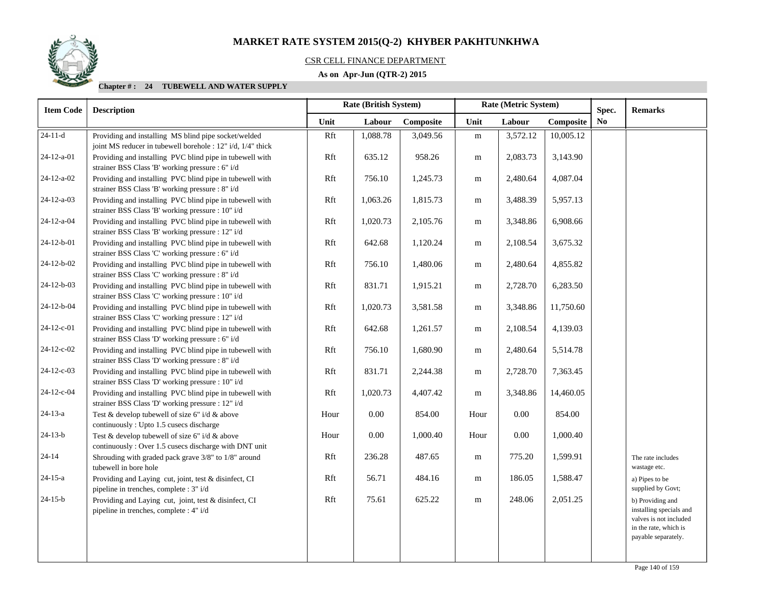# MARKET RATE SYSTEM 2015(Q-2) KHYBER PAKHTUNKHWA

CSR CELL FINANCE DEPARTMENT

**As on Apr-Jun (QTR-2) 2015**

**Chapter # : 24 TUBEWELL AND WATER SUPPLY**

| Item Code | Description | Rate (British System) | | | Rate (Metric System) | | | Spec. No | Remarks |
|---|---|---|---|---|---|---|---|---|---|
| | | Unit | Labour | Composite | Unit | Labour | Composite | | |
| 24-11-d | Providing and installing MS blind pipe socket/welded joint MS reducer in tubewell borehole : 12" i/d, 1/4" thick | Rft | 1,088.78 | 3,049.56 | m | 3,572.12 | 10,005.12 | | |
| 24-12-a-01 | Providing and installing PVC blind pipe in tubewell with strainer BSS Class 'B' working pressure : 6" i/d | Rft | 635.12 | 958.26 | m | 2,083.73 | 3,143.90 | | |
| 24-12-a-02 | Providing and installing PVC blind pipe in tubewell with strainer BSS Class 'B' working pressure : 8" i/d | Rft | 756.10 | 1,245.73 | m | 2,480.64 | 4,087.04 | | |
| 24-12-a-03 | Providing and installing PVC blind pipe in tubewell with strainer BSS Class 'B' working pressure : 10" i/d | Rft | 1,063.26 | 1,815.73 | m | 3,488.39 | 5,957.13 | | |
| 24-12-a-04 | Providing and installing PVC blind pipe in tubewell with strainer BSS Class 'B' working pressure : 12" i/d | Rft | 1,020.73 | 2,105.76 | m | 3,348.86 | 6,908.66 | | |
| 24-12-b-01 | Providing and installing PVC blind pipe in tubewell with strainer BSS Class 'C' working pressure : 6" i/d | Rft | 642.68 | 1,120.24 | m | 2,108.54 | 3,675.32 | | |
| 24-12-b-02 | Providing and installing PVC blind pipe in tubewell with strainer BSS Class 'C' working pressure : 8" i/d | Rft | 756.10 | 1,480.06 | m | 2,480.64 | 4,855.82 | | |
| 24-12-b-03 | Providing and installing PVC blind pipe in tubewell with strainer BSS Class 'C' working pressure : 10" i/d | Rft | 831.71 | 1,915.21 | m | 2,728.70 | 6,283.50 | | |
| 24-12-b-04 | Providing and installing PVC blind pipe in tubewell with strainer BSS Class 'C' working pressure : 12" i/d | Rft | 1,020.73 | 3,581.58 | m | 3,348.86 | 11,750.60 | | |
| 24-12-c-01 | Providing and installing PVC blind pipe in tubewell with strainer BSS Class 'D' working pressure : 6" i/d | Rft | 642.68 | 1,261.57 | m | 2,108.54 | 4,139.03 | | |
| 24-12-c-02 | Providing and installing PVC blind pipe in tubewell with strainer BSS Class 'D' working pressure : 8" i/d | Rft | 756.10 | 1,680.90 | m | 2,480.64 | 5,514.78 | | |
| 24-12-c-03 | Providing and installing PVC blind pipe in tubewell with strainer BSS Class 'D' working pressure : 10" i/d | Rft | 831.71 | 2,244.38 | m | 2,728.70 | 7,363.45 | | |
| 24-12-c-04 | Providing and installing PVC blind pipe in tubewell with strainer BSS Class 'D' working pressure : 12" i/d | Rft | 1,020.73 | 4,407.42 | m | 3,348.86 | 14,460.05 | | |
| 24-13-a | Test & develop tubewell of size 6" i/d & above continuously : Upto 1.5 cusecs discharge | Hour | 0.00 | 854.00 | Hour | 0.00 | 854.00 | | |
| 24-13-b | Test & develop tubewell of size 6" i/d & above continuously : Over 1.5 cusecs discharge with DNT unit | Hour | 0.00 | 1,000.40 | Hour | 0.00 | 1,000.40 | | |
| 24-14 | Shrouding with graded pack grave 3/8" to 1/8" around tubewell in bore hole | Rft | 236.28 | 487.65 | m | 775.20 | 1,599.91 | | The rate includes wastage etc. |
| 24-15-a | Providing and Laying cut, joint, test & disinfect, CI pipeline in trenches, complete : 3" i/d | Rft | 56.71 | 484.16 | m | 186.05 | 1,588.47 | | a) Pipes to be supplied by Govt; |
| 24-15-b | Providing and Laying cut, joint, test & disinfect, CI pipeline in trenches, complete : 4" i/d | Rft | 75.61 | 625.22 | m | 248.06 | 2,051.25 | | b) Providing and installing specials and valves is not included in the rate, which is payable separately. |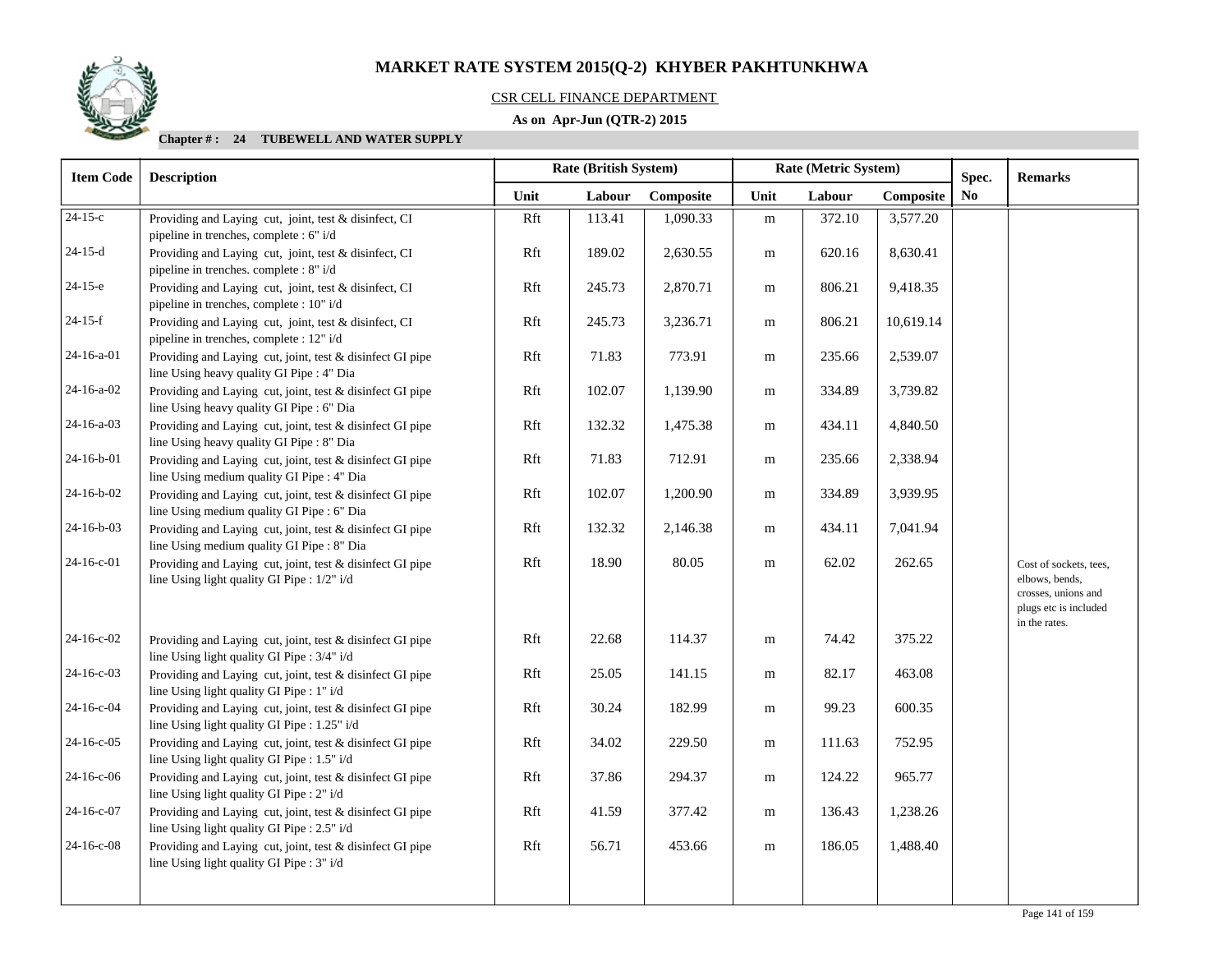# MARKET RATE SYSTEM 2015(Q-2) KHYBER PAKHTUNKHWA

CSR CELL FINANCE DEPARTMENT

**As on Apr-Jun (QTR-2) 2015**

**Chapter # : 24 TUBEWELL AND WATER SUPPLY**

| Item Code | Description | Rate (British System) | | | Rate (Metric System) | | | Spec. No | Remarks |
|---|---|---|---|---|---|---|---|---|---|
| | | Unit | Labour | Composite | Unit | Labour | Composite | | |
| 24-15-c | Providing and Laying cut, joint, test & disinfect, CI pipeline in trenches, complete : 6" i/d | Rft | 113.41 | 1,090.33 | m | 372.10 | 3,577.20 | | |
| 24-15-d | Providing and Laying cut, joint, test & disinfect, CI pipeline in trenches. complete : 8" i/d | Rft | 189.02 | 2,630.55 | m | 620.16 | 8,630.41 | | |
| 24-15-e | Providing and Laying cut, joint, test & disinfect, CI pipeline in trenches, complete : 10" i/d | Rft | 245.73 | 2,870.71 | m | 806.21 | 9,418.35 | | |
| 24-15-f | Providing and Laying cut, joint, test & disinfect, CI pipeline in trenches, complete : 12" i/d | Rft | 245.73 | 3,236.71 | m | 806.21 | 10,619.14 | | |
| 24-16-a-01 | Providing and Laying cut, joint, test & disinfect GI pipe line Using heavy quality GI Pipe : 4" Dia | Rft | 71.83 | 773.91 | m | 235.66 | 2,539.07 | | |
| 24-16-a-02 | Providing and Laying cut, joint, test & disinfect GI pipe line Using heavy quality GI Pipe : 6" Dia | Rft | 102.07 | 1,139.90 | m | 334.89 | 3,739.82 | | |
| 24-16-a-03 | Providing and Laying cut, joint, test & disinfect GI pipe line Using heavy quality GI Pipe : 8" Dia | Rft | 132.32 | 1,475.38 | m | 434.11 | 4,840.50 | | |
| 24-16-b-01 | Providing and Laying cut, joint, test & disinfect GI pipe line Using medium quality GI Pipe : 4" Dia | Rft | 71.83 | 712.91 | m | 235.66 | 2,338.94 | | |
| 24-16-b-02 | Providing and Laying cut, joint, test & disinfect GI pipe line Using medium quality GI Pipe : 6" Dia | Rft | 102.07 | 1,200.90 | m | 334.89 | 3,939.95 | | |
| 24-16-b-03 | Providing and Laying cut, joint, test & disinfect GI pipe line Using medium quality GI Pipe : 8" Dia | Rft | 132.32 | 2,146.38 | m | 434.11 | 7,041.94 | | |
| 24-16-c-01 | Providing and Laying cut, joint, test & disinfect GI pipe line Using light quality GI Pipe : 1/2" i/d | Rft | 18.90 | 80.05 | m | 62.02 | 262.65 | | Cost of sockets, tees, elbows, bends, crosses, unions and plugs etc is included in the rates. |
| 24-16-c-02 | Providing and Laying cut, joint, test & disinfect GI pipe line Using light quality GI Pipe : 3/4" i/d | Rft | 22.68 | 114.37 | m | 74.42 | 375.22 | | |
| 24-16-c-03 | Providing and Laying cut, joint, test & disinfect GI pipe line Using light quality GI Pipe : 1" i/d | Rft | 25.05 | 141.15 | m | 82.17 | 463.08 | | |
| 24-16-c-04 | Providing and Laying cut, joint, test & disinfect GI pipe line Using light quality GI Pipe : 1.25" i/d | Rft | 30.24 | 182.99 | m | 99.23 | 600.35 | | |
| 24-16-c-05 | Providing and Laying cut, joint, test & disinfect GI pipe line Using light quality GI Pipe : 1.5" i/d | Rft | 34.02 | 229.50 | m | 111.63 | 752.95 | | |
| 24-16-c-06 | Providing and Laying cut, joint, test & disinfect GI pipe line Using light quality GI Pipe : 2" i/d | Rft | 37.86 | 294.37 | m | 124.22 | 965.77 | | |
| 24-16-c-07 | Providing and Laying cut, joint, test & disinfect GI pipe line Using light quality GI Pipe : 2.5" i/d | Rft | 41.59 | 377.42 | m | 136.43 | 1,238.26 | | |
| 24-16-c-08 | Providing and Laying cut, joint, test & disinfect GI pipe line Using light quality GI Pipe : 3" i/d | Rft | 56.71 | 453.66 | m | 186.05 | 1,488.40 | | |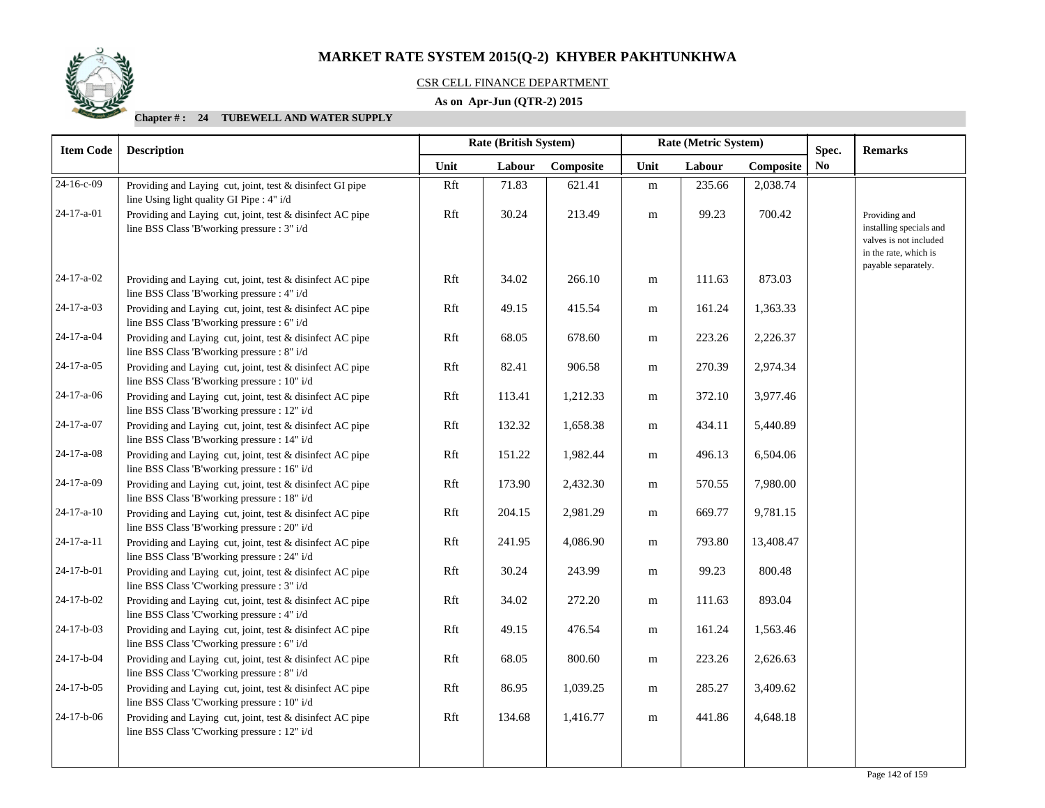# MARKET RATE SYSTEM 2015(Q-2) KHYBER PAKHTUNKHWA

CSR CELL FINANCE DEPARTMENT

**As on Apr-Jun (QTR-2) 2015**

**Chapter # : 24 TUBEWELL AND WATER SUPPLY**

| Item Code | Description | Rate (British System) | | | Rate (Metric System) | | | Spec. | Remarks |
|---|---|---|---|---|---|---|---|---|---|
| | | Unit | Labour | Composite | Unit | Labour | Composite | No | |
| 24-16-c-09 | Providing and Laying cut, joint, test & disinfect GI pipe line Using light quality GI Pipe : 4" i/d | Rft | 71.83 | 621.41 | m | 235.66 | 2,038.74 | | |
| 24-17-a-01 | Providing and Laying cut, joint, test & disinfect AC pipe line BSS Class 'B'working pressure : 3" i/d | Rft | 30.24 | 213.49 | m | 99.23 | 700.42 | | Providing and installing specials and valves is not included in the rate, which is payable separately. |
| 24-17-a-02 | Providing and Laying cut, joint, test & disinfect AC pipe line BSS Class 'B'working pressure : 4" i/d | Rft | 34.02 | 266.10 | m | 111.63 | 873.03 | | |
| 24-17-a-03 | Providing and Laying cut, joint, test & disinfect AC pipe line BSS Class 'B'working pressure : 6" i/d | Rft | 49.15 | 415.54 | m | 161.24 | 1,363.33 | | |
| 24-17-a-04 | Providing and Laying cut, joint, test & disinfect AC pipe line BSS Class 'B'working pressure : 8" i/d | Rft | 68.05 | 678.60 | m | 223.26 | 2,226.37 | | |
| 24-17-a-05 | Providing and Laying cut, joint, test & disinfect AC pipe line BSS Class 'B'working pressure : 10" i/d | Rft | 82.41 | 906.58 | m | 270.39 | 2,974.34 | | |
| 24-17-a-06 | Providing and Laying cut, joint, test & disinfect AC pipe line BSS Class 'B'working pressure : 12" i/d | Rft | 113.41 | 1,212.33 | m | 372.10 | 3,977.46 | | |
| 24-17-a-07 | Providing and Laying cut, joint, test & disinfect AC pipe line BSS Class 'B'working pressure : 14" i/d | Rft | 132.32 | 1,658.38 | m | 434.11 | 5,440.89 | | |
| 24-17-a-08 | Providing and Laying cut, joint, test & disinfect AC pipe line BSS Class 'B'working pressure : 16" i/d | Rft | 151.22 | 1,982.44 | m | 496.13 | 6,504.06 | | |
| 24-17-a-09 | Providing and Laying cut, joint, test & disinfect AC pipe line BSS Class 'B'working pressure : 18" i/d | Rft | 173.90 | 2,432.30 | m | 570.55 | 7,980.00 | | |
| 24-17-a-10 | Providing and Laying cut, joint, test & disinfect AC pipe line BSS Class 'B'working pressure : 20" i/d | Rft | 204.15 | 2,981.29 | m | 669.77 | 9,781.15 | | |
| 24-17-a-11 | Providing and Laying cut, joint, test & disinfect AC pipe line BSS Class 'B'working pressure : 24" i/d | Rft | 241.95 | 4,086.90 | m | 793.80 | 13,408.47 | | |
| 24-17-b-01 | Providing and Laying cut, joint, test & disinfect AC pipe line BSS Class 'C'working pressure : 3" i/d | Rft | 30.24 | 243.99 | m | 99.23 | 800.48 | | |
| 24-17-b-02 | Providing and Laying cut, joint, test & disinfect AC pipe line BSS Class 'C'working pressure : 4" i/d | Rft | 34.02 | 272.20 | m | 111.63 | 893.04 | | |
| 24-17-b-03 | Providing and Laying cut, joint, test & disinfect AC pipe line BSS Class 'C'working pressure : 6" i/d | Rft | 49.15 | 476.54 | m | 161.24 | 1,563.46 | | |
| 24-17-b-04 | Providing and Laying cut, joint, test & disinfect AC pipe line BSS Class 'C'working pressure : 8" i/d | Rft | 68.05 | 800.60 | m | 223.26 | 2,626.63 | | |
| 24-17-b-05 | Providing and Laying cut, joint, test & disinfect AC pipe line BSS Class 'C'working pressure : 10" i/d | Rft | 86.95 | 1,039.25 | m | 285.27 | 3,409.62 | | |
| 24-17-b-06 | Providing and Laying cut, joint, test & disinfect AC pipe line BSS Class 'C'working pressure : 12" i/d | Rft | 134.68 | 1,416.77 | m | 441.86 | 4,648.18 | | |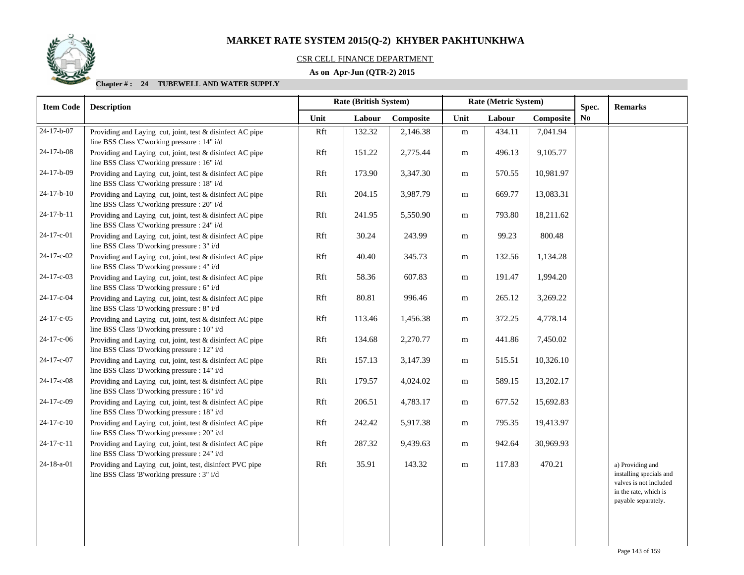# MARKET RATE SYSTEM 2015(Q-2) KHYBER PAKHTUNKHWA

CSR CELL FINANCE DEPARTMENT

**As on Apr-Jun (QTR-2) 2015**

**Chapter # : 24 TUBEWELL AND WATER SUPPLY**

| Item Code | Description | Rate (British System) | | | Rate (Metric System) | | | Spec. | Remarks |
|---|---|---|---|---|---|---|---|---|---|
| | | Unit | Labour | Composite | Unit | Labour | Composite | No | |
| 24-17-b-07 | Providing and Laying cut, joint, test & disinfect AC pipe line BSS Class 'C'working pressure : 14" i/d | Rft | 132.32 | 2,146.38 | m | 434.11 | 7,041.94 | | |
| 24-17-b-08 | Providing and Laying cut, joint, test & disinfect AC pipe line BSS Class 'C'working pressure : 16" i/d | Rft | 151.22 | 2,775.44 | m | 496.13 | 9,105.77 | | |
| 24-17-b-09 | Providing and Laying cut, joint, test & disinfect AC pipe line BSS Class 'C'working pressure : 18" i/d | Rft | 173.90 | 3,347.30 | m | 570.55 | 10,981.97 | | |
| 24-17-b-10 | Providing and Laying cut, joint, test & disinfect AC pipe line BSS Class 'C'working pressure : 20" i/d | Rft | 204.15 | 3,987.79 | m | 669.77 | 13,083.31 | | |
| 24-17-b-11 | Providing and Laying cut, joint, test & disinfect AC pipe line BSS Class 'C'working pressure : 24" i/d | Rft | 241.95 | 5,550.90 | m | 793.80 | 18,211.62 | | |
| 24-17-c-01 | Providing and Laying cut, joint, test & disinfect AC pipe line BSS Class 'D'working pressure : 3" i/d | Rft | 30.24 | 243.99 | m | 99.23 | 800.48 | | |
| 24-17-c-02 | Providing and Laying cut, joint, test & disinfect AC pipe line BSS Class 'D'working pressure : 4" i/d | Rft | 40.40 | 345.73 | m | 132.56 | 1,134.28 | | |
| 24-17-c-03 | Providing and Laying cut, joint, test & disinfect AC pipe line BSS Class 'D'working pressure : 6" i/d | Rft | 58.36 | 607.83 | m | 191.47 | 1,994.20 | | |
| 24-17-c-04 | Providing and Laying cut, joint, test & disinfect AC pipe line BSS Class 'D'working pressure : 8" i/d | Rft | 80.81 | 996.46 | m | 265.12 | 3,269.22 | | |
| 24-17-c-05 | Providing and Laying cut, joint, test & disinfect AC pipe line BSS Class 'D'working pressure : 10" i/d | Rft | 113.46 | 1,456.38 | m | 372.25 | 4,778.14 | | |
| 24-17-c-06 | Providing and Laying cut, joint, test & disinfect AC pipe line BSS Class 'D'working pressure : 12" i/d | Rft | 134.68 | 2,270.77 | m | 441.86 | 7,450.02 | | |
| 24-17-c-07 | Providing and Laying cut, joint, test & disinfect AC pipe line BSS Class 'D'working pressure : 14" i/d | Rft | 157.13 | 3,147.39 | m | 515.51 | 10,326.10 | | |
| 24-17-c-08 | Providing and Laying cut, joint, test & disinfect AC pipe line BSS Class 'D'working pressure : 16" i/d | Rft | 179.57 | 4,024.02 | m | 589.15 | 13,202.17 | | |
| 24-17-c-09 | Providing and Laying cut, joint, test & disinfect AC pipe line BSS Class 'D'working pressure : 18" i/d | Rft | 206.51 | 4,783.17 | m | 677.52 | 15,692.83 | | |
| 24-17-c-10 | Providing and Laying cut, joint, test & disinfect AC pipe line BSS Class 'D'working pressure : 20" i/d | Rft | 242.42 | 5,917.38 | m | 795.35 | 19,413.97 | | |
| 24-17-c-11 | Providing and Laying cut, joint, test & disinfect AC pipe line BSS Class 'D'working pressure : 24" i/d | Rft | 287.32 | 9,439.63 | m | 942.64 | 30,969.93 | | |
| 24-18-a-01 | Providing and Laying cut, joint, test, disinfect PVC pipe line BSS Class 'B'working pressure : 3" i/d | Rft | 35.91 | 143.32 | m | 117.83 | 470.21 | | a) Providing and installing specials and valves is not included in the rate, which is payable separately. |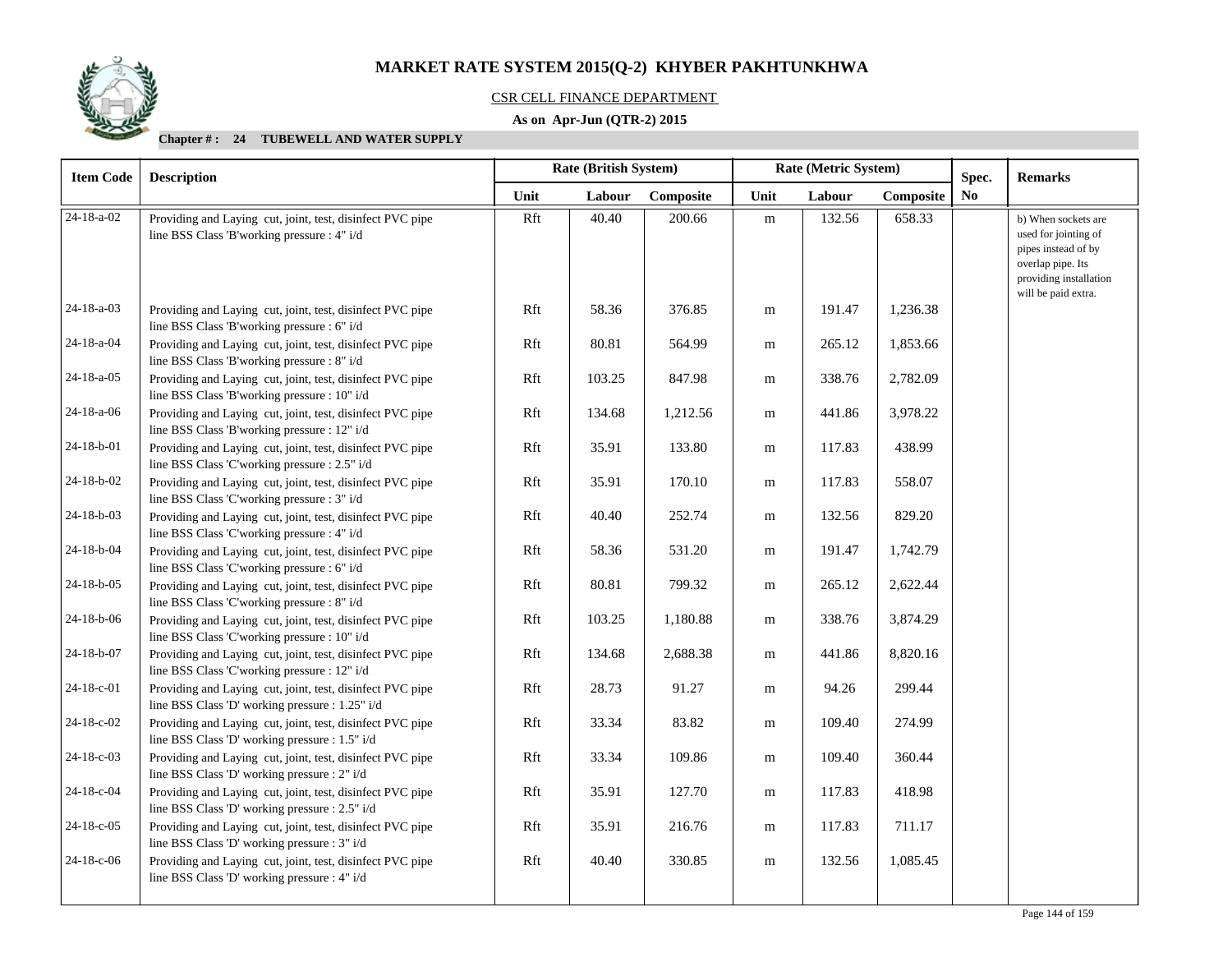# MARKET RATE SYSTEM 2015(Q-2) KHYBER PAKHTUNKHWA

CSR CELL FINANCE DEPARTMENT

**As on Apr-Jun (QTR-2) 2015**

**Chapter # : 24 TUBEWELL AND WATER SUPPLY**

| Item Code | Description | Rate (British System) | | | Rate (Metric System) | | | Spec. No | Remarks |
|---|---|---|---|---|---|---|---|---|---|
| | | Unit | Labour | Composite | Unit | Labour | Composite | | |
| 24-18-a-02 | Providing and Laying cut, joint, test, disinfect PVC pipe line BSS Class 'B'working pressure : 4" i/d | Rft | 40.40 | 200.66 | m | 132.56 | 658.33 | | b) When sockets are used for jointing of pipes instead of by overlap pipe. Its providing installation will be paid extra. |
| 24-18-a-03 | Providing and Laying cut, joint, test, disinfect PVC pipe line BSS Class 'B'working pressure : 6" i/d | Rft | 58.36 | 376.85 | m | 191.47 | 1,236.38 | | |
| 24-18-a-04 | Providing and Laying cut, joint, test, disinfect PVC pipe line BSS Class 'B'working pressure : 8" i/d | Rft | 80.81 | 564.99 | m | 265.12 | 1,853.66 | | |
| 24-18-a-05 | Providing and Laying cut, joint, test, disinfect PVC pipe line BSS Class 'B'working pressure : 10" i/d | Rft | 103.25 | 847.98 | m | 338.76 | 2,782.09 | | |
| 24-18-a-06 | Providing and Laying cut, joint, test, disinfect PVC pipe line BSS Class 'B'working pressure : 12" i/d | Rft | 134.68 | 1,212.56 | m | 441.86 | 3,978.22 | | |
| 24-18-b-01 | Providing and Laying cut, joint, test, disinfect PVC pipe line BSS Class 'C'working pressure : 2.5" i/d | Rft | 35.91 | 133.80 | m | 117.83 | 438.99 | | |
| 24-18-b-02 | Providing and Laying cut, joint, test, disinfect PVC pipe line BSS Class 'C'working pressure : 3" i/d | Rft | 35.91 | 170.10 | m | 117.83 | 558.07 | | |
| 24-18-b-03 | Providing and Laying cut, joint, test, disinfect PVC pipe line BSS Class 'C'working pressure : 4" i/d | Rft | 40.40 | 252.74 | m | 132.56 | 829.20 | | |
| 24-18-b-04 | Providing and Laying cut, joint, test, disinfect PVC pipe line BSS Class 'C'working pressure : 6" i/d | Rft | 58.36 | 531.20 | m | 191.47 | 1,742.79 | | |
| 24-18-b-05 | Providing and Laying cut, joint, test, disinfect PVC pipe line BSS Class 'C'working pressure : 8" i/d | Rft | 80.81 | 799.32 | m | 265.12 | 2,622.44 | | |
| 24-18-b-06 | Providing and Laying cut, joint, test, disinfect PVC pipe line BSS Class 'C'working pressure : 10" i/d | Rft | 103.25 | 1,180.88 | m | 338.76 | 3,874.29 | | |
| 24-18-b-07 | Providing and Laying cut, joint, test, disinfect PVC pipe line BSS Class 'C'working pressure : 12" i/d | Rft | 134.68 | 2,688.38 | m | 441.86 | 8,820.16 | | |
| 24-18-c-01 | Providing and Laying cut, joint, test, disinfect PVC pipe line BSS Class 'D' working pressure : 1.25" i/d | Rft | 28.73 | 91.27 | m | 94.26 | 299.44 | | |
| 24-18-c-02 | Providing and Laying cut, joint, test, disinfect PVC pipe line BSS Class 'D' working pressure : 1.5" i/d | Rft | 33.34 | 83.82 | m | 109.40 | 274.99 | | |
| 24-18-c-03 | Providing and Laying cut, joint, test, disinfect PVC pipe line BSS Class 'D' working pressure : 2" i/d | Rft | 33.34 | 109.86 | m | 109.40 | 360.44 | | |
| 24-18-c-04 | Providing and Laying cut, joint, test, disinfect PVC pipe line BSS Class 'D' working pressure : 2.5" i/d | Rft | 35.91 | 127.70 | m | 117.83 | 418.98 | | |
| 24-18-c-05 | Providing and Laying cut, joint, test, disinfect PVC pipe line BSS Class 'D' working pressure : 3" i/d | Rft | 35.91 | 216.76 | m | 117.83 | 711.17 | | |
| 24-18-c-06 | Providing and Laying cut, joint, test, disinfect PVC pipe line BSS Class 'D' working pressure : 4" i/d | Rft | 40.40 | 330.85 | m | 132.56 | 1,085.45 | | |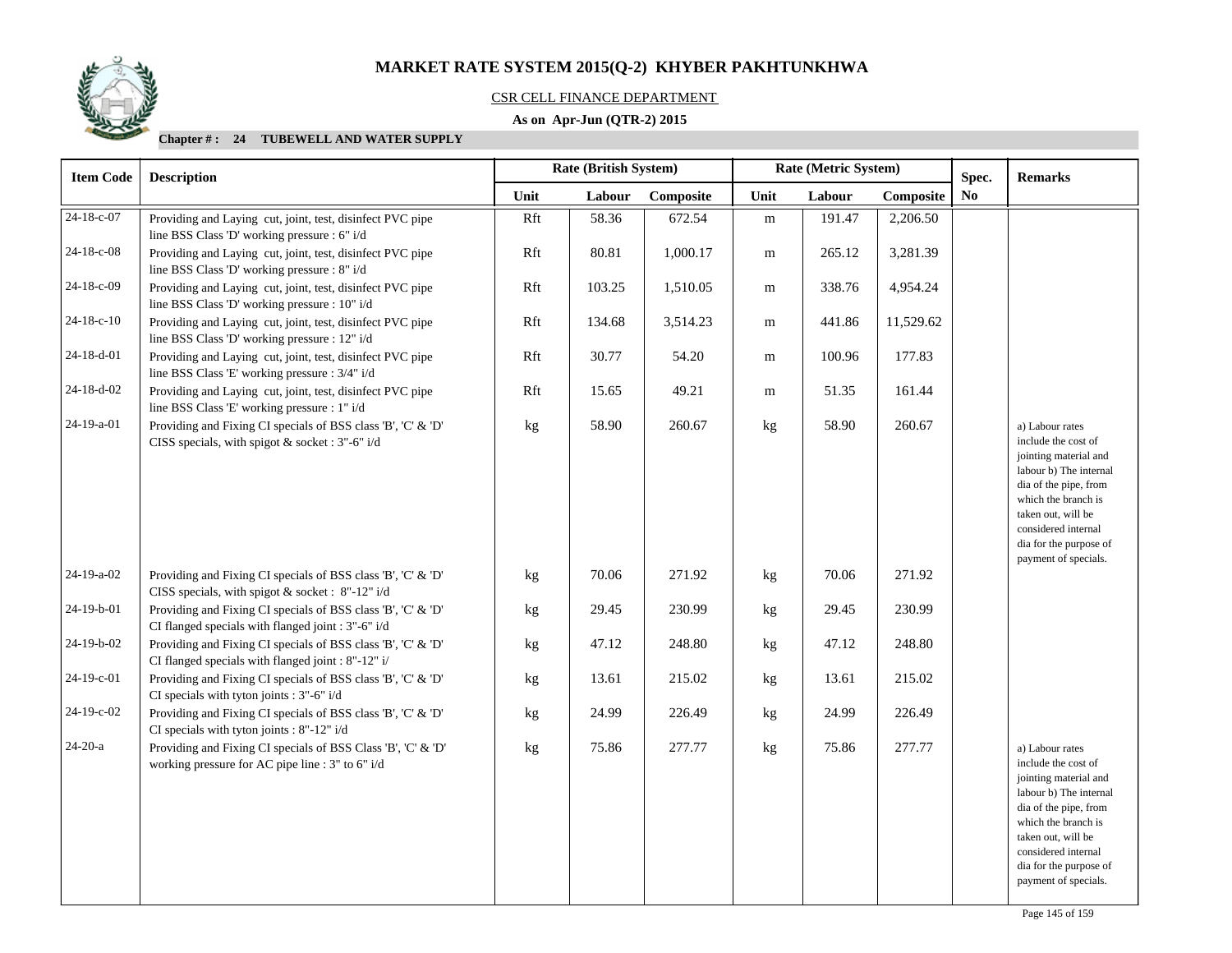# MARKET RATE SYSTEM 2015(Q-2) KHYBER PAKHTUNKHWA

CSR CELL FINANCE DEPARTMENT

**As on Apr-Jun (QTR-2) 2015**

**Chapter # : 24 TUBEWELL AND WATER SUPPLY**

| Item Code | Description | Rate (British System) | | | Rate (Metric System) | | | Spec. No | Remarks |
|---|---|---|---|---|---|---|---|---|---|
| | | Unit | Labour | Composite | Unit | Labour | Composite | | |
| 24-18-c-07 | Providing and Laying cut, joint, test, disinfect PVC pipe line BSS Class 'D' working pressure : 6" i/d | Rft | 58.36 | 672.54 | m | 191.47 | 2,206.50 | | |
| 24-18-c-08 | Providing and Laying cut, joint, test, disinfect PVC pipe line BSS Class 'D' working pressure : 8" i/d | Rft | 80.81 | 1,000.17 | m | 265.12 | 3,281.39 | | |
| 24-18-c-09 | Providing and Laying cut, joint, test, disinfect PVC pipe line BSS Class 'D' working pressure : 10" i/d | Rft | 103.25 | 1,510.05 | m | 338.76 | 4,954.24 | | |
| 24-18-c-10 | Providing and Laying cut, joint, test, disinfect PVC pipe line BSS Class 'D' working pressure : 12" i/d | Rft | 134.68 | 3,514.23 | m | 441.86 | 11,529.62 | | |
| 24-18-d-01 | Providing and Laying cut, joint, test, disinfect PVC pipe line BSS Class 'E' working pressure : 3/4" i/d | Rft | 30.77 | 54.20 | m | 100.96 | 177.83 | | |
| 24-18-d-02 | Providing and Laying cut, joint, test, disinfect PVC pipe line BSS Class 'E' working pressure : 1" i/d | Rft | 15.65 | 49.21 | m | 51.35 | 161.44 | | |
| 24-19-a-01 | Providing and Fixing CI specials of BSS class 'B', 'C' & 'D' CISS specials, with spigot & socket : 3"-6" i/d | kg | 58.90 | 260.67 | kg | 58.90 | 260.67 | | a) Labour rates include the cost of jointing material and labour b) The internal dia of the pipe, from which the branch is taken out, will be considered internal dia for the purpose of payment of specials. |
| 24-19-a-02 | Providing and Fixing CI specials of BSS class 'B', 'C' & 'D' CISS specials, with spigot & socket : 8"-12" i/d | kg | 70.06 | 271.92 | kg | 70.06 | 271.92 | | |
| 24-19-b-01 | Providing and Fixing CI specials of BSS class 'B', 'C' & 'D' CI flanged specials with flanged joint : 3"-6" i/d | kg | 29.45 | 230.99 | kg | 29.45 | 230.99 | | |
| 24-19-b-02 | Providing and Fixing CI specials of BSS class 'B', 'C' & 'D' CI flanged specials with flanged joint : 8"-12" i/ | kg | 47.12 | 248.80 | kg | 47.12 | 248.80 | | |
| 24-19-c-01 | Providing and Fixing CI specials of BSS class 'B', 'C' & 'D' CI specials with tyton joints : 3"-6" i/d | kg | 13.61 | 215.02 | kg | 13.61 | 215.02 | | |
| 24-19-c-02 | Providing and Fixing CI specials of BSS class 'B', 'C' & 'D' CI specials with tyton joints : 8"-12" i/d | kg | 24.99 | 226.49 | kg | 24.99 | 226.49 | | |
| 24-20-a | Providing and Fixing CI specials of BSS Class 'B', 'C' & 'D' working pressure for AC pipe line : 3" to 6" i/d | kg | 75.86 | 277.77 | kg | 75.86 | 277.77 | | a) Labour rates include the cost of jointing material and labour b) The internal dia of the pipe, from which the branch is taken out, will be considered internal dia for the purpose of payment of specials. |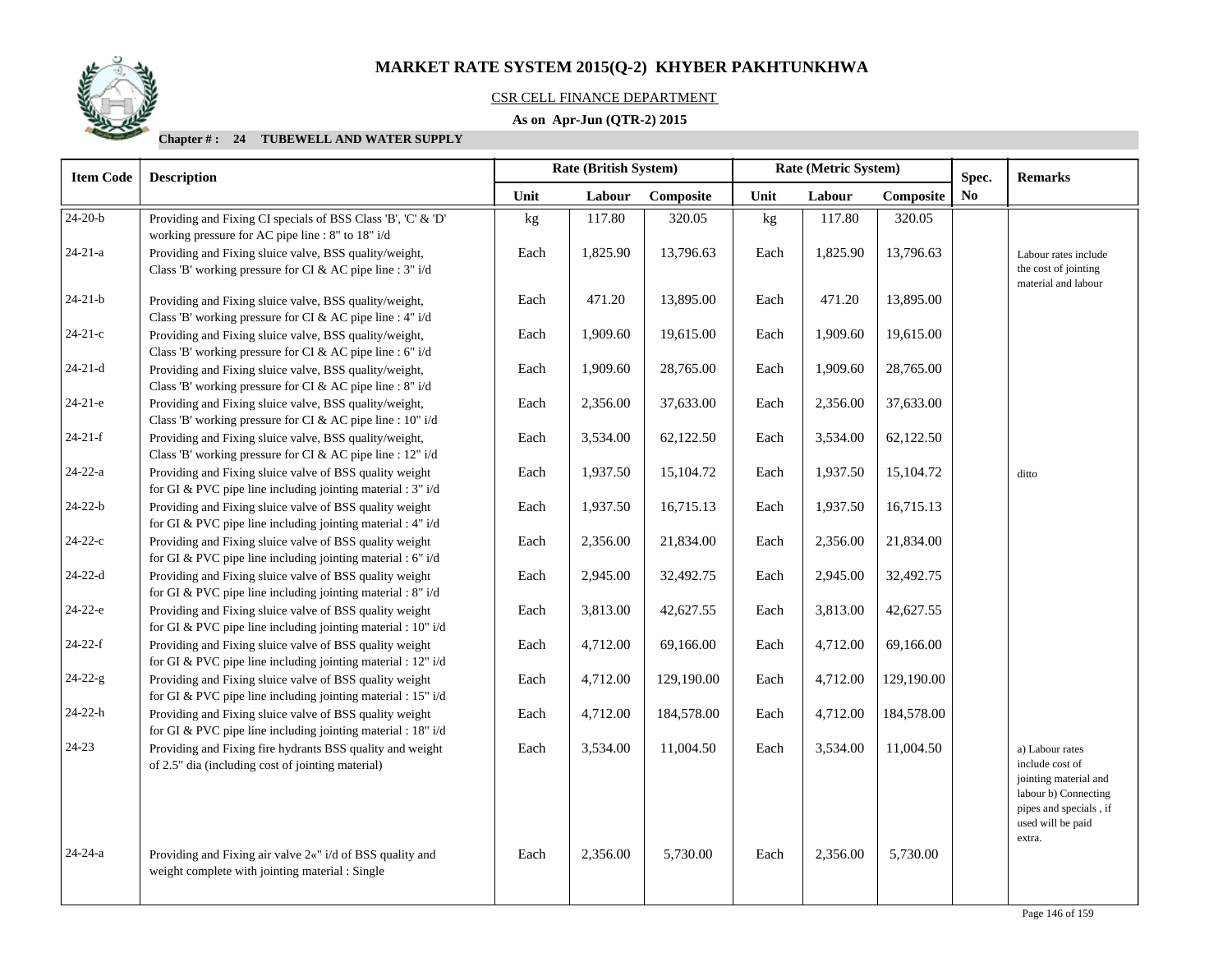# MARKET RATE SYSTEM 2015(Q-2) KHYBER PAKHTUNKHWA

CSR CELL FINANCE DEPARTMENT

**As on Apr-Jun (QTR-2) 2015**

**Chapter # : 24 TUBEWELL AND WATER SUPPLY**

| Item Code | Description | Rate (British System) | | | Rate (Metric System) | | | Spec. No | Remarks |
|---|---|---|---|---|---|---|---|---|---|
| | | Unit | Labour | Composite | Unit | Labour | Composite | | |
| 24-20-b | Providing and Fixing CI specials of BSS Class 'B', 'C' & 'D' working pressure for AC pipe line : 8" to 18" i/d | kg | 117.80 | 320.05 | kg | 117.80 | 320.05 | | |
| 24-21-a | Providing and Fixing sluice valve, BSS quality/weight, Class 'B' working pressure for CI & AC pipe line : 3" i/d | Each | 1,825.90 | 13,796.63 | Each | 1,825.90 | 13,796.63 | | Labour rates include the cost of jointing material and labour |
| 24-21-b | Providing and Fixing sluice valve, BSS quality/weight, Class 'B' working pressure for CI & AC pipe line : 4" i/d | Each | 471.20 | 13,895.00 | Each | 471.20 | 13,895.00 | | |
| 24-21-c | Providing and Fixing sluice valve, BSS quality/weight, Class 'B' working pressure for CI & AC pipe line : 6" i/d | Each | 1,909.60 | 19,615.00 | Each | 1,909.60 | 19,615.00 | | |
| 24-21-d | Providing and Fixing sluice valve, BSS quality/weight, Class 'B' working pressure for CI & AC pipe line : 8" i/d | Each | 1,909.60 | 28,765.00 | Each | 1,909.60 | 28,765.00 | | |
| 24-21-e | Providing and Fixing sluice valve, BSS quality/weight, Class 'B' working pressure for CI & AC pipe line : 10" i/d | Each | 2,356.00 | 37,633.00 | Each | 2,356.00 | 37,633.00 | | |
| 24-21-f | Providing and Fixing sluice valve, BSS quality/weight, Class 'B' working pressure for CI & AC pipe line : 12" i/d | Each | 3,534.00 | 62,122.50 | Each | 3,534.00 | 62,122.50 | | |
| 24-22-a | Providing and Fixing sluice valve of BSS quality weight for GI & PVC pipe line including jointing material : 3" i/d | Each | 1,937.50 | 15,104.72 | Each | 1,937.50 | 15,104.72 | | ditto |
| 24-22-b | Providing and Fixing sluice valve of BSS quality weight for GI & PVC pipe line including jointing material : 4" i/d | Each | 1,937.50 | 16,715.13 | Each | 1,937.50 | 16,715.13 | | |
| 24-22-c | Providing and Fixing sluice valve of BSS quality weight for GI & PVC pipe line including jointing material : 6" i/d | Each | 2,356.00 | 21,834.00 | Each | 2,356.00 | 21,834.00 | | |
| 24-22-d | Providing and Fixing sluice valve of BSS quality weight for GI & PVC pipe line including jointing material : 8" i/d | Each | 2,945.00 | 32,492.75 | Each | 2,945.00 | 32,492.75 | | |
| 24-22-e | Providing and Fixing sluice valve of BSS quality weight for GI & PVC pipe line including jointing material : 10" i/d | Each | 3,813.00 | 42,627.55 | Each | 3,813.00 | 42,627.55 | | |
| 24-22-f | Providing and Fixing sluice valve of BSS quality weight for GI & PVC pipe line including jointing material : 12" i/d | Each | 4,712.00 | 69,166.00 | Each | 4,712.00 | 69,166.00 | | |
| 24-22-g | Providing and Fixing sluice valve of BSS quality weight for GI & PVC pipe line including jointing material : 15" i/d | Each | 4,712.00 | 129,190.00 | Each | 4,712.00 | 129,190.00 | | |
| 24-22-h | Providing and Fixing sluice valve of BSS quality weight for GI & PVC pipe line including jointing material : 18" i/d | Each | 4,712.00 | 184,578.00 | Each | 4,712.00 | 184,578.00 | | |
| 24-23 | Providing and Fixing fire hydrants BSS quality and weight of 2.5" dia (including cost of jointing material) | Each | 3,534.00 | 11,004.50 | Each | 3,534.00 | 11,004.50 | | a) Labour rates include cost of jointing material and labour b) Connecting pipes and specials , if used will be paid extra. |
| 24-24-a | Providing and Fixing air valve 2«" i/d of BSS quality and weight complete with jointing material : Single | Each | 2,356.00 | 5,730.00 | Each | 2,356.00 | 5,730.00 | | |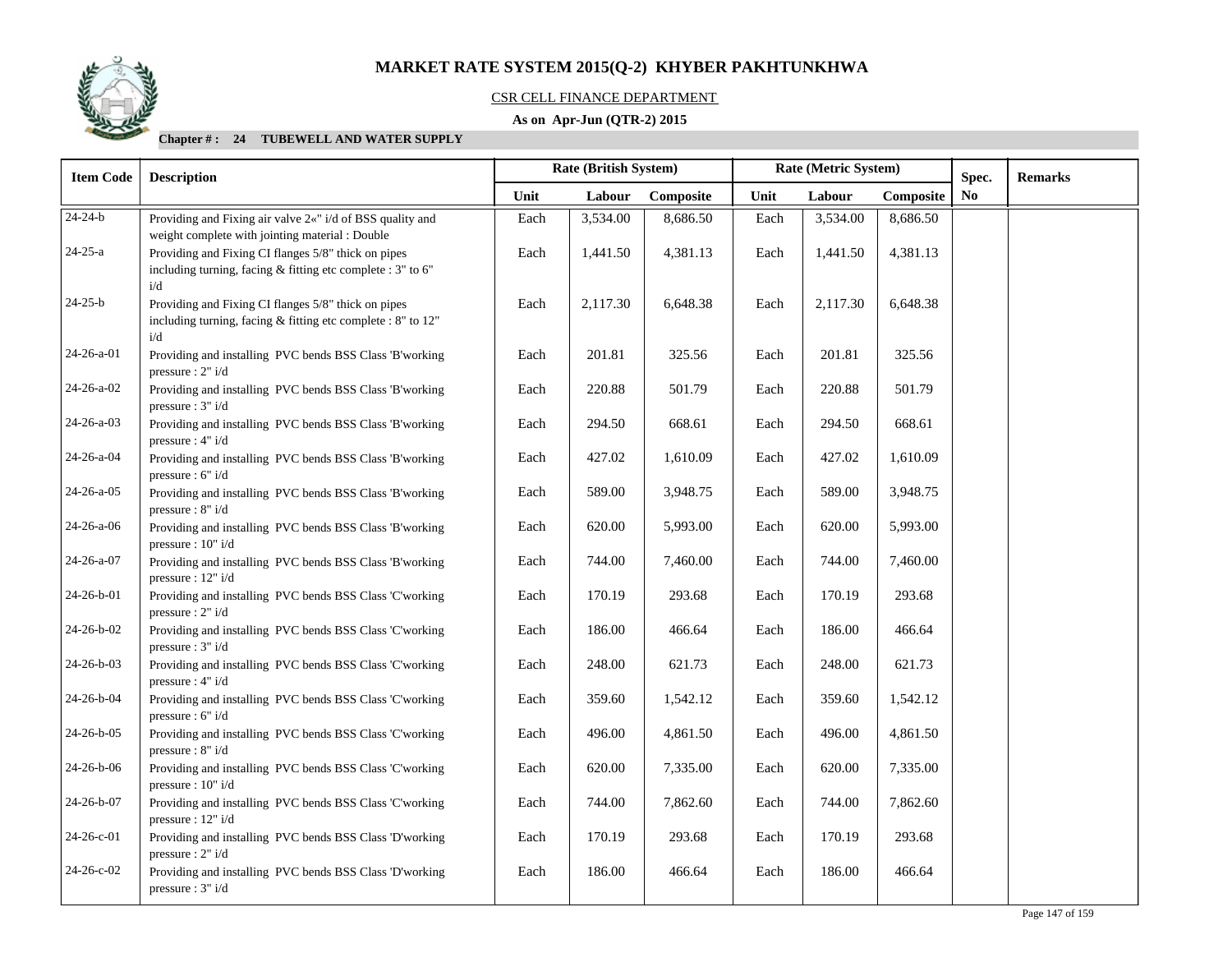# MARKET RATE SYSTEM 2015(Q-2) KHYBER PAKHTUNKHWA

CSR CELL FINANCE DEPARTMENT

**As on Apr-Jun (QTR-2) 2015**

**Chapter # : 24 TUBEWELL AND WATER SUPPLY**

| Item Code | Description | Rate (British System) | | | Rate (Metric System) | | | Spec. No | Remarks |
|---|---|---|---|---|---|---|---|---|---|
| | | Unit | Labour | Composite | Unit | Labour | Composite | | |
| 24-24-b | Providing and Fixing air valve 2«" i/d of BSS quality and weight complete with jointing material : Double | Each | 3,534.00 | 8,686.50 | Each | 3,534.00 | 8,686.50 | | |
| 24-25-a | Providing and Fixing CI flanges 5/8" thick on pipes including turning, facing & fitting etc complete : 3" to 6" i/d | Each | 1,441.50 | 4,381.13 | Each | 1,441.50 | 4,381.13 | | |
| 24-25-b | Providing and Fixing CI flanges 5/8" thick on pipes including turning, facing & fitting etc complete : 8" to 12" i/d | Each | 2,117.30 | 6,648.38 | Each | 2,117.30 | 6,648.38 | | |
| 24-26-a-01 | Providing and installing PVC bends BSS Class 'B'working pressure : 2" i/d | Each | 201.81 | 325.56 | Each | 201.81 | 325.56 | | |
| 24-26-a-02 | Providing and installing PVC bends BSS Class 'B'working pressure : 3" i/d | Each | 220.88 | 501.79 | Each | 220.88 | 501.79 | | |
| 24-26-a-03 | Providing and installing PVC bends BSS Class 'B'working pressure : 4" i/d | Each | 294.50 | 668.61 | Each | 294.50 | 668.61 | | |
| 24-26-a-04 | Providing and installing PVC bends BSS Class 'B'working pressure : 6" i/d | Each | 427.02 | 1,610.09 | Each | 427.02 | 1,610.09 | | |
| 24-26-a-05 | Providing and installing PVC bends BSS Class 'B'working pressure : 8" i/d | Each | 589.00 | 3,948.75 | Each | 589.00 | 3,948.75 | | |
| 24-26-a-06 | Providing and installing PVC bends BSS Class 'B'working pressure : 10" i/d | Each | 620.00 | 5,993.00 | Each | 620.00 | 5,993.00 | | |
| 24-26-a-07 | Providing and installing PVC bends BSS Class 'B'working pressure : 12" i/d | Each | 744.00 | 7,460.00 | Each | 744.00 | 7,460.00 | | |
| 24-26-b-01 | Providing and installing PVC bends BSS Class 'C'working pressure : 2" i/d | Each | 170.19 | 293.68 | Each | 170.19 | 293.68 | | |
| 24-26-b-02 | Providing and installing PVC bends BSS Class 'C'working pressure : 3" i/d | Each | 186.00 | 466.64 | Each | 186.00 | 466.64 | | |
| 24-26-b-03 | Providing and installing PVC bends BSS Class 'C'working pressure : 4" i/d | Each | 248.00 | 621.73 | Each | 248.00 | 621.73 | | |
| 24-26-b-04 | Providing and installing PVC bends BSS Class 'C'working pressure : 6" i/d | Each | 359.60 | 1,542.12 | Each | 359.60 | 1,542.12 | | |
| 24-26-b-05 | Providing and installing PVC bends BSS Class 'C'working pressure : 8" i/d | Each | 496.00 | 4,861.50 | Each | 496.00 | 4,861.50 | | |
| 24-26-b-06 | Providing and installing PVC bends BSS Class 'C'working pressure : 10" i/d | Each | 620.00 | 7,335.00 | Each | 620.00 | 7,335.00 | | |
| 24-26-b-07 | Providing and installing PVC bends BSS Class 'C'working pressure : 12" i/d | Each | 744.00 | 7,862.60 | Each | 744.00 | 7,862.60 | | |
| 24-26-c-01 | Providing and installing PVC bends BSS Class 'D'working pressure : 2" i/d | Each | 170.19 | 293.68 | Each | 170.19 | 293.68 | | |
| 24-26-c-02 | Providing and installing PVC bends BSS Class 'D'working pressure : 3" i/d | Each | 186.00 | 466.64 | Each | 186.00 | 466.64 | | |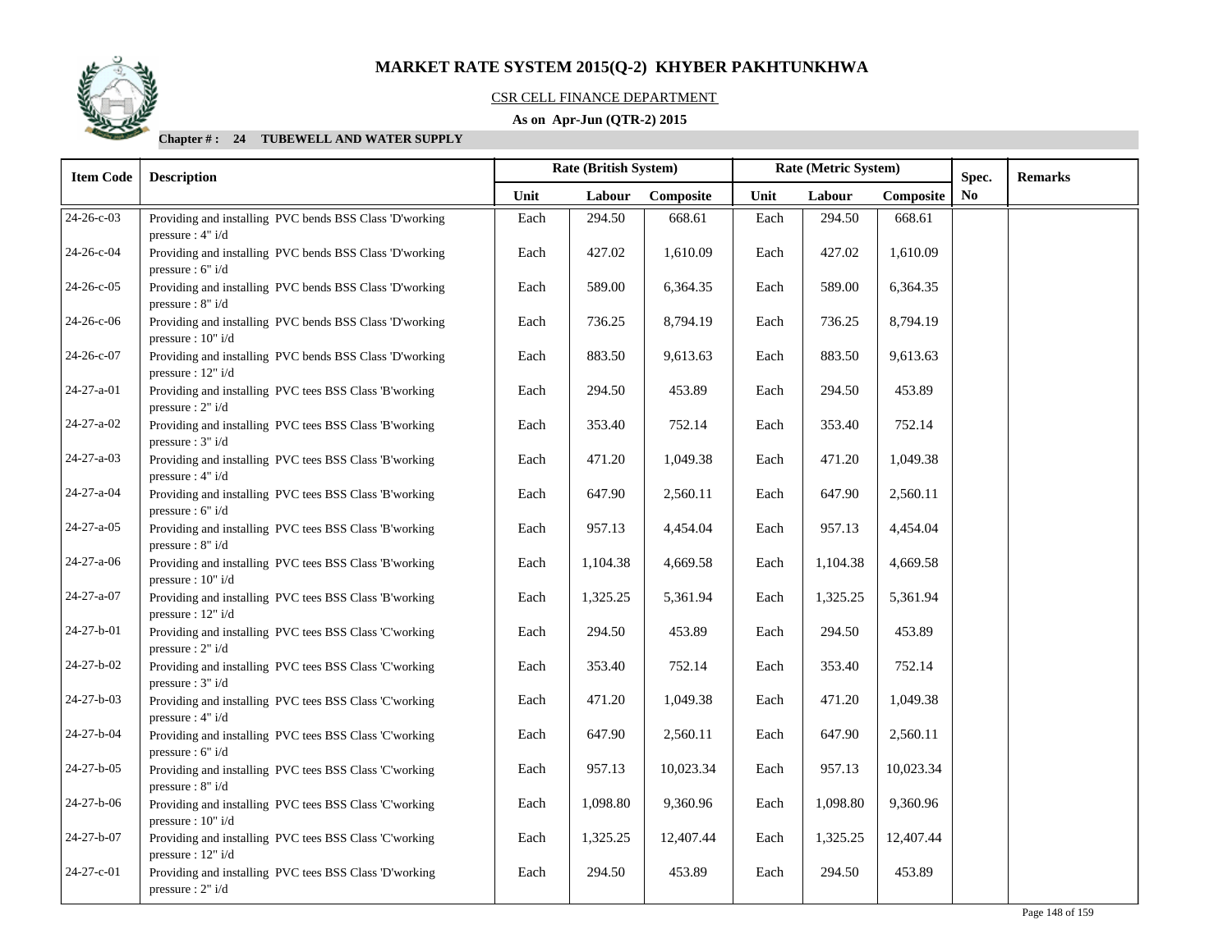# MARKET RATE SYSTEM 2015(Q-2) KHYBER PAKHTUNKHWA

CSR CELL FINANCE DEPARTMENT

**As on Apr-Jun (QTR-2) 2015**

**Chapter # : 24 TUBEWELL AND WATER SUPPLY**

| Item Code | Description | Rate (British System) | | | Rate (Metric System) | | | Spec. | Remarks |
|---|---|---|---|---|---|---|---|---|---|
| | | Unit | Labour | Composite | Unit | Labour | Composite | No | |
| 24-26-c-03 | Providing and installing PVC bends BSS Class 'D'working pressure : 4" i/d | Each | 294.50 | 668.61 | Each | 294.50 | 668.61 | | |
| 24-26-c-04 | Providing and installing PVC bends BSS Class 'D'working pressure : 6" i/d | Each | 427.02 | 1,610.09 | Each | 427.02 | 1,610.09 | | |
| 24-26-c-05 | Providing and installing PVC bends BSS Class 'D'working pressure : 8" i/d | Each | 589.00 | 6,364.35 | Each | 589.00 | 6,364.35 | | |
| 24-26-c-06 | Providing and installing PVC bends BSS Class 'D'working pressure : 10" i/d | Each | 736.25 | 8,794.19 | Each | 736.25 | 8,794.19 | | |
| 24-26-c-07 | Providing and installing PVC bends BSS Class 'D'working pressure : 12" i/d | Each | 883.50 | 9,613.63 | Each | 883.50 | 9,613.63 | | |
| 24-27-a-01 | Providing and installing PVC tees BSS Class 'B'working pressure : 2" i/d | Each | 294.50 | 453.89 | Each | 294.50 | 453.89 | | |
| 24-27-a-02 | Providing and installing PVC tees BSS Class 'B'working pressure : 3" i/d | Each | 353.40 | 752.14 | Each | 353.40 | 752.14 | | |
| 24-27-a-03 | Providing and installing PVC tees BSS Class 'B'working pressure : 4" i/d | Each | 471.20 | 1,049.38 | Each | 471.20 | 1,049.38 | | |
| 24-27-a-04 | Providing and installing PVC tees BSS Class 'B'working pressure : 6" i/d | Each | 647.90 | 2,560.11 | Each | 647.90 | 2,560.11 | | |
| 24-27-a-05 | Providing and installing PVC tees BSS Class 'B'working pressure : 8" i/d | Each | 957.13 | 4,454.04 | Each | 957.13 | 4,454.04 | | |
| 24-27-a-06 | Providing and installing PVC tees BSS Class 'B'working pressure : 10" i/d | Each | 1,104.38 | 4,669.58 | Each | 1,104.38 | 4,669.58 | | |
| 24-27-a-07 | Providing and installing PVC tees BSS Class 'B'working pressure : 12" i/d | Each | 1,325.25 | 5,361.94 | Each | 1,325.25 | 5,361.94 | | |
| 24-27-b-01 | Providing and installing PVC tees BSS Class 'C'working pressure : 2" i/d | Each | 294.50 | 453.89 | Each | 294.50 | 453.89 | | |
| 24-27-b-02 | Providing and installing PVC tees BSS Class 'C'working pressure : 3" i/d | Each | 353.40 | 752.14 | Each | 353.40 | 752.14 | | |
| 24-27-b-03 | Providing and installing PVC tees BSS Class 'C'working pressure : 4" i/d | Each | 471.20 | 1,049.38 | Each | 471.20 | 1,049.38 | | |
| 24-27-b-04 | Providing and installing PVC tees BSS Class 'C'working pressure : 6" i/d | Each | 647.90 | 2,560.11 | Each | 647.90 | 2,560.11 | | |
| 24-27-b-05 | Providing and installing PVC tees BSS Class 'C'working pressure : 8" i/d | Each | 957.13 | 10,023.34 | Each | 957.13 | 10,023.34 | | |
| 24-27-b-06 | Providing and installing PVC tees BSS Class 'C'working pressure : 10" i/d | Each | 1,098.80 | 9,360.96 | Each | 1,098.80 | 9,360.96 | | |
| 24-27-b-07 | Providing and installing PVC tees BSS Class 'C'working pressure : 12" i/d | Each | 1,325.25 | 12,407.44 | Each | 1,325.25 | 12,407.44 | | |
| 24-27-c-01 | Providing and installing PVC tees BSS Class 'D'working pressure : 2" i/d | Each | 294.50 | 453.89 | Each | 294.50 | 453.89 | | |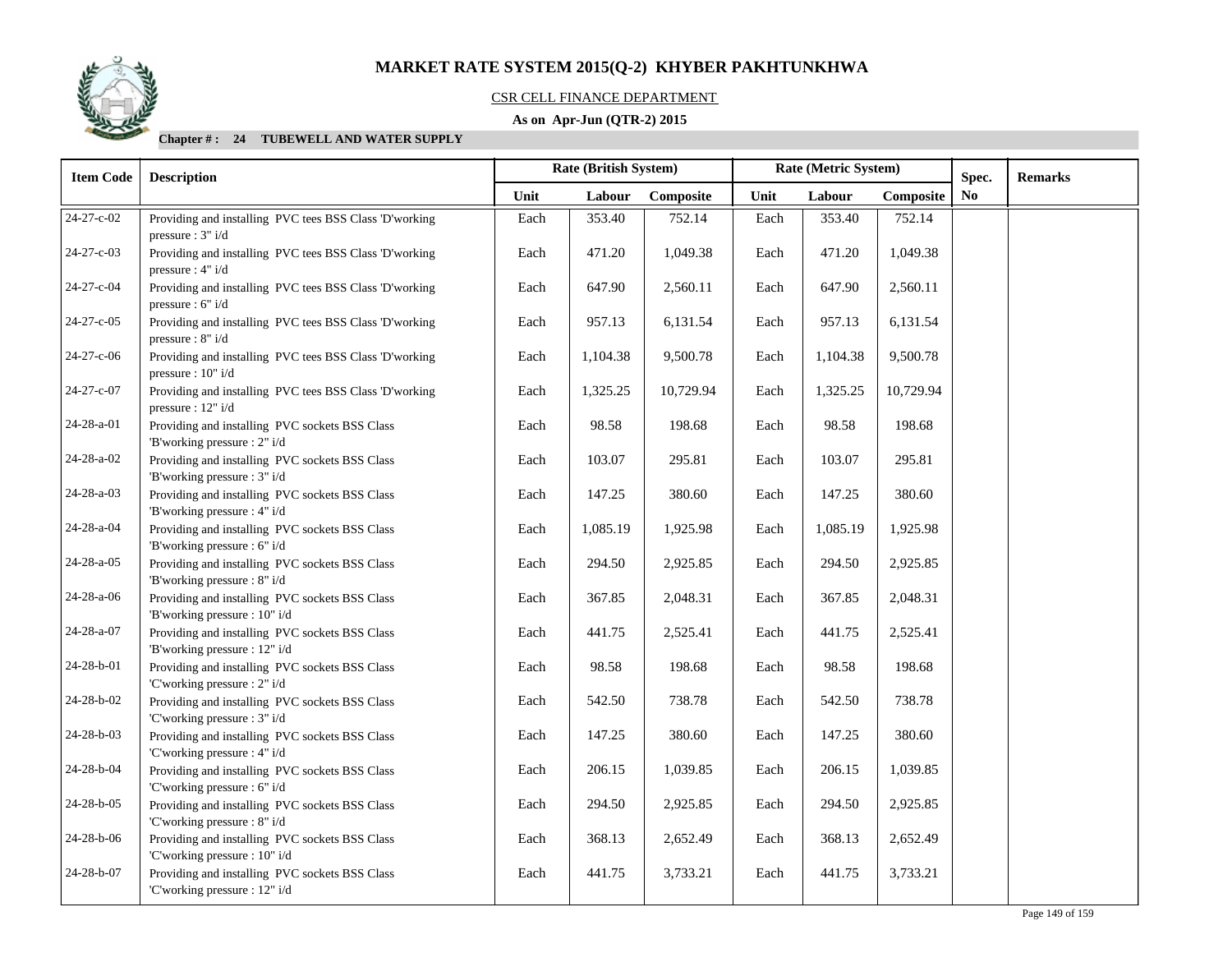# MARKET RATE SYSTEM 2015(Q-2) KHYBER PAKHTUNKHWA

CSR CELL FINANCE DEPARTMENT

**As on Apr-Jun (QTR-2) 2015**

**Chapter # : 24 TUBEWELL AND WATER SUPPLY**

| Item Code | Description | Rate (British System) | | | Rate (Metric System) | | | Spec. No | Remarks |
|---|---|---|---|---|---|---|---|---|---|
| | | Unit | Labour | Composite | Unit | Labour | Composite | | |
| 24-27-c-02 | Providing and installing PVC tees BSS Class 'D'working pressure : 3" i/d | Each | 353.40 | 752.14 | Each | 353.40 | 752.14 | | |
| 24-27-c-03 | Providing and installing PVC tees BSS Class 'D'working pressure : 4" i/d | Each | 471.20 | 1,049.38 | Each | 471.20 | 1,049.38 | | |
| 24-27-c-04 | Providing and installing PVC tees BSS Class 'D'working pressure : 6" i/d | Each | 647.90 | 2,560.11 | Each | 647.90 | 2,560.11 | | |
| 24-27-c-05 | Providing and installing PVC tees BSS Class 'D'working pressure : 8" i/d | Each | 957.13 | 6,131.54 | Each | 957.13 | 6,131.54 | | |
| 24-27-c-06 | Providing and installing PVC tees BSS Class 'D'working pressure : 10" i/d | Each | 1,104.38 | 9,500.78 | Each | 1,104.38 | 9,500.78 | | |
| 24-27-c-07 | Providing and installing PVC tees BSS Class 'D'working pressure : 12" i/d | Each | 1,325.25 | 10,729.94 | Each | 1,325.25 | 10,729.94 | | |
| 24-28-a-01 | Providing and installing PVC sockets BSS Class 'B'working pressure : 2" i/d | Each | 98.58 | 198.68 | Each | 98.58 | 198.68 | | |
| 24-28-a-02 | Providing and installing PVC sockets BSS Class 'B'working pressure : 3" i/d | Each | 103.07 | 295.81 | Each | 103.07 | 295.81 | | |
| 24-28-a-03 | Providing and installing PVC sockets BSS Class 'B'working pressure : 4" i/d | Each | 147.25 | 380.60 | Each | 147.25 | 380.60 | | |
| 24-28-a-04 | Providing and installing PVC sockets BSS Class 'B'working pressure : 6" i/d | Each | 1,085.19 | 1,925.98 | Each | 1,085.19 | 1,925.98 | | |
| 24-28-a-05 | Providing and installing PVC sockets BSS Class 'B'working pressure : 8" i/d | Each | 294.50 | 2,925.85 | Each | 294.50 | 2,925.85 | | |
| 24-28-a-06 | Providing and installing PVC sockets BSS Class 'B'working pressure : 10" i/d | Each | 367.85 | 2,048.31 | Each | 367.85 | 2,048.31 | | |
| 24-28-a-07 | Providing and installing PVC sockets BSS Class 'B'working pressure : 12" i/d | Each | 441.75 | 2,525.41 | Each | 441.75 | 2,525.41 | | |
| 24-28-b-01 | Providing and installing PVC sockets BSS Class 'C'working pressure : 2" i/d | Each | 98.58 | 198.68 | Each | 98.58 | 198.68 | | |
| 24-28-b-02 | Providing and installing PVC sockets BSS Class 'C'working pressure : 3" i/d | Each | 542.50 | 738.78 | Each | 542.50 | 738.78 | | |
| 24-28-b-03 | Providing and installing PVC sockets BSS Class 'C'working pressure : 4" i/d | Each | 147.25 | 380.60 | Each | 147.25 | 380.60 | | |
| 24-28-b-04 | Providing and installing PVC sockets BSS Class 'C'working pressure : 6" i/d | Each | 206.15 | 1,039.85 | Each | 206.15 | 1,039.85 | | |
| 24-28-b-05 | Providing and installing PVC sockets BSS Class 'C'working pressure : 8" i/d | Each | 294.50 | 2,925.85 | Each | 294.50 | 2,925.85 | | |
| 24-28-b-06 | Providing and installing PVC sockets BSS Class 'C'working pressure : 10" i/d | Each | 368.13 | 2,652.49 | Each | 368.13 | 2,652.49 | | |
| 24-28-b-07 | Providing and installing PVC sockets BSS Class 'C'working pressure : 12" i/d | Each | 441.75 | 3,733.21 | Each | 441.75 | 3,733.21 | | |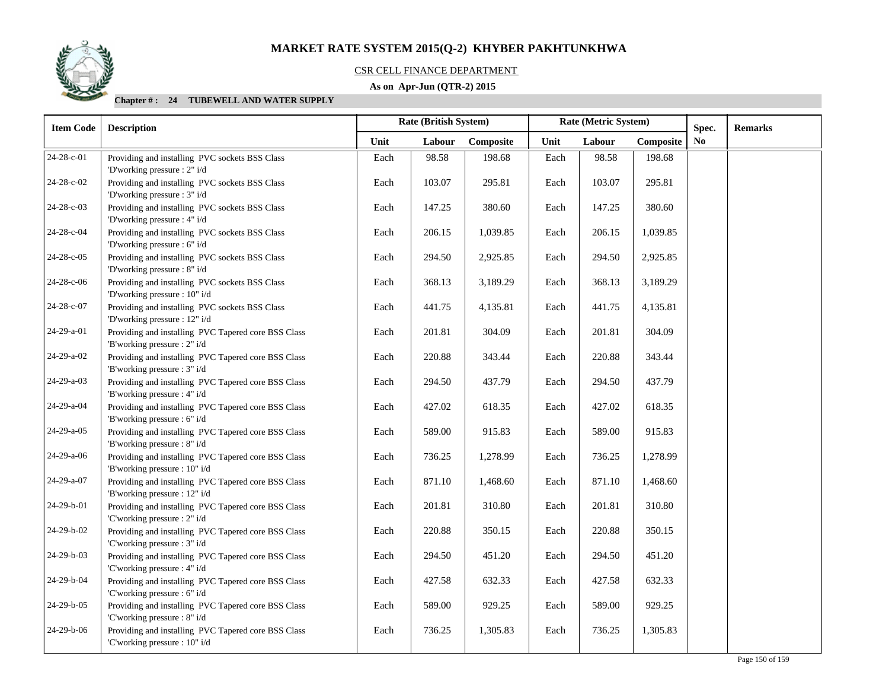# MARKET RATE SYSTEM 2015(Q-2) KHYBER PAKHTUNKHWA

CSR CELL FINANCE DEPARTMENT

**As on Apr-Jun (QTR-2) 2015**

**Chapter # : 24 TUBEWELL AND WATER SUPPLY**

| Item Code | Description | Rate (British System) | | | Rate (Metric System) | | | Spec. No | Remarks |
|---|---|---|---|---|---|---|---|---|---|
| | | Unit | Labour | Composite | Unit | Labour | Composite | | |
| 24-28-c-01 | Providing and installing PVC sockets BSS Class 'D'working pressure : 2" i/d | Each | 98.58 | 198.68 | Each | 98.58 | 198.68 | | |
| 24-28-c-02 | Providing and installing PVC sockets BSS Class 'D'working pressure : 3" i/d | Each | 103.07 | 295.81 | Each | 103.07 | 295.81 | | |
| 24-28-c-03 | Providing and installing PVC sockets BSS Class 'D'working pressure : 4" i/d | Each | 147.25 | 380.60 | Each | 147.25 | 380.60 | | |
| 24-28-c-04 | Providing and installing PVC sockets BSS Class 'D'working pressure : 6" i/d | Each | 206.15 | 1,039.85 | Each | 206.15 | 1,039.85 | | |
| 24-28-c-05 | Providing and installing PVC sockets BSS Class 'D'working pressure : 8" i/d | Each | 294.50 | 2,925.85 | Each | 294.50 | 2,925.85 | | |
| 24-28-c-06 | Providing and installing PVC sockets BSS Class 'D'working pressure : 10" i/d | Each | 368.13 | 3,189.29 | Each | 368.13 | 3,189.29 | | |
| 24-28-c-07 | Providing and installing PVC sockets BSS Class 'D'working pressure : 12" i/d | Each | 441.75 | 4,135.81 | Each | 441.75 | 4,135.81 | | |
| 24-29-a-01 | Providing and installing PVC Tapered core BSS Class 'B'working pressure : 2" i/d | Each | 201.81 | 304.09 | Each | 201.81 | 304.09 | | |
| 24-29-a-02 | Providing and installing PVC Tapered core BSS Class 'B'working pressure : 3" i/d | Each | 220.88 | 343.44 | Each | 220.88 | 343.44 | | |
| 24-29-a-03 | Providing and installing PVC Tapered core BSS Class 'B'working pressure : 4" i/d | Each | 294.50 | 437.79 | Each | 294.50 | 437.79 | | |
| 24-29-a-04 | Providing and installing PVC Tapered core BSS Class 'B'working pressure : 6" i/d | Each | 427.02 | 618.35 | Each | 427.02 | 618.35 | | |
| 24-29-a-05 | Providing and installing PVC Tapered core BSS Class 'B'working pressure : 8" i/d | Each | 589.00 | 915.83 | Each | 589.00 | 915.83 | | |
| 24-29-a-06 | Providing and installing PVC Tapered core BSS Class 'B'working pressure : 10" i/d | Each | 736.25 | 1,278.99 | Each | 736.25 | 1,278.99 | | |
| 24-29-a-07 | Providing and installing PVC Tapered core BSS Class 'B'working pressure : 12" i/d | Each | 871.10 | 1,468.60 | Each | 871.10 | 1,468.60 | | |
| 24-29-b-01 | Providing and installing PVC Tapered core BSS Class 'C'working pressure : 2" i/d | Each | 201.81 | 310.80 | Each | 201.81 | 310.80 | | |
| 24-29-b-02 | Providing and installing PVC Tapered core BSS Class 'C'working pressure : 3" i/d | Each | 220.88 | 350.15 | Each | 220.88 | 350.15 | | |
| 24-29-b-03 | Providing and installing PVC Tapered core BSS Class 'C'working pressure : 4" i/d | Each | 294.50 | 451.20 | Each | 294.50 | 451.20 | | |
| 24-29-b-04 | Providing and installing PVC Tapered core BSS Class 'C'working pressure : 6" i/d | Each | 427.58 | 632.33 | Each | 427.58 | 632.33 | | |
| 24-29-b-05 | Providing and installing PVC Tapered core BSS Class 'C'working pressure : 8" i/d | Each | 589.00 | 929.25 | Each | 589.00 | 929.25 | | |
| 24-29-b-06 | Providing and installing PVC Tapered core BSS Class 'C'working pressure : 10" i/d | Each | 736.25 | 1,305.83 | Each | 736.25 | 1,305.83 | | |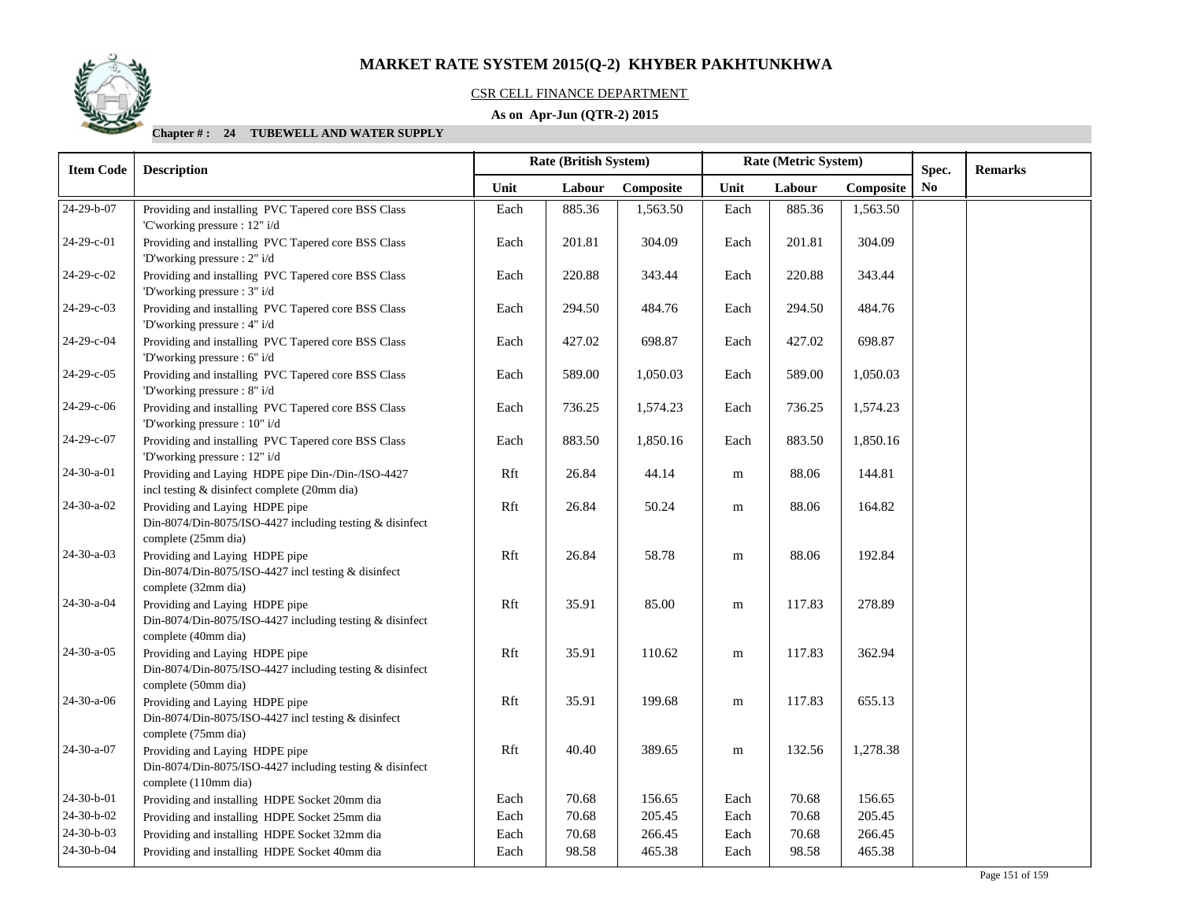# MARKET RATE SYSTEM 2015(Q-2) KHYBER PAKHTUNKHWA

CSR CELL FINANCE DEPARTMENT

**As on Apr-Jun (QTR-2) 2015**

**Chapter # : 24 TUBEWELL AND WATER SUPPLY**

| Item Code | Description | Rate (British System) | | | Rate (Metric System) | | | Spec. No | Remarks |
|---|---|---|---|---|---|---|---|---|---|
| | | Unit | Labour | Composite | Unit | Labour | Composite | | |
| 24-29-b-07 | Providing and installing PVC Tapered core BSS Class 'C'working pressure : 12" i/d | Each | 885.36 | 1,563.50 | Each | 885.36 | 1,563.50 | | |
| 24-29-c-01 | Providing and installing PVC Tapered core BSS Class 'D'working pressure : 2" i/d | Each | 201.81 | 304.09 | Each | 201.81 | 304.09 | | |
| 24-29-c-02 | Providing and installing PVC Tapered core BSS Class 'D'working pressure : 3" i/d | Each | 220.88 | 343.44 | Each | 220.88 | 343.44 | | |
| 24-29-c-03 | Providing and installing PVC Tapered core BSS Class 'D'working pressure : 4" i/d | Each | 294.50 | 484.76 | Each | 294.50 | 484.76 | | |
| 24-29-c-04 | Providing and installing PVC Tapered core BSS Class 'D'working pressure : 6" i/d | Each | 427.02 | 698.87 | Each | 427.02 | 698.87 | | |
| 24-29-c-05 | Providing and installing PVC Tapered core BSS Class 'D'working pressure : 8" i/d | Each | 589.00 | 1,050.03 | Each | 589.00 | 1,050.03 | | |
| 24-29-c-06 | Providing and installing PVC Tapered core BSS Class 'D'working pressure : 10" i/d | Each | 736.25 | 1,574.23 | Each | 736.25 | 1,574.23 | | |
| 24-29-c-07 | Providing and installing PVC Tapered core BSS Class 'D'working pressure : 12" i/d | Each | 883.50 | 1,850.16 | Each | 883.50 | 1,850.16 | | |
| 24-30-a-01 | Providing and Laying HDPE pipe Din-/Din-/ISO-4427 incl testing & disinfect complete (20mm dia) | Rft | 26.84 | 44.14 | m | 88.06 | 144.81 | | |
| 24-30-a-02 | Providing and Laying HDPE pipe Din-8074/Din-8075/ISO-4427 including testing & disinfect complete (25mm dia) | Rft | 26.84 | 50.24 | m | 88.06 | 164.82 | | |
| 24-30-a-03 | Providing and Laying HDPE pipe Din-8074/Din-8075/ISO-4427 incl testing & disinfect complete (32mm dia) | Rft | 26.84 | 58.78 | m | 88.06 | 192.84 | | |
| 24-30-a-04 | Providing and Laying HDPE pipe Din-8074/Din-8075/ISO-4427 including testing & disinfect complete (40mm dia) | Rft | 35.91 | 85.00 | m | 117.83 | 278.89 | | |
| 24-30-a-05 | Providing and Laying HDPE pipe Din-8074/Din-8075/ISO-4427 including testing & disinfect complete (50mm dia) | Rft | 35.91 | 110.62 | m | 117.83 | 362.94 | | |
| 24-30-a-06 | Providing and Laying HDPE pipe Din-8074/Din-8075/ISO-4427 incl testing & disinfect complete (75mm dia) | Rft | 35.91 | 199.68 | m | 117.83 | 655.13 | | |
| 24-30-a-07 | Providing and Laying HDPE pipe Din-8074/Din-8075/ISO-4427 including testing & disinfect complete (110mm dia) | Rft | 40.40 | 389.65 | m | 132.56 | 1,278.38 | | |
| 24-30-b-01 | Providing and installing HDPE Socket 20mm dia | Each | 70.68 | 156.65 | Each | 70.68 | 156.65 | | |
| 24-30-b-02 | Providing and installing HDPE Socket 25mm dia | Each | 70.68 | 205.45 | Each | 70.68 | 205.45 | | |
| 24-30-b-03 | Providing and installing HDPE Socket 32mm dia | Each | 70.68 | 266.45 | Each | 70.68 | 266.45 | | |
| 24-30-b-04 | Providing and installing HDPE Socket 40mm dia | Each | 98.58 | 465.38 | Each | 98.58 | 465.38 | | |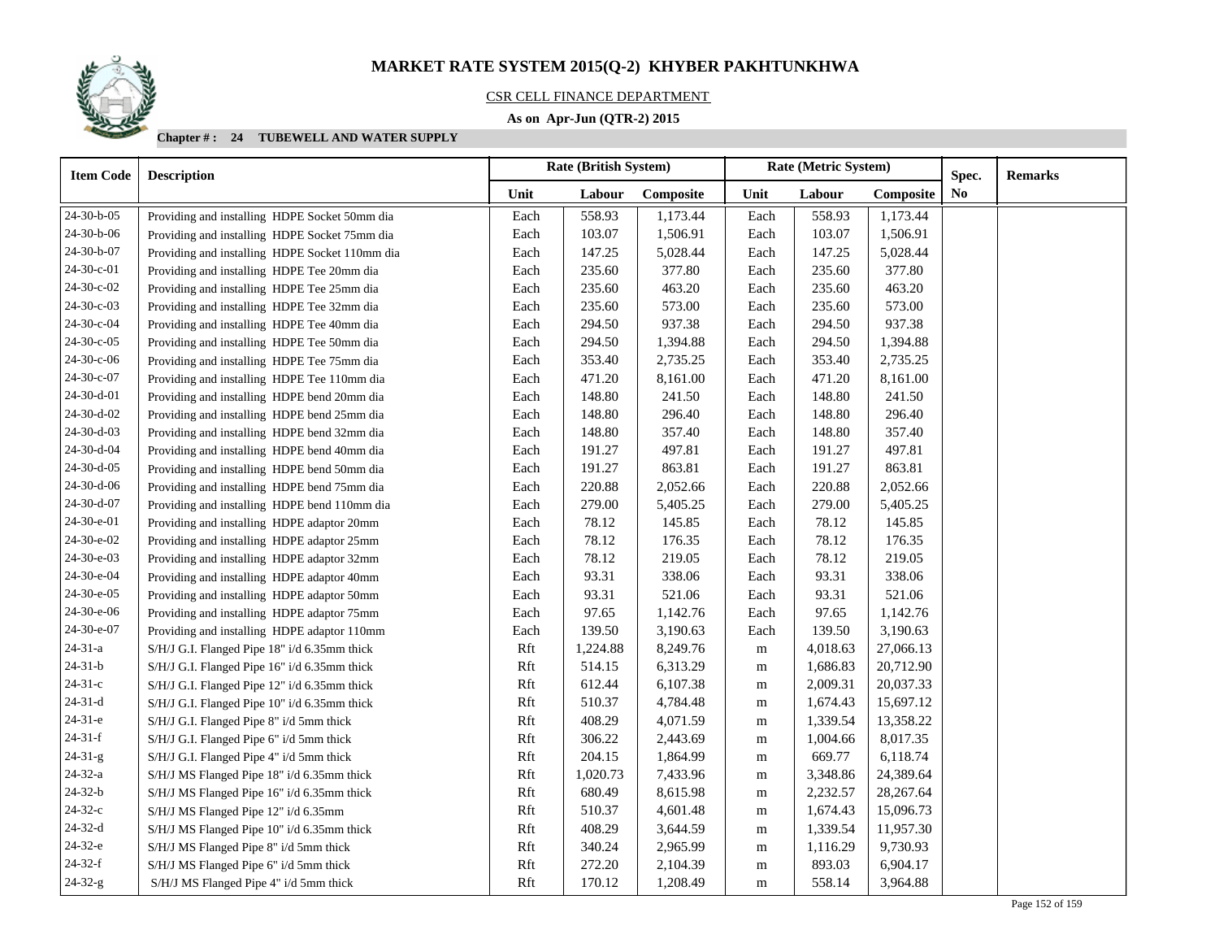# MARKET RATE SYSTEM 2015(Q-2) KHYBER PAKHTUNKHWA

CSR CELL FINANCE DEPARTMENT

**As on Apr-Jun (QTR-2) 2015**

**Chapter # : 24 TUBEWELL AND WATER SUPPLY**

| Item Code | Description | Rate (British System) | | | Rate (Metric System) | | | Spec. | Remarks |
|---|---|---|---|---|---|---|---|---|---|
| | | Unit | Labour | Composite | Unit | Labour | Composite | No | |
| 24-30-b-05 | Providing and installing HDPE Socket 50mm dia | Each | 558.93 | 1,173.44 | Each | 558.93 | 1,173.44 | | |
| 24-30-b-06 | Providing and installing HDPE Socket 75mm dia | Each | 103.07 | 1,506.91 | Each | 103.07 | 1,506.91 | | |
| 24-30-b-07 | Providing and installing HDPE Socket 110mm dia | Each | 147.25 | 5,028.44 | Each | 147.25 | 5,028.44 | | |
| 24-30-c-01 | Providing and installing HDPE Tee 20mm dia | Each | 235.60 | 377.80 | Each | 235.60 | 377.80 | | |
| 24-30-c-02 | Providing and installing HDPE Tee 25mm dia | Each | 235.60 | 463.20 | Each | 235.60 | 463.20 | | |
| 24-30-c-03 | Providing and installing HDPE Tee 32mm dia | Each | 235.60 | 573.00 | Each | 235.60 | 573.00 | | |
| 24-30-c-04 | Providing and installing HDPE Tee 40mm dia | Each | 294.50 | 937.38 | Each | 294.50 | 937.38 | | |
| 24-30-c-05 | Providing and installing HDPE Tee 50mm dia | Each | 294.50 | 1,394.88 | Each | 294.50 | 1,394.88 | | |
| 24-30-c-06 | Providing and installing HDPE Tee 75mm dia | Each | 353.40 | 2,735.25 | Each | 353.40 | 2,735.25 | | |
| 24-30-c-07 | Providing and installing HDPE Tee 110mm dia | Each | 471.20 | 8,161.00 | Each | 471.20 | 8,161.00 | | |
| 24-30-d-01 | Providing and installing HDPE bend 20mm dia | Each | 148.80 | 241.50 | Each | 148.80 | 241.50 | | |
| 24-30-d-02 | Providing and installing HDPE bend 25mm dia | Each | 148.80 | 296.40 | Each | 148.80 | 296.40 | | |
| 24-30-d-03 | Providing and installing HDPE bend 32mm dia | Each | 148.80 | 357.40 | Each | 148.80 | 357.40 | | |
| 24-30-d-04 | Providing and installing HDPE bend 40mm dia | Each | 191.27 | 497.81 | Each | 191.27 | 497.81 | | |
| 24-30-d-05 | Providing and installing HDPE bend 50mm dia | Each | 191.27 | 863.81 | Each | 191.27 | 863.81 | | |
| 24-30-d-06 | Providing and installing HDPE bend 75mm dia | Each | 220.88 | 2,052.66 | Each | 220.88 | 2,052.66 | | |
| 24-30-d-07 | Providing and installing HDPE bend 110mm dia | Each | 279.00 | 5,405.25 | Each | 279.00 | 5,405.25 | | |
| 24-30-e-01 | Providing and installing HDPE adaptor 20mm | Each | 78.12 | 145.85 | Each | 78.12 | 145.85 | | |
| 24-30-e-02 | Providing and installing HDPE adaptor 25mm | Each | 78.12 | 176.35 | Each | 78.12 | 176.35 | | |
| 24-30-e-03 | Providing and installing HDPE adaptor 32mm | Each | 78.12 | 219.05 | Each | 78.12 | 219.05 | | |
| 24-30-e-04 | Providing and installing HDPE adaptor 40mm | Each | 93.31 | 338.06 | Each | 93.31 | 338.06 | | |
| 24-30-e-05 | Providing and installing HDPE adaptor 50mm | Each | 93.31 | 521.06 | Each | 93.31 | 521.06 | | |
| 24-30-e-06 | Providing and installing HDPE adaptor 75mm | Each | 97.65 | 1,142.76 | Each | 97.65 | 1,142.76 | | |
| 24-30-e-07 | Providing and installing HDPE adaptor 110mm | Each | 139.50 | 3,190.63 | Each | 139.50 | 3,190.63 | | |
| 24-31-a | S/H/J G.I. Flanged Pipe 18" i/d 6.35mm thick | Rft | 1,224.88 | 8,249.76 | m | 4,018.63 | 27,066.13 | | |
| 24-31-b | S/H/J G.I. Flanged Pipe 16" i/d 6.35mm thick | Rft | 514.15 | 6,313.29 | m | 1,686.83 | 20,712.90 | | |
| 24-31-c | S/H/J G.I. Flanged Pipe 12" i/d 6.35mm thick | Rft | 612.44 | 6,107.38 | m | 2,009.31 | 20,037.33 | | |
| 24-31-d | S/H/J G.I. Flanged Pipe 10" i/d 6.35mm thick | Rft | 510.37 | 4,784.48 | m | 1,674.43 | 15,697.12 | | |
| 24-31-e | S/H/J G.I. Flanged Pipe 8" i/d 5mm thick | Rft | 408.29 | 4,071.59 | m | 1,339.54 | 13,358.22 | | |
| 24-31-f | S/H/J G.I. Flanged Pipe 6" i/d 5mm thick | Rft | 306.22 | 2,443.69 | m | 1,004.66 | 8,017.35 | | |
| 24-31-g | S/H/J G.I. Flanged Pipe 4" i/d 5mm thick | Rft | 204.15 | 1,864.99 | m | 669.77 | 6,118.74 | | |
| 24-32-a | S/H/J MS Flanged Pipe 18" i/d 6.35mm thick | Rft | 1,020.73 | 7,433.96 | m | 3,348.86 | 24,389.64 | | |
| 24-32-b | S/H/J MS Flanged Pipe 16" i/d 6.35mm thick | Rft | 680.49 | 8,615.98 | m | 2,232.57 | 28,267.64 | | |
| 24-32-c | S/H/J MS Flanged Pipe 12" i/d 6.35mm | Rft | 510.37 | 4,601.48 | m | 1,674.43 | 15,096.73 | | |
| 24-32-d | S/H/J MS Flanged Pipe 10" i/d 6.35mm thick | Rft | 408.29 | 3,644.59 | m | 1,339.54 | 11,957.30 | | |
| 24-32-e | S/H/J MS Flanged Pipe 8" i/d 5mm thick | Rft | 340.24 | 2,965.99 | m | 1,116.29 | 9,730.93 | | |
| 24-32-f | S/H/J MS Flanged Pipe 6" i/d 5mm thick | Rft | 272.20 | 2,104.39 | m | 893.03 | 6,904.17 | | |
| 24-32-g | S/H/J MS Flanged Pipe 4" i/d 5mm thick | Rft | 170.12 | 1,208.49 | m | 558.14 | 3,964.88 | | |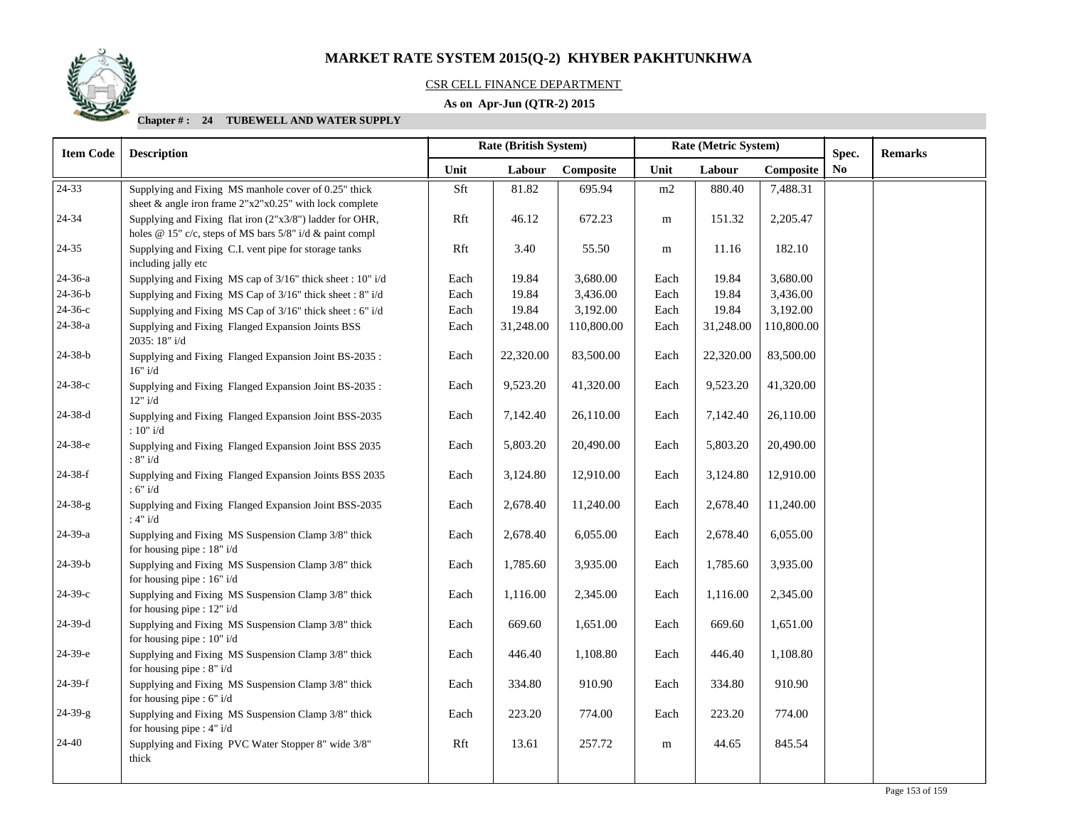# MARKET RATE SYSTEM 2015(Q-2) KHYBER PAKHTUNKHWA

CSR CELL FINANCE DEPARTMENT

**As on Apr-Jun (QTR-2) 2015**

**Chapter # : 24 TUBEWELL AND WATER SUPPLY**

| Item Code | Description | Rate (British System) | | | Rate (Metric System) | | | Spec. No | Remarks |
|---|---|---|---|---|---|---|---|---|---|
| | | Unit | Labour | Composite | Unit | Labour | Composite | | |
| 24-33 | Supplying and Fixing MS manhole cover of 0.25" thick sheet & angle iron frame 2"x2"x0.25" with lock complete | Sft | 81.82 | 695.94 | m2 | 880.40 | 7,488.31 | | |
| 24-34 | Supplying and Fixing flat iron (2"x3/8") ladder for OHR, holes @ 15" c/c, steps of MS bars 5/8" i/d & paint compl | Rft | 46.12 | 672.23 | m | 151.32 | 2,205.47 | | |
| 24-35 | Supplying and Fixing C.I. vent pipe for storage tanks including jally etc | Rft | 3.40 | 55.50 | m | 11.16 | 182.10 | | |
| 24-36-a | Supplying and Fixing MS cap of 3/16" thick sheet : 10" i/d | Each | 19.84 | 3,680.00 | Each | 19.84 | 3,680.00 | | |
| 24-36-b | Supplying and Fixing MS Cap of 3/16" thick sheet : 8" i/d | Each | 19.84 | 3,436.00 | Each | 19.84 | 3,436.00 | | |
| 24-36-c | Supplying and Fixing MS Cap of 3/16" thick sheet : 6" i/d | Each | 19.84 | 3,192.00 | Each | 19.84 | 3,192.00 | | |
| 24-38-a | Supplying and Fixing Flanged Expansion Joints BSS 2035: 18" i/d | Each | 31,248.00 | 110,800.00 | Each | 31,248.00 | 110,800.00 | | |
| 24-38-b | Supplying and Fixing Flanged Expansion Joint BS-2035 : 16" i/d | Each | 22,320.00 | 83,500.00 | Each | 22,320.00 | 83,500.00 | | |
| 24-38-c | Supplying and Fixing Flanged Expansion Joint BS-2035 : 12" i/d | Each | 9,523.20 | 41,320.00 | Each | 9,523.20 | 41,320.00 | | |
| 24-38-d | Supplying and Fixing Flanged Expansion Joint BSS-2035 : 10" i/d | Each | 7,142.40 | 26,110.00 | Each | 7,142.40 | 26,110.00 | | |
| 24-38-e | Supplying and Fixing Flanged Expansion Joint BSS 2035 : 8" i/d | Each | 5,803.20 | 20,490.00 | Each | 5,803.20 | 20,490.00 | | |
| 24-38-f | Supplying and Fixing Flanged Expansion Joints BSS 2035 : 6" i/d | Each | 3,124.80 | 12,910.00 | Each | 3,124.80 | 12,910.00 | | |
| 24-38-g | Supplying and Fixing Flanged Expansion Joint BSS-2035 : 4" i/d | Each | 2,678.40 | 11,240.00 | Each | 2,678.40 | 11,240.00 | | |
| 24-39-a | Supplying and Fixing MS Suspension Clamp 3/8" thick for housing pipe : 18" i/d | Each | 2,678.40 | 6,055.00 | Each | 2,678.40 | 6,055.00 | | |
| 24-39-b | Supplying and Fixing MS Suspension Clamp 3/8" thick for housing pipe : 16" i/d | Each | 1,785.60 | 3,935.00 | Each | 1,785.60 | 3,935.00 | | |
| 24-39-c | Supplying and Fixing MS Suspension Clamp 3/8" thick for housing pipe : 12" i/d | Each | 1,116.00 | 2,345.00 | Each | 1,116.00 | 2,345.00 | | |
| 24-39-d | Supplying and Fixing MS Suspension Clamp 3/8" thick for housing pipe : 10" i/d | Each | 669.60 | 1,651.00 | Each | 669.60 | 1,651.00 | | |
| 24-39-e | Supplying and Fixing MS Suspension Clamp 3/8" thick for housing pipe : 8" i/d | Each | 446.40 | 1,108.80 | Each | 446.40 | 1,108.80 | | |
| 24-39-f | Supplying and Fixing MS Suspension Clamp 3/8" thick for housing pipe : 6" i/d | Each | 334.80 | 910.90 | Each | 334.80 | 910.90 | | |
| 24-39-g | Supplying and Fixing MS Suspension Clamp 3/8" thick for housing pipe : 4" i/d | Each | 223.20 | 774.00 | Each | 223.20 | 774.00 | | |
| 24-40 | Supplying and Fixing PVC Water Stopper 8" wide 3/8" thick | Rft | 13.61 | 257.72 | m | 44.65 | 845.54 | | |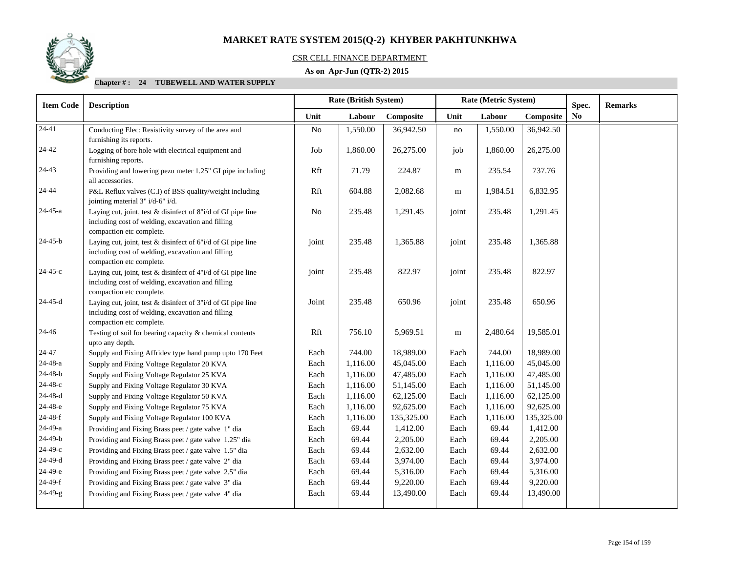# MARKET RATE SYSTEM 2015(Q-2) KHYBER PAKHTUNKHWA

CSR CELL FINANCE DEPARTMENT

**As on Apr-Jun (QTR-2) 2015**

**Chapter # : 24 TUBEWELL AND WATER SUPPLY**

| Item Code | Description | Rate (British System) | | | Rate (Metric System) | | | Spec. No | Remarks |
|---|---|---|---|---|---|---|---|---|---|
| | | Unit | Labour | Composite | Unit | Labour | Composite | | |
| 24-41 | Conducting Elec: Resistivity survey of the area and furnishing its reports. | No | 1,550.00 | 36,942.50 | no | 1,550.00 | 36,942.50 | | |
| 24-42 | Logging of bore hole with electrical equipment and furnishing reports. | Job | 1,860.00 | 26,275.00 | job | 1,860.00 | 26,275.00 | | |
| 24-43 | Providing and lowering pezu meter 1.25" GI pipe including all accessories. | Rft | 71.79 | 224.87 | m | 235.54 | 737.76 | | |
| 24-44 | P&L Reflux valves (C.I) of BSS quality/weight including jointing material 3" i/d-6" i/d. | Rft | 604.88 | 2,082.68 | m | 1,984.51 | 6,832.95 | | |
| 24-45-a | Laying cut, joint, test & disinfect of 8"i/d of GI pipe line including cost of welding, excavation and filling compaction etc complete. | No | 235.48 | 1,291.45 | joint | 235.48 | 1,291.45 | | |
| 24-45-b | Laying cut, joint, test & disinfect of 6"i/d of GI pipe line including cost of welding, excavation and filling compaction etc complete. | joint | 235.48 | 1,365.88 | joint | 235.48 | 1,365.88 | | |
| 24-45-c | Laying cut, joint, test & disinfect of 4"i/d of GI pipe line including cost of welding, excavation and filling compaction etc complete. | joint | 235.48 | 822.97 | joint | 235.48 | 822.97 | | |
| 24-45-d | Laying cut, joint, test & disinfect of 3"i/d of GI pipe line including cost of welding, excavation and filling compaction etc complete. | Joint | 235.48 | 650.96 | joint | 235.48 | 650.96 | | |
| 24-46 | Testing of soil for bearing capacity & chemical contents upto any depth. | Rft | 756.10 | 5,969.51 | m | 2,480.64 | 19,585.01 | | |
| 24-47 | Supply and Fixing Affridev type hand pump upto 170 Feet | Each | 744.00 | 18,989.00 | Each | 744.00 | 18,989.00 | | |
| 24-48-a | Supply and Fixing Voltage Regulator 20 KVA | Each | 1,116.00 | 45,045.00 | Each | 1,116.00 | 45,045.00 | | |
| 24-48-b | Supply and Fixing Voltage Regulator 25 KVA | Each | 1,116.00 | 47,485.00 | Each | 1,116.00 | 47,485.00 | | |
| 24-48-c | Supply and Fixing Voltage Regulator 30 KVA | Each | 1,116.00 | 51,145.00 | Each | 1,116.00 | 51,145.00 | | |
| 24-48-d | Supply and Fixing Voltage Regulator 50 KVA | Each | 1,116.00 | 62,125.00 | Each | 1,116.00 | 62,125.00 | | |
| 24-48-e | Supply and Fixing Voltage Regulator 75 KVA | Each | 1,116.00 | 92,625.00 | Each | 1,116.00 | 92,625.00 | | |
| 24-48-f | Supply and Fixing Voltage Regulator 100 KVA | Each | 1,116.00 | 135,325.00 | Each | 1,116.00 | 135,325.00 | | |
| 24-49-a | Providing and Fixing Brass peet / gate valve 1" dia | Each | 69.44 | 1,412.00 | Each | 69.44 | 1,412.00 | | |
| 24-49-b | Providing and Fixing Brass peet / gate valve 1.25" dia | Each | 69.44 | 2,205.00 | Each | 69.44 | 2,205.00 | | |
| 24-49-c | Providing and Fixing Brass peet / gate valve 1.5" dia | Each | 69.44 | 2,632.00 | Each | 69.44 | 2,632.00 | | |
| 24-49-d | Providing and Fixing Brass peet / gate valve 2" dia | Each | 69.44 | 3,974.00 | Each | 69.44 | 3,974.00 | | |
| 24-49-e | Providing and Fixing Brass peet / gate valve 2.5" dia | Each | 69.44 | 5,316.00 | Each | 69.44 | 5,316.00 | | |
| 24-49-f | Providing and Fixing Brass peet / gate valve 3" dia | Each | 69.44 | 9,220.00 | Each | 69.44 | 9,220.00 | | |
| 24-49-g | Providing and Fixing Brass peet / gate valve 4" dia | Each | 69.44 | 13,490.00 | Each | 69.44 | 13,490.00 | | |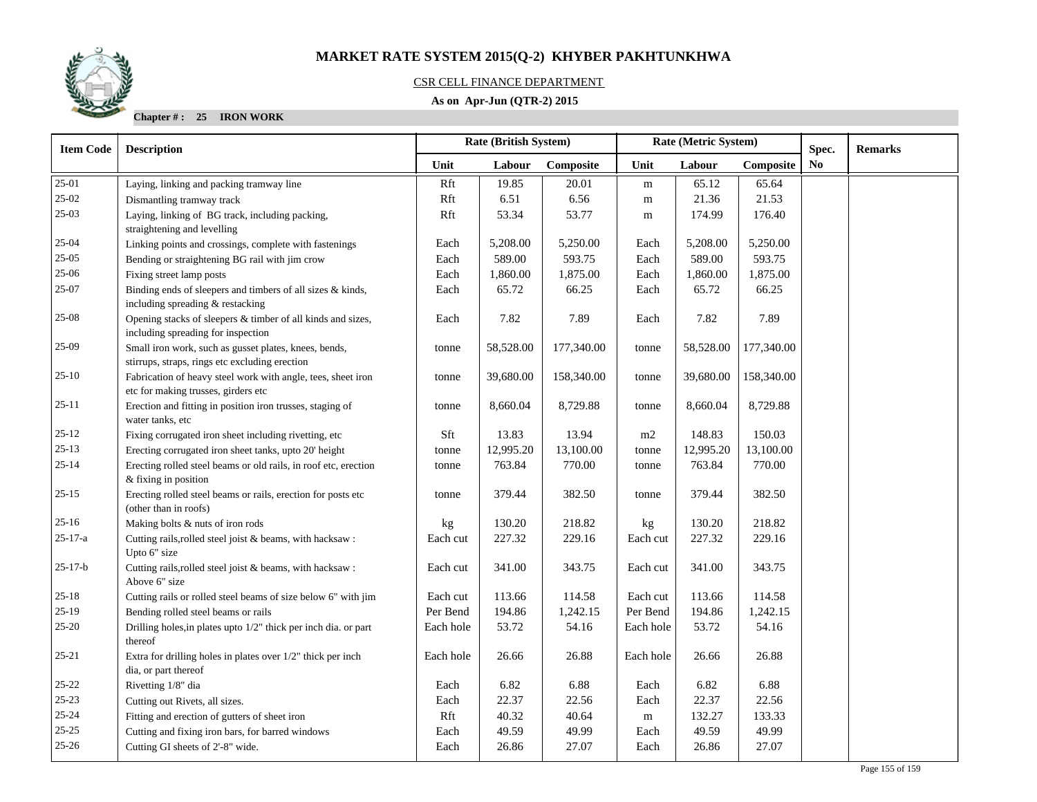# MARKET RATE SYSTEM 2015(Q-2) KHYBER PAKHTUNKHWA

CSR CELL FINANCE DEPARTMENT

**As on Apr-Jun (QTR-2) 2015**

**Chapter # : 25 IRON WORK**

| Item Code | Description | Rate (British System) | | | Rate (Metric System) | | | Spec. No | Remarks |
|---|---|---|---|---|---|---|---|---|---|
| | | Unit | Labour | Composite | Unit | Labour | Composite | | |
| 25-01 | Laying, linking and packing tramway line | Rft | 19.85 | 20.01 | m | 65.12 | 65.64 | | |
| 25-02 | Dismantling tramway track | Rft | 6.51 | 6.56 | m | 21.36 | 21.53 | | |
| 25-03 | Laying, linking of BG track, including packing, straightening and levelling | Rft | 53.34 | 53.77 | m | 174.99 | 176.40 | | |
| 25-04 | Linking points and crossings, complete with fastenings | Each | 5,208.00 | 5,250.00 | Each | 5,208.00 | 5,250.00 | | |
| 25-05 | Bending or straightening BG rail with jim crow | Each | 589.00 | 593.75 | Each | 589.00 | 593.75 | | |
| 25-06 | Fixing street lamp posts | Each | 1,860.00 | 1,875.00 | Each | 1,860.00 | 1,875.00 | | |
| 25-07 | Binding ends of sleepers and timbers of all sizes & kinds, including spreading & restacking | Each | 65.72 | 66.25 | Each | 65.72 | 66.25 | | |
| 25-08 | Opening stacks of sleepers & timber of all kinds and sizes, including spreading for inspection | Each | 7.82 | 7.89 | Each | 7.82 | 7.89 | | |
| 25-09 | Small iron work, such as gusset plates, knees, bends, stirrups, straps, rings etc excluding erection | tonne | 58,528.00 | 177,340.00 | tonne | 58,528.00 | 177,340.00 | | |
| 25-10 | Fabrication of heavy steel work with angle, tees, sheet iron etc for making trusses, girders etc | tonne | 39,680.00 | 158,340.00 | tonne | 39,680.00 | 158,340.00 | | |
| 25-11 | Erection and fitting in position iron trusses, staging of water tanks, etc | tonne | 8,660.04 | 8,729.88 | tonne | 8,660.04 | 8,729.88 | | |
| 25-12 | Fixing corrugated iron sheet including rivetting, etc | Sft | 13.83 | 13.94 | m2 | 148.83 | 150.03 | | |
| 25-13 | Erecting corrugated iron sheet tanks, upto 20' height | tonne | 12,995.20 | 13,100.00 | tonne | 12,995.20 | 13,100.00 | | |
| 25-14 | Erecting rolled steel beams or old rails, in roof etc, erection & fixing in position | tonne | 763.84 | 770.00 | tonne | 763.84 | 770.00 | | |
| 25-15 | Erecting rolled steel beams or rails, erection for posts etc (other than in roofs) | tonne | 379.44 | 382.50 | tonne | 379.44 | 382.50 | | |
| 25-16 | Making bolts & nuts of iron rods | kg | 130.20 | 218.82 | kg | 130.20 | 218.82 | | |
| 25-17-a | Cutting rails,rolled steel joist & beams, with hacksaw : Upto 6" size | Each cut | 227.32 | 229.16 | Each cut | 227.32 | 229.16 | | |
| 25-17-b | Cutting rails,rolled steel joist & beams, with hacksaw : Above 6" size | Each cut | 341.00 | 343.75 | Each cut | 341.00 | 343.75 | | |
| 25-18 | Cutting rails or rolled steel beams of size below 6" with jim | Each cut | 113.66 | 114.58 | Each cut | 113.66 | 114.58 | | |
| 25-19 | Bending rolled steel beams or rails | Per Bend | 194.86 | 1,242.15 | Per Bend | 194.86 | 1,242.15 | | |
| 25-20 | Drilling holes,in plates upto 1/2" thick per inch dia. or part thereof | Each hole | 53.72 | 54.16 | Each hole | 53.72 | 54.16 | | |
| 25-21 | Extra for drilling holes in plates over 1/2" thick per inch dia, or part thereof | Each hole | 26.66 | 26.88 | Each hole | 26.66 | 26.88 | | |
| 25-22 | Rivetting 1/8" dia | Each | 6.82 | 6.88 | Each | 6.82 | 6.88 | | |
| 25-23 | Cutting out Rivets, all sizes. | Each | 22.37 | 22.56 | Each | 22.37 | 22.56 | | |
| 25-24 | Fitting and erection of gutters of sheet iron | Rft | 40.32 | 40.64 | m | 132.27 | 133.33 | | |
| 25-25 | Cutting and fixing iron bars, for barred windows | Each | 49.59 | 49.99 | Each | 49.59 | 49.99 | | |
| 25-26 | Cutting GI sheets of 2'-8" wide. | Each | 26.86 | 27.07 | Each | 26.86 | 27.07 | | |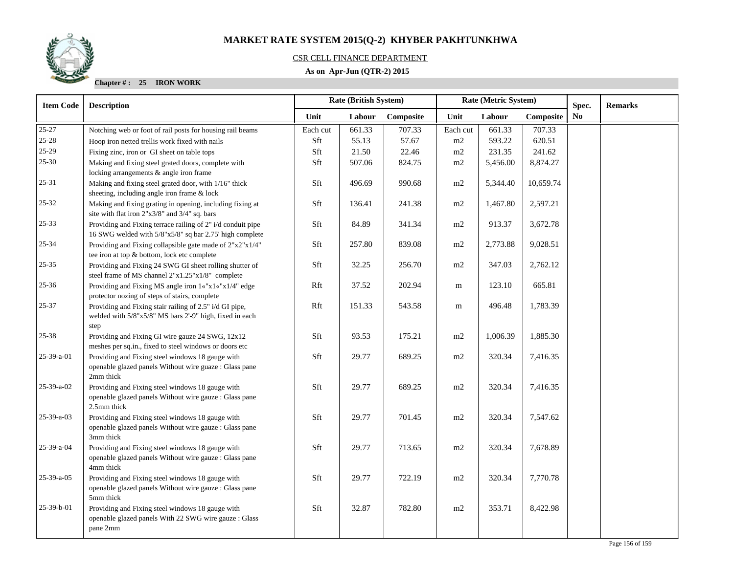# MARKET RATE SYSTEM 2015(Q-2) KHYBER PAKHTUNKHWA

CSR CELL FINANCE DEPARTMENT

**As on Apr-Jun (QTR-2) 2015**

**Chapter # : 25 IRON WORK**

| Item Code | Description | Rate (British System) | | | Rate (Metric System) | | | Spec. No | Remarks |
|---|---|---|---|---|---|---|---|---|---|
| | | Unit | Labour | Composite | Unit | Labour | Composite | | |
| 25-27 | Notching web or foot of rail posts for housing rail beams | Each cut | 661.33 | 707.33 | Each cut | 661.33 | 707.33 | | |
| 25-28 | Hoop iron netted trellis work fixed with nails | Sft | 55.13 | 57.67 | m2 | 593.22 | 620.51 | | |
| 25-29 | Fixing zinc, iron or GI sheet on table tops | Sft | 21.50 | 22.46 | m2 | 231.35 | 241.62 | | |
| 25-30 | Making and fixing steel grated doors, complete with locking arrangements & angle iron frame | Sft | 507.06 | 824.75 | m2 | 5,456.00 | 8,874.27 | | |
| 25-31 | Making and fixing steel grated door, with 1/16" thick sheeting, including angle iron frame & lock | Sft | 496.69 | 990.68 | m2 | 5,344.40 | 10,659.74 | | |
| 25-32 | Making and fixing grating in opening, including fixing at site with flat iron 2"x3/8" and 3/4" sq. bars | Sft | 136.41 | 241.38 | m2 | 1,467.80 | 2,597.21 | | |
| 25-33 | Providing and Fixing terrace railing of 2" i/d conduit pipe 16 SWG welded with 5/8"x5/8" sq bar 2.75' high complete | Sft | 84.89 | 341.34 | m2 | 913.37 | 3,672.78 | | |
| 25-34 | Providing and Fixing collapsible gate made of 2"x2"x1/4" tee iron at top & bottom, lock etc complete | Sft | 257.80 | 839.08 | m2 | 2,773.88 | 9,028.51 | | |
| 25-35 | Providing and Fixing 24 SWG GI sheet rolling shutter of steel frame of MS channel 2"x1.25"x1/8" complete | Sft | 32.25 | 256.70 | m2 | 347.03 | 2,762.12 | | |
| 25-36 | Providing and Fixing MS angle iron 1«"x1«"x1/4" edge protector nozing of steps of stairs, complete | Rft | 37.52 | 202.94 | m | 123.10 | 665.81 | | |
| 25-37 | Providing and Fixing stair railing of 2.5" i/d GI pipe, welded with 5/8"x5/8" MS bars 2'-9" high, fixed in each step | Rft | 151.33 | 543.58 | m | 496.48 | 1,783.39 | | |
| 25-38 | Providing and Fixing GI wire gauze 24 SWG, 12x12 meshes per sq.in., fixed to steel windows or doors etc | Sft | 93.53 | 175.21 | m2 | 1,006.39 | 1,885.30 | | |
| 25-39-a-01 | Providing and Fixing steel windows 18 gauge with openable glazed panels Without wire guaze : Glass pane 2mm thick | Sft | 29.77 | 689.25 | m2 | 320.34 | 7,416.35 | | |
| 25-39-a-02 | Providing and Fixing steel windows 18 gauge with openable glazed panels Without wire gauze : Glass pane 2.5mm thick | Sft | 29.77 | 689.25 | m2 | 320.34 | 7,416.35 | | |
| 25-39-a-03 | Providing and Fixing steel windows 18 gauge with openable glazed panels Without wire gauze : Glass pane 3mm thick | Sft | 29.77 | 701.45 | m2 | 320.34 | 7,547.62 | | |
| 25-39-a-04 | Providing and Fixing steel windows 18 gauge with openable glazed panels Without wire gauze : Glass pane 4mm thick | Sft | 29.77 | 713.65 | m2 | 320.34 | 7,678.89 | | |
| 25-39-a-05 | Providing and Fixing steel windows 18 gauge with openable glazed panels Without wire gauze : Glass pane 5mm thick | Sft | 29.77 | 722.19 | m2 | 320.34 | 7,770.78 | | |
| 25-39-b-01 | Providing and Fixing steel windows 18 gauge with openable glazed panels With 22 SWG wire gauze : Glass pane 2mm | Sft | 32.87 | 782.80 | m2 | 353.71 | 8,422.98 | | |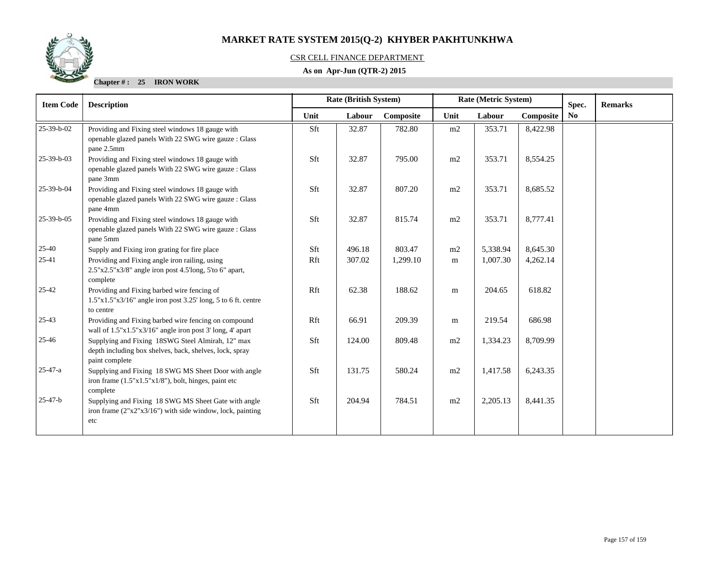# MARKET RATE SYSTEM 2015(Q-2) KHYBER PAKHTUNKHWA

CSR CELL FINANCE DEPARTMENT

**As on Apr-Jun (QTR-2) 2015**

**Chapter # : 25 IRON WORK**

| Item Code | Description | Rate (British System) | | | Rate (Metric System) | | | Spec. No | Remarks |
|---|---|---|---|---|---|---|---|---|---|
| | | Unit | Labour | Composite | Unit | Labour | Composite | | |
| 25-39-b-02 | Providing and Fixing steel windows 18 gauge with openable glazed panels With 22 SWG wire gauze : Glass pane 2.5mm | Sft | 32.87 | 782.80 | m2 | 353.71 | 8,422.98 | | |
| 25-39-b-03 | Providing and Fixing steel windows 18 gauge with openable glazed panels With 22 SWG wire gauze : Glass pane 3mm | Sft | 32.87 | 795.00 | m2 | 353.71 | 8,554.25 | | |
| 25-39-b-04 | Providing and Fixing steel windows 18 gauge with openable glazed panels With 22 SWG wire gauze : Glass pane 4mm | Sft | 32.87 | 807.20 | m2 | 353.71 | 8,685.52 | | |
| 25-39-b-05 | Providing and Fixing steel windows 18 gauge with openable glazed panels With 22 SWG wire gauze : Glass pane 5mm | Sft | 32.87 | 815.74 | m2 | 353.71 | 8,777.41 | | |
| 25-40 | Supply and Fixing iron grating for fire place | Sft | 496.18 | 803.47 | m2 | 5,338.94 | 8,645.30 | | |
| 25-41 | Providing and Fixing angle iron railing, using 2.5"x2.5"x3/8" angle iron post 4.5'long, 5'to 6" apart, complete | Rft | 307.02 | 1,299.10 | m | 1,007.30 | 4,262.14 | | |
| 25-42 | Providing and Fixing barbed wire fencing of 1.5"x1.5"x3/16" angle iron post 3.25' long, 5 to 6 ft. centre to centre | Rft | 62.38 | 188.62 | m | 204.65 | 618.82 | | |
| 25-43 | Providing and Fixing barbed wire fencing on compound wall of 1.5"x1.5"x3/16" angle iron post 3' long, 4' apart | Rft | 66.91 | 209.39 | m | 219.54 | 686.98 | | |
| 25-46 | Supplying and Fixing 18SWG Steel Almirah, 12" max depth including box shelves, back, shelves, lock, spray paint complete | Sft | 124.00 | 809.48 | m2 | 1,334.23 | 8,709.99 | | |
| 25-47-a | Supplying and Fixing 18 SWG MS Sheet Door with angle iron frame (1.5"x1.5"x1/8"), bolt, hinges, paint etc complete | Sft | 131.75 | 580.24 | m2 | 1,417.58 | 6,243.35 | | |
| 25-47-b | Supplying and Fixing 18 SWG MS Sheet Gate with angle iron frame (2"x2"x3/16") with side window, lock, painting etc | Sft | 204.94 | 784.51 | m2 | 2,205.13 | 8,441.35 | | |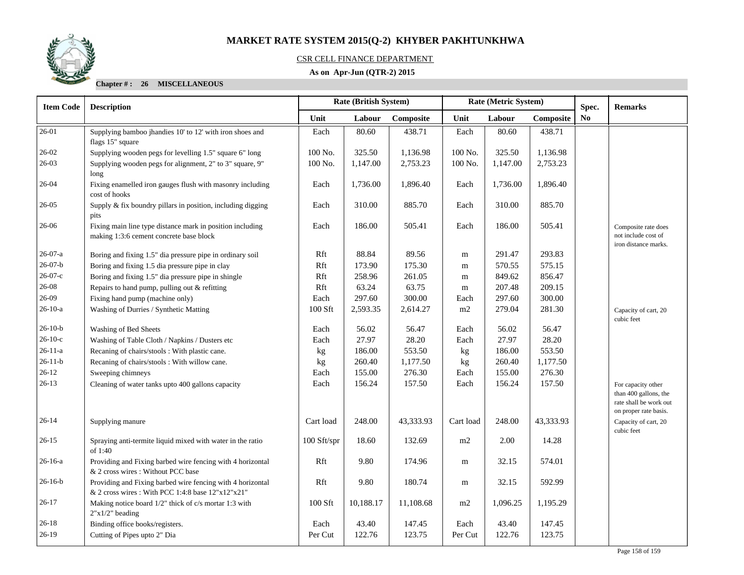# MARKET RATE SYSTEM 2015(Q-2) KHYBER PAKHTUNKHWA

CSR CELL FINANCE DEPARTMENT

**As on Apr-Jun (QTR-2) 2015**

**Chapter # : 26 MISCELLANEOUS**

| Item Code | Description | Rate (British System) | | | Rate (Metric System) | | | Spec. No | Remarks |
|---|---|---|---|---|---|---|---|---|---|
| | | Unit | Labour | Composite | Unit | Labour | Composite | | |
| 26-01 | Supplying bamboo jhandies 10' to 12' with iron shoes and flags 15" square | Each | 80.60 | 438.71 | Each | 80.60 | 438.71 | | |
| 26-02 | Supplying wooden pegs for levelling 1.5" square 6" long | 100 No. | 325.50 | 1,136.98 | 100 No. | 325.50 | 1,136.98 | | |
| 26-03 | Supplying wooden pegs for alignment, 2" to 3" square, 9" long | 100 No. | 1,147.00 | 2,753.23 | 100 No. | 1,147.00 | 2,753.23 | | |
| 26-04 | Fixing enamelled iron gauges flush with masonry including cost of hooks | Each | 1,736.00 | 1,896.40 | Each | 1,736.00 | 1,896.40 | | |
| 26-05 | Supply & fix boundry pillars in position, including digging pits | Each | 310.00 | 885.70 | Each | 310.00 | 885.70 | | |
| 26-06 | Fixing main line type distance mark in position including making 1:3:6 cement concrete base block | Each | 186.00 | 505.41 | Each | 186.00 | 505.41 | | Composite rate does not include cost of iron distance marks. |
| 26-07-a | Boring and fixing 1.5" dia pressure pipe in ordinary soil | Rft | 88.84 | 89.56 | m | 291.47 | 293.83 | | |
| 26-07-b | Boring and fixing 1.5 dia pressure pipe in clay | Rft | 173.90 | 175.30 | m | 570.55 | 575.15 | | |
| 26-07-c | Boring and fixing 1.5" dia pressure pipe in shingle | Rft | 258.96 | 261.05 | m | 849.62 | 856.47 | | |
| 26-08 | Repairs to hand pump, pulling out & refitting | Rft | 63.24 | 63.75 | m | 207.48 | 209.15 | | |
| 26-09 | Fixing hand pump (machine only) | Each | 297.60 | 300.00 | Each | 297.60 | 300.00 | | |
| 26-10-a | Washing of Durries / Synthetic Matting | 100 Sft | 2,593.35 | 2,614.27 | m2 | 279.04 | 281.30 | | Capacity of cart, 20 cubic feet |
| 26-10-b | Washing of Bed Sheets | Each | 56.02 | 56.47 | Each | 56.02 | 56.47 | | |
| 26-10-c | Washing of Table Cloth / Napkins / Dusters etc | Each | 27.97 | 28.20 | Each | 27.97 | 28.20 | | |
| 26-11-a | Recaning of chairs/stools : With plastic cane. | kg | 186.00 | 553.50 | kg | 186.00 | 553.50 | | |
| 26-11-b | Recaning of chairs/stools : With willow cane. | kg | 260.40 | 1,177.50 | kg | 260.40 | 1,177.50 | | |
| 26-12 | Sweeping chimneys | Each | 155.00 | 276.30 | Each | 155.00 | 276.30 | | |
| 26-13 | Cleaning of water tanks upto 400 gallons capacity | Each | 156.24 | 157.50 | Each | 156.24 | 157.50 | | For capacity other than 400 gallons, the rate shall be work out on proper rate basis. |
| 26-14 | Supplying manure | Cart load | 248.00 | 43,333.93 | Cart load | 248.00 | 43,333.93 | | Capacity of cart, 20 cubic feet |
| 26-15 | Spraying anti-termite liquid mixed with water in the ratio of 1:40 | 100 Sft/spr | 18.60 | 132.69 | m2 | 2.00 | 14.28 | | |
| 26-16-a | Providing and Fixing barbed wire fencing with 4 horizontal & 2 cross wires : Without PCC base | Rft | 9.80 | 174.96 | m | 32.15 | 574.01 | | |
| 26-16-b | Providing and Fixing barbed wire fencing with 4 horizontal & 2 cross wires : With PCC 1:4:8 base 12"x12"x21" | Rft | 9.80 | 180.74 | m | 32.15 | 592.99 | | |
| 26-17 | Making notice board 1/2" thick of c/s mortar 1:3 with 2"x1/2" beading | 100 Sft | 10,188.17 | 11,108.68 | m2 | 1,096.25 | 1,195.29 | | |
| 26-18 | Binding office books/registers. | Each | 43.40 | 147.45 | Each | 43.40 | 147.45 | | |
| 26-19 | Cutting of Pipes upto 2" Dia | Per Cut | 122.76 | 123.75 | Per Cut | 122.76 | 123.75 | | |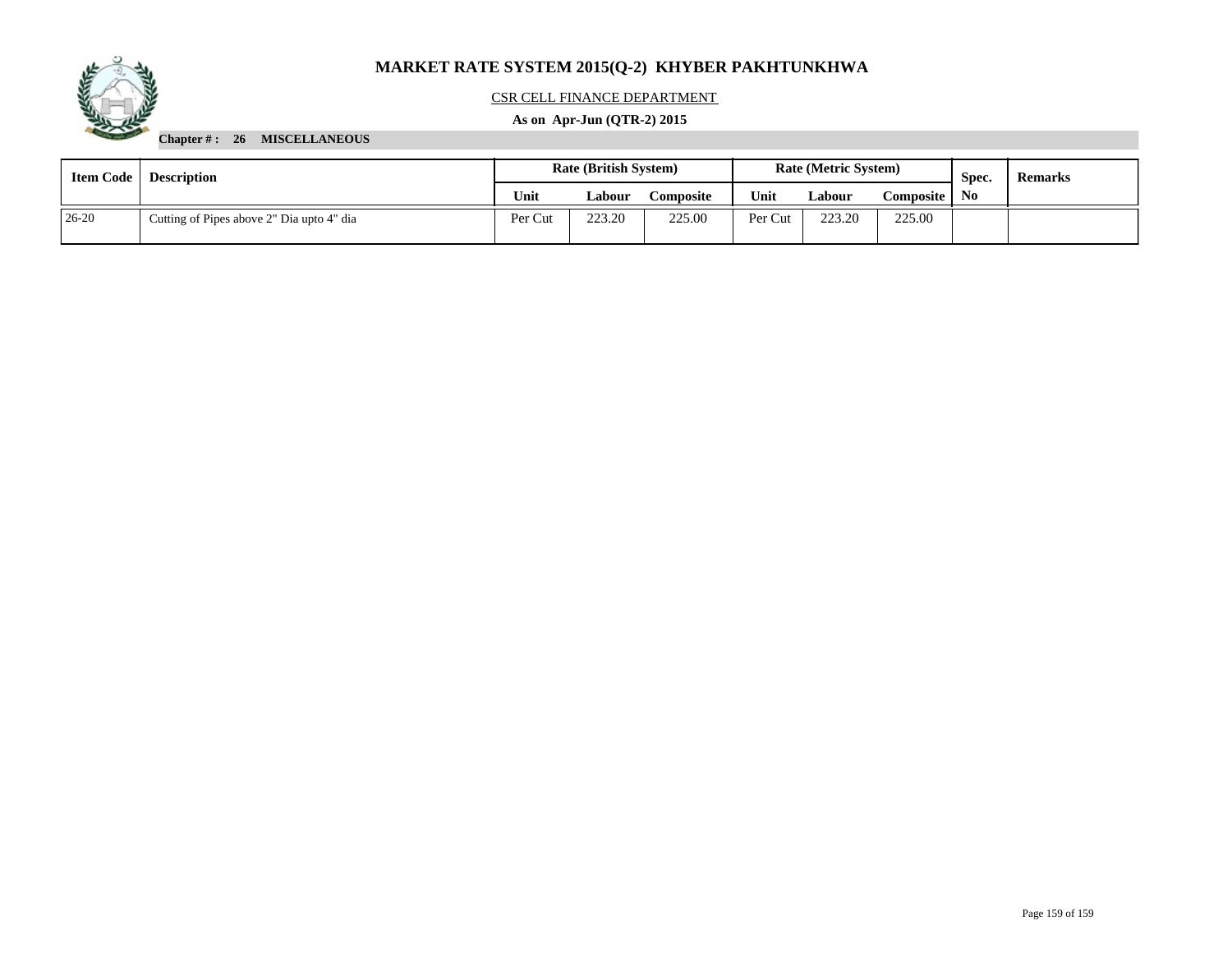# MARKET RATE SYSTEM 2015(Q-2) KHYBER PAKHTUNKHWA

CSR CELL FINANCE DEPARTMENT

**As on Apr-Jun (QTR-2) 2015**

**Chapter # : 26 MISCELLANEOUS**

| Item Code | Description | Rate (British System) | | | Rate (Metric System) | | | Spec. No | Remarks |
|---|---|---|---|---|---|---|---|---|---|
| | | Unit | Labour | Composite | Unit | Labour | Composite | | |
| 26-20 | Cutting of Pipes above 2" Dia upto 4" dia | Per Cut | 223.20 | 225.00 | Per Cut | 223.20 | 225.00 | | |